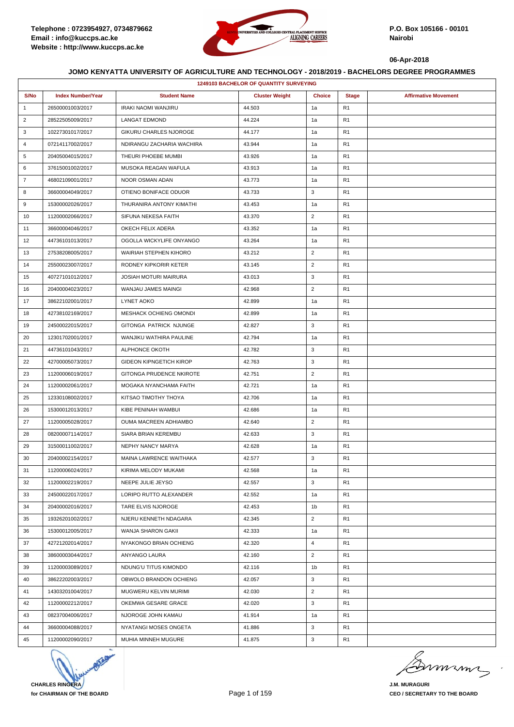Telephone : 0723954927, 0734879662
Email : info@kuccps.ac.ke
Website : http://www.kuccps.ac.ke

P.O. Box 105166 - 00101
Nairobi

06-Apr-2018

## JOMO KENYATTA UNIVERSITY OF AGRICULTURE AND TECHNOLOGY - 2018/2019 - BACHELORS DEGREE PROGRAMMES

| 1249103 BACHELOR OF QUANTITY SURVEYING | | | | | | |
|---|---|---|---|---|---|---|
| S/No | Index Number/Year | Student Name | Cluster Weight | Choice | Stage | Affirmative Movement |
| 1 | 26500001003/2017 | IRAKI NAOMI WANJIRU | 44.503 | 1a | R1 | |
| 2 | 28522505009/2017 | LANGAT EDMOND | 44.224 | 1a | R1 | |
| 3 | 10227301017/2017 | GIKURU CHARLES NJOROGE | 44.177 | 1a | R1 | |
| 4 | 07214117002/2017 | NDIRANGU ZACHARIA WACHIRA | 43.944 | 1a | R1 | |
| 5 | 20405004015/2017 | THEURI PHOEBE MUMBI | 43.926 | 1a | R1 | |
| 6 | 37615001002/2017 | MUSOKA REAGAN WAFULA | 43.913 | 1a | R1 | |
| 7 | 46802109001/2017 | NOOR OSMAN ADAN | 43.773 | 1a | R1 | |
| 8 | 36600004049/2017 | OTIENO BONIFACE ODUOR | 43.733 | 3 | R1 | |
| 9 | 15300002026/2017 | THURANIRA ANTONY KIMATHI | 43.453 | 1a | R1 | |
| 10 | 11200002066/2017 | SIFUNA NEKESA FAITH | 43.370 | 2 | R1 | |
| 11 | 36600004046/2017 | OKECH FELIX ADERA | 43.352 | 1a | R1 | |
| 12 | 44736101013/2017 | OGOLLA WICKYLIFE ONYANGO | 43.264 | 1a | R1 | |
| 13 | 27538208005/2017 | WAIRIAH STEPHEN KIHORO | 43.212 | 2 | R1 | |
| 14 | 25500023007/2017 | RODNEY KIPKORIR KETER | 43.145 | 2 | R1 | |
| 15 | 40727101012/2017 | JOSIAH MOTURI MAIRURA | 43.013 | 3 | R1 | |
| 16 | 20400004023/2017 | WANJAU JAMES MAINGI | 42.968 | 2 | R1 | |
| 17 | 38622102001/2017 | LYNET AOKO | 42.899 | 1a | R1 | |
| 18 | 42738102169/2017 | MESHACK OCHIENG OMONDI | 42.899 | 1a | R1 | |
| 19 | 24500022015/2017 | GITONGA PATRICK NJUNGE | 42.827 | 3 | R1 | |
| 20 | 12301702001/2017 | WANJIKU WATHIRA PAULINE | 42.794 | 1a | R1 | |
| 21 | 44736101043/2017 | ALPHONCE OKOTH | 42.782 | 3 | R1 | |
| 22 | 42700005073/2017 | GIDEON KIPNGETICH KIROP | 42.763 | 3 | R1 | |
| 23 | 11200006019/2017 | GITONGA PRUDENCE NKIROTE | 42.751 | 2 | R1 | |
| 24 | 11200002061/2017 | MOGAKA NYANCHAMA FAITH | 42.721 | 1a | R1 | |
| 25 | 12330108002/2017 | KITSAO TIMOTHY THOYA | 42.706 | 1a | R1 | |
| 26 | 15300012013/2017 | KIBE PENINAH WAMBUI | 42.686 | 1a | R1 | |
| 27 | 11200005028/2017 | OUMA MACREEN ADHIAMBO | 42.640 | 2 | R1 | |
| 28 | 08200007114/2017 | SIARA BRIAN KEREMBU | 42.633 | 3 | R1 | |
| 29 | 31500011002/2017 | NEPHY NANCY MARYA | 42.628 | 1a | R1 | |
| 30 | 20400002154/2017 | MAINA LAWRENCE WAITHAKA | 42.577 | 3 | R1 | |
| 31 | 11200006024/2017 | KIRIMA MELODY MUKAMI | 42.568 | 1a | R1 | |
| 32 | 11200002219/2017 | NEEPE JULIE JEYSO | 42.557 | 3 | R1 | |
| 33 | 24500022017/2017 | LORIPO RUTTO ALEXANDER | 42.552 | 1a | R1 | |
| 34 | 20400002016/2017 | TARE ELVIS NJOROGE | 42.453 | 1b | R1 | |
| 35 | 19326201002/2017 | NJERU KENNETH NDAGARA | 42.345 | 2 | R1 | |
| 36 | 15300012005/2017 | WANJA SHARON GAKII | 42.333 | 1a | R1 | |
| 37 | 42721202014/2017 | NYAKONGO BRIAN OCHIENG | 42.320 | 4 | R1 | |
| 38 | 38600003044/2017 | ANYANGO LAURA | 42.160 | 2 | R1 | |
| 39 | 11200003089/2017 | NDUNG'U TITUS KIMONDO | 42.116 | 1b | R1 | |
| 40 | 38622202003/2017 | OBWOLO BRANDON OCHIENG | 42.057 | 3 | R1 | |
| 41 | 14303201004/2017 | MUGWERU KELVIN MURIMI | 42.030 | 2 | R1 | |
| 42 | 11200002212/2017 | OKEMWA GESARE GRACE | 42.020 | 3 | R1 | |
| 43 | 08237004006/2017 | NJOROGE JOHN KAMAU | 41.914 | 1a | R1 | |
| 44 | 36600004088/2017 | NYATANGI MOSES ONGETA | 41.886 | 3 | R1 | |
| 45 | 11200002090/2017 | MUHIA MINNEH MUGURE | 41.875 | 3 | R1 | |

**CHARLES RINGERA**
**for CHAIRMAN OF THE BOARD**

**J.M. MURAGURI**
**CEO / SECRETARY TO THE BOARD**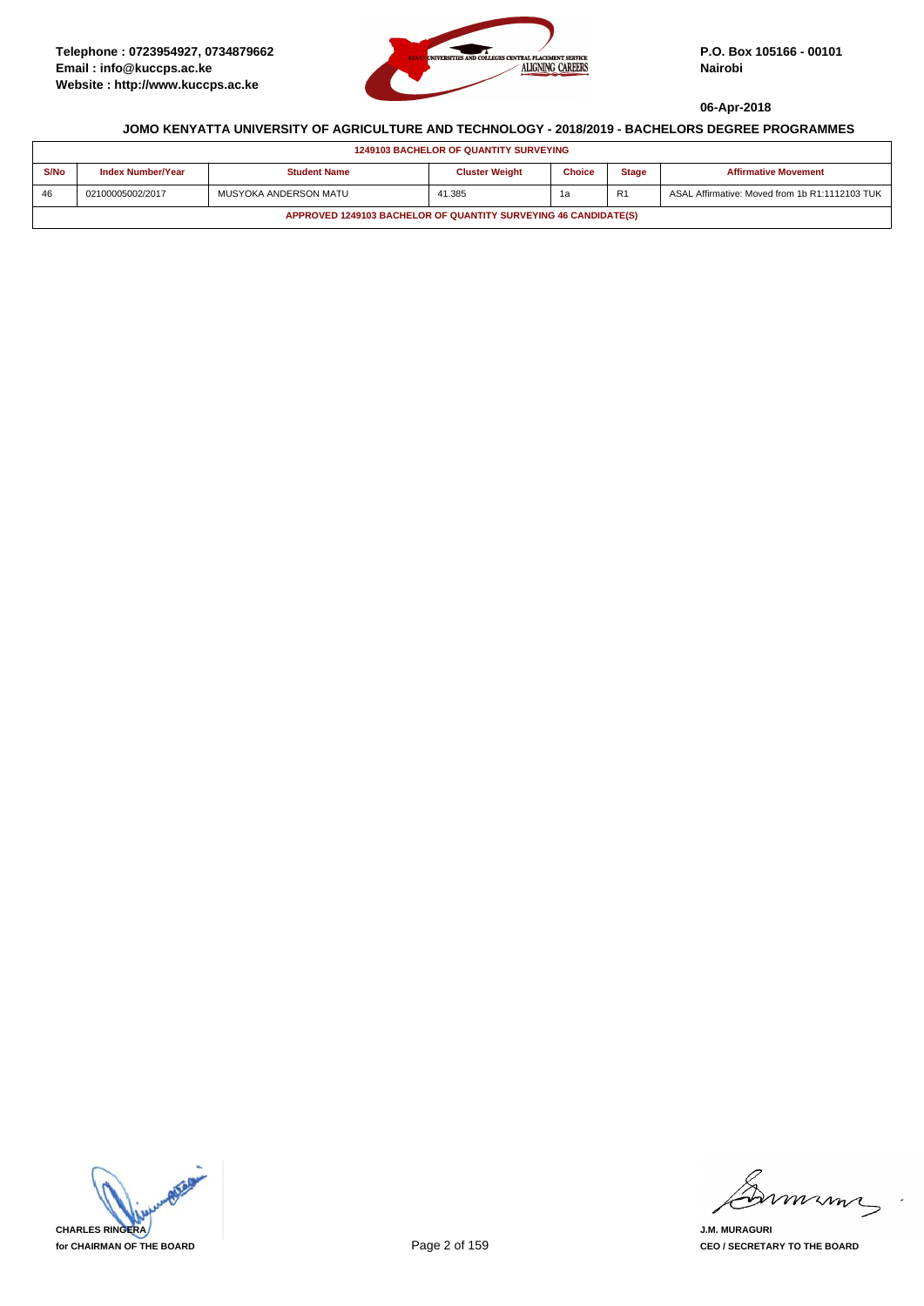Telephone : 0723954927, 0734879662
Email : info@kuccps.ac.ke
Website : http://www.kuccps.ac.ke

P.O. Box 105166 - 00101
Nairobi

06-Apr-2018

## JOMO KENYATTA UNIVERSITY OF AGRICULTURE AND TECHNOLOGY - 2018/2019 - BACHELORS DEGREE PROGRAMMES

**1249103 BACHELOR OF QUANTITY SURVEYING**

| S/No | Index Number/Year | Student Name | Cluster Weight | Choice | Stage | Affirmative Movement |
|---|---|---|---|---|---|---|
| 46 | 02100005002/2017 | MUSYOKA ANDERSON MATU | 41.385 | 1a | R1 | ASAL Affirmative: Moved from 1b R1:1112103 TUK |

**APPROVED 1249103 BACHELOR OF QUANTITY SURVEYING 46 CANDIDATE(S)**

CHARLES RINGERA
for CHAIRMAN OF THE BOARD

J.M. MURAGURI
CEO / SECRETARY TO THE BOARD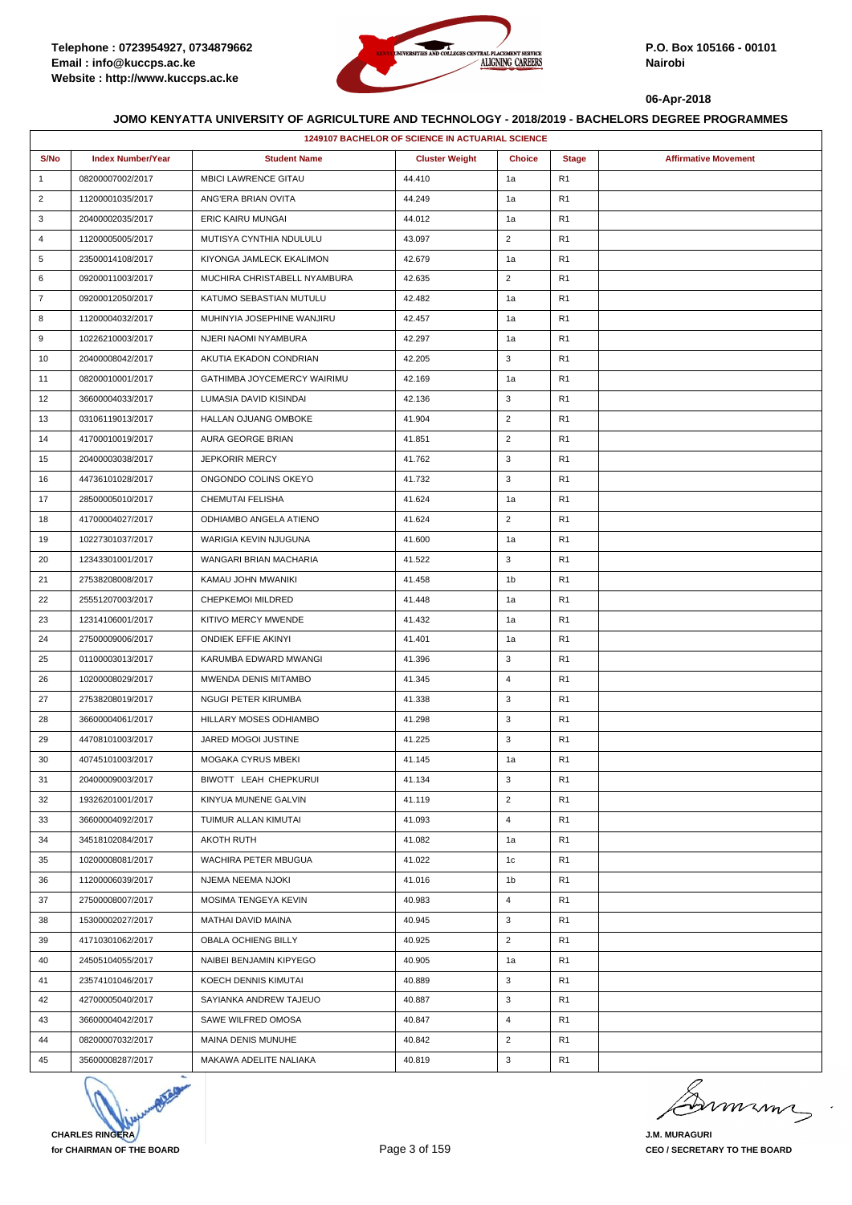Telephone : 0723954927, 0734879662
Email : info@kuccps.ac.ke
Website : http://www.kuccps.ac.ke

P.O. Box 105166 - 00101
Nairobi

06-Apr-2018

### JOMO KENYATTA UNIVERSITY OF AGRICULTURE AND TECHNOLOGY - 2018/2019 - BACHELORS DEGREE PROGRAMMES

| 1249107 BACHELOR OF SCIENCE IN ACTUARIAL SCIENCE | | | | | | |
|---|---|---|---|---|---|---|
| S/No | Index Number/Year | Student Name | Cluster Weight | Choice | Stage | Affirmative Movement |
| 1 | 08200007002/2017 | MBICI LAWRENCE GITAU | 44.410 | 1a | R1 | |
| 2 | 11200001035/2017 | ANG'ERA BRIAN OVITA | 44.249 | 1a | R1 | |
| 3 | 20400002035/2017 | ERIC KAIRU MUNGAI | 44.012 | 1a | R1 | |
| 4 | 11200005005/2017 | MUTISYA CYNTHIA NDULULU | 43.097 | 2 | R1 | |
| 5 | 23500014108/2017 | KIYONGA JAMLECK EKALIMON | 42.679 | 1a | R1 | |
| 6 | 09200011003/2017 | MUCHIRA CHRISTABELL NYAMBURA | 42.635 | 2 | R1 | |
| 7 | 09200012050/2017 | KATUMO SEBASTIAN MUTULU | 42.482 | 1a | R1 | |
| 8 | 11200004032/2017 | MUHINYIA JOSEPHINE WANJIRU | 42.457 | 1a | R1 | |
| 9 | 10226210003/2017 | NJERI NAOMI NYAMBURA | 42.297 | 1a | R1 | |
| 10 | 20400008042/2017 | AKUTIA EKADON CONDRIAN | 42.205 | 3 | R1 | |
| 11 | 08200010001/2017 | GATHIMBA JOYCEMERCY WAIRIMU | 42.169 | 1a | R1 | |
| 12 | 36600004033/2017 | LUMASIA DAVID KISINDAI | 42.136 | 3 | R1 | |
| 13 | 03106119013/2017 | HALLAN OJUANG OMBOKE | 41.904 | 2 | R1 | |
| 14 | 41700010019/2017 | AURA GEORGE BRIAN | 41.851 | 2 | R1 | |
| 15 | 20400003038/2017 | JEPKORIR MERCY | 41.762 | 3 | R1 | |
| 16 | 44736101028/2017 | ONGONDO COLINS OKEYO | 41.732 | 3 | R1 | |
| 17 | 28500005010/2017 | CHEMUTAI FELISHA | 41.624 | 1a | R1 | |
| 18 | 41700004027/2017 | ODHIAMBO ANGELA ATIENO | 41.624 | 2 | R1 | |
| 19 | 10227301037/2017 | WARIGIA KEVIN NJUGUNA | 41.600 | 1a | R1 | |
| 20 | 12343301001/2017 | WANGARI BRIAN MACHARIA | 41.522 | 3 | R1 | |
| 21 | 27538208008/2017 | KAMAU JOHN MWANIKI | 41.458 | 1b | R1 | |
| 22 | 25551207003/2017 | CHEPKEMOI MILDRED | 41.448 | 1a | R1 | |
| 23 | 12314106001/2017 | KITIVO MERCY MWENDE | 41.432 | 1a | R1 | |
| 24 | 27500009006/2017 | ONDIEK EFFIE AKINYI | 41.401 | 1a | R1 | |
| 25 | 01100003013/2017 | KARUMBA EDWARD MWANGI | 41.396 | 3 | R1 | |
| 26 | 10200008029/2017 | MWENDA DENIS MITAMBO | 41.345 | 4 | R1 | |
| 27 | 27538208019/2017 | NGUGI PETER KIRUMBA | 41.338 | 3 | R1 | |
| 28 | 36600004061/2017 | HILLARY MOSES ODHIAMBO | 41.298 | 3 | R1 | |
| 29 | 44708101003/2017 | JARED MOGOI JUSTINE | 41.225 | 3 | R1 | |
| 30 | 40745101003/2017 | MOGAKA CYRUS MBEKI | 41.145 | 1a | R1 | |
| 31 | 20400009003/2017 | BIWOTT LEAH CHEPKURUI | 41.134 | 3 | R1 | |
| 32 | 19326201001/2017 | KINYUA MUNENE GALVIN | 41.119 | 2 | R1 | |
| 33 | 36600004092/2017 | TUIMUR ALLAN KIMUTAI | 41.093 | 4 | R1 | |
| 34 | 34518102084/2017 | AKOTH RUTH | 41.082 | 1a | R1 | |
| 35 | 10200008081/2017 | WACHIRA PETER MBUGUA | 41.022 | 1c | R1 | |
| 36 | 11200006039/2017 | NJEMA NEEMA NJOKI | 41.016 | 1b | R1 | |
| 37 | 27500008007/2017 | MOSIMA TENGEYA KEVIN | 40.983 | 4 | R1 | |
| 38 | 15300002027/2017 | MATHAI DAVID MAINA | 40.945 | 3 | R1 | |
| 39 | 41710301062/2017 | OBALA OCHIENG BILLY | 40.925 | 2 | R1 | |
| 40 | 24505104055/2017 | NAIBEI BENJAMIN KIPYEGO | 40.905 | 1a | R1 | |
| 41 | 23574101046/2017 | KOECH DENNIS KIMUTAI | 40.889 | 3 | R1 | |
| 42 | 42700005040/2017 | SAYIANKA ANDREW TAJEUO | 40.887 | 3 | R1 | |
| 43 | 36600004042/2017 | SAWE WILFRED OMOSA | 40.847 | 4 | R1 | |
| 44 | 08200007032/2017 | MAINA DENIS MUNUHE | 40.842 | 2 | R1 | |
| 45 | 35600008287/2017 | MAKAWA ADELITE NALIAKA | 40.819 | 3 | R1 | |

CHARLES RINGERA
for CHAIRMAN OF THE BOARD

J.M. MURAGURI
CEO / SECRETARY TO THE BOARD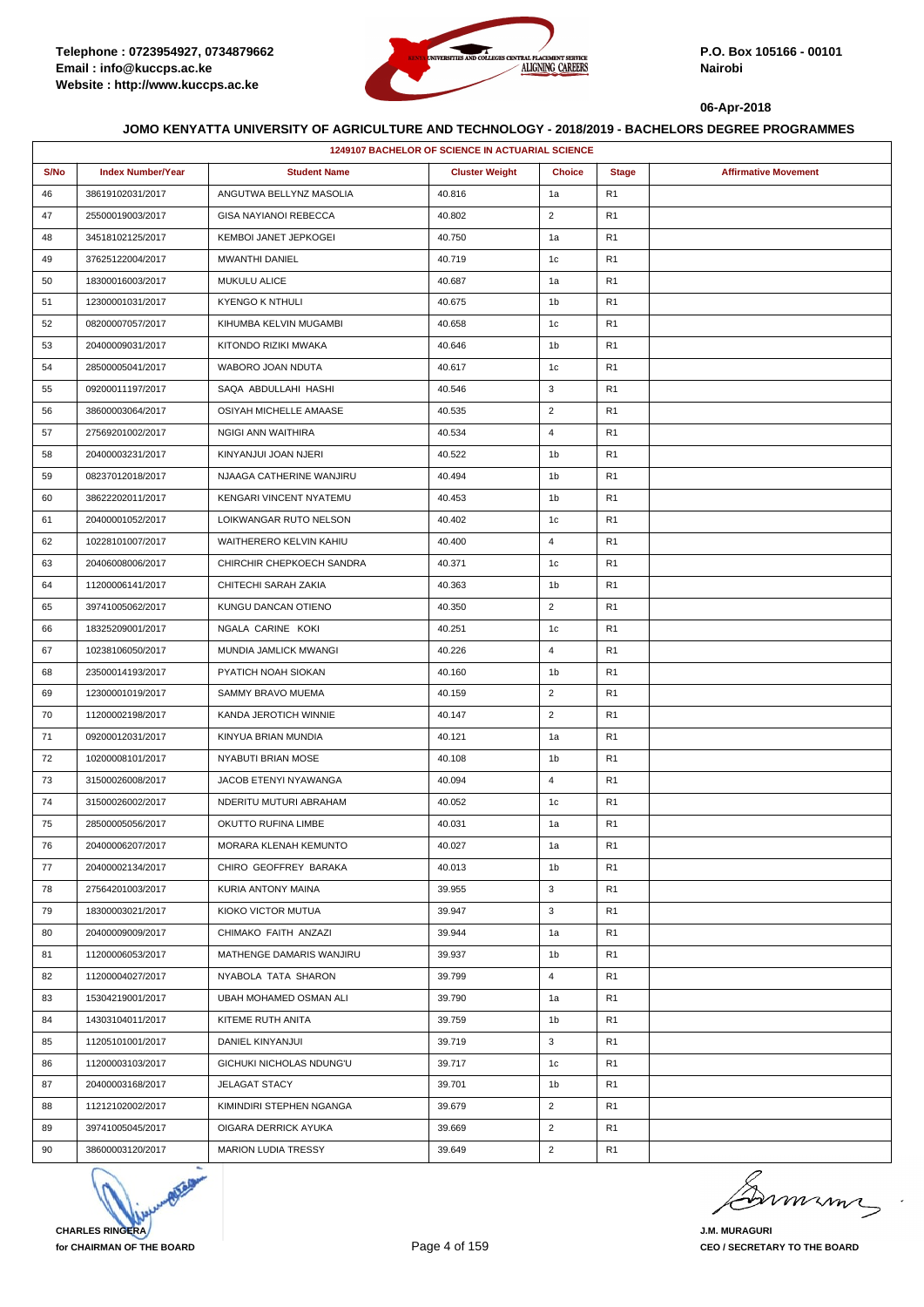Telephone : 0723954927, 0734879662
Email : info@kuccps.ac.ke
Website : http://www.kuccps.ac.ke

P.O. Box 105166 - 00101
Nairobi

06-Apr-2018

## JOMO KENYATTA UNIVERSITY OF AGRICULTURE AND TECHNOLOGY - 2018/2019 - BACHELORS DEGREE PROGRAMMES

| 1249107 BACHELOR OF SCIENCE IN ACTUARIAL SCIENCE | | | | | | |
|---|---|---|---|---|---|---|
| S/No | Index Number/Year | Student Name | Cluster Weight | Choice | Stage | Affirmative Movement |
| 46 | 38619102031/2017 | ANGUTWA BELLYNZ MASOLIA | 40.816 | 1a | R1 | |
| 47 | 25500019003/2017 | GISA NAYIANOI REBECCA | 40.802 | 2 | R1 | |
| 48 | 34518102125/2017 | KEMBOI JANET JEPKOGEI | 40.750 | 1a | R1 | |
| 49 | 37625122004/2017 | MWANTHI DANIEL | 40.719 | 1c | R1 | |
| 50 | 18300016003/2017 | MUKULU ALICE | 40.687 | 1a | R1 | |
| 51 | 12300001031/2017 | KYENGO K NTHULI | 40.675 | 1b | R1 | |
| 52 | 08200007057/2017 | KIHUMBA KELVIN MUGAMBI | 40.658 | 1c | R1 | |
| 53 | 20400009031/2017 | KITONDO RIZIKI MWAKA | 40.646 | 1b | R1 | |
| 54 | 28500005041/2017 | WABORO JOAN NDUTA | 40.617 | 1c | R1 | |
| 55 | 09200011197/2017 | SAQA ABDULLAHI HASHI | 40.546 | 3 | R1 | |
| 56 | 38600003064/2017 | OSIYAH MICHELLE AMAASE | 40.535 | 2 | R1 | |
| 57 | 27569201002/2017 | NGIGI ANN WAITHIRA | 40.534 | 4 | R1 | |
| 58 | 20400003231/2017 | KINYANJUI JOAN NJERI | 40.522 | 1b | R1 | |
| 59 | 08237012018/2017 | NJAAGA CATHERINE WANJIRU | 40.494 | 1b | R1 | |
| 60 | 38622202011/2017 | KENGARI VINCENT NYATEMU | 40.453 | 1b | R1 | |
| 61 | 20400001052/2017 | LOIKWANGAR RUTO NELSON | 40.402 | 1c | R1 | |
| 62 | 10228101007/2017 | WAITHERERO KELVIN KAHIU | 40.400 | 4 | R1 | |
| 63 | 20406008006/2017 | CHIRCHIR CHEPKOECH SANDRA | 40.371 | 1c | R1 | |
| 64 | 11200006141/2017 | CHITECHI SARAH ZAKIA | 40.363 | 1b | R1 | |
| 65 | 39741005062/2017 | KUNGU DANCAN OTIENO | 40.350 | 2 | R1 | |
| 66 | 18325209001/2017 | NGALA CARINE KOKI | 40.251 | 1c | R1 | |
| 67 | 10238106050/2017 | MUNDIA JAMLICK MWANGI | 40.226 | 4 | R1 | |
| 68 | 23500014193/2017 | PYATICH NOAH SIOKAN | 40.160 | 1b | R1 | |
| 69 | 12300001019/2017 | SAMMY BRAVO MUEMA | 40.159 | 2 | R1 | |
| 70 | 11200002198/2017 | KANDA JEROTICH WINNIE | 40.147 | 2 | R1 | |
| 71 | 09200012031/2017 | KINYUA BRIAN MUNDIA | 40.121 | 1a | R1 | |
| 72 | 10200008101/2017 | NYABUTI BRIAN MOSE | 40.108 | 1b | R1 | |
| 73 | 31500026008/2017 | JACOB ETENYI NYAWANGA | 40.094 | 4 | R1 | |
| 74 | 31500026002/2017 | NDERITU MUTURI ABRAHAM | 40.052 | 1c | R1 | |
| 75 | 28500005056/2017 | OKUTTO RUFINA LIMBE | 40.031 | 1a | R1 | |
| 76 | 20400006207/2017 | MORARA KLENAH KEMUNTO | 40.027 | 1a | R1 | |
| 77 | 20400002134/2017 | CHIRO GEOFFREY BARAKA | 40.013 | 1b | R1 | |
| 78 | 27564201003/2017 | KURIA ANTONY MAINA | 39.955 | 3 | R1 | |
| 79 | 18300003021/2017 | KIOKO VICTOR MUTUA | 39.947 | 3 | R1 | |
| 80 | 20400009009/2017 | CHIMAKO FAITH ANZAZI | 39.944 | 1a | R1 | |
| 81 | 11200006053/2017 | MATHENGE DAMARIS WANJIRU | 39.937 | 1b | R1 | |
| 82 | 11200004027/2017 | NYABOLA TATA SHARON | 39.799 | 4 | R1 | |
| 83 | 15304219001/2017 | UBAH MOHAMED OSMAN ALI | 39.790 | 1a | R1 | |
| 84 | 14303104011/2017 | KITEME RUTH ANITA | 39.759 | 1b | R1 | |
| 85 | 11205101001/2017 | DANIEL KINYANJUI | 39.719 | 3 | R1 | |
| 86 | 11200003103/2017 | GICHUKI NICHOLAS NDUNG'U | 39.717 | 1c | R1 | |
| 87 | 20400003168/2017 | JELAGAT STACY | 39.701 | 1b | R1 | |
| 88 | 11212102002/2017 | KIMINDIRI STEPHEN NGANGA | 39.679 | 2 | R1 | |
| 89 | 39741005045/2017 | OIGARA DERRICK AYUKA | 39.669 | 2 | R1 | |
| 90 | 38600003120/2017 | MARION LUDIA TRESSY | 39.649 | 2 | R1 | |

**CHARLES RINGERA**
**for CHAIRMAN OF THE BOARD**

**J.M. MURAGURI**
**CEO / SECRETARY TO THE BOARD**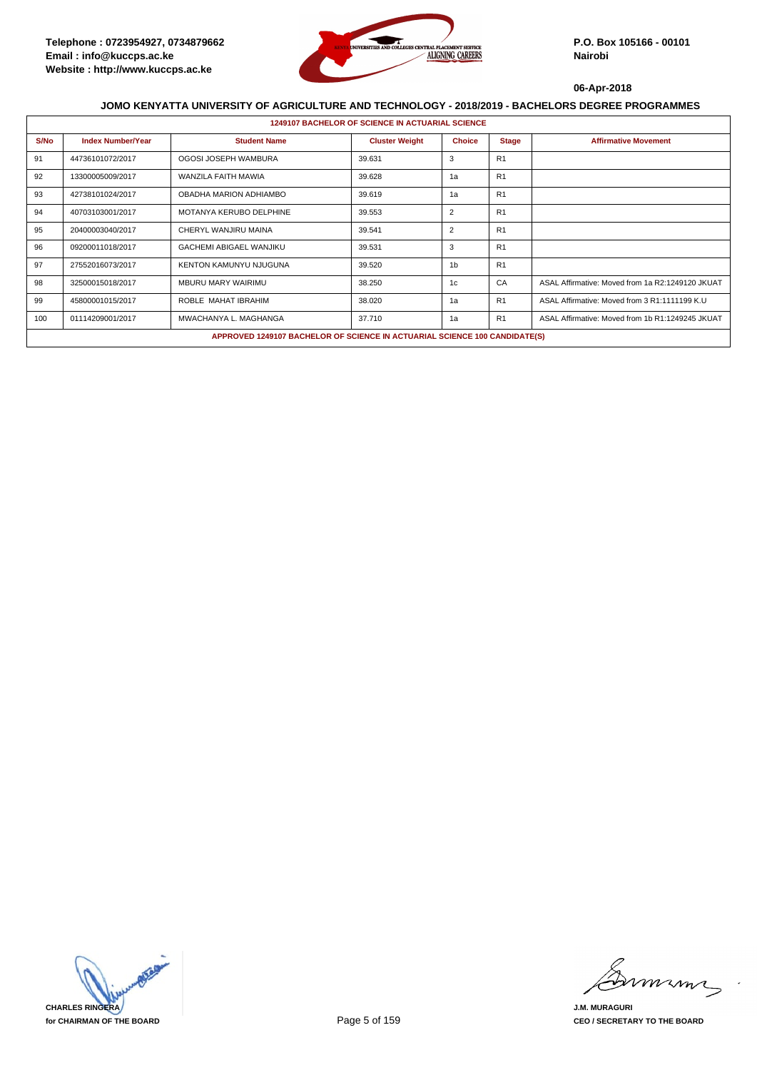Telephone : 0723954927, 0734879662
Email : info@kuccps.ac.ke
Website : http://www.kuccps.ac.ke

P.O. Box 105166 - 00101
Nairobi

06-Apr-2018

## JOMO KENYATTA UNIVERSITY OF AGRICULTURE AND TECHNOLOGY - 2018/2019 - BACHELORS DEGREE PROGRAMMES

### 1249107 BACHELOR OF SCIENCE IN ACTUARIAL SCIENCE

| S/No | Index Number/Year | Student Name | Cluster Weight | Choice | Stage | Affirmative Movement |
|---|---|---|---|---|---|---|
| 91 | 44736101072/2017 | OGOSI JOSEPH WAMBURA | 39.631 | 3 | R1 | |
| 92 | 13300005009/2017 | WANZILA FAITH MAWIA | 39.628 | 1a | R1 | |
| 93 | 42738101024/2017 | OBADHA MARION ADHIAMBO | 39.619 | 1a | R1 | |
| 94 | 40703103001/2017 | MOTANYA KERUBO DELPHINE | 39.553 | 2 | R1 | |
| 95 | 20400003040/2017 | CHERYL WANJIRU MAINA | 39.541 | 2 | R1 | |
| 96 | 09200011018/2017 | GACHEMI ABIGAEL WANJIKU | 39.531 | 3 | R1 | |
| 97 | 27552016073/2017 | KENTON KAMUNYU NJUGUNA | 39.520 | 1b | R1 | |
| 98 | 32500015018/2017 | MBURU MARY WAIRIMU | 38.250 | 1c | CA | ASAL Affirmative: Moved from 1a R2:1249120 JKUAT |
| 99 | 45800001015/2017 | ROBLE MAHAT IBRAHIM | 38.020 | 1a | R1 | ASAL Affirmative: Moved from 3 R1:1111199 K.U |
| 100 | 01114209001/2017 | MWACHANYA L. MAGHANGA | 37.710 | 1a | R1 | ASAL Affirmative: Moved from 1b R1:1249245 JKUAT |

**APPROVED 1249107 BACHELOR OF SCIENCE IN ACTUARIAL SCIENCE 100 CANDIDATE(S)**

**CHARLES RINGERA**
**for CHAIRMAN OF THE BOARD**

**J.M. MURAGURI**
**CEO / SECRETARY TO THE BOARD**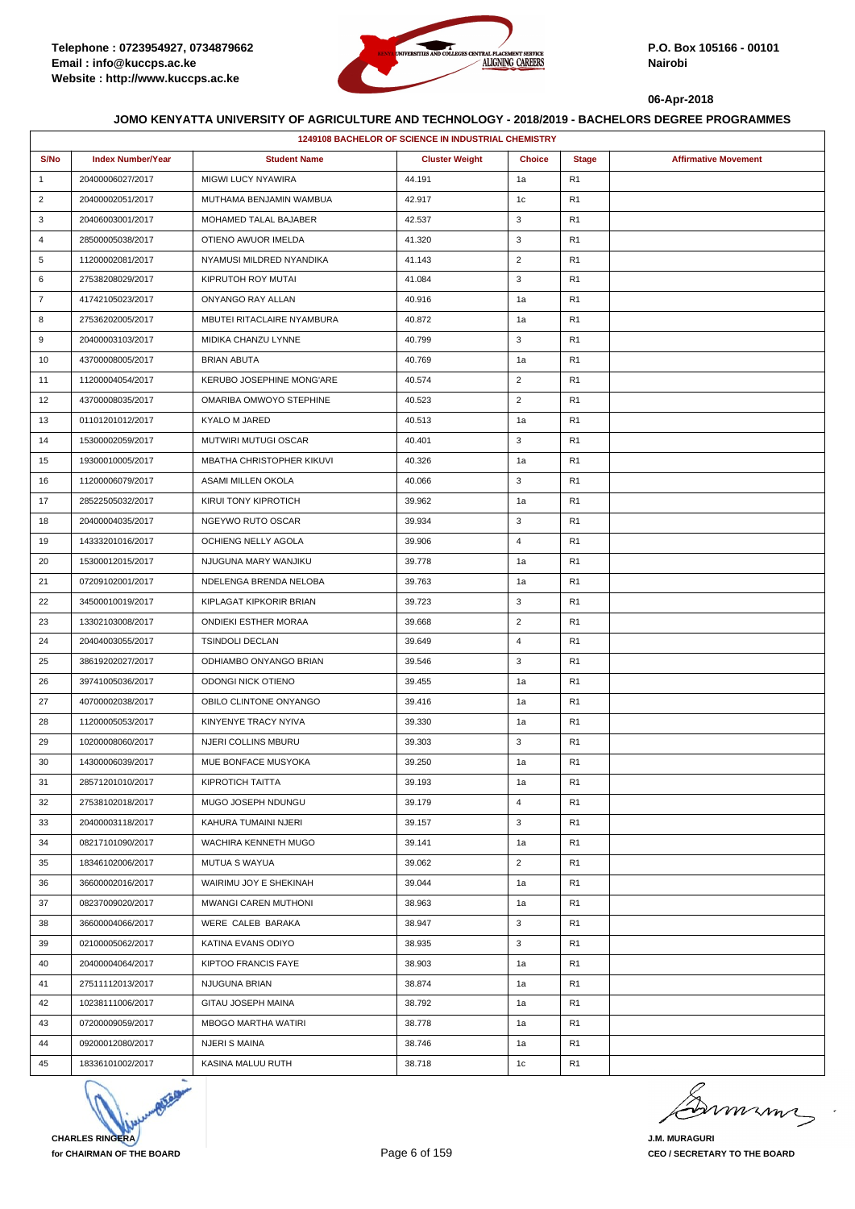Telephone : 0723954927, 0734879662
Email : info@kuccps.ac.ke
Website : http://www.kuccps.ac.ke

P.O. Box 105166 - 00101
Nairobi

06-Apr-2018

### JOMO KENYATTA UNIVERSITY OF AGRICULTURE AND TECHNOLOGY - 2018/2019 - BACHELORS DEGREE PROGRAMMES

| 1249108 BACHELOR OF SCIENCE IN INDUSTRIAL CHEMISTRY | | | | | | |
|---|---|---|---|---|---|---|
| S/No | Index Number/Year | Student Name | Cluster Weight | Choice | Stage | Affirmative Movement |
| 1 | 20400006027/2017 | MIGWI LUCY NYAWIRA | 44.191 | 1a | R1 | |
| 2 | 20400002051/2017 | MUTHAMA BENJAMIN WAMBUA | 42.917 | 1c | R1 | |
| 3 | 20406003001/2017 | MOHAMED TALAL BAJABER | 42.537 | 3 | R1 | |
| 4 | 28500005038/2017 | OTIENO AWUOR IMELDA | 41.320 | 3 | R1 | |
| 5 | 11200002081/2017 | NYAMUSI MILDRED NYANDIKA | 41.143 | 2 | R1 | |
| 6 | 27538208029/2017 | KIPRUTOH ROY MUTAI | 41.084 | 3 | R1 | |
| 7 | 41742105023/2017 | ONYANGO RAY ALLAN | 40.916 | 1a | R1 | |
| 8 | 27536202005/2017 | MBUTEI RITACLAIRE NYAMBURA | 40.872 | 1a | R1 | |
| 9 | 20400003103/2017 | MIDIKA CHANZU LYNNE | 40.799 | 3 | R1 | |
| 10 | 43700008005/2017 | BRIAN ABUTA | 40.769 | 1a | R1 | |
| 11 | 11200004054/2017 | KERUBO JOSEPHINE MONG'ARE | 40.574 | 2 | R1 | |
| 12 | 43700008035/2017 | OMARIBA OMWOYO STEPHINE | 40.523 | 2 | R1 | |
| 13 | 01101201012/2017 | KYALO M JARED | 40.513 | 1a | R1 | |
| 14 | 15300002059/2017 | MUTWIRI MUTUGI OSCAR | 40.401 | 3 | R1 | |
| 15 | 19300010005/2017 | MBATHA CHRISTOPHER KIKUVI | 40.326 | 1a | R1 | |
| 16 | 11200006079/2017 | ASAMI MILLEN OKOLA | 40.066 | 3 | R1 | |
| 17 | 28522505032/2017 | KIRUI TONY KIPROTICH | 39.962 | 1a | R1 | |
| 18 | 20400004035/2017 | NGEYWO RUTO OSCAR | 39.934 | 3 | R1 | |
| 19 | 14333201016/2017 | OCHIENG NELLY AGOLA | 39.906 | 4 | R1 | |
| 20 | 15300012015/2017 | NJUGUNA MARY WANJIKU | 39.778 | 1a | R1 | |
| 21 | 07209102001/2017 | NDELENGA BRENDA NELOBA | 39.763 | 1a | R1 | |
| 22 | 34500010019/2017 | KIPLAGAT KIPKORIR BRIAN | 39.723 | 3 | R1 | |
| 23 | 13302103008/2017 | ONDIEKI ESTHER MORAA | 39.668 | 2 | R1 | |
| 24 | 20404003055/2017 | TSINDOLI DECLAN | 39.649 | 4 | R1 | |
| 25 | 38619202027/2017 | ODHIAMBO ONYANGO BRIAN | 39.546 | 3 | R1 | |
| 26 | 39741005036/2017 | ODONGI NICK OTIENO | 39.455 | 1a | R1 | |
| 27 | 40700002038/2017 | OBILO CLINTONE ONYANGO | 39.416 | 1a | R1 | |
| 28 | 11200005053/2017 | KINYENYE TRACY NYIVA | 39.330 | 1a | R1 | |
| 29 | 10200008060/2017 | NJERI COLLINS MBURU | 39.303 | 3 | R1 | |
| 30 | 14300006039/2017 | MUE BONFACE MUSYOKA | 39.250 | 1a | R1 | |
| 31 | 28571201010/2017 | KIPROTICH TAITTA | 39.193 | 1a | R1 | |
| 32 | 27538102018/2017 | MUGO JOSEPH NDUNGU | 39.179 | 4 | R1 | |
| 33 | 20400003118/2017 | KAHURA TUMAINI NJERI | 39.157 | 3 | R1 | |
| 34 | 08217101090/2017 | WACHIRA KENNETH MUGO | 39.141 | 1a | R1 | |
| 35 | 18346102006/2017 | MUTUA S WAYUA | 39.062 | 2 | R1 | |
| 36 | 36600002016/2017 | WAIRIMU JOY E SHEKINAH | 39.044 | 1a | R1 | |
| 37 | 08237009020/2017 | MWANGI CAREN MUTHONI | 38.963 | 1a | R1 | |
| 38 | 36600004066/2017 | WERE CALEB BARAKA | 38.947 | 3 | R1 | |
| 39 | 02100005062/2017 | KATINA EVANS ODIYO | 38.935 | 3 | R1 | |
| 40 | 20400004064/2017 | KIPTOO FRANCIS FAYE | 38.903 | 1a | R1 | |
| 41 | 27511112013/2017 | NJUGUNA BRIAN | 38.874 | 1a | R1 | |
| 42 | 10238111006/2017 | GITAU JOSEPH MAINA | 38.792 | 1a | R1 | |
| 43 | 07200009059/2017 | MBOGO MARTHA WATIRI | 38.778 | 1a | R1 | |
| 44 | 09200012080/2017 | NJERI S MAINA | 38.746 | 1a | R1 | |
| 45 | 18336101002/2017 | KASINA MALUU RUTH | 38.718 | 1c | R1 | |

CHARLES RINGERA
for CHAIRMAN OF THE BOARD

J.M. MURAGURI
CEO / SECRETARY TO THE BOARD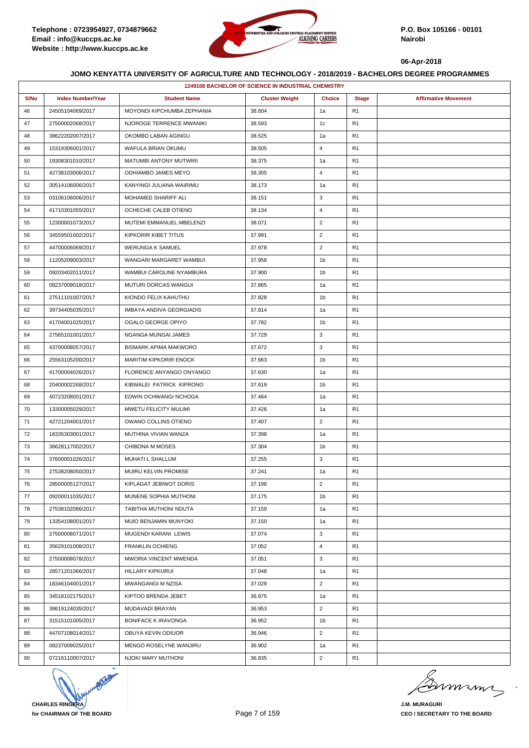Telephone : 0723954927, 0734879662
Email : info@kuccps.ac.ke
Website : http://www.kuccps.ac.ke

P.O. Box 105166 - 00101
Nairobi

06-Apr-2018

## JOMO KENYATTA UNIVERSITY OF AGRICULTURE AND TECHNOLOGY - 2018/2019 - BACHELORS DEGREE PROGRAMMES

| 1249108 BACHELOR OF SCIENCE IN INDUSTRIAL CHEMISTRY | | | | | | |
|---|---|---|---|---|---|---|
| S/No | Index Number/Year | Student Name | Cluster Weight | Choice | Stage | Affirmative Movement |
| 46 | 24505104069/2017 | MOYONDI KIPCHUMBA ZEPHANIA | 38.604 | 1a | R1 | |
| 47 | 27500002068/2017 | NJOROGE TERRENCE MWANIKI | 38.593 | 1c | R1 | |
| 48 | 38622202007/2017 | OKOMBO LABAN AGINGU | 38.525 | 1a | R1 | |
| 49 | 15319306001/2017 | WAFULA BRIAN OKUMU | 38.505 | 4 | R1 | |
| 50 | 19308301010/2017 | MATUMBI ANTONY MUTWIRI | 38.375 | 1a | R1 | |
| 51 | 42738103006/2017 | ODHIAMBO JAMES MEYO | 38.305 | 4 | R1 | |
| 52 | 30514106006/2017 | KANYINGI JULIANA WAIRIMU | 38.173 | 1a | R1 | |
| 53 | 03106106006/2017 | MOHAMED SHARIFF ALI | 38.151 | 3 | R1 | |
| 54 | 41710301055/2017 | OCHECHE CALEB OTIENO | 38.134 | 4 | R1 | |
| 55 | 12300001073/2017 | MUTEMI EMMANUEL MBELENZI | 38.071 | 2 | R1 | |
| 56 | 34559501002/2017 | KIPKORIR KIBET TITUS | 37.991 | 2 | R1 | |
| 57 | 44700006069/2017 | WERUNGA K SAMUEL | 37.978 | 2 | R1 | |
| 58 | 11205209003/2017 | WANGARI MARGARET WAMBUI | 37.958 | 1b | R1 | |
| 59 | 09203402011/2017 | WAMBUI CAROLINE NYAMBURA | 37.900 | 1b | R1 | |
| 60 | 08237009018/2017 | MUTURI DORCAS WANGUI | 37.865 | 1a | R1 | |
| 61 | 27511101007/2017 | KIONDO FELIX KAHUTHU | 37.828 | 1b | R1 | |
| 62 | 39734405035/2017 | IMBAYA ANDIVA GEORGIADIS | 37.814 | 1a | R1 | |
| 63 | 41704001025/2017 | OGALO GEORGE OPIYO | 37.782 | 1b | R1 | |
| 64 | 27565101001/2017 | NGANGA MUNGAI JAMES | 37.729 | 3 | R1 | |
| 65 | 43700008057/2017 | BISMARK APIMA MAKWORO | 37.672 | 3 | R1 | |
| 66 | 25563105200/2017 | MARITIM KIPKORIR ENOCK | 37.663 | 1b | R1 | |
| 67 | 41700004026/2017 | FLORENCE ANYANGO ONYANGO | 37.630 | 1a | R1 | |
| 68 | 20400002268/2017 | KIBWALEI PATRICK KIPRONO | 37.619 | 1b | R1 | |
| 69 | 40723208001/2017 | EDWIN OCHWANGI NCHOGA | 37.464 | 1a | R1 | |
| 70 | 13300005029/2017 | MWETU FELICITY MULIMI | 37.426 | 1a | R1 | |
| 71 | 42721204001/2017 | OWANO COLLINS OTIENO | 37.407 | 2 | R1 | |
| 72 | 18335303001/2017 | MUTHINA VIVIAN WANZA | 37.398 | 1a | R1 | |
| 73 | 36628117002/2017 | CHIBONA M MOSES | 37.304 | 1b | R1 | |
| 74 | 37600001026/2017 | MUHATI L SHALLUM | 37.255 | 3 | R1 | |
| 75 | 27538208050/2017 | MUIRU KELVIN PROMISE | 37.241 | 1a | R1 | |
| 76 | 28500005127/2017 | KIPLAGAT JEBIWOT DORIS | 37.196 | 2 | R1 | |
| 77 | 09200011035/2017 | MUNENE SOPHIA MUTHONI | 37.175 | 1b | R1 | |
| 78 | 27538102086/2017 | TABITHA MUTHONI NDUTA | 37.159 | 1a | R1 | |
| 79 | 13354108001/2017 | MUIO BENJAMIN MUNYOKI | 37.150 | 1a | R1 | |
| 80 | 27500008071/2017 | MUGENDI KARANI LEWIS | 37.074 | 3 | R1 | |
| 81 | 35629101008/2017 | FRANKLIN OCHIENG | 37.052 | 4 | R1 | |
| 82 | 27500008078/2017 | MWORIA VINCENT MWENDA | 37.051 | 3 | R1 | |
| 83 | 28571201066/2017 | HILLARY KIPKURUI | 37.048 | 1a | R1 | |
| 84 | 18346104001/2017 | MWANGANGI M NZISA | 37.029 | 2 | R1 | |
| 85 | 34518102175/2017 | KIPTOO BRENDA JEBET | 36.975 | 1a | R1 | |
| 86 | 38619124035/2017 | MUDAVADI BRAYAN | 36.953 | 2 | R1 | |
| 87 | 31515101005/2017 | BONIFACE K IRAVONGA | 36.952 | 1b | R1 | |
| 88 | 44707108014/2017 | OBUYA KEVIN ODIUOR | 36.946 | 2 | R1 | |
| 89 | 08237009025/2017 | MENGO ROSELYNE WANJIRU | 36.902 | 1a | R1 | |
| 90 | 07216110007/2017 | NJOKI MARY MUTHONI | 36.835 | 2 | R1 | |

**CHARLES RINGERA**
**for CHAIRMAN OF THE BOARD**

**J.M. MURAGURI**
**CEO / SECRETARY TO THE BOARD**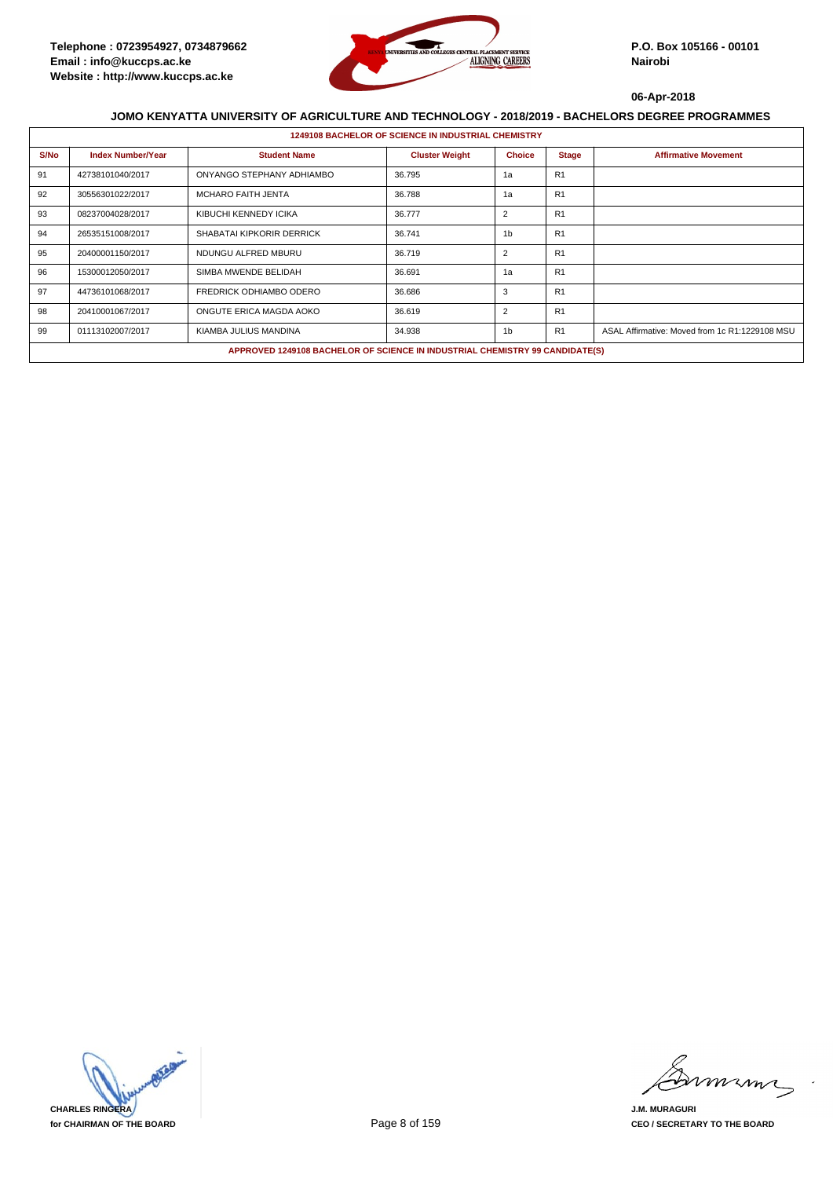Telephone : 0723954927, 0734879662
Email : info@kuccps.ac.ke
Website : http://www.kuccps.ac.ke

P.O. Box 105166 - 00101
Nairobi

06-Apr-2018

## JOMO KENYATTA UNIVERSITY OF AGRICULTURE AND TECHNOLOGY - 2018/2019 - BACHELORS DEGREE PROGRAMMES

### 1249108 BACHELOR OF SCIENCE IN INDUSTRIAL CHEMISTRY

| S/No | Index Number/Year | Student Name | Cluster Weight | Choice | Stage | Affirmative Movement |
|---|---|---|---|---|---|---|
| 91 | 42738101040/2017 | ONYANGO STEPHANY ADHIAMBO | 36.795 | 1a | R1 | |
| 92 | 30556301022/2017 | MCHARO FAITH JENTA | 36.788 | 1a | R1 | |
| 93 | 08237004028/2017 | KIBUCHI KENNEDY ICIKA | 36.777 | 2 | R1 | |
| 94 | 26535151008/2017 | SHABATAI KIPKORIR DERRICK | 36.741 | 1b | R1 | |
| 95 | 20400001150/2017 | NDUNGU ALFRED MBURU | 36.719 | 2 | R1 | |
| 96 | 15300012050/2017 | SIMBA MWENDE BELIDAH | 36.691 | 1a | R1 | |
| 97 | 44736101068/2017 | FREDRICK ODHIAMBO ODERO | 36.686 | 3 | R1 | |
| 98 | 20410001067/2017 | ONGUTE ERICA MAGDA AOKO | 36.619 | 2 | R1 | |
| 99 | 01113102007/2017 | KIAMBA JULIUS MANDINA | 34.938 | 1b | R1 | ASAL Affirmative: Moved from 1c R1:1229108 MSU |

**APPROVED 1249108 BACHELOR OF SCIENCE IN INDUSTRIAL CHEMISTRY 99 CANDIDATE(S)**

CHARLES RINGERA
for CHAIRMAN OF THE BOARD

J.M. MURAGURI
CEO / SECRETARY TO THE BOARD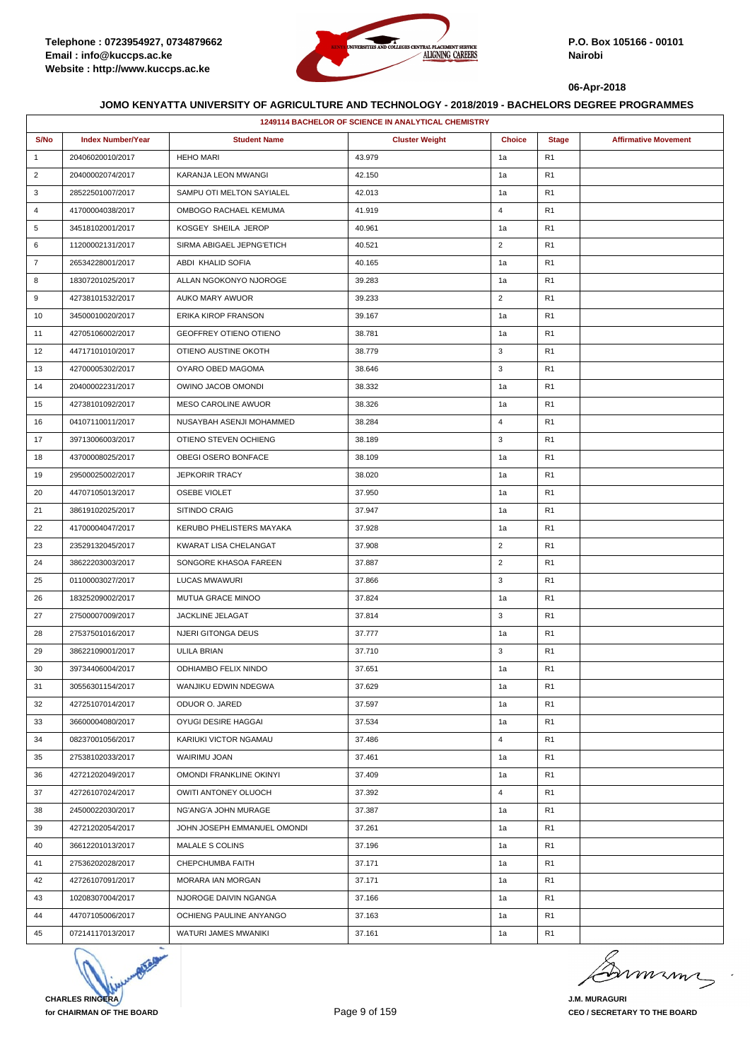Telephone : 0723954927, 0734879662
Email : info@kuccps.ac.ke
Website : http://www.kuccps.ac.ke

P.O. Box 105166 - 00101
Nairobi

06-Apr-2018

## JOMO KENYATTA UNIVERSITY OF AGRICULTURE AND TECHNOLOGY - 2018/2019 - BACHELORS DEGREE PROGRAMMES

### 1249114 BACHELOR OF SCIENCE IN ANALYTICAL CHEMISTRY

| S/No | Index Number/Year | Student Name | Cluster Weight | Choice | Stage | Affirmative Movement |
|---|---|---|---|---|---|---|
| 1 | 20406020010/2017 | HEHO MARI | 43.979 | 1a | R1 | |
| 2 | 20400002074/2017 | KARANJA LEON MWANGI | 42.150 | 1a | R1 | |
| 3 | 28522501007/2017 | SAMPU OTI MELTON SAYIALEL | 42.013 | 1a | R1 | |
| 4 | 41700004038/2017 | OMBOGO RACHAEL KEMUMA | 41.919 | 4 | R1 | |
| 5 | 34518102001/2017 | KOSGEY SHEILA JEROP | 40.961 | 1a | R1 | |
| 6 | 11200002131/2017 | SIRMA ABIGAEL JEPNG'ETICH | 40.521 | 2 | R1 | |
| 7 | 26534228001/2017 | ABDI KHALID SOFIA | 40.165 | 1a | R1 | |
| 8 | 18307201025/2017 | ALLAN NGOKONYO NJOROGE | 39.283 | 1a | R1 | |
| 9 | 42738101532/2017 | AUKO MARY AWUOR | 39.233 | 2 | R1 | |
| 10 | 34500010020/2017 | ERIKA KIROP FRANSON | 39.167 | 1a | R1 | |
| 11 | 42705106002/2017 | GEOFFREY OTIENO OTIENO | 38.781 | 1a | R1 | |
| 12 | 44717101010/2017 | OTIENO AUSTINE OKOTH | 38.779 | 3 | R1 | |
| 13 | 42700005302/2017 | OYARO OBED MAGOMA | 38.646 | 3 | R1 | |
| 14 | 20400002231/2017 | OWINO JACOB OMONDI | 38.332 | 1a | R1 | |
| 15 | 42738101092/2017 | MESO CAROLINE AWUOR | 38.326 | 1a | R1 | |
| 16 | 04107110011/2017 | NUSAYBAH ASENJI MOHAMMED | 38.284 | 4 | R1 | |
| 17 | 39713006003/2017 | OTIENO STEVEN OCHIENG | 38.189 | 3 | R1 | |
| 18 | 43700008025/2017 | OBEGI OSERO BONFACE | 38.109 | 1a | R1 | |
| 19 | 29500025002/2017 | JEPKORIR TRACY | 38.020 | 1a | R1 | |
| 20 | 44707105013/2017 | OSEBE VIOLET | 37.950 | 1a | R1 | |
| 21 | 38619102025/2017 | SITINDO CRAIG | 37.947 | 1a | R1 | |
| 22 | 41700004047/2017 | KERUBO PHELISTERS MAYAKA | 37.928 | 1a | R1 | |
| 23 | 23529132045/2017 | KWARAT LISA CHELANGAT | 37.908 | 2 | R1 | |
| 24 | 38622203003/2017 | SONGORE KHASOA FAREEN | 37.887 | 2 | R1 | |
| 25 | 01100003027/2017 | LUCAS MWAWURI | 37.866 | 3 | R1 | |
| 26 | 18325209002/2017 | MUTUA GRACE MINOO | 37.824 | 1a | R1 | |
| 27 | 27500007009/2017 | JACKLINE JELAGAT | 37.814 | 3 | R1 | |
| 28 | 27537501016/2017 | NJERI GITONGA DEUS | 37.777 | 1a | R1 | |
| 29 | 38622109001/2017 | ULILA BRIAN | 37.710 | 3 | R1 | |
| 30 | 39734406004/2017 | ODHIAMBO FELIX NINDO | 37.651 | 1a | R1 | |
| 31 | 30556301154/2017 | WANJIKU EDWIN NDEGWA | 37.629 | 1a | R1 | |
| 32 | 42725107014/2017 | ODUOR O. JARED | 37.597 | 1a | R1 | |
| 33 | 36600004080/2017 | OYUGI DESIRE HAGGAI | 37.534 | 1a | R1 | |
| 34 | 08237001056/2017 | KARIUKI VICTOR NGAMAU | 37.486 | 4 | R1 | |
| 35 | 27538102033/2017 | WAIRIMU JOAN | 37.461 | 1a | R1 | |
| 36 | 42721202049/2017 | OMONDI FRANKLINE OKINYI | 37.409 | 1a | R1 | |
| 37 | 42726107024/2017 | OWITI ANTONEY OLUOCH | 37.392 | 4 | R1 | |
| 38 | 24500022030/2017 | NG'ANG'A JOHN MURAGE | 37.387 | 1a | R1 | |
| 39 | 42721202054/2017 | JOHN JOSEPH EMMANUEL OMONDI | 37.261 | 1a | R1 | |
| 40 | 36612201013/2017 | MALALE S COLINS | 37.196 | 1a | R1 | |
| 41 | 27536202028/2017 | CHEPCHUMBA FAITH | 37.171 | 1a | R1 | |
| 42 | 42726107091/2017 | MORARA IAN MORGAN | 37.171 | 1a | R1 | |
| 43 | 10208307004/2017 | NJOROGE DAIVIN NGANGA | 37.166 | 1a | R1 | |
| 44 | 44707105006/2017 | OCHIENG PAULINE ANYANGO | 37.163 | 1a | R1 | |
| 45 | 07214117013/2017 | WATURI JAMES MWANIKI | 37.161 | 1a | R1 | |

**CHARLES RINGERA**
**for CHAIRMAN OF THE BOARD**

**J.M. MURAGURI**
**CEO / SECRETARY TO THE BOARD**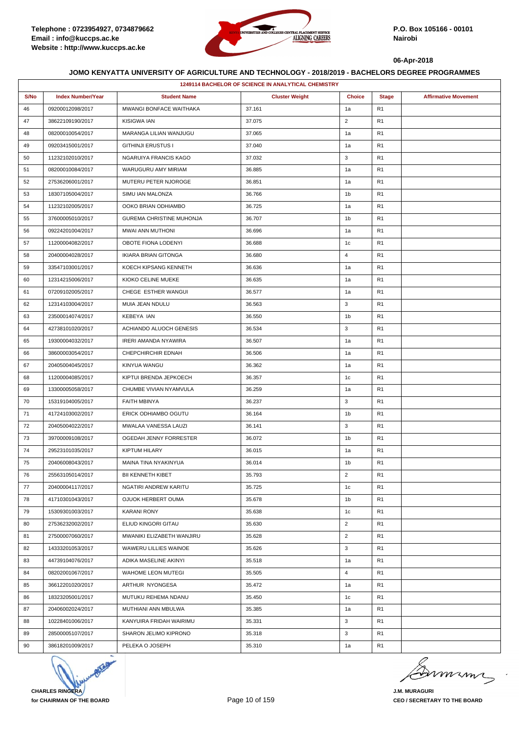**Telephone : 0723954927, 0734879662**
**Email : info@kuccps.ac.ke**
**Website : http://www.kuccps.ac.ke**

**P.O. Box 105166 - 00101**
**Nairobi**

**06-Apr-2018**

### JOMO KENYATTA UNIVERSITY OF AGRICULTURE AND TECHNOLOGY - 2018/2019 - BACHELORS DEGREE PROGRAMMES

| 1249114 BACHELOR OF SCIENCE IN ANALYTICAL CHEMISTRY | | | | | | |
|---|---|---|---|---|---|---|
| S/No | Index Number/Year | Student Name | Cluster Weight | Choice | Stage | Affirmative Movement |
| 46 | 09200012098/2017 | MWANGI BONFACE WAITHAKA | 37.161 | 1a | R1 | |
| 47 | 38622109190/2017 | KISIGWA IAN | 37.075 | 2 | R1 | |
| 48 | 08200010054/2017 | MARANGA LILIAN WANJUGU | 37.065 | 1a | R1 | |
| 49 | 09203415001/2017 | GITHINJI ERUSTUS I | 37.040 | 1a | R1 | |
| 50 | 11232102010/2017 | NGARUIYA FRANCIS KAGO | 37.032 | 3 | R1 | |
| 51 | 08200010084/2017 | WARUGURU AMY MIRIAM | 36.885 | 1a | R1 | |
| 52 | 27536206001/2017 | MUTERU PETER NJOROGE | 36.851 | 1a | R1 | |
| 53 | 18307105004/2017 | SIMU IAN MALONZA | 36.766 | 1b | R1 | |
| 54 | 11232102005/2017 | OOKO BRIAN ODHIAMBO | 36.725 | 1a | R1 | |
| 55 | 37600005010/2017 | GUREMA CHRISTINE MUHONJA | 36.707 | 1b | R1 | |
| 56 | 09224201004/2017 | MWAI ANN MUTHONI | 36.696 | 1a | R1 | |
| 57 | 11200004082/2017 | OBOTE FIONA LODENYI | 36.688 | 1c | R1 | |
| 58 | 20400004028/2017 | IKIARA BRIAN GITONGA | 36.680 | 4 | R1 | |
| 59 | 33547103001/2017 | KOECH KIPSANG KENNETH | 36.636 | 1a | R1 | |
| 60 | 12314215006/2017 | KIOKO CELINE MUEKE | 36.635 | 1a | R1 | |
| 61 | 07209102005/2017 | CHEGE ESTHER WANGUI | 36.577 | 1a | R1 | |
| 62 | 12314103004/2017 | MUIA JEAN NDULU | 36.563 | 3 | R1 | |
| 63 | 23500014074/2017 | KEBEYA IAN | 36.550 | 1b | R1 | |
| 64 | 42738101020/2017 | ACHIANDO ALUOCH GENESIS | 36.534 | 3 | R1 | |
| 65 | 19300004032/2017 | IRERI AMANDA NYAWIRA | 36.507 | 1a | R1 | |
| 66 | 38600003054/2017 | CHEPCHIRCHIR EDNAH | 36.506 | 1a | R1 | |
| 67 | 20405004045/2017 | KINYUA WANGU | 36.362 | 1a | R1 | |
| 68 | 11200004085/2017 | KIPTUI BRENDA JEPKOECH | 36.357 | 1c | R1 | |
| 69 | 13300005058/2017 | CHUMBE VIVIAN NYAMVULA | 36.259 | 1a | R1 | |
| 70 | 15319104005/2017 | FAITH MBINYA | 36.237 | 3 | R1 | |
| 71 | 41724103002/2017 | ERICK ODHIAMBO OGUTU | 36.164 | 1b | R1 | |
| 72 | 20405004022/2017 | MWALAA VANESSA LAUZI | 36.141 | 3 | R1 | |
| 73 | 39700009108/2017 | OGEDAH JENNY FORRESTER | 36.072 | 1b | R1 | |
| 74 | 29523101035/2017 | KIPTUM HILARY | 36.015 | 1a | R1 | |
| 75 | 20406008043/2017 | MAINA TINA NYAKINYUA | 36.014 | 1b | R1 | |
| 76 | 25563105014/2017 | BII KENNETH KIBET | 35.793 | 2 | R1 | |
| 77 | 20400004117/2017 | NGATIRI ANDREW KARITU | 35.725 | 1c | R1 | |
| 78 | 41710301043/2017 | OJUOK HERBERT OUMA | 35.678 | 1b | R1 | |
| 79 | 15309301003/2017 | KARANI RONY | 35.638 | 1c | R1 | |
| 80 | 27536232002/2017 | ELIUD KINGORI GITAU | 35.630 | 2 | R1 | |
| 81 | 27500007060/2017 | MWANIKI ELIZABETH WANJIRU | 35.628 | 2 | R1 | |
| 82 | 14333201053/2017 | WAWERU LILLIES WAINOE | 35.626 | 3 | R1 | |
| 83 | 44739104076/2017 | ADIKA MASELINE AKINYI | 35.518 | 1a | R1 | |
| 84 | 08202001067/2017 | WAHOME LEON MUTEGI | 35.505 | 4 | R1 | |
| 85 | 36612201020/2017 | ARTHUR NYONGESA | 35.472 | 1a | R1 | |
| 86 | 18323205001/2017 | MUTUKU REHEMA NDANU | 35.450 | 1c | R1 | |
| 87 | 20406002024/2017 | MUTHIANI ANN MBULWA | 35.385 | 1a | R1 | |
| 88 | 10228401006/2017 | KANYUIRA FRIDAH WAIRIMU | 35.331 | 3 | R1 | |
| 89 | 28500005107/2017 | SHARON JELIMO KIPRONO | 35.318 | 3 | R1 | |
| 90 | 38618201009/2017 | PELEKA O JOSEPH | 35.310 | 1a | R1 | |

**CHARLES RINGERA**
**for CHAIRMAN OF THE BOARD**

**J.M. MURAGURI**
**CEO / SECRETARY TO THE BOARD**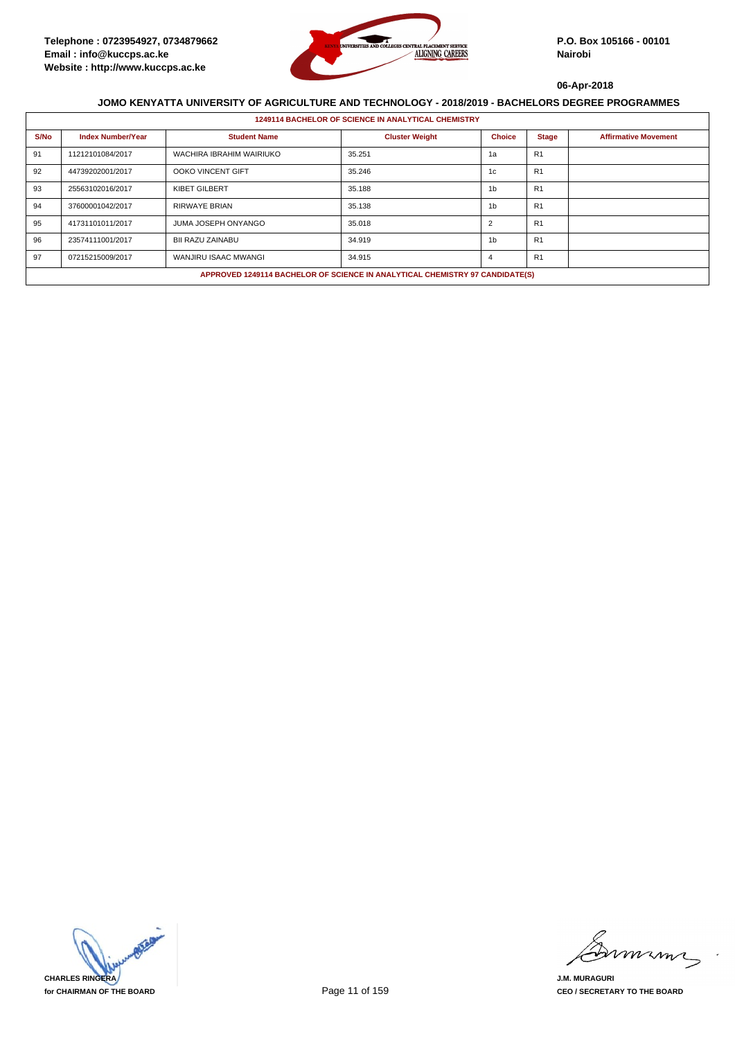Telephone : 0723954927, 0734879662
Email : info@kuccps.ac.ke
Website : http://www.kuccps.ac.ke

P.O. Box 105166 - 00101
Nairobi

06-Apr-2018

## JOMO KENYATTA UNIVERSITY OF AGRICULTURE AND TECHNOLOGY - 2018/2019 - BACHELORS DEGREE PROGRAMMES

### 1249114 BACHELOR OF SCIENCE IN ANALYTICAL CHEMISTRY

| S/No | Index Number/Year | Student Name | Cluster Weight | Choice | Stage | Affirmative Movement |
|---|---|---|---|---|---|---|
| 91 | 11212101084/2017 | WACHIRA IBRAHIM WAIRIUKO | 35.251 | 1a | R1 | |
| 92 | 44739202001/2017 | OOKO VINCENT GIFT | 35.246 | 1c | R1 | |
| 93 | 25563102016/2017 | KIBET GILBERT | 35.188 | 1b | R1 | |
| 94 | 37600001042/2017 | RIRWAYE BRIAN | 35.138 | 1b | R1 | |
| 95 | 41731101011/2017 | JUMA JOSEPH ONYANGO | 35.018 | 2 | R1 | |
| 96 | 23574111001/2017 | BII RAZU ZAINABU | 34.919 | 1b | R1 | |
| 97 | 07215215009/2017 | WANJIRU ISAAC MWANGI | 34.915 | 4 | R1 | |

**APPROVED 1249114 BACHELOR OF SCIENCE IN ANALYTICAL CHEMISTRY 97 CANDIDATE(S)**

**CHARLES RINGERA**
**for CHAIRMAN OF THE BOARD**

**J.M. MURAGURI**
**CEO / SECRETARY TO THE BOARD**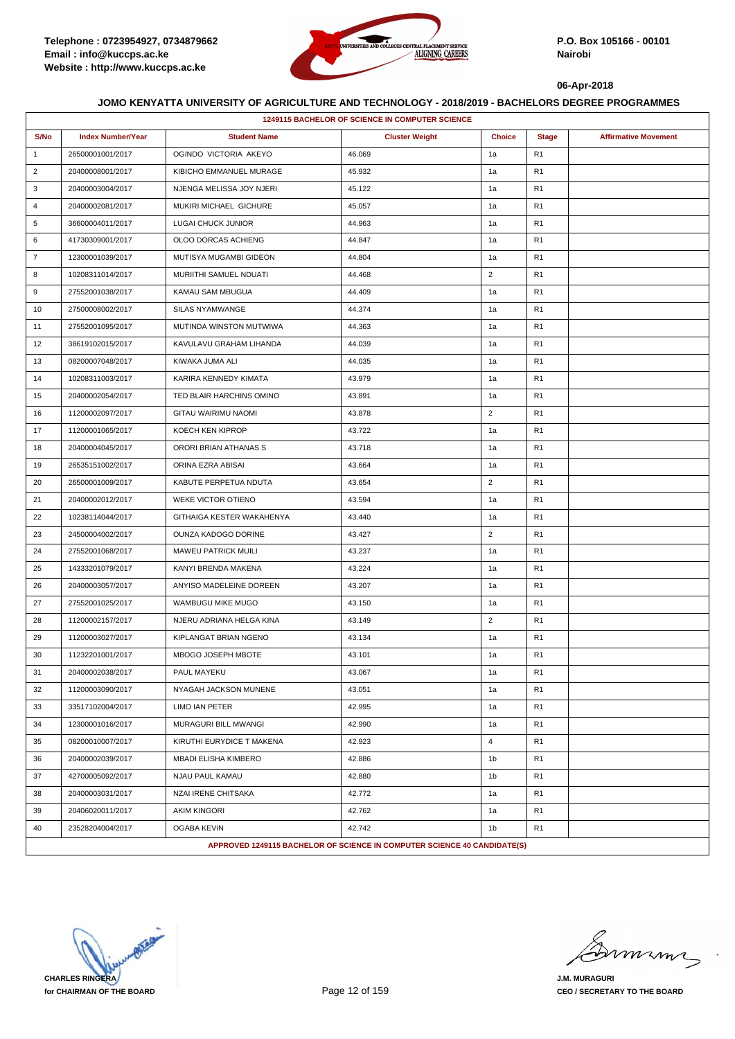**06-Apr-2018**

## JOMO KENYATTA UNIVERSITY OF AGRICULTURE AND TECHNOLOGY - 2018/2019 - BACHELORS DEGREE PROGRAMMES

| 1249115 BACHELOR OF SCIENCE IN COMPUTER SCIENCE | | | | | | |
|---|---|---|---|---|---|---|
| S/No | Index Number/Year | Student Name | Cluster Weight | Choice | Stage | Affirmative Movement |
| 1 | 26500001001/2017 | OGINDO VICTORIA AKEYO | 46.069 | 1a | R1 | |
| 2 | 20400008001/2017 | KIBICHO EMMANUEL MURAGE | 45.932 | 1a | R1 | |
| 3 | 20400003004/2017 | NJENGA MELISSA JOY NJERI | 45.122 | 1a | R1 | |
| 4 | 20400002081/2017 | MUKIRI MICHAEL GICHURE | 45.057 | 1a | R1 | |
| 5 | 36600004011/2017 | LUGAI CHUCK JUNIOR | 44.963 | 1a | R1 | |
| 6 | 41730309001/2017 | OLOO DORCAS ACHIENG | 44.847 | 1a | R1 | |
| 7 | 12300001039/2017 | MUTISYA MUGAMBI GIDEON | 44.804 | 1a | R1 | |
| 8 | 10208311014/2017 | MURIITHI SAMUEL NDUATI | 44.468 | 2 | R1 | |
| 9 | 27552001038/2017 | KAMAU SAM MBUGUA | 44.409 | 1a | R1 | |
| 10 | 27500008002/2017 | SILAS NYAMWANGE | 44.374 | 1a | R1 | |
| 11 | 27552001095/2017 | MUTINDA WINSTON MUTWIWA | 44.363 | 1a | R1 | |
| 12 | 38619102015/2017 | KAVULAVU GRAHAM LIHANDA | 44.039 | 1a | R1 | |
| 13 | 08200007048/2017 | KIWAKA JUMA ALI | 44.035 | 1a | R1 | |
| 14 | 10208311003/2017 | KARIRA KENNEDY KIMATA | 43.979 | 1a | R1 | |
| 15 | 20400002054/2017 | TED BLAIR HARCHINS OMINO | 43.891 | 1a | R1 | |
| 16 | 11200002097/2017 | GITAU WAIRIMU NAOMI | 43.878 | 2 | R1 | |
| 17 | 11200001065/2017 | KOECH KEN KIPROP | 43.722 | 1a | R1 | |
| 18 | 20400004045/2017 | ORORI BRIAN ATHANAS S | 43.718 | 1a | R1 | |
| 19 | 26535151002/2017 | ORINA EZRA ABISAI | 43.664 | 1a | R1 | |
| 20 | 26500001009/2017 | KABUTE PERPETUA NDUTA | 43.654 | 2 | R1 | |
| 21 | 20400002012/2017 | WEKE VICTOR OTIENO | 43.594 | 1a | R1 | |
| 22 | 10238114044/2017 | GITHAIGA KESTER WAKAHENYA | 43.440 | 1a | R1 | |
| 23 | 24500004002/2017 | OUNZA KADOGO DORINE | 43.427 | 2 | R1 | |
| 24 | 27552001068/2017 | MAWEU PATRICK MUILI | 43.237 | 1a | R1 | |
| 25 | 14333201079/2017 | KANYI BRENDA MAKENA | 43.224 | 1a | R1 | |
| 26 | 20400003057/2017 | ANYISO MADELEINE DOREEN | 43.207 | 1a | R1 | |
| 27 | 27552001025/2017 | WAMBUGU MIKE MUGO | 43.150 | 1a | R1 | |
| 28 | 11200002157/2017 | NJERU ADRIANA HELGA KINA | 43.149 | 2 | R1 | |
| 29 | 11200003027/2017 | KIPLANGAT BRIAN NGENO | 43.134 | 1a | R1 | |
| 30 | 11232201001/2017 | MBOGO JOSEPH MBOTE | 43.101 | 1a | R1 | |
| 31 | 20400002038/2017 | PAUL MAYEKU | 43.067 | 1a | R1 | |
| 32 | 11200003090/2017 | NYAGAH JACKSON MUNENE | 43.051 | 1a | R1 | |
| 33 | 33517102004/2017 | LIMO IAN PETER | 42.995 | 1a | R1 | |
| 34 | 12300001016/2017 | MURAGURI BILL MWANGI | 42.990 | 1a | R1 | |
| 35 | 08200010007/2017 | KIRUTHI EURYDICE T MAKENA | 42.923 | 4 | R1 | |
| 36 | 20400002039/2017 | MBADI ELISHA KIMBERO | 42.886 | 1b | R1 | |
| 37 | 42700005092/2017 | NJAU PAUL KAMAU | 42.880 | 1b | R1 | |
| 38 | 20400003031/2017 | NZAI IRENE CHITSAKA | 42.772 | 1a | R1 | |
| 39 | 20406020011/2017 | AKIM KINGORI | 42.762 | 1a | R1 | |
| 40 | 23528204004/2017 | OGABA KEVIN | 42.742 | 1b | R1 | |
| APPROVED 1249115 BACHELOR OF SCIENCE IN COMPUTER SCIENCE 40 CANDIDATE(S) | | | | | | |

**CHARLES RINGERA**
**for CHAIRMAN OF THE BOARD**

**J.M. MURAGURI**
**CEO / SECRETARY TO THE BOARD**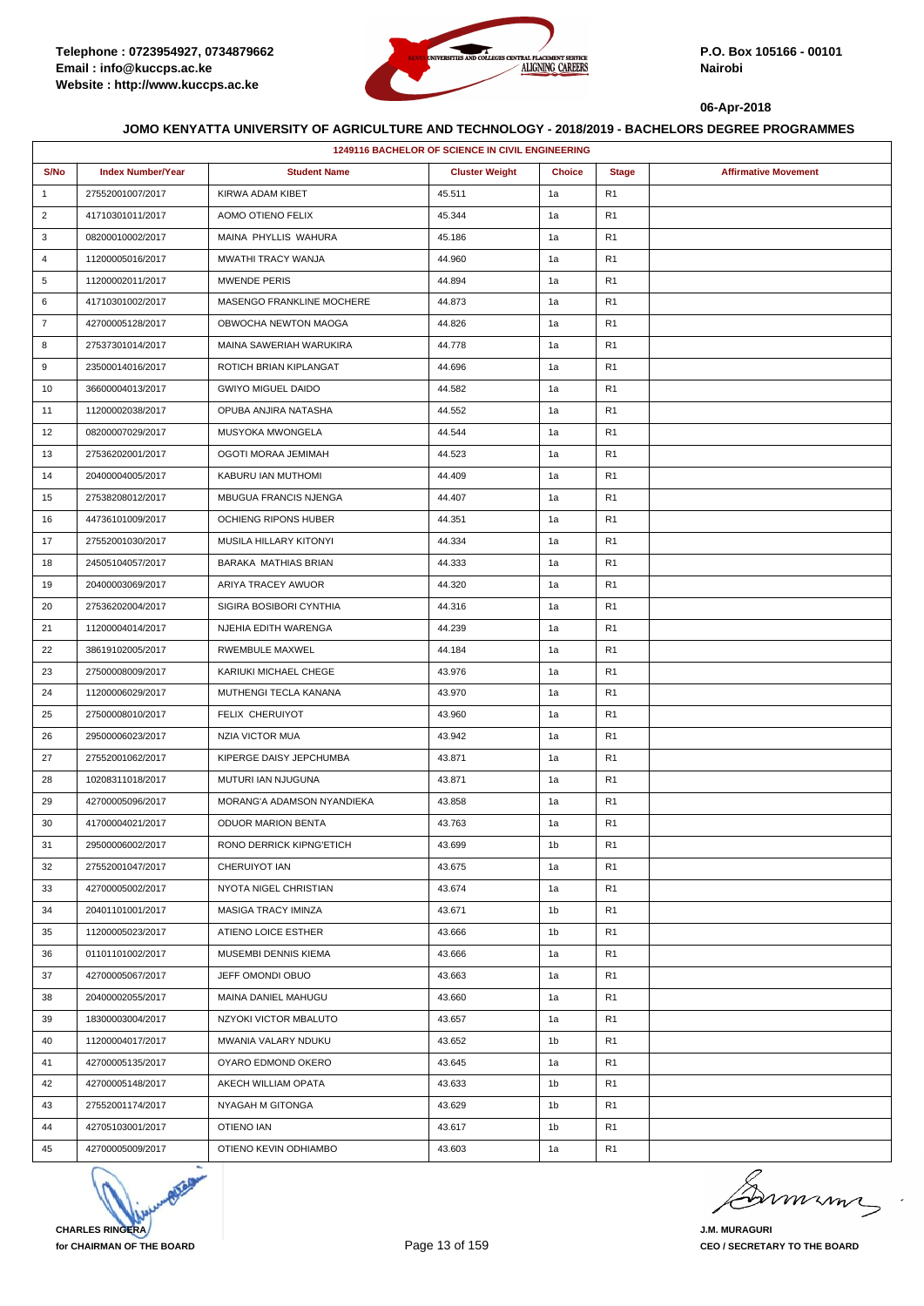Telephone : 0723954927, 0734879662
Email : info@kuccps.ac.ke
Website : http://www.kuccps.ac.ke

P.O. Box 105166 - 00101
Nairobi

06-Apr-2018

## JOMO KENYATTA UNIVERSITY OF AGRICULTURE AND TECHNOLOGY - 2018/2019 - BACHELORS DEGREE PROGRAMMES

### 1249116 BACHELOR OF SCIENCE IN CIVIL ENGINEERING

| S/No | Index Number/Year | Student Name | Cluster Weight | Choice | Stage | Affirmative Movement |
|---|---|---|---|---|---|---|
| 1 | 27552001007/2017 | KIRWA ADAM KIBET | 45.511 | 1a | R1 | |
| 2 | 41710301011/2017 | AOMO OTIENO FELIX | 45.344 | 1a | R1 | |
| 3 | 08200010002/2017 | MAINA PHYLLIS WAHURA | 45.186 | 1a | R1 | |
| 4 | 11200005016/2017 | MWATHI TRACY WANJA | 44.960 | 1a | R1 | |
| 5 | 11200002011/2017 | MWENDE PERIS | 44.894 | 1a | R1 | |
| 6 | 41710301002/2017 | MASENGO FRANKLINE MOCHERE | 44.873 | 1a | R1 | |
| 7 | 42700005128/2017 | OBWOCHA NEWTON MAOGA | 44.826 | 1a | R1 | |
| 8 | 27537301014/2017 | MAINA SAWERIAH WARUKIRA | 44.778 | 1a | R1 | |
| 9 | 23500014016/2017 | ROTICH BRIAN KIPLANGAT | 44.696 | 1a | R1 | |
| 10 | 36600004013/2017 | GWIYO MIGUEL DAIDO | 44.582 | 1a | R1 | |
| 11 | 11200002038/2017 | OPUBA ANJIRA NATASHA | 44.552 | 1a | R1 | |
| 12 | 08200007029/2017 | MUSYOKA MWONGELA | 44.544 | 1a | R1 | |
| 13 | 27536202001/2017 | OGOTI MORAA JEMIMAH | 44.523 | 1a | R1 | |
| 14 | 20400004005/2017 | KABURU IAN MUTHOMI | 44.409 | 1a | R1 | |
| 15 | 27538208012/2017 | MBUGUA FRANCIS NJENGA | 44.407 | 1a | R1 | |
| 16 | 44736101009/2017 | OCHIENG RIPONS HUBER | 44.351 | 1a | R1 | |
| 17 | 27552001030/2017 | MUSILA HILLARY KITONYI | 44.334 | 1a | R1 | |
| 18 | 24505104057/2017 | BARAKA MATHIAS BRIAN | 44.333 | 1a | R1 | |
| 19 | 20400003069/2017 | ARIYA TRACEY AWUOR | 44.320 | 1a | R1 | |
| 20 | 27536202004/2017 | SIGIRA BOSIBORI CYNTHIA | 44.316 | 1a | R1 | |
| 21 | 11200004014/2017 | NJEHIA EDITH WARENGA | 44.239 | 1a | R1 | |
| 22 | 38619102005/2017 | RWEMBULE MAXWEL | 44.184 | 1a | R1 | |
| 23 | 27500008009/2017 | KARIUKI MICHAEL CHEGE | 43.976 | 1a | R1 | |
| 24 | 11200006029/2017 | MUTHENGI TECLA KANANA | 43.970 | 1a | R1 | |
| 25 | 27500008010/2017 | FELIX CHERUIYOT | 43.960 | 1a | R1 | |
| 26 | 29500006023/2017 | NZIA VICTOR MUA | 43.942 | 1a | R1 | |
| 27 | 27552001062/2017 | KIPERGE DAISY JEPCHUMBA | 43.871 | 1a | R1 | |
| 28 | 10208311018/2017 | MUTURI IAN NJUGUNA | 43.871 | 1a | R1 | |
| 29 | 42700005096/2017 | MORANG'A ADAMSON NYANDIEKA | 43.858 | 1a | R1 | |
| 30 | 41700004021/2017 | ODUOR MARION BENTA | 43.763 | 1a | R1 | |
| 31 | 29500006002/2017 | RONO DERRICK KIPNG'ETICH | 43.699 | 1b | R1 | |
| 32 | 27552001047/2017 | CHERUIYOT IAN | 43.675 | 1a | R1 | |
| 33 | 42700005002/2017 | NYOTA NIGEL CHRISTIAN | 43.674 | 1a | R1 | |
| 34 | 20401101001/2017 | MASIGA TRACY IMINZA | 43.671 | 1b | R1 | |
| 35 | 11200005023/2017 | ATIENO LOICE ESTHER | 43.666 | 1b | R1 | |
| 36 | 01101101002/2017 | MUSEMBI DENNIS KIEMA | 43.666 | 1a | R1 | |
| 37 | 42700005067/2017 | JEFF OMONDI OBUO | 43.663 | 1a | R1 | |
| 38 | 20400002055/2017 | MAINA DANIEL MAHUGU | 43.660 | 1a | R1 | |
| 39 | 18300003004/2017 | NZYOKI VICTOR MBALUTO | 43.657 | 1a | R1 | |
| 40 | 11200004017/2017 | MWANIA VALARY NDUKU | 43.652 | 1b | R1 | |
| 41 | 42700005135/2017 | OYARO EDMOND OKERO | 43.645 | 1a | R1 | |
| 42 | 42700005148/2017 | AKECH WILLIAM OPATA | 43.633 | 1b | R1 | |
| 43 | 27552001174/2017 | NYAGAH M GITONGA | 43.629 | 1b | R1 | |
| 44 | 42705103001/2017 | OTIENO IAN | 43.617 | 1b | R1 | |
| 45 | 42700005009/2017 | OTIENO KEVIN ODHIAMBO | 43.603 | 1a | R1 | |

**CHARLES RINGERA**
**for CHAIRMAN OF THE BOARD**

**J.M. MURAGURI**
**CEO / SECRETARY TO THE BOARD**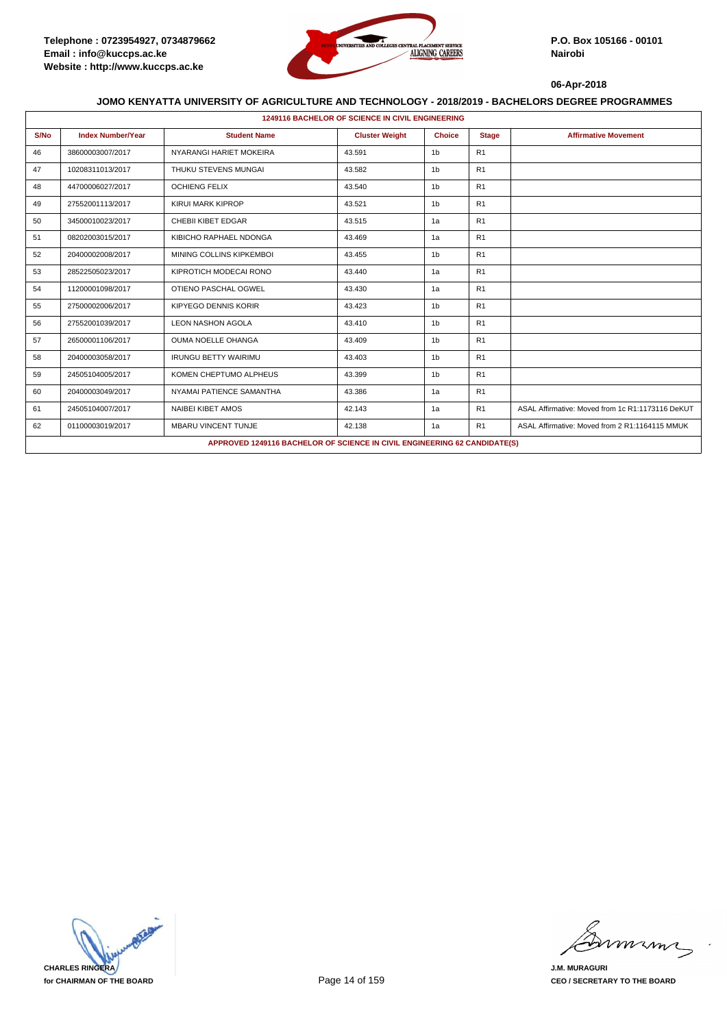Telephone : 0723954927, 0734879662
Email : info@kuccps.ac.ke
Website : http://www.kuccps.ac.ke

P.O. Box 105166 - 00101
Nairobi

06-Apr-2018

## JOMO KENYATTA UNIVERSITY OF AGRICULTURE AND TECHNOLOGY - 2018/2019 - BACHELORS DEGREE PROGRAMMES

| 1249116 BACHELOR OF SCIENCE IN CIVIL ENGINEERING | | | | | | |
|---|---|---|---|---|---|---|
| S/No | Index Number/Year | Student Name | Cluster Weight | Choice | Stage | Affirmative Movement |
| 46 | 38600003007/2017 | NYARANGI HARIET MOKEIRA | 43.591 | 1b | R1 | |
| 47 | 10208311013/2017 | THUKU STEVENS MUNGAI | 43.582 | 1b | R1 | |
| 48 | 44700006027/2017 | OCHIENG FELIX | 43.540 | 1b | R1 | |
| 49 | 27552001113/2017 | KIRUI MARK KIPROP | 43.521 | 1b | R1 | |
| 50 | 34500010023/2017 | CHEBII KIBET EDGAR | 43.515 | 1a | R1 | |
| 51 | 08202003015/2017 | KIBICHO RAPHAEL NDONGA | 43.469 | 1a | R1 | |
| 52 | 20400002008/2017 | MINING COLLINS KIPKEMBOI | 43.455 | 1b | R1 | |
| 53 | 28522505023/2017 | KIPROTICH MODECAI RONO | 43.440 | 1a | R1 | |
| 54 | 11200001098/2017 | OTIENO PASCHAL OGWEL | 43.430 | 1a | R1 | |
| 55 | 27500002006/2017 | KIPYEGO DENNIS KORIR | 43.423 | 1b | R1 | |
| 56 | 27552001039/2017 | LEON NASHON AGOLA | 43.410 | 1b | R1 | |
| 57 | 26500001106/2017 | OUMA NOELLE OHANGA | 43.409 | 1b | R1 | |
| 58 | 20400003058/2017 | IRUNGU BETTY WAIRIMU | 43.403 | 1b | R1 | |
| 59 | 24505104005/2017 | KOMEN CHEPTUMO ALPHEUS | 43.399 | 1b | R1 | |
| 60 | 20400003049/2017 | NYAMAI PATIENCE SAMANTHA | 43.386 | 1a | R1 | |
| 61 | 24505104007/2017 | NAIBEI KIBET AMOS | 42.143 | 1a | R1 | ASAL Affirmative: Moved from 1c R1:1173116 DeKUT |
| 62 | 01100003019/2017 | MBARU VINCENT TUNJE | 42.138 | 1a | R1 | ASAL Affirmative: Moved from 2 R1:1164115 MMUK |
| APPROVED 1249116 BACHELOR OF SCIENCE IN CIVIL ENGINEERING 62 CANDIDATE(S) | | | | | | |

CHARLES RINGERA
for CHAIRMAN OF THE BOARD

J.M. MURAGURI
CEO / SECRETARY TO THE BOARD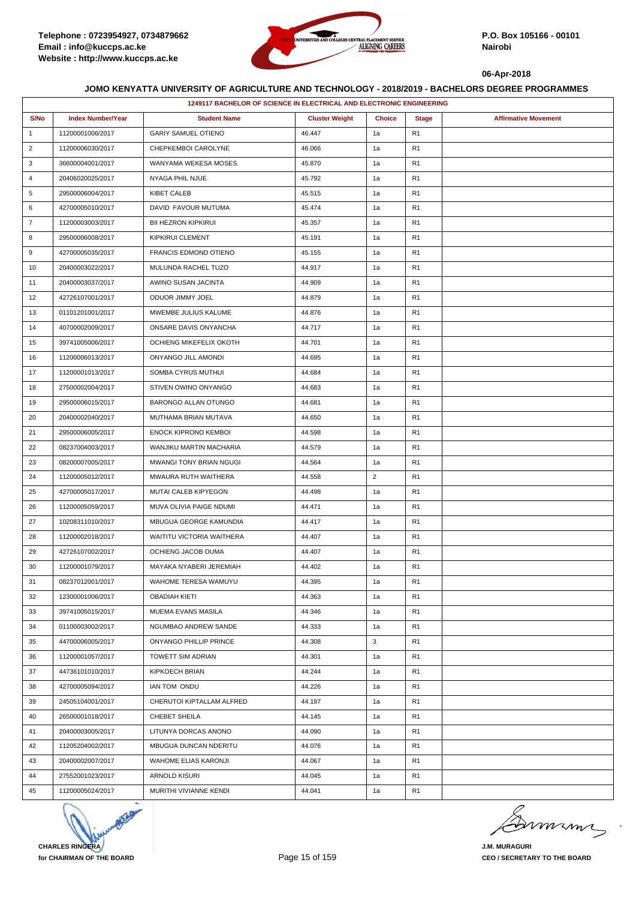Telephone : 0723954927, 0734879662
Email : info@kuccps.ac.ke
Website : http://www.kuccps.ac.ke

P.O. Box 105166 - 00101
Nairobi

06-Apr-2018

## JOMO KENYATTA UNIVERSITY OF AGRICULTURE AND TECHNOLOGY - 2018/2019 - BACHELORS DEGREE PROGRAMMES

| 1249117 BACHELOR OF SCIENCE IN ELECTRICAL AND ELECTRONIC ENGINEERING | | | | | | |
|---|---|---|---|---|---|---|
| S/No | Index Number/Year | Student Name | Cluster Weight | Choice | Stage | Affirmative Movement |
| 1 | 11200001006/2017 | GARIY SAMUEL OTIENO | 46.447 | 1a | R1 | |
| 2 | 11200006030/2017 | CHEPKEMBOI CAROLYNE | 46.066 | 1a | R1 | |
| 3 | 36600004001/2017 | WANYAMA WEKESA MOSES | 45.870 | 1a | R1 | |
| 4 | 20406020025/2017 | NYAGA PHIL NJUE | 45.792 | 1a | R1 | |
| 5 | 29500006004/2017 | KIBET CALEB | 45.515 | 1a | R1 | |
| 6 | 42700005010/2017 | DAVID FAVOUR MUTUMA | 45.474 | 1a | R1 | |
| 7 | 11200003003/2017 | BII HEZRON KIPKIRUI | 45.357 | 1a | R1 | |
| 8 | 29500006008/2017 | KIPKIRUI CLEMENT | 45.191 | 1a | R1 | |
| 9 | 42700005035/2017 | FRANCIS EDMOND OTIENO | 45.155 | 1a | R1 | |
| 10 | 20400003022/2017 | MULUNDA RACHEL TUZO | 44.917 | 1a | R1 | |
| 11 | 20400003037/2017 | AWINO SUSAN JACINTA | 44.909 | 1a | R1 | |
| 12 | 42726107001/2017 | ODUOR JIMMY JOEL | 44.879 | 1a | R1 | |
| 13 | 01101201001/2017 | MWEMBE JULIUS KALUME | 44.876 | 1a | R1 | |
| 14 | 40700002009/2017 | ONSARE DAVIS ONYANCHA | 44.717 | 1a | R1 | |
| 15 | 39741005006/2017 | OCHIENG MIKEFELIX OKOTH | 44.701 | 1a | R1 | |
| 16 | 11200006013/2017 | ONYANGO JILL AMONDI | 44.695 | 1a | R1 | |
| 17 | 11200001013/2017 | SOMBA CYRUS MUTHUI | 44.684 | 1a | R1 | |
| 18 | 27500002004/2017 | STIVEN OWINO ONYANGO | 44.683 | 1a | R1 | |
| 19 | 29500006015/2017 | BARONGO ALLAN OTUNGO | 44.681 | 1a | R1 | |
| 20 | 20400002040/2017 | MUTHAMA BRIAN MUTAVA | 44.650 | 1a | R1 | |
| 21 | 29500006005/2017 | ENOCK KIPRONO KEMBOI | 44.598 | 1a | R1 | |
| 22 | 08237004003/2017 | WANJIKU MARTIN MACHARIA | 44.579 | 1a | R1 | |
| 23 | 08200007005/2017 | MWANGI TONY BRIAN NGUGI | 44.564 | 1a | R1 | |
| 24 | 11200005012/2017 | MWAURA RUTH WAITHERA | 44.558 | 2 | R1 | |
| 25 | 42700005017/2017 | MUTAI CALEB KIPYEGON | 44.498 | 1a | R1 | |
| 26 | 11200005059/2017 | MUVA OLIVIA PAIGE NDUMI | 44.471 | 1a | R1 | |
| 27 | 10208311010/2017 | MBUGUA GEORGE KAMUNDIA | 44.417 | 1a | R1 | |
| 28 | 11200002018/2017 | WAITITU VICTORIA WAITHERA | 44.407 | 1a | R1 | |
| 29 | 42726107002/2017 | OCHIENG JACOB OUMA | 44.407 | 1a | R1 | |
| 30 | 11200001079/2017 | MAYAKA NYABERI JEREMIAH | 44.402 | 1a | R1 | |
| 31 | 08237012001/2017 | WAHOME TERESA WAMUYU | 44.395 | 1a | R1 | |
| 32 | 12300001006/2017 | OBADIAH KIETI | 44.363 | 1a | R1 | |
| 33 | 39741005015/2017 | MUEMA EVANS MASILA | 44.346 | 1a | R1 | |
| 34 | 01100003002/2017 | NGUMBAO ANDREW SANDE | 44.333 | 1a | R1 | |
| 35 | 44700006005/2017 | ONYANGO PHILLIP PRINCE | 44.308 | 3 | R1 | |
| 36 | 11200001057/2017 | TOWETT SIM ADRIAN | 44.301 | 1a | R1 | |
| 37 | 44736101010/2017 | KIPKOECH BRIAN | 44.244 | 1a | R1 | |
| 38 | 42700005094/2017 | IAN TOM ONDU | 44.226 | 1a | R1 | |
| 39 | 24505104001/2017 | CHERUTOI KIPTALLAM ALFRED | 44.197 | 1a | R1 | |
| 40 | 26500001018/2017 | CHEBET SHEILA | 44.145 | 1a | R1 | |
| 41 | 20400003005/2017 | LITUNYA DORCAS ANONO | 44.090 | 1a | R1 | |
| 42 | 11205204002/2017 | MBUGUA DUNCAN NDERITU | 44.076 | 1a | R1 | |
| 43 | 20400002007/2017 | WAHOME ELIAS KARONJI | 44.067 | 1a | R1 | |
| 44 | 27552001023/2017 | ARNOLD KISURI | 44.045 | 1a | R1 | |
| 45 | 11200005024/2017 | MURITHI VIVIANNE KENDI | 44.041 | 1a | R1 | |

CHARLES RINGERA
for CHAIRMAN OF THE BOARD

J.M. MURAGURI
CEO / SECRETARY TO THE BOARD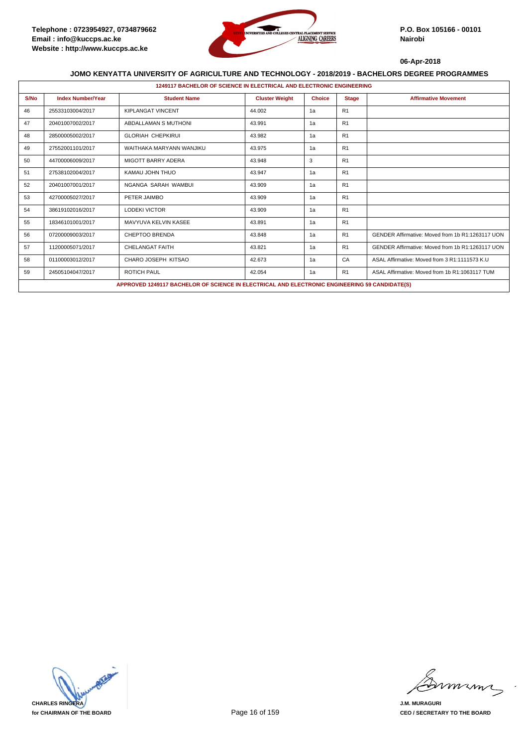Telephone : 0723954927, 0734879662
Email : info@kuccps.ac.ke
Website : http://www.kuccps.ac.ke

P.O. Box 105166 - 00101
Nairobi

06-Apr-2018

## JOMO KENYATTA UNIVERSITY OF AGRICULTURE AND TECHNOLOGY - 2018/2019 - BACHELORS DEGREE PROGRAMMES

### 1249117 BACHELOR OF SCIENCE IN ELECTRICAL AND ELECTRONIC ENGINEERING

| S/No | Index Number/Year | Student Name | Cluster Weight | Choice | Stage | Affirmative Movement |
|---|---|---|---|---|---|---|
| 46 | 25533103004/2017 | KIPLANGAT VINCENT | 44.002 | 1a | R1 | |
| 47 | 20401007002/2017 | ABDALLAMAN S MUTHONI | 43.991 | 1a | R1 | |
| 48 | 28500005002/2017 | GLORIAH CHEPKIRUI | 43.982 | 1a | R1 | |
| 49 | 27552001101/2017 | WAITHAKA MARYANN WANJIKU | 43.975 | 1a | R1 | |
| 50 | 44700006009/2017 | MIGOTT BARRY ADERA | 43.948 | 3 | R1 | |
| 51 | 27538102004/2017 | KAMAU JOHN THUO | 43.947 | 1a | R1 | |
| 52 | 20401007001/2017 | NGANGA SARAH WAMBUI | 43.909 | 1a | R1 | |
| 53 | 42700005027/2017 | PETER JAIMBO | 43.909 | 1a | R1 | |
| 54 | 38619102016/2017 | LODEKI VICTOR | 43.909 | 1a | R1 | |
| 55 | 18346101001/2017 | MAVYUVA KELVIN KASEE | 43.891 | 1a | R1 | |
| 56 | 07200009003/2017 | CHEPTOO BRENDA | 43.848 | 1a | R1 | GENDER Affirmative: Moved from 1b R1:1263117 UON |
| 57 | 11200005071/2017 | CHELANGAT FAITH | 43.821 | 1a | R1 | GENDER Affirmative: Moved from 1b R1:1263117 UON |
| 58 | 01100003012/2017 | CHARO JOSEPH KITSAO | 42.673 | 1a | CA | ASAL Affirmative: Moved from 3 R1:1111573 K.U |
| 59 | 24505104047/2017 | ROTICH PAUL | 42.054 | 1a | R1 | ASAL Affirmative: Moved from 1b R1:1063117 TUM |

APPROVED 1249117 BACHELOR OF SCIENCE IN ELECTRICAL AND ELECTRONIC ENGINEERING 59 CANDIDATE(S)

CHARLES RINGERA
for CHAIRMAN OF THE BOARD

J.M. MURAGURI
CEO / SECRETARY TO THE BOARD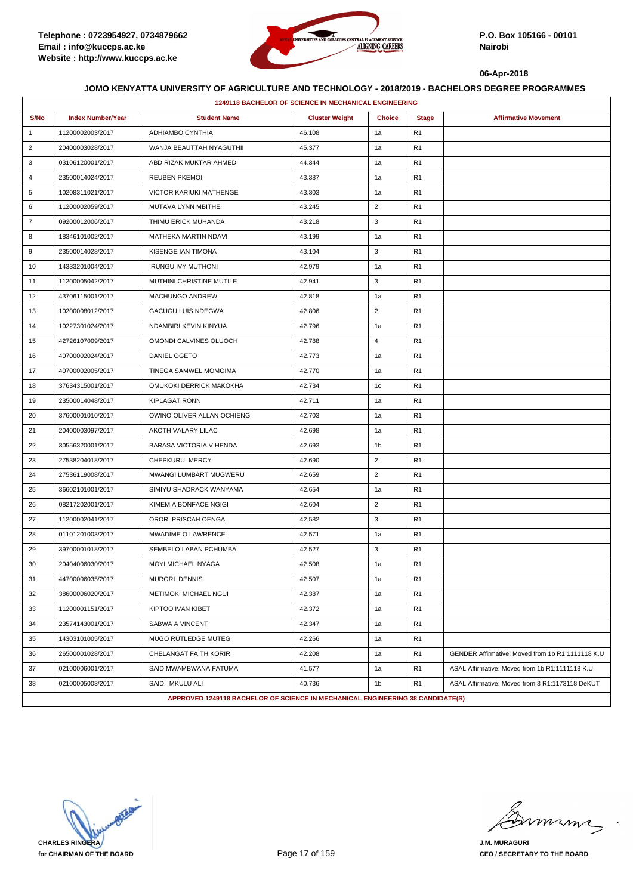Telephone : 0723954927, 0734879662
Email : info@kuccps.ac.ke
Website : http://www.kuccps.ac.ke

P.O. Box 105166 - 00101
Nairobi

06-Apr-2018

## JOMO KENYATTA UNIVERSITY OF AGRICULTURE AND TECHNOLOGY - 2018/2019 - BACHELORS DEGREE PROGRAMMES

### 1249118 BACHELOR OF SCIENCE IN MECHANICAL ENGINEERING

| S/No | Index Number/Year | Student Name | Cluster Weight | Choice | Stage | Affirmative Movement |
|---|---|---|---|---|---|---|
| 1 | 11200002003/2017 | ADHIAMBO CYNTHIA | 46.108 | 1a | R1 | |
| 2 | 20400003028/2017 | WANJA BEAUTTAH NYAGUTHII | 45.377 | 1a | R1 | |
| 3 | 03106120001/2017 | ABDIRIZAK MUKTAR AHMED | 44.344 | 1a | R1 | |
| 4 | 23500014024/2017 | REUBEN PKEMOI | 43.387 | 1a | R1 | |
| 5 | 10208311021/2017 | VICTOR KARIUKI MATHENGE | 43.303 | 1a | R1 | |
| 6 | 11200002059/2017 | MUTAVA LYNN MBITHE | 43.245 | 2 | R1 | |
| 7 | 09200012006/2017 | THIMU ERICK MUHANDA | 43.218 | 3 | R1 | |
| 8 | 18346101002/2017 | MATHEKA MARTIN NDAVI | 43.199 | 1a | R1 | |
| 9 | 23500014028/2017 | KISENGE IAN TIMONA | 43.104 | 3 | R1 | |
| 10 | 14333201004/2017 | IRUNGU IVY MUTHONI | 42.979 | 1a | R1 | |
| 11 | 11200005042/2017 | MUTHINI CHRISTINE MUTILE | 42.941 | 3 | R1 | |
| 12 | 43706115001/2017 | MACHUNGO ANDREW | 42.818 | 1a | R1 | |
| 13 | 10200008012/2017 | GACUGU LUIS NDEGWA | 42.806 | 2 | R1 | |
| 14 | 10227301024/2017 | NDAMBIRI KEVIN KINYUA | 42.796 | 1a | R1 | |
| 15 | 42726107009/2017 | OMONDI CALVINES OLUOCH | 42.788 | 4 | R1 | |
| 16 | 40700002024/2017 | DANIEL OGETO | 42.773 | 1a | R1 | |
| 17 | 40700002005/2017 | TINEGA SAMWEL MOMOIMA | 42.770 | 1a | R1 | |
| 18 | 37634315001/2017 | OMUKOKI DERRICK MAKOKHA | 42.734 | 1c | R1 | |
| 19 | 23500014048/2017 | KIPLAGAT RONN | 42.711 | 1a | R1 | |
| 20 | 37600001010/2017 | OWINO OLIVER ALLAN OCHIENG | 42.703 | 1a | R1 | |
| 21 | 20400003097/2017 | AKOTH VALARY LILAC | 42.698 | 1a | R1 | |
| 22 | 30556320001/2017 | BARASA VICTORIA VIHENDA | 42.693 | 1b | R1 | |
| 23 | 27538204018/2017 | CHEPKURUI MERCY | 42.690 | 2 | R1 | |
| 24 | 27536119008/2017 | MWANGI LUMBART MUGWERU | 42.659 | 2 | R1 | |
| 25 | 36602101001/2017 | SIMIYU SHADRACK WANYAMA | 42.654 | 1a | R1 | |
| 26 | 08217202001/2017 | KIMEMIA BONFACE NGIGI | 42.604 | 2 | R1 | |
| 27 | 11200002041/2017 | ORORI PRISCAH OENGA | 42.582 | 3 | R1 | |
| 28 | 01101201003/2017 | MWADIME O LAWRENCE | 42.571 | 1a | R1 | |
| 29 | 39700001018/2017 | SEMBELO LABAN PCHUMBA | 42.527 | 3 | R1 | |
| 30 | 20404006030/2017 | MOYI MICHAEL NYAGA | 42.508 | 1a | R1 | |
| 31 | 44700006035/2017 | MURORI DENNIS | 42.507 | 1a | R1 | |
| 32 | 38600006020/2017 | METIMOKI MICHAEL NGUI | 42.387 | 1a | R1 | |
| 33 | 11200001151/2017 | KIPTOO IVAN KIBET | 42.372 | 1a | R1 | |
| 34 | 23574143001/2017 | SABWA A VINCENT | 42.347 | 1a | R1 | |
| 35 | 14303101005/2017 | MUGO RUTLEDGE MUTEGI | 42.266 | 1a | R1 | |
| 36 | 26500001028/2017 | CHELANGAT FAITH KORIR | 42.208 | 1a | R1 | GENDER Affirmative: Moved from 1b R1:1111118 K.U |
| 37 | 02100006001/2017 | SAID MWAMBWANA FATUMA | 41.577 | 1a | R1 | ASAL Affirmative: Moved from 1b R1:1111118 K.U |
| 38 | 02100005003/2017 | SAIDI MKULU ALI | 40.736 | 1b | R1 | ASAL Affirmative: Moved from 3 R1:1173118 DeKUT |

**APPROVED 1249118 BACHELOR OF SCIENCE IN MECHANICAL ENGINEERING 38 CANDIDATE(S)**

CHARLES RINGERA
for CHAIRMAN OF THE BOARD

J.M. MURAGURI
CEO / SECRETARY TO THE BOARD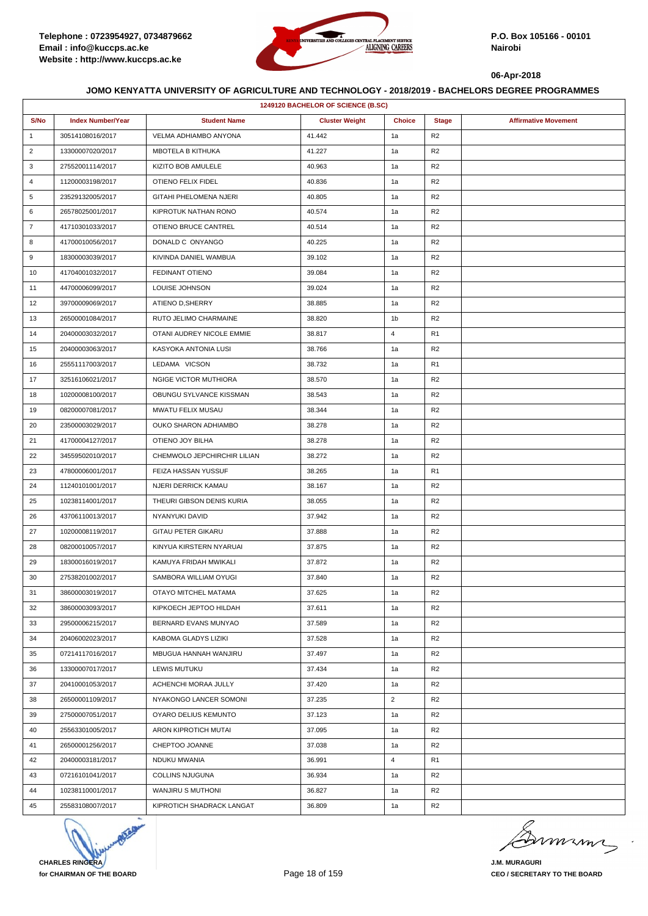Telephone : 0723954927, 0734879662
Email : info@kuccps.ac.ke
Website : http://www.kuccps.ac.ke

P.O. Box 105166 - 00101
Nairobi

06-Apr-2018

## JOMO KENYATTA UNIVERSITY OF AGRICULTURE AND TECHNOLOGY - 2018/2019 - BACHELORS DEGREE PROGRAMMES

| 1249120 BACHELOR OF SCIENCE (B.SC) | | | | | | |
|---|---|---|---|---|---|---|
| **S/No** | **Index Number/Year** | **Student Name** | **Cluster Weight** | **Choice** | **Stage** | **Affirmative Movement** |
| 1 | 30514108016/2017 | VELMA ADHIAMBO ANYONA | 41.442 | 1a | R2 | |
| 2 | 13300007020/2017 | MBOTELA B KITHUKA | 41.227 | 1a | R2 | |
| 3 | 27552001114/2017 | KIZITO BOB AMULELE | 40.963 | 1a | R2 | |
| 4 | 11200003198/2017 | OTIENO FELIX FIDEL | 40.836 | 1a | R2 | |
| 5 | 23529132005/2017 | GITAHI PHELOMENA NJERI | 40.805 | 1a | R2 | |
| 6 | 26578025001/2017 | KIPROTUK NATHAN RONO | 40.574 | 1a | R2 | |
| 7 | 41710301033/2017 | OTIENO BRUCE CANTREL | 40.514 | 1a | R2 | |
| 8 | 41700010056/2017 | DONALD C ONYANGO | 40.225 | 1a | R2 | |
| 9 | 18300003039/2017 | KIVINDA DANIEL WAMBUA | 39.102 | 1a | R2 | |
| 10 | 41704001032/2017 | FEDINANT OTIENO | 39.084 | 1a | R2 | |
| 11 | 44700006099/2017 | LOUISE JOHNSON | 39.024 | 1a | R2 | |
| 12 | 39700009069/2017 | ATIENO D,SHERRY | 38.885 | 1a | R2 | |
| 13 | 26500001084/2017 | RUTO JELIMO CHARMAINE | 38.820 | 1b | R2 | |
| 14 | 20400003032/2017 | OTANI AUDREY NICOLE EMMIE | 38.817 | 4 | R1 | |
| 15 | 20400003063/2017 | KASYOKA ANTONIA LUSI | 38.766 | 1a | R2 | |
| 16 | 25551117003/2017 | LEDAMA VICSON | 38.732 | 1a | R1 | |
| 17 | 32516106021/2017 | NGIGE VICTOR MUTHIORA | 38.570 | 1a | R2 | |
| 18 | 10200008100/2017 | OBUNGU SYLVANCE KISSMAN | 38.543 | 1a | R2 | |
| 19 | 08200007081/2017 | MWATU FELIX MUSAU | 38.344 | 1a | R2 | |
| 20 | 23500003029/2017 | OUKO SHARON ADHIAMBO | 38.278 | 1a | R2 | |
| 21 | 41700004127/2017 | OTIENO JOY BILHA | 38.278 | 1a | R2 | |
| 22 | 34559502010/2017 | CHEMWOLO JEPCHIRCHIR LILIAN | 38.272 | 1a | R2 | |
| 23 | 47800006001/2017 | FEIZA HASSAN YUSSUF | 38.265 | 1a | R1 | |
| 24 | 11240101001/2017 | NJERI DERRICK KAMAU | 38.167 | 1a | R2 | |
| 25 | 10238114001/2017 | THEURI GIBSON DENIS KURIA | 38.055 | 1a | R2 | |
| 26 | 43706110013/2017 | NYANYUKI DAVID | 37.942 | 1a | R2 | |
| 27 | 10200008119/2017 | GITAU PETER GIKARU | 37.888 | 1a | R2 | |
| 28 | 08200010057/2017 | KINYUA KIRSTERN NYARUAI | 37.875 | 1a | R2 | |
| 29 | 18300016019/2017 | KAMUYA FRIDAH MWIKALI | 37.872 | 1a | R2 | |
| 30 | 27538201002/2017 | SAMBORA WILLIAM OYUGI | 37.840 | 1a | R2 | |
| 31 | 38600003019/2017 | OTAYO MITCHEL MATAMA | 37.625 | 1a | R2 | |
| 32 | 38600003093/2017 | KIPKOECH JEPTOO HILDAH | 37.611 | 1a | R2 | |
| 33 | 29500006215/2017 | BERNARD EVANS MUNYAO | 37.589 | 1a | R2 | |
| 34 | 20406002023/2017 | KABOMA GLADYS LIZIKI | 37.528 | 1a | R2 | |
| 35 | 07214117016/2017 | MBUGUA HANNAH WANJIRU | 37.497 | 1a | R2 | |
| 36 | 13300007017/2017 | LEWIS MUTUKU | 37.434 | 1a | R2 | |
| 37 | 20410001053/2017 | ACHENCHI MORAA JULLY | 37.420 | 1a | R2 | |
| 38 | 26500001109/2017 | NYAKONGO LANCER SOMONI | 37.235 | 2 | R2 | |
| 39 | 27500007051/2017 | OYARO DELIUS KEMUNTO | 37.123 | 1a | R2 | |
| 40 | 25563301005/2017 | ARON KIPROTICH MUTAI | 37.095 | 1a | R2 | |
| 41 | 26500001256/2017 | CHEPTOO JOANNE | 37.038 | 1a | R2 | |
| 42 | 20400003181/2017 | NDUKU MWANIA | 36.991 | 4 | R1 | |
| 43 | 07216101041/2017 | COLLINS NJUGUNA | 36.934 | 1a | R2 | |
| 44 | 10238110001/2017 | WANJIRU S MUTHONI | 36.827 | 1a | R2 | |
| 45 | 25583108007/2017 | KIPROTICH SHADRACK LANGAT | 36.809 | 1a | R2 | |

**CHARLES RINGERA**
**for CHAIRMAN OF THE BOARD**

**J.M. MURAGURI**
**CEO / SECRETARY TO THE BOARD**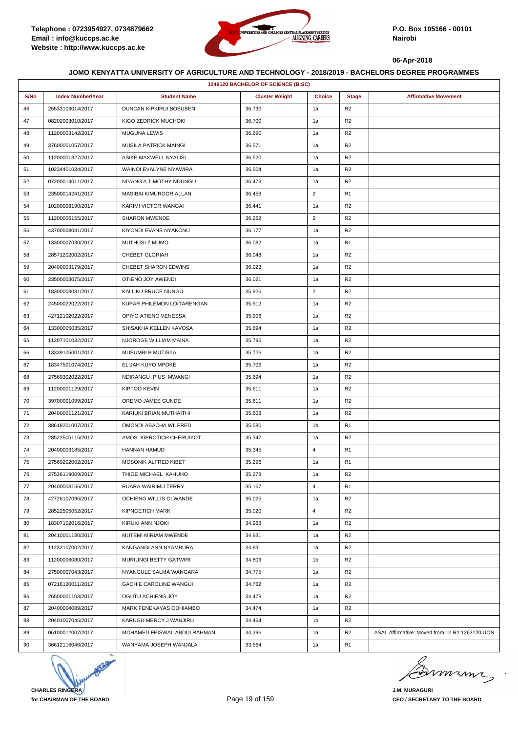**JOMO KENYATTA UNIVERSITY OF AGRICULTURE AND TECHNOLOGY - 2018/2019 - BACHELORS DEGREE PROGRAMMES**

| 1249120 BACHELOR OF SCIENCE (B.SC) | | | | | | |
|---|---|---|---|---|---|---|
| S/No | Index Number/Year | Student Name | Cluster Weight | Choice | Stage | Affirmative Movement |
| 46 | 25533103014/2017 | DUNCAN KIPKIRUI BOSUBEN | 36.730 | 1a | R2 | |
| 47 | 08202003010/2017 | KIGO ZEDRICK MUCHOKI | 36.700 | 1a | R2 | |
| 48 | 11200003142/2017 | MUGUNA LEWIS | 36.690 | 1a | R2 | |
| 49 | 37600001057/2017 | MUSILA PATRICK MAINGI | 36.571 | 1a | R2 | |
| 50 | 11200001327/2017 | ASIKE MAXWELL NYALISI | 36.520 | 1a | R2 | |
| 51 | 10234401034/2017 | WAINOI EVALYNE NYAWIRA | 36.504 | 1a | R2 | |
| 52 | 07200014011/2017 | NG'ANG'A TIMOTHY NDUNGU | 36.473 | 1a | R2 | |
| 53 | 23500014241/2017 | MASIBAI KIMURGOR ALLAN | 36.459 | 2 | R1 | |
| 54 | 10200008190/2017 | KARIMI VICTOR WANGAI | 36.441 | 1a | R2 | |
| 55 | 11200006155/2017 | SHARON MWENDE | 36.262 | 2 | R2 | |
| 56 | 43700008041/2017 | KIYONDI EVANS NYAKONU | 36.177 | 1a | R2 | |
| 57 | 13300007030/2017 | MUTHUSI Z MUMO | 36.082 | 1a | R1 | |
| 58 | 28571202002/2017 | CHEBET GLORIAH | 36.048 | 1a | R2 | |
| 59 | 20400003179/2017 | CHEBET SHARON EDWINS | 36.023 | 1a | R2 | |
| 60 | 23500003075/2017 | OTIENO JOY AWENDI | 36.021 | 1a | R2 | |
| 61 | 18300003081/2017 | KALUKU BRUCE NUNGU | 35.926 | 2 | R2 | |
| 62 | 24500022022/2017 | KUPAR PHILEMON LOITARENGAN | 35.912 | 1a | R2 | |
| 63 | 42712102022/2017 | OPIYO ATIENO VENESSA | 35.906 | 1a | R2 | |
| 64 | 13300005035/2017 | SHISAKHA KELLEN KAVOSA | 35.894 | 1a | R2 | |
| 65 | 11207101032/2017 | NJOROGE WILLIAM MAINA | 35.795 | 1a | R2 | |
| 66 | 13339105001/2017 | MUSUMBI B MUTISYA | 35.726 | 1a | R2 | |
| 67 | 18347501074/2017 | ELIJAH KUYO MPOKE | 35.706 | 1a | R2 | |
| 68 | 27569302022/2017 | NDIRANGU PIUS MWANGI | 35.694 | 1a | R2 | |
| 69 | 11200001129/2017 | KIPTOO KEVIN | 35.611 | 1a | R2 | |
| 70 | 39700001099/2017 | OREMO JAMES GUNDE | 35.611 | 1a | R2 | |
| 71 | 20400001121/2017 | KARIUKI BRIAN MUTHAITHI | 35.608 | 1a | R2 | |
| 72 | 38618201007/2017 | OMONDI ABACHA WILFRED | 35.580 | 1b | R1 | |
| 73 | 28522505115/2017 | AMOS KIPROTICH CHERUIYOT | 35.347 | 1a | R2 | |
| 74 | 20400003185/2017 | HANNAN HAMUD | 35.345 | 4 | R1 | |
| 75 | 27569202002/2017 | MOSONIK ALFRED KIBET | 35.296 | 1a | R1 | |
| 76 | 27536119009/2017 | THIGE MICHAEL KAHUHO | 35.278 | 1a | R2 | |
| 77 | 20400003156/2017 | RUARA WAIRIMU TERRY | 35.167 | 4 | R1 | |
| 78 | 42726107095/2017 | OCHIENG WILLIS OLWANDE | 35.025 | 1a | R2 | |
| 79 | 28522505052/2017 | KIPNGETICH MARK | 35.020 | 4 | R2 | |
| 80 | 18307102016/2017 | KIRUKI ANN NJOKI | 34.968 | 1a | R2 | |
| 81 | 20410001130/2017 | MUTEMI MIRIAM MWENDE | 34.931 | 1a | R2 | |
| 82 | 11232107002/2017 | KANGANGI ANN NYAMBURA | 34.931 | 1a | R2 | |
| 83 | 11200006080/2017 | MURIUNGI BETTY GATWIRI | 34.809 | 1b | R2 | |
| 84 | 27500007043/2017 | NYANGULE SALMA WANGARA | 34.775 | 1a | R2 | |
| 85 | 07216120011/2017 | GACHIE CAROLINE WANGUI | 34.762 | 1a | R2 | |
| 86 | 26500001103/2017 | OGUTU ACHIENG JOY | 34.478 | 1a | R2 | |
| 87 | 20400004089/2017 | MARK FENEKAYAS ODHIAMBO | 34.474 | 1a | R2 | |
| 88 | 20401007045/2017 | KARUGU MERCY J WANJIRU | 34.464 | 1b | R2 | |
| 89 | 06100012007/2017 | MOHAMED FEISWAL ABDULRAHMAN | 34.296 | 1a | R2 | ASAL Affirmative: Moved from 1b R2:1263120 UON |
| 90 | 36612116046/2017 | WANYAMA JOSEPH WANJALA | 33.564 | 1a | R1 | |

**CHARLES RINGERA**
**for CHAIRMAN OF THE BOARD**

**J.M. MURAGURI**
**CEO / SECRETARY TO THE BOARD**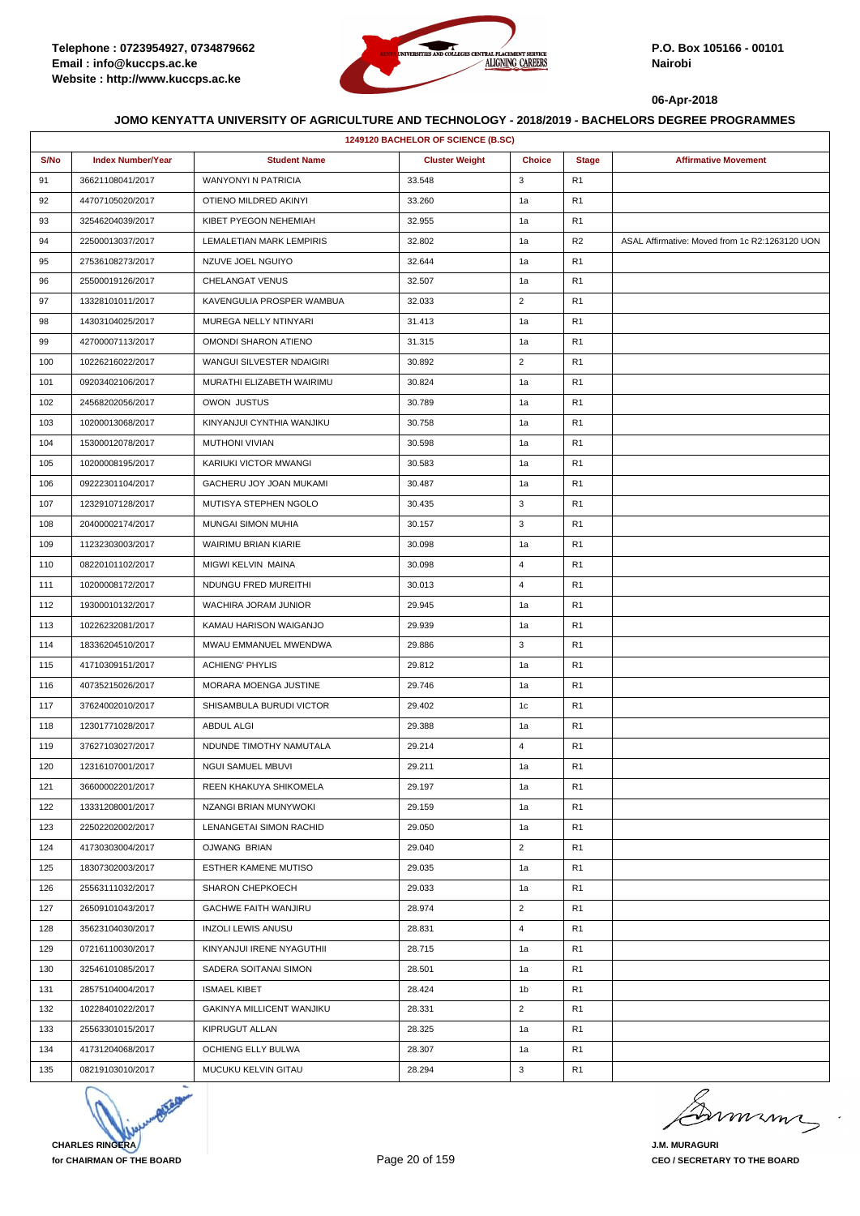Telephone : 0723954927, 0734879662
Email : info@kuccps.ac.ke
Website : http://www.kuccps.ac.ke

P.O. Box 105166 - 00101
Nairobi

06-Apr-2018

**JOMO KENYATTA UNIVERSITY OF AGRICULTURE AND TECHNOLOGY - 2018/2019 - BACHELORS DEGREE PROGRAMMES**

| 1249120 BACHELOR OF SCIENCE (B.SC) | | | | | | |
|---|---|---|---|---|---|---|
| **S/No** | **Index Number/Year** | **Student Name** | **Cluster Weight** | **Choice** | **Stage** | **Affirmative Movement** |
| 91 | 36621108041/2017 | WANYONYI N PATRICIA | 33.548 | 3 | R1 | |
| 92 | 44707105020/2017 | OTIENO MILDRED AKINYI | 33.260 | 1a | R1 | |
| 93 | 32546204039/2017 | KIBET PYEGON NEHEMIAH | 32.955 | 1a | R1 | |
| 94 | 22500013037/2017 | LEMALETIAN MARK LEMPIRIS | 32.802 | 1a | R2 | ASAL Affirmative: Moved from 1c R2:1263120 UON |
| 95 | 27536108273/2017 | NZUVE JOEL NGUIYO | 32.644 | 1a | R1 | |
| 96 | 25500019126/2017 | CHELANGAT VENUS | 32.507 | 1a | R1 | |
| 97 | 13328101011/2017 | KAVENGULIA PROSPER WAMBUA | 32.033 | 2 | R1 | |
| 98 | 14303104025/2017 | MUREGA NELLY NTINYARI | 31.413 | 1a | R1 | |
| 99 | 42700007113/2017 | OMONDI SHARON ATIENO | 31.315 | 1a | R1 | |
| 100 | 10226216022/2017 | WANGUI SILVESTER NDAIGIRI | 30.892 | 2 | R1 | |
| 101 | 09203402106/2017 | MURATHI ELIZABETH WAIRIMU | 30.824 | 1a | R1 | |
| 102 | 24568202056/2017 | OWON JUSTUS | 30.789 | 1a | R1 | |
| 103 | 10200013068/2017 | KINYANJUI CYNTHIA WANJIKU | 30.758 | 1a | R1 | |
| 104 | 15300012078/2017 | MUTHONI VIVIAN | 30.598 | 1a | R1 | |
| 105 | 10200008195/2017 | KARIUKI VICTOR MWANGI | 30.583 | 1a | R1 | |
| 106 | 09222301104/2017 | GACHERU JOY JOAN MUKAMI | 30.487 | 1a | R1 | |
| 107 | 12329107128/2017 | MUTISYA STEPHEN NGOLO | 30.435 | 3 | R1 | |
| 108 | 20400002174/2017 | MUNGAI SIMON MUHIA | 30.157 | 3 | R1 | |
| 109 | 11232303003/2017 | WAIRIMU BRIAN KIARIE | 30.098 | 1a | R1 | |
| 110 | 08220101102/2017 | MIGWI KELVIN MAINA | 30.098 | 4 | R1 | |
| 111 | 10200008172/2017 | NDUNGU FRED MUREITHI | 30.013 | 4 | R1 | |
| 112 | 19300010132/2017 | WACHIRA JORAM JUNIOR | 29.945 | 1a | R1 | |
| 113 | 10226232081/2017 | KAMAU HARISON WAIGANJO | 29.939 | 1a | R1 | |
| 114 | 18336204510/2017 | MWAU EMMANUEL MWENDWA | 29.886 | 3 | R1 | |
| 115 | 41710309151/2017 | ACHIENG' PHYLIS | 29.812 | 1a | R1 | |
| 116 | 40735215026/2017 | MORARA MOENGA JUSTINE | 29.746 | 1a | R1 | |
| 117 | 37624002010/2017 | SHISAMBULA BURUDI VICTOR | 29.402 | 1c | R1 | |
| 118 | 12301771028/2017 | ABDUL ALGI | 29.388 | 1a | R1 | |
| 119 | 37627103027/2017 | NDUNDE TIMOTHY NAMUTALA | 29.214 | 4 | R1 | |
| 120 | 12316107001/2017 | NGUI SAMUEL MBUVI | 29.211 | 1a | R1 | |
| 121 | 36600002201/2017 | REEN KHAKUYA SHIKOMELA | 29.197 | 1a | R1 | |
| 122 | 13331208001/2017 | NZANGI BRIAN MUNYWOKI | 29.159 | 1a | R1 | |
| 123 | 22502202002/2017 | LENANGETAI SIMON RACHID | 29.050 | 1a | R1 | |
| 124 | 41730303004/2017 | OJWANG BRIAN | 29.040 | 2 | R1 | |
| 125 | 18307302003/2017 | ESTHER KAMENE MUTISO | 29.035 | 1a | R1 | |
| 126 | 25563111032/2017 | SHARON CHEPKOECH | 29.033 | 1a | R1 | |
| 127 | 26509101043/2017 | GACHWE FAITH WANJIRU | 28.974 | 2 | R1 | |
| 128 | 35623104030/2017 | INZOLI LEWIS ANUSU | 28.831 | 4 | R1 | |
| 129 | 07216110030/2017 | KINYANJUI IRENE NYAGUTHII | 28.715 | 1a | R1 | |
| 130 | 32546101085/2017 | SADERA SOITANAI SIMON | 28.501 | 1a | R1 | |
| 131 | 28575104004/2017 | ISMAEL KIBET | 28.424 | 1b | R1 | |
| 132 | 10228401022/2017 | GAKINYA MILLICENT WANJIKU | 28.331 | 2 | R1 | |
| 133 | 25563301015/2017 | KIPRUGUT ALLAN | 28.325 | 1a | R1 | |
| 134 | 41731204068/2017 | OCHIENG ELLY BULWA | 28.307 | 1a | R1 | |
| 135 | 08219103010/2017 | MUCUKU KELVIN GITAU | 28.294 | 3 | R1 | |

**CHARLES RINGERA**
**for CHAIRMAN OF THE BOARD**

**J.M. MURAGURI**
**CEO / SECRETARY TO THE BOARD**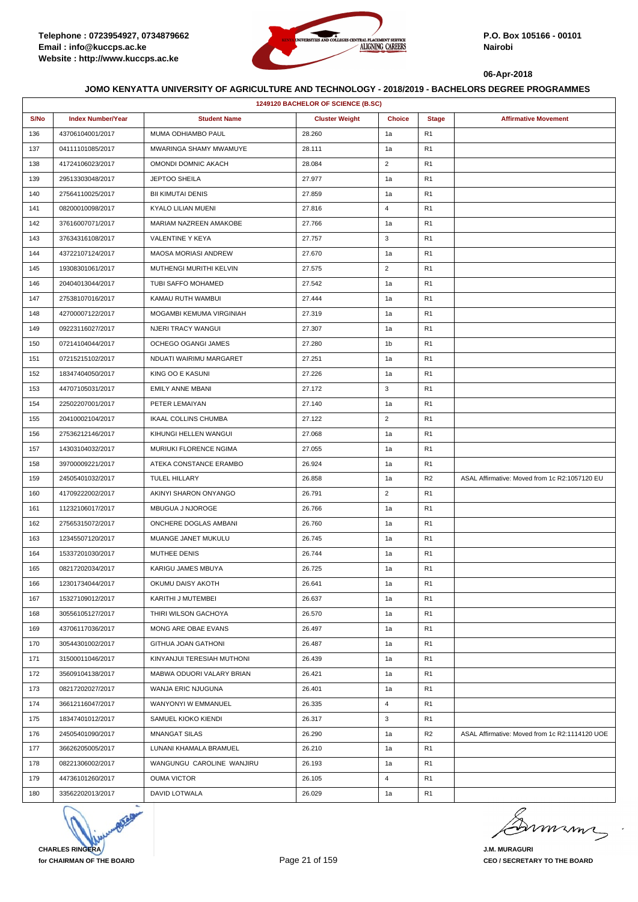**JOMO KENYATTA UNIVERSITY OF AGRICULTURE AND TECHNOLOGY - 2018/2019 - BACHELORS DEGREE PROGRAMMES**

| 1249120 BACHELOR OF SCIENCE (B.SC) | | | | | | |
|---|---|---|---|---|---|---|
| S/No | Index Number/Year | Student Name | Cluster Weight | Choice | Stage | Affirmative Movement |
| 136 | 43706104001/2017 | MUMA ODHIAMBO PAUL | 28.260 | 1a | R1 | |
| 137 | 04111101085/2017 | MWARINGA SHAMY MWAMUYE | 28.111 | 1a | R1 | |
| 138 | 41724106023/2017 | OMONDI DOMNIC AKACH | 28.084 | 2 | R1 | |
| 139 | 29513303048/2017 | JEPTOO SHEILA | 27.977 | 1a | R1 | |
| 140 | 27564110025/2017 | BII KIMUTAI DENIS | 27.859 | 1a | R1 | |
| 141 | 08200010098/2017 | KYALO LILIAN MUENI | 27.816 | 4 | R1 | |
| 142 | 37616007071/2017 | MARIAM NAZREEN AMAKOBE | 27.766 | 1a | R1 | |
| 143 | 37634316108/2017 | VALENTINE Y KEYA | 27.757 | 3 | R1 | |
| 144 | 43722107124/2017 | MAOSA MORIASI ANDREW | 27.670 | 1a | R1 | |
| 145 | 19308301061/2017 | MUTHENGI MURITHI KELVIN | 27.575 | 2 | R1 | |
| 146 | 20404013044/2017 | TUBI SAFFO MOHAMED | 27.542 | 1a | R1 | |
| 147 | 27538107016/2017 | KAMAU RUTH WAMBUI | 27.444 | 1a | R1 | |
| 148 | 42700007122/2017 | MOGAMBI KEMUMA VIRGINIAH | 27.319 | 1a | R1 | |
| 149 | 09223116027/2017 | NJERI TRACY WANGUI | 27.307 | 1a | R1 | |
| 150 | 07214104044/2017 | OCHEGO OGANGI JAMES | 27.280 | 1b | R1 | |
| 151 | 07215215102/2017 | NDUATI WAIRIMU MARGARET | 27.251 | 1a | R1 | |
| 152 | 18347404050/2017 | KING OO E KASUNI | 27.226 | 1a | R1 | |
| 153 | 44707105031/2017 | EMILY ANNE MBANI | 27.172 | 3 | R1 | |
| 154 | 22502207001/2017 | PETER LEMAIYAN | 27.140 | 1a | R1 | |
| 155 | 20410002104/2017 | IKAAL COLLINS CHUMBA | 27.122 | 2 | R1 | |
| 156 | 27536212146/2017 | KIHUNGI HELLEN WANGUI | 27.068 | 1a | R1 | |
| 157 | 14303104032/2017 | MURIUKI FLORENCE NGIMA | 27.055 | 1a | R1 | |
| 158 | 39700009221/2017 | ATEKA CONSTANCE ERAMBO | 26.924 | 1a | R1 | |
| 159 | 24505401032/2017 | TULEL HILLARY | 26.858 | 1a | R2 | ASAL Affirmative: Moved from 1c R2:1057120 EU |
| 160 | 41709222002/2017 | AKINYI SHARON ONYANGO | 26.791 | 2 | R1 | |
| 161 | 11232106017/2017 | MBUGUA J NJOROGE | 26.766 | 1a | R1 | |
| 162 | 27565315072/2017 | ONCHERE DOGLAS AMBANI | 26.760 | 1a | R1 | |
| 163 | 12345507120/2017 | MUANGE JANET MUKULU | 26.745 | 1a | R1 | |
| 164 | 15337201030/2017 | MUTHEE DENIS | 26.744 | 1a | R1 | |
| 165 | 08217202034/2017 | KARIGU JAMES MBUYA | 26.725 | 1a | R1 | |
| 166 | 12301734044/2017 | OKUMU DAISY AKOTH | 26.641 | 1a | R1 | |
| 167 | 15327109012/2017 | KARITHI J MUTEMBEI | 26.637 | 1a | R1 | |
| 168 | 30556105127/2017 | THIRI WILSON GACHOYA | 26.570 | 1a | R1 | |
| 169 | 43706117036/2017 | MONG ARE OBAE EVANS | 26.497 | 1a | R1 | |
| 170 | 30544301002/2017 | GITHUA JOAN GATHONI | 26.487 | 1a | R1 | |
| 171 | 31500011046/2017 | KINYANJUI TERESIAH MUTHONI | 26.439 | 1a | R1 | |
| 172 | 35609104138/2017 | MABWA ODUORI VALARY BRIAN | 26.421 | 1a | R1 | |
| 173 | 08217202027/2017 | WANJA ERIC NJUGUNA | 26.401 | 1a | R1 | |
| 174 | 36612116047/2017 | WANYONYI W EMMANUEL | 26.335 | 4 | R1 | |
| 175 | 18347401012/2017 | SAMUEL KIOKO KIENDI | 26.317 | 3 | R1 | |
| 176 | 24505401090/2017 | MNANGAT SILAS | 26.290 | 1a | R2 | ASAL Affirmative: Moved from 1c R2:1114120 UOE |
| 177 | 36626205005/2017 | LUNANI KHAMALA BRAMUEL | 26.210 | 1a | R1 | |
| 178 | 08221306002/2017 | WANGUNGU CAROLINE WANJIRU | 26.193 | 1a | R1 | |
| 179 | 44736101260/2017 | OUMA VICTOR | 26.105 | 4 | R1 | |
| 180 | 33562202013/2017 | DAVID LOTWALA | 26.029 | 1a | R1 | |

**CHARLES RINGERA**
**for CHAIRMAN OF THE BOARD**

**J.M. MURAGURI**
**CEO / SECRETARY TO THE BOARD**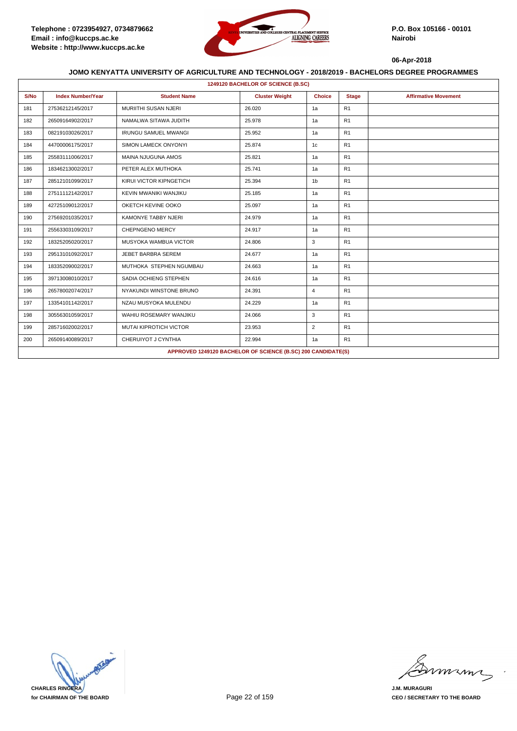Telephone : 0723954927, 0734879662
Email : info@kuccps.ac.ke
Website : http://www.kuccps.ac.ke

P.O. Box 105166 - 00101
Nairobi

06-Apr-2018

## JOMO KENYATTA UNIVERSITY OF AGRICULTURE AND TECHNOLOGY - 2018/2019 - BACHELORS DEGREE PROGRAMMES

### 1249120 BACHELOR OF SCIENCE (B.SC)

| S/No | Index Number/Year | Student Name | Cluster Weight | Choice | Stage | Affirmative Movement |
|---|---|---|---|---|---|---|
| 181 | 27536212145/2017 | MURIITHI SUSAN NJERI | 26.020 | 1a | R1 | |
| 182 | 26509164902/2017 | NAMALWA SITAWA JUDITH | 25.978 | 1a | R1 | |
| 183 | 08219103026/2017 | IRUNGU SAMUEL MWANGI | 25.952 | 1a | R1 | |
| 184 | 44700006175/2017 | SIMON LAMECK ONYONYI | 25.874 | 1c | R1 | |
| 185 | 25583111006/2017 | MAINA NJUGUNA AMOS | 25.821 | 1a | R1 | |
| 186 | 18346213002/2017 | PETER ALEX MUTHOKA | 25.741 | 1a | R1 | |
| 187 | 28512101099/2017 | KIRUI VICTOR KIPNGETICH | 25.394 | 1b | R1 | |
| 188 | 27511112142/2017 | KEVIN MWANIKI WANJIKU | 25.185 | 1a | R1 | |
| 189 | 42725109012/2017 | OKETCH KEVINE OOKO | 25.097 | 1a | R1 | |
| 190 | 27569201035/2017 | KAMONYE TABBY NJERI | 24.979 | 1a | R1 | |
| 191 | 25563303109/2017 | CHEPNGENO MERCY | 24.917 | 1a | R1 | |
| 192 | 18325205020/2017 | MUSYOKA WAMBUA VICTOR | 24.806 | 3 | R1 | |
| 193 | 29513101092/2017 | JEBET BARBRA SEREM | 24.677 | 1a | R1 | |
| 194 | 18335209002/2017 | MUTHOKA STEPHEN NGUMBAU | 24.663 | 1a | R1 | |
| 195 | 39713008010/2017 | SADIA OCHIENG STEPHEN | 24.616 | 1a | R1 | |
| 196 | 26578002074/2017 | NYAKUNDI WINSTONE BRUNO | 24.391 | 4 | R1 | |
| 197 | 13354101142/2017 | NZAU MUSYOKA MULENDU | 24.229 | 1a | R1 | |
| 198 | 30556301059/2017 | WAHIU ROSEMARY WANJIKU | 24.066 | 3 | R1 | |
| 199 | 28571602002/2017 | MUTAI KIPROTICH VICTOR | 23.953 | 2 | R1 | |
| 200 | 26509140089/2017 | CHERUIYOT J CYNTHIA | 22.994 | 1a | R1 | |

**APPROVED 1249120 BACHELOR OF SCIENCE (B.SC) 200 CANDIDATE(S)**

CHARLES RINGERA
for CHAIRMAN OF THE BOARD

J.M. MURAGURI
CEO / SECRETARY TO THE BOARD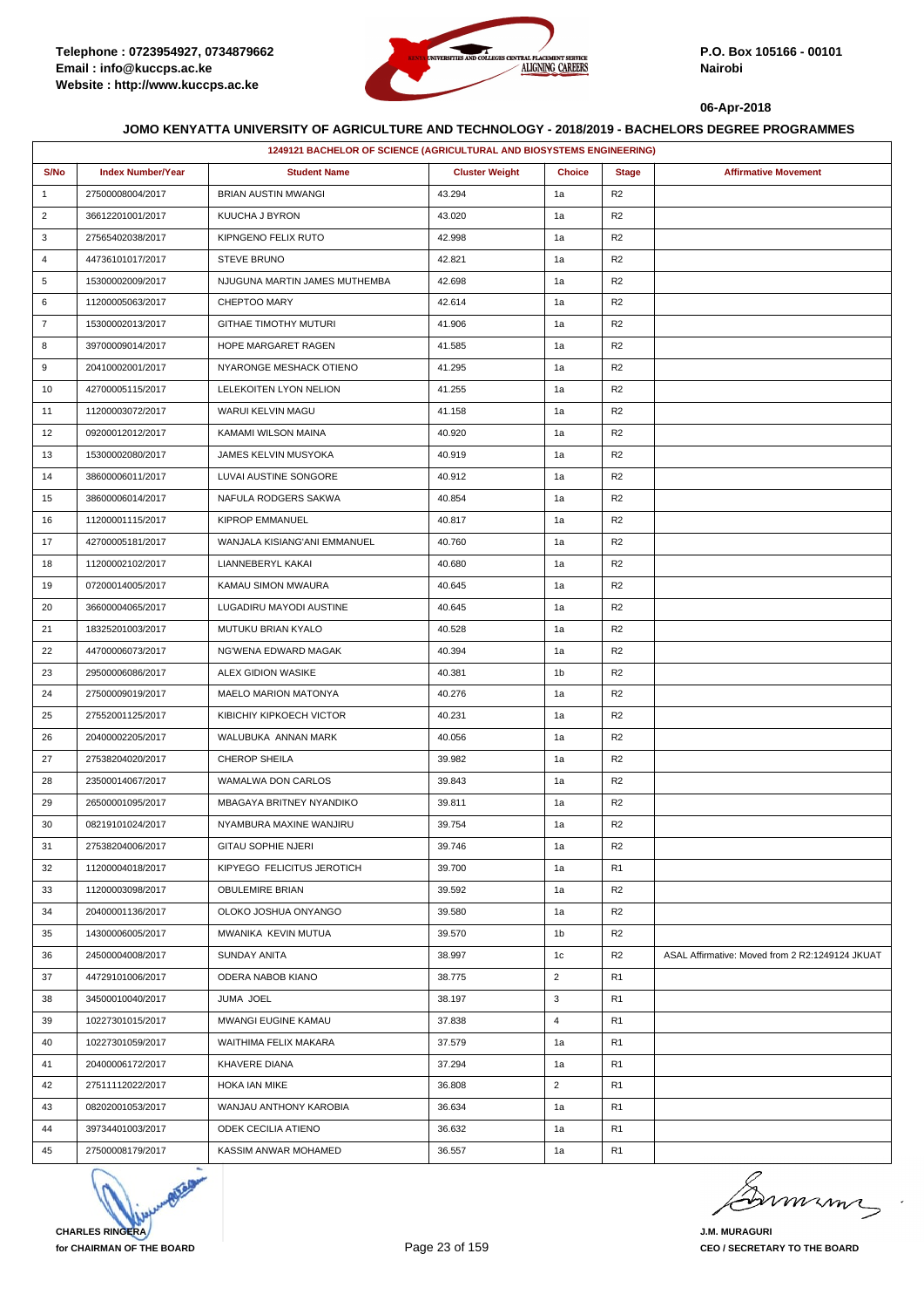**JOMO KENYATTA UNIVERSITY OF AGRICULTURE AND TECHNOLOGY - 2018/2019 - BACHELORS DEGREE PROGRAMMES**

| 1249121 BACHELOR OF SCIENCE (AGRICULTURAL AND BIOSYSTEMS ENGINEERING) | | | | | | |
|---|---|---|---|---|---|---|
| S/No | Index Number/Year | Student Name | Cluster Weight | Choice | Stage | Affirmative Movement |
| 1 | 27500008004/2017 | BRIAN AUSTIN MWANGI | 43.294 | 1a | R2 | |
| 2 | 36612201001/2017 | KUUCHA J BYRON | 43.020 | 1a | R2 | |
| 3 | 27565402038/2017 | KIPNGENO FELIX RUTO | 42.998 | 1a | R2 | |
| 4 | 44736101017/2017 | STEVE BRUNO | 42.821 | 1a | R2 | |
| 5 | 15300002009/2017 | NJUGUNA MARTIN JAMES MUTHEMBA | 42.698 | 1a | R2 | |
| 6 | 11200005063/2017 | CHEPTOO MARY | 42.614 | 1a | R2 | |
| 7 | 15300002013/2017 | GITHAE TIMOTHY MUTURI | 41.906 | 1a | R2 | |
| 8 | 39700009014/2017 | HOPE MARGARET RAGEN | 41.585 | 1a | R2 | |
| 9 | 20410002001/2017 | NYARONGE MESHACK OTIENO | 41.295 | 1a | R2 | |
| 10 | 42700005115/2017 | LELEKOITEN LYON NELION | 41.255 | 1a | R2 | |
| 11 | 11200003072/2017 | WARUI KELVIN MAGU | 41.158 | 1a | R2 | |
| 12 | 09200012012/2017 | KAMAMI WILSON MAINA | 40.920 | 1a | R2 | |
| 13 | 15300002080/2017 | JAMES KELVIN MUSYOKA | 40.919 | 1a | R2 | |
| 14 | 38600006011/2017 | LUVAI AUSTINE SONGORE | 40.912 | 1a | R2 | |
| 15 | 38600006014/2017 | NAFULA RODGERS SAKWA | 40.854 | 1a | R2 | |
| 16 | 11200001115/2017 | KIPROP EMMANUEL | 40.817 | 1a | R2 | |
| 17 | 42700005181/2017 | WANJALA KISIANG'ANI EMMANUEL | 40.760 | 1a | R2 | |
| 18 | 11200002102/2017 | LIANNEBERYL KAKAI | 40.680 | 1a | R2 | |
| 19 | 07200014005/2017 | KAMAU SIMON MWAURA | 40.645 | 1a | R2 | |
| 20 | 36600004065/2017 | LUGADIRU MAYODI AUSTINE | 40.645 | 1a | R2 | |
| 21 | 18325201003/2017 | MUTUKU BRIAN KYALO | 40.528 | 1a | R2 | |
| 22 | 44700006073/2017 | NG'WENA EDWARD MAGAK | 40.394 | 1a | R2 | |
| 23 | 29500006086/2017 | ALEX GIDION WASIKE | 40.381 | 1b | R2 | |
| 24 | 27500009019/2017 | MAELO MARION MATONYA | 40.276 | 1a | R2 | |
| 25 | 27552001125/2017 | KIBICHIY KIPKOECH VICTOR | 40.231 | 1a | R2 | |
| 26 | 20400002205/2017 | WALUBUKA ANNAN MARK | 40.056 | 1a | R2 | |
| 27 | 27538204020/2017 | CHEROP SHEILA | 39.982 | 1a | R2 | |
| 28 | 23500014067/2017 | WAMALWA DON CARLOS | 39.843 | 1a | R2 | |
| 29 | 26500001095/2017 | MBAGAYA BRITNEY NYANDIKO | 39.811 | 1a | R2 | |
| 30 | 08219101024/2017 | NYAMBURA MAXINE WANJIRU | 39.754 | 1a | R2 | |
| 31 | 27538204006/2017 | GITAU SOPHIE NJERI | 39.746 | 1a | R2 | |
| 32 | 11200004018/2017 | KIPYEGO FELICITUS JEROTICH | 39.700 | 1a | R1 | |
| 33 | 11200003098/2017 | OBULEMIRE BRIAN | 39.592 | 1a | R2 | |
| 34 | 20400001136/2017 | OLOKO JOSHUA ONYANGO | 39.580 | 1a | R2 | |
| 35 | 14300006005/2017 | MWANIKA KEVIN MUTUA | 39.570 | 1b | R2 | |
| 36 | 24500004008/2017 | SUNDAY ANITA | 38.997 | 1c | R2 | ASAL Affirmative: Moved from 2 R2:1249124 JKUAT |
| 37 | 44729101006/2017 | ODERA NABOB KIANO | 38.775 | 2 | R1 | |
| 38 | 34500010040/2017 | JUMA JOEL | 38.197 | 3 | R1 | |
| 39 | 10227301015/2017 | MWANGI EUGINE KAMAU | 37.838 | 4 | R1 | |
| 40 | 10227301059/2017 | WAITHIMA FELIX MAKARA | 37.579 | 1a | R1 | |
| 41 | 20400006172/2017 | KHAVERE DIANA | 37.294 | 1a | R1 | |
| 42 | 27511112022/2017 | HOKA IAN MIKE | 36.808 | 2 | R1 | |
| 43 | 08202001053/2017 | WANJAU ANTHONY KAROBIA | 36.634 | 1a | R1 | |
| 44 | 39734401003/2017 | ODEK CECILIA ATIENO | 36.632 | 1a | R1 | |
| 45 | 27500008179/2017 | KASSIM ANWAR MOHAMED | 36.557 | 1a | R1 | |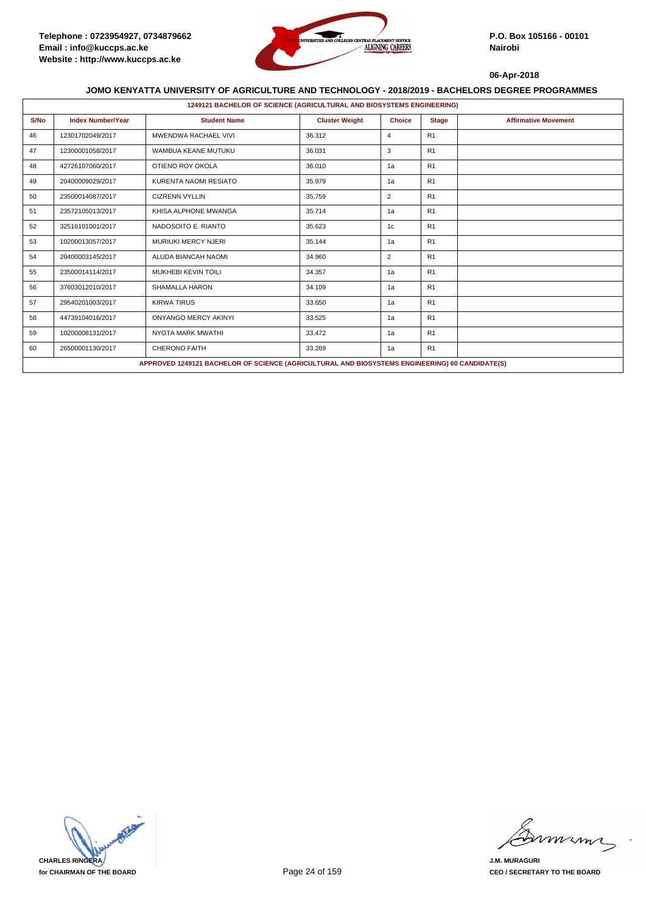Telephone : 0723954927, 0734879662
Email : info@kuccps.ac.ke
Website : http://www.kuccps.ac.ke

P.O. Box 105166 - 00101
Nairobi

06-Apr-2018

## JOMO KENYATTA UNIVERSITY OF AGRICULTURE AND TECHNOLOGY - 2018/2019 - BACHELORS DEGREE PROGRAMMES

**1249121 BACHELOR OF SCIENCE (AGRICULTURAL AND BIOSYSTEMS ENGINEERING)**

| S/No | Index Number/Year | Student Name | Cluster Weight | Choice | Stage | Affirmative Movement |
|---|---|---|---|---|---|---|
| 46 | 12301702049/2017 | MWENDWA RACHAEL VIVI | 36.312 | 4 | R1 | |
| 47 | 12300001058/2017 | WAMBUA KEANE MUTUKU | 36.031 | 3 | R1 | |
| 48 | 42726107060/2017 | OTIENO ROY OKOLA | 36.010 | 1a | R1 | |
| 49 | 20400009029/2017 | KURENTA NAOMI RESIATO | 35.979 | 1a | R1 | |
| 50 | 23500014087/2017 | CIZRENN VYLLIN | 35.759 | 2 | R1 | |
| 51 | 23572105013/2017 | KHISA ALPHONE MWANGA | 35.714 | 1a | R1 | |
| 52 | 32516101001/2017 | NADOSOITO E. RIANTO | 35.623 | 1c | R1 | |
| 53 | 10200013057/2017 | MURIUKI MERCY NJERI | 35.144 | 1a | R1 | |
| 54 | 20400003145/2017 | ALUDA BIANCAH NAOMI | 34.960 | 2 | R1 | |
| 55 | 23500014114/2017 | MUKHEBI KEVIN TOILI | 34.357 | 1a | R1 | |
| 56 | 37603012010/2017 | SHAMALLA HARON | 34.109 | 1a | R1 | |
| 57 | 29540201003/2017 | KIRWA TIRUS | 33.650 | 1a | R1 | |
| 58 | 44739104016/2017 | ONYANGO MERCY AKINYI | 33.525 | 1a | R1 | |
| 59 | 10200008131/2017 | NYOTA MARK MWATHI | 33.472 | 1a | R1 | |
| 60 | 26500001130/2017 | CHERONO FAITH | 33.269 | 1a | R1 | |

**APPROVED 1249121 BACHELOR OF SCIENCE (AGRICULTURAL AND BIOSYSTEMS ENGINEERING) 60 CANDIDATE(S)**

CHARLES RINGERA
for CHAIRMAN OF THE BOARD

J.M. MURAGURI
CEO / SECRETARY TO THE BOARD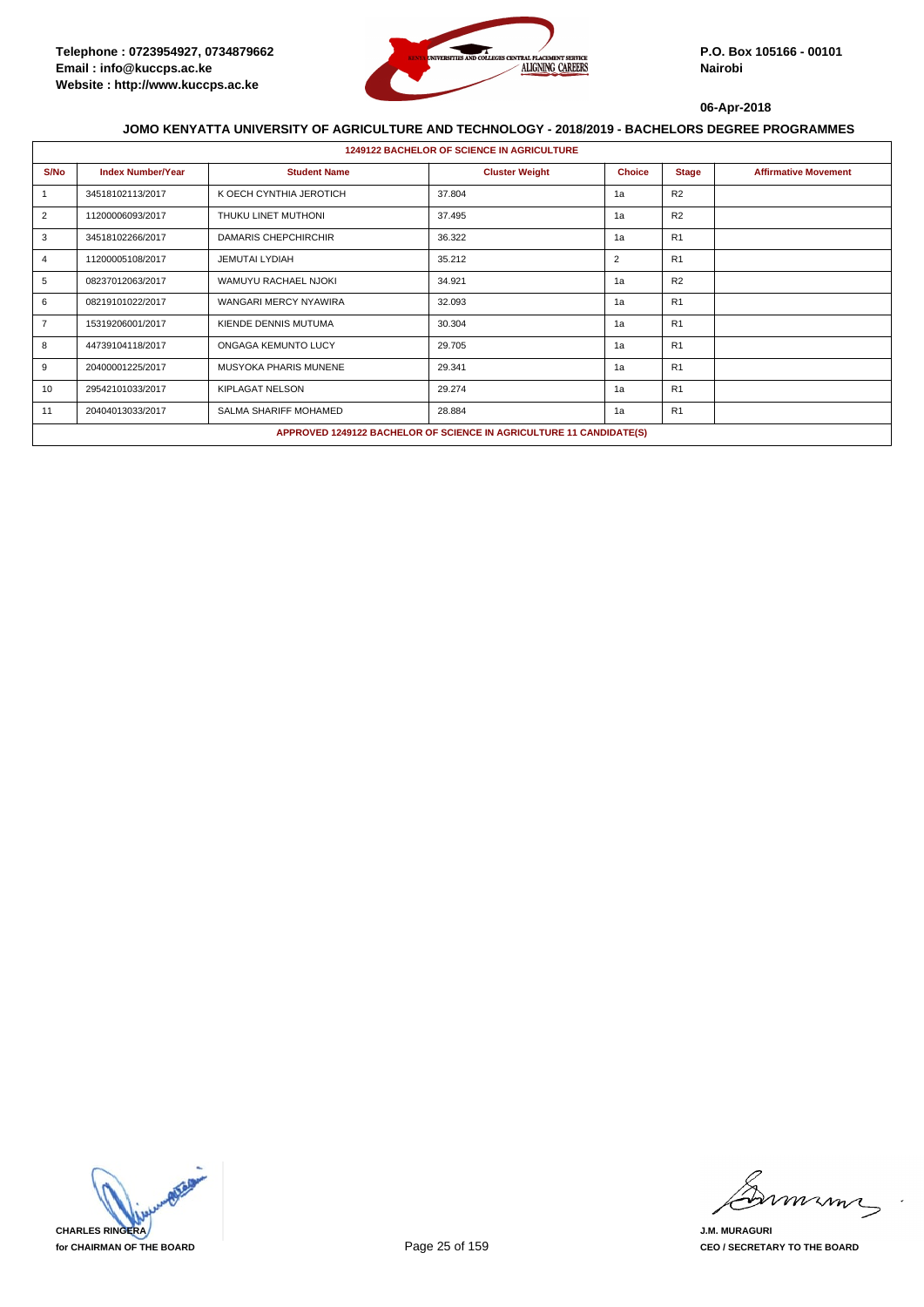Telephone : 0723954927, 0734879662
Email : info@kuccps.ac.ke
Website : http://www.kuccps.ac.ke

P.O. Box 105166 - 00101
Nairobi

06-Apr-2018

## JOMO KENYATTA UNIVERSITY OF AGRICULTURE AND TECHNOLOGY - 2018/2019 - BACHELORS DEGREE PROGRAMMES

| 1249122 BACHELOR OF SCIENCE IN AGRICULTURE | | | | | | |
|---|---|---|---|---|---|---|
| S/No | Index Number/Year | Student Name | Cluster Weight | Choice | Stage | Affirmative Movement |
| 1 | 34518102113/2017 | K OECH CYNTHIA JEROTICH | 37.804 | 1a | R2 | |
| 2 | 11200006093/2017 | THUKU LINET MUTHONI | 37.495 | 1a | R2 | |
| 3 | 34518102266/2017 | DAMARIS CHEPCHIRCHIR | 36.322 | 1a | R1 | |
| 4 | 11200005108/2017 | JEMUTAI LYDIAH | 35.212 | 2 | R1 | |
| 5 | 08237012063/2017 | WAMUYU RACHAEL NJOKI | 34.921 | 1a | R2 | |
| 6 | 08219101022/2017 | WANGARI MERCY NYAWIRA | 32.093 | 1a | R1 | |
| 7 | 15319206001/2017 | KIENDE DENNIS MUTUMA | 30.304 | 1a | R1 | |
| 8 | 44739104118/2017 | ONGAGA KEMUNTO LUCY | 29.705 | 1a | R1 | |
| 9 | 20400001225/2017 | MUSYOKA PHARIS MUNENE | 29.341 | 1a | R1 | |
| 10 | 29542101033/2017 | KIPLAGAT NELSON | 29.274 | 1a | R1 | |
| 11 | 20404013033/2017 | SALMA SHARIFF MOHAMED | 28.884 | 1a | R1 | |
| APPROVED 1249122 BACHELOR OF SCIENCE IN AGRICULTURE 11 CANDIDATE(S) | | | | | | |

CHARLES RINGERA
for CHAIRMAN OF THE BOARD

J.M. MURAGURI
CEO / SECRETARY TO THE BOARD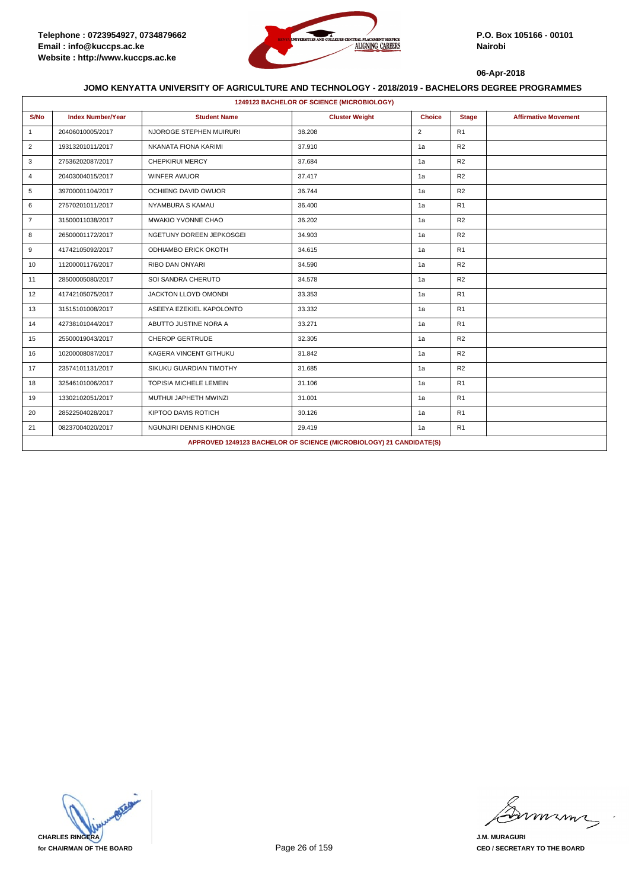Telephone : 0723954927, 0734879662
Email : info@kuccps.ac.ke
Website : http://www.kuccps.ac.ke

P.O. Box 105166 - 00101
Nairobi

06-Apr-2018

### JOMO KENYATTA UNIVERSITY OF AGRICULTURE AND TECHNOLOGY - 2018/2019 - BACHELORS DEGREE PROGRAMMES

| 1249123 BACHELOR OF SCIENCE (MICROBIOLOGY) | | | | | | |
|---|---|---|---|---|---|---|
| S/No | Index Number/Year | Student Name | Cluster Weight | Choice | Stage | Affirmative Movement |
| 1 | 20406010005/2017 | NJOROGE STEPHEN MUIRURI | 38.208 | 2 | R1 | |
| 2 | 19313201011/2017 | NKANATA FIONA KARIMI | 37.910 | 1a | R2 | |
| 3 | 27536202087/2017 | CHEPKIRUI MERCY | 37.684 | 1a | R2 | |
| 4 | 20403004015/2017 | WINFER AWUOR | 37.417 | 1a | R2 | |
| 5 | 39700001104/2017 | OCHIENG DAVID OWUOR | 36.744 | 1a | R2 | |
| 6 | 27570201011/2017 | NYAMBURA S KAMAU | 36.400 | 1a | R1 | |
| 7 | 31500011038/2017 | MWAKIO YVONNE CHAO | 36.202 | 1a | R2 | |
| 8 | 26500001172/2017 | NGETUNY DOREEN JEPKOSGEI | 34.903 | 1a | R2 | |
| 9 | 41742105092/2017 | ODHIAMBO ERICK OKOTH | 34.615 | 1a | R1 | |
| 10 | 11200001176/2017 | RIBO DAN ONYARI | 34.590 | 1a | R2 | |
| 11 | 28500005080/2017 | SOI SANDRA CHERUTO | 34.578 | 1a | R2 | |
| 12 | 41742105075/2017 | JACKTON LLOYD OMONDI | 33.353 | 1a | R1 | |
| 13 | 31515101008/2017 | ASEEYA EZEKIEL KAPOLONTO | 33.332 | 1a | R1 | |
| 14 | 42738101044/2017 | ABUTTO JUSTINE NORA A | 33.271 | 1a | R1 | |
| 15 | 25500019043/2017 | CHEROP GERTRUDE | 32.305 | 1a | R2 | |
| 16 | 10200008087/2017 | KAGERA VINCENT GITHUKU | 31.842 | 1a | R2 | |
| 17 | 23574101131/2017 | SIKUKU GUARDIAN TIMOTHY | 31.685 | 1a | R2 | |
| 18 | 32546101006/2017 | TOPISIA MICHELE LEMEIN | 31.106 | 1a | R1 | |
| 19 | 13302102051/2017 | MUTHUI JAPHETH MWINZI | 31.001 | 1a | R1 | |
| 20 | 28522504028/2017 | KIPTOO DAVIS ROTICH | 30.126 | 1a | R1 | |
| 21 | 08237004020/2017 | NGUNJIRI DENNIS KIHONGE | 29.419 | 1a | R1 | |
| APPROVED 1249123 BACHELOR OF SCIENCE (MICROBIOLOGY) 21 CANDIDATE(S) | | | | | | |

CHARLES RINGERA
for CHAIRMAN OF THE BOARD

J.M. MURAGURI
CEO / SECRETARY TO THE BOARD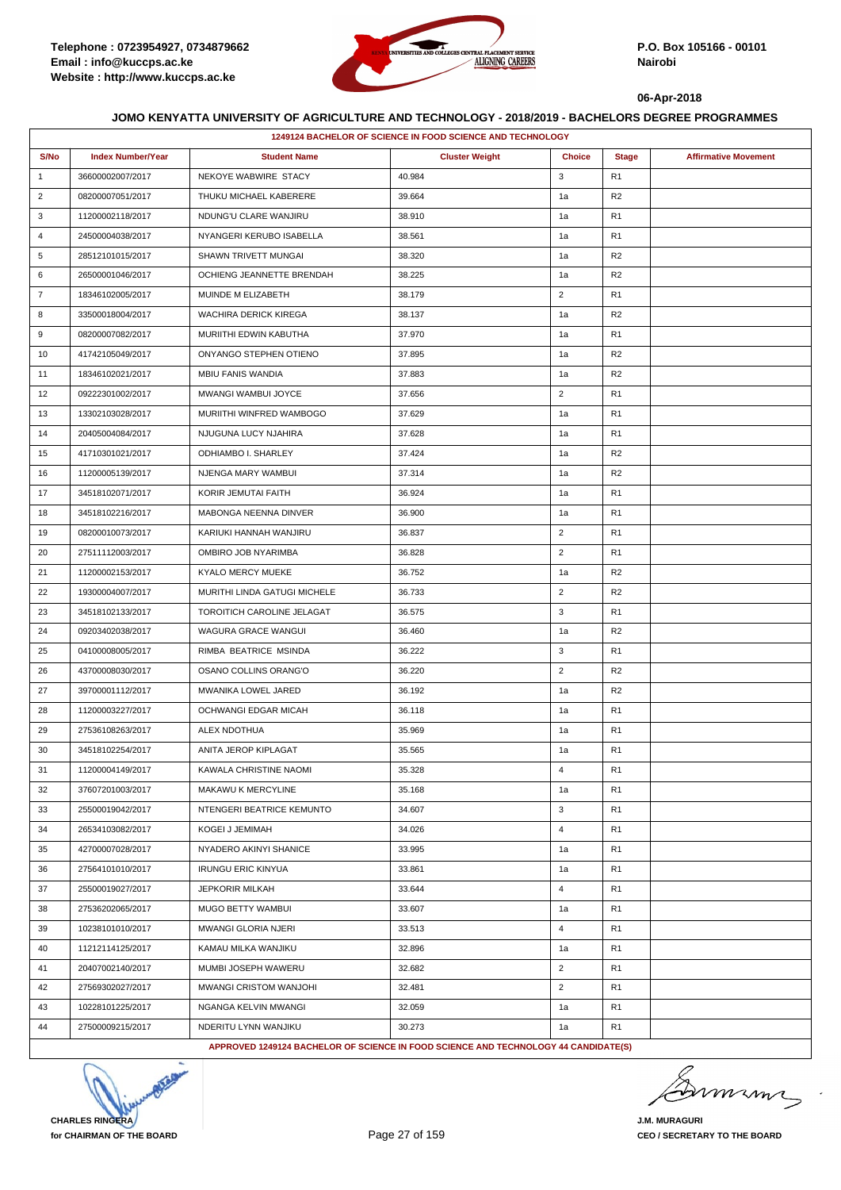**Telephone : 0723954927, 0734879662**
**Email : info@kuccps.ac.ke**
**Website : http://www.kuccps.ac.ke**

**P.O. Box 105166 - 00101**
**Nairobi**

**06-Apr-2018**

### JOMO KENYATTA UNIVERSITY OF AGRICULTURE AND TECHNOLOGY - 2018/2019 - BACHELORS DEGREE PROGRAMMES

| 1249124 BACHELOR OF SCIENCE IN FOOD SCIENCE AND TECHNOLOGY | | | | | | |
|---|---|---|---|---|---|---|
| S/No | Index Number/Year | Student Name | Cluster Weight | Choice | Stage | Affirmative Movement |
| 1 | 36600002007/2017 | NEKOYE WABWIRE STACY | 40.984 | 3 | R1 | |
| 2 | 08200007051/2017 | THUKU MICHAEL KABERERE | 39.664 | 1a | R2 | |
| 3 | 11200002118/2017 | NDUNG'U CLARE WANJIRU | 38.910 | 1a | R1 | |
| 4 | 24500004038/2017 | NYANGERI KERUBO ISABELLA | 38.561 | 1a | R1 | |
| 5 | 28512101015/2017 | SHAWN TRIVETT MUNGAI | 38.320 | 1a | R2 | |
| 6 | 26500001046/2017 | OCHIENG JEANNETTE BRENDAH | 38.225 | 1a | R2 | |
| 7 | 18346102005/2017 | MUINDE M ELIZABETH | 38.179 | 2 | R1 | |
| 8 | 33500018004/2017 | WACHIRA DERICK KIREGA | 38.137 | 1a | R2 | |
| 9 | 08200007082/2017 | MURIITHI EDWIN KABUTHA | 37.970 | 1a | R1 | |
| 10 | 41742105049/2017 | ONYANGO STEPHEN OTIENO | 37.895 | 1a | R2 | |
| 11 | 18346102021/2017 | MBIU FANIS WANDIA | 37.883 | 1a | R2 | |
| 12 | 09222301002/2017 | MWANGI WAMBUI JOYCE | 37.656 | 2 | R1 | |
| 13 | 13302103028/2017 | MURIITHI WINFRED WAMBOGO | 37.629 | 1a | R1 | |
| 14 | 20405004084/2017 | NJUGUNA LUCY NJAHIRA | 37.628 | 1a | R1 | |
| 15 | 41710301021/2017 | ODHIAMBO I. SHARLEY | 37.424 | 1a | R2 | |
| 16 | 11200005139/2017 | NJENGA MARY WAMBUI | 37.314 | 1a | R2 | |
| 17 | 34518102071/2017 | KORIR JEMUTAI FAITH | 36.924 | 1a | R1 | |
| 18 | 34518102216/2017 | MABONGA NEENNA DINVER | 36.900 | 1a | R1 | |
| 19 | 08200010073/2017 | KARIUKI HANNAH WANJIRU | 36.837 | 2 | R1 | |
| 20 | 27511112003/2017 | OMBIRO JOB NYARIMBA | 36.828 | 2 | R1 | |
| 21 | 11200002153/2017 | KYALO MERCY MUEKE | 36.752 | 1a | R2 | |
| 22 | 19300004007/2017 | MURITHI LINDA GATUGI MICHELE | 36.733 | 2 | R2 | |
| 23 | 34518102133/2017 | TOROITICH CAROLINE JELAGAT | 36.575 | 3 | R1 | |
| 24 | 09203402038/2017 | WAGURA GRACE WANGUI | 36.460 | 1a | R2 | |
| 25 | 04100008005/2017 | RIMBA BEATRICE MSINDA | 36.222 | 3 | R1 | |
| 26 | 43700008030/2017 | OSANO COLLINS ORANG'O | 36.220 | 2 | R2 | |
| 27 | 39700001112/2017 | MWANIKA LOWEL JARED | 36.192 | 1a | R2 | |
| 28 | 11200003227/2017 | OCHWANGI EDGAR MICAH | 36.118 | 1a | R1 | |
| 29 | 27536108263/2017 | ALEX NDOTHUA | 35.969 | 1a | R1 | |
| 30 | 34518102254/2017 | ANITA JEROP KIPLAGAT | 35.565 | 1a | R1 | |
| 31 | 11200004149/2017 | KAWALA CHRISTINE NAOMI | 35.328 | 4 | R1 | |
| 32 | 37607201003/2017 | MAKAWU K MERCYLINE | 35.168 | 1a | R1 | |
| 33 | 25500019042/2017 | NTENGERI BEATRICE KEMUNTO | 34.607 | 3 | R1 | |
| 34 | 26534103082/2017 | KOGEI J JEMIMAH | 34.026 | 4 | R1 | |
| 35 | 42700007028/2017 | NYADERO AKINYI SHANICE | 33.995 | 1a | R1 | |
| 36 | 27564101010/2017 | IRUNGU ERIC KINYUA | 33.861 | 1a | R1 | |
| 37 | 25500019027/2017 | JEPKORIR MILKAH | 33.644 | 4 | R1 | |
| 38 | 27536202065/2017 | MUGO BETTY WAMBUI | 33.607 | 1a | R1 | |
| 39 | 10238101010/2017 | MWANGI GLORIA NJERI | 33.513 | 4 | R1 | |
| 40 | 11212114125/2017 | KAMAU MILKA WANJIKU | 32.896 | 1a | R1 | |
| 41 | 20407002140/2017 | MUMBI JOSEPH WAWERU | 32.682 | 2 | R1 | |
| 42 | 27569302027/2017 | MWANGI CRISTOM WANJOHI | 32.481 | 2 | R1 | |
| 43 | 10228101225/2017 | NGANGA KELVIN MWANGI | 32.059 | 1a | R1 | |
| 44 | 27500009215/2017 | NDERITU LYNN WANJIKU | 30.273 | 1a | R1 | |

**APPROVED 1249124 BACHELOR OF SCIENCE IN FOOD SCIENCE AND TECHNOLOGY 44 CANDIDATE(S)**

**CHARLES RINGERA**
**for CHAIRMAN OF THE BOARD**

**J.M. MURAGURI**
**CEO / SECRETARY TO THE BOARD**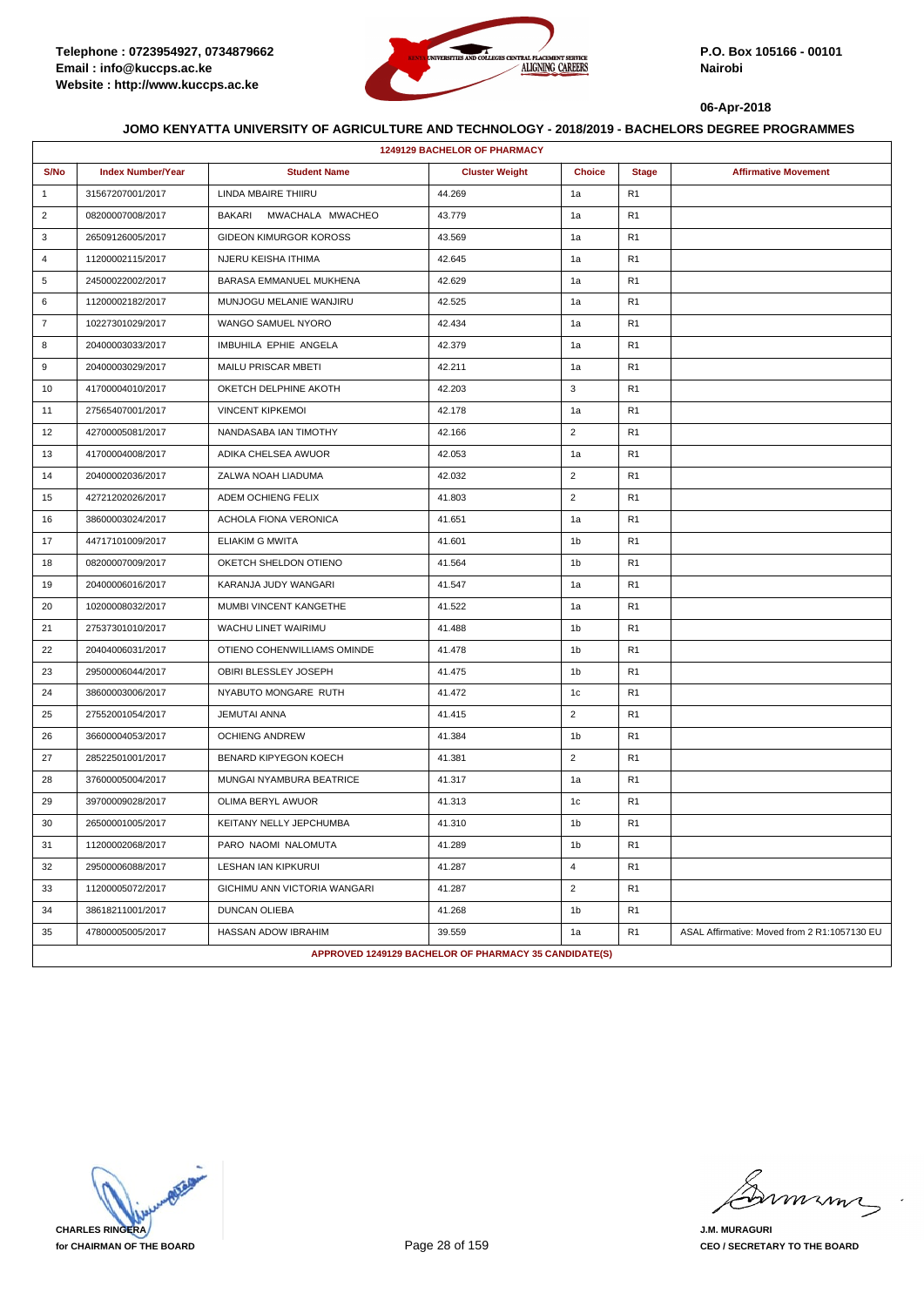**Telephone : 0723954927, 0734879662**
**Email : info@kuccps.ac.ke**
**Website : http://www.kuccps.ac.ke**

**P.O. Box 105166 - 00101**
**Nairobi**

**06-Apr-2018**

### JOMO KENYATTA UNIVERSITY OF AGRICULTURE AND TECHNOLOGY - 2018/2019 - BACHELORS DEGREE PROGRAMMES

| 1249129 BACHELOR OF PHARMACY | | | | | | |
|---|---|---|---|---|---|---|
| **S/No** | **Index Number/Year** | **Student Name** | **Cluster Weight** | **Choice** | **Stage** | **Affirmative Movement** |
| 1 | 31567207001/2017 | LINDA MBAIRE THIIRU | 44.269 | 1a | R1 | |
| 2 | 08200007008/2017 | BAKARI MWACHALA MWACHEO | 43.779 | 1a | R1 | |
| 3 | 26509126005/2017 | GIDEON KIMURGOR KOROSS | 43.569 | 1a | R1 | |
| 4 | 11200002115/2017 | NJERU KEISHA ITHIMA | 42.645 | 1a | R1 | |
| 5 | 24500022002/2017 | BARASA EMMANUEL MUKHENA | 42.629 | 1a | R1 | |
| 6 | 11200002182/2017 | MUNJOGU MELANIE WANJIRU | 42.525 | 1a | R1 | |
| 7 | 10227301029/2017 | WANGO SAMUEL NYORO | 42.434 | 1a | R1 | |
| 8 | 20400003033/2017 | IMBUHILA EPHIE ANGELA | 42.379 | 1a | R1 | |
| 9 | 20400003029/2017 | MAILU PRISCAR MBETI | 42.211 | 1a | R1 | |
| 10 | 41700004010/2017 | OKETCH DELPHINE AKOTH | 42.203 | 3 | R1 | |
| 11 | 27565407001/2017 | VINCENT KIPKEMOI | 42.178 | 1a | R1 | |
| 12 | 42700005081/2017 | NANDASABA IAN TIMOTHY | 42.166 | 2 | R1 | |
| 13 | 41700004008/2017 | ADIKA CHELSEA AWUOR | 42.053 | 1a | R1 | |
| 14 | 20400002036/2017 | ZALWA NOAH LIADUMA | 42.032 | 2 | R1 | |
| 15 | 42721202026/2017 | ADEM OCHIENG FELIX | 41.803 | 2 | R1 | |
| 16 | 38600003024/2017 | ACHOLA FIONA VERONICA | 41.651 | 1a | R1 | |
| 17 | 44717101009/2017 | ELIAKIM G MWITA | 41.601 | 1b | R1 | |
| 18 | 08200007009/2017 | OKETCH SHELDON OTIENO | 41.564 | 1b | R1 | |
| 19 | 20400006016/2017 | KARANJA JUDY WANGARI | 41.547 | 1a | R1 | |
| 20 | 10200008032/2017 | MUMBI VINCENT KANGETHE | 41.522 | 1a | R1 | |
| 21 | 27537301010/2017 | WACHU LINET WAIRIMU | 41.488 | 1b | R1 | |
| 22 | 20404006031/2017 | OTIENO COHENWILLIAMS OMINDE | 41.478 | 1b | R1 | |
| 23 | 29500006044/2017 | OBIRI BLESSLEY JOSEPH | 41.475 | 1b | R1 | |
| 24 | 38600003006/2017 | NYABUTO MONGARE RUTH | 41.472 | 1c | R1 | |
| 25 | 27552001054/2017 | JEMUTAI ANNA | 41.415 | 2 | R1 | |
| 26 | 36600004053/2017 | OCHIENG ANDREW | 41.384 | 1b | R1 | |
| 27 | 28522501001/2017 | BENARD KIPYEGON KOECH | 41.381 | 2 | R1 | |
| 28 | 37600005004/2017 | MUNGAI NYAMBURA BEATRICE | 41.317 | 1a | R1 | |
| 29 | 39700009028/2017 | OLIMA BERYL AWUOR | 41.313 | 1c | R1 | |
| 30 | 26500001005/2017 | KEITANY NELLY JEPCHUMBA | 41.310 | 1b | R1 | |
| 31 | 11200002068/2017 | PARO NAOMI NALOMUTA | 41.289 | 1b | R1 | |
| 32 | 29500006088/2017 | LESHAN IAN KIPKURUI | 41.287 | 4 | R1 | |
| 33 | 11200005072/2017 | GICHIMU ANN VICTORIA WANGARI | 41.287 | 2 | R1 | |
| 34 | 38618211001/2017 | DUNCAN OLIEBA | 41.268 | 1b | R1 | |
| 35 | 47800005005/2017 | HASSAN ADOW IBRAHIM | 39.559 | 1a | R1 | ASAL Affirmative: Moved from 2 R1:1057130 EU |
| APPROVED 1249129 BACHELOR OF PHARMACY 35 CANDIDATE(S) | | | | | | |

**CHARLES RINGERA**
**for CHAIRMAN OF THE BOARD**

**J.M. MURAGURI**
**CEO / SECRETARY TO THE BOARD**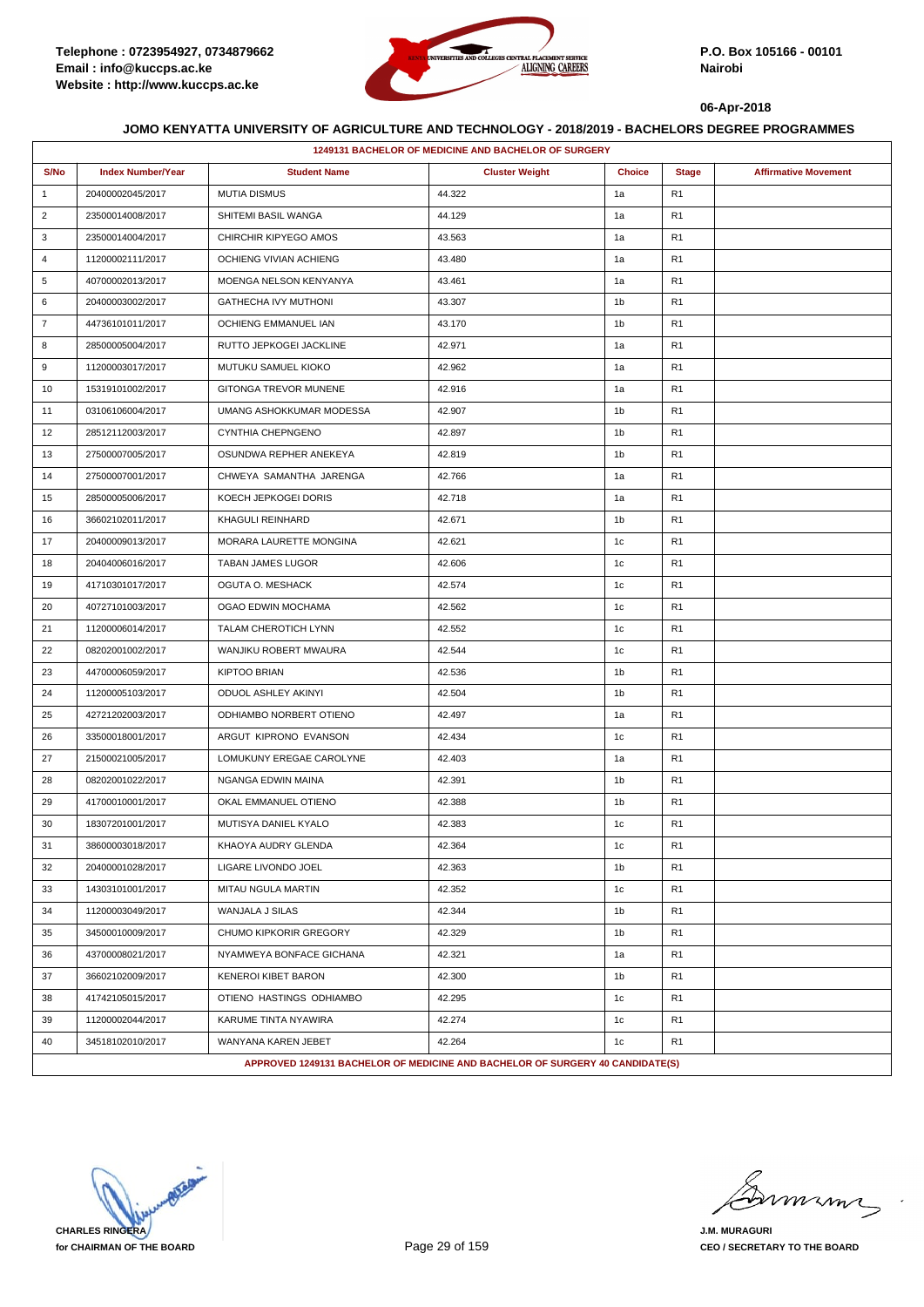Telephone : 0723954927, 0734879662
Email : info@kuccps.ac.ke
Website : http://www.kuccps.ac.ke

P.O. Box 105166 - 00101
Nairobi

06-Apr-2018

## JOMO KENYATTA UNIVERSITY OF AGRICULTURE AND TECHNOLOGY - 2018/2019 - BACHELORS DEGREE PROGRAMMES

### 1249131 BACHELOR OF MEDICINE AND BACHELOR OF SURGERY

| S/No | Index Number/Year | Student Name | Cluster Weight | Choice | Stage | Affirmative Movement |
|---|---|---|---|---|---|---|
| 1 | 20400002045/2017 | MUTIA DISMUS | 44.322 | 1a | R1 | |
| 2 | 23500014008/2017 | SHITEMI BASIL WANGA | 44.129 | 1a | R1 | |
| 3 | 23500014004/2017 | CHIRCHIR KIPYEGO AMOS | 43.563 | 1a | R1 | |
| 4 | 11200002111/2017 | OCHIENG VIVIAN ACHIENG | 43.480 | 1a | R1 | |
| 5 | 40700002013/2017 | MOENGA NELSON KENYANYA | 43.461 | 1a | R1 | |
| 6 | 20400003002/2017 | GATHECHA IVY MUTHONI | 43.307 | 1b | R1 | |
| 7 | 44736101011/2017 | OCHIENG EMMANUEL IAN | 43.170 | 1b | R1 | |
| 8 | 28500005004/2017 | RUTTO JEPKOGEI JACKLINE | 42.971 | 1a | R1 | |
| 9 | 11200003017/2017 | MUTUKU SAMUEL KIOKO | 42.962 | 1a | R1 | |
| 10 | 15319101002/2017 | GITONGA TREVOR MUNENE | 42.916 | 1a | R1 | |
| 11 | 03106106004/2017 | UMANG ASHOKKUMAR MODESSA | 42.907 | 1b | R1 | |
| 12 | 28512112003/2017 | CYNTHIA CHEPNGENO | 42.897 | 1b | R1 | |
| 13 | 27500007005/2017 | OSUNDWA REPHER ANEKEYA | 42.819 | 1b | R1 | |
| 14 | 27500007001/2017 | CHWEYA SAMANTHA JARENGA | 42.766 | 1a | R1 | |
| 15 | 28500005006/2017 | KOECH JEPKOGEI DORIS | 42.718 | 1a | R1 | |
| 16 | 36602102011/2017 | KHAGULI REINHARD | 42.671 | 1b | R1 | |
| 17 | 20400009013/2017 | MORARA LAURETTE MONGINA | 42.621 | 1c | R1 | |
| 18 | 20404006016/2017 | TABAN JAMES LUGOR | 42.606 | 1c | R1 | |
| 19 | 41710301017/2017 | OGUTA O. MESHACK | 42.574 | 1c | R1 | |
| 20 | 40727101003/2017 | OGAO EDWIN MOCHAMA | 42.562 | 1c | R1 | |
| 21 | 11200006014/2017 | TALAM CHEROTICH LYNN | 42.552 | 1c | R1 | |
| 22 | 08202001002/2017 | WANJIKU ROBERT MWAURA | 42.544 | 1c | R1 | |
| 23 | 44700006059/2017 | KIPTOO BRIAN | 42.536 | 1b | R1 | |
| 24 | 11200005103/2017 | ODUOL ASHLEY AKINYI | 42.504 | 1b | R1 | |
| 25 | 42721202003/2017 | ODHIAMBO NORBERT OTIENO | 42.497 | 1a | R1 | |
| 26 | 33500018001/2017 | ARGUT KIPRONO EVANSON | 42.434 | 1c | R1 | |
| 27 | 21500021005/2017 | LOMUKUNY EREGAE CAROLYNE | 42.403 | 1a | R1 | |
| 28 | 08202001022/2017 | NGANGA EDWIN MAINA | 42.391 | 1b | R1 | |
| 29 | 41700010001/2017 | OKAL EMMANUEL OTIENO | 42.388 | 1b | R1 | |
| 30 | 18307201001/2017 | MUTISYA DANIEL KYALO | 42.383 | 1c | R1 | |
| 31 | 38600003018/2017 | KHAOYA AUDRY GLENDA | 42.364 | 1c | R1 | |
| 32 | 20400001028/2017 | LIGARE LIVONDO JOEL | 42.363 | 1b | R1 | |
| 33 | 14303101001/2017 | MITAU NGULA MARTIN | 42.352 | 1c | R1 | |
| 34 | 11200003049/2017 | WANJALA J SILAS | 42.344 | 1b | R1 | |
| 35 | 34500010009/2017 | CHUMO KIPKORIR GREGORY | 42.329 | 1b | R1 | |
| 36 | 43700008021/2017 | NYAMWEYA BONFACE GICHANA | 42.321 | 1a | R1 | |
| 37 | 36602102009/2017 | KENEROI KIBET BARON | 42.300 | 1b | R1 | |
| 38 | 41742105015/2017 | OTIENO HASTINGS ODHIAMBO | 42.295 | 1c | R1 | |
| 39 | 11200002044/2017 | KARUME TINTA NYAWIRA | 42.274 | 1c | R1 | |
| 40 | 34518102010/2017 | WANYANA KAREN JEBET | 42.264 | 1c | R1 | |

**APPROVED 1249131 BACHELOR OF MEDICINE AND BACHELOR OF SURGERY 40 CANDIDATE(S)**

CHARLES RINGERA
for CHAIRMAN OF THE BOARD

J.M. MURAGURI
CEO / SECRETARY TO THE BOARD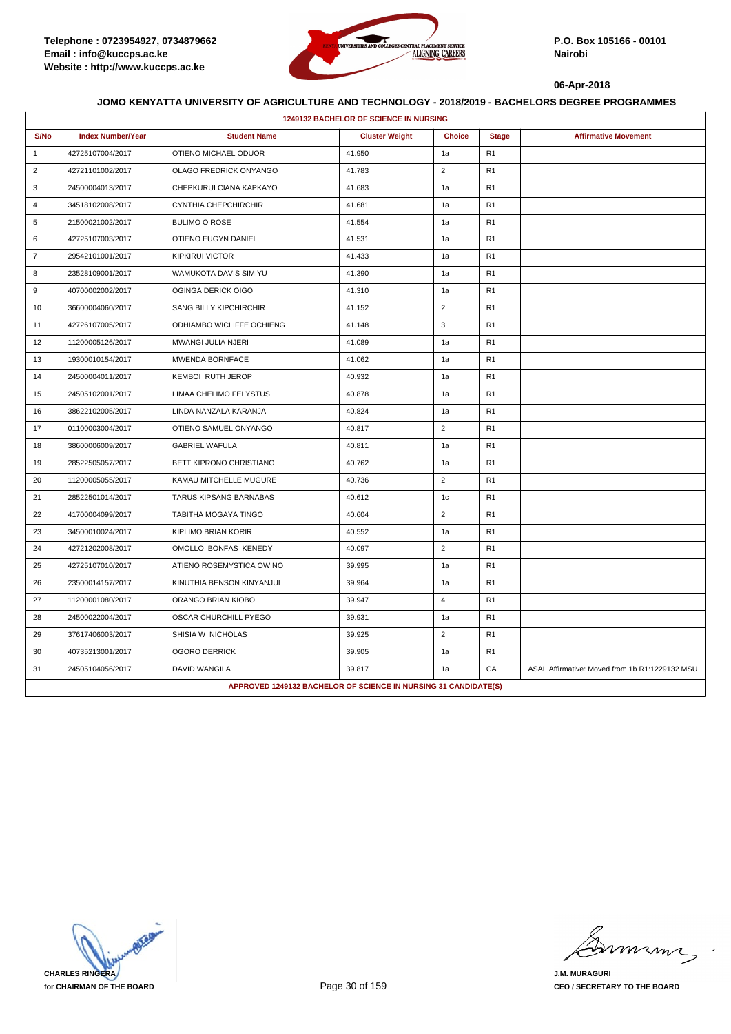Telephone : 0723954927, 0734879662
Email : info@kuccps.ac.ke
Website : http://www.kuccps.ac.ke

P.O. Box 105166 - 00101
Nairobi

06-Apr-2018

## JOMO KENYATTA UNIVERSITY OF AGRICULTURE AND TECHNOLOGY - 2018/2019 - BACHELORS DEGREE PROGRAMMES

**1249132 BACHELOR OF SCIENCE IN NURSING**

| S/No | Index Number/Year | Student Name | Cluster Weight | Choice | Stage | Affirmative Movement |
|---|---|---|---|---|---|---|
| 1 | 42725107004/2017 | OTIENO MICHAEL ODUOR | 41.950 | 1a | R1 | |
| 2 | 42721101002/2017 | OLAGO FREDRICK ONYANGO | 41.783 | 2 | R1 | |
| 3 | 24500004013/2017 | CHEPKURUI CIANA KAPKAYO | 41.683 | 1a | R1 | |
| 4 | 34518102008/2017 | CYNTHIA CHEPCHIRCHIR | 41.681 | 1a | R1 | |
| 5 | 21500021002/2017 | BULIMO O ROSE | 41.554 | 1a | R1 | |
| 6 | 42725107003/2017 | OTIENO EUGYN DANIEL | 41.531 | 1a | R1 | |
| 7 | 29542101001/2017 | KIPKIRUI VICTOR | 41.433 | 1a | R1 | |
| 8 | 23528109001/2017 | WAMUKOTA DAVIS SIMIYU | 41.390 | 1a | R1 | |
| 9 | 40700002002/2017 | OGINGA DERICK OIGO | 41.310 | 1a | R1 | |
| 10 | 36600004060/2017 | SANG BILLY KIPCHIRCHIR | 41.152 | 2 | R1 | |
| 11 | 42726107005/2017 | ODHIAMBO WICLIFFE OCHIENG | 41.148 | 3 | R1 | |
| 12 | 11200005126/2017 | MWANGI JULIA NJERI | 41.089 | 1a | R1 | |
| 13 | 19300010154/2017 | MWENDA BORNFACE | 41.062 | 1a | R1 | |
| 14 | 24500004011/2017 | KEMBOI RUTH JEROP | 40.932 | 1a | R1 | |
| 15 | 24505102001/2017 | LIMAA CHELIMO FELYSTUS | 40.878 | 1a | R1 | |
| 16 | 38622102005/2017 | LINDA NANZALA KARANJA | 40.824 | 1a | R1 | |
| 17 | 01100003004/2017 | OTIENO SAMUEL ONYANGO | 40.817 | 2 | R1 | |
| 18 | 38600006009/2017 | GABRIEL WAFULA | 40.811 | 1a | R1 | |
| 19 | 28522505057/2017 | BETT KIPRONO CHRISTIANO | 40.762 | 1a | R1 | |
| 20 | 11200005055/2017 | KAMAU MITCHELLE MUGURE | 40.736 | 2 | R1 | |
| 21 | 28522501014/2017 | TARUS KIPSANG BARNABAS | 40.612 | 1c | R1 | |
| 22 | 41700004099/2017 | TABITHA MOGAYA TINGO | 40.604 | 2 | R1 | |
| 23 | 34500010024/2017 | KIPLIMO BRIAN KORIR | 40.552 | 1a | R1 | |
| 24 | 42721202008/2017 | OMOLLO BONFAS KENEDY | 40.097 | 2 | R1 | |
| 25 | 42725107010/2017 | ATIENO ROSEMYSTICA OWINO | 39.995 | 1a | R1 | |
| 26 | 23500014157/2017 | KINUTHIA BENSON KINYANJUI | 39.964 | 1a | R1 | |
| 27 | 11200001080/2017 | ORANGO BRIAN KIOBO | 39.947 | 4 | R1 | |
| 28 | 24500022004/2017 | OSCAR CHURCHILL PYEGO | 39.931 | 1a | R1 | |
| 29 | 37617406003/2017 | SHISIA W NICHOLAS | 39.925 | 2 | R1 | |
| 30 | 40735213001/2017 | OGORO DERRICK | 39.905 | 1a | R1 | |
| 31 | 24505104056/2017 | DAVID WANGILA | 39.817 | 1a | CA | ASAL Affirmative: Moved from 1b R1:1229132 MSU |

**APPROVED 1249132 BACHELOR OF SCIENCE IN NURSING 31 CANDIDATE(S)**

CHARLES RINGERA
for CHAIRMAN OF THE BOARD

J.M. MURAGURI
CEO / SECRETARY TO THE BOARD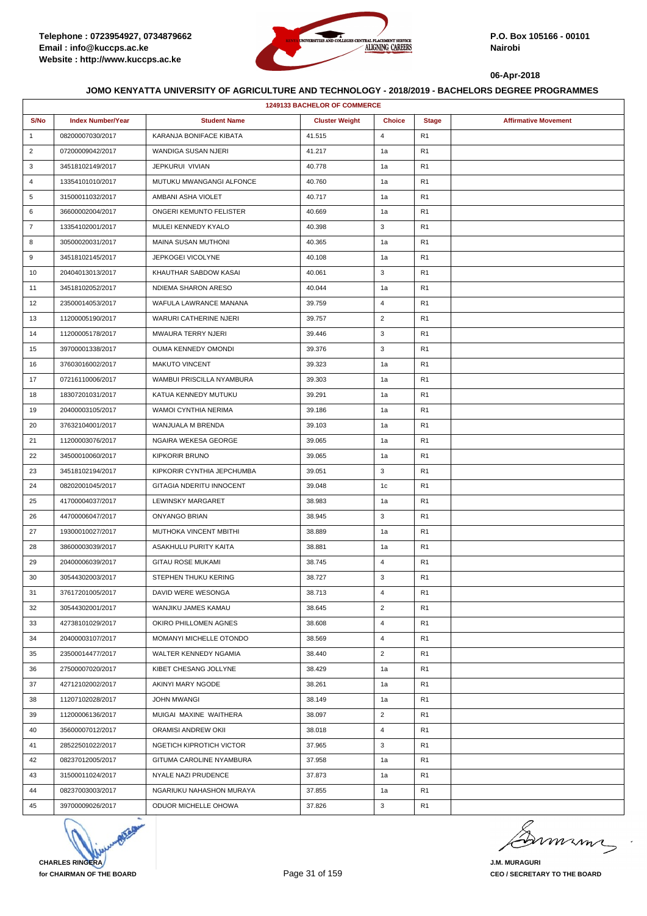Telephone : 0723954927, 0734879662
Email : info@kuccps.ac.ke
Website : http://www.kuccps.ac.ke

P.O. Box 105166 - 00101
Nairobi

06-Apr-2018

## JOMO KENYATTA UNIVERSITY OF AGRICULTURE AND TECHNOLOGY - 2018/2019 - BACHELORS DEGREE PROGRAMMES

### 1249133 BACHELOR OF COMMERCE

| S/No | Index Number/Year | Student Name | Cluster Weight | Choice | Stage | Affirmative Movement |
|---|---|---|---|---|---|---|
| 1 | 08200007030/2017 | KARANJA BONIFACE KIBATA | 41.515 | 4 | R1 | |
| 2 | 07200009042/2017 | WANDIGA SUSAN NJERI | 41.217 | 1a | R1 | |
| 3 | 34518102149/2017 | JEPKURUI VIVIAN | 40.778 | 1a | R1 | |
| 4 | 13354101010/2017 | MUTUKU MWANGANGI ALFONCE | 40.760 | 1a | R1 | |
| 5 | 31500011032/2017 | AMBANI ASHA VIOLET | 40.717 | 1a | R1 | |
| 6 | 36600002004/2017 | ONGERI KEMUNTO FELISTER | 40.669 | 1a | R1 | |
| 7 | 13354102001/2017 | MULEI KENNEDY KYALO | 40.398 | 3 | R1 | |
| 8 | 30500020031/2017 | MAINA SUSAN MUTHONI | 40.365 | 1a | R1 | |
| 9 | 34518102145/2017 | JEPKOGEI VICOLYNE | 40.108 | 1a | R1 | |
| 10 | 20404013013/2017 | KHAUTHAR SABDOW KASAI | 40.061 | 3 | R1 | |
| 11 | 34518102052/2017 | NDIEMA SHARON ARESO | 40.044 | 1a | R1 | |
| 12 | 23500014053/2017 | WAFULA LAWRANCE MANANA | 39.759 | 4 | R1 | |
| 13 | 11200005190/2017 | WARURI CATHERINE NJERI | 39.757 | 2 | R1 | |
| 14 | 11200005178/2017 | MWAURA TERRY NJERI | 39.446 | 3 | R1 | |
| 15 | 39700001338/2017 | OUMA KENNEDY OMONDI | 39.376 | 3 | R1 | |
| 16 | 37603016002/2017 | MAKUTO VINCENT | 39.323 | 1a | R1 | |
| 17 | 07216110006/2017 | WAMBUI PRISCILLA NYAMBURA | 39.303 | 1a | R1 | |
| 18 | 18307201031/2017 | KATUA KENNEDY MUTUKU | 39.291 | 1a | R1 | |
| 19 | 20400003105/2017 | WAMOI CYNTHIA NERIMA | 39.186 | 1a | R1 | |
| 20 | 37632104001/2017 | WANJUALA M BRENDA | 39.103 | 1a | R1 | |
| 21 | 11200003076/2017 | NGAIRA WEKESA GEORGE | 39.065 | 1a | R1 | |
| 22 | 34500010060/2017 | KIPKORIR BRUNO | 39.065 | 1a | R1 | |
| 23 | 34518102194/2017 | KIPKORIR CYNTHIA JEPCHUMBA | 39.051 | 3 | R1 | |
| 24 | 08202001045/2017 | GITAGIA NDERITU INNOCENT | 39.048 | 1c | R1 | |
| 25 | 41700004037/2017 | LEWINSKY MARGARET | 38.983 | 1a | R1 | |
| 26 | 44700006047/2017 | ONYANGO BRIAN | 38.945 | 3 | R1 | |
| 27 | 19300010027/2017 | MUTHOKA VINCENT MBITHI | 38.889 | 1a | R1 | |
| 28 | 38600003039/2017 | ASAKHULU PURITY KAITA | 38.881 | 1a | R1 | |
| 29 | 20400006039/2017 | GITAU ROSE MUKAMI | 38.745 | 4 | R1 | |
| 30 | 30544302003/2017 | STEPHEN THUKU KERING | 38.727 | 3 | R1 | |
| 31 | 37617201005/2017 | DAVID WERE WESONGA | 38.713 | 4 | R1 | |
| 32 | 30544302001/2017 | WANJIKU JAMES KAMAU | 38.645 | 2 | R1 | |
| 33 | 42738101029/2017 | OKIRO PHILLOMEN AGNES | 38.608 | 4 | R1 | |
| 34 | 20400003107/2017 | MOMANYI MICHELLE OTONDO | 38.569 | 4 | R1 | |
| 35 | 23500014477/2017 | WALTER KENNEDY NGAMIA | 38.440 | 2 | R1 | |
| 36 | 27500007020/2017 | KIBET CHESANG JOLLYNE | 38.429 | 1a | R1 | |
| 37 | 42712102002/2017 | AKINYI MARY NGODE | 38.261 | 1a | R1 | |
| 38 | 11207102028/2017 | JOHN MWANGI | 38.149 | 1a | R1 | |
| 39 | 11200006136/2017 | MUIGAI MAXINE WAITHERA | 38.097 | 2 | R1 | |
| 40 | 35600007012/2017 | ORAMISI ANDREW OKII | 38.018 | 4 | R1 | |
| 41 | 28522501022/2017 | NGETICH KIPROTICH VICTOR | 37.965 | 3 | R1 | |
| 42 | 08237012005/2017 | GITUMA CAROLINE NYAMBURA | 37.958 | 1a | R1 | |
| 43 | 31500011024/2017 | NYALE NAZI PRUDENCE | 37.873 | 1a | R1 | |
| 44 | 08237003003/2017 | NGARIUKU NAHASHON MURAYA | 37.855 | 1a | R1 | |
| 45 | 39700009026/2017 | ODUOR MICHELLE OHOWA | 37.826 | 3 | R1 | |

**CHARLES RINGERA**
**for CHAIRMAN OF THE BOARD**

**J.M. MURAGURI**
**CEO / SECRETARY TO THE BOARD**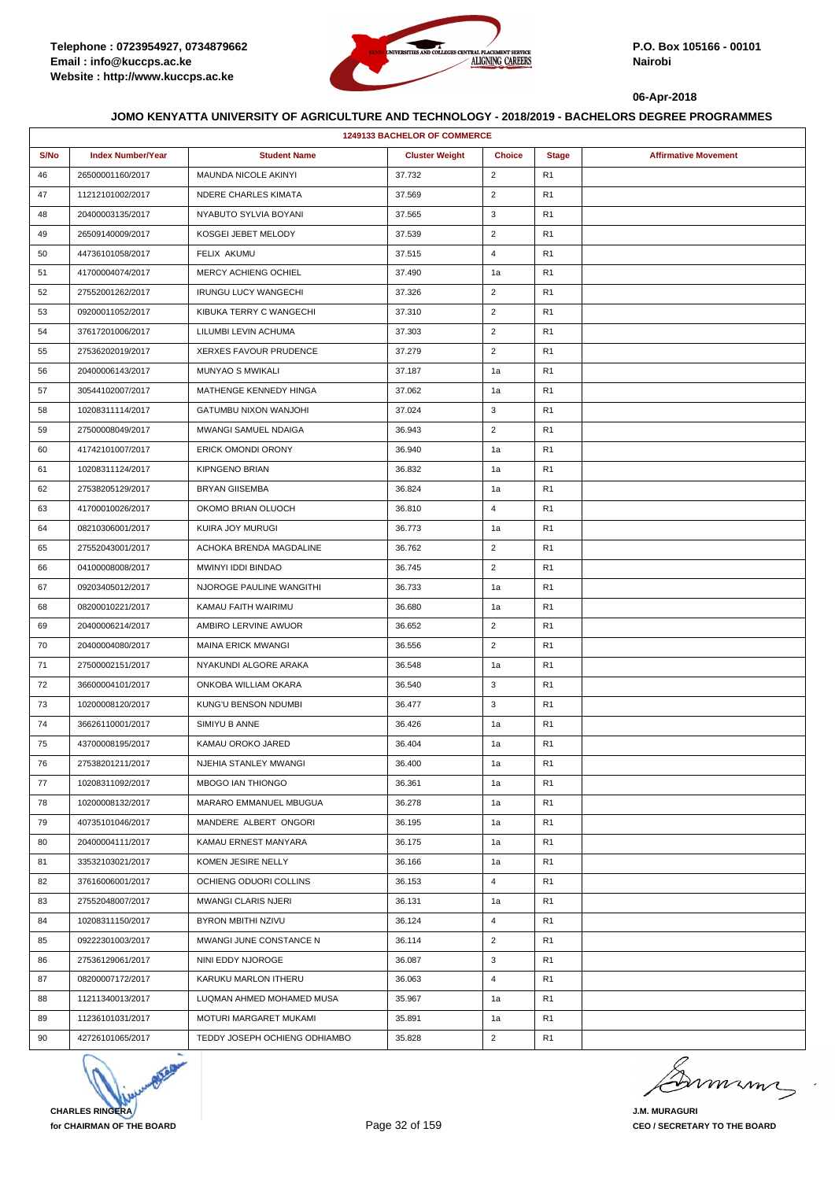**JOMO KENYATTA UNIVERSITY OF AGRICULTURE AND TECHNOLOGY - 2018/2019 - BACHELORS DEGREE PROGRAMMES**

| 1249133 BACHELOR OF COMMERCE | | | | | | |
|---|---|---|---|---|---|---|
| S/No | Index Number/Year | Student Name | Cluster Weight | Choice | Stage | Affirmative Movement |
| 46 | 26500001160/2017 | MAUNDA NICOLE AKINYI | 37.732 | 2 | R1 | |
| 47 | 11212101002/2017 | NDERE CHARLES KIMATA | 37.569 | 2 | R1 | |
| 48 | 20400003135/2017 | NYABUTO SYLVIA BOYANI | 37.565 | 3 | R1 | |
| 49 | 26509140009/2017 | KOSGEI JEBET MELODY | 37.539 | 2 | R1 | |
| 50 | 44736101058/2017 | FELIX AKUMU | 37.515 | 4 | R1 | |
| 51 | 41700004074/2017 | MERCY ACHIENG OCHIEL | 37.490 | 1a | R1 | |
| 52 | 27552001262/2017 | IRUNGU LUCY WANGECHI | 37.326 | 2 | R1 | |
| 53 | 09200011052/2017 | KIBUKA TERRY C WANGECHI | 37.310 | 2 | R1 | |
| 54 | 37617201006/2017 | LILUMBI LEVIN ACHUMA | 37.303 | 2 | R1 | |
| 55 | 27536202019/2017 | XERXES FAVOUR PRUDENCE | 37.279 | 2 | R1 | |
| 56 | 20400006143/2017 | MUNYAO S MWIKALI | 37.187 | 1a | R1 | |
| 57 | 30544102007/2017 | MATHENGE KENNEDY HINGA | 37.062 | 1a | R1 | |
| 58 | 10208311114/2017 | GATUMBU NIXON WANJOHI | 37.024 | 3 | R1 | |
| 59 | 27500008049/2017 | MWANGI SAMUEL NDAIGA | 36.943 | 2 | R1 | |
| 60 | 41742101007/2017 | ERICK OMONDI ORONY | 36.940 | 1a | R1 | |
| 61 | 10208311124/2017 | KIPNGENO BRIAN | 36.832 | 1a | R1 | |
| 62 | 27538205129/2017 | BRYAN GIISEMBA | 36.824 | 1a | R1 | |
| 63 | 41700010026/2017 | OKOMO BRIAN OLUOCH | 36.810 | 4 | R1 | |
| 64 | 08210306001/2017 | KUIRA JOY MURUGI | 36.773 | 1a | R1 | |
| 65 | 27552043001/2017 | ACHOKA BRENDA MAGDALINE | 36.762 | 2 | R1 | |
| 66 | 04100008008/2017 | MWINYI IDDI BINDAO | 36.745 | 2 | R1 | |
| 67 | 09203405012/2017 | NJOROGE PAULINE WANGITHI | 36.733 | 1a | R1 | |
| 68 | 08200010221/2017 | KAMAU FAITH WAIRIMU | 36.680 | 1a | R1 | |
| 69 | 20400006214/2017 | AMBIRO LERVINE AWUOR | 36.652 | 2 | R1 | |
| 70 | 20400004080/2017 | MAINA ERICK MWANGI | 36.556 | 2 | R1 | |
| 71 | 27500002151/2017 | NYAKUNDI ALGORE ARAKA | 36.548 | 1a | R1 | |
| 72 | 36600004101/2017 | ONKOBA WILLIAM OKARA | 36.540 | 3 | R1 | |
| 73 | 10200008120/2017 | KUNG'U BENSON NDUMBI | 36.477 | 3 | R1 | |
| 74 | 36626110001/2017 | SIMIYU B ANNE | 36.426 | 1a | R1 | |
| 75 | 43700008195/2017 | KAMAU OROKO JARED | 36.404 | 1a | R1 | |
| 76 | 27538201211/2017 | NJEHIA STANLEY MWANGI | 36.400 | 1a | R1 | |
| 77 | 10208311092/2017 | MBOGO IAN THIONGO | 36.361 | 1a | R1 | |
| 78 | 10200008132/2017 | MARARO EMMANUEL MBUGUA | 36.278 | 1a | R1 | |
| 79 | 40735101046/2017 | MANDERE ALBERT ONGORI | 36.195 | 1a | R1 | |
| 80 | 20400004111/2017 | KAMAU ERNEST MANYARA | 36.175 | 1a | R1 | |
| 81 | 33532103021/2017 | KOMEN JESIRE NELLY | 36.166 | 1a | R1 | |
| 82 | 37616006001/2017 | OCHIENG ODUORI COLLINS | 36.153 | 4 | R1 | |
| 83 | 27552048007/2017 | MWANGI CLARIS NJERI | 36.131 | 1a | R1 | |
| 84 | 10208311150/2017 | BYRON MBITHI NZIVU | 36.124 | 4 | R1 | |
| 85 | 09222301003/2017 | MWANGI JUNE CONSTANCE N | 36.114 | 2 | R1 | |
| 86 | 27536129061/2017 | NINI EDDY NJOROGE | 36.087 | 3 | R1 | |
| 87 | 08200007172/2017 | KARUKU MARLON ITHERU | 36.063 | 4 | R1 | |
| 88 | 11211340013/2017 | LUQMAN AHMED MOHAMED MUSA | 35.967 | 1a | R1 | |
| 89 | 11236101031/2017 | MOTURI MARGARET MUKAMI | 35.891 | 1a | R1 | |
| 90 | 42726101065/2017 | TEDDY JOSEPH OCHIENG ODHIAMBO | 35.828 | 2 | R1 | |

**CHARLES RINGERA**
for CHAIRMAN OF THE BOARD

**J.M. MURAGURI**
CEO / SECRETARY TO THE BOARD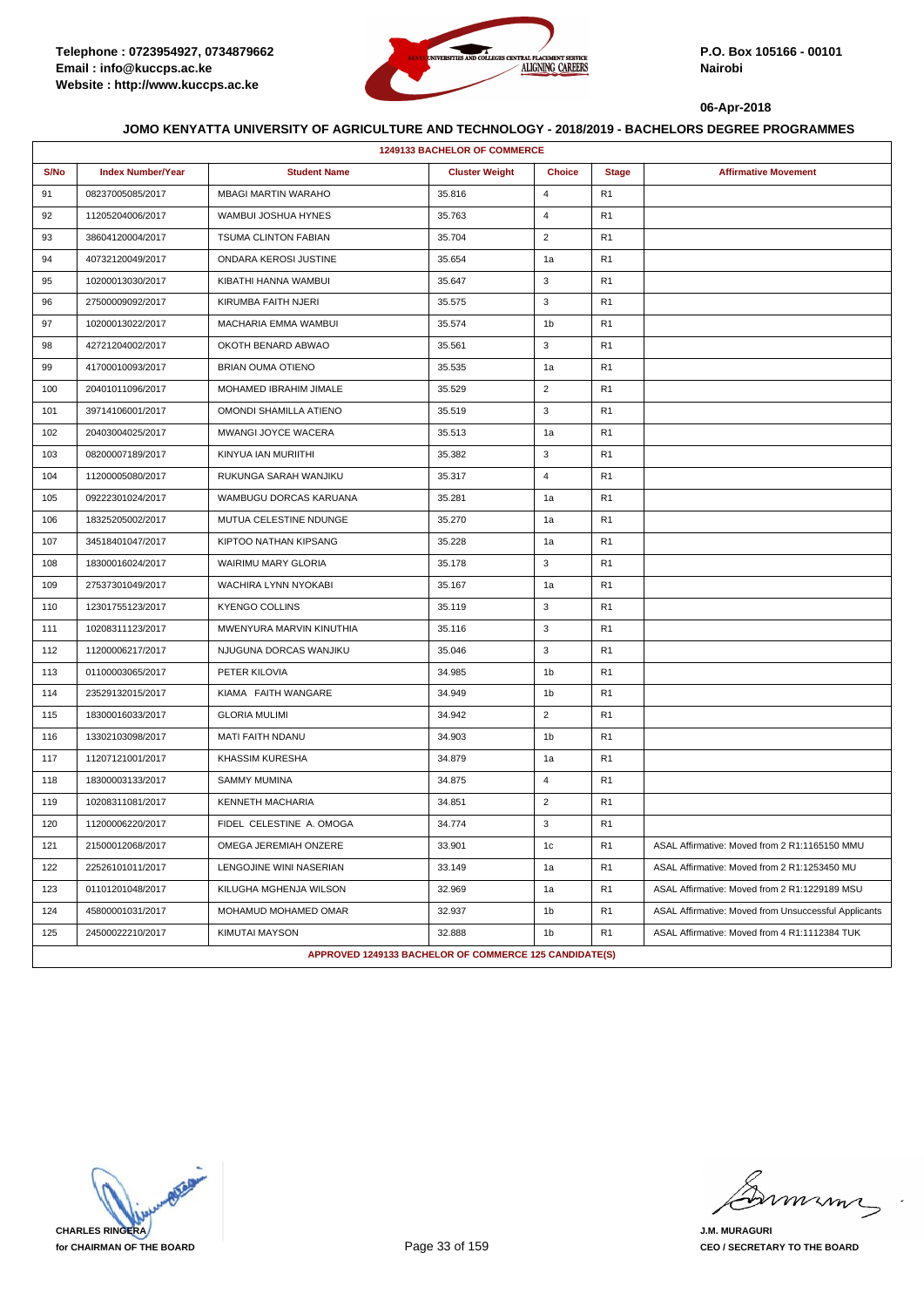Telephone : 0723954927, 0734879662
Email : info@kuccps.ac.ke
Website : http://www.kuccps.ac.ke

P.O. Box 105166 - 00101
Nairobi

06-Apr-2018

## JOMO KENYATTA UNIVERSITY OF AGRICULTURE AND TECHNOLOGY - 2018/2019 - BACHELORS DEGREE PROGRAMMES

**1249133 BACHELOR OF COMMERCE**

| S/No | Index Number/Year | Student Name | Cluster Weight | Choice | Stage | Affirmative Movement |
|---|---|---|---|---|---|---|
| 91 | 08237005085/2017 | MBAGI MARTIN WARAHO | 35.816 | 4 | R1 | |
| 92 | 11205204006/2017 | WAMBUI JOSHUA HYNES | 35.763 | 4 | R1 | |
| 93 | 38604120004/2017 | TSUMA CLINTON FABIAN | 35.704 | 2 | R1 | |
| 94 | 40732120049/2017 | ONDARA KEROSI JUSTINE | 35.654 | 1a | R1 | |
| 95 | 10200013030/2017 | KIBATHI HANNA WAMBUI | 35.647 | 3 | R1 | |
| 96 | 27500009092/2017 | KIRUMBA FAITH NJERI | 35.575 | 3 | R1 | |
| 97 | 10200013022/2017 | MACHARIA EMMA WAMBUI | 35.574 | 1b | R1 | |
| 98 | 42721204002/2017 | OKOTH BENARD ABWAO | 35.561 | 3 | R1 | |
| 99 | 41700010093/2017 | BRIAN OUMA OTIENO | 35.535 | 1a | R1 | |
| 100 | 20401011096/2017 | MOHAMED IBRAHIM JIMALE | 35.529 | 2 | R1 | |
| 101 | 39714106001/2017 | OMONDI SHAMILLA ATIENO | 35.519 | 3 | R1 | |
| 102 | 20403004025/2017 | MWANGI JOYCE WACERA | 35.513 | 1a | R1 | |
| 103 | 08200007189/2017 | KINYUA IAN MURIITHI | 35.382 | 3 | R1 | |
| 104 | 11200005080/2017 | RUKUNGA SARAH WANJIKU | 35.317 | 4 | R1 | |
| 105 | 09222301024/2017 | WAMBUGU DORCAS KARUANA | 35.281 | 1a | R1 | |
| 106 | 18325205002/2017 | MUTUA CELESTINE NDUNGE | 35.270 | 1a | R1 | |
| 107 | 34518401047/2017 | KIPTOO NATHAN KIPSANG | 35.228 | 1a | R1 | |
| 108 | 18300016024/2017 | WAIRIMU MARY GLORIA | 35.178 | 3 | R1 | |
| 109 | 27537301049/2017 | WACHIRA LYNN NYOKABI | 35.167 | 1a | R1 | |
| 110 | 12301755123/2017 | KYENGO COLLINS | 35.119 | 3 | R1 | |
| 111 | 10208311123/2017 | MWENYURA MARVIN KINUTHIA | 35.116 | 3 | R1 | |
| 112 | 11200006217/2017 | NJUGUNA DORCAS WANJIKU | 35.046 | 3 | R1 | |
| 113 | 01100003065/2017 | PETER KILOVIA | 34.985 | 1b | R1 | |
| 114 | 23529132015/2017 | KIAMA FAITH WANGARE | 34.949 | 1b | R1 | |
| 115 | 18300016033/2017 | GLORIA MULIMI | 34.942 | 2 | R1 | |
| 116 | 13302103098/2017 | MATI FAITH NDANU | 34.903 | 1b | R1 | |
| 117 | 11207121001/2017 | KHASSIM KURESHA | 34.879 | 1a | R1 | |
| 118 | 18300003133/2017 | SAMMY MUMINA | 34.875 | 4 | R1 | |
| 119 | 10208311081/2017 | KENNETH MACHARIA | 34.851 | 2 | R1 | |
| 120 | 11200006220/2017 | FIDEL CELESTINE A. OMOGA | 34.774 | 3 | R1 | |
| 121 | 21500012068/2017 | OMEGA JEREMIAH ONZERE | 33.901 | 1c | R1 | ASAL Affirmative: Moved from 2 R1:1165150 MMU |
| 122 | 22526101011/2017 | LENGOJINE WINI NASERIAN | 33.149 | 1a | R1 | ASAL Affirmative: Moved from 2 R1:1253450 MU |
| 123 | 01101201048/2017 | KILUGHA MGHENJA WILSON | 32.969 | 1a | R1 | ASAL Affirmative: Moved from 2 R1:1229189 MSU |
| 124 | 45800001031/2017 | MOHAMUD MOHAMED OMAR | 32.937 | 1b | R1 | ASAL Affirmative: Moved from Unsuccessful Applicants |
| 125 | 24500022210/2017 | KIMUTAI MAYSON | 32.888 | 1b | R1 | ASAL Affirmative: Moved from 4 R1:1112384 TUK |

**APPROVED 1249133 BACHELOR OF COMMERCE 125 CANDIDATE(S)**

**CHARLES RINGERA**
**for CHAIRMAN OF THE BOARD**

**J.M. MURAGURI**
**CEO / SECRETARY TO THE BOARD**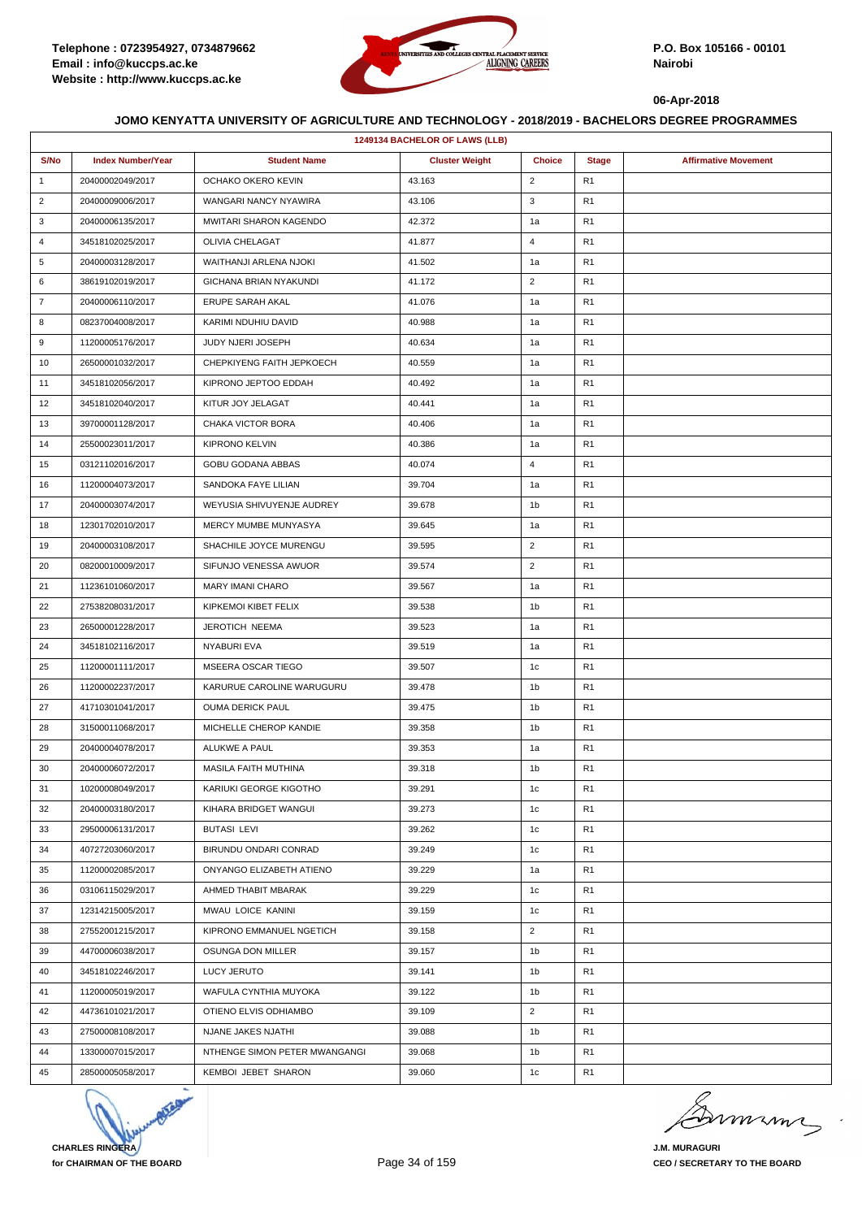Telephone : 0723954927, 0734879662
Email : info@kuccps.ac.ke
Website : http://www.kuccps.ac.ke

P.O. Box 105166 - 00101
Nairobi

06-Apr-2018

## JOMO KENYATTA UNIVERSITY OF AGRICULTURE AND TECHNOLOGY - 2018/2019 - BACHELORS DEGREE PROGRAMMES

### 1249134 BACHELOR OF LAWS (LLB)

| S/No | Index Number/Year | Student Name | Cluster Weight | Choice | Stage | Affirmative Movement |
|---|---|---|---|---|---|---|
| 1 | 20400002049/2017 | OCHAKO OKERO KEVIN | 43.163 | 2 | R1 | |
| 2 | 20400009006/2017 | WANGARI NANCY NYAWIRA | 43.106 | 3 | R1 | |
| 3 | 20400006135/2017 | MWITARI SHARON KAGENDO | 42.372 | 1a | R1 | |
| 4 | 34518102025/2017 | OLIVIA CHELAGAT | 41.877 | 4 | R1 | |
| 5 | 20400003128/2017 | WAITHANJI ARLENA NJOKI | 41.502 | 1a | R1 | |
| 6 | 38619102019/2017 | GICHANA BRIAN NYAKUNDI | 41.172 | 2 | R1 | |
| 7 | 20400006110/2017 | ERUPE SARAH AKAL | 41.076 | 1a | R1 | |
| 8 | 08237004008/2017 | KARIMI NDUHIU DAVID | 40.988 | 1a | R1 | |
| 9 | 11200005176/2017 | JUDY NJERI JOSEPH | 40.634 | 1a | R1 | |
| 10 | 26500001032/2017 | CHEPKIYENG FAITH JEPKOECH | 40.559 | 1a | R1 | |
| 11 | 34518102056/2017 | KIPRONO JEPTOO EDDAH | 40.492 | 1a | R1 | |
| 12 | 34518102040/2017 | KITUR JOY JELAGAT | 40.441 | 1a | R1 | |
| 13 | 39700001128/2017 | CHAKA VICTOR BORA | 40.406 | 1a | R1 | |
| 14 | 25500023011/2017 | KIPRONO KELVIN | 40.386 | 1a | R1 | |
| 15 | 03121102016/2017 | GOBU GODANA ABBAS | 40.074 | 4 | R1 | |
| 16 | 11200004073/2017 | SANDOKA FAYE LILIAN | 39.704 | 1a | R1 | |
| 17 | 20400003074/2017 | WEYUSIA SHIVUYENJE AUDREY | 39.678 | 1b | R1 | |
| 18 | 12301702010/2017 | MERCY MUMBE MUNYASYA | 39.645 | 1a | R1 | |
| 19 | 20400003108/2017 | SHACHILE JOYCE MURENGU | 39.595 | 2 | R1 | |
| 20 | 08200010009/2017 | SIFUNJO VENESSA AWUOR | 39.574 | 2 | R1 | |
| 21 | 11236101060/2017 | MARY IMANI CHARO | 39.567 | 1a | R1 | |
| 22 | 27538208031/2017 | KIPKEMOI KIBET FELIX | 39.538 | 1b | R1 | |
| 23 | 26500001228/2017 | JEROTICH NEEMA | 39.523 | 1a | R1 | |
| 24 | 34518102116/2017 | NYABURI EVA | 39.519 | 1a | R1 | |
| 25 | 11200001111/2017 | MSEERA OSCAR TIEGO | 39.507 | 1c | R1 | |
| 26 | 11200002237/2017 | KARURUE CAROLINE WARUGURU | 39.478 | 1b | R1 | |
| 27 | 41710301041/2017 | OUMA DERICK PAUL | 39.475 | 1b | R1 | |
| 28 | 31500011068/2017 | MICHELLE CHEROP KANDIE | 39.358 | 1b | R1 | |
| 29 | 20400004078/2017 | ALUKWE A PAUL | 39.353 | 1a | R1 | |
| 30 | 20400006072/2017 | MASILA FAITH MUTHINA | 39.318 | 1b | R1 | |
| 31 | 10200008049/2017 | KARIUKI GEORGE KIGOTHO | 39.291 | 1c | R1 | |
| 32 | 20400003180/2017 | KIHARA BRIDGET WANGUI | 39.273 | 1c | R1 | |
| 33 | 29500006131/2017 | BUTASI LEVI | 39.262 | 1c | R1 | |
| 34 | 40727203060/2017 | BIRUNDU ONDARI CONRAD | 39.249 | 1c | R1 | |
| 35 | 11200002085/2017 | ONYANGO ELIZABETH ATIENO | 39.229 | 1a | R1 | |
| 36 | 03106115029/2017 | AHMED THABIT MBARAK | 39.229 | 1c | R1 | |
| 37 | 12314215005/2017 | MWAU LOICE KANINI | 39.159 | 1c | R1 | |
| 38 | 27552001215/2017 | KIPRONO EMMANUEL NGETICH | 39.158 | 2 | R1 | |
| 39 | 44700006038/2017 | OSUNGA DON MILLER | 39.157 | 1b | R1 | |
| 40 | 34518102246/2017 | LUCY JERUTO | 39.141 | 1b | R1 | |
| 41 | 11200005019/2017 | WAFULA CYNTHIA MUYOKA | 39.122 | 1b | R1 | |
| 42 | 44736101021/2017 | OTIENO ELVIS ODHIAMBO | 39.109 | 2 | R1 | |
| 43 | 27500008108/2017 | NJANE JAKES NJATHI | 39.088 | 1b | R1 | |
| 44 | 13300007015/2017 | NTHENGE SIMON PETER MWANGANGI | 39.068 | 1b | R1 | |
| 45 | 28500005058/2017 | KEMBOI JEBET SHARON | 39.060 | 1c | R1 | |

**CHARLES RINGERA**
**for CHAIRMAN OF THE BOARD**

**J.M. MURAGURI**
**CEO / SECRETARY TO THE BOARD**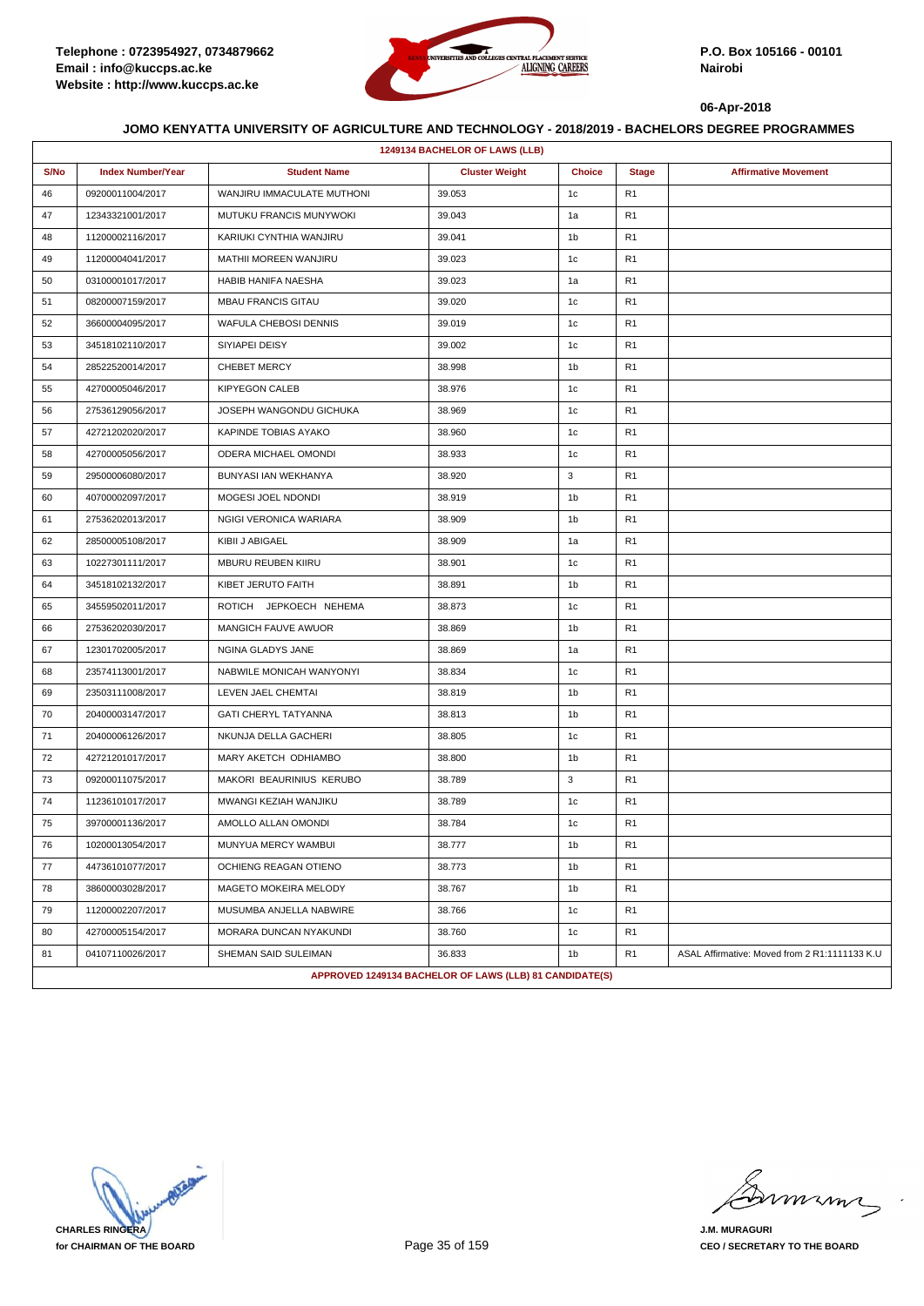Telephone : 0723954927, 0734879662
Email : info@kuccps.ac.ke
Website : http://www.kuccps.ac.ke

P.O. Box 105166 - 00101
Nairobi

06-Apr-2018

### JOMO KENYATTA UNIVERSITY OF AGRICULTURE AND TECHNOLOGY - 2018/2019 - BACHELORS DEGREE PROGRAMMES

| 1249134 BACHELOR OF LAWS (LLB) | | | | | | |
|---|---|---|---|---|---|---|
| S/No | Index Number/Year | Student Name | Cluster Weight | Choice | Stage | Affirmative Movement |
| 46 | 09200011004/2017 | WANJIRU IMMACULATE MUTHONI | 39.053 | 1c | R1 | |
| 47 | 12343321001/2017 | MUTUKU FRANCIS MUNYWOKI | 39.043 | 1a | R1 | |
| 48 | 11200002116/2017 | KARIUKI CYNTHIA WANJIRU | 39.041 | 1b | R1 | |
| 49 | 11200004041/2017 | MATHII MOREEN WANJIRU | 39.023 | 1c | R1 | |
| 50 | 03100001017/2017 | HABIB HANIFA NAESHA | 39.023 | 1a | R1 | |
| 51 | 08200007159/2017 | MBAU FRANCIS GITAU | 39.020 | 1c | R1 | |
| 52 | 36600004095/2017 | WAFULA CHEBOSI DENNIS | 39.019 | 1c | R1 | |
| 53 | 34518102110/2017 | SIYIAPEI DEISY | 39.002 | 1c | R1 | |
| 54 | 28522520014/2017 | CHEBET MERCY | 38.998 | 1b | R1 | |
| 55 | 42700005046/2017 | KIPYEGON CALEB | 38.976 | 1c | R1 | |
| 56 | 27536129056/2017 | JOSEPH WANGONDU GICHUKA | 38.969 | 1c | R1 | |
| 57 | 42721202020/2017 | KAPINDE TOBIAS AYAKO | 38.960 | 1c | R1 | |
| 58 | 42700005056/2017 | ODERA MICHAEL OMONDI | 38.933 | 1c | R1 | |
| 59 | 29500006080/2017 | BUNYASI IAN WEKHANYA | 38.920 | 3 | R1 | |
| 60 | 40700002097/2017 | MOGESI JOEL NDONDI | 38.919 | 1b | R1 | |
| 61 | 27536202013/2017 | NGIGI VERONICA WARIARA | 38.909 | 1b | R1 | |
| 62 | 28500005108/2017 | KIBII J ABIGAEL | 38.909 | 1a | R1 | |
| 63 | 10227301111/2017 | MBURU REUBEN KIIRU | 38.901 | 1c | R1 | |
| 64 | 34518102132/2017 | KIBET JERUTO FAITH | 38.891 | 1b | R1 | |
| 65 | 34559502011/2017 | ROTICH JEPKOECH NEHEMA | 38.873 | 1c | R1 | |
| 66 | 27536202030/2017 | MANGICH FAUVE AWUOR | 38.869 | 1b | R1 | |
| 67 | 12301702005/2017 | NGINA GLADYS JANE | 38.869 | 1a | R1 | |
| 68 | 23574113001/2017 | NABWILE MONICAH WANYONYI | 38.834 | 1c | R1 | |
| 69 | 23503111008/2017 | LEVEN JAEL CHEMTAI | 38.819 | 1b | R1 | |
| 70 | 20400003147/2017 | GATI CHERYL TATYANNA | 38.813 | 1b | R1 | |
| 71 | 20400006126/2017 | NKUNJA DELLA GACHERI | 38.805 | 1c | R1 | |
| 72 | 42721201017/2017 | MARY AKETCH ODHIAMBO | 38.800 | 1b | R1 | |
| 73 | 09200011075/2017 | MAKORI BEAURINIUS KERUBO | 38.789 | 3 | R1 | |
| 74 | 11236101017/2017 | MWANGI KEZIAH WANJIKU | 38.789 | 1c | R1 | |
| 75 | 39700001136/2017 | AMOLLO ALLAN OMONDI | 38.784 | 1c | R1 | |
| 76 | 10200013054/2017 | MUNYUA MERCY WAMBUI | 38.777 | 1b | R1 | |
| 77 | 44736101077/2017 | OCHIENG REAGAN OTIENO | 38.773 | 1b | R1 | |
| 78 | 38600003028/2017 | MAGETO MOKEIRA MELODY | 38.767 | 1b | R1 | |
| 79 | 11200002207/2017 | MUSUMBA ANJELLA NABWIRE | 38.766 | 1c | R1 | |
| 80 | 42700005154/2017 | MORARA DUNCAN NYAKUNDI | 38.760 | 1c | R1 | |
| 81 | 04107110026/2017 | SHEMAN SAID SULEIMAN | 36.833 | 1b | R1 | ASAL Affirmative: Moved from 2 R1:1111133 K.U |
| APPROVED 1249134 BACHELOR OF LAWS (LLB) 81 CANDIDATE(S) | | | | | | |

CHARLES RINGERA
for CHAIRMAN OF THE BOARD

J.M. MURAGURI
CEO / SECRETARY TO THE BOARD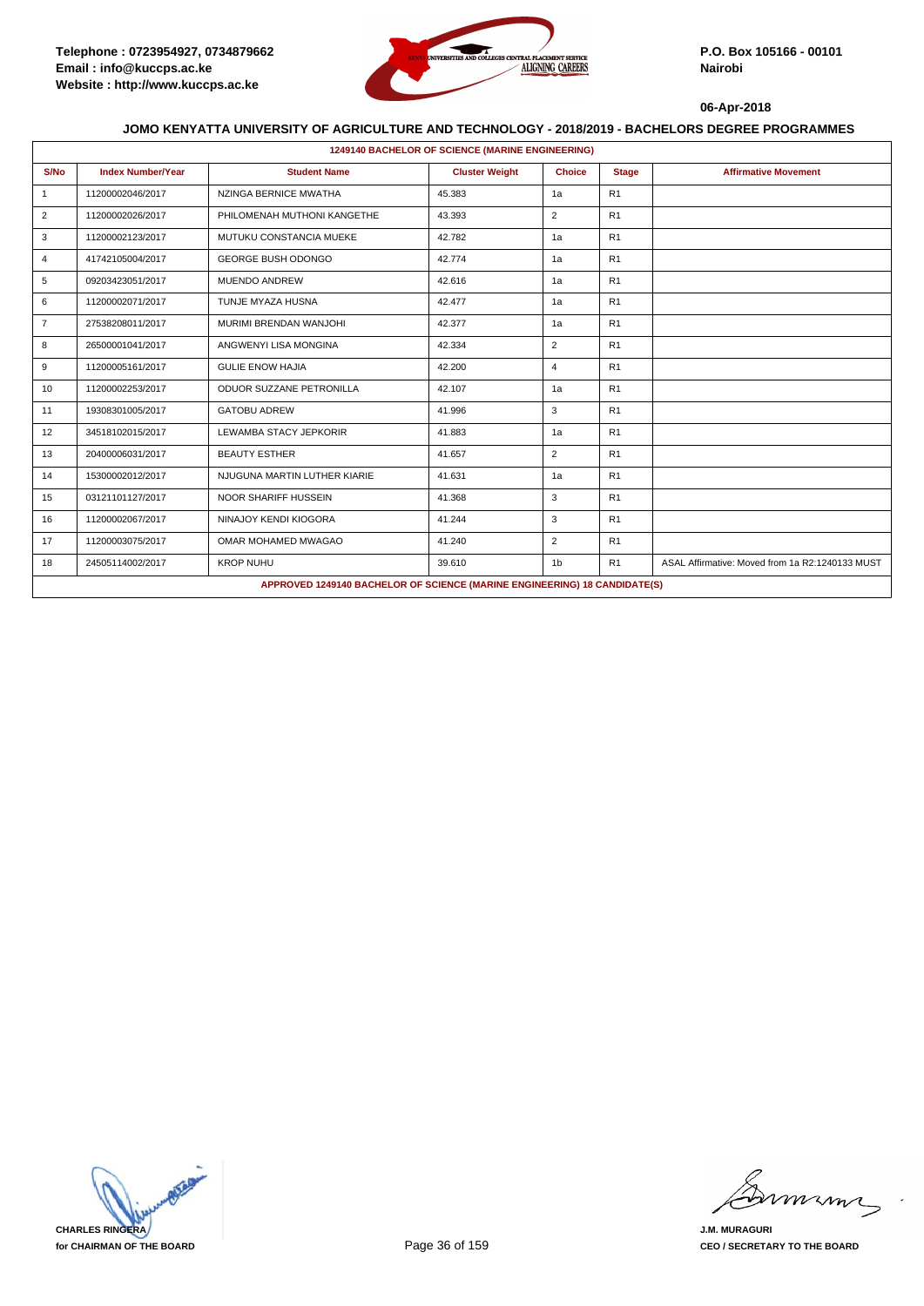**Telephone : 0723954927, 0734879662**
**Email : info@kuccps.ac.ke**
**Website : http://www.kuccps.ac.ke**

**P.O. Box 105166 - 00101**
**Nairobi**

**06-Apr-2018**

## JOMO KENYATTA UNIVERSITY OF AGRICULTURE AND TECHNOLOGY - 2018/2019 - BACHELORS DEGREE PROGRAMMES

### 1249140 BACHELOR OF SCIENCE (MARINE ENGINEERING)

| S/No | Index Number/Year | Student Name | Cluster Weight | Choice | Stage | Affirmative Movement |
|---|---|---|---|---|---|---|
| 1 | 11200002046/2017 | NZINGA BERNICE MWATHA | 45.383 | 1a | R1 | |
| 2 | 11200002026/2017 | PHILOMENAH MUTHONI KANGETHE | 43.393 | 2 | R1 | |
| 3 | 11200002123/2017 | MUTUKU CONSTANCIA MUEKE | 42.782 | 1a | R1 | |
| 4 | 41742105004/2017 | GEORGE BUSH ODONGO | 42.774 | 1a | R1 | |
| 5 | 09203423051/2017 | MUENDO ANDREW | 42.616 | 1a | R1 | |
| 6 | 11200002071/2017 | TUNJE MYAZA HUSNA | 42.477 | 1a | R1 | |
| 7 | 27538208011/2017 | MURIMI BRENDAN WANJOHI | 42.377 | 1a | R1 | |
| 8 | 26500001041/2017 | ANGWENYI LISA MONGINA | 42.334 | 2 | R1 | |
| 9 | 11200005161/2017 | GULIE ENOW HAJIA | 42.200 | 4 | R1 | |
| 10 | 11200002253/2017 | ODUOR SUZZANE PETRONILLA | 42.107 | 1a | R1 | |
| 11 | 19308301005/2017 | GATOBU ADREW | 41.996 | 3 | R1 | |
| 12 | 34518102015/2017 | LEWAMBA STACY JEPKORIR | 41.883 | 1a | R1 | |
| 13 | 20400006031/2017 | BEAUTY ESTHER | 41.657 | 2 | R1 | |
| 14 | 15300002012/2017 | NJUGUNA MARTIN LUTHER KIARIE | 41.631 | 1a | R1 | |
| 15 | 03121101127/2017 | NOOR SHARIFF HUSSEIN | 41.368 | 3 | R1 | |
| 16 | 11200002067/2017 | NINAJOY KENDI KIOGORA | 41.244 | 3 | R1 | |
| 17 | 11200003075/2017 | OMAR MOHAMED MWAGAO | 41.240 | 2 | R1 | |
| 18 | 24505114002/2017 | KROP NUHU | 39.610 | 1b | R1 | ASAL Affirmative: Moved from 1a R2:1240133 MUST |

**APPROVED 1249140 BACHELOR OF SCIENCE (MARINE ENGINEERING) 18 CANDIDATE(S)**

**CHARLES RINGERA**
**for CHAIRMAN OF THE BOARD**

**J.M. MURAGURI**
**CEO / SECRETARY TO THE BOARD**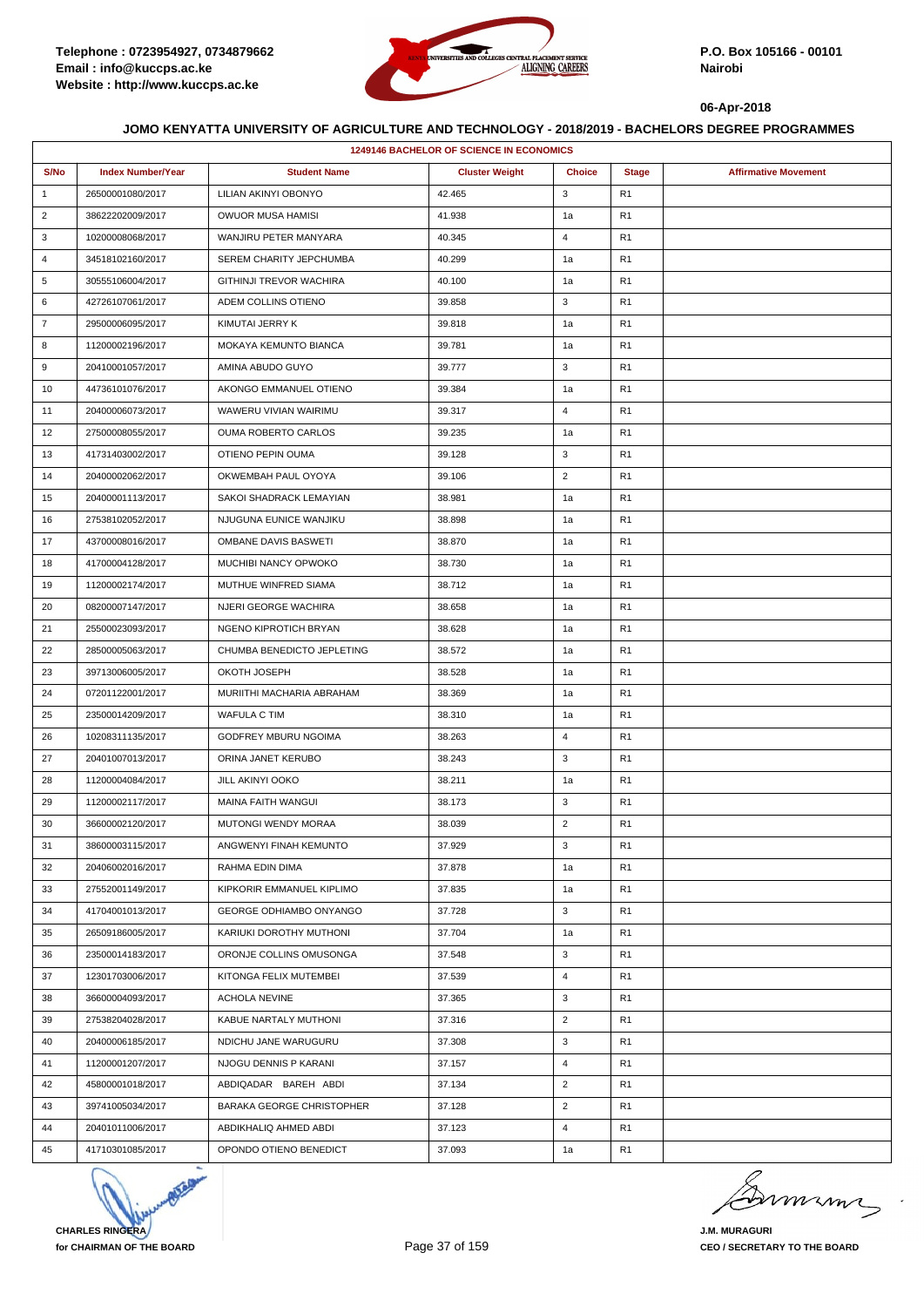Telephone : 0723954927, 0734879662
Email : info@kuccps.ac.ke
Website : http://www.kuccps.ac.ke

P.O. Box 105166 - 00101
Nairobi

06-Apr-2018

**JOMO KENYATTA UNIVERSITY OF AGRICULTURE AND TECHNOLOGY - 2018/2019 - BACHELORS DEGREE PROGRAMMES**

**1249146 BACHELOR OF SCIENCE IN ECONOMICS**

| S/No | Index Number/Year | Student Name | Cluster Weight | Choice | Stage | Affirmative Movement |
|---|---|---|---|---|---|---|
| 1 | 26500001080/2017 | LILIAN AKINYI OBONYO | 42.465 | 3 | R1 | |
| 2 | 38622202009/2017 | OWUOR MUSA HAMISI | 41.938 | 1a | R1 | |
| 3 | 10200008068/2017 | WANJIRU PETER MANYARA | 40.345 | 4 | R1 | |
| 4 | 34518102160/2017 | SEREM CHARITY JEPCHUMBA | 40.299 | 1a | R1 | |
| 5 | 30555106004/2017 | GITHINJI TREVOR WACHIRA | 40.100 | 1a | R1 | |
| 6 | 42726107061/2017 | ADEM COLLINS OTIENO | 39.858 | 3 | R1 | |
| 7 | 29500006095/2017 | KIMUTAI JERRY K | 39.818 | 1a | R1 | |
| 8 | 11200002196/2017 | MOKAYA KEMUNTO BIANCA | 39.781 | 1a | R1 | |
| 9 | 20410001057/2017 | AMINA ABUDO GUYO | 39.777 | 3 | R1 | |
| 10 | 44736101076/2017 | AKONGO EMMANUEL OTIENO | 39.384 | 1a | R1 | |
| 11 | 20400006073/2017 | WAWERU VIVIAN WAIRIMU | 39.317 | 4 | R1 | |
| 12 | 27500008055/2017 | OUMA ROBERTO CARLOS | 39.235 | 1a | R1 | |
| 13 | 41731403002/2017 | OTIENO PEPIN OUMA | 39.128 | 3 | R1 | |
| 14 | 20400002062/2017 | OKWEMBAH PAUL OYOYA | 39.106 | 2 | R1 | |
| 15 | 20400001113/2017 | SAKOI SHADRACK LEMAYIAN | 38.981 | 1a | R1 | |
| 16 | 27538102052/2017 | NJUGUNA EUNICE WANJIKU | 38.898 | 1a | R1 | |
| 17 | 43700008016/2017 | OMBANE DAVIS BASWETI | 38.870 | 1a | R1 | |
| 18 | 41700004128/2017 | MUCHIBI NANCY OPWOKO | 38.730 | 1a | R1 | |
| 19 | 11200002174/2017 | MUTHUE WINFRED SIAMA | 38.712 | 1a | R1 | |
| 20 | 08200007147/2017 | NJERI GEORGE WACHIRA | 38.658 | 1a | R1 | |
| 21 | 25500023093/2017 | NGENO KIPROTICH BRYAN | 38.628 | 1a | R1 | |
| 22 | 28500005063/2017 | CHUMBA BENEDICTO JEPLETING | 38.572 | 1a | R1 | |
| 23 | 39713006005/2017 | OKOTH JOSEPH | 38.528 | 1a | R1 | |
| 24 | 07201122001/2017 | MURIITHI MACHARIA ABRAHAM | 38.369 | 1a | R1 | |
| 25 | 23500014209/2017 | WAFULA C TIM | 38.310 | 1a | R1 | |
| 26 | 10208311135/2017 | GODFREY MBURU NGOIMA | 38.263 | 4 | R1 | |
| 27 | 20401007013/2017 | ORINA JANET KERUBO | 38.243 | 3 | R1 | |
| 28 | 11200004084/2017 | JILL AKINYI OOKO | 38.211 | 1a | R1 | |
| 29 | 11200002117/2017 | MAINA FAITH WANGUI | 38.173 | 3 | R1 | |
| 30 | 36600002120/2017 | MUTONGI WENDY MORAA | 38.039 | 2 | R1 | |
| 31 | 38600003115/2017 | ANGWENYI FINAH KEMUNTO | 37.929 | 3 | R1 | |
| 32 | 20406002016/2017 | RAHMA EDIN DIMA | 37.878 | 1a | R1 | |
| 33 | 27552001149/2017 | KIPKORIR EMMANUEL KIPLIMO | 37.835 | 1a | R1 | |
| 34 | 41704001013/2017 | GEORGE ODHIAMBO ONYANGO | 37.728 | 3 | R1 | |
| 35 | 26509186005/2017 | KARIUKI DOROTHY MUTHONI | 37.704 | 1a | R1 | |
| 36 | 23500014183/2017 | ORONJE COLLINS OMUSONGA | 37.548 | 3 | R1 | |
| 37 | 12301703006/2017 | KITONGA FELIX MUTEMBEI | 37.539 | 4 | R1 | |
| 38 | 36600004093/2017 | ACHOLA NEVINE | 37.365 | 3 | R1 | |
| 39 | 27538204028/2017 | KABUE NARTALY MUTHONI | 37.316 | 2 | R1 | |
| 40 | 20400006185/2017 | NDICHU JANE WARUGURU | 37.308 | 3 | R1 | |
| 41 | 11200001207/2017 | NJOGU DENNIS P KARANI | 37.157 | 4 | R1 | |
| 42 | 45800001018/2017 | ABDIQADAR BAREH ABDI | 37.134 | 2 | R1 | |
| 43 | 39741005034/2017 | BARAKA GEORGE CHRISTOPHER | 37.128 | 2 | R1 | |
| 44 | 20401011006/2017 | ABDIKHALIQ AHMED ABDI | 37.123 | 4 | R1 | |
| 45 | 41710301085/2017 | OPONDO OTIENO BENEDICT | 37.093 | 1a | R1 | |

**CHARLES RINGERA**
**for CHAIRMAN OF THE BOARD**

**J.M. MURAGURI**
**CEO / SECRETARY TO THE BOARD**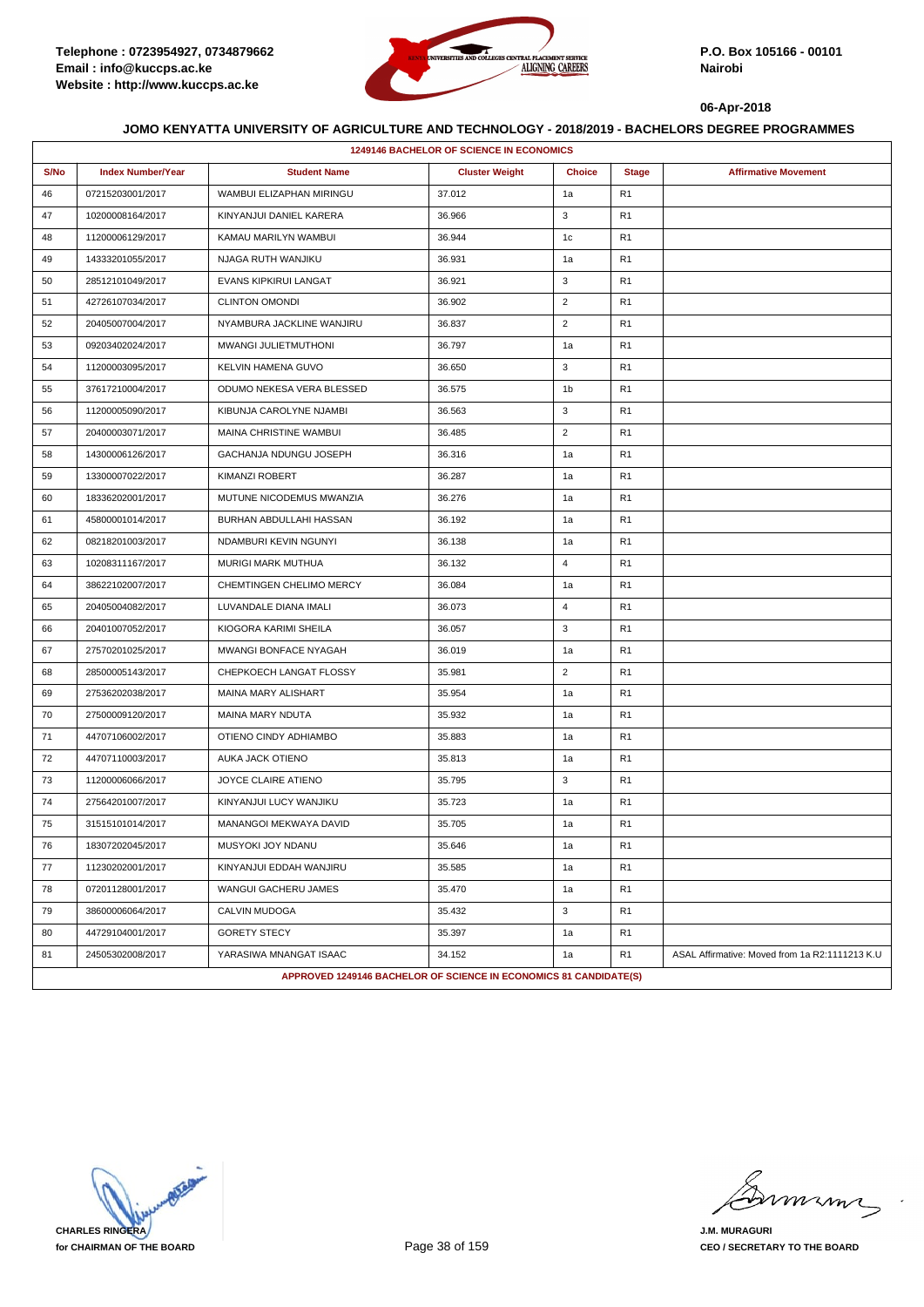Telephone : 0723954927, 0734879662
Email : info@kuccps.ac.ke
Website : http://www.kuccps.ac.ke

P.O. Box 105166 - 00101
Nairobi

06-Apr-2018

## JOMO KENYATTA UNIVERSITY OF AGRICULTURE AND TECHNOLOGY - 2018/2019 - BACHELORS DEGREE PROGRAMMES

### 1249146 BACHELOR OF SCIENCE IN ECONOMICS

| S/No | Index Number/Year | Student Name | Cluster Weight | Choice | Stage | Affirmative Movement |
|---|---|---|---|---|---|---|
| 46 | 07215203001/2017 | WAMBUI ELIZAPHAN MIRINGU | 37.012 | 1a | R1 | |
| 47 | 10200008164/2017 | KINYANJUI DANIEL KARERA | 36.966 | 3 | R1 | |
| 48 | 11200006129/2017 | KAMAU MARILYN WAMBUI | 36.944 | 1c | R1 | |
| 49 | 14333201055/2017 | NJAGA RUTH WANJIKU | 36.931 | 1a | R1 | |
| 50 | 28512101049/2017 | EVANS KIPKIRUI LANGAT | 36.921 | 3 | R1 | |
| 51 | 42726107034/2017 | CLINTON OMONDI | 36.902 | 2 | R1 | |
| 52 | 20405007004/2017 | NYAMBURA JACKLINE WANJIRU | 36.837 | 2 | R1 | |
| 53 | 09203402024/2017 | MWANGI JULIETMUTHONI | 36.797 | 1a | R1 | |
| 54 | 11200003095/2017 | KELVIN HAMENA GUVO | 36.650 | 3 | R1 | |
| 55 | 37617210004/2017 | ODUMO NEKESA VERA BLESSED | 36.575 | 1b | R1 | |
| 56 | 11200005090/2017 | KIBUNJA CAROLYNE NJAMBI | 36.563 | 3 | R1 | |
| 57 | 20400003071/2017 | MAINA CHRISTINE WAMBUI | 36.485 | 2 | R1 | |
| 58 | 14300006126/2017 | GACHANJA NDUNGU JOSEPH | 36.316 | 1a | R1 | |
| 59 | 13300007022/2017 | KIMANZI ROBERT | 36.287 | 1a | R1 | |
| 60 | 18336202001/2017 | MUTUNE NICODEMUS MWANZIA | 36.276 | 1a | R1 | |
| 61 | 45800001014/2017 | BURHAN ABDULLAHI HASSAN | 36.192 | 1a | R1 | |
| 62 | 08218201003/2017 | NDAMBURI KEVIN NGUNYI | 36.138 | 1a | R1 | |
| 63 | 10208311167/2017 | MURIGI MARK MUTHUA | 36.132 | 4 | R1 | |
| 64 | 38622102007/2017 | CHEMTINGEN CHELIMO MERCY | 36.084 | 1a | R1 | |
| 65 | 20405004082/2017 | LUVANDALE DIANA IMALI | 36.073 | 4 | R1 | |
| 66 | 20401007052/2017 | KIOGORA KARIMI SHEILA | 36.057 | 3 | R1 | |
| 67 | 27570201025/2017 | MWANGI BONFACE NYAGAH | 36.019 | 1a | R1 | |
| 68 | 28500005143/2017 | CHEPKOECH LANGAT FLOSSY | 35.981 | 2 | R1 | |
| 69 | 27536202038/2017 | MAINA MARY ALISHART | 35.954 | 1a | R1 | |
| 70 | 27500009120/2017 | MAINA MARY NDUTA | 35.932 | 1a | R1 | |
| 71 | 44707106002/2017 | OTIENO CINDY ADHIAMBO | 35.883 | 1a | R1 | |
| 72 | 44707110003/2017 | AUKA JACK OTIENO | 35.813 | 1a | R1 | |
| 73 | 11200006066/2017 | JOYCE CLAIRE ATIENO | 35.795 | 3 | R1 | |
| 74 | 27564201007/2017 | KINYANJUI LUCY WANJIKU | 35.723 | 1a | R1 | |
| 75 | 31515101014/2017 | MANANGOI MEKWAYA DAVID | 35.705 | 1a | R1 | |
| 76 | 18307202045/2017 | MUSYOKI JOY NDANU | 35.646 | 1a | R1 | |
| 77 | 11230202001/2017 | KINYANJUI EDDAH WANJIRU | 35.585 | 1a | R1 | |
| 78 | 07201128001/2017 | WANGUI GACHERU JAMES | 35.470 | 1a | R1 | |
| 79 | 38600006064/2017 | CALVIN MUDOGA | 35.432 | 3 | R1 | |
| 80 | 44729104001/2017 | GORETY STECY | 35.397 | 1a | R1 | |
| 81 | 24505302008/2017 | YARASIWA MNANGAT ISAAC | 34.152 | 1a | R1 | ASAL Affirmative: Moved from 1a R2:1111213 K.U |

APPROVED 1249146 BACHELOR OF SCIENCE IN ECONOMICS 81 CANDIDATE(S)

CHARLES RINGERA
for CHAIRMAN OF THE BOARD

J.M. MURAGURI
CEO / SECRETARY TO THE BOARD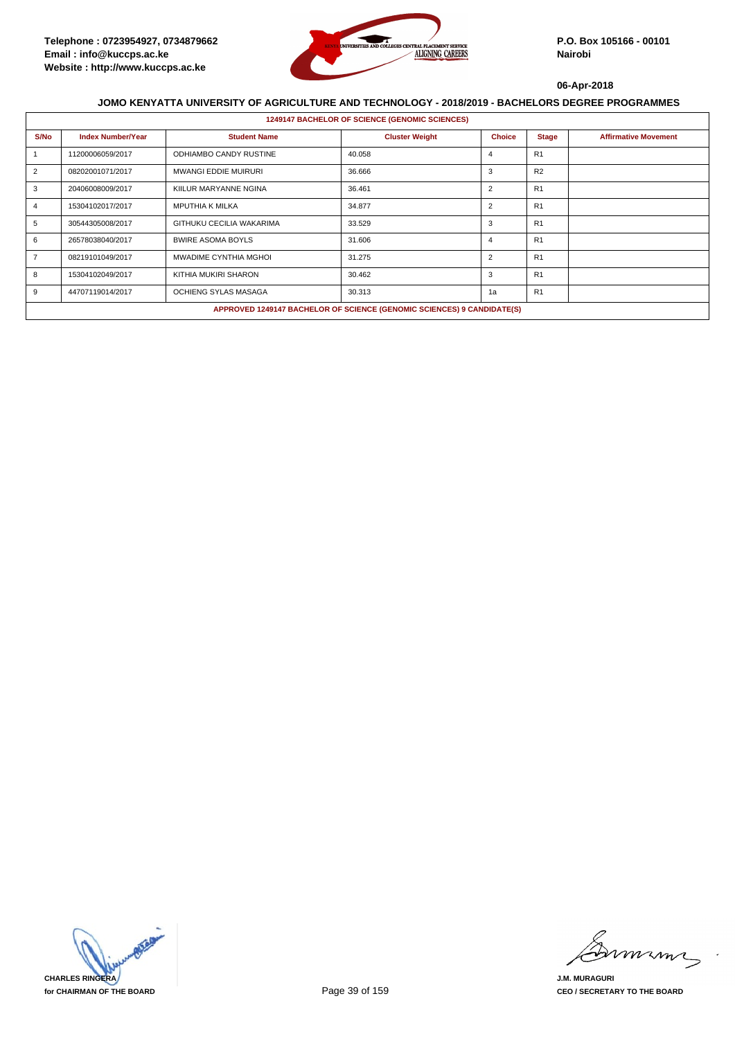Telephone : 0723954927, 0734879662
Email : info@kuccps.ac.ke
Website : http://www.kuccps.ac.ke

P.O. Box 105166 - 00101
Nairobi

06-Apr-2018

## JOMO KENYATTA UNIVERSITY OF AGRICULTURE AND TECHNOLOGY - 2018/2019 - BACHELORS DEGREE PROGRAMMES

### 1249147 BACHELOR OF SCIENCE (GENOMIC SCIENCES)

| S/No | Index Number/Year | Student Name | Cluster Weight | Choice | Stage | Affirmative Movement |
|---|---|---|---|---|---|---|
| 1 | 11200006059/2017 | ODHIAMBO CANDY RUSTINE | 40.058 | 4 | R1 | |
| 2 | 08202001071/2017 | MWANGI EDDIE MUIRURI | 36.666 | 3 | R2 | |
| 3 | 20406008009/2017 | KIILUR MARYANNE NGINA | 36.461 | 2 | R1 | |
| 4 | 15304102017/2017 | MPUTHIA K MILKA | 34.877 | 2 | R1 | |
| 5 | 30544305008/2017 | GITHUKU CECILIA WAKARIMA | 33.529 | 3 | R1 | |
| 6 | 26578038040/2017 | BWIRE ASOMA BOYLS | 31.606 | 4 | R1 | |
| 7 | 08219101049/2017 | MWADIME CYNTHIA MGHOI | 31.275 | 2 | R1 | |
| 8 | 15304102049/2017 | KITHIA MUKIRI SHARON | 30.462 | 3 | R1 | |
| 9 | 44707119014/2017 | OCHIENG SYLAS MASAGA | 30.313 | 1a | R1 | |

APPROVED 1249147 BACHELOR OF SCIENCE (GENOMIC SCIENCES) 9 CANDIDATE(S)

CHARLES RINGERA
for CHAIRMAN OF THE BOARD

J.M. MURAGURI
CEO / SECRETARY TO THE BOARD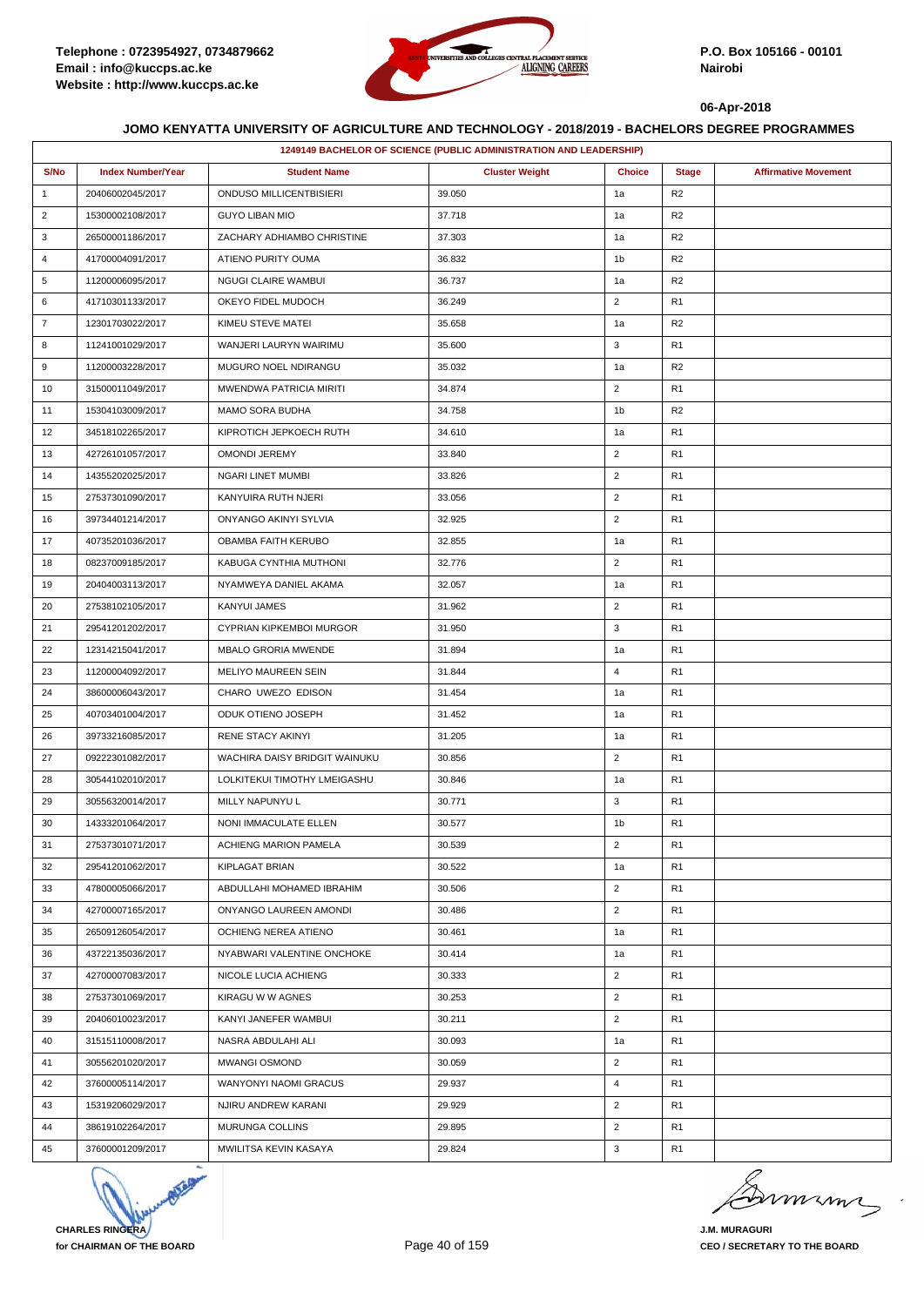Telephone : 0723954927, 0734879662
Email : info@kuccps.ac.ke
Website : http://www.kuccps.ac.ke

P.O. Box 105166 - 00101
Nairobi

06-Apr-2018

## JOMO KENYATTA UNIVERSITY OF AGRICULTURE AND TECHNOLOGY - 2018/2019 - BACHELORS DEGREE PROGRAMMES

### 1249149 BACHELOR OF SCIENCE (PUBLIC ADMINISTRATION AND LEADERSHIP)

| S/No | Index Number/Year | Student Name | Cluster Weight | Choice | Stage | Affirmative Movement |
|---|---|---|---|---|---|---|
| 1 | 20406002045/2017 | ONDUSO MILLICENTBISIERI | 39.050 | 1a | R2 | |
| 2 | 15300002108/2017 | GUYO LIBAN MIO | 37.718 | 1a | R2 | |
| 3 | 26500001186/2017 | ZACHARY ADHIAMBO CHRISTINE | 37.303 | 1a | R2 | |
| 4 | 41700004091/2017 | ATIENO PURITY OUMA | 36.832 | 1b | R2 | |
| 5 | 11200006095/2017 | NGUGI CLAIRE WAMBUI | 36.737 | 1a | R2 | |
| 6 | 41710301133/2017 | OKEYO FIDEL MUDOCH | 36.249 | 2 | R1 | |
| 7 | 12301703022/2017 | KIMEU STEVE MATEI | 35.658 | 1a | R2 | |
| 8 | 11241001029/2017 | WANJERI LAURYN WAIRIMU | 35.600 | 3 | R1 | |
| 9 | 11200003228/2017 | MUGURO NOEL NDIRANGU | 35.032 | 1a | R2 | |
| 10 | 31500011049/2017 | MWENDWA PATRICIA MIRITI | 34.874 | 2 | R1 | |
| 11 | 15304103009/2017 | MAMO SORA BUDHA | 34.758 | 1b | R2 | |
| 12 | 34518102265/2017 | KIPROTICH JEPKOECH RUTH | 34.610 | 1a | R1 | |
| 13 | 42726101057/2017 | OMONDI JEREMY | 33.840 | 2 | R1 | |
| 14 | 14355202025/2017 | NGARI LINET MUMBI | 33.826 | 2 | R1 | |
| 15 | 27537301090/2017 | KANYUIRA RUTH NJERI | 33.056 | 2 | R1 | |
| 16 | 39734401214/2017 | ONYANGO AKINYI SYLVIA | 32.925 | 2 | R1 | |
| 17 | 40735201036/2017 | OBAMBA FAITH KERUBO | 32.855 | 1a | R1 | |
| 18 | 08237009185/2017 | KABUGA CYNTHIA MUTHONI | 32.776 | 2 | R1 | |
| 19 | 20404003113/2017 | NYAMWEYA DANIEL AKAMA | 32.057 | 1a | R1 | |
| 20 | 27538102105/2017 | KANYUI JAMES | 31.962 | 2 | R1 | |
| 21 | 29541201202/2017 | CYPRIAN KIPKEMBOI MURGOR | 31.950 | 3 | R1 | |
| 22 | 12314215041/2017 | MBALO GRORIA MWENDE | 31.894 | 1a | R1 | |
| 23 | 11200004092/2017 | MELIYO MAUREEN SEIN | 31.844 | 4 | R1 | |
| 24 | 38600006043/2017 | CHARO UWEZO EDISON | 31.454 | 1a | R1 | |
| 25 | 40703401004/2017 | ODUK OTIENO JOSEPH | 31.452 | 1a | R1 | |
| 26 | 39733216085/2017 | RENE STACY AKINYI | 31.205 | 1a | R1 | |
| 27 | 09222301082/2017 | WACHIRA DAISY BRIDGIT WAINUKU | 30.856 | 2 | R1 | |
| 28 | 30544102010/2017 | LOLKITEKUI TIMOTHY LMEIGASHU | 30.846 | 1a | R1 | |
| 29 | 30556320014/2017 | MILLY NAPUNYU L | 30.771 | 3 | R1 | |
| 30 | 14333201064/2017 | NONI IMMACULATE ELLEN | 30.577 | 1b | R1 | |
| 31 | 27537301071/2017 | ACHIENG MARION PAMELA | 30.539 | 2 | R1 | |
| 32 | 29541201062/2017 | KIPLAGAT BRIAN | 30.522 | 1a | R1 | |
| 33 | 47800005066/2017 | ABDULLAHI MOHAMED IBRAHIM | 30.506 | 2 | R1 | |
| 34 | 42700007165/2017 | ONYANGO LAUREEN AMONDI | 30.486 | 2 | R1 | |
| 35 | 26509126054/2017 | OCHIENG NEREA ATIENO | 30.461 | 1a | R1 | |
| 36 | 43722135036/2017 | NYABWARI VALENTINE ONCHOKE | 30.414 | 1a | R1 | |
| 37 | 42700007083/2017 | NICOLE LUCIA ACHIENG | 30.333 | 2 | R1 | |
| 38 | 27537301069/2017 | KIRAGU W W AGNES | 30.253 | 2 | R1 | |
| 39 | 20406010023/2017 | KANYI JANEFER WAMBUI | 30.211 | 2 | R1 | |
| 40 | 31515110008/2017 | NASRA ABDULAHI ALI | 30.093 | 1a | R1 | |
| 41 | 30556201020/2017 | MWANGI OSMOND | 30.059 | 2 | R1 | |
| 42 | 37600005114/2017 | WANYONYI NAOMI GRACUS | 29.937 | 4 | R1 | |
| 43 | 15319206029/2017 | NJIRU ANDREW KARANI | 29.929 | 2 | R1 | |
| 44 | 38619102264/2017 | MURUNGA COLLINS | 29.895 | 2 | R1 | |
| 45 | 37600001209/2017 | MWILITSA KEVIN KASAYA | 29.824 | 3 | R1 | |

**CHARLES RINGERA**
**for CHAIRMAN OF THE BOARD**

**J.M. MURAGURI**
**CEO / SECRETARY TO THE BOARD**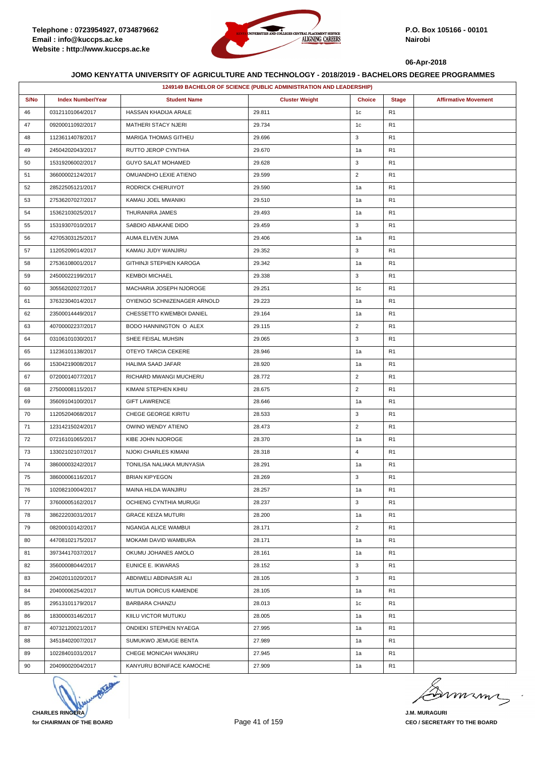**Telephone : 0723954927, 0734879662**
**Email : info@kuccps.ac.ke**
**Website : http://www.kuccps.ac.ke**

**P.O. Box 105166 - 00101**
**Nairobi**

**06-Apr-2018**

## JOMO KENYATTA UNIVERSITY OF AGRICULTURE AND TECHNOLOGY - 2018/2019 - BACHELORS DEGREE PROGRAMMES

### 1249149 BACHELOR OF SCIENCE (PUBLIC ADMINISTRATION AND LEADERSHIP)

| S/No | Index Number/Year | Student Name | Cluster Weight | Choice | Stage | Affirmative Movement |
|---|---|---|---|---|---|---|
| 46 | 03121101064/2017 | HASSAN KHADIJA ARALE | 29.811 | 1c | R1 | |
| 47 | 09200011092/2017 | MATHERI STACY NJERI | 29.734 | 1c | R1 | |
| 48 | 11236114078/2017 | MARIGA THOMAS GITHEU | 29.696 | 3 | R1 | |
| 49 | 24504202043/2017 | RUTTO JEROP CYNTHIA | 29.670 | 1a | R1 | |
| 50 | 15319206002/2017 | GUYO SALAT MOHAMED | 29.628 | 3 | R1 | |
| 51 | 36600002124/2017 | OMUANDHO LEXIE ATIENO | 29.599 | 2 | R1 | |
| 52 | 28522505121/2017 | RODRICK CHERUIYOT | 29.590 | 1a | R1 | |
| 53 | 27536207027/2017 | KAMAU JOEL MWANIKI | 29.510 | 1a | R1 | |
| 54 | 15362103025/2017 | THURANIRA JAMES | 29.493 | 1a | R1 | |
| 55 | 15319307010/2017 | SABDIO ABAKANE DIDO | 29.459 | 3 | R1 | |
| 56 | 42705303125/2017 | AUMA ELIVEN JUMA | 29.406 | 1a | R1 | |
| 57 | 11205209014/2017 | KAMAU JUDY WANJIRU | 29.352 | 3 | R1 | |
| 58 | 27536108001/2017 | GITHINJI STEPHEN KAROGA | 29.342 | 1a | R1 | |
| 59 | 24500022199/2017 | KEMBOI MICHAEL | 29.338 | 3 | R1 | |
| 60 | 30556202027/2017 | MACHARIA JOSEPH NJOROGE | 29.251 | 1c | R1 | |
| 61 | 37632304014/2017 | OYIENGO SCHNIZENAGER ARNOLD | 29.223 | 1a | R1 | |
| 62 | 23500014449/2017 | CHESSETTO KWEMBOI DANIEL | 29.164 | 1a | R1 | |
| 63 | 40700002237/2017 | BODO HANNINGTON O ALEX | 29.115 | 2 | R1 | |
| 64 | 03106101030/2017 | SHEE FEISAL MUHSIN | 29.065 | 3 | R1 | |
| 65 | 11236101138/2017 | OTEYO TARCIA CEKERE | 28.946 | 1a | R1 | |
| 66 | 15304219008/2017 | HALIMA SAAD JAFAR | 28.920 | 1a | R1 | |
| 67 | 07200014077/2017 | RICHARD MWANGI MUCHERU | 28.772 | 2 | R1 | |
| 68 | 27500008115/2017 | KIMANI STEPHEN KIHIU | 28.675 | 2 | R1 | |
| 69 | 35609104100/2017 | GIFT LAWRENCE | 28.646 | 1a | R1 | |
| 70 | 11205204068/2017 | CHEGE GEORGE KIRITU | 28.533 | 3 | R1 | |
| 71 | 12314215024/2017 | OWINO WENDY ATIENO | 28.473 | 2 | R1 | |
| 72 | 07216101065/2017 | KIBE JOHN NJOROGE | 28.370 | 1a | R1 | |
| 73 | 13302102107/2017 | NJOKI CHARLES KIMANI | 28.318 | 4 | R1 | |
| 74 | 38600003242/2017 | TONILISA NALIAKA MUNYASIA | 28.291 | 1a | R1 | |
| 75 | 38600006116/2017 | BRIAN KIPYEGON | 28.269 | 3 | R1 | |
| 76 | 10208210004/2017 | MAINA HILDA WANJIRU | 28.257 | 1a | R1 | |
| 77 | 37600005162/2017 | OCHIENG CYNTHIA MURUGI | 28.237 | 3 | R1 | |
| 78 | 38622203031/2017 | GRACE KEIZA MUTURI | 28.200 | 1a | R1 | |
| 79 | 08200010142/2017 | NGANGA ALICE WAMBUI | 28.171 | 2 | R1 | |
| 80 | 44708102175/2017 | MOKAMI DAVID WAMBURA | 28.171 | 1a | R1 | |
| 81 | 39734417037/2017 | OKUMU JOHANES AMOLO | 28.161 | 1a | R1 | |
| 82 | 35600008044/2017 | EUNICE E. IKWARAS | 28.152 | 3 | R1 | |
| 83 | 20402011020/2017 | ABDIWELI ABDINASIR ALI | 28.105 | 3 | R1 | |
| 84 | 20400006254/2017 | MUTUA DORCUS KAMENDE | 28.105 | 1a | R1 | |
| 85 | 29513101179/2017 | BARBARA CHANZU | 28.013 | 1c | R1 | |
| 86 | 18300003146/2017 | KIILU VICTOR MUTUKU | 28.005 | 1a | R1 | |
| 87 | 40732120021/2017 | ONDIEKI STEPHEN NYAEGA | 27.995 | 1a | R1 | |
| 88 | 34518402007/2017 | SUMUKWO JEMUGE BENTA | 27.989 | 1a | R1 | |
| 89 | 10228401031/2017 | CHEGE MONICAH WANJIRU | 27.945 | 1a | R1 | |
| 90 | 20409002004/2017 | KANYURU BONIFACE KAMOCHE | 27.909 | 1a | R1 | |

**CHARLES RINGERA**
**for CHAIRMAN OF THE BOARD**

**J.M. MURAGURI**
**CEO / SECRETARY TO THE BOARD**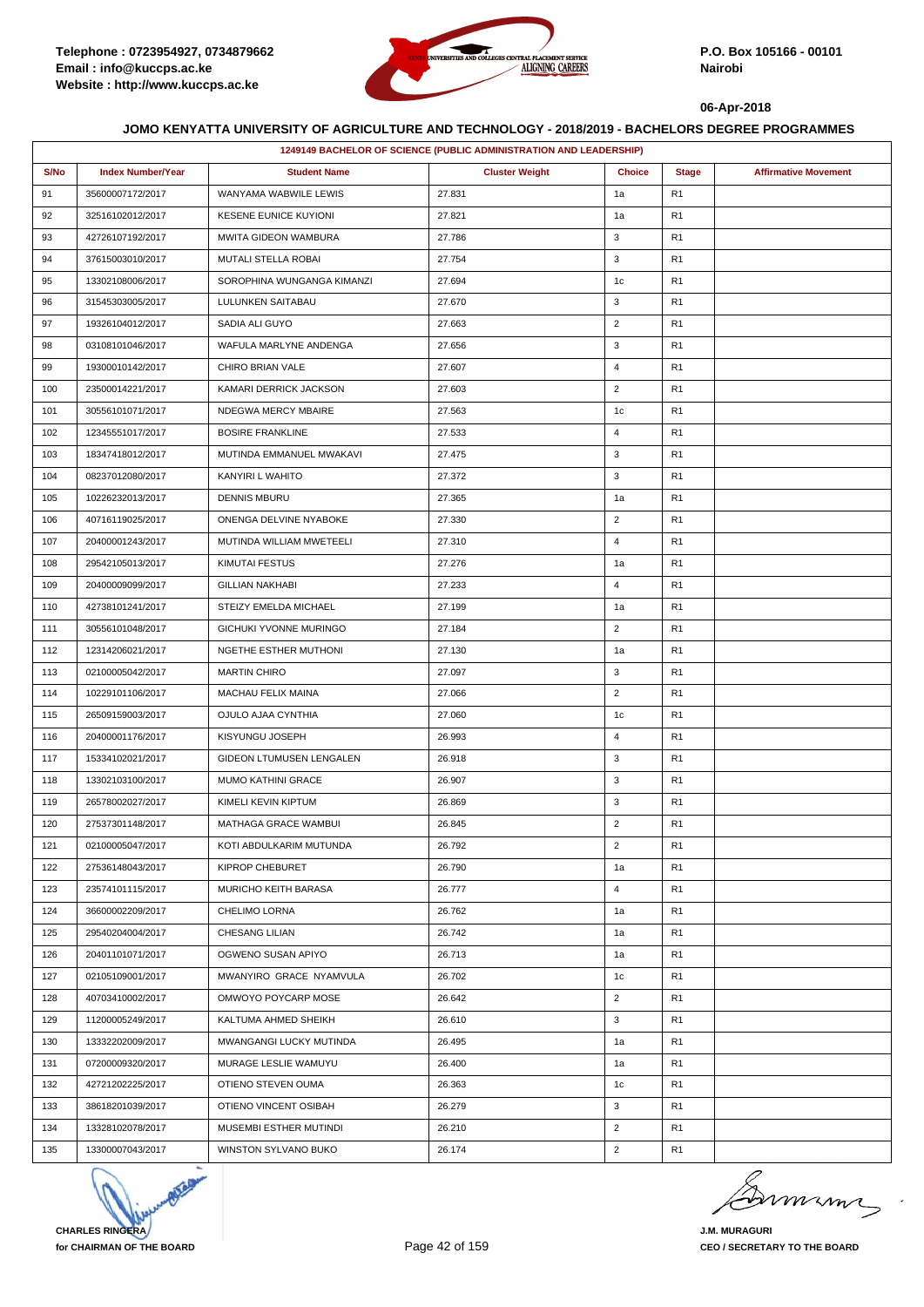**JOMO KENYATTA UNIVERSITY OF AGRICULTURE AND TECHNOLOGY - 2018/2019 - BACHELORS DEGREE PROGRAMMES**

06-Apr-2018

| 1249149 BACHELOR OF SCIENCE (PUBLIC ADMINISTRATION AND LEADERSHIP) | | | | | | |
|---|---|---|---|---|---|---|
| S/No | Index Number/Year | Student Name | Cluster Weight | Choice | Stage | Affirmative Movement |
| 91 | 35600007172/2017 | WANYAMA WABWILE LEWIS | 27.831 | 1a | R1 | |
| 92 | 32516102012/2017 | KESENE EUNICE KUYIONI | 27.821 | 1a | R1 | |
| 93 | 42726107192/2017 | MWITA GIDEON WAMBURA | 27.786 | 3 | R1 | |
| 94 | 37615003010/2017 | MUTALI STELLA ROBAI | 27.754 | 3 | R1 | |
| 95 | 13302108006/2017 | SOROPHINA WUNGANGA KIMANZI | 27.694 | 1c | R1 | |
| 96 | 31545303005/2017 | LULUNKEN SAITABAU | 27.670 | 3 | R1 | |
| 97 | 19326104012/2017 | SADIA ALI GUYO | 27.663 | 2 | R1 | |
| 98 | 03108101046/2017 | WAFULA MARLYNE ANDENGA | 27.656 | 3 | R1 | |
| 99 | 19300010142/2017 | CHIRO BRIAN VALE | 27.607 | 4 | R1 | |
| 100 | 23500014221/2017 | KAMARI DERRICK JACKSON | 27.603 | 2 | R1 | |
| 101 | 30556101071/2017 | NDEGWA MERCY MBAIRE | 27.563 | 1c | R1 | |
| 102 | 12345551017/2017 | BOSIRE FRANKLINE | 27.533 | 4 | R1 | |
| 103 | 18347418012/2017 | MUTINDA EMMANUEL MWAKAVI | 27.475 | 3 | R1 | |
| 104 | 08237012080/2017 | KANYIRI L WAHITO | 27.372 | 3 | R1 | |
| 105 | 10226232013/2017 | DENNIS MBURU | 27.365 | 1a | R1 | |
| 106 | 40716119025/2017 | ONENGA DELVINE NYABOKE | 27.330 | 2 | R1 | |
| 107 | 20400001243/2017 | MUTINDA WILLIAM MWETEELI | 27.310 | 4 | R1 | |
| 108 | 29542105013/2017 | KIMUTAI FESTUS | 27.276 | 1a | R1 | |
| 109 | 20400009099/2017 | GILLIAN NAKHABI | 27.233 | 4 | R1 | |
| 110 | 42738101241/2017 | STEIZY EMELDA MICHAEL | 27.199 | 1a | R1 | |
| 111 | 30556101048/2017 | GICHUKI YVONNE MURINGO | 27.184 | 2 | R1 | |
| 112 | 12314206021/2017 | NGETHE ESTHER MUTHONI | 27.130 | 1a | R1 | |
| 113 | 02100005042/2017 | MARTIN CHIRO | 27.097 | 3 | R1 | |
| 114 | 10229101106/2017 | MACHAU FELIX MAINA | 27.066 | 2 | R1 | |
| 115 | 26509159003/2017 | OJULO AJAA CYNTHIA | 27.060 | 1c | R1 | |
| 116 | 20400001176/2017 | KISYUNGU JOSEPH | 26.993 | 4 | R1 | |
| 117 | 15334102021/2017 | GIDEON LTUMUSEN LENGALEN | 26.918 | 3 | R1 | |
| 118 | 13302103100/2017 | MUMO KATHINI GRACE | 26.907 | 3 | R1 | |
| 119 | 26578002027/2017 | KIMELI KEVIN KIPTUM | 26.869 | 3 | R1 | |
| 120 | 27537301148/2017 | MATHAGA GRACE WAMBUI | 26.845 | 2 | R1 | |
| 121 | 02100005047/2017 | KOTI ABDULKARIM MUTUNDA | 26.792 | 2 | R1 | |
| 122 | 27536148043/2017 | KIPROP CHEBURET | 26.790 | 1a | R1 | |
| 123 | 23574101115/2017 | MURICHO KEITH BARASA | 26.777 | 4 | R1 | |
| 124 | 36600002209/2017 | CHELIMO LORNA | 26.762 | 1a | R1 | |
| 125 | 29540204004/2017 | CHESANG LILIAN | 26.742 | 1a | R1 | |
| 126 | 20401101071/2017 | OGWENO SUSAN APIYO | 26.713 | 1a | R1 | |
| 127 | 02105109001/2017 | MWANYIRO GRACE NYAMVULA | 26.702 | 1c | R1 | |
| 128 | 40703410002/2017 | OMWOYO POYCARP MOSE | 26.642 | 2 | R1 | |
| 129 | 11200005249/2017 | KALTUMA AHMED SHEIKH | 26.610 | 3 | R1 | |
| 130 | 13332202009/2017 | MWANGANGI LUCKY MUTINDA | 26.495 | 1a | R1 | |
| 131 | 07200009320/2017 | MURAGE LESLIE WAMUYU | 26.400 | 1a | R1 | |
| 132 | 42721202225/2017 | OTIENO STEVEN OUMA | 26.363 | 1c | R1 | |
| 133 | 38618201039/2017 | OTIENO VINCENT OSIBAH | 26.279 | 3 | R1 | |
| 134 | 13328102078/2017 | MUSEMBI ESTHER MUTINDI | 26.210 | 2 | R1 | |
| 135 | 13300007043/2017 | WINSTON SYLVANO BUKO | 26.174 | 2 | R1 | |

CHARLES RINGERA
for CHAIRMAN OF THE BOARD

J.M. MURAGURI
CEO / SECRETARY TO THE BOARD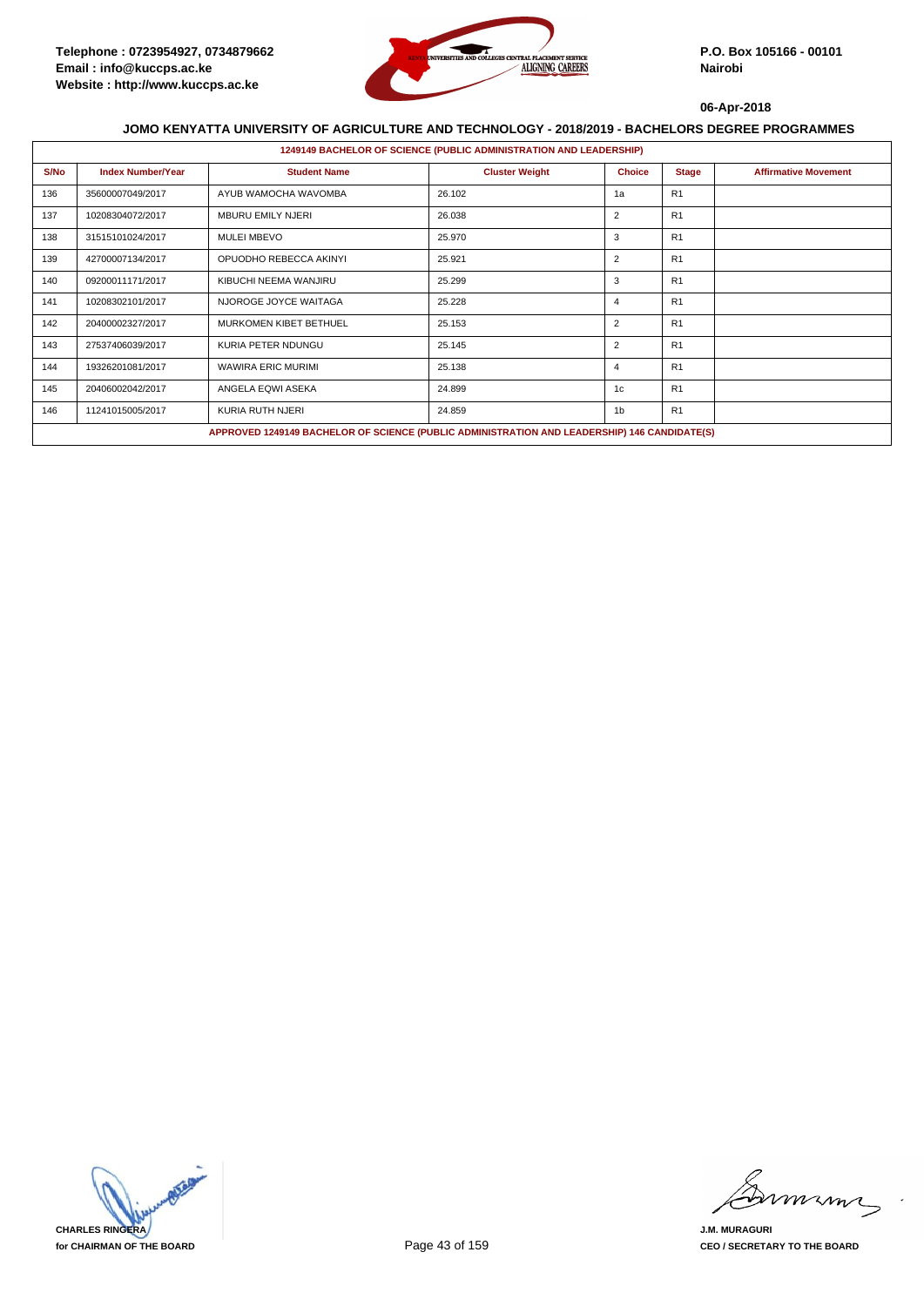Telephone : 0723954927, 0734879662
Email : info@kuccps.ac.ke
Website : http://www.kuccps.ac.ke

P.O. Box 105166 - 00101
Nairobi

06-Apr-2018

## JOMO KENYATTA UNIVERSITY OF AGRICULTURE AND TECHNOLOGY - 2018/2019 - BACHELORS DEGREE PROGRAMMES

### 1249149 BACHELOR OF SCIENCE (PUBLIC ADMINISTRATION AND LEADERSHIP)

| S/No | Index Number/Year | Student Name | Cluster Weight | Choice | Stage | Affirmative Movement |
|---|---|---|---|---|---|---|
| 136 | 35600007049/2017 | AYUB WAMOCHA WAVOMBA | 26.102 | 1a | R1 | |
| 137 | 10208304072/2017 | MBURU EMILY NJERI | 26.038 | 2 | R1 | |
| 138 | 31515101024/2017 | MULEI MBEVO | 25.970 | 3 | R1 | |
| 139 | 42700007134/2017 | OPUODHO REBECCA AKINYI | 25.921 | 2 | R1 | |
| 140 | 09200011171/2017 | KIBUCHI NEEMA WANJIRU | 25.299 | 3 | R1 | |
| 141 | 10208302101/2017 | NJOROGE JOYCE WAITAGA | 25.228 | 4 | R1 | |
| 142 | 20400002327/2017 | MURKOMEN KIBET BETHUEL | 25.153 | 2 | R1 | |
| 143 | 27537406039/2017 | KURIA PETER NDUNGU | 25.145 | 2 | R1 | |
| 144 | 19326201081/2017 | WAWIRA ERIC MURIMI | 25.138 | 4 | R1 | |
| 145 | 20406002042/2017 | ANGELA EQWI ASEKA | 24.899 | 1c | R1 | |
| 146 | 11241015005/2017 | KURIA RUTH NJERI | 24.859 | 1b | R1 | |

**APPROVED 1249149 BACHELOR OF SCIENCE (PUBLIC ADMINISTRATION AND LEADERSHIP) 146 CANDIDATE(S)**

CHARLES RINGERA
for CHAIRMAN OF THE BOARD

J.M. MURAGURI
CEO / SECRETARY TO THE BOARD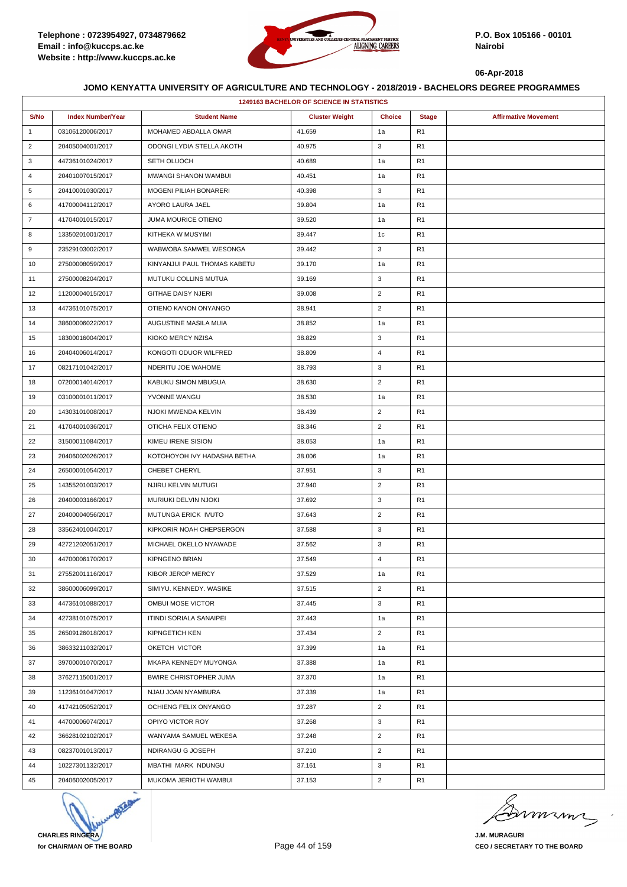Telephone : 0723954927, 0734879662
Email : info@kuccps.ac.ke
Website : http://www.kuccps.ac.ke

P.O. Box 105166 - 00101
Nairobi

06-Apr-2018

### JOMO KENYATTA UNIVERSITY OF AGRICULTURE AND TECHNOLOGY - 2018/2019 - BACHELORS DEGREE PROGRAMMES

| 1249163 BACHELOR OF SCIENCE IN STATISTICS | | | | | | |
|---|---|---|---|---|---|---|
| S/No | Index Number/Year | Student Name | Cluster Weight | Choice | Stage | Affirmative Movement |
| 1 | 03106120006/2017 | MOHAMED ABDALLA OMAR | 41.659 | 1a | R1 | |
| 2 | 20405004001/2017 | ODONGI LYDIA STELLA AKOTH | 40.975 | 3 | R1 | |
| 3 | 44736101024/2017 | SETH OLUOCH | 40.689 | 1a | R1 | |
| 4 | 20401007015/2017 | MWANGI SHANON WAMBUI | 40.451 | 1a | R1 | |
| 5 | 20410001030/2017 | MOGENI PILIAH BONARERI | 40.398 | 3 | R1 | |
| 6 | 41700004112/2017 | AYORO LAURA JAEL | 39.804 | 1a | R1 | |
| 7 | 41704001015/2017 | JUMA MOURICE OTIENO | 39.520 | 1a | R1 | |
| 8 | 13350201001/2017 | KITHEKA W MUSYIMI | 39.447 | 1c | R1 | |
| 9 | 23529103002/2017 | WABWOBA SAMWEL WESONGA | 39.442 | 3 | R1 | |
| 10 | 27500008059/2017 | KINYANJUI PAUL THOMAS KABETU | 39.170 | 1a | R1 | |
| 11 | 27500008204/2017 | MUTUKU COLLINS MUTUA | 39.169 | 3 | R1 | |
| 12 | 11200004015/2017 | GITHAE DAISY NJERI | 39.008 | 2 | R1 | |
| 13 | 44736101075/2017 | OTIENO KANON ONYANGO | 38.941 | 2 | R1 | |
| 14 | 38600006022/2017 | AUGUSTINE MASILA MUIA | 38.852 | 1a | R1 | |
| 15 | 18300016004/2017 | KIOKO MERCY NZISA | 38.829 | 3 | R1 | |
| 16 | 20404006014/2017 | KONGOTI ODUOR WILFRED | 38.809 | 4 | R1 | |
| 17 | 08217101042/2017 | NDERITU JOE WAHOME | 38.793 | 3 | R1 | |
| 18 | 07200014014/2017 | KABUKU SIMON MBUGUA | 38.630 | 2 | R1 | |
| 19 | 03100001011/2017 | YVONNE WANGU | 38.530 | 1a | R1 | |
| 20 | 14303101008/2017 | NJOKI MWENDA KELVIN | 38.439 | 2 | R1 | |
| 21 | 41704001036/2017 | OTICHA FELIX OTIENO | 38.346 | 2 | R1 | |
| 22 | 31500011084/2017 | KIMEU IRENE SISION | 38.053 | 1a | R1 | |
| 23 | 20406002026/2017 | KOTOHOYOH IVY HADASHA BETHA | 38.006 | 1a | R1 | |
| 24 | 26500001054/2017 | CHEBET CHERYL | 37.951 | 3 | R1 | |
| 25 | 14355201003/2017 | NJIRU KELVIN MUTUGI | 37.940 | 2 | R1 | |
| 26 | 20400003166/2017 | MURIUKI DELVIN NJOKI | 37.692 | 3 | R1 | |
| 27 | 20400004056/2017 | MUTUNGA ERICK IVUTO | 37.643 | 2 | R1 | |
| 28 | 33562401004/2017 | KIPKORIR NOAH CHEPSERGON | 37.588 | 3 | R1 | |
| 29 | 42721202051/2017 | MICHAEL OKELLO NYAWADE | 37.562 | 3 | R1 | |
| 30 | 44700006170/2017 | KIPNGENO BRIAN | 37.549 | 4 | R1 | |
| 31 | 27552001116/2017 | KIBOR JEROP MERCY | 37.529 | 1a | R1 | |
| 32 | 38600006099/2017 | SIMIYU. KENNEDY. WASIKE | 37.515 | 2 | R1 | |
| 33 | 44736101088/2017 | OMBUI MOSE VICTOR | 37.445 | 3 | R1 | |
| 34 | 42738101075/2017 | ITINDI SORIALA SANAIPEI | 37.443 | 1a | R1 | |
| 35 | 26509126018/2017 | KIPNGETICH KEN | 37.434 | 2 | R1 | |
| 36 | 38633211032/2017 | OKETCH VICTOR | 37.399 | 1a | R1 | |
| 37 | 39700001070/2017 | MKAPA KENNEDY MUYONGA | 37.388 | 1a | R1 | |
| 38 | 37627115001/2017 | BWIRE CHRISTOPHER JUMA | 37.370 | 1a | R1 | |
| 39 | 11236101047/2017 | NJAU JOAN NYAMBURA | 37.339 | 1a | R1 | |
| 40 | 41742105052/2017 | OCHIENG FELIX ONYANGO | 37.287 | 2 | R1 | |
| 41 | 44700006074/2017 | OPIYO VICTOR ROY | 37.268 | 3 | R1 | |
| 42 | 36628102102/2017 | WANYAMA SAMUEL WEKESA | 37.248 | 2 | R1 | |
| 43 | 08237001013/2017 | NDIRANGU G JOSEPH | 37.210 | 2 | R1 | |
| 44 | 10227301132/2017 | MBATHI MARK NDUNGU | 37.161 | 3 | R1 | |
| 45 | 20406002005/2017 | MUKOMA JERIOTH WAMBUI | 37.153 | 2 | R1 | |

**CHARLES RINGERA**
**for CHAIRMAN OF THE BOARD**

**J.M. MURAGURI**
**CEO / SECRETARY TO THE BOARD**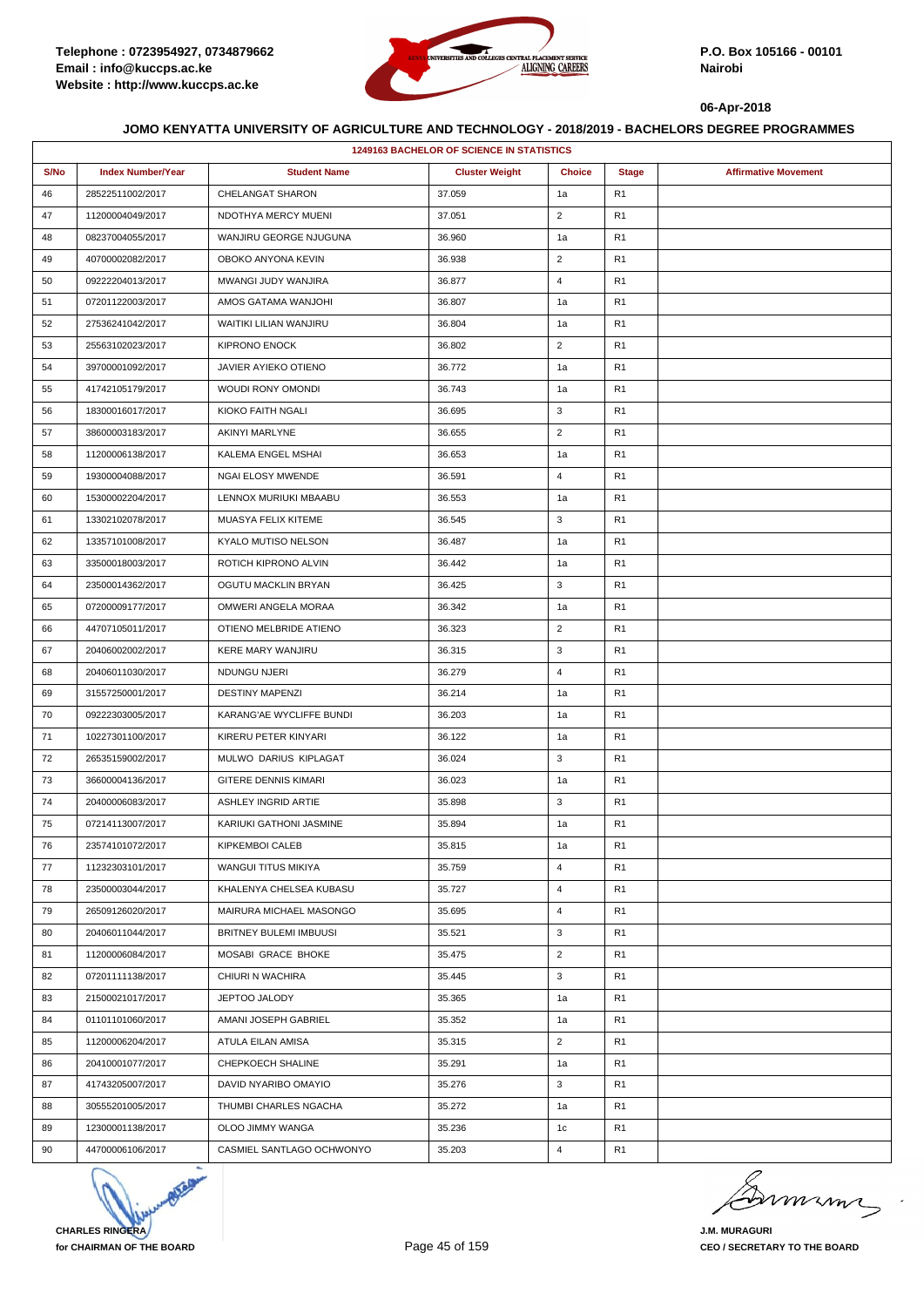Telephone : 0723954927, 0734879662
Email : info@kuccps.ac.ke
Website : http://www.kuccps.ac.ke

P.O. Box 105166 - 00101
Nairobi

06-Apr-2018

## JOMO KENYATTA UNIVERSITY OF AGRICULTURE AND TECHNOLOGY - 2018/2019 - BACHELORS DEGREE PROGRAMMES

| 1249163 BACHELOR OF SCIENCE IN STATISTICS | | | | | | |
|---|---|---|---|---|---|---|
| S/No | Index Number/Year | Student Name | Cluster Weight | Choice | Stage | Affirmative Movement |
| 46 | 28522511002/2017 | CHELANGAT SHARON | 37.059 | 1a | R1 | |
| 47 | 11200004049/2017 | NDOTHYA MERCY MUENI | 37.051 | 2 | R1 | |
| 48 | 08237004055/2017 | WANJIRU GEORGE NJUGUNA | 36.960 | 1a | R1 | |
| 49 | 40700002082/2017 | OBOKO ANYONA KEVIN | 36.938 | 2 | R1 | |
| 50 | 09222204013/2017 | MWANGI JUDY WANJIRA | 36.877 | 4 | R1 | |
| 51 | 07201122003/2017 | AMOS GATAMA WANJOHI | 36.807 | 1a | R1 | |
| 52 | 27536241042/2017 | WAITIKI LILIAN WANJIRU | 36.804 | 1a | R1 | |
| 53 | 25563102023/2017 | KIPRONO ENOCK | 36.802 | 2 | R1 | |
| 54 | 39700001092/2017 | JAVIER AYIEKO OTIENO | 36.772 | 1a | R1 | |
| 55 | 41742105179/2017 | WOUDI RONY OMONDI | 36.743 | 1a | R1 | |
| 56 | 18300016017/2017 | KIOKO FAITH NGALI | 36.695 | 3 | R1 | |
| 57 | 38600003183/2017 | AKINYI MARLYNE | 36.655 | 2 | R1 | |
| 58 | 11200006138/2017 | KALEMA ENGEL MSHAI | 36.653 | 1a | R1 | |
| 59 | 19300004088/2017 | NGAI ELOSY MWENDE | 36.591 | 4 | R1 | |
| 60 | 15300002204/2017 | LENNOX MURIUKI MBAABU | 36.553 | 1a | R1 | |
| 61 | 13302102078/2017 | MUASYA FELIX KITEME | 36.545 | 3 | R1 | |
| 62 | 13357101008/2017 | KYALO MUTISO NELSON | 36.487 | 1a | R1 | |
| 63 | 33500018003/2017 | ROTICH KIPRONO ALVIN | 36.442 | 1a | R1 | |
| 64 | 23500014362/2017 | OGUTU MACKLIN BRYAN | 36.425 | 3 | R1 | |
| 65 | 07200009177/2017 | OMWERI ANGELA MORAA | 36.342 | 1a | R1 | |
| 66 | 44707105011/2017 | OTIENO MELBRIDE ATIENO | 36.323 | 2 | R1 | |
| 67 | 20406002002/2017 | KERE MARY WANJIRU | 36.315 | 3 | R1 | |
| 68 | 20406011030/2017 | NDUNGU NJERI | 36.279 | 4 | R1 | |
| 69 | 31557250001/2017 | DESTINY MAPENZI | 36.214 | 1a | R1 | |
| 70 | 09222303005/2017 | KARANG'AE WYCLIFFE BUNDI | 36.203 | 1a | R1 | |
| 71 | 10227301100/2017 | KIRERU PETER KINYARI | 36.122 | 1a | R1 | |
| 72 | 26535159002/2017 | MULWO DARIUS KIPLAGAT | 36.024 | 3 | R1 | |
| 73 | 36600004136/2017 | GITERE DENNIS KIMARI | 36.023 | 1a | R1 | |
| 74 | 20400006083/2017 | ASHLEY INGRID ARTIE | 35.898 | 3 | R1 | |
| 75 | 07214113007/2017 | KARIUKI GATHONI JASMINE | 35.894 | 1a | R1 | |
| 76 | 23574101072/2017 | KIPKEMBOI CALEB | 35.815 | 1a | R1 | |
| 77 | 11232303101/2017 | WANGUI TITUS MIKIYA | 35.759 | 4 | R1 | |
| 78 | 23500003044/2017 | KHALENYA CHELSEA KUBASU | 35.727 | 4 | R1 | |
| 79 | 26509126020/2017 | MAIRURA MICHAEL MASONGO | 35.695 | 4 | R1 | |
| 80 | 20406011044/2017 | BRITNEY BULEMI IMBUUSI | 35.521 | 3 | R1 | |
| 81 | 11200006084/2017 | MOSABI GRACE BHOKE | 35.475 | 2 | R1 | |
| 82 | 07201111138/2017 | CHIURI N WACHIRA | 35.445 | 3 | R1 | |
| 83 | 21500021017/2017 | JEPTOO JALODY | 35.365 | 1a | R1 | |
| 84 | 01101101060/2017 | AMANI JOSEPH GABRIEL | 35.352 | 1a | R1 | |
| 85 | 11200006204/2017 | ATULA EILAN AMISA | 35.315 | 2 | R1 | |
| 86 | 20410001077/2017 | CHEPKOECH SHALINE | 35.291 | 1a | R1 | |
| 87 | 41743205007/2017 | DAVID NYARIBO OMAYIO | 35.276 | 3 | R1 | |
| 88 | 30555201005/2017 | THUMBI CHARLES NGACHA | 35.272 | 1a | R1 | |
| 89 | 12300001138/2017 | OLOO JIMMY WANGA | 35.236 | 1c | R1 | |
| 90 | 44700006106/2017 | CASMIEL SANTLAGO OCHWONYO | 35.203 | 4 | R1 | |

**CHARLES RINGERA**
**for CHAIRMAN OF THE BOARD**

**J.M. MURAGURI**
**CEO / SECRETARY TO THE BOARD**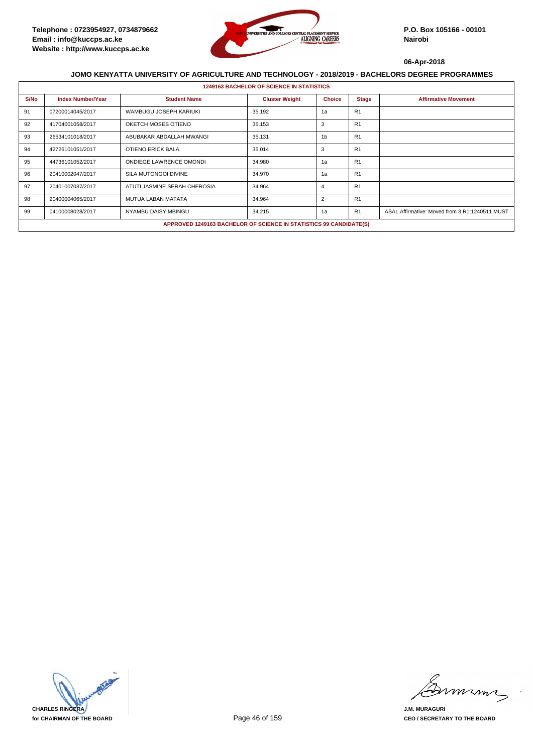Telephone : 0723954927, 0734879662
Email : info@kuccps.ac.ke
Website : http://www.kuccps.ac.ke

P.O. Box 105166 - 00101
Nairobi

06-Apr-2018

## JOMO KENYATTA UNIVERSITY OF AGRICULTURE AND TECHNOLOGY - 2018/2019 - BACHELORS DEGREE PROGRAMMES

### 1249163 BACHELOR OF SCIENCE IN STATISTICS

| S/No | Index Number/Year | Student Name | Cluster Weight | Choice | Stage | Affirmative Movement |
|---|---|---|---|---|---|---|
| 91 | 07200014045/2017 | WAMBUGU JOSEPH KARIUKI | 35.192 | 1a | R1 | |
| 92 | 41704001058/2017 | OKETCH MOSES OTIENO | 35.153 | 3 | R1 | |
| 93 | 26534101018/2017 | ABUBAKAR ABDALLAH MWANGI | 35.131 | 1b | R1 | |
| 94 | 42726101051/2017 | OTIENO ERICK BALA | 35.014 | 3 | R1 | |
| 95 | 44736101052/2017 | ONDIEGE LAWRENCE OMONDI | 34.980 | 1a | R1 | |
| 96 | 20410002047/2017 | SILA MUTONGOI DIVINE | 34.970 | 1a | R1 | |
| 97 | 20401007037/2017 | ATUTI JASMINE SERAH CHEROSIA | 34.964 | 4 | R1 | |
| 98 | 20400004065/2017 | MUTUA LABAN MATATA | 34.964 | 2 | R1 | |
| 99 | 04100008028/2017 | NYAMBU DAISY MBINGU | 34.215 | 1a | R1 | ASAL Affirmative: Moved from 3 R1:1240511 MUST |

**APPROVED 1249163 BACHELOR OF SCIENCE IN STATISTICS 99 CANDIDATE(S)**

CHARLES RINGERA
for CHAIRMAN OF THE BOARD

J.M. MURAGURI
CEO / SECRETARY TO THE BOARD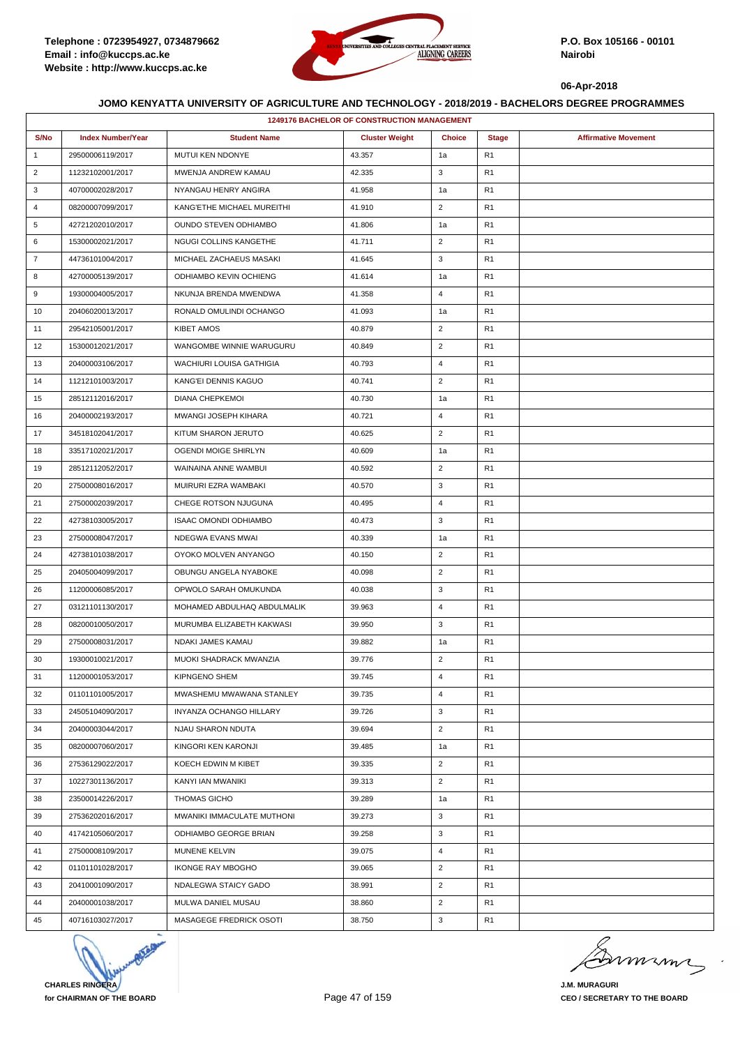Telephone : 0723954927, 0734879662
Email : info@kuccps.ac.ke
Website : http://www.kuccps.ac.ke

P.O. Box 105166 - 00101
Nairobi

06-Apr-2018

## JOMO KENYATTA UNIVERSITY OF AGRICULTURE AND TECHNOLOGY - 2018/2019 - BACHELORS DEGREE PROGRAMMES

**1249176 BACHELOR OF CONSTRUCTION MANAGEMENT**

| S/No | Index Number/Year | Student Name | Cluster Weight | Choice | Stage | Affirmative Movement |
|---|---|---|---|---|---|---|
| 1 | 29500006119/2017 | MUTUI KEN NDONYE | 43.357 | 1a | R1 | |
| 2 | 11232102001/2017 | MWENJA ANDREW KAMAU | 42.335 | 3 | R1 | |
| 3 | 40700002028/2017 | NYANGAU HENRY ANGIRA | 41.958 | 1a | R1 | |
| 4 | 08200007099/2017 | KANG'ETHE MICHAEL MUREITHI | 41.910 | 2 | R1 | |
| 5 | 42721202010/2017 | OUNDO STEVEN ODHIAMBO | 41.806 | 1a | R1 | |
| 6 | 15300002021/2017 | NGUGI COLLINS KANGETHE | 41.711 | 2 | R1 | |
| 7 | 44736101004/2017 | MICHAEL ZACHAEUS MASAKI | 41.645 | 3 | R1 | |
| 8 | 42700005139/2017 | ODHIAMBO KEVIN OCHIENG | 41.614 | 1a | R1 | |
| 9 | 19300004005/2017 | NKUNJA BRENDA MWENDWA | 41.358 | 4 | R1 | |
| 10 | 20406020013/2017 | RONALD OMULINDI OCHANGO | 41.093 | 1a | R1 | |
| 11 | 29542105001/2017 | KIBET AMOS | 40.879 | 2 | R1 | |
| 12 | 15300012021/2017 | WANGOMBE WINNIE WARUGURU | 40.849 | 2 | R1 | |
| 13 | 20400003106/2017 | WACHIURI LOUISA GATHIGIA | 40.793 | 4 | R1 | |
| 14 | 11212101003/2017 | KANG'EI DENNIS KAGUO | 40.741 | 2 | R1 | |
| 15 | 28512112016/2017 | DIANA CHEPKEMOI | 40.730 | 1a | R1 | |
| 16 | 20400002193/2017 | MWANGI JOSEPH KIHARA | 40.721 | 4 | R1 | |
| 17 | 34518102041/2017 | KITUM SHARON JERUTO | 40.625 | 2 | R1 | |
| 18 | 33517102021/2017 | OGENDI MOIGE SHIRLYN | 40.609 | 1a | R1 | |
| 19 | 28512112052/2017 | WAINAINA ANNE WAMBUI | 40.592 | 2 | R1 | |
| 20 | 27500008016/2017 | MUIRURI EZRA WAMBAKI | 40.570 | 3 | R1 | |
| 21 | 27500002039/2017 | CHEGE ROTSON NJUGUNA | 40.495 | 4 | R1 | |
| 22 | 42738103005/2017 | ISAAC OMONDI ODHIAMBO | 40.473 | 3 | R1 | |
| 23 | 27500008047/2017 | NDEGWA EVANS MWAI | 40.339 | 1a | R1 | |
| 24 | 42738101038/2017 | OYOKO MOLVEN ANYANGO | 40.150 | 2 | R1 | |
| 25 | 20405004099/2017 | OBUNGU ANGELA NYABOKE | 40.098 | 2 | R1 | |
| 26 | 11200006085/2017 | OPWOLO SARAH OMUKUNDA | 40.038 | 3 | R1 | |
| 27 | 03121101130/2017 | MOHAMED ABDULHAQ ABDULMALIK | 39.963 | 4 | R1 | |
| 28 | 08200010050/2017 | MURUMBA ELIZABETH KAKWASI | 39.950 | 3 | R1 | |
| 29 | 27500008031/2017 | NDAKI JAMES KAMAU | 39.882 | 1a | R1 | |
| 30 | 19300010021/2017 | MUOKI SHADRACK MWANZIA | 39.776 | 2 | R1 | |
| 31 | 11200001053/2017 | KIPNGENO SHEM | 39.745 | 4 | R1 | |
| 32 | 01101101005/2017 | MWASHEMU MWAWANA STANLEY | 39.735 | 4 | R1 | |
| 33 | 24505104090/2017 | INYANZA OCHANGO HILLARY | 39.726 | 3 | R1 | |
| 34 | 20400003044/2017 | NJAU SHARON NDUTA | 39.694 | 2 | R1 | |
| 35 | 08200007060/2017 | KINGORI KEN KARONJI | 39.485 | 1a | R1 | |
| 36 | 27536129022/2017 | KOECH EDWIN M KIBET | 39.335 | 2 | R1 | |
| 37 | 10227301136/2017 | KANYI IAN MWANIKI | 39.313 | 2 | R1 | |
| 38 | 23500014226/2017 | THOMAS GICHO | 39.289 | 1a | R1 | |
| 39 | 27536202016/2017 | MWANIKI IMMACULATE MUTHONI | 39.273 | 3 | R1 | |
| 40 | 41742105060/2017 | ODHIAMBO GEORGE BRIAN | 39.258 | 3 | R1 | |
| 41 | 27500008109/2017 | MUNENE KELVIN | 39.075 | 4 | R1 | |
| 42 | 01101101028/2017 | IKONGE RAY MBOGHO | 39.065 | 2 | R1 | |
| 43 | 20410001090/2017 | NDALEGWA STAICY GADO | 38.991 | 2 | R1 | |
| 44 | 20400001038/2017 | MULWA DANIEL MUSAU | 38.860 | 2 | R1 | |
| 45 | 40716103027/2017 | MASAGEGE FREDRICK OSOTI | 38.750 | 3 | R1 | |

**CHARLES RINGERA**
**for CHAIRMAN OF THE BOARD**

**J.M. MURAGURI**
**CEO / SECRETARY TO THE BOARD**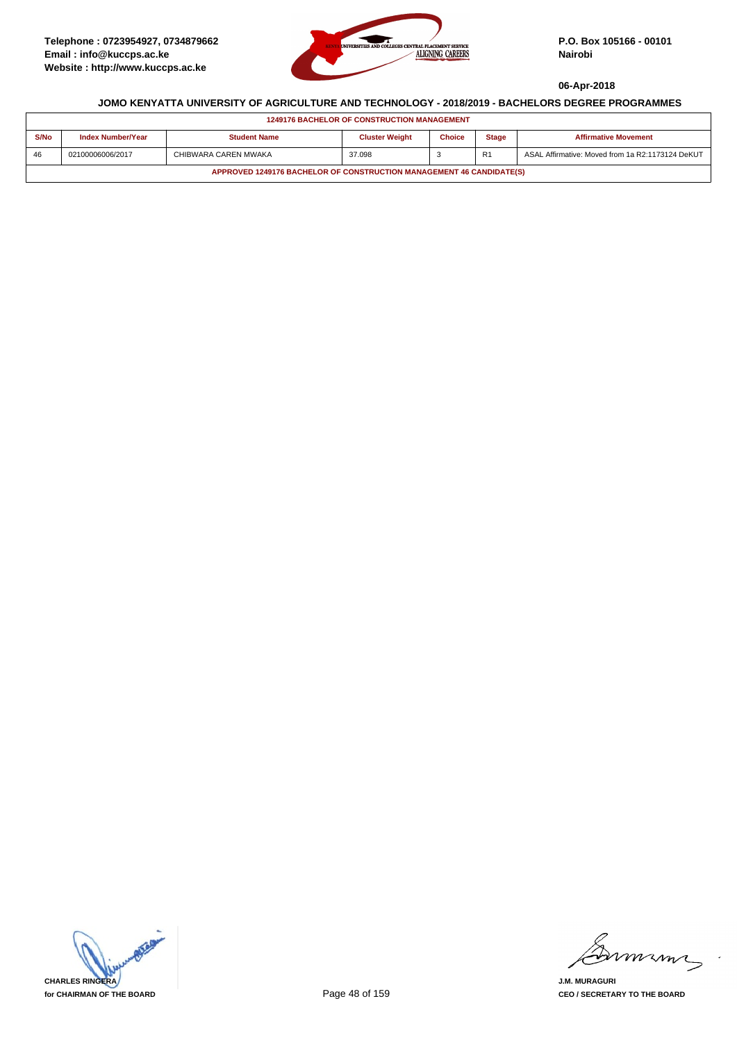Telephone : 0723954927, 0734879662
Email : info@kuccps.ac.ke
Website : http://www.kuccps.ac.ke

P.O. Box 105166 - 00101
Nairobi

06-Apr-2018

## JOMO KENYATTA UNIVERSITY OF AGRICULTURE AND TECHNOLOGY - 2018/2019 - BACHELORS DEGREE PROGRAMMES

**1249176 BACHELOR OF CONSTRUCTION MANAGEMENT**

| S/No | Index Number/Year | Student Name | Cluster Weight | Choice | Stage | Affirmative Movement |
|---|---|---|---|---|---|---|
| 46 | 02100006006/2017 | CHIBWARA CAREN MWAKA | 37.098 | 3 | R1 | ASAL Affirmative: Moved from 1a R2:1173124 DeKUT |

**APPROVED 1249176 BACHELOR OF CONSTRUCTION MANAGEMENT 46 CANDIDATE(S)**

CHARLES RINGERA
for CHAIRMAN OF THE BOARD

J.M. MURAGURI
CEO / SECRETARY TO THE BOARD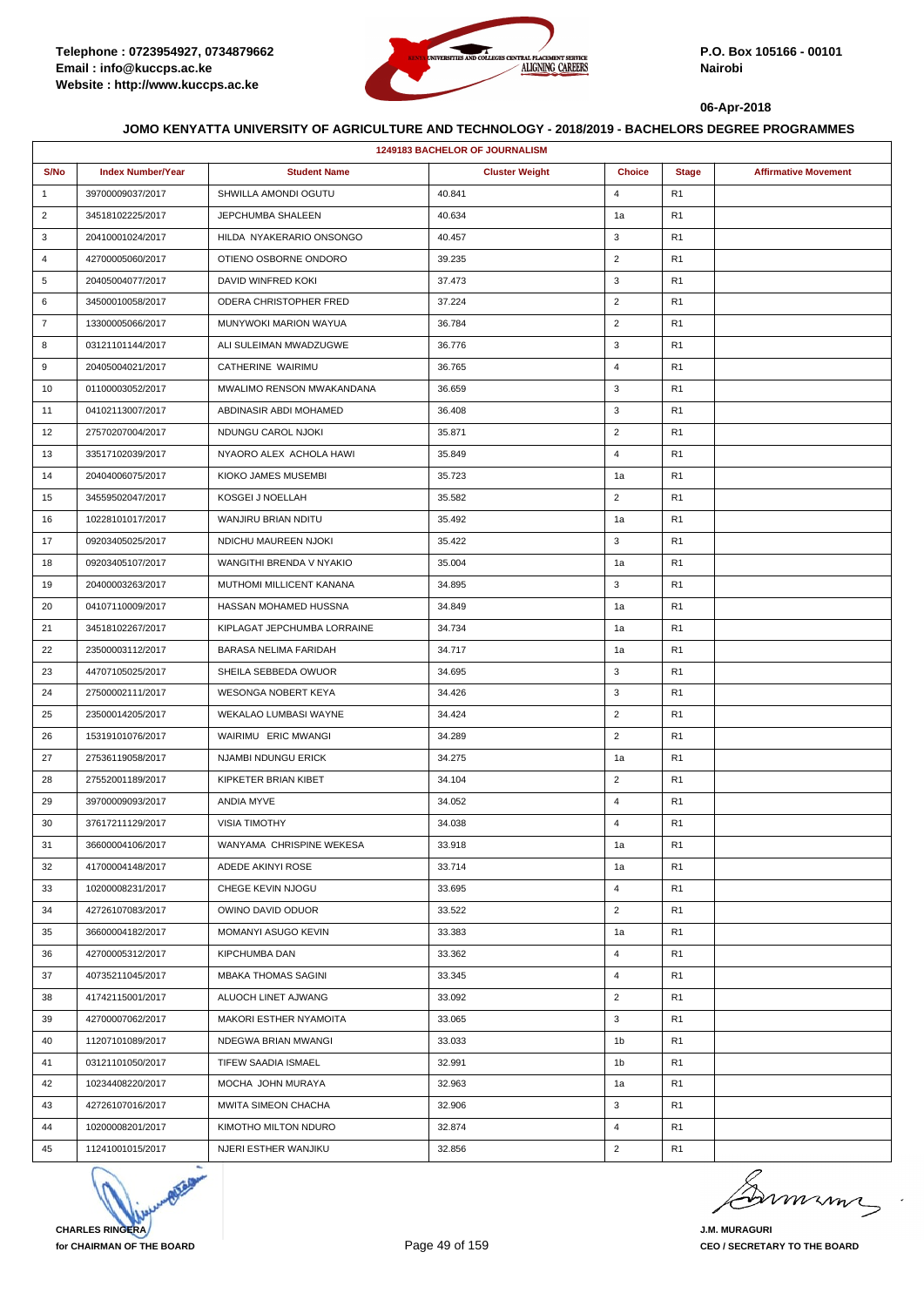Telephone : 0723954927, 0734879662
Email : info@kuccps.ac.ke
Website : http://www.kuccps.ac.ke

P.O. Box 105166 - 00101
Nairobi

06-Apr-2018

### JOMO KENYATTA UNIVERSITY OF AGRICULTURE AND TECHNOLOGY - 2018/2019 - BACHELORS DEGREE PROGRAMMES

| 1249183 BACHELOR OF JOURNALISM | | | | | | |
|---|---|---|---|---|---|---|
| S/No | Index Number/Year | Student Name | Cluster Weight | Choice | Stage | Affirmative Movement |
| 1 | 39700009037/2017 | SHWILLA AMONDI OGUTU | 40.841 | 4 | R1 | |
| 2 | 34518102225/2017 | JEPCHUMBA SHALEEN | 40.634 | 1a | R1 | |
| 3 | 20410001024/2017 | HILDA NYAKERARIO ONSONGO | 40.457 | 3 | R1 | |
| 4 | 42700005060/2017 | OTIENO OSBORNE ONDORO | 39.235 | 2 | R1 | |
| 5 | 20405004077/2017 | DAVID WINFRED KOKI | 37.473 | 3 | R1 | |
| 6 | 34500010058/2017 | ODERA CHRISTOPHER FRED | 37.224 | 2 | R1 | |
| 7 | 13300005066/2017 | MUNYWOKI MARION WAYUA | 36.784 | 2 | R1 | |
| 8 | 03121101144/2017 | ALI SULEIMAN MWADZUGWE | 36.776 | 3 | R1 | |
| 9 | 20405004021/2017 | CATHERINE WAIRIMU | 36.765 | 4 | R1 | |
| 10 | 01100003052/2017 | MWALIMO RENSON MWAKANDANA | 36.659 | 3 | R1 | |
| 11 | 04102113007/2017 | ABDINASIR ABDI MOHAMED | 36.408 | 3 | R1 | |
| 12 | 27570207004/2017 | NDUNGU CAROL NJOKI | 35.871 | 2 | R1 | |
| 13 | 33517102039/2017 | NYAORO ALEX ACHOLA HAWI | 35.849 | 4 | R1 | |
| 14 | 20404006075/2017 | KIOKO JAMES MUSEMBI | 35.723 | 1a | R1 | |
| 15 | 34559502047/2017 | KOSGEI J NOELLAH | 35.582 | 2 | R1 | |
| 16 | 10228101017/2017 | WANJIRU BRIAN NDITU | 35.492 | 1a | R1 | |
| 17 | 09203405025/2017 | NDICHU MAUREEN NJOKI | 35.422 | 3 | R1 | |
| 18 | 09203405107/2017 | WANGITHI BRENDA V NYAKIO | 35.004 | 1a | R1 | |
| 19 | 20400003263/2017 | MUTHOMI MILLICENT KANANA | 34.895 | 3 | R1 | |
| 20 | 04107110009/2017 | HASSAN MOHAMED HUSSNA | 34.849 | 1a | R1 | |
| 21 | 34518102267/2017 | KIPLAGAT JEPCHUMBA LORRAINE | 34.734 | 1a | R1 | |
| 22 | 23500003112/2017 | BARASA NELIMA FARIDAH | 34.717 | 1a | R1 | |
| 23 | 44707105025/2017 | SHEILA SEBBEDA OWUOR | 34.695 | 3 | R1 | |
| 24 | 27500002111/2017 | WESONGA NOBERT KEYA | 34.426 | 3 | R1 | |
| 25 | 23500014205/2017 | WEKALAO LUMBASI WAYNE | 34.424 | 2 | R1 | |
| 26 | 15319101076/2017 | WAIRIMU ERIC MWANGI | 34.289 | 2 | R1 | |
| 27 | 27536119058/2017 | NJAMBI NDUNGU ERICK | 34.275 | 1a | R1 | |
| 28 | 27552001189/2017 | KIPKETER BRIAN KIBET | 34.104 | 2 | R1 | |
| 29 | 39700009093/2017 | ANDIA MYVE | 34.052 | 4 | R1 | |
| 30 | 37617211129/2017 | VISIA TIMOTHY | 34.038 | 4 | R1 | |
| 31 | 36600004106/2017 | WANYAMA CHRISPINE WEKESA | 33.918 | 1a | R1 | |
| 32 | 41700004148/2017 | ADEDE AKINYI ROSE | 33.714 | 1a | R1 | |
| 33 | 10200008231/2017 | CHEGE KEVIN NJOGU | 33.695 | 4 | R1 | |
| 34 | 42726107083/2017 | OWINO DAVID ODUOR | 33.522 | 2 | R1 | |
| 35 | 36600004182/2017 | MOMANYI ASUGO KEVIN | 33.383 | 1a | R1 | |
| 36 | 42700005312/2017 | KIPCHUMBA DAN | 33.362 | 4 | R1 | |
| 37 | 40735211045/2017 | MBAKA THOMAS SAGINI | 33.345 | 4 | R1 | |
| 38 | 41742115001/2017 | ALUOCH LINET AJWANG | 33.092 | 2 | R1 | |
| 39 | 42700007062/2017 | MAKORI ESTHER NYAMOITA | 33.065 | 3 | R1 | |
| 40 | 11207101089/2017 | NDEGWA BRIAN MWANGI | 33.033 | 1b | R1 | |
| 41 | 03121101050/2017 | TIFEW SAADIA ISMAEL | 32.991 | 1b | R1 | |
| 42 | 10234408220/2017 | MOCHA JOHN MURAYA | 32.963 | 1a | R1 | |
| 43 | 42726107016/2017 | MWITA SIMEON CHACHA | 32.906 | 3 | R1 | |
| 44 | 10200008201/2017 | KIMOTHO MILTON NDURO | 32.874 | 4 | R1 | |
| 45 | 11241001015/2017 | NJERI ESTHER WANJIKU | 32.856 | 2 | R1 | |

**CHARLES RINGERA**
**for CHAIRMAN OF THE BOARD**

**J.M. MURAGURI**
**CEO / SECRETARY TO THE BOARD**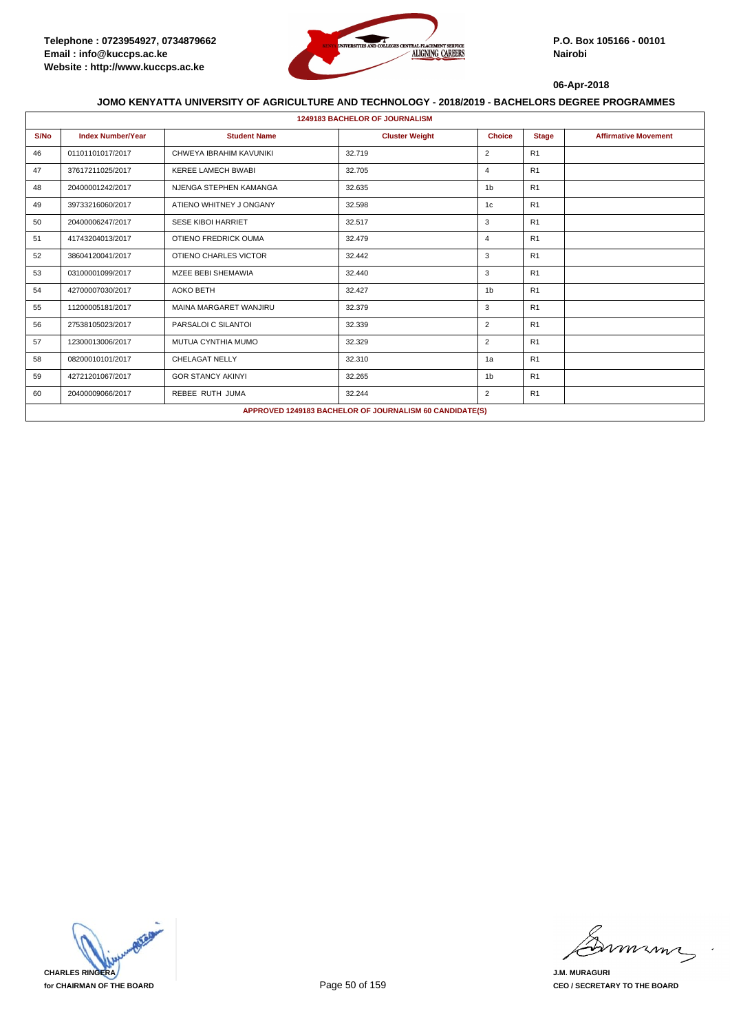Telephone : 0723954927, 0734879662
Email : info@kuccps.ac.ke
Website : http://www.kuccps.ac.ke

P.O. Box 105166 - 00101
Nairobi

06-Apr-2018

## JOMO KENYATTA UNIVERSITY OF AGRICULTURE AND TECHNOLOGY - 2018/2019 - BACHELORS DEGREE PROGRAMMES

**1249183 BACHELOR OF JOURNALISM**

| S/No | Index Number/Year | Student Name | Cluster Weight | Choice | Stage | Affirmative Movement |
|---|---|---|---|---|---|---|
| 46 | 01101101017/2017 | CHWEYA IBRAHIM KAVUNIKI | 32.719 | 2 | R1 | |
| 47 | 37617211025/2017 | KEREE LAMECH BWABI | 32.705 | 4 | R1 | |
| 48 | 20400001242/2017 | NJENGA STEPHEN KAMANGA | 32.635 | 1b | R1 | |
| 49 | 39733216060/2017 | ATIENO WHITNEY J ONGANY | 32.598 | 1c | R1 | |
| 50 | 20400006247/2017 | SESE KIBOI HARRIET | 32.517 | 3 | R1 | |
| 51 | 41743204013/2017 | OTIENO FREDRICK OUMA | 32.479 | 4 | R1 | |
| 52 | 38604120041/2017 | OTIENO CHARLES VICTOR | 32.442 | 3 | R1 | |
| 53 | 03100001099/2017 | MZEE BEBI SHEMAWIA | 32.440 | 3 | R1 | |
| 54 | 42700007030/2017 | AOKO BETH | 32.427 | 1b | R1 | |
| 55 | 11200005181/2017 | MAINA MARGARET WANJIRU | 32.379 | 3 | R1 | |
| 56 | 27538105023/2017 | PARSALOI C SILANTOI | 32.339 | 2 | R1 | |
| 57 | 12300013006/2017 | MUTUA CYNTHIA MUMO | 32.329 | 2 | R1 | |
| 58 | 08200010101/2017 | CHELAGAT NELLY | 32.310 | 1a | R1 | |
| 59 | 42721201067/2017 | GOR STANCY AKINYI | 32.265 | 1b | R1 | |
| 60 | 20400009066/2017 | REBEE RUTH JUMA | 32.244 | 2 | R1 | |

**APPROVED 1249183 BACHELOR OF JOURNALISM 60 CANDIDATE(S)**

**CHARLES RINGERA**
**for CHAIRMAN OF THE BOARD**

**J.M. MURAGURI**
**CEO / SECRETARY TO THE BOARD**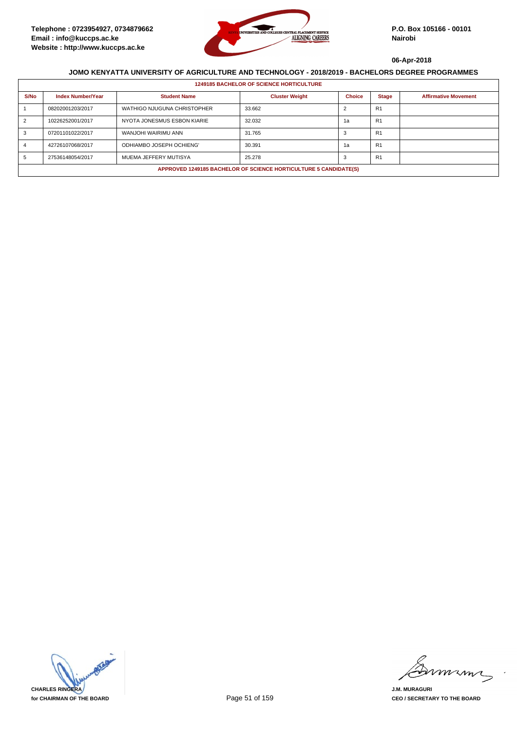Telephone : 0723954927, 0734879662
Email : info@kuccps.ac.ke
Website : http://www.kuccps.ac.ke

P.O. Box 105166 - 00101
Nairobi

06-Apr-2018

## JOMO KENYATTA UNIVERSITY OF AGRICULTURE AND TECHNOLOGY - 2018/2019 - BACHELORS DEGREE PROGRAMMES

### 1249185 BACHELOR OF SCIENCE HORTICULTURE

| S/No | Index Number/Year | Student Name | Cluster Weight | Choice | Stage | Affirmative Movement |
|---|---|---|---|---|---|---|
| 1 | 08202001203/2017 | WATHIGO NJUGUNA CHRISTOPHER | 33.662 | 2 | R1 | |
| 2 | 10226252001/2017 | NYOTA JONESMUS ESBON KIARIE | 32.032 | 1a | R1 | |
| 3 | 07201101022/2017 | WANJOHI WAIRIMU ANN | 31.765 | 3 | R1 | |
| 4 | 42726107068/2017 | ODHIAMBO JOSEPH OCHIENG' | 30.391 | 1a | R1 | |
| 5 | 27536148054/2017 | MUEMA JEFFERY MUTISYA | 25.278 | 3 | R1 | |

APPROVED 1249185 BACHELOR OF SCIENCE HORTICULTURE 5 CANDIDATE(S)

CHARLES RINGERA
for CHAIRMAN OF THE BOARD

J.M. MURAGURI
CEO / SECRETARY TO THE BOARD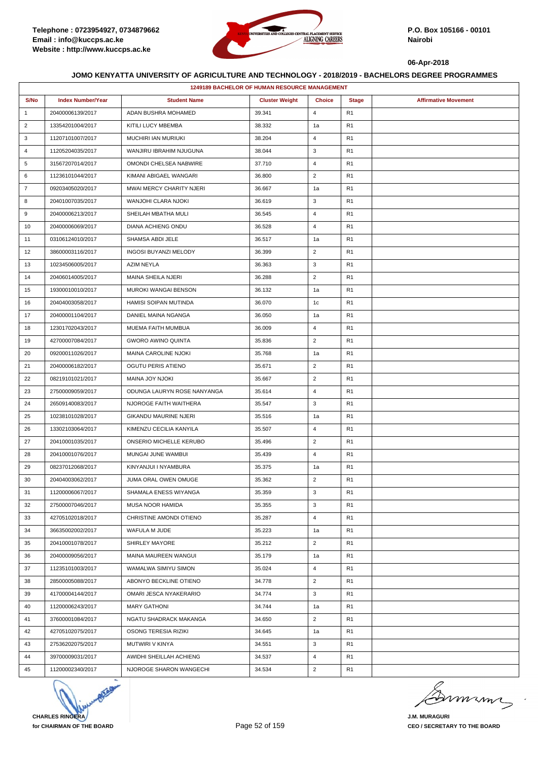**Telephone : 0723954927, 0734879662**
**Email : info@kuccps.ac.ke**
**Website : http://www.kuccps.ac.ke**

**P.O. Box 105166 - 00101**
**Nairobi**

**06-Apr-2018**

### JOMO KENYATTA UNIVERSITY OF AGRICULTURE AND TECHNOLOGY - 2018/2019 - BACHELORS DEGREE PROGRAMMES

| 1249189 BACHELOR OF HUMAN RESOURCE MANAGEMENT | | | | | | |
|---|---|---|---|---|---|---|
| **S/No** | **Index Number/Year** | **Student Name** | **Cluster Weight** | **Choice** | **Stage** | **Affirmative Movement** |
| 1 | 20400006139/2017 | ADAN BUSHRA MOHAMED | 39.341 | 4 | R1 | |
| 2 | 13354201004/2017 | KITILI LUCY MBEMBA | 38.332 | 1a | R1 | |
| 3 | 11207101007/2017 | MUCHIRI IAN MURIUKI | 38.204 | 4 | R1 | |
| 4 | 11205204035/2017 | WANJIRU IBRAHIM NJUGUNA | 38.044 | 3 | R1 | |
| 5 | 31567207014/2017 | OMONDI CHELSEA NABWIRE | 37.710 | 4 | R1 | |
| 6 | 11236101044/2017 | KIMANI ABIGAEL WANGARI | 36.800 | 2 | R1 | |
| 7 | 09203405020/2017 | MWAI MERCY CHARITY NJERI | 36.667 | 1a | R1 | |
| 8 | 20401007035/2017 | WANJOHI CLARA NJOKI | 36.619 | 3 | R1 | |
| 9 | 20400006213/2017 | SHEILAH MBATHA MULI | 36.545 | 4 | R1 | |
| 10 | 20400006069/2017 | DIANA ACHIENG ONDU | 36.528 | 4 | R1 | |
| 11 | 03106124010/2017 | SHAMSA ABDI JELE | 36.517 | 1a | R1 | |
| 12 | 38600003116/2017 | INGOSI BUYANZI MELODY | 36.399 | 2 | R1 | |
| 13 | 10234506005/2017 | AZIM NEYLA | 36.363 | 3 | R1 | |
| 14 | 20406014005/2017 | MAINA SHEILA NJERI | 36.288 | 2 | R1 | |
| 15 | 19300010010/2017 | MUROKI WANGAI BENSON | 36.132 | 1a | R1 | |
| 16 | 20404003058/2017 | HAMISI SOIPAN MUTINDA | 36.070 | 1c | R1 | |
| 17 | 20400001104/2017 | DANIEL MAINA NGANGA | 36.050 | 1a | R1 | |
| 18 | 12301702043/2017 | MUEMA FAITH MUMBUA | 36.009 | 4 | R1 | |
| 19 | 42700007084/2017 | GWORO AWINO QUINTA | 35.836 | 2 | R1 | |
| 20 | 09200011026/2017 | MAINA CAROLINE NJOKI | 35.768 | 1a | R1 | |
| 21 | 20400006182/2017 | OGUTU PERIS ATIENO | 35.671 | 2 | R1 | |
| 22 | 08219101021/2017 | MAINA JOY NJOKI | 35.667 | 2 | R1 | |
| 23 | 27500009059/2017 | ODUNGA LAURYN ROSE NANYANGA | 35.614 | 4 | R1 | |
| 24 | 26509140083/2017 | NJOROGE FAITH WAITHERA | 35.547 | 3 | R1 | |
| 25 | 10238101028/2017 | GIKANDU MAURINE NJERI | 35.516 | 1a | R1 | |
| 26 | 13302103064/2017 | KIMENZU CECILIA KANYILA | 35.507 | 4 | R1 | |
| 27 | 20410001035/2017 | ONSERIO MICHELLE KERUBO | 35.496 | 2 | R1 | |
| 28 | 20410001076/2017 | MUNGAI JUNE WAMBUI | 35.439 | 4 | R1 | |
| 29 | 08237012068/2017 | KINYANJUI I NYAMBURA | 35.375 | 1a | R1 | |
| 30 | 20404003062/2017 | JUMA ORAL OWEN OMUGE | 35.362 | 2 | R1 | |
| 31 | 11200006067/2017 | SHAMALA ENESS WIYANGA | 35.359 | 3 | R1 | |
| 32 | 27500007046/2017 | MUSA NOOR HAMIDA | 35.355 | 3 | R1 | |
| 33 | 42705102018/2017 | CHRISTINE AMONDI OTIENO | 35.287 | 4 | R1 | |
| 34 | 36635002002/2017 | WAFULA M JUDE | 35.223 | 1a | R1 | |
| 35 | 20410001078/2017 | SHIRLEY MAYORE | 35.212 | 2 | R1 | |
| 36 | 20400009056/2017 | MAINA MAUREEN WANGUI | 35.179 | 1a | R1 | |
| 37 | 11235101003/2017 | WAMALWA SIMIYU SIMON | 35.024 | 4 | R1 | |
| 38 | 28500005088/2017 | ABONYO BECKLINE OTIENO | 34.778 | 2 | R1 | |
| 39 | 41700004144/2017 | OMARI JESCA NYAKERARIO | 34.774 | 3 | R1 | |
| 40 | 11200006243/2017 | MARY GATHONI | 34.744 | 1a | R1 | |
| 41 | 37600001084/2017 | NGATU SHADRACK MAKANGA | 34.650 | 2 | R1 | |
| 42 | 42705102075/2017 | OSONG TERESIA RIZIKI | 34.645 | 1a | R1 | |
| 43 | 27536202075/2017 | MUTWIRI V KINYA | 34.551 | 3 | R1 | |
| 44 | 39700009031/2017 | AWIDHI SHEILLAH ACHIENG | 34.537 | 4 | R1 | |
| 45 | 11200002340/2017 | NJOROGE SHARON WANGECHI | 34.534 | 2 | R1 | |

**CHARLES RINGERA**
**for CHAIRMAN OF THE BOARD**

**J.M. MURAGURI**
**CEO / SECRETARY TO THE BOARD**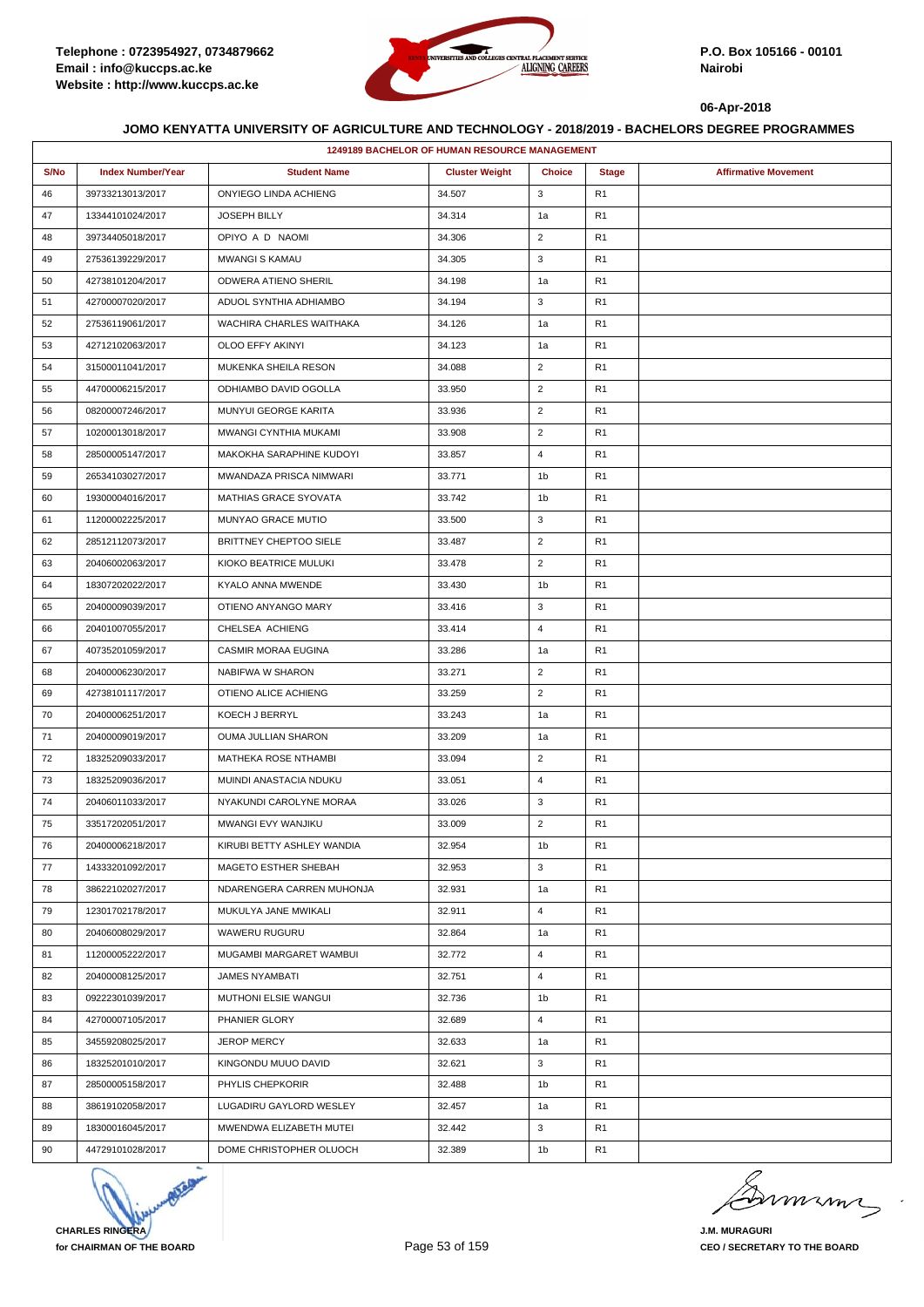Telephone : 0723954927, 0734879662
Email : info@kuccps.ac.ke
Website : http://www.kuccps.ac.ke

P.O. Box 105166 - 00101
Nairobi

06-Apr-2018

## JOMO KENYATTA UNIVERSITY OF AGRICULTURE AND TECHNOLOGY - 2018/2019 - BACHELORS DEGREE PROGRAMMES

| 1249189 BACHELOR OF HUMAN RESOURCE MANAGEMENT | | | | | | |
|---|---|---|---|---|---|---|
| S/No | Index Number/Year | Student Name | Cluster Weight | Choice | Stage | Affirmative Movement |
| 46 | 39733213013/2017 | ONYIEGO LINDA ACHIENG | 34.507 | 3 | R1 | |
| 47 | 13344101024/2017 | JOSEPH BILLY | 34.314 | 1a | R1 | |
| 48 | 39734405018/2017 | OPIYO A D NAOMI | 34.306 | 2 | R1 | |
| 49 | 27536139229/2017 | MWANGI S KAMAU | 34.305 | 3 | R1 | |
| 50 | 42738101204/2017 | ODWERA ATIENO SHERIL | 34.198 | 1a | R1 | |
| 51 | 42700007020/2017 | ADUOL SYNTHIA ADHIAMBO | 34.194 | 3 | R1 | |
| 52 | 27536119061/2017 | WACHIRA CHARLES WAITHAKA | 34.126 | 1a | R1 | |
| 53 | 42712102063/2017 | OLOO EFFY AKINYI | 34.123 | 1a | R1 | |
| 54 | 31500011041/2017 | MUKENKA SHEILA RESON | 34.088 | 2 | R1 | |
| 55 | 44700006215/2017 | ODHIAMBO DAVID OGOLLA | 33.950 | 2 | R1 | |
| 56 | 08200007246/2017 | MUNYUI GEORGE KARITA | 33.936 | 2 | R1 | |
| 57 | 10200013018/2017 | MWANGI CYNTHIA MUKAMI | 33.908 | 2 | R1 | |
| 58 | 28500005147/2017 | MAKOKHA SARAPHINE KUDOYI | 33.857 | 4 | R1 | |
| 59 | 26534103027/2017 | MWANDAZA PRISCA NIMWARI | 33.771 | 1b | R1 | |
| 60 | 19300004016/2017 | MATHIAS GRACE SYOVATA | 33.742 | 1b | R1 | |
| 61 | 11200002225/2017 | MUNYAO GRACE MUTIO | 33.500 | 3 | R1 | |
| 62 | 28512112073/2017 | BRITTNEY CHEPTOO SIELE | 33.487 | 2 | R1 | |
| 63 | 20406002063/2017 | KIOKO BEATRICE MULUKI | 33.478 | 2 | R1 | |
| 64 | 18307202022/2017 | KYALO ANNA MWENDE | 33.430 | 1b | R1 | |
| 65 | 20400009039/2017 | OTIENO ANYANGO MARY | 33.416 | 3 | R1 | |
| 66 | 20401007055/2017 | CHELSEA ACHIENG | 33.414 | 4 | R1 | |
| 67 | 40735201059/2017 | CASMIR MORAA EUGINA | 33.286 | 1a | R1 | |
| 68 | 20400006230/2017 | NABIFWA W SHARON | 33.271 | 2 | R1 | |
| 69 | 42738101117/2017 | OTIENO ALICE ACHIENG | 33.259 | 2 | R1 | |
| 70 | 20400006251/2017 | KOECH J BERRYL | 33.243 | 1a | R1 | |
| 71 | 20400009019/2017 | OUMA JULLIAN SHARON | 33.209 | 1a | R1 | |
| 72 | 18325209033/2017 | MATHEKA ROSE NTHAMBI | 33.094 | 2 | R1 | |
| 73 | 18325209036/2017 | MUINDI ANASTACIA NDUKU | 33.051 | 4 | R1 | |
| 74 | 20406011033/2017 | NYAKUNDI CAROLYNE MORAA | 33.026 | 3 | R1 | |
| 75 | 33517202051/2017 | MWANGI EVY WANJIKU | 33.009 | 2 | R1 | |
| 76 | 20400006218/2017 | KIRUBI BETTY ASHLEY WANDIA | 32.954 | 1b | R1 | |
| 77 | 14333201092/2017 | MAGETO ESTHER SHEBAH | 32.953 | 3 | R1 | |
| 78 | 38622102027/2017 | NDARENGERA CARREN MUHONJA | 32.931 | 1a | R1 | |
| 79 | 12301702178/2017 | MUKULYA JANE MWIKALI | 32.911 | 4 | R1 | |
| 80 | 20406008029/2017 | WAWERU RUGURU | 32.864 | 1a | R1 | |
| 81 | 11200005222/2017 | MUGAMBI MARGARET WAMBUI | 32.772 | 4 | R1 | |
| 82 | 20400008125/2017 | JAMES NYAMBATI | 32.751 | 4 | R1 | |
| 83 | 09222301039/2017 | MUTHONI ELSIE WANGUI | 32.736 | 1b | R1 | |
| 84 | 42700007105/2017 | PHANIER GLORY | 32.689 | 4 | R1 | |
| 85 | 34559208025/2017 | JEROP MERCY | 32.633 | 1a | R1 | |
| 86 | 18325201010/2017 | KINGONDU MUUO DAVID | 32.621 | 3 | R1 | |
| 87 | 28500005158/2017 | PHYLIS CHEPKORIR | 32.488 | 1b | R1 | |
| 88 | 38619102058/2017 | LUGADIRU GAYLORD WESLEY | 32.457 | 1a | R1 | |
| 89 | 18300016045/2017 | MWENDWA ELIZABETH MUTEI | 32.442 | 3 | R1 | |
| 90 | 44729101028/2017 | DOME CHRISTOPHER OLUOCH | 32.389 | 1b | R1 | |

CHARLES RINGERA
for CHAIRMAN OF THE BOARD

J.M. MURAGURI
CEO / SECRETARY TO THE BOARD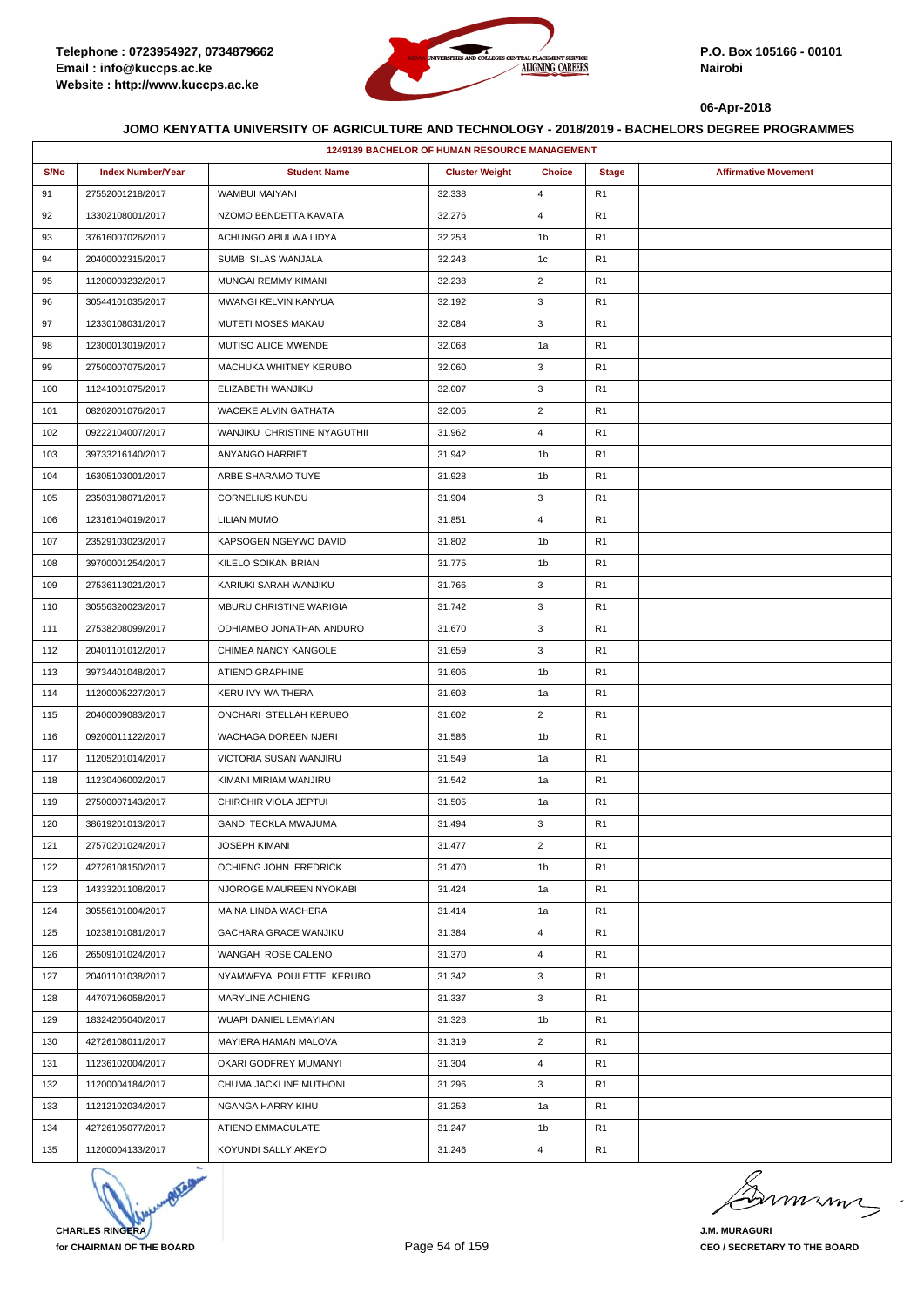**JOMO KENYATTA UNIVERSITY OF AGRICULTURE AND TECHNOLOGY - 2018/2019 - BACHELORS DEGREE PROGRAMMES**

| 1249189 BACHELOR OF HUMAN RESOURCE MANAGEMENT | | | | | | |
|---|---|---|---|---|---|---|
| S/No | Index Number/Year | Student Name | Cluster Weight | Choice | Stage | Affirmative Movement |
| 91 | 27552001218/2017 | WAMBUI MAIYANI | 32.338 | 4 | R1 | |
| 92 | 13302108001/2017 | NZOMO BENDETTA KAVATA | 32.276 | 4 | R1 | |
| 93 | 37616007026/2017 | ACHUNGO ABULWA LIDYA | 32.253 | 1b | R1 | |
| 94 | 20400002315/2017 | SUMBI SILAS WANJALA | 32.243 | 1c | R1 | |
| 95 | 11200003232/2017 | MUNGAI REMMY KIMANI | 32.238 | 2 | R1 | |
| 96 | 30544101035/2017 | MWANGI KELVIN KANYUA | 32.192 | 3 | R1 | |
| 97 | 12330108031/2017 | MUTETI MOSES MAKAU | 32.084 | 3 | R1 | |
| 98 | 12300013019/2017 | MUTISO ALICE MWENDE | 32.068 | 1a | R1 | |
| 99 | 27500007075/2017 | MACHUKA WHITNEY KERUBO | 32.060 | 3 | R1 | |
| 100 | 11241001075/2017 | ELIZABETH WANJIKU | 32.007 | 3 | R1 | |
| 101 | 08202001076/2017 | WACEKE ALVIN GATHATA | 32.005 | 2 | R1 | |
| 102 | 09222104007/2017 | WANJIKU CHRISTINE NYAGUTHII | 31.962 | 4 | R1 | |
| 103 | 39733216140/2017 | ANYANGO HARRIET | 31.942 | 1b | R1 | |
| 104 | 16305103001/2017 | ARBE SHARAMO TUYE | 31.928 | 1b | R1 | |
| 105 | 23503108071/2017 | CORNELIUS KUNDU | 31.904 | 3 | R1 | |
| 106 | 12316104019/2017 | LILIAN MUMO | 31.851 | 4 | R1 | |
| 107 | 23529103023/2017 | KAPSOGEN NGEYWO DAVID | 31.802 | 1b | R1 | |
| 108 | 39700001254/2017 | KILELO SOIKAN BRIAN | 31.775 | 1b | R1 | |
| 109 | 27536113021/2017 | KARIUKI SARAH WANJIKU | 31.766 | 3 | R1 | |
| 110 | 30556320023/2017 | MBURU CHRISTINE WARIGIA | 31.742 | 3 | R1 | |
| 111 | 27538208099/2017 | ODHIAMBO JONATHAN ANDURO | 31.670 | 3 | R1 | |
| 112 | 20401101012/2017 | CHIMEA NANCY KANGOLE | 31.659 | 3 | R1 | |
| 113 | 39734401048/2017 | ATIENO GRAPHINE | 31.606 | 1b | R1 | |
| 114 | 11200005227/2017 | KERU IVY WAITHERA | 31.603 | 1a | R1 | |
| 115 | 20400009083/2017 | ONCHARI STELLAH KERUBO | 31.602 | 2 | R1 | |
| 116 | 09200011122/2017 | WACHAGA DOREEN NJERI | 31.586 | 1b | R1 | |
| 117 | 11205201014/2017 | VICTORIA SUSAN WANJIRU | 31.549 | 1a | R1 | |
| 118 | 11230406002/2017 | KIMANI MIRIAM WANJIRU | 31.542 | 1a | R1 | |
| 119 | 27500007143/2017 | CHIRCHIR VIOLA JEPTUI | 31.505 | 1a | R1 | |
| 120 | 38619201013/2017 | GANDI TECKLA MWAJUMA | 31.494 | 3 | R1 | |
| 121 | 27570201024/2017 | JOSEPH KIMANI | 31.477 | 2 | R1 | |
| 122 | 42726108150/2017 | OCHIENG JOHN FREDRICK | 31.470 | 1b | R1 | |
| 123 | 14333201108/2017 | NJOROGE MAUREEN NYOKABI | 31.424 | 1a | R1 | |
| 124 | 30556101004/2017 | MAINA LINDA WACHERA | 31.414 | 1a | R1 | |
| 125 | 10238101081/2017 | GACHARA GRACE WANJIKU | 31.384 | 4 | R1 | |
| 126 | 26509101024/2017 | WANGAH ROSE CALENO | 31.370 | 4 | R1 | |
| 127 | 20401101038/2017 | NYAMWEYA POULETTE KERUBO | 31.342 | 3 | R1 | |
| 128 | 44707106058/2017 | MARYLINE ACHIENG | 31.337 | 3 | R1 | |
| 129 | 18324205040/2017 | WUAPI DANIEL LEMAYIAN | 31.328 | 1b | R1 | |
| 130 | 42726108011/2017 | MAYIERA HAMAN MALOVA | 31.319 | 2 | R1 | |
| 131 | 11236102004/2017 | OKARI GODFREY MUMANYI | 31.304 | 4 | R1 | |
| 132 | 11200004184/2017 | CHUMA JACKLINE MUTHONI | 31.296 | 3 | R1 | |
| 133 | 11212102034/2017 | NGANGA HARRY KIHU | 31.253 | 1a | R1 | |
| 134 | 42726105077/2017 | ATIENO EMMACULATE | 31.247 | 1b | R1 | |
| 135 | 11200004133/2017 | KOYUNDI SALLY AKEYO | 31.246 | 4 | R1 | |

**CHARLES RINGERA**
for CHAIRMAN OF THE BOARD

**J.M. MURAGURI**
CEO / SECRETARY TO THE BOARD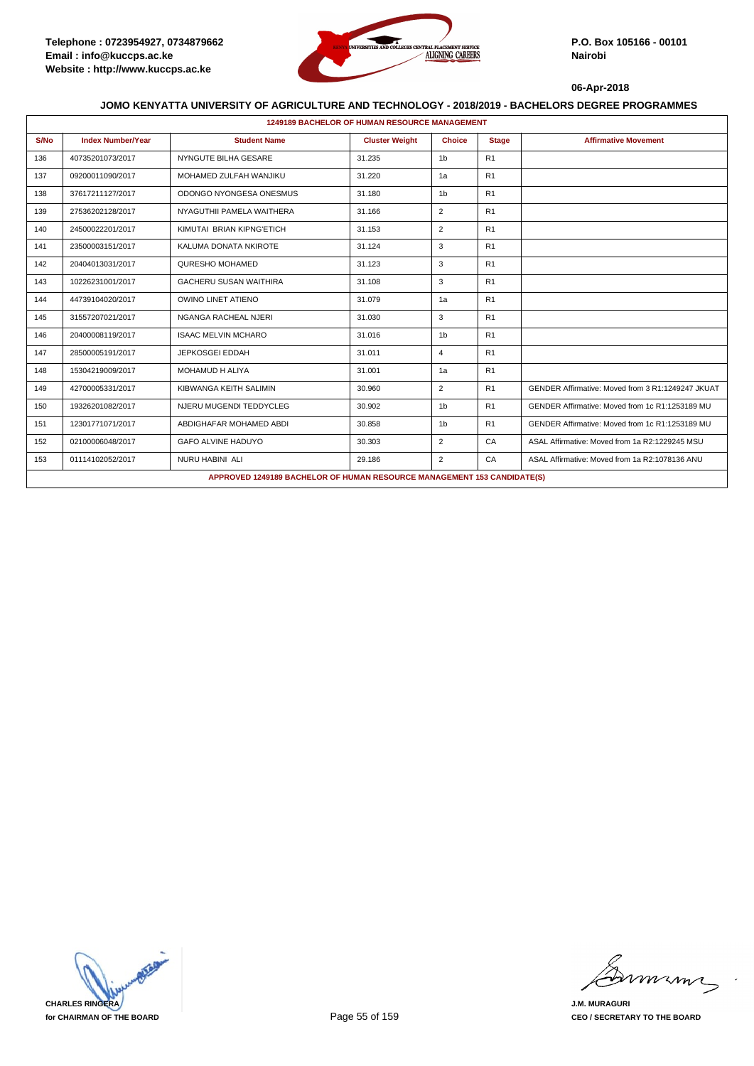Telephone : 0723954927, 0734879662
Email : info@kuccps.ac.ke
Website : http://www.kuccps.ac.ke

P.O. Box 105166 - 00101
Nairobi

06-Apr-2018

## JOMO KENYATTA UNIVERSITY OF AGRICULTURE AND TECHNOLOGY - 2018/2019 - BACHELORS DEGREE PROGRAMMES

**1249189 BACHELOR OF HUMAN RESOURCE MANAGEMENT**

| S/No | Index Number/Year | Student Name | Cluster Weight | Choice | Stage | Affirmative Movement |
|---|---|---|---|---|---|---|
| 136 | 40735201073/2017 | NYNGUTE BILHA GESARE | 31.235 | 1b | R1 | |
| 137 | 09200011090/2017 | MOHAMED ZULFAH WANJIKU | 31.220 | 1a | R1 | |
| 138 | 37617211127/2017 | ODONGO NYONGESA ONESMUS | 31.180 | 1b | R1 | |
| 139 | 27536202128/2017 | NYAGUTHII PAMELA WAITHERA | 31.166 | 2 | R1 | |
| 140 | 24500022201/2017 | KIMUTAI BRIAN KIPNG'ETICH | 31.153 | 2 | R1 | |
| 141 | 23500003151/2017 | KALUMA DONATA NKIROTE | 31.124 | 3 | R1 | |
| 142 | 20404013031/2017 | QURESHO MOHAMED | 31.123 | 3 | R1 | |
| 143 | 10226231001/2017 | GACHERU SUSAN WAITHIRA | 31.108 | 3 | R1 | |
| 144 | 44739104020/2017 | OWINO LINET ATIENO | 31.079 | 1a | R1 | |
| 145 | 31557207021/2017 | NGANGA RACHEAL NJERI | 31.030 | 3 | R1 | |
| 146 | 20400008119/2017 | ISAAC MELVIN MCHARO | 31.016 | 1b | R1 | |
| 147 | 28500005191/2017 | JEPKOSGEI EDDAH | 31.011 | 4 | R1 | |
| 148 | 15304219009/2017 | MOHAMUD H ALIYA | 31.001 | 1a | R1 | |
| 149 | 42700005331/2017 | KIBWANGA KEITH SALIMIN | 30.960 | 2 | R1 | GENDER Affirmative: Moved from 3 R1:1249247 JKUAT |
| 150 | 19326201082/2017 | NJERU MUGENDI TEDDYCLEG | 30.902 | 1b | R1 | GENDER Affirmative: Moved from 1c R1:1253189 MU |
| 151 | 12301771071/2017 | ABDIGHAFAR MOHAMED ABDI | 30.858 | 1b | R1 | GENDER Affirmative: Moved from 1c R1:1253189 MU |
| 152 | 02100006048/2017 | GAFO ALVINE HADUYO | 30.303 | 2 | CA | ASAL Affirmative: Moved from 1a R2:1229245 MSU |
| 153 | 01114102052/2017 | NURU HABINI ALI | 29.186 | 2 | CA | ASAL Affirmative: Moved from 1a R2:1078136 ANU |

**APPROVED 1249189 BACHELOR OF HUMAN RESOURCE MANAGEMENT 153 CANDIDATE(S)**

CHARLES RINGERA
for CHAIRMAN OF THE BOARD

J.M. MURAGURI
CEO / SECRETARY TO THE BOARD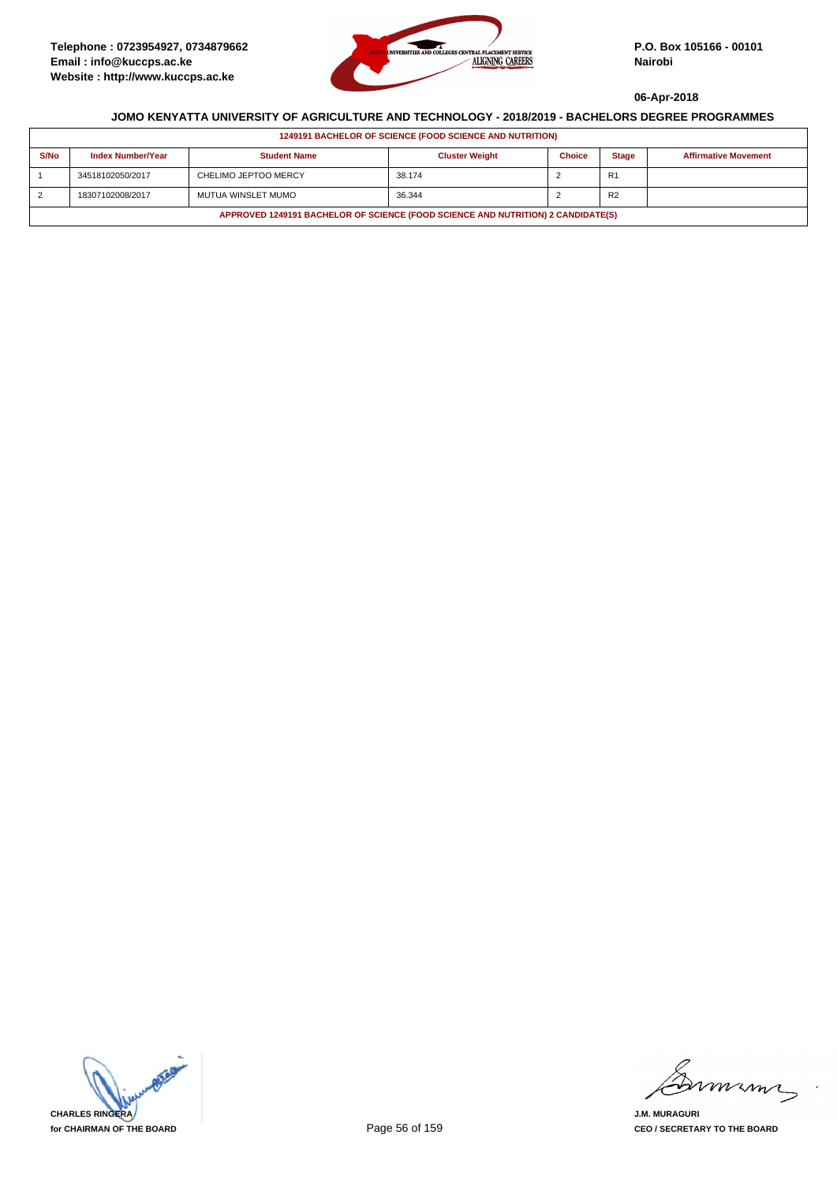Telephone : 0723954927, 0734879662
Email : info@kuccps.ac.ke
Website : http://www.kuccps.ac.ke

P.O. Box 105166 - 00101
Nairobi

06-Apr-2018

## JOMO KENYATTA UNIVERSITY OF AGRICULTURE AND TECHNOLOGY - 2018/2019 - BACHELORS DEGREE PROGRAMMES

**1249191 BACHELOR OF SCIENCE (FOOD SCIENCE AND NUTRITION)**

| S/No | Index Number/Year | Student Name | Cluster Weight | Choice | Stage | Affirmative Movement |
|---|---|---|---|---|---|---|
| 1 | 34518102050/2017 | CHELIMO JEPTOO MERCY | 38.174 | 2 | R1 | |
| 2 | 18307102008/2017 | MUTUA WINSLET MUMO | 36.344 | 2 | R2 | |

**APPROVED 1249191 BACHELOR OF SCIENCE (FOOD SCIENCE AND NUTRITION) 2 CANDIDATE(S)**

CHARLES RINGERA
for CHAIRMAN OF THE BOARD

J.M. MURAGURI
CEO / SECRETARY TO THE BOARD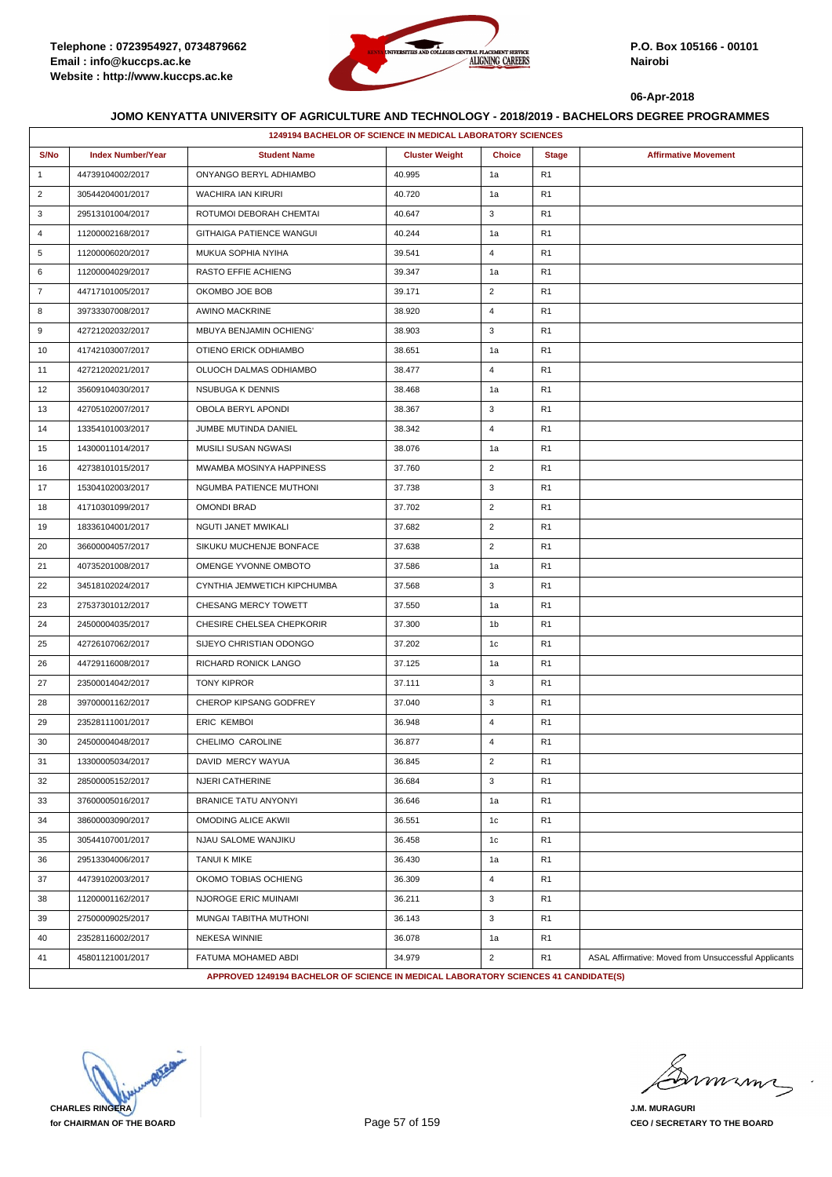**Telephone : 0723954927, 0734879662**
**Email : info@kuccps.ac.ke**
**Website : http://www.kuccps.ac.ke**

**P.O. Box 105166 - 00101**
**Nairobi**

**06-Apr-2018**

## JOMO KENYATTA UNIVERSITY OF AGRICULTURE AND TECHNOLOGY - 2018/2019 - BACHELORS DEGREE PROGRAMMES

| 1249194 BACHELOR OF SCIENCE IN MEDICAL LABORATORY SCIENCES | | | | | | |
|---|---|---|---|---|---|---|
| S/No | Index Number/Year | Student Name | Cluster Weight | Choice | Stage | Affirmative Movement |
| 1 | 44739104002/2017 | ONYANGO BERYL ADHIAMBO | 40.995 | 1a | R1 | |
| 2 | 30544204001/2017 | WACHIRA IAN KIRURI | 40.720 | 1a | R1 | |
| 3 | 29513101004/2017 | ROTUMOI DEBORAH CHEMTAI | 40.647 | 3 | R1 | |
| 4 | 11200002168/2017 | GITHAIGA PATIENCE WANGUI | 40.244 | 1a | R1 | |
| 5 | 11200006020/2017 | MUKUA SOPHIA NYIHA | 39.541 | 4 | R1 | |
| 6 | 11200004029/2017 | RASTO EFFIE ACHIENG | 39.347 | 1a | R1 | |
| 7 | 44717101005/2017 | OKOMBO JOE BOB | 39.171 | 2 | R1 | |
| 8 | 39733307008/2017 | AWINO MACKRINE | 38.920 | 4 | R1 | |
| 9 | 42721202032/2017 | MBUYA BENJAMIN OCHIENG' | 38.903 | 3 | R1 | |
| 10 | 41742103007/2017 | OTIENO ERICK ODHIAMBO | 38.651 | 1a | R1 | |
| 11 | 42721202021/2017 | OLUOCH DALMAS ODHIAMBO | 38.477 | 4 | R1 | |
| 12 | 35609104030/2017 | NSUBUGA K DENNIS | 38.468 | 1a | R1 | |
| 13 | 42705102007/2017 | OBOLA BERYL APONDI | 38.367 | 3 | R1 | |
| 14 | 13354101003/2017 | JUMBE MUTINDA DANIEL | 38.342 | 4 | R1 | |
| 15 | 14300011014/2017 | MUSILI SUSAN NGWASI | 38.076 | 1a | R1 | |
| 16 | 42738101015/2017 | MWAMBA MOSINYA HAPPINESS | 37.760 | 2 | R1 | |
| 17 | 15304102003/2017 | NGUMBA PATIENCE MUTHONI | 37.738 | 3 | R1 | |
| 18 | 41710301099/2017 | OMONDI BRAD | 37.702 | 2 | R1 | |
| 19 | 18336104001/2017 | NGUTI JANET MWIKALI | 37.682 | 2 | R1 | |
| 20 | 36600004057/2017 | SIKUKU MUCHENJE BONFACE | 37.638 | 2 | R1 | |
| 21 | 40735201008/2017 | OMENGE YVONNE OMBOTO | 37.586 | 1a | R1 | |
| 22 | 34518102024/2017 | CYNTHIA JEMWETICH KIPCHUMBA | 37.568 | 3 | R1 | |
| 23 | 27537301012/2017 | CHESANG MERCY TOWETT | 37.550 | 1a | R1 | |
| 24 | 24500004035/2017 | CHESIRE CHELSEA CHEPKORIR | 37.300 | 1b | R1 | |
| 25 | 42726107062/2017 | SIJEYO CHRISTIAN ODONGO | 37.202 | 1c | R1 | |
| 26 | 44729116008/2017 | RICHARD RONICK LANGO | 37.125 | 1a | R1 | |
| 27 | 23500014042/2017 | TONY KIPROR | 37.111 | 3 | R1 | |
| 28 | 39700001162/2017 | CHEROP KIPSANG GODFREY | 37.040 | 3 | R1 | |
| 29 | 23528111001/2017 | ERIC KEMBOI | 36.948 | 4 | R1 | |
| 30 | 24500004048/2017 | CHELIMO CAROLINE | 36.877 | 4 | R1 | |
| 31 | 13300005034/2017 | DAVID MERCY WAYUA | 36.845 | 2 | R1 | |
| 32 | 28500005152/2017 | NJERI CATHERINE | 36.684 | 3 | R1 | |
| 33 | 37600005016/2017 | BRANICE TATU ANYONYI | 36.646 | 1a | R1 | |
| 34 | 38600003090/2017 | OMODING ALICE AKWII | 36.551 | 1c | R1 | |
| 35 | 30544107001/2017 | NJAU SALOME WANJIKU | 36.458 | 1c | R1 | |
| 36 | 29513304006/2017 | TANUI K MIKE | 36.430 | 1a | R1 | |
| 37 | 44739102003/2017 | OKOMO TOBIAS OCHIENG | 36.309 | 4 | R1 | |
| 38 | 11200001162/2017 | NJOROGE ERIC MUINAMI | 36.211 | 3 | R1 | |
| 39 | 27500009025/2017 | MUNGAI TABITHA MUTHONI | 36.143 | 3 | R1 | |
| 40 | 23528116002/2017 | NEKESA WINNIE | 36.078 | 1a | R1 | |
| 41 | 45801121001/2017 | FATUMA MOHAMED ABDI | 34.979 | 2 | R1 | ASAL Affirmative: Moved from Unsuccessful Applicants |
| APPROVED 1249194 BACHELOR OF SCIENCE IN MEDICAL LABORATORY SCIENCES 41 CANDIDATE(S) | | | | | | |

**CHARLES RINGERA**
**for CHAIRMAN OF THE BOARD**

**J.M. MURAGURI**
**CEO / SECRETARY TO THE BOARD**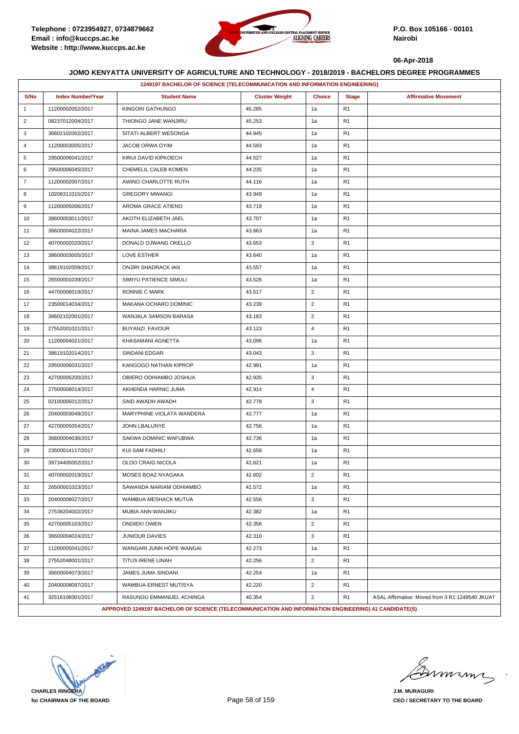## JOMO KENYATTA UNIVERSITY OF AGRICULTURE AND TECHNOLOGY - 2018/2019 - BACHELORS DEGREE PROGRAMMES

### 1249197 BACHELOR OF SCIENCE (TELECOMMUNICATION AND INFORMATION ENGINEERING)

| S/No | Index Number/Year | Student Name | Cluster Weight | Choice | Stage | Affirmative Movement |
|---|---|---|---|---|---|---|
| 1 | 11200002052/2017 | KINGORI GATHUNGO | 45.285 | 1a | R1 | |
| 2 | 08237012004/2017 | THIONGO JANE WANJIRU | 45.253 | 1a | R1 | |
| 3 | 36602102002/2017 | SITATI ALBERT WESONGA | 44.945 | 1a | R1 | |
| 4 | 11200003005/2017 | JACOB ORWA OYIM | 44.593 | 1a | R1 | |
| 5 | 29500006041/2017 | KIRUI DAVID KIPKOECH | 44.527 | 1a | R1 | |
| 6 | 29500006045/2017 | CHEMELIL CALEB KOMEN | 44.235 | 1a | R1 | |
| 7 | 11200002007/2017 | AWINO CHARLOTTE RUTH | 44.116 | 1a | R1 | |
| 8 | 10208311015/2017 | GREGORY MWANGI | 43.949 | 1a | R1 | |
| 9 | 11200005006/2017 | AROMA GRACE ATIENO | 43.718 | 1a | R1 | |
| 10 | 38600003011/2017 | AKOTH ELIZABETH JAEL | 43.707 | 1a | R1 | |
| 11 | 36600004022/2017 | MAINA JAMES MACHARIA | 43.663 | 1a | R1 | |
| 12 | 40700002020/2017 | DONALD OJWANG OKELLO | 43.653 | 3 | R1 | |
| 13 | 38600003005/2017 | LOVE ESTHER | 43.640 | 1a | R1 | |
| 14 | 38619102009/2017 | ONJIRI SHADRACK IAN | 43.557 | 1a | R1 | |
| 15 | 26500001039/2017 | SIMIYU PATIENCE SIMULI | 43.526 | 1a | R1 | |
| 16 | 44700006019/2017 | RONNIE C MARK | 43.517 | 2 | R1 | |
| 17 | 23500014034/2017 | MAKANA OCHARO DOMINIC | 43.239 | 2 | R1 | |
| 18 | 36602102001/2017 | WANJALA SAMSON BARASA | 43.183 | 2 | R1 | |
| 19 | 27552001021/2017 | BUYANZI FAVOUR | 43.123 | 4 | R1 | |
| 20 | 11200004021/2017 | KHASAMANI AGNETTA | 43.096 | 1a | R1 | |
| 21 | 38619102014/2017 | SINDANI EDGAR | 43.043 | 3 | R1 | |
| 22 | 29500006031/2017 | KANGOGO NATHAN KIPROP | 42.991 | 1a | R1 | |
| 23 | 42700005200/2017 | OBIERO ODHIAMBO JOSHUA | 42.935 | 3 | R1 | |
| 24 | 27500008014/2017 | AKHENDA HARNIC JUMA | 42.914 | 4 | R1 | |
| 25 | 02100005012/2017 | SAID AWADH AWADH | 42.778 | 3 | R1 | |
| 26 | 20400003048/2017 | MARYPHINE VIOLATA WANDERA | 42.777 | 1a | R1 | |
| 27 | 42700005054/2017 | JOHN LBALUNYE | 42.756 | 1a | R1 | |
| 28 | 36600004036/2017 | SAKWA DOMINIC WAFUBWA | 42.736 | 1a | R1 | |
| 29 | 23500014117/2017 | KUI SAM FADHILI | 42.658 | 1a | R1 | |
| 30 | 39734405002/2017 | OLOO CRAIG NICOLA | 42.621 | 1a | R1 | |
| 31 | 40700002019/2017 | MOSES BOAZ NYAGAKA | 42.602 | 2 | R1 | |
| 32 | 26500001023/2017 | SAWANDA MARIAM ODHIAMBO | 42.572 | 1a | R1 | |
| 33 | 20400008027/2017 | WAMBUA MESHACK MUTUA | 42.556 | 3 | R1 | |
| 34 | 27538204002/2017 | MUBIA ANN WANJIKU | 42.382 | 1a | R1 | |
| 35 | 42700005163/2017 | ONDIEKI OWEN | 42.356 | 2 | R1 | |
| 36 | 36600004024/2017 | JUNIOUR DAVIES | 42.310 | 3 | R1 | |
| 37 | 11200005041/2017 | WANGARI JUNN HOPE WANGAI | 42.273 | 1a | R1 | |
| 38 | 27552048001/2017 | TITUS IRENE LINAH | 42.256 | 2 | R1 | |
| 39 | 36600004073/2017 | JAMES JUMA SINDANI | 42.254 | 1a | R1 | |
| 40 | 20400008097/2017 | WAMBUA ERNEST MUTISYA | 42.220 | 2 | R1 | |
| 41 | 32516106001/2017 | RASUNGU EMMANUEL ACHINGA | 40.354 | 2 | R1 | ASAL Affirmative: Moved from 3 R1:1249540 JKUAT |

APPROVED 1249197 BACHELOR OF SCIENCE (TELECOMMUNICATION AND INFORMATION ENGINEERING) 41 CANDIDATE(S)

CHARLES RINGERA
for CHAIRMAN OF THE BOARD

J.M. MURAGURI
CEO / SECRETARY TO THE BOARD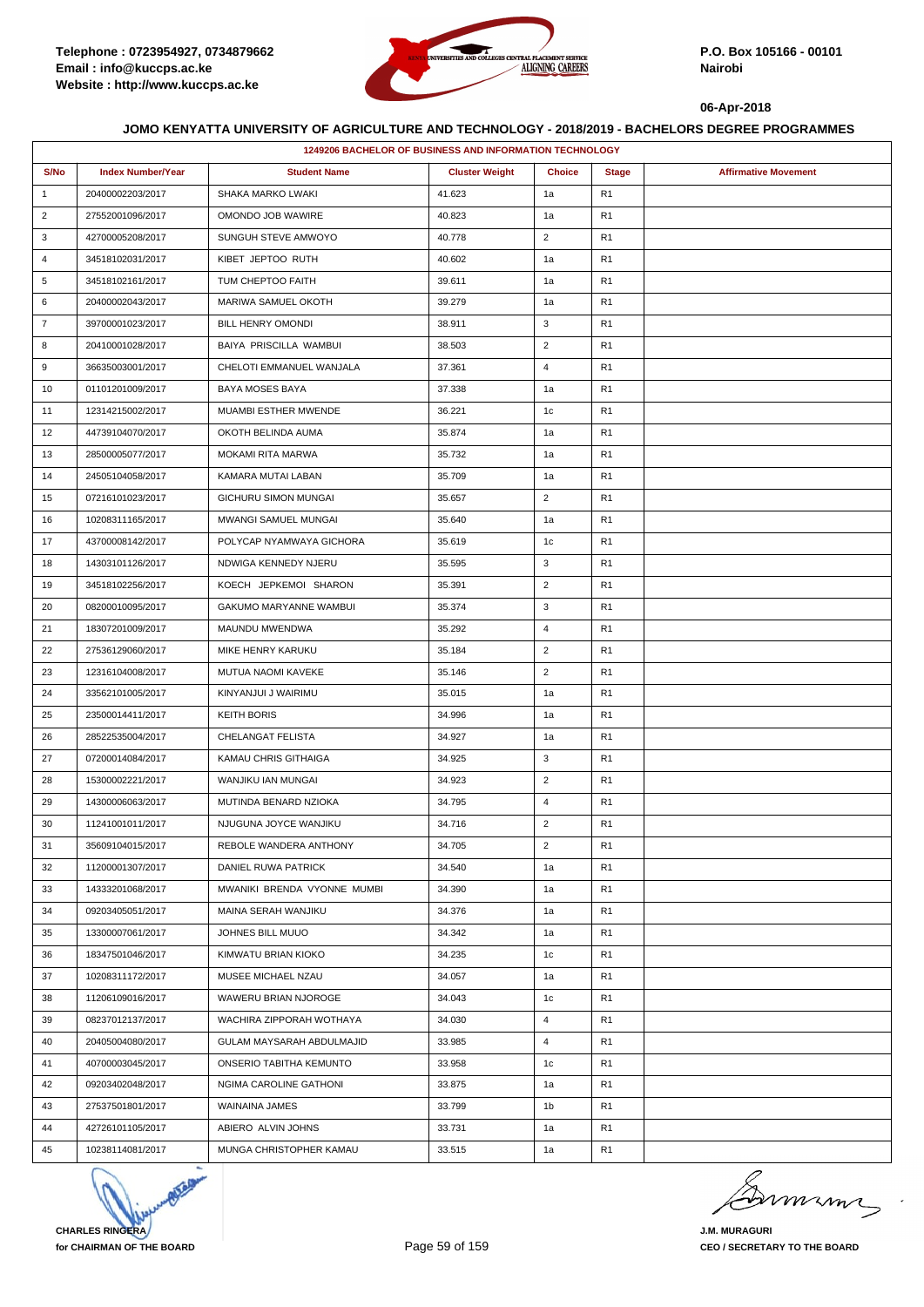Telephone : 0723954927, 0734879662
Email : info@kuccps.ac.ke
Website : http://www.kuccps.ac.ke

P.O. Box 105166 - 00101
Nairobi

06-Apr-2018

**JOMO KENYATTA UNIVERSITY OF AGRICULTURE AND TECHNOLOGY - 2018/2019 - BACHELORS DEGREE PROGRAMMES**

| 1249206 BACHELOR OF BUSINESS AND INFORMATION TECHNOLOGY | | | | | | |
|---|---|---|---|---|---|---|
| S/No | Index Number/Year | Student Name | Cluster Weight | Choice | Stage | Affirmative Movement |
| 1 | 20400002203/2017 | SHAKA MARKO LWAKI | 41.623 | 1a | R1 | |
| 2 | 27552001096/2017 | OMONDO JOB WAWIRE | 40.823 | 1a | R1 | |
| 3 | 42700005208/2017 | SUNGUH STEVE AMWOYO | 40.778 | 2 | R1 | |
| 4 | 34518102031/2017 | KIBET JEPTOO RUTH | 40.602 | 1a | R1 | |
| 5 | 34518102161/2017 | TUM CHEPTOO FAITH | 39.611 | 1a | R1 | |
| 6 | 20400002043/2017 | MARIWA SAMUEL OKOTH | 39.279 | 1a | R1 | |
| 7 | 39700001023/2017 | BILL HENRY OMONDI | 38.911 | 3 | R1 | |
| 8 | 20410001028/2017 | BAIYA PRISCILLA WAMBUI | 38.503 | 2 | R1 | |
| 9 | 36635003001/2017 | CHELOTI EMMANUEL WANJALA | 37.361 | 4 | R1 | |
| 10 | 01101201009/2017 | BAYA MOSES BAYA | 37.338 | 1a | R1 | |
| 11 | 12314215002/2017 | MUAMBI ESTHER MWENDE | 36.221 | 1c | R1 | |
| 12 | 44739104070/2017 | OKOTH BELINDA AUMA | 35.874 | 1a | R1 | |
| 13 | 28500005077/2017 | MOKAMI RITA MARWA | 35.732 | 1a | R1 | |
| 14 | 24505104058/2017 | KAMARA MUTAI LABAN | 35.709 | 1a | R1 | |
| 15 | 07216101023/2017 | GICHURU SIMON MUNGAI | 35.657 | 2 | R1 | |
| 16 | 10208311165/2017 | MWANGI SAMUEL MUNGAI | 35.640 | 1a | R1 | |
| 17 | 43700008142/2017 | POLYCAP NYAMWAYA GICHORA | 35.619 | 1c | R1 | |
| 18 | 14303101126/2017 | NDWIGA KENNEDY NJERU | 35.595 | 3 | R1 | |
| 19 | 34518102256/2017 | KOECH JEPKEMOI SHARON | 35.391 | 2 | R1 | |
| 20 | 08200010095/2017 | GAKUMO MARYANNE WAMBUI | 35.374 | 3 | R1 | |
| 21 | 18307201009/2017 | MAUNDU MWENDWA | 35.292 | 4 | R1 | |
| 22 | 27536129060/2017 | MIKE HENRY KARUKU | 35.184 | 2 | R1 | |
| 23 | 12316104008/2017 | MUTUA NAOMI KAVEKE | 35.146 | 2 | R1 | |
| 24 | 33562101005/2017 | KINYANJUI J WAIRIMU | 35.015 | 1a | R1 | |
| 25 | 23500014411/2017 | KEITH BORIS | 34.996 | 1a | R1 | |
| 26 | 28522535004/2017 | CHELANGAT FELISTA | 34.927 | 1a | R1 | |
| 27 | 07200014084/2017 | KAMAU CHRIS GITHAIGA | 34.925 | 3 | R1 | |
| 28 | 15300002221/2017 | WANJIKU IAN MUNGAI | 34.923 | 2 | R1 | |
| 29 | 14300006063/2017 | MUTINDA BENARD NZIOKA | 34.795 | 4 | R1 | |
| 30 | 11241001011/2017 | NJUGUNA JOYCE WANJIKU | 34.716 | 2 | R1 | |
| 31 | 35609104015/2017 | REBOLE WANDERA ANTHONY | 34.705 | 2 | R1 | |
| 32 | 11200001307/2017 | DANIEL RUWA PATRICK | 34.540 | 1a | R1 | |
| 33 | 14333201068/2017 | MWANIKI BRENDA VYONNE MUMBI | 34.390 | 1a | R1 | |
| 34 | 09203405051/2017 | MAINA SERAH WANJIKU | 34.376 | 1a | R1 | |
| 35 | 13300007061/2017 | JOHNES BILL MUUO | 34.342 | 1a | R1 | |
| 36 | 18347501046/2017 | KIMWATU BRIAN KIOKO | 34.235 | 1c | R1 | |
| 37 | 10208311172/2017 | MUSEE MICHAEL NZAU | 34.057 | 1a | R1 | |
| 38 | 11206109016/2017 | WAWERU BRIAN NJOROGE | 34.043 | 1c | R1 | |
| 39 | 08237012137/2017 | WACHIRA ZIPPORAH WOTHAYA | 34.030 | 4 | R1 | |
| 40 | 20405004080/2017 | GULAM MAYSARAH ABDULMAJID | 33.985 | 4 | R1 | |
| 41 | 40700003045/2017 | ONSERIO TABITHA KEMUNTO | 33.958 | 1c | R1 | |
| 42 | 09203402048/2017 | NGIMA CAROLINE GATHONI | 33.875 | 1a | R1 | |
| 43 | 27537501801/2017 | WAINAINA JAMES | 33.799 | 1b | R1 | |
| 44 | 42726101105/2017 | ABIERO ALVIN JOHNS | 33.731 | 1a | R1 | |
| 45 | 10238114081/2017 | MUNGA CHRISTOPHER KAMAU | 33.515 | 1a | R1 | |

**CHARLES RINGERA**
**for CHAIRMAN OF THE BOARD**

**J.M. MURAGURI**
**CEO / SECRETARY TO THE BOARD**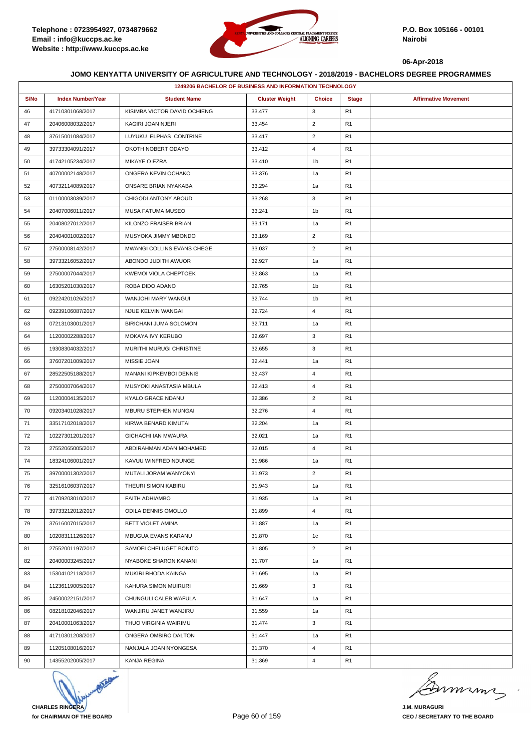**Telephone : 0723954927, 0734879662**
**Email : info@kuccps.ac.ke**
**Website : http://www.kuccps.ac.ke**

**P.O. Box 105166 - 00101**
**Nairobi**

**06-Apr-2018**

## JOMO KENYATTA UNIVERSITY OF AGRICULTURE AND TECHNOLOGY - 2018/2019 - BACHELORS DEGREE PROGRAMMES

| 1249206 BACHELOR OF BUSINESS AND INFORMATION TECHNOLOGY | | | | | | |
|---|---|---|---|---|---|---|
| S/No | Index Number/Year | Student Name | Cluster Weight | Choice | Stage | Affirmative Movement |
| 46 | 41710301068/2017 | KISIMBA VICTOR DAVID OCHIENG | 33.477 | 3 | R1 | |
| 47 | 20406008032/2017 | KAGIRI JOAN NJERI | 33.454 | 2 | R1 | |
| 48 | 37615001084/2017 | LUYUKU ELPHAS CONTRINE | 33.417 | 2 | R1 | |
| 49 | 39733304091/2017 | OKOTH NOBERT ODAYO | 33.412 | 4 | R1 | |
| 50 | 41742105234/2017 | MIKAYE O EZRA | 33.410 | 1b | R1 | |
| 51 | 40700002148/2017 | ONGERA KEVIN OCHAKO | 33.376 | 1a | R1 | |
| 52 | 40732114089/2017 | ONSARE BRIAN NYAKABA | 33.294 | 1a | R1 | |
| 53 | 01100003039/2017 | CHIGODI ANTONY ABOUD | 33.268 | 3 | R1 | |
| 54 | 20407006011/2017 | MUSA FATUMA MUSEO | 33.241 | 1b | R1 | |
| 55 | 20408027012/2017 | KILONZO FRAISER BRIAN | 33.171 | 1a | R1 | |
| 56 | 20404001002/2017 | MUSYOKA JIMMY MBONDO | 33.169 | 2 | R1 | |
| 57 | 27500008142/2017 | MWANGI COLLINS EVANS CHEGE | 33.037 | 2 | R1 | |
| 58 | 39733216052/2017 | ABONDO JUDITH AWUOR | 32.927 | 1a | R1 | |
| 59 | 27500007044/2017 | KWEMOI VIOLA CHEPTOEK | 32.863 | 1a | R1 | |
| 60 | 16305201030/2017 | ROBA DIDO ADANO | 32.765 | 1b | R1 | |
| 61 | 09224201026/2017 | WANJOHI MARY WANGUI | 32.744 | 1b | R1 | |
| 62 | 09239106087/2017 | NJUE KELVIN WANGAI | 32.724 | 4 | R1 | |
| 63 | 07213103001/2017 | BIRICHANI JUMA SOLOMON | 32.711 | 1a | R1 | |
| 64 | 11200002288/2017 | MOKAYA IVY KERUBO | 32.697 | 3 | R1 | |
| 65 | 19308304032/2017 | MURITHI MURUGI CHRISTINE | 32.655 | 3 | R1 | |
| 66 | 37607201009/2017 | MISSIE JOAN | 32.441 | 1a | R1 | |
| 67 | 28522505188/2017 | MANANI KIPKEMBOI DENNIS | 32.437 | 4 | R1 | |
| 68 | 27500007064/2017 | MUSYOKI ANASTASIA MBULA | 32.413 | 4 | R1 | |
| 69 | 11200004135/2017 | KYALO GRACE NDANU | 32.386 | 2 | R1 | |
| 70 | 09203401028/2017 | MBURU STEPHEN MUNGAI | 32.276 | 4 | R1 | |
| 71 | 33517102018/2017 | KIRWA BENARD KIMUTAI | 32.204 | 1a | R1 | |
| 72 | 10227301201/2017 | GICHACHI IAN MWAURA | 32.021 | 1a | R1 | |
| 73 | 27552065005/2017 | ABDIRAHMAN ADAN MOHAMED | 32.015 | 4 | R1 | |
| 74 | 18324106001/2017 | KAVUU WINFRED NDUNGE | 31.986 | 1a | R1 | |
| 75 | 39700001302/2017 | MUTALI JORAM WANYONYI | 31.973 | 2 | R1 | |
| 76 | 32516106037/2017 | THEURI SIMON KABIRU | 31.943 | 1a | R1 | |
| 77 | 41709203010/2017 | FAITH ADHIAMBO | 31.935 | 1a | R1 | |
| 78 | 39733212012/2017 | ODILA DENNIS OMOLLO | 31.899 | 4 | R1 | |
| 79 | 37616007015/2017 | BETT VIOLET AMINA | 31.887 | 1a | R1 | |
| 80 | 10208311126/2017 | MBUGUA EVANS KARANU | 31.870 | 1c | R1 | |
| 81 | 27552001197/2017 | SAMOEI CHELUGET BONITO | 31.805 | 2 | R1 | |
| 82 | 20400003245/2017 | NYABOKE SHARON KANANI | 31.707 | 1a | R1 | |
| 83 | 15304102118/2017 | MUKIRI RHODA KAINGA | 31.695 | 1a | R1 | |
| 84 | 11236119005/2017 | KAHURA SIMON MUIRURI | 31.669 | 3 | R1 | |
| 85 | 24500022151/2017 | CHUNGULI CALEB WAFULA | 31.647 | 1a | R1 | |
| 86 | 08218102046/2017 | WANJIRU JANET WANJIRU | 31.559 | 1a | R1 | |
| 87 | 20410001063/2017 | THUO VIRGINIA WAIRIMU | 31.474 | 3 | R1 | |
| 88 | 41710301208/2017 | ONGERA OMBIRO DALTON | 31.447 | 1a | R1 | |
| 89 | 11205108016/2017 | NANJALA JOAN NYONGESA | 31.370 | 4 | R1 | |
| 90 | 14355202005/2017 | KANJA REGINA | 31.369 | 4 | R1 | |

**CHARLES RINGERA**
**for CHAIRMAN OF THE BOARD**

**J.M. MURAGURI**
**CEO / SECRETARY TO THE BOARD**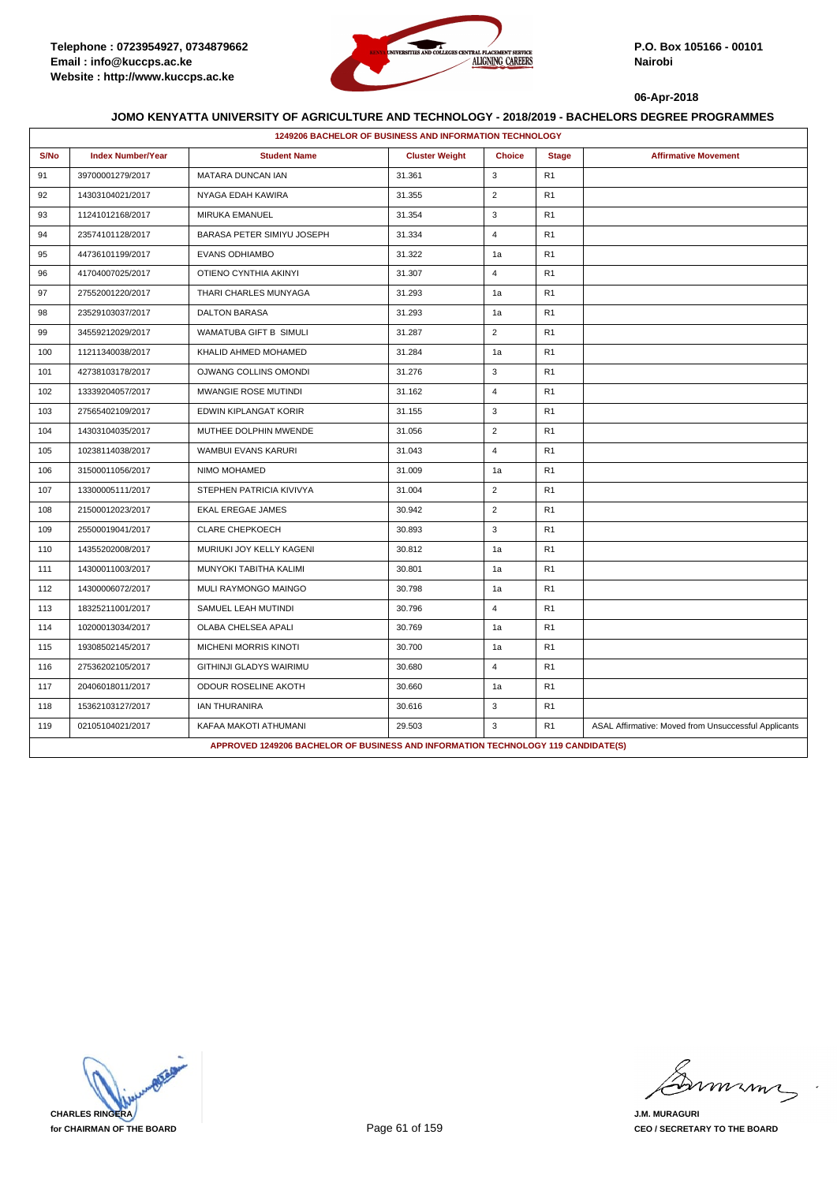**JOMO KENYATTA UNIVERSITY OF AGRICULTURE AND TECHNOLOGY - 2018/2019 - BACHELORS DEGREE PROGRAMMES**

06-Apr-2018

| 1249206 BACHELOR OF BUSINESS AND INFORMATION TECHNOLOGY | | | | | | |
|---|---|---|---|---|---|---|
| S/No | Index Number/Year | Student Name | Cluster Weight | Choice | Stage | Affirmative Movement |
| 91 | 39700001279/2017 | MATARA DUNCAN IAN | 31.361 | 3 | R1 | |
| 92 | 14303104021/2017 | NYAGA EDAH KAWIRA | 31.355 | 2 | R1 | |
| 93 | 11241012168/2017 | MIRUKA EMANUEL | 31.354 | 3 | R1 | |
| 94 | 23574101128/2017 | BARASA PETER SIMIYU JOSEPH | 31.334 | 4 | R1 | |
| 95 | 44736101199/2017 | EVANS ODHIAMBO | 31.322 | 1a | R1 | |
| 96 | 41704007025/2017 | OTIENO CYNTHIA AKINYI | 31.307 | 4 | R1 | |
| 97 | 27552001220/2017 | THARI CHARLES MUNYAGA | 31.293 | 1a | R1 | |
| 98 | 23529103037/2017 | DALTON BARASA | 31.293 | 1a | R1 | |
| 99 | 34559212029/2017 | WAMATUBA GIFT B SIMULI | 31.287 | 2 | R1 | |
| 100 | 11211340038/2017 | KHALID AHMED MOHAMED | 31.284 | 1a | R1 | |
| 101 | 42738103178/2017 | OJWANG COLLINS OMONDI | 31.276 | 3 | R1 | |
| 102 | 13339204057/2017 | MWANGIE ROSE MUTINDI | 31.162 | 4 | R1 | |
| 103 | 27565402109/2017 | EDWIN KIPLANGAT KORIR | 31.155 | 3 | R1 | |
| 104 | 14303104035/2017 | MUTHEE DOLPHIN MWENDE | 31.056 | 2 | R1 | |
| 105 | 10238114038/2017 | WAMBUI EVANS KARURI | 31.043 | 4 | R1 | |
| 106 | 31500011056/2017 | NIMO MOHAMED | 31.009 | 1a | R1 | |
| 107 | 13300005111/2017 | STEPHEN PATRICIA KIVIVYA | 31.004 | 2 | R1 | |
| 108 | 21500012023/2017 | EKAL EREGAE JAMES | 30.942 | 2 | R1 | |
| 109 | 25500019041/2017 | CLARE CHEPKOECH | 30.893 | 3 | R1 | |
| 110 | 14355202008/2017 | MURIUKI JOY KELLY KAGENI | 30.812 | 1a | R1 | |
| 111 | 14300011003/2017 | MUNYOKI TABITHA KALIMI | 30.801 | 1a | R1 | |
| 112 | 14300006072/2017 | MULI RAYMONGO MAINGO | 30.798 | 1a | R1 | |
| 113 | 18325211001/2017 | SAMUEL LEAH MUTINDI | 30.796 | 4 | R1 | |
| 114 | 10200013034/2017 | OLABA CHELSEA APALI | 30.769 | 1a | R1 | |
| 115 | 19308502145/2017 | MICHENI MORRIS KINOTI | 30.700 | 1a | R1 | |
| 116 | 27536202105/2017 | GITHINJI GLADYS WAIRIMU | 30.680 | 4 | R1 | |
| 117 | 20406018011/2017 | ODOUR ROSELINE AKOTH | 30.660 | 1a | R1 | |
| 118 | 15362103127/2017 | IAN THURANIRA | 30.616 | 3 | R1 | |
| 119 | 02105104021/2017 | KAFAA MAKOTI ATHUMANI | 29.503 | 3 | R1 | ASAL Affirmative: Moved from Unsuccessful Applicants |

**APPROVED 1249206 BACHELOR OF BUSINESS AND INFORMATION TECHNOLOGY 119 CANDIDATE(S)**

CHARLES RINGERA
for CHAIRMAN OF THE BOARD

J.M. MURAGURI
CEO / SECRETARY TO THE BOARD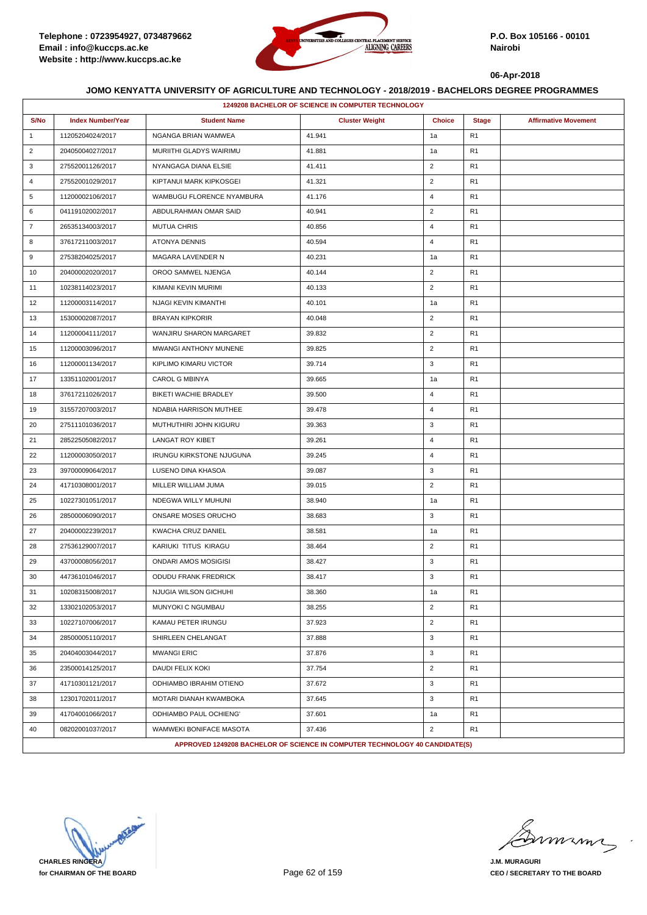Telephone : 0723954927, 0734879662
Email : info@kuccps.ac.ke
Website : http://www.kuccps.ac.ke

P.O. Box 105166 - 00101
Nairobi

06-Apr-2018

## JOMO KENYATTA UNIVERSITY OF AGRICULTURE AND TECHNOLOGY - 2018/2019 - BACHELORS DEGREE PROGRAMMES

### 1249208 BACHELOR OF SCIENCE IN COMPUTER TECHNOLOGY

| S/No | Index Number/Year | Student Name | Cluster Weight | Choice | Stage | Affirmative Movement |
|---|---|---|---|---|---|---|
| 1 | 11205204024/2017 | NGANGA BRIAN WAMWEA | 41.941 | 1a | R1 | |
| 2 | 20405004027/2017 | MURIITHI GLADYS WAIRIMU | 41.881 | 1a | R1 | |
| 3 | 27552001126/2017 | NYANGAGA DIANA ELSIE | 41.411 | 2 | R1 | |
| 4 | 27552001029/2017 | KIPTANUI MARK KIPKOSGEI | 41.321 | 2 | R1 | |
| 5 | 11200002106/2017 | WAMBUGU FLORENCE NYAMBURA | 41.176 | 4 | R1 | |
| 6 | 04119102002/2017 | ABDULRAHMAN OMAR SAID | 40.941 | 2 | R1 | |
| 7 | 26535134003/2017 | MUTUA CHRIS | 40.856 | 4 | R1 | |
| 8 | 37617211003/2017 | ATONYA DENNIS | 40.594 | 4 | R1 | |
| 9 | 27538204025/2017 | MAGARA LAVENDER N | 40.231 | 1a | R1 | |
| 10 | 20400002020/2017 | OROO SAMWEL NJENGA | 40.144 | 2 | R1 | |
| 11 | 10238114023/2017 | KIMANI KEVIN MURIMI | 40.133 | 2 | R1 | |
| 12 | 11200003114/2017 | NJAGI KEVIN KIMANTHI | 40.101 | 1a | R1 | |
| 13 | 15300002087/2017 | BRAYAN KIPKORIR | 40.048 | 2 | R1 | |
| 14 | 11200004111/2017 | WANJIRU SHARON MARGARET | 39.832 | 2 | R1 | |
| 15 | 11200003096/2017 | MWANGI ANTHONY MUNENE | 39.825 | 2 | R1 | |
| 16 | 11200001134/2017 | KIPLIMO KIMARU VICTOR | 39.714 | 3 | R1 | |
| 17 | 13351102001/2017 | CAROL G MBINYA | 39.665 | 1a | R1 | |
| 18 | 37617211026/2017 | BIKETI WACHIE BRADLEY | 39.500 | 4 | R1 | |
| 19 | 31557207003/2017 | NDABIA HARRISON MUTHEE | 39.478 | 4 | R1 | |
| 20 | 27511101036/2017 | MUTHUTHIRI JOHN KIGURU | 39.363 | 3 | R1 | |
| 21 | 28522505082/2017 | LANGAT ROY KIBET | 39.261 | 4 | R1 | |
| 22 | 11200003050/2017 | IRUNGU KIRKSTONE NJUGUNA | 39.245 | 4 | R1 | |
| 23 | 39700009064/2017 | LUSENO DINA KHASOA | 39.087 | 3 | R1 | |
| 24 | 41710308001/2017 | MILLER WILLIAM JUMA | 39.015 | 2 | R1 | |
| 25 | 10227301051/2017 | NDEGWA WILLY MUHUNI | 38.940 | 1a | R1 | |
| 26 | 28500006090/2017 | ONSARE MOSES ORUCHO | 38.683 | 3 | R1 | |
| 27 | 20400002239/2017 | KWACHA CRUZ DANIEL | 38.581 | 1a | R1 | |
| 28 | 27536129007/2017 | KARIUKI TITUS KIRAGU | 38.464 | 2 | R1 | |
| 29 | 43700008056/2017 | ONDARI AMOS MOSIGISI | 38.427 | 3 | R1 | |
| 30 | 44736101046/2017 | ODUDU FRANK FREDRICK | 38.417 | 3 | R1 | |
| 31 | 10208315008/2017 | NJUGIA WILSON GICHUHI | 38.360 | 1a | R1 | |
| 32 | 13302102053/2017 | MUNYOKI C NGUMBAU | 38.255 | 2 | R1 | |
| 33 | 10227107006/2017 | KAMAU PETER IRUNGU | 37.923 | 2 | R1 | |
| 34 | 28500005110/2017 | SHIRLEEN CHELANGAT | 37.888 | 3 | R1 | |
| 35 | 20404003044/2017 | MWANGI ERIC | 37.876 | 3 | R1 | |
| 36 | 23500014125/2017 | DAUDI FELIX KOKI | 37.754 | 2 | R1 | |
| 37 | 41710301121/2017 | ODHIAMBO IBRAHIM OTIENO | 37.672 | 3 | R1 | |
| 38 | 12301702011/2017 | MOTARI DIANAH KWAMBOKA | 37.645 | 3 | R1 | |
| 39 | 41704001066/2017 | ODHIAMBO PAUL OCHIENG' | 37.601 | 1a | R1 | |
| 40 | 08202001037/2017 | WAMWEKI BONIFACE MASOTA | 37.436 | 2 | R1 | |

APPROVED 1249208 BACHELOR OF SCIENCE IN COMPUTER TECHNOLOGY 40 CANDIDATE(S)

CHARLES RINGERA
for CHAIRMAN OF THE BOARD

J.M. MURAGURI
CEO / SECRETARY TO THE BOARD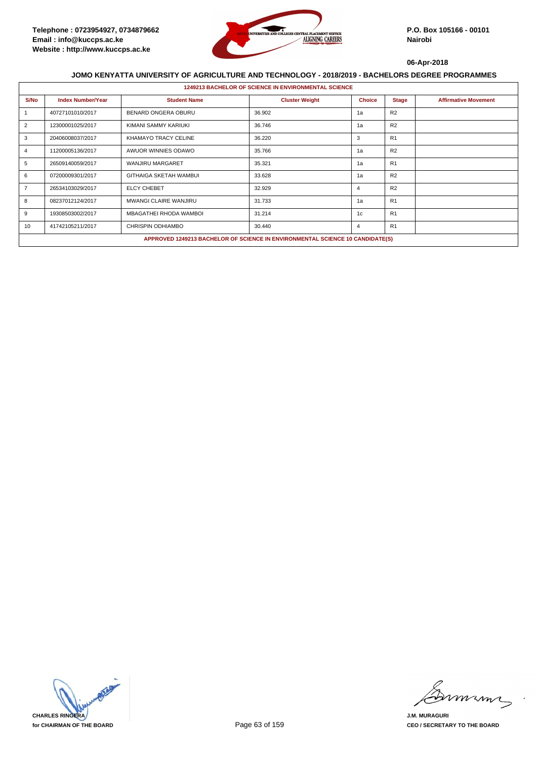Telephone : 0723954927, 0734879662
Email : info@kuccps.ac.ke
Website : http://www.kuccps.ac.ke

P.O. Box 105166 - 00101
Nairobi

06-Apr-2018

## JOMO KENYATTA UNIVERSITY OF AGRICULTURE AND TECHNOLOGY - 2018/2019 - BACHELORS DEGREE PROGRAMMES

### 1249213 BACHELOR OF SCIENCE IN ENVIRONMENTAL SCIENCE

| S/No | Index Number/Year | Student Name | Cluster Weight | Choice | Stage | Affirmative Movement |
|---|---|---|---|---|---|---|
| 1 | 40727101010/2017 | BENARD ONGERA OBURU | 36.902 | 1a | R2 | |
| 2 | 12300001025/2017 | KIMANI SAMMY KARIUKI | 36.746 | 1a | R2 | |
| 3 | 20406008037/2017 | KHAMAYO TRACY CELINE | 36.220 | 3 | R1 | |
| 4 | 11200005136/2017 | AWUOR WINNIES ODAWO | 35.766 | 1a | R2 | |
| 5 | 26509140059/2017 | WANJIRU MARGARET | 35.321 | 1a | R1 | |
| 6 | 07200009301/2017 | GITHAIGA SKETAH WAMBUI | 33.628 | 1a | R2 | |
| 7 | 26534103029/2017 | ELCY CHEBET | 32.929 | 4 | R2 | |
| 8 | 08237012124/2017 | MWANGI CLAIRE WANJIRU | 31.733 | 1a | R1 | |
| 9 | 19308503002/2017 | MBAGATHEI RHODA WAMBOI | 31.214 | 1c | R1 | |
| 10 | 41742105211/2017 | CHRISPIN ODHIAMBO | 30.440 | 4 | R1 | |

**APPROVED 1249213 BACHELOR OF SCIENCE IN ENVIRONMENTAL SCIENCE 10 CANDIDATE(S)**

**CHARLES RINGERA**
**for CHAIRMAN OF THE BOARD**

**J.M. MURAGURI**
**CEO / SECRETARY TO THE BOARD**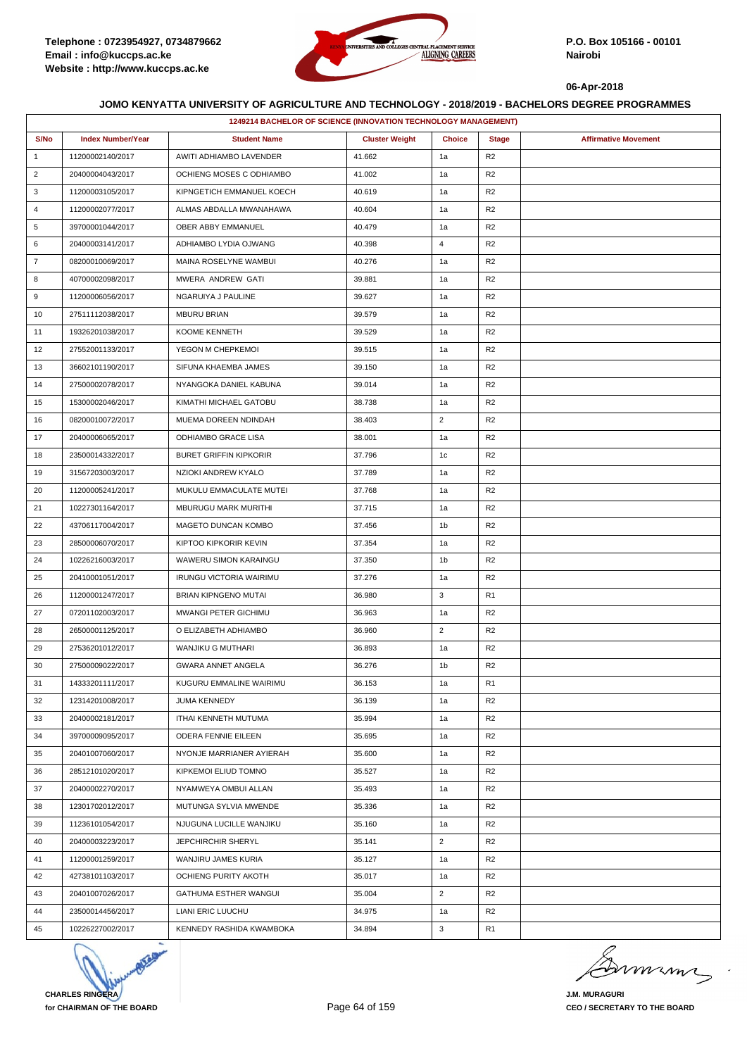Telephone : 0723954927, 0734879662
Email : info@kuccps.ac.ke
Website : http://www.kuccps.ac.ke

P.O. Box 105166 - 00101
Nairobi

06-Apr-2018

## JOMO KENYATTA UNIVERSITY OF AGRICULTURE AND TECHNOLOGY - 2018/2019 - BACHELORS DEGREE PROGRAMMES

### 1249214 BACHELOR OF SCIENCE (INNOVATION TECHNOLOGY MANAGEMENT)

| S/No | Index Number/Year | Student Name | Cluster Weight | Choice | Stage | Affirmative Movement |
|---|---|---|---|---|---|---|
| 1 | 11200002140/2017 | AWITI ADHIAMBO LAVENDER | 41.662 | 1a | R2 | |
| 2 | 20400004043/2017 | OCHIENG MOSES C ODHIAMBO | 41.002 | 1a | R2 | |
| 3 | 11200003105/2017 | KIPNGETICH EMMANUEL KOECH | 40.619 | 1a | R2 | |
| 4 | 11200002077/2017 | ALMAS ABDALLA MWANAHAWA | 40.604 | 1a | R2 | |
| 5 | 39700001044/2017 | OBER ABBY EMMANUEL | 40.479 | 1a | R2 | |
| 6 | 20400003141/2017 | ADHIAMBO LYDIA OJWANG | 40.398 | 4 | R2 | |
| 7 | 08200010069/2017 | MAINA ROSELYNE WAMBUI | 40.276 | 1a | R2 | |
| 8 | 40700002098/2017 | MWERA ANDREW GATI | 39.881 | 1a | R2 | |
| 9 | 11200006056/2017 | NGARUIYA J PAULINE | 39.627 | 1a | R2 | |
| 10 | 27511112038/2017 | MBURU BRIAN | 39.579 | 1a | R2 | |
| 11 | 19326201038/2017 | KOOME KENNETH | 39.529 | 1a | R2 | |
| 12 | 27552001133/2017 | YEGON M CHEPKEMOI | 39.515 | 1a | R2 | |
| 13 | 36602101190/2017 | SIFUNA KHAEMBA JAMES | 39.150 | 1a | R2 | |
| 14 | 27500002078/2017 | NYANGOKA DANIEL KABUNA | 39.014 | 1a | R2 | |
| 15 | 15300002046/2017 | KIMATHI MICHAEL GATOBU | 38.738 | 1a | R2 | |
| 16 | 08200010072/2017 | MUEMA DOREEN NDINDAH | 38.403 | 2 | R2 | |
| 17 | 20400006065/2017 | ODHIAMBO GRACE LISA | 38.001 | 1a | R2 | |
| 18 | 23500014332/2017 | BURET GRIFFIN KIPKORIR | 37.796 | 1c | R2 | |
| 19 | 31567203003/2017 | NZIOKI ANDREW KYALO | 37.789 | 1a | R2 | |
| 20 | 11200005241/2017 | MUKULU EMMACULATE MUTEI | 37.768 | 1a | R2 | |
| 21 | 10227301164/2017 | MBURUGU MARK MURITHI | 37.715 | 1a | R2 | |
| 22 | 43706117004/2017 | MAGETO DUNCAN KOMBO | 37.456 | 1b | R2 | |
| 23 | 28500006070/2017 | KIPTOO KIPKORIR KEVIN | 37.354 | 1a | R2 | |
| 24 | 10226216003/2017 | WAWERU SIMON KARAINGU | 37.350 | 1b | R2 | |
| 25 | 20410001051/2017 | IRUNGU VICTORIA WAIRIMU | 37.276 | 1a | R2 | |
| 26 | 11200001247/2017 | BRIAN KIPNGENO MUTAI | 36.980 | 3 | R1 | |
| 27 | 07201102003/2017 | MWANGI PETER GICHIMU | 36.963 | 1a | R2 | |
| 28 | 26500001125/2017 | O ELIZABETH ADHIAMBO | 36.960 | 2 | R2 | |
| 29 | 27536201012/2017 | WANJIKU G MUTHARI | 36.893 | 1a | R2 | |
| 30 | 27500009022/2017 | GWARA ANNET ANGELA | 36.276 | 1b | R2 | |
| 31 | 14333201111/2017 | KUGURU EMMALINE WAIRIMU | 36.153 | 1a | R1 | |
| 32 | 12314201008/2017 | JUMA KENNEDY | 36.139 | 1a | R2 | |
| 33 | 20400002181/2017 | ITHAI KENNETH MUTUMA | 35.994 | 1a | R2 | |
| 34 | 39700009095/2017 | ODERA FENNIE EILEEN | 35.695 | 1a | R2 | |
| 35 | 20401007060/2017 | NYONJE MARRIANER AYIERAH | 35.600 | 1a | R2 | |
| 36 | 28512101020/2017 | KIPKEMOI ELIUD TOMNO | 35.527 | 1a | R2 | |
| 37 | 20400002270/2017 | NYAMWEYA OMBUI ALLAN | 35.493 | 1a | R2 | |
| 38 | 12301702012/2017 | MUTUNGA SYLVIA MWENDE | 35.336 | 1a | R2 | |
| 39 | 11236101054/2017 | NJUGUNA LUCILLE WANJIKU | 35.160 | 1a | R2 | |
| 40 | 20400003223/2017 | JEPCHIRCHIR SHERYL | 35.141 | 2 | R2 | |
| 41 | 11200001259/2017 | WANJIRU JAMES KURIA | 35.127 | 1a | R2 | |
| 42 | 42738101103/2017 | OCHIENG PURITY AKOTH | 35.017 | 1a | R2 | |
| 43 | 20401007026/2017 | GATHUMA ESTHER WANGUI | 35.004 | 2 | R2 | |
| 44 | 23500014456/2017 | LIANI ERIC LUUCHU | 34.975 | 1a | R2 | |
| 45 | 10226227002/2017 | KENNEDY RASHIDA KWAMBOKA | 34.894 | 3 | R1 | |

**CHARLES RINGERA**
**for CHAIRMAN OF THE BOARD**

**J.M. MURAGURI**
**CEO / SECRETARY TO THE BOARD**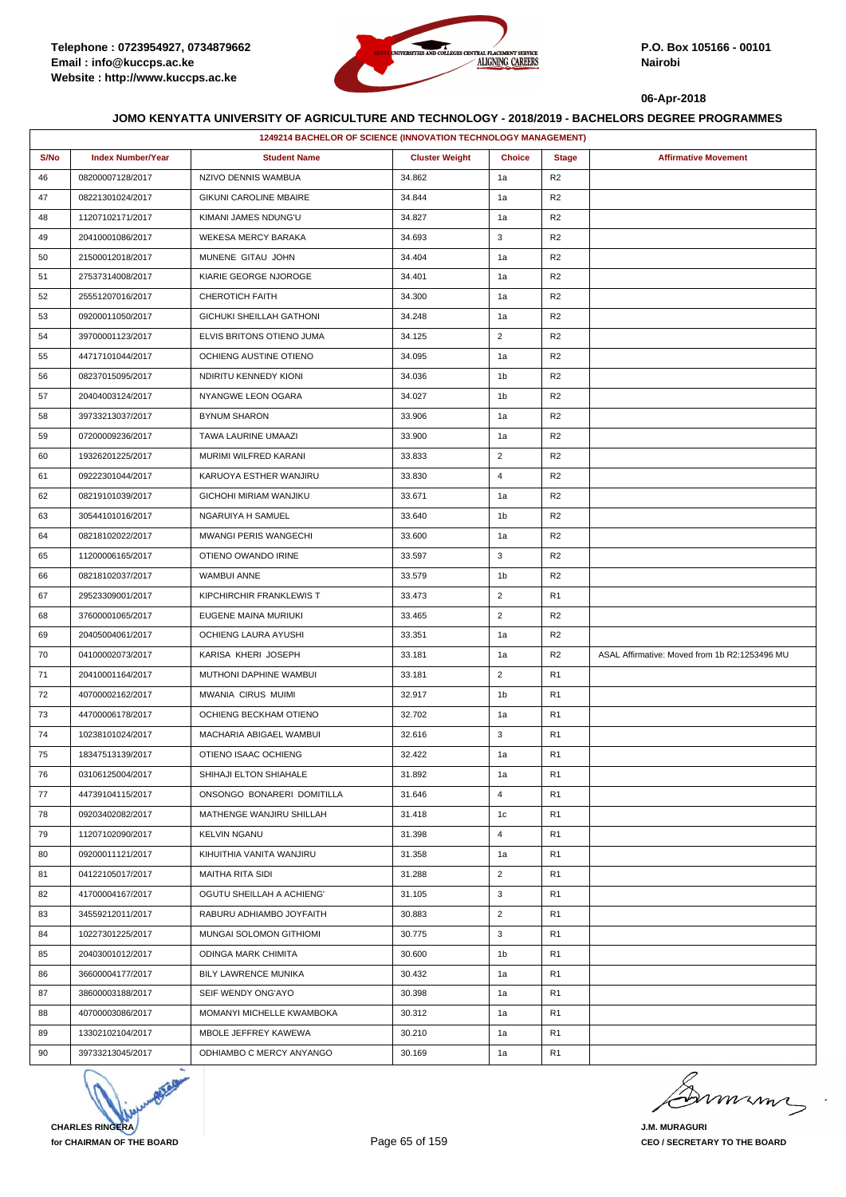**JOMO KENYATTA UNIVERSITY OF AGRICULTURE AND TECHNOLOGY - 2018/2019 - BACHELORS DEGREE PROGRAMMES**

| 1249214 BACHELOR OF SCIENCE (INNOVATION TECHNOLOGY MANAGEMENT) | | | | | | |
|---|---|---|---|---|---|---|
| S/No | Index Number/Year | Student Name | Cluster Weight | Choice | Stage | Affirmative Movement |
| 46 | 08200007128/2017 | NZIVO DENNIS WAMBUA | 34.862 | 1a | R2 | |
| 47 | 08221301024/2017 | GIKUNI CAROLINE MBAIRE | 34.844 | 1a | R2 | |
| 48 | 11207102171/2017 | KIMANI JAMES NDUNG'U | 34.827 | 1a | R2 | |
| 49 | 20410001086/2017 | WEKESA MERCY BARAKA | 34.693 | 3 | R2 | |
| 50 | 21500012018/2017 | MUNENE GITAU JOHN | 34.404 | 1a | R2 | |
| 51 | 27537314008/2017 | KIARIE GEORGE NJOROGE | 34.401 | 1a | R2 | |
| 52 | 25551207016/2017 | CHEROTICH FAITH | 34.300 | 1a | R2 | |
| 53 | 09200011050/2017 | GICHUKI SHEILLAH GATHONI | 34.248 | 1a | R2 | |
| 54 | 39700001123/2017 | ELVIS BRITONS OTIENO JUMA | 34.125 | 2 | R2 | |
| 55 | 44717101044/2017 | OCHIENG AUSTINE OTIENO | 34.095 | 1a | R2 | |
| 56 | 08237015095/2017 | NDIRITU KENNEDY KIONI | 34.036 | 1b | R2 | |
| 57 | 20404003124/2017 | NYANGWE LEON OGARA | 34.027 | 1b | R2 | |
| 58 | 39733213037/2017 | BYNUM SHARON | 33.906 | 1a | R2 | |
| 59 | 07200009236/2017 | TAWA LAURINE UMAAZI | 33.900 | 1a | R2 | |
| 60 | 19326201225/2017 | MURIMI WILFRED KARANI | 33.833 | 2 | R2 | |
| 61 | 09222301044/2017 | KARUOYA ESTHER WANJIRU | 33.830 | 4 | R2 | |
| 62 | 08219101039/2017 | GICHOHI MIRIAM WANJIKU | 33.671 | 1a | R2 | |
| 63 | 30544101016/2017 | NGARUIYA H SAMUEL | 33.640 | 1b | R2 | |
| 64 | 08218102022/2017 | MWANGI PERIS WANGECHI | 33.600 | 1a | R2 | |
| 65 | 11200006165/2017 | OTIENO OWANDO IRINE | 33.597 | 3 | R2 | |
| 66 | 08218102037/2017 | WAMBUI ANNE | 33.579 | 1b | R2 | |
| 67 | 29523309001/2017 | KIPCHIRCHIR FRANKLEWIS T | 33.473 | 2 | R1 | |
| 68 | 37600001065/2017 | EUGENE MAINA MURIUKI | 33.465 | 2 | R2 | |
| 69 | 20405004061/2017 | OCHIENG LAURA AYUSHI | 33.351 | 1a | R2 | |
| 70 | 04100002073/2017 | KARISA KHERI JOSEPH | 33.181 | 1a | R2 | ASAL Affirmative: Moved from 1b R2:1253496 MU |
| 71 | 20410001164/2017 | MUTHONI DAPHINE WAMBUI | 33.181 | 2 | R1 | |
| 72 | 40700002162/2017 | MWANIA CIRUS MUIMI | 32.917 | 1b | R1 | |
| 73 | 44700006178/2017 | OCHIENG BECKHAM OTIENO | 32.702 | 1a | R1 | |
| 74 | 10238101024/2017 | MACHARIA ABIGAEL WAMBUI | 32.616 | 3 | R1 | |
| 75 | 18347513139/2017 | OTIENO ISAAC OCHIENG | 32.422 | 1a | R1 | |
| 76 | 03106125004/2017 | SHIHAJI ELTON SHIAHALE | 31.892 | 1a | R1 | |
| 77 | 44739104115/2017 | ONSONGO BONARERI DOMITILLA | 31.646 | 4 | R1 | |
| 78 | 09203402082/2017 | MATHENGE WANJIRU SHILLAH | 31.418 | 1c | R1 | |
| 79 | 11207102090/2017 | KELVIN NGANU | 31.398 | 4 | R1 | |
| 80 | 09200011121/2017 | KIHUITHIA VANITA WANJIRU | 31.358 | 1a | R1 | |
| 81 | 04122105017/2017 | MAITHA RITA SIDI | 31.288 | 2 | R1 | |
| 82 | 41700004167/2017 | OGUTU SHEILLAH A ACHIENG' | 31.105 | 3 | R1 | |
| 83 | 34559212011/2017 | RABURU ADHIAMBO JOYFAITH | 30.883 | 2 | R1 | |
| 84 | 10227301225/2017 | MUNGAI SOLOMON GITHIOMI | 30.775 | 3 | R1 | |
| 85 | 20403001012/2017 | ODINGA MARK CHIMITA | 30.600 | 1b | R1 | |
| 86 | 36600004177/2017 | BILY LAWRENCE MUNIKA | 30.432 | 1a | R1 | |
| 87 | 38600003188/2017 | SEIF WENDY ONG'AYO | 30.398 | 1a | R1 | |
| 88 | 40700003086/2017 | MOMANYI MICHELLE KWAMBOKA | 30.312 | 1a | R1 | |
| 89 | 13302102104/2017 | MBOLE JEFFREY KAWEWA | 30.210 | 1a | R1 | |
| 90 | 39733213045/2017 | ODHIAMBO C MERCY ANYANGO | 30.169 | 1a | R1 | |

**CHARLES RINGERA**
**for CHAIRMAN OF THE BOARD**

**J.M. MURAGURI**
**CEO / SECRETARY TO THE BOARD**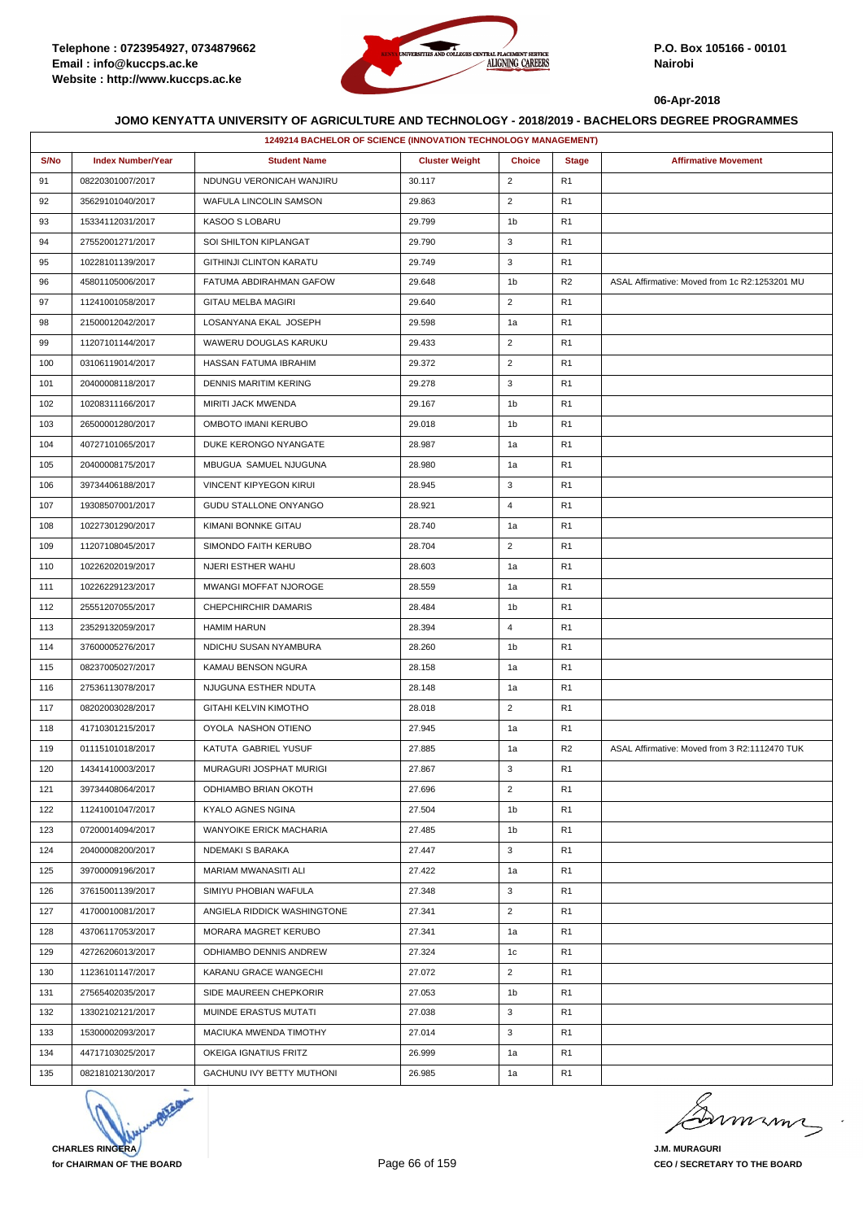Telephone : 0723954927, 0734879662
Email : info@kuccps.ac.ke
Website : http://www.kuccps.ac.ke

P.O. Box 105166 - 00101
Nairobi

06-Apr-2018

**JOMO KENYATTA UNIVERSITY OF AGRICULTURE AND TECHNOLOGY - 2018/2019 - BACHELORS DEGREE PROGRAMMES**

| 1249214 BACHELOR OF SCIENCE (INNOVATION TECHNOLOGY MANAGEMENT) | | | | | | |
|---|---|---|---|---|---|---|
| S/No | Index Number/Year | Student Name | Cluster Weight | Choice | Stage | Affirmative Movement |
| 91 | 08220301007/2017 | NDUNGU VERONICAH WANJIRU | 30.117 | 2 | R1 | |
| 92 | 35629101040/2017 | WAFULA LINCOLIN SAMSON | 29.863 | 2 | R1 | |
| 93 | 15334112031/2017 | KASOO S LOBARU | 29.799 | 1b | R1 | |
| 94 | 27552001271/2017 | SOI SHILTON KIPLANGAT | 29.790 | 3 | R1 | |
| 95 | 10228101139/2017 | GITHINJI CLINTON KARATU | 29.749 | 3 | R1 | |
| 96 | 45801105006/2017 | FATUMA ABDIRAHMAN GAFOW | 29.648 | 1b | R2 | ASAL Affirmative: Moved from 1c R2:1253201 MU |
| 97 | 11241001058/2017 | GITAU MELBA MAGIRI | 29.640 | 2 | R1 | |
| 98 | 21500012042/2017 | LOSANYANA EKAL JOSEPH | 29.598 | 1a | R1 | |
| 99 | 11207101144/2017 | WAWERU DOUGLAS KARUKU | 29.433 | 2 | R1 | |
| 100 | 03106119014/2017 | HASSAN FATUMA IBRAHIM | 29.372 | 2 | R1 | |
| 101 | 20400008118/2017 | DENNIS MARITIM KERING | 29.278 | 3 | R1 | |
| 102 | 10208311166/2017 | MIRITI JACK MWENDA | 29.167 | 1b | R1 | |
| 103 | 26500001280/2017 | OMBOTO IMANI KERUBO | 29.018 | 1b | R1 | |
| 104 | 40727101065/2017 | DUKE KERONGO NYANGATE | 28.987 | 1a | R1 | |
| 105 | 20400008175/2017 | MBUGUA SAMUEL NJUGUNA | 28.980 | 1a | R1 | |
| 106 | 39734406188/2017 | VINCENT KIPYEGON KIRUI | 28.945 | 3 | R1 | |
| 107 | 19308507001/2017 | GUDU STALLONE ONYANGO | 28.921 | 4 | R1 | |
| 108 | 10227301290/2017 | KIMANI BONNKE GITAU | 28.740 | 1a | R1 | |
| 109 | 11207108045/2017 | SIMONDO FAITH KERUBO | 28.704 | 2 | R1 | |
| 110 | 10226202019/2017 | NJERI ESTHER WAHU | 28.603 | 1a | R1 | |
| 111 | 10226229123/2017 | MWANGI MOFFAT NJOROGE | 28.559 | 1a | R1 | |
| 112 | 25551207055/2017 | CHEPCHIRCHIR DAMARIS | 28.484 | 1b | R1 | |
| 113 | 23529132059/2017 | HAMIM HARUN | 28.394 | 4 | R1 | |
| 114 | 37600005276/2017 | NDICHU SUSAN NYAMBURA | 28.260 | 1b | R1 | |
| 115 | 08237005027/2017 | KAMAU BENSON NGURA | 28.158 | 1a | R1 | |
| 116 | 27536113078/2017 | NJUGUNA ESTHER NDUTA | 28.148 | 1a | R1 | |
| 117 | 08202003028/2017 | GITAHI KELVIN KIMOTHO | 28.018 | 2 | R1 | |
| 118 | 41710301215/2017 | OYOLA NASHON OTIENO | 27.945 | 1a | R1 | |
| 119 | 01115101018/2017 | KATUTA GABRIEL YUSUF | 27.885 | 1a | R2 | ASAL Affirmative: Moved from 3 R2:1112470 TUK |
| 120 | 14341410003/2017 | MURAGURI JOSPHAT MURIGI | 27.867 | 3 | R1 | |
| 121 | 39734408064/2017 | ODHIAMBO BRIAN OKOTH | 27.696 | 2 | R1 | |
| 122 | 11241001047/2017 | KYALO AGNES NGINA | 27.504 | 1b | R1 | |
| 123 | 07200014094/2017 | WANYOIKE ERICK MACHARIA | 27.485 | 1b | R1 | |
| 124 | 20400008200/2017 | NDEMAKI S BARAKA | 27.447 | 3 | R1 | |
| 125 | 39700009196/2017 | MARIAM MWANASITI ALI | 27.422 | 1a | R1 | |
| 126 | 37615001139/2017 | SIMIYU PHOBIAN WAFULA | 27.348 | 3 | R1 | |
| 127 | 41700010081/2017 | ANGIELA RIDDICK WASHINGTONE | 27.341 | 2 | R1 | |
| 128 | 43706117053/2017 | MORARA MAGRET KERUBO | 27.341 | 1a | R1 | |
| 129 | 42726206013/2017 | ODHIAMBO DENNIS ANDREW | 27.324 | 1c | R1 | |
| 130 | 11236101147/2017 | KARANU GRACE WANGECHI | 27.072 | 2 | R1 | |
| 131 | 27565402035/2017 | SIDE MAUREEN CHEPKORIR | 27.053 | 1b | R1 | |
| 132 | 13302102121/2017 | MUINDE ERASTUS MUTATI | 27.038 | 3 | R1 | |
| 133 | 15300002093/2017 | MACIUKA MWENDA TIMOTHY | 27.014 | 3 | R1 | |
| 134 | 44717103025/2017 | OKEIGA IGNATIUS FRITZ | 26.999 | 1a | R1 | |
| 135 | 08218102130/2017 | GACHUNU IVY BETTY MUTHONI | 26.985 | 1a | R1 | |

**CHARLES RINGERA**
**for CHAIRMAN OF THE BOARD**

**J.M. MURAGURI**
**CEO / SECRETARY TO THE BOARD**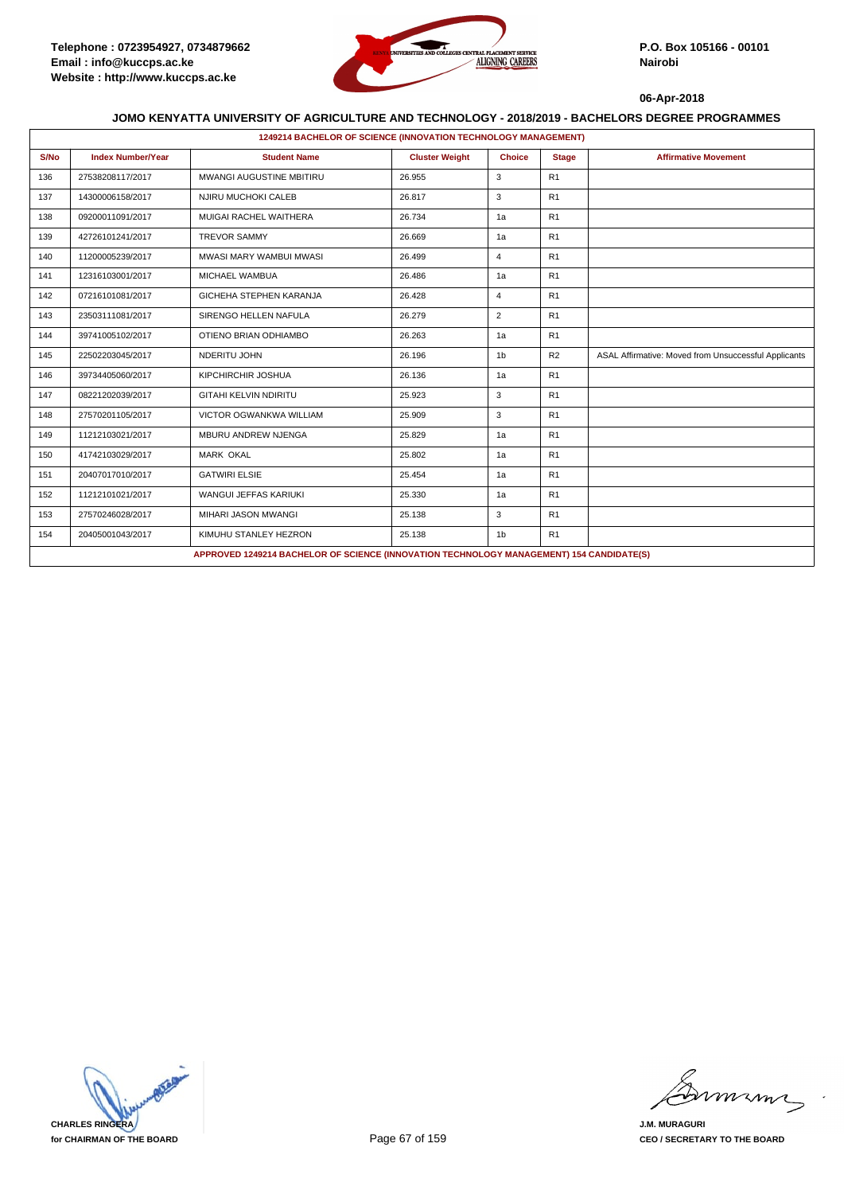**JOMO KENYATTA UNIVERSITY OF AGRICULTURE AND TECHNOLOGY - 2018/2019 - BACHELORS DEGREE PROGRAMMES**

**1249214 BACHELOR OF SCIENCE (INNOVATION TECHNOLOGY MANAGEMENT)**

| S/No | Index Number/Year | Student Name | Cluster Weight | Choice | Stage | Affirmative Movement |
|---|---|---|---|---|---|---|
| 136 | 27538208117/2017 | MWANGI AUGUSTINE MBITIRU | 26.955 | 3 | R1 | |
| 137 | 14300006158/2017 | NJIRU MUCHOKI CALEB | 26.817 | 3 | R1 | |
| 138 | 09200011091/2017 | MUIGAI RACHEL WAITHERA | 26.734 | 1a | R1 | |
| 139 | 42726101241/2017 | TREVOR SAMMY | 26.669 | 1a | R1 | |
| 140 | 11200005239/2017 | MWASI MARY WAMBUI MWASI | 26.499 | 4 | R1 | |
| 141 | 12316103001/2017 | MICHAEL WAMBUA | 26.486 | 1a | R1 | |
| 142 | 07216101081/2017 | GICHEHA STEPHEN KARANJA | 26.428 | 4 | R1 | |
| 143 | 23503111081/2017 | SIRENGO HELLEN NAFULA | 26.279 | 2 | R1 | |
| 144 | 39741005102/2017 | OTIENO BRIAN ODHIAMBO | 26.263 | 1a | R1 | |
| 145 | 22502203045/2017 | NDERITU JOHN | 26.196 | 1b | R2 | ASAL Affirmative: Moved from Unsuccessful Applicants |
| 146 | 39734405060/2017 | KIPCHIRCHIR JOSHUA | 26.136 | 1a | R1 | |
| 147 | 08221202039/2017 | GITAHI KELVIN NDIRITU | 25.923 | 3 | R1 | |
| 148 | 27570201105/2017 | VICTOR OGWANKWA WILLIAM | 25.909 | 3 | R1 | |
| 149 | 11212103021/2017 | MBURU ANDREW NJENGA | 25.829 | 1a | R1 | |
| 150 | 41742103029/2017 | MARK OKAL | 25.802 | 1a | R1 | |
| 151 | 20407017010/2017 | GATWIRI ELSIE | 25.454 | 1a | R1 | |
| 152 | 11212101021/2017 | WANGUI JEFFAS KARIUKI | 25.330 | 1a | R1 | |
| 153 | 27570246028/2017 | MIHARI JASON MWANGI | 25.138 | 3 | R1 | |
| 154 | 20405001043/2017 | KIMUHU STANLEY HEZRON | 25.138 | 1b | R1 | |

**APPROVED 1249214 BACHELOR OF SCIENCE (INNOVATION TECHNOLOGY MANAGEMENT) 154 CANDIDATE(S)**

**CHARLES RINGERA**
**for CHAIRMAN OF THE BOARD**

**J.M. MURAGURI**
**CEO / SECRETARY TO THE BOARD**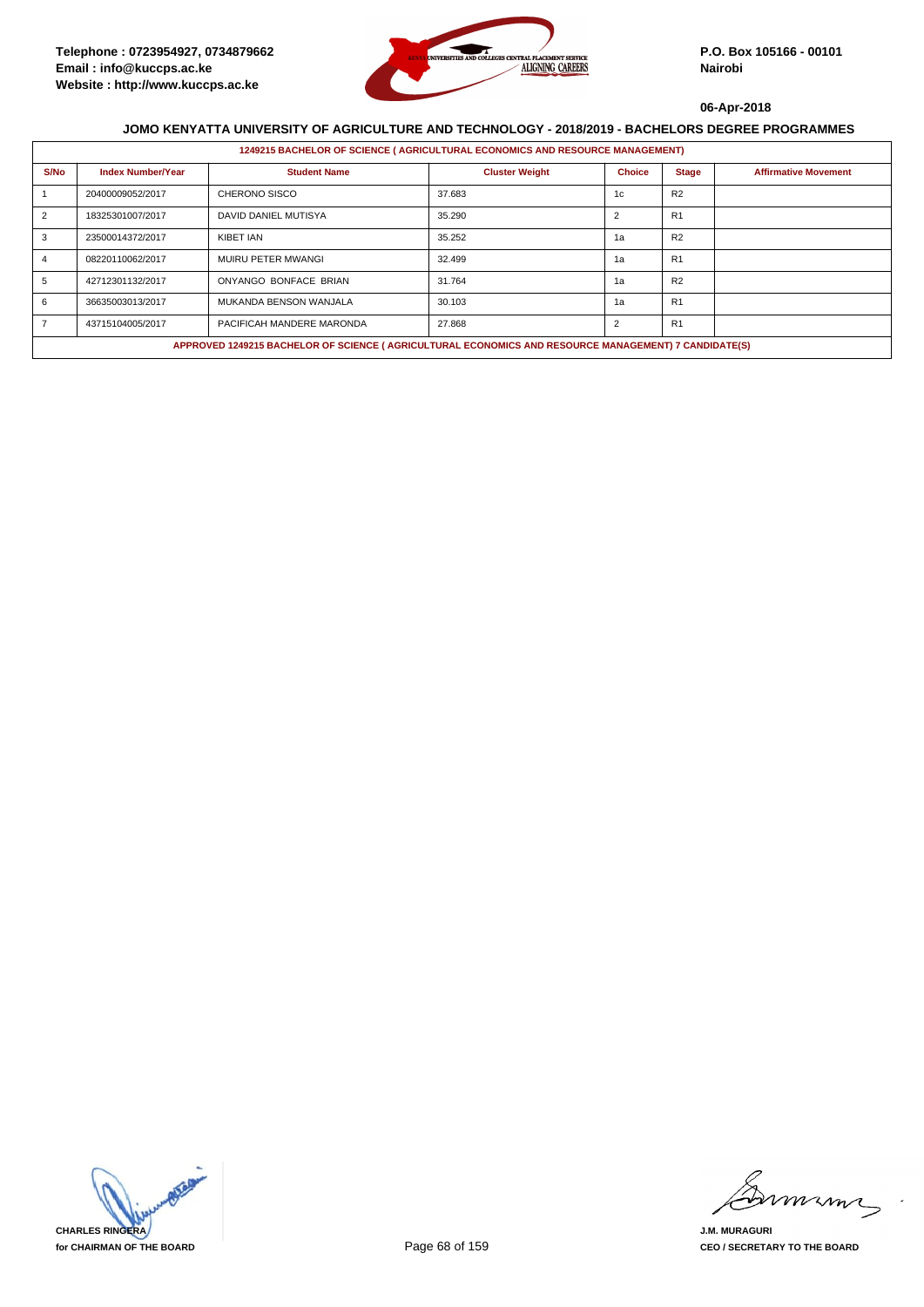Telephone : 0723954927, 0734879662
Email : info@kuccps.ac.ke
Website : http://www.kuccps.ac.ke

P.O. Box 105166 - 00101
Nairobi

06-Apr-2018

## JOMO KENYATTA UNIVERSITY OF AGRICULTURE AND TECHNOLOGY - 2018/2019 - BACHELORS DEGREE PROGRAMMES

**1249215 BACHELOR OF SCIENCE ( AGRICULTURAL ECONOMICS AND RESOURCE MANAGEMENT)**

| S/No | Index Number/Year | Student Name | Cluster Weight | Choice | Stage | Affirmative Movement |
|---|---|---|---|---|---|---|
| 1 | 20400009052/2017 | CHERONO SISCO | 37.683 | 1c | R2 | |
| 2 | 18325301007/2017 | DAVID DANIEL MUTISYA | 35.290 | 2 | R1 | |
| 3 | 23500014372/2017 | KIBET IAN | 35.252 | 1a | R2 | |
| 4 | 08220110062/2017 | MUIRU PETER MWANGI | 32.499 | 1a | R1 | |
| 5 | 42712301132/2017 | ONYANGO BONFACE BRIAN | 31.764 | 1a | R2 | |
| 6 | 36635003013/2017 | MUKANDA BENSON WANJALA | 30.103 | 1a | R1 | |
| 7 | 43715104005/2017 | PACIFICAH MANDERE MARONDA | 27.868 | 2 | R1 | |

**APPROVED 1249215 BACHELOR OF SCIENCE ( AGRICULTURAL ECONOMICS AND RESOURCE MANAGEMENT) 7 CANDIDATE(S)**

**CHARLES RINGERA**
**for CHAIRMAN OF THE BOARD**

**J.M. MURAGURI**
**CEO / SECRETARY TO THE BOARD**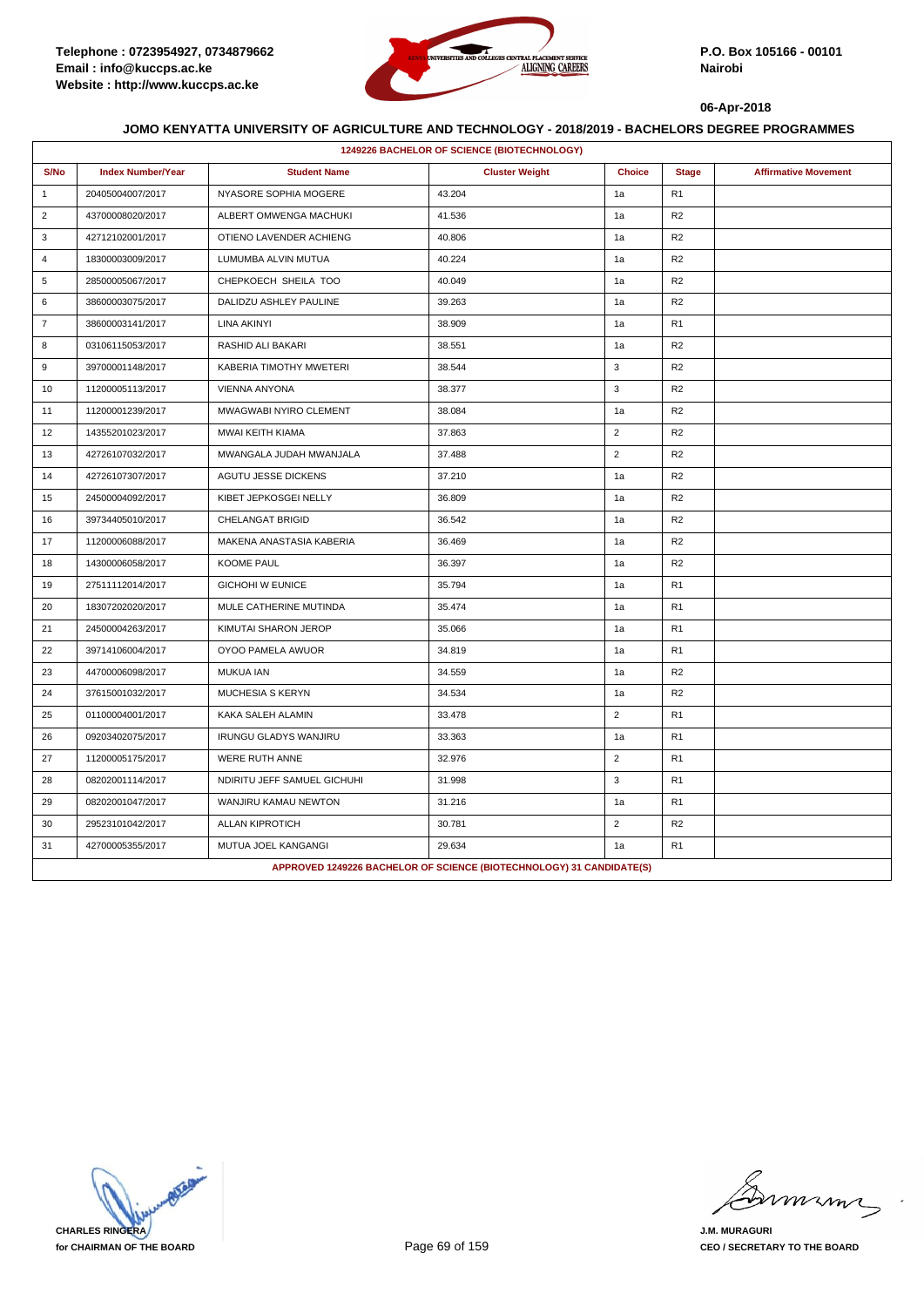Telephone : 0723954927, 0734879662
Email : info@kuccps.ac.ke
Website : http://www.kuccps.ac.ke

P.O. Box 105166 - 00101
Nairobi

06-Apr-2018

### JOMO KENYATTA UNIVERSITY OF AGRICULTURE AND TECHNOLOGY - 2018/2019 - BACHELORS DEGREE PROGRAMMES

**1249226 BACHELOR OF SCIENCE (BIOTECHNOLOGY)**

| S/No | Index Number/Year | Student Name | Cluster Weight | Choice | Stage | Affirmative Movement |
|---|---|---|---|---|---|---|
| 1 | 20405004007/2017 | NYASORE SOPHIA MOGERE | 43.204 | 1a | R1 | |
| 2 | 43700008020/2017 | ALBERT OMWENGA MACHUKI | 41.536 | 1a | R2 | |
| 3 | 42712102001/2017 | OTIENO LAVENDER ACHIENG | 40.806 | 1a | R2 | |
| 4 | 18300003009/2017 | LUMUMBA ALVIN MUTUA | 40.224 | 1a | R2 | |
| 5 | 28500005067/2017 | CHEPKOECH SHEILA TOO | 40.049 | 1a | R2 | |
| 6 | 38600003075/2017 | DALIDZU ASHLEY PAULINE | 39.263 | 1a | R2 | |
| 7 | 38600003141/2017 | LINA AKINYI | 38.909 | 1a | R1 | |
| 8 | 03106115053/2017 | RASHID ALI BAKARI | 38.551 | 1a | R2 | |
| 9 | 39700001148/2017 | KABERIA TIMOTHY MWETERI | 38.544 | 3 | R2 | |
| 10 | 11200005113/2017 | VIENNA ANYONA | 38.377 | 3 | R2 | |
| 11 | 11200001239/2017 | MWAGWABI NYIRO CLEMENT | 38.084 | 1a | R2 | |
| 12 | 14355201023/2017 | MWAI KEITH KIAMA | 37.863 | 2 | R2 | |
| 13 | 42726107032/2017 | MWANGALA JUDAH MWANJALA | 37.488 | 2 | R2 | |
| 14 | 42726107307/2017 | AGUTU JESSE DICKENS | 37.210 | 1a | R2 | |
| 15 | 24500004092/2017 | KIBET JEPKOSGEI NELLY | 36.809 | 1a | R2 | |
| 16 | 39734405010/2017 | CHELANGAT BRIGID | 36.542 | 1a | R2 | |
| 17 | 11200006088/2017 | MAKENA ANASTASIA KABERIA | 36.469 | 1a | R2 | |
| 18 | 14300006058/2017 | KOOME PAUL | 36.397 | 1a | R2 | |
| 19 | 27511112014/2017 | GICHOHI W EUNICE | 35.794 | 1a | R1 | |
| 20 | 18307202020/2017 | MULE CATHERINE MUTINDA | 35.474 | 1a | R1 | |
| 21 | 24500004263/2017 | KIMUTAI SHARON JEROP | 35.066 | 1a | R1 | |
| 22 | 39714106004/2017 | OYOO PAMELA AWUOR | 34.819 | 1a | R1 | |
| 23 | 44700006098/2017 | MUKUA IAN | 34.559 | 1a | R2 | |
| 24 | 37615001032/2017 | MUCHESIA S KERYN | 34.534 | 1a | R2 | |
| 25 | 01100004001/2017 | KAKA SALEH ALAMIN | 33.478 | 2 | R1 | |
| 26 | 09203402075/2017 | IRUNGU GLADYS WANJIRU | 33.363 | 1a | R1 | |
| 27 | 11200005175/2017 | WERE RUTH ANNE | 32.976 | 2 | R1 | |
| 28 | 08202001114/2017 | NDIRITU JEFF SAMUEL GICHUHI | 31.998 | 3 | R1 | |
| 29 | 08202001047/2017 | WANJIRU KAMAU NEWTON | 31.216 | 1a | R1 | |
| 30 | 29523101042/2017 | ALLAN KIPROTICH | 30.781 | 2 | R2 | |
| 31 | 42700005355/2017 | MUTUA JOEL KANGANGI | 29.634 | 1a | R1 | |

**APPROVED 1249226 BACHELOR OF SCIENCE (BIOTECHNOLOGY) 31 CANDIDATE(S)**

**CHARLES RINGERA**
**for CHAIRMAN OF THE BOARD**

**J.M. MURAGURI**
**CEO / SECRETARY TO THE BOARD**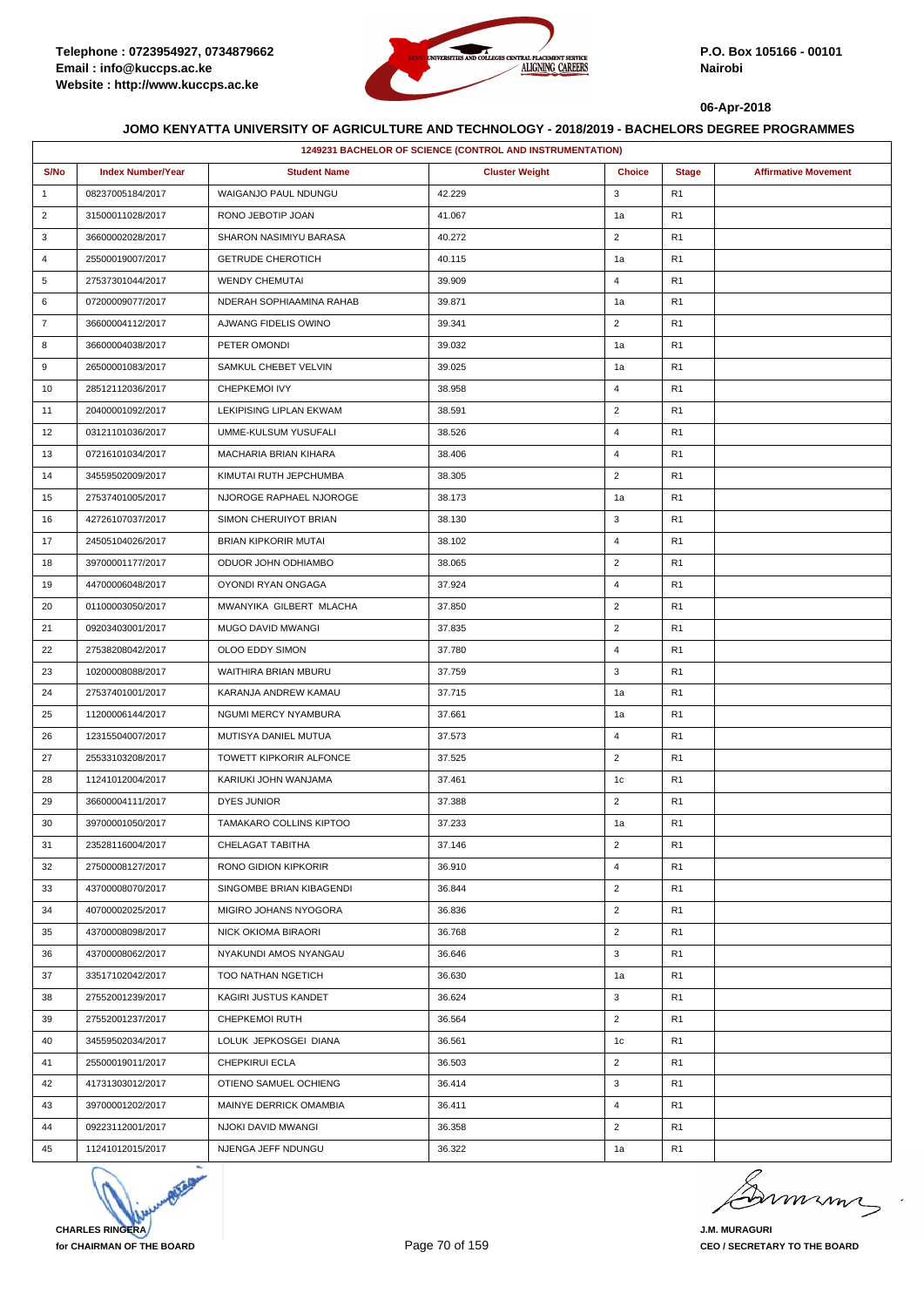**JOMO KENYATTA UNIVERSITY OF AGRICULTURE AND TECHNOLOGY - 2018/2019 - BACHELORS DEGREE PROGRAMMES**

| 1249231 BACHELOR OF SCIENCE (CONTROL AND INSTRUMENTATION) | | | | | | |
|---|---|---|---|---|---|---|
| S/No | Index Number/Year | Student Name | Cluster Weight | Choice | Stage | Affirmative Movement |
| 1 | 08237005184/2017 | WAIGANJO PAUL NDUNGU | 42.229 | 3 | R1 | |
| 2 | 31500011028/2017 | RONO JEBOTIP JOAN | 41.067 | 1a | R1 | |
| 3 | 36600002028/2017 | SHARON NASIMIYU BARASA | 40.272 | 2 | R1 | |
| 4 | 25500019007/2017 | GETRUDE CHEROTICH | 40.115 | 1a | R1 | |
| 5 | 27537301044/2017 | WENDY CHEMUTAI | 39.909 | 4 | R1 | |
| 6 | 07200009077/2017 | NDERAH SOPHIAAMINA RAHAB | 39.871 | 1a | R1 | |
| 7 | 36600004112/2017 | AJWANG FIDELIS OWINO | 39.341 | 2 | R1 | |
| 8 | 36600004038/2017 | PETER OMONDI | 39.032 | 1a | R1 | |
| 9 | 26500001083/2017 | SAMKUL CHEBET VELVIN | 39.025 | 1a | R1 | |
| 10 | 28512112036/2017 | CHEPKEMOI IVY | 38.958 | 4 | R1 | |
| 11 | 20400001092/2017 | LEKIPISING LIPLAN EKWAM | 38.591 | 2 | R1 | |
| 12 | 03121101036/2017 | UMME-KULSUM YUSUFALI | 38.526 | 4 | R1 | |
| 13 | 07216101034/2017 | MACHARIA BRIAN KIHARA | 38.406 | 4 | R1 | |
| 14 | 34559502009/2017 | KIMUTAI RUTH JEPCHUMBA | 38.305 | 2 | R1 | |
| 15 | 27537401005/2017 | NJOROGE RAPHAEL NJOROGE | 38.173 | 1a | R1 | |
| 16 | 42726107037/2017 | SIMON CHERUIYOT BRIAN | 38.130 | 3 | R1 | |
| 17 | 24505104026/2017 | BRIAN KIPKORIR MUTAI | 38.102 | 4 | R1 | |
| 18 | 39700001177/2017 | ODUOR JOHN ODHIAMBO | 38.065 | 2 | R1 | |
| 19 | 44700006048/2017 | OYONDI RYAN ONGAGA | 37.924 | 4 | R1 | |
| 20 | 01100003050/2017 | MWANYIKA GILBERT MLACHA | 37.850 | 2 | R1 | |
| 21 | 09203403001/2017 | MUGO DAVID MWANGI | 37.835 | 2 | R1 | |
| 22 | 27538208042/2017 | OLOO EDDY SIMON | 37.780 | 4 | R1 | |
| 23 | 10200008088/2017 | WAITHIRA BRIAN MBURU | 37.759 | 3 | R1 | |
| 24 | 27537401001/2017 | KARANJA ANDREW KAMAU | 37.715 | 1a | R1 | |
| 25 | 11200006144/2017 | NGUMI MERCY NYAMBURA | 37.661 | 1a | R1 | |
| 26 | 12315504007/2017 | MUTISYA DANIEL MUTUA | 37.573 | 4 | R1 | |
| 27 | 25533103208/2017 | TOWETT KIPKORIR ALFONCE | 37.525 | 2 | R1 | |
| 28 | 11241012004/2017 | KARIUKI JOHN WANJAMA | 37.461 | 1c | R1 | |
| 29 | 36600004111/2017 | DYES JUNIOR | 37.388 | 2 | R1 | |
| 30 | 39700001050/2017 | TAMAKARO COLLINS KIPTOO | 37.233 | 1a | R1 | |
| 31 | 23528116004/2017 | CHELAGAT TABITHA | 37.146 | 2 | R1 | |
| 32 | 27500008127/2017 | RONO GIDION KIPKORIR | 36.910 | 4 | R1 | |
| 33 | 43700008070/2017 | SINGOMBE BRIAN KIBAGENDI | 36.844 | 2 | R1 | |
| 34 | 40700002025/2017 | MIGIRO JOHANS NYOGORA | 36.836 | 2 | R1 | |
| 35 | 43700008098/2017 | NICK OKIOMA BIRAORI | 36.768 | 2 | R1 | |
| 36 | 43700008062/2017 | NYAKUNDI AMOS NYANGAU | 36.646 | 3 | R1 | |
| 37 | 33517102042/2017 | TOO NATHAN NGETICH | 36.630 | 1a | R1 | |
| 38 | 27552001239/2017 | KAGIRI JUSTUS KANDET | 36.624 | 3 | R1 | |
| 39 | 27552001237/2017 | CHEPKEMOI RUTH | 36.564 | 2 | R1 | |
| 40 | 34559502034/2017 | LOLUK JEPKOSGEI DIANA | 36.561 | 1c | R1 | |
| 41 | 25500019011/2017 | CHEPKIRUI ECLA | 36.503 | 2 | R1 | |
| 42 | 41731303012/2017 | OTIENO SAMUEL OCHIENG | 36.414 | 3 | R1 | |
| 43 | 39700001202/2017 | MAINYE DERRICK OMAMBIA | 36.411 | 4 | R1 | |
| 44 | 09223112001/2017 | NJOKI DAVID MWANGI | 36.358 | 2 | R1 | |
| 45 | 11241012015/2017 | NJENGA JEFF NDUNGU | 36.322 | 1a | R1 | |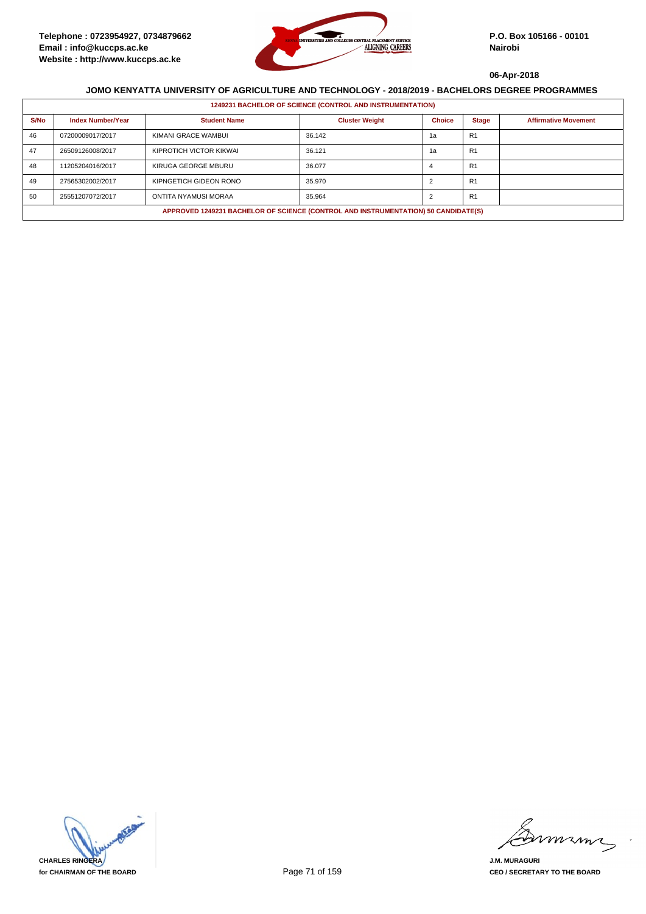Telephone : 0723954927, 0734879662
Email : info@kuccps.ac.ke
Website : http://www.kuccps.ac.ke

P.O. Box 105166 - 00101
Nairobi

06-Apr-2018

## JOMO KENYATTA UNIVERSITY OF AGRICULTURE AND TECHNOLOGY - 2018/2019 - BACHELORS DEGREE PROGRAMMES

**1249231 BACHELOR OF SCIENCE (CONTROL AND INSTRUMENTATION)**

| S/No | Index Number/Year | Student Name | Cluster Weight | Choice | Stage | Affirmative Movement |
|---|---|---|---|---|---|---|
| 46 | 07200009017/2017 | KIMANI GRACE WAMBUI | 36.142 | 1a | R1 | |
| 47 | 26509126008/2017 | KIPROTICH VICTOR KIKWAI | 36.121 | 1a | R1 | |
| 48 | 11205204016/2017 | KIRUGA GEORGE MBURU | 36.077 | 4 | R1 | |
| 49 | 27565302002/2017 | KIPNGETICH GIDEON RONO | 35.970 | 2 | R1 | |
| 50 | 25551207072/2017 | ONTITA NYAMUSI MORAA | 35.964 | 2 | R1 | |

**APPROVED 1249231 BACHELOR OF SCIENCE (CONTROL AND INSTRUMENTATION) 50 CANDIDATE(S)**

CHARLES RINGERA
for CHAIRMAN OF THE BOARD

J.M. MURAGURI
CEO / SECRETARY TO THE BOARD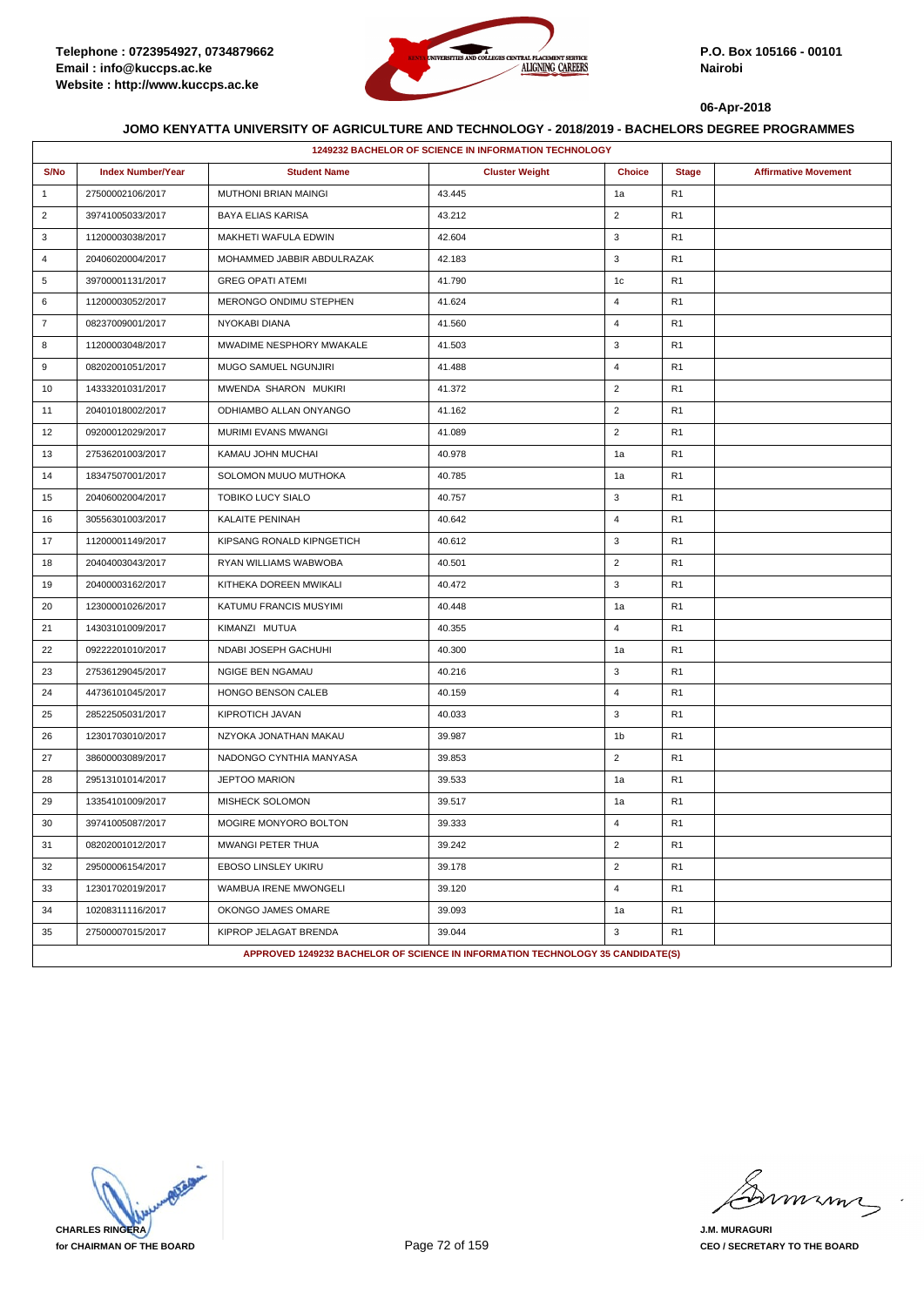Telephone : 0723954927, 0734879662
Email : info@kuccps.ac.ke
Website : http://www.kuccps.ac.ke

P.O. Box 105166 - 00101
Nairobi

06-Apr-2018

## JOMO KENYATTA UNIVERSITY OF AGRICULTURE AND TECHNOLOGY - 2018/2019 - BACHELORS DEGREE PROGRAMMES

### 1249232 BACHELOR OF SCIENCE IN INFORMATION TECHNOLOGY

| S/No | Index Number/Year | Student Name | Cluster Weight | Choice | Stage | Affirmative Movement |
|---|---|---|---|---|---|---|
| 1 | 27500002106/2017 | MUTHONI BRIAN MAINGI | 43.445 | 1a | R1 | |
| 2 | 39741005033/2017 | BAYA ELIAS KARISA | 43.212 | 2 | R1 | |
| 3 | 11200003038/2017 | MAKHETI WAFULA EDWIN | 42.604 | 3 | R1 | |
| 4 | 20406020004/2017 | MOHAMMED JABBIR ABDULRAZAK | 42.183 | 3 | R1 | |
| 5 | 39700001131/2017 | GREG OPATI ATEMI | 41.790 | 1c | R1 | |
| 6 | 11200003052/2017 | MERONGO ONDIMU STEPHEN | 41.624 | 4 | R1 | |
| 7 | 08237009001/2017 | NYOKABI DIANA | 41.560 | 4 | R1 | |
| 8 | 11200003048/2017 | MWADIME NESPHORY MWAKALE | 41.503 | 3 | R1 | |
| 9 | 08202001051/2017 | MUGO SAMUEL NGUNJIRI | 41.488 | 4 | R1 | |
| 10 | 14333201031/2017 | MWENDA SHARON MUKIRI | 41.372 | 2 | R1 | |
| 11 | 20401018002/2017 | ODHIAMBO ALLAN ONYANGO | 41.162 | 2 | R1 | |
| 12 | 09200012029/2017 | MURIMI EVANS MWANGI | 41.089 | 2 | R1 | |
| 13 | 27536201003/2017 | KAMAU JOHN MUCHAI | 40.978 | 1a | R1 | |
| 14 | 18347507001/2017 | SOLOMON MUUO MUTHOKA | 40.785 | 1a | R1 | |
| 15 | 20406002004/2017 | TOBIKO LUCY SIALO | 40.757 | 3 | R1 | |
| 16 | 30556301003/2017 | KALAITE PENINAH | 40.642 | 4 | R1 | |
| 17 | 11200001149/2017 | KIPSANG RONALD KIPNGETICH | 40.612 | 3 | R1 | |
| 18 | 20404003043/2017 | RYAN WILLIAMS WABWOBA | 40.501 | 2 | R1 | |
| 19 | 20400003162/2017 | KITHEKA DOREEN MWIKALI | 40.472 | 3 | R1 | |
| 20 | 12300001026/2017 | KATUMU FRANCIS MUSYIMI | 40.448 | 1a | R1 | |
| 21 | 14303101009/2017 | KIMANZI MUTUA | 40.355 | 4 | R1 | |
| 22 | 09222201010/2017 | NDABI JOSEPH GACHUHI | 40.300 | 1a | R1 | |
| 23 | 27536129045/2017 | NGIGE BEN NGAMAU | 40.216 | 3 | R1 | |
| 24 | 44736101045/2017 | HONGO BENSON CALEB | 40.159 | 4 | R1 | |
| 25 | 28522505031/2017 | KIPROTICH JAVAN | 40.033 | 3 | R1 | |
| 26 | 12301703010/2017 | NZYOKA JONATHAN MAKAU | 39.987 | 1b | R1 | |
| 27 | 38600003089/2017 | NADONGO CYNTHIA MANYASA | 39.853 | 2 | R1 | |
| 28 | 29513101014/2017 | JEPTOO MARION | 39.533 | 1a | R1 | |
| 29 | 13354101009/2017 | MISHECK SOLOMON | 39.517 | 1a | R1 | |
| 30 | 39741005087/2017 | MOGIRE MONYORO BOLTON | 39.333 | 4 | R1 | |
| 31 | 08202001012/2017 | MWANGI PETER THUA | 39.242 | 2 | R1 | |
| 32 | 29500006154/2017 | EBOSO LINSLEY UKIRU | 39.178 | 2 | R1 | |
| 33 | 12301702019/2017 | WAMBUA IRENE MWONGELI | 39.120 | 4 | R1 | |
| 34 | 10208311116/2017 | OKONGO JAMES OMARE | 39.093 | 1a | R1 | |
| 35 | 27500007015/2017 | KIPROP JELAGAT BRENDA | 39.044 | 3 | R1 | |

**APPROVED 1249232 BACHELOR OF SCIENCE IN INFORMATION TECHNOLOGY 35 CANDIDATE(S)**

**CHARLES RINGERA**
**for CHAIRMAN OF THE BOARD**

**J.M. MURAGURI**
**CEO / SECRETARY TO THE BOARD**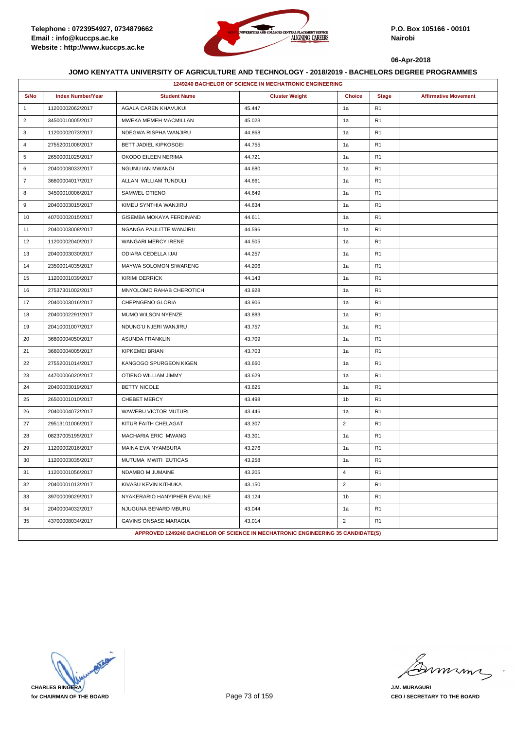Telephone : 0723954927, 0734879662
Email : info@kuccps.ac.ke
Website : http://www.kuccps.ac.ke

P.O. Box 105166 - 00101
Nairobi

06-Apr-2018

## JOMO KENYATTA UNIVERSITY OF AGRICULTURE AND TECHNOLOGY - 2018/2019 - BACHELORS DEGREE PROGRAMMES

### 1249240 BACHELOR OF SCIENCE IN MECHATRONIC ENGINEERING

| S/No | Index Number/Year | Student Name | Cluster Weight | Choice | Stage | Affirmative Movement |
|---|---|---|---|---|---|---|
| 1 | 11200002062/2017 | AGALA CAREN KHAVUKUI | 45.447 | 1a | R1 | |
| 2 | 34500010005/2017 | MWEKA MEMEH MACMILLAN | 45.023 | 1a | R1 | |
| 3 | 11200002073/2017 | NDEGWA RISPHA WANJIRU | 44.868 | 1a | R1 | |
| 4 | 27552001008/2017 | BETT JADIEL KIPKOSGEI | 44.755 | 1a | R1 | |
| 5 | 26500001025/2017 | OKODO EILEEN NERIMA | 44.721 | 1a | R1 | |
| 6 | 20400008033/2017 | NGUNU IAN MWANGI | 44.680 | 1a | R1 | |
| 7 | 36600004017/2017 | ALLAN WILLIAM TUNDULI | 44.661 | 1a | R1 | |
| 8 | 34500010006/2017 | SAMWEL OTIENO | 44.649 | 1a | R1 | |
| 9 | 20400003015/2017 | KIMEU SYNTHIA WANJIRU | 44.634 | 1a | R1 | |
| 10 | 40700002015/2017 | GISEMBA MOKAYA FERDINAND | 44.611 | 1a | R1 | |
| 11 | 20400003008/2017 | NGANGA PAULITTE WANJIRU | 44.596 | 1a | R1 | |
| 12 | 11200002040/2017 | WANGARI MERCY IRENE | 44.505 | 1a | R1 | |
| 13 | 20400003030/2017 | ODIARA CEDELLA IJAI | 44.257 | 1a | R1 | |
| 14 | 23500014035/2017 | MAYWA SOLOMON SIWARENG | 44.206 | 1a | R1 | |
| 15 | 11200001039/2017 | KIRIMI DERRICK | 44.143 | 1a | R1 | |
| 16 | 27537301002/2017 | MNYOLOMO RAHAB CHEROTICH | 43.928 | 1a | R1 | |
| 17 | 20400003016/2017 | CHEPNGENO GLORIA | 43.906 | 1a | R1 | |
| 18 | 20400002291/2017 | MUMO WILSON NYENZE | 43.883 | 1a | R1 | |
| 19 | 20410001007/2017 | NDUNG'U NJERI WANJIRU | 43.757 | 1a | R1 | |
| 20 | 36600004050/2017 | ASUNDA FRANKLIN | 43.709 | 1a | R1 | |
| 21 | 36600004005/2017 | KIPKEMEI BRIAN | 43.703 | 1a | R1 | |
| 22 | 27552001014/2017 | KANGOGO SPURGEON KIGEN | 43.660 | 1a | R1 | |
| 23 | 44700006020/2017 | OTIENO WILLIAM JIMMY | 43.629 | 1a | R1 | |
| 24 | 20400003019/2017 | BETTY NICOLE | 43.625 | 1a | R1 | |
| 25 | 26500001010/2017 | CHEBET MERCY | 43.498 | 1b | R1 | |
| 26 | 20400004072/2017 | WAWERU VICTOR MUTURI | 43.446 | 1a | R1 | |
| 27 | 29513101006/2017 | KITUR FAITH CHELAGAT | 43.307 | 2 | R1 | |
| 28 | 08237005195/2017 | MACHARIA ERIC MWANGI | 43.301 | 1a | R1 | |
| 29 | 11200002016/2017 | MAINA EVA NYAMBURA | 43.276 | 1a | R1 | |
| 30 | 11200003035/2017 | MUTUMA MWITI EUTICAS | 43.258 | 1a | R1 | |
| 31 | 11200001056/2017 | NDAMBO M JUMAINE | 43.205 | 4 | R1 | |
| 32 | 20400001013/2017 | KIVASU KEVIN KITHUKA | 43.150 | 2 | R1 | |
| 33 | 39700009029/2017 | NYAKERARIO HANYIPHER EVALINE | 43.124 | 1b | R1 | |
| 34 | 20400004032/2017 | NJUGUNA BENARD MBURU | 43.044 | 1a | R1 | |
| 35 | 43700008034/2017 | GAVINS ONSASE MARAGIA | 43.014 | 2 | R1 | |

**APPROVED 1249240 BACHELOR OF SCIENCE IN MECHATRONIC ENGINEERING 35 CANDIDATE(S)**

CHARLES RINGERA
for CHAIRMAN OF THE BOARD

J.M. MURAGURI
CEO / SECRETARY TO THE BOARD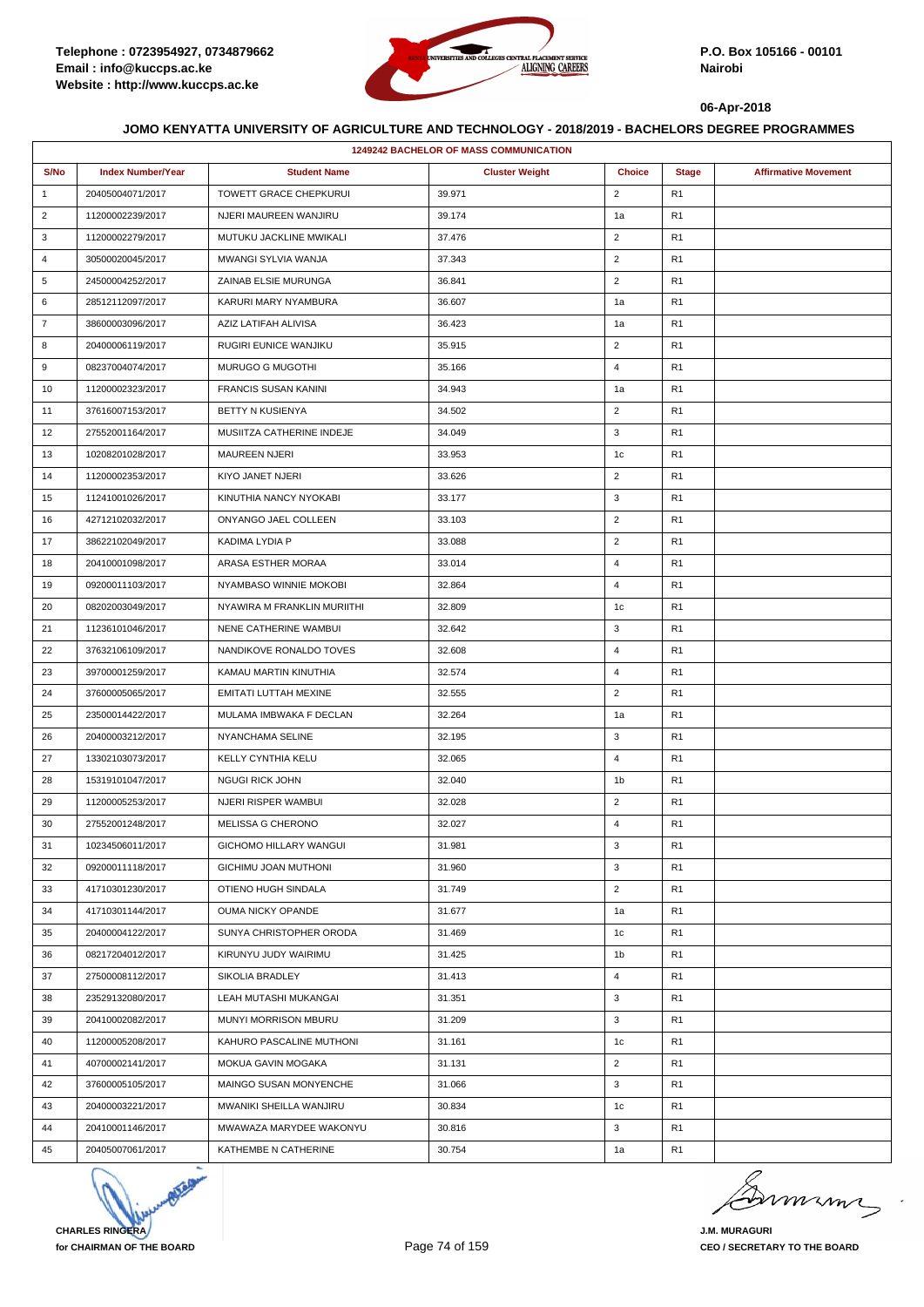Telephone : 0723954927, 0734879662
Email : info@kuccps.ac.ke
Website : http://www.kuccps.ac.ke

P.O. Box 105166 - 00101
Nairobi

06-Apr-2018

## JOMO KENYATTA UNIVERSITY OF AGRICULTURE AND TECHNOLOGY - 2018/2019 - BACHELORS DEGREE PROGRAMMES

| 1249242 BACHELOR OF MASS COMMUNICATION | | | | | | |
|---|---|---|---|---|---|---|
| S/No | Index Number/Year | Student Name | Cluster Weight | Choice | Stage | Affirmative Movement |
| 1 | 20405004071/2017 | TOWETT GRACE CHEPKURUI | 39.971 | 2 | R1 | |
| 2 | 11200002239/2017 | NJERI MAUREEN WANJIRU | 39.174 | 1a | R1 | |
| 3 | 11200002279/2017 | MUTUKU JACKLINE MWIKALI | 37.476 | 2 | R1 | |
| 4 | 30500020045/2017 | MWANGI SYLVIA WANJA | 37.343 | 2 | R1 | |
| 5 | 24500004252/2017 | ZAINAB ELSIE MURUNGA | 36.841 | 2 | R1 | |
| 6 | 28512112097/2017 | KARURI MARY NYAMBURA | 36.607 | 1a | R1 | |
| 7 | 38600003096/2017 | AZIZ LATIFAH ALIVISA | 36.423 | 1a | R1 | |
| 8 | 20400006119/2017 | RUGIRI EUNICE WANJIKU | 35.915 | 2 | R1 | |
| 9 | 08237004074/2017 | MURUGO G MUGOTHI | 35.166 | 4 | R1 | |
| 10 | 11200002323/2017 | FRANCIS SUSAN KANINI | 34.943 | 1a | R1 | |
| 11 | 37616007153/2017 | BETTY N KUSIENYA | 34.502 | 2 | R1 | |
| 12 | 27552001164/2017 | MUSIITZA CATHERINE INDEJE | 34.049 | 3 | R1 | |
| 13 | 10208201028/2017 | MAUREEN NJERI | 33.953 | 1c | R1 | |
| 14 | 11200002353/2017 | KIYO JANET NJERI | 33.626 | 2 | R1 | |
| 15 | 11241001026/2017 | KINUTHIA NANCY NYOKABI | 33.177 | 3 | R1 | |
| 16 | 42712102032/2017 | ONYANGO JAEL COLLEEN | 33.103 | 2 | R1 | |
| 17 | 38622102049/2017 | KADIMA LYDIA P | 33.088 | 2 | R1 | |
| 18 | 20410001098/2017 | ARASA ESTHER MORAA | 33.014 | 4 | R1 | |
| 19 | 09200011103/2017 | NYAMBASO WINNIE MOKOBI | 32.864 | 4 | R1 | |
| 20 | 08202003049/2017 | NYAWIRA M FRANKLIN MURIITHI | 32.809 | 1c | R1 | |
| 21 | 11236101046/2017 | NENE CATHERINE WAMBUI | 32.642 | 3 | R1 | |
| 22 | 37632106109/2017 | NANDIKOVE RONALDO TOVES | 32.608 | 4 | R1 | |
| 23 | 39700001259/2017 | KAMAU MARTIN KINUTHIA | 32.574 | 4 | R1 | |
| 24 | 37600005065/2017 | EMITATI LUTTAH MEXINE | 32.555 | 2 | R1 | |
| 25 | 23500014422/2017 | MULAMA IMBWAKA F DECLAN | 32.264 | 1a | R1 | |
| 26 | 20400003212/2017 | NYANCHAMA SELINE | 32.195 | 3 | R1 | |
| 27 | 13302103073/2017 | KELLY CYNTHIA KELU | 32.065 | 4 | R1 | |
| 28 | 15319101047/2017 | NGUGI RICK JOHN | 32.040 | 1b | R1 | |
| 29 | 11200005253/2017 | NJERI RISPER WAMBUI | 32.028 | 2 | R1 | |
| 30 | 27552001248/2017 | MELISSA G CHERONO | 32.027 | 4 | R1 | |
| 31 | 10234506011/2017 | GICHOMO HILLARY WANGUI | 31.981 | 3 | R1 | |
| 32 | 09200011118/2017 | GICHIMU JOAN MUTHONI | 31.960 | 3 | R1 | |
| 33 | 41710301230/2017 | OTIENO HUGH SINDALA | 31.749 | 2 | R1 | |
| 34 | 41710301144/2017 | OUMA NICKY OPANDE | 31.677 | 1a | R1 | |
| 35 | 20400004122/2017 | SUNYA CHRISTOPHER ORODA | 31.469 | 1c | R1 | |
| 36 | 08217204012/2017 | KIRUNYU JUDY WAIRIMU | 31.425 | 1b | R1 | |
| 37 | 27500008112/2017 | SIKOLIA BRADLEY | 31.413 | 4 | R1 | |
| 38 | 23529132080/2017 | LEAH MUTASHI MUKANGAI | 31.351 | 3 | R1 | |
| 39 | 20410002082/2017 | MUNYI MORRISON MBURU | 31.209 | 3 | R1 | |
| 40 | 11200005208/2017 | KAHURO PASCALINE MUTHONI | 31.161 | 1c | R1 | |
| 41 | 40700002141/2017 | MOKUA GAVIN MOGAKA | 31.131 | 2 | R1 | |
| 42 | 37600005105/2017 | MAINGO SUSAN MONYENCHE | 31.066 | 3 | R1 | |
| 43 | 20400003221/2017 | MWANIKI SHEILLA WANJIRU | 30.834 | 1c | R1 | |
| 44 | 20410001146/2017 | MWAWAZA MARYDEE WAKONYU | 30.816 | 3 | R1 | |
| 45 | 20405007061/2017 | KATHEMBE N CATHERINE | 30.754 | 1a | R1 | |

CHARLES RINGERA
for CHAIRMAN OF THE BOARD

J.M. MURAGURI
CEO / SECRETARY TO THE BOARD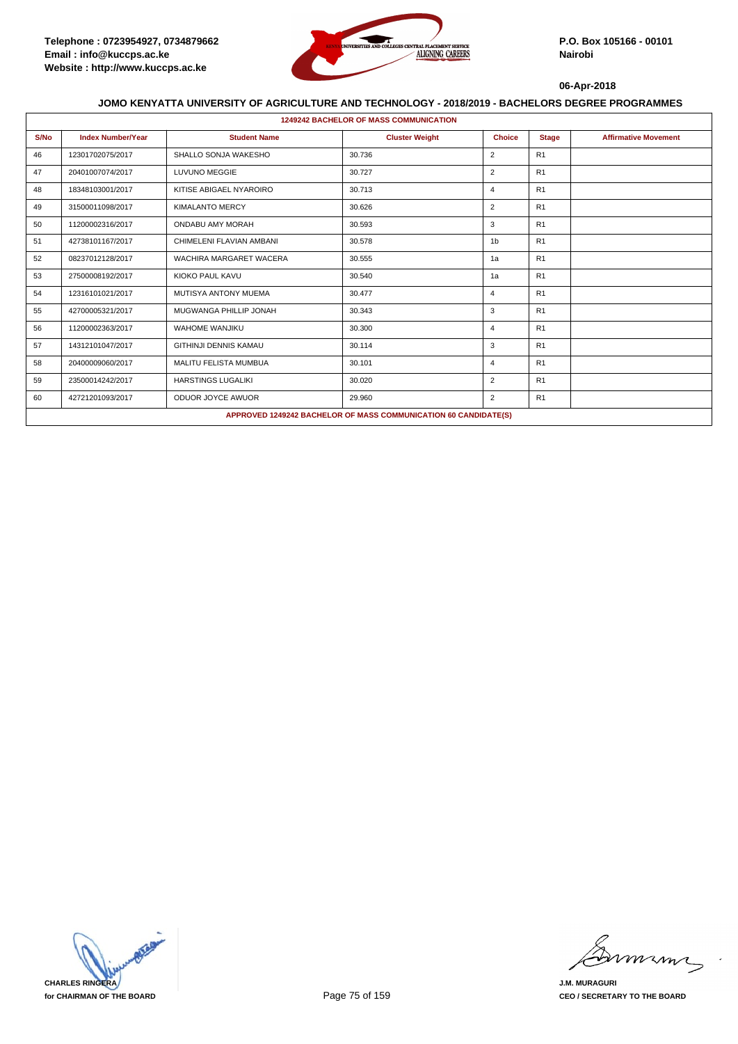Telephone : 0723954927, 0734879662
Email : info@kuccps.ac.ke
Website : http://www.kuccps.ac.ke

P.O. Box 105166 - 00101
Nairobi

06-Apr-2018

### JOMO KENYATTA UNIVERSITY OF AGRICULTURE AND TECHNOLOGY - 2018/2019 - BACHELORS DEGREE PROGRAMMES

**1249242 BACHELOR OF MASS COMMUNICATION**

| S/No | Index Number/Year | Student Name | Cluster Weight | Choice | Stage | Affirmative Movement |
|---|---|---|---|---|---|---|
| 46 | 12301702075/2017 | SHALLO SONJA WAKESHO | 30.736 | 2 | R1 | |
| 47 | 20401007074/2017 | LUVUNO MEGGIE | 30.727 | 2 | R1 | |
| 48 | 18348103001/2017 | KITISE ABIGAEL NYAROIRO | 30.713 | 4 | R1 | |
| 49 | 31500011098/2017 | KIMALANTO MERCY | 30.626 | 2 | R1 | |
| 50 | 11200002316/2017 | ONDABU AMY MORAH | 30.593 | 3 | R1 | |
| 51 | 42738101167/2017 | CHIMELENI FLAVIAN AMBANI | 30.578 | 1b | R1 | |
| 52 | 08237012128/2017 | WACHIRA MARGARET WACERA | 30.555 | 1a | R1 | |
| 53 | 27500008192/2017 | KIOKO PAUL KAVU | 30.540 | 1a | R1 | |
| 54 | 12316101021/2017 | MUTISYA ANTONY MUEMA | 30.477 | 4 | R1 | |
| 55 | 42700005321/2017 | MUGWANGA PHILLIP JONAH | 30.343 | 3 | R1 | |
| 56 | 11200002363/2017 | WAHOME WANJIKU | 30.300 | 4 | R1 | |
| 57 | 14312101047/2017 | GITHINJI DENNIS KAMAU | 30.114 | 3 | R1 | |
| 58 | 20400009060/2017 | MALITU FELISTA MUMBUA | 30.101 | 4 | R1 | |
| 59 | 23500014242/2017 | HARSTINGS LUGALIKI | 30.020 | 2 | R1 | |
| 60 | 42721201093/2017 | ODUOR JOYCE AWUOR | 29.960 | 2 | R1 | |

**APPROVED 1249242 BACHELOR OF MASS COMMUNICATION 60 CANDIDATE(S)**

CHARLES RINGERA
for CHAIRMAN OF THE BOARD

J.M. MURAGURI
CEO / SECRETARY TO THE BOARD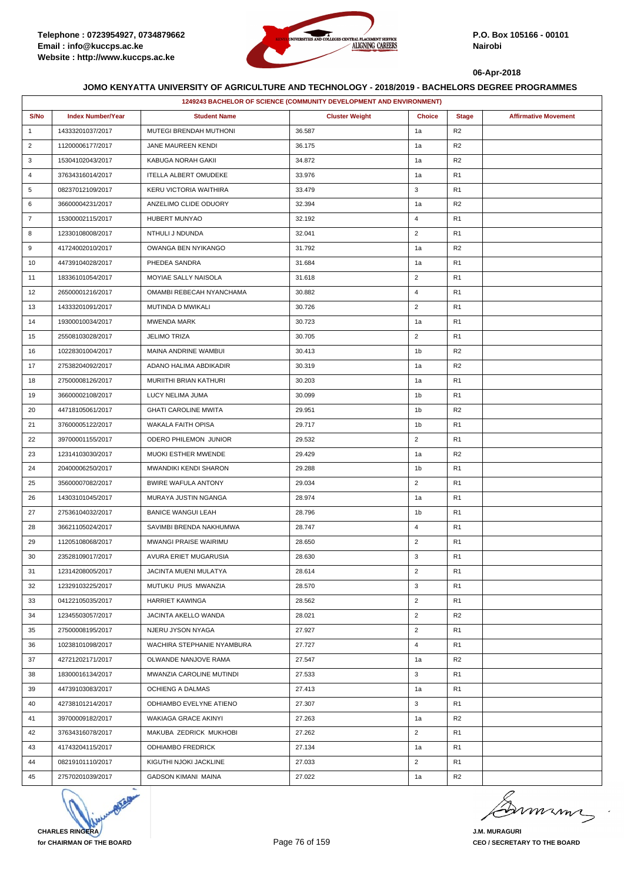Telephone : 0723954927, 0734879662
Email : info@kuccps.ac.ke
Website : http://www.kuccps.ac.ke

P.O. Box 105166 - 00101
Nairobi

06-Apr-2018

## JOMO KENYATTA UNIVERSITY OF AGRICULTURE AND TECHNOLOGY - 2018/2019 - BACHELORS DEGREE PROGRAMMES

| 1249243 BACHELOR OF SCIENCE (COMMUNITY DEVELOPMENT AND ENVIRONMENT) | | | | | | |
|---|---|---|---|---|---|---|
| S/No | Index Number/Year | Student Name | Cluster Weight | Choice | Stage | Affirmative Movement |
| 1 | 14333201037/2017 | MUTEGI BRENDAH MUTHONI | 36.587 | 1a | R2 | |
| 2 | 11200006177/2017 | JANE MAUREEN KENDI | 36.175 | 1a | R2 | |
| 3 | 15304102043/2017 | KABUGA NORAH GAKII | 34.872 | 1a | R2 | |
| 4 | 37634316014/2017 | ITELLA ALBERT OMUDEKE | 33.976 | 1a | R1 | |
| 5 | 08237012109/2017 | KERU VICTORIA WAITHIRA | 33.479 | 3 | R1 | |
| 6 | 36600004231/2017 | ANZELIMO CLIDE ODUORY | 32.394 | 1a | R2 | |
| 7 | 15300002115/2017 | HUBERT MUNYAO | 32.192 | 4 | R1 | |
| 8 | 12330108008/2017 | NTHULI J NDUNDA | 32.041 | 2 | R1 | |
| 9 | 41724002010/2017 | OWANGA BEN NYIKANGO | 31.792 | 1a | R2 | |
| 10 | 44739104028/2017 | PHEDEA SANDRA | 31.684 | 1a | R1 | |
| 11 | 18336101054/2017 | MOYIAE SALLY NAISOLA | 31.618 | 2 | R1 | |
| 12 | 26500001216/2017 | OMAMBI REBECAH NYANCHAMA | 30.882 | 4 | R1 | |
| 13 | 14333201091/2017 | MUTINDA D MWIKALI | 30.726 | 2 | R1 | |
| 14 | 19300010034/2017 | MWENDA MARK | 30.723 | 1a | R1 | |
| 15 | 25508103028/2017 | JELIMO TRIZA | 30.705 | 2 | R1 | |
| 16 | 10228301004/2017 | MAINA ANDRINE WAMBUI | 30.413 | 1b | R2 | |
| 17 | 27538204092/2017 | ADANO HALIMA ABDIKADIR | 30.319 | 1a | R2 | |
| 18 | 27500008126/2017 | MURIITHI BRIAN KATHURI | 30.203 | 1a | R1 | |
| 19 | 36600002108/2017 | LUCY NELIMA JUMA | 30.099 | 1b | R1 | |
| 20 | 44718105061/2017 | GHATI CAROLINE MWITA | 29.951 | 1b | R2 | |
| 21 | 37600005122/2017 | WAKALA FAITH OPISA | 29.717 | 1b | R1 | |
| 22 | 39700001155/2017 | ODERO PHILEMON JUNIOR | 29.532 | 2 | R1 | |
| 23 | 12314103030/2017 | MUOKI ESTHER MWENDE | 29.429 | 1a | R2 | |
| 24 | 20400006250/2017 | MWANDIKI KENDI SHARON | 29.288 | 1b | R1 | |
| 25 | 35600007082/2017 | BWIRE WAFULA ANTONY | 29.034 | 2 | R1 | |
| 26 | 14303101045/2017 | MURAYA JUSTIN NGANGA | 28.974 | 1a | R1 | |
| 27 | 27536104032/2017 | BANICE WANGUI LEAH | 28.796 | 1b | R1 | |
| 28 | 36621105024/2017 | SAVIMBI BRENDA NAKHUMWA | 28.747 | 4 | R1 | |
| 29 | 11205108068/2017 | MWANGI PRAISE WAIRIMU | 28.650 | 2 | R1 | |
| 30 | 23528109017/2017 | AVURA ERIET MUGARUSIA | 28.630 | 3 | R1 | |
| 31 | 12314208005/2017 | JACINTA MUENI MULATYA | 28.614 | 2 | R1 | |
| 32 | 12329103225/2017 | MUTUKU PIUS MWANZIA | 28.570 | 3 | R1 | |
| 33 | 04122105035/2017 | HARRIET KAWINGA | 28.562 | 2 | R1 | |
| 34 | 12345503057/2017 | JACINTA AKELLO WANDA | 28.021 | 2 | R2 | |
| 35 | 27500008195/2017 | NJERU JYSON NYAGA | 27.927 | 2 | R1 | |
| 36 | 10238101098/2017 | WACHIRA STEPHANIE NYAMBURA | 27.727 | 4 | R1 | |
| 37 | 42721202171/2017 | OLWANDE NANJOVE RAMA | 27.547 | 1a | R2 | |
| 38 | 18300016134/2017 | MWANZIA CAROLINE MUTINDI | 27.533 | 3 | R1 | |
| 39 | 44739103083/2017 | OCHIENG A DALMAS | 27.413 | 1a | R1 | |
| 40 | 42738101214/2017 | ODHIAMBO EVELYNE ATIENO | 27.307 | 3 | R1 | |
| 41 | 39700009182/2017 | WAKIAGA GRACE AKINYI | 27.263 | 1a | R2 | |
| 42 | 37634316078/2017 | MAKUBA ZEDRICK MUKHOBI | 27.262 | 2 | R1 | |
| 43 | 41743204115/2017 | ODHIAMBO FREDRICK | 27.134 | 1a | R1 | |
| 44 | 08219101110/2017 | KIGUTHI NJOKI JACKLINE | 27.033 | 2 | R1 | |
| 45 | 27570201039/2017 | GADSON KIMANI MAINA | 27.022 | 1a | R2 | |

**CHARLES RINGERA**
**for CHAIRMAN OF THE BOARD**

**J.M. MURAGURI**
**CEO / SECRETARY TO THE BOARD**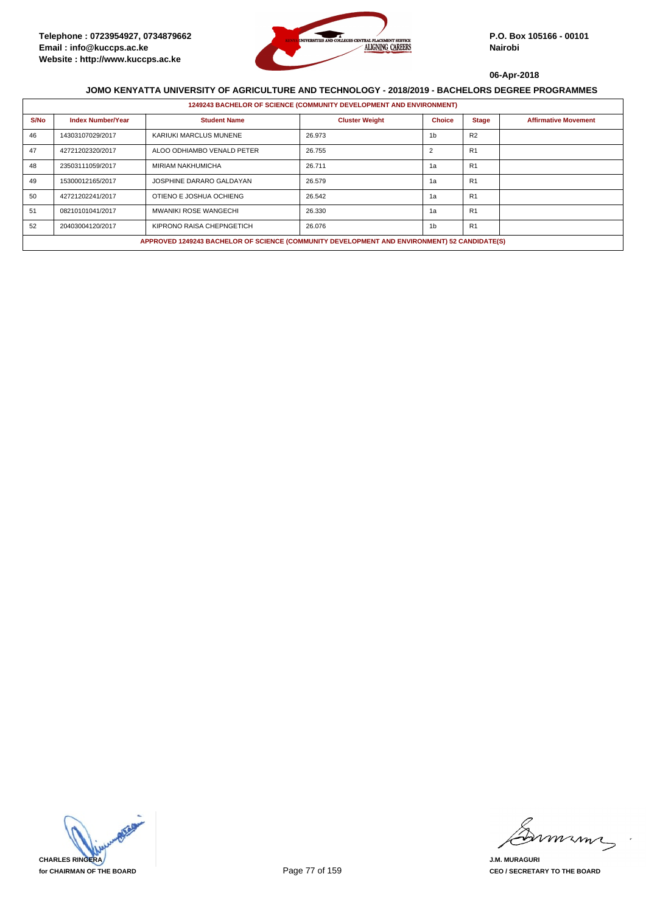Telephone : 0723954927, 0734879662
Email : info@kuccps.ac.ke
Website : http://www.kuccps.ac.ke

P.O. Box 105166 - 00101
Nairobi

06-Apr-2018

## JOMO KENYATTA UNIVERSITY OF AGRICULTURE AND TECHNOLOGY - 2018/2019 - BACHELORS DEGREE PROGRAMMES

**1249243 BACHELOR OF SCIENCE (COMMUNITY DEVELOPMENT AND ENVIRONMENT)**

| S/No | Index Number/Year | Student Name | Cluster Weight | Choice | Stage | Affirmative Movement |
|---|---|---|---|---|---|---|
| 46 | 14303107029/2017 | KARIUKI MARCLUS MUNENE | 26.973 | 1b | R2 | |
| 47 | 42721202320/2017 | ALOO ODHIAMBO VENALD PETER | 26.755 | 2 | R1 | |
| 48 | 23503111059/2017 | MIRIAM NAKHUMICHA | 26.711 | 1a | R1 | |
| 49 | 15300012165/2017 | JOSPHINE DARARO GALDAYAN | 26.579 | 1a | R1 | |
| 50 | 42721202241/2017 | OTIENO E JOSHUA OCHIENG | 26.542 | 1a | R1 | |
| 51 | 08210101041/2017 | MWANIKI ROSE WANGECHI | 26.330 | 1a | R1 | |
| 52 | 20403004120/2017 | KIPRONO RAISA CHEPNGETICH | 26.076 | 1b | R1 | |

**APPROVED 1249243 BACHELOR OF SCIENCE (COMMUNITY DEVELOPMENT AND ENVIRONMENT) 52 CANDIDATE(S)**

CHARLES RINGERA
for CHAIRMAN OF THE BOARD

J.M. MURAGURI
CEO / SECRETARY TO THE BOARD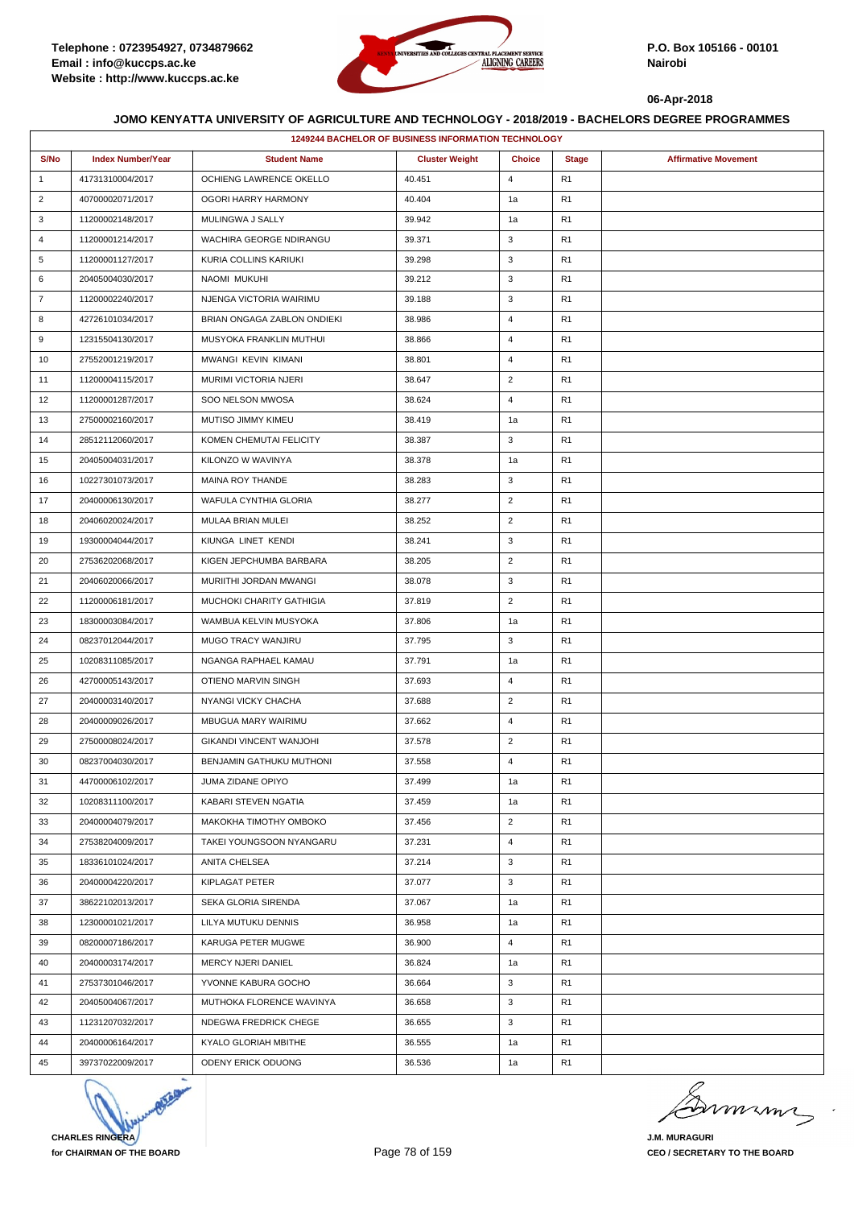Telephone : 0723954927, 0734879662
Email : info@kuccps.ac.ke
Website : http://www.kuccps.ac.ke

P.O. Box 105166 - 00101
Nairobi

06-Apr-2018

## JOMO KENYATTA UNIVERSITY OF AGRICULTURE AND TECHNOLOGY - 2018/2019 - BACHELORS DEGREE PROGRAMMES

| 1249244 BACHELOR OF BUSINESS INFORMATION TECHNOLOGY | | | | | | |
|---|---|---|---|---|---|---|
| S/No | Index Number/Year | Student Name | Cluster Weight | Choice | Stage | Affirmative Movement |
| 1 | 41731310004/2017 | OCHIENG LAWRENCE OKELLO | 40.451 | 4 | R1 | |
| 2 | 40700002071/2017 | OGORI HARRY HARMONY | 40.404 | 1a | R1 | |
| 3 | 11200002148/2017 | MULINGWA J SALLY | 39.942 | 1a | R1 | |
| 4 | 11200001214/2017 | WACHIRA GEORGE NDIRANGU | 39.371 | 3 | R1 | |
| 5 | 11200001127/2017 | KURIA COLLINS KARIUKI | 39.298 | 3 | R1 | |
| 6 | 20405004030/2017 | NAOMI MUKUHI | 39.212 | 3 | R1 | |
| 7 | 11200002240/2017 | NJENGA VICTORIA WAIRIMU | 39.188 | 3 | R1 | |
| 8 | 42726101034/2017 | BRIAN ONGAGA ZABLON ONDIEKI | 38.986 | 4 | R1 | |
| 9 | 12315504130/2017 | MUSYOKA FRANKLIN MUTHUI | 38.866 | 4 | R1 | |
| 10 | 27552001219/2017 | MWANGI KEVIN KIMANI | 38.801 | 4 | R1 | |
| 11 | 11200004115/2017 | MURIMI VICTORIA NJERI | 38.647 | 2 | R1 | |
| 12 | 11200001287/2017 | SOO NELSON MWOSA | 38.624 | 4 | R1 | |
| 13 | 27500002160/2017 | MUTISO JIMMY KIMEU | 38.419 | 1a | R1 | |
| 14 | 28512112060/2017 | KOMEN CHEMUTAI FELICITY | 38.387 | 3 | R1 | |
| 15 | 20405004031/2017 | KILONZO W WAVINYA | 38.378 | 1a | R1 | |
| 16 | 10227301073/2017 | MAINA ROY THANDE | 38.283 | 3 | R1 | |
| 17 | 20400006130/2017 | WAFULA CYNTHIA GLORIA | 38.277 | 2 | R1 | |
| 18 | 20406020024/2017 | MULAA BRIAN MULEI | 38.252 | 2 | R1 | |
| 19 | 19300004044/2017 | KIUNGA LINET KENDI | 38.241 | 3 | R1 | |
| 20 | 27536202068/2017 | KIGEN JEPCHUMBA BARBARA | 38.205 | 2 | R1 | |
| 21 | 20406020066/2017 | MURIITHI JORDAN MWANGI | 38.078 | 3 | R1 | |
| 22 | 11200006181/2017 | MUCHOKI CHARITY GATHIGIA | 37.819 | 2 | R1 | |
| 23 | 18300003084/2017 | WAMBUA KELVIN MUSYOKA | 37.806 | 1a | R1 | |
| 24 | 08237012044/2017 | MUGO TRACY WANJIRU | 37.795 | 3 | R1 | |
| 25 | 10208311085/2017 | NGANGA RAPHAEL KAMAU | 37.791 | 1a | R1 | |
| 26 | 42700005143/2017 | OTIENO MARVIN SINGH | 37.693 | 4 | R1 | |
| 27 | 20400003140/2017 | NYANGI VICKY CHACHA | 37.688 | 2 | R1 | |
| 28 | 20400009026/2017 | MBUGUA MARY WAIRIMU | 37.662 | 4 | R1 | |
| 29 | 27500008024/2017 | GIKANDI VINCENT WANJOHI | 37.578 | 2 | R1 | |
| 30 | 08237004030/2017 | BENJAMIN GATHUKU MUTHONI | 37.558 | 4 | R1 | |
| 31 | 44700006102/2017 | JUMA ZIDANE OPIYO | 37.499 | 1a | R1 | |
| 32 | 10208311100/2017 | KABARI STEVEN NGATIA | 37.459 | 1a | R1 | |
| 33 | 20400004079/2017 | MAKOKHA TIMOTHY OMBOKO | 37.456 | 2 | R1 | |
| 34 | 27538204009/2017 | TAKEI YOUNGSOON NYANGARU | 37.231 | 4 | R1 | |
| 35 | 18336101024/2017 | ANITA CHELSEA | 37.214 | 3 | R1 | |
| 36 | 20400004220/2017 | KIPLAGAT PETER | 37.077 | 3 | R1 | |
| 37 | 38622102013/2017 | SEKA GLORIA SIRENDA | 37.067 | 1a | R1 | |
| 38 | 12300001021/2017 | LILYA MUTUKU DENNIS | 36.958 | 1a | R1 | |
| 39 | 08200007186/2017 | KARUGA PETER MUGWE | 36.900 | 4 | R1 | |
| 40 | 20400003174/2017 | MERCY NJERI DANIEL | 36.824 | 1a | R1 | |
| 41 | 27537301046/2017 | YVONNE KABURA GOCHO | 36.664 | 3 | R1 | |
| 42 | 20405004067/2017 | MUTHOKA FLORENCE WAVINYA | 36.658 | 3 | R1 | |
| 43 | 11231207032/2017 | NDEGWA FREDRICK CHEGE | 36.655 | 3 | R1 | |
| 44 | 20400006164/2017 | KYALO GLORIAH MBITHE | 36.555 | 1a | R1 | |
| 45 | 39737022009/2017 | ODENY ERICK ODUONG | 36.536 | 1a | R1 | |

**CHARLES RINGERA**
**for CHAIRMAN OF THE BOARD**

**J.M. MURAGURI**
**CEO / SECRETARY TO THE BOARD**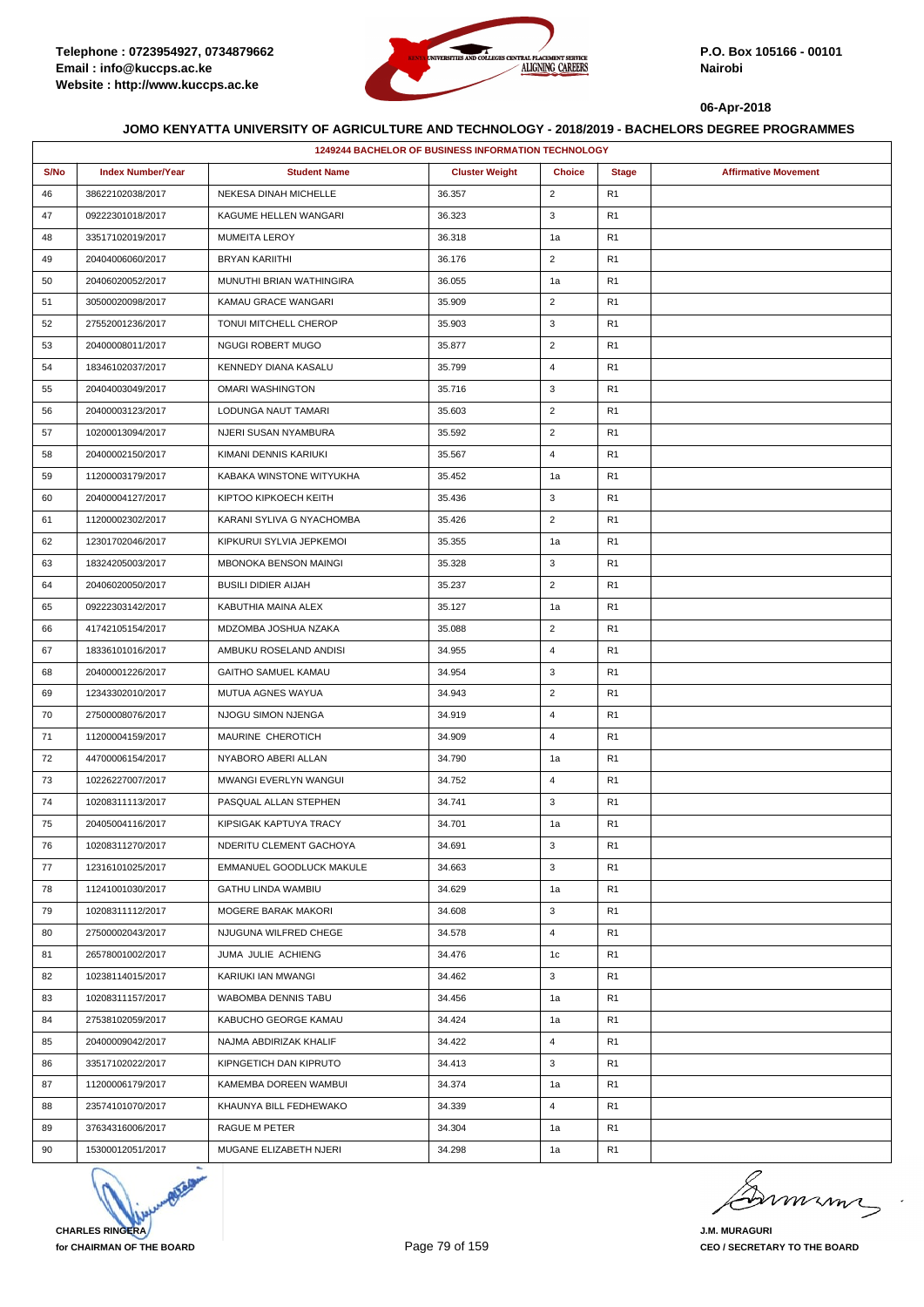**JOMO KENYATTA UNIVERSITY OF AGRICULTURE AND TECHNOLOGY - 2018/2019 - BACHELORS DEGREE PROGRAMMES**

| 1249244 BACHELOR OF BUSINESS INFORMATION TECHNOLOGY | | | | | | |
|---|---|---|---|---|---|---|
| S/No | Index Number/Year | Student Name | Cluster Weight | Choice | Stage | Affirmative Movement |
| 46 | 38622102038/2017 | NEKESA DINAH MICHELLE | 36.357 | 2 | R1 | |
| 47 | 09222301018/2017 | KAGUME HELLEN WANGARI | 36.323 | 3 | R1 | |
| 48 | 33517102019/2017 | MUMEITA LEROY | 36.318 | 1a | R1 | |
| 49 | 20404006060/2017 | BRYAN KARIITHI | 36.176 | 2 | R1 | |
| 50 | 20406020052/2017 | MUNUTHI BRIAN WATHINGIRA | 36.055 | 1a | R1 | |
| 51 | 30500020098/2017 | KAMAU GRACE WANGARI | 35.909 | 2 | R1 | |
| 52 | 27552001236/2017 | TONUI MITCHELL CHEROP | 35.903 | 3 | R1 | |
| 53 | 20400008011/2017 | NGUGI ROBERT MUGO | 35.877 | 2 | R1 | |
| 54 | 18346102037/2017 | KENNEDY DIANA KASALU | 35.799 | 4 | R1 | |
| 55 | 20404003049/2017 | OMARI WASHINGTON | 35.716 | 3 | R1 | |
| 56 | 20400003123/2017 | LODUNGA NAUT TAMARI | 35.603 | 2 | R1 | |
| 57 | 10200013094/2017 | NJERI SUSAN NYAMBURA | 35.592 | 2 | R1 | |
| 58 | 20400002150/2017 | KIMANI DENNIS KARIUKI | 35.567 | 4 | R1 | |
| 59 | 11200003179/2017 | KABAKA WINSTONE WITYUKHA | 35.452 | 1a | R1 | |
| 60 | 20400004127/2017 | KIPTOO KIPKOECH KEITH | 35.436 | 3 | R1 | |
| 61 | 11200002302/2017 | KARANI SYLIVA G NYACHOMBA | 35.426 | 2 | R1 | |
| 62 | 12301702046/2017 | KIPKURUI SYLVIA JEPKEMOI | 35.355 | 1a | R1 | |
| 63 | 18324205003/2017 | MBONOKA BENSON MAINGI | 35.328 | 3 | R1 | |
| 64 | 20406020050/2017 | BUSILI DIDIER AIJAH | 35.237 | 2 | R1 | |
| 65 | 09222303142/2017 | KABUTHIA MAINA ALEX | 35.127 | 1a | R1 | |
| 66 | 41742105154/2017 | MDZOMBA JOSHUA NZAKA | 35.088 | 2 | R1 | |
| 67 | 18336101016/2017 | AMBUKU ROSELAND ANDISI | 34.955 | 4 | R1 | |
| 68 | 20400001226/2017 | GAITHO SAMUEL KAMAU | 34.954 | 3 | R1 | |
| 69 | 12343302010/2017 | MUTUA AGNES WAYUA | 34.943 | 2 | R1 | |
| 70 | 27500008076/2017 | NJOGU SIMON NJENGA | 34.919 | 4 | R1 | |
| 71 | 11200004159/2017 | MAURINE CHEROTICH | 34.909 | 4 | R1 | |
| 72 | 44700006154/2017 | NYABORO ABERI ALLAN | 34.790 | 1a | R1 | |
| 73 | 10226227007/2017 | MWANGI EVERLYN WANGUI | 34.752 | 4 | R1 | |
| 74 | 10208311113/2017 | PASQUAL ALLAN STEPHEN | 34.741 | 3 | R1 | |
| 75 | 20405004116/2017 | KIPSIGAK KAPTUYA TRACY | 34.701 | 1a | R1 | |
| 76 | 10208311270/2017 | NDERITU CLEMENT GACHOYA | 34.691 | 3 | R1 | |
| 77 | 12316101025/2017 | EMMANUEL GOODLUCK MAKULE | 34.663 | 3 | R1 | |
| 78 | 11241001030/2017 | GATHU LINDA WAMBIU | 34.629 | 1a | R1 | |
| 79 | 10208311112/2017 | MOGERE BARAK MAKORI | 34.608 | 3 | R1 | |
| 80 | 27500002043/2017 | NJUGUNA WILFRED CHEGE | 34.578 | 4 | R1 | |
| 81 | 26578001002/2017 | JUMA JULIE ACHIENG | 34.476 | 1c | R1 | |
| 82 | 10238114015/2017 | KARIUKI IAN MWANGI | 34.462 | 3 | R1 | |
| 83 | 10208311157/2017 | WABOMBA DENNIS TABU | 34.456 | 1a | R1 | |
| 84 | 27538102059/2017 | KABUCHO GEORGE KAMAU | 34.424 | 1a | R1 | |
| 85 | 20400009042/2017 | NAJMA ABDIRIZAK KHALIF | 34.422 | 4 | R1 | |
| 86 | 33517102022/2017 | KIPNGETICH DAN KIPRUTO | 34.413 | 3 | R1 | |
| 87 | 11200006179/2017 | KAMEMBA DOREEN WAMBUI | 34.374 | 1a | R1 | |
| 88 | 23574101070/2017 | KHAUNYA BILL FEDHEWAKO | 34.339 | 4 | R1 | |
| 89 | 37634316006/2017 | RAGUE M PETER | 34.304 | 1a | R1 | |
| 90 | 15300012051/2017 | MUGANE ELIZABETH NJERI | 34.298 | 1a | R1 | |

**CHARLES RINGERA**
**for CHAIRMAN OF THE BOARD**

**J.M. MURAGURI**
**CEO / SECRETARY TO THE BOARD**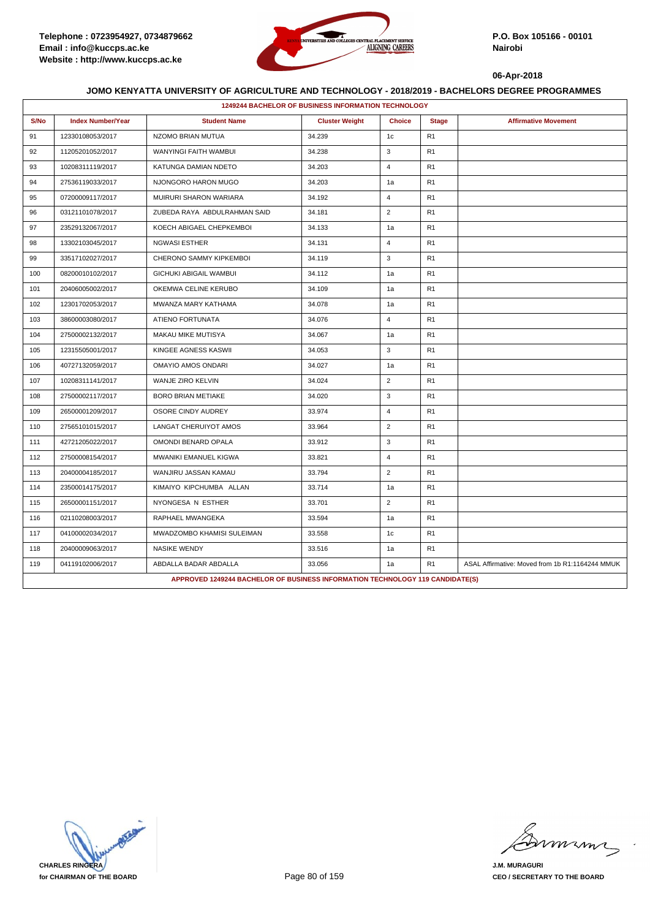Telephone : 0723954927, 0734879662
Email : info@kuccps.ac.ke
Website : http://www.kuccps.ac.ke

P.O. Box 105166 - 00101
Nairobi

06-Apr-2018

## JOMO KENYATTA UNIVERSITY OF AGRICULTURE AND TECHNOLOGY - 2018/2019 - BACHELORS DEGREE PROGRAMMES

### 1249244 BACHELOR OF BUSINESS INFORMATION TECHNOLOGY

| S/No | Index Number/Year | Student Name | Cluster Weight | Choice | Stage | Affirmative Movement |
|---|---|---|---|---|---|---|
| 91 | 12330108053/2017 | NZOMO BRIAN MUTUA | 34.239 | 1c | R1 | |
| 92 | 11205201052/2017 | WANYINGI FAITH WAMBUI | 34.238 | 3 | R1 | |
| 93 | 10208311119/2017 | KATUNGA DAMIAN NDETO | 34.203 | 4 | R1 | |
| 94 | 27536119033/2017 | NJONGORO HARON MUGO | 34.203 | 1a | R1 | |
| 95 | 07200009117/2017 | MUIRURI SHARON WARIARA | 34.192 | 4 | R1 | |
| 96 | 03121101078/2017 | ZUBEDA RAYA ABDULRAHMAN SAID | 34.181 | 2 | R1 | |
| 97 | 23529132067/2017 | KOECH ABIGAEL CHEPKEMBOI | 34.133 | 1a | R1 | |
| 98 | 13302103045/2017 | NGWASI ESTHER | 34.131 | 4 | R1 | |
| 99 | 33517102027/2017 | CHERONO SAMMY KIPKEMBOI | 34.119 | 3 | R1 | |
| 100 | 08200010102/2017 | GICHUKI ABIGAIL WAMBUI | 34.112 | 1a | R1 | |
| 101 | 20406005002/2017 | OKEMWA CELINE KERUBO | 34.109 | 1a | R1 | |
| 102 | 12301702053/2017 | MWANZA MARY KATHAMA | 34.078 | 1a | R1 | |
| 103 | 38600003080/2017 | ATIENO FORTUNATA | 34.076 | 4 | R1 | |
| 104 | 27500002132/2017 | MAKAU MIKE MUTISYA | 34.067 | 1a | R1 | |
| 105 | 12315505001/2017 | KINGEE AGNESS KASWII | 34.053 | 3 | R1 | |
| 106 | 40727132059/2017 | OMAYIO AMOS ONDARI | 34.027 | 1a | R1 | |
| 107 | 10208311141/2017 | WANJE ZIRO KELVIN | 34.024 | 2 | R1 | |
| 108 | 27500002117/2017 | BORO BRIAN METIAKE | 34.020 | 3 | R1 | |
| 109 | 26500001209/2017 | OSORE CINDY AUDREY | 33.974 | 4 | R1 | |
| 110 | 27565101015/2017 | LANGAT CHERUIYOT AMOS | 33.964 | 2 | R1 | |
| 111 | 42721205022/2017 | OMONDI BENARD OPALA | 33.912 | 3 | R1 | |
| 112 | 27500008154/2017 | MWANIKI EMANUEL KIGWA | 33.821 | 4 | R1 | |
| 113 | 20400004185/2017 | WANJIRU JASSAN KAMAU | 33.794 | 2 | R1 | |
| 114 | 23500014175/2017 | KIMAIYO KIPCHUMBA ALLAN | 33.714 | 1a | R1 | |
| 115 | 26500001151/2017 | NYONGESA N ESTHER | 33.701 | 2 | R1 | |
| 116 | 02110208003/2017 | RAPHAEL MWANGEKA | 33.594 | 1a | R1 | |
| 117 | 04100002034/2017 | MWADZOMBO KHAMISI SULEIMAN | 33.558 | 1c | R1 | |
| 118 | 20400009063/2017 | NASIKE WENDY | 33.516 | 1a | R1 | |
| 119 | 04119102006/2017 | ABDALLA BADAR ABDALLA | 33.056 | 1a | R1 | ASAL Affirmative: Moved from 1b R1:1164244 MMUK |

**APPROVED 1249244 BACHELOR OF BUSINESS INFORMATION TECHNOLOGY 119 CANDIDATE(S)**

CHARLES RINGERA
for CHAIRMAN OF THE BOARD

J.M. MURAGURI
CEO / SECRETARY TO THE BOARD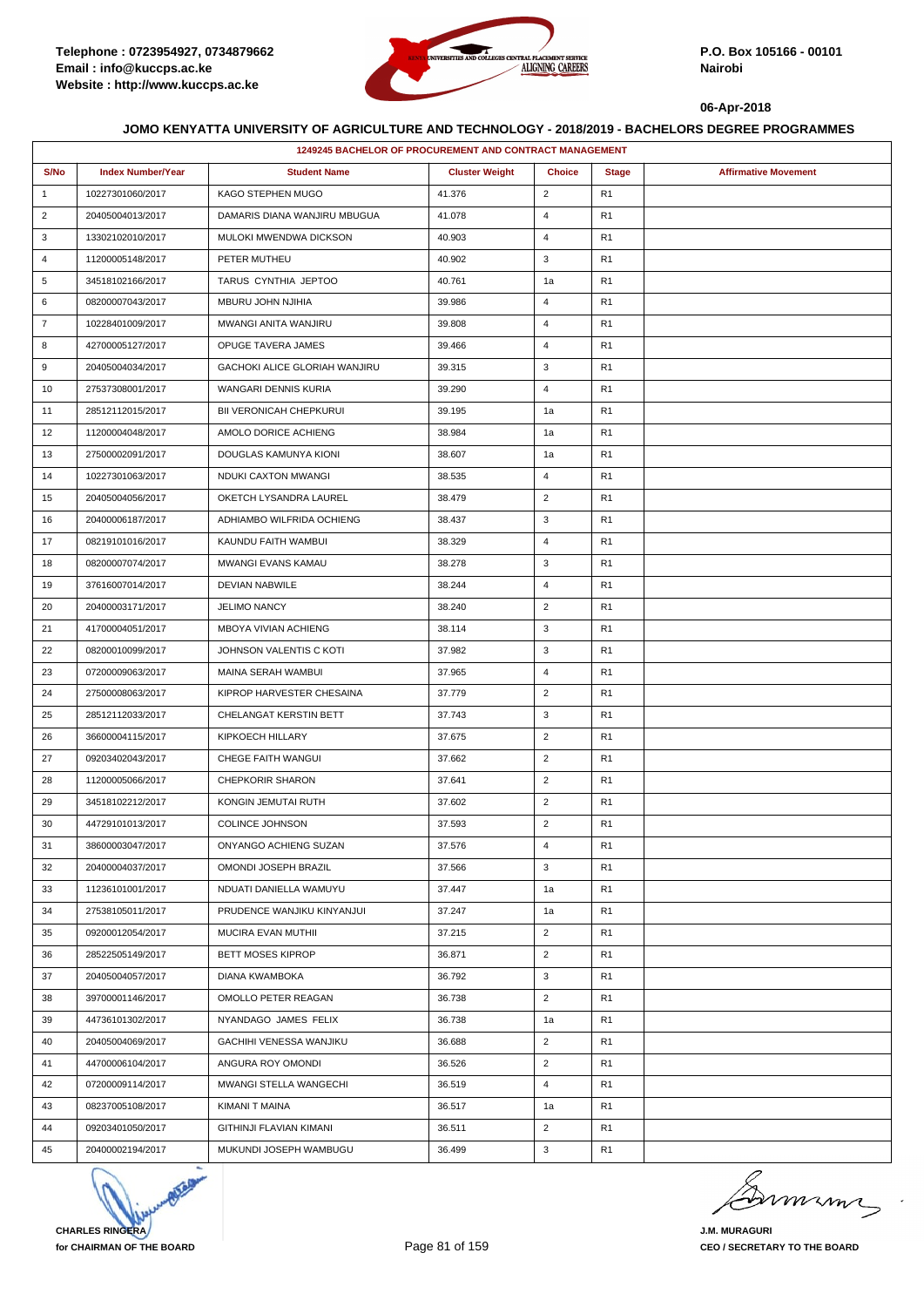Telephone : 0723954927, 0734879662
Email : info@kuccps.ac.ke
Website : http://www.kuccps.ac.ke

P.O. Box 105166 - 00101
Nairobi

06-Apr-2018

## JOMO KENYATTA UNIVERSITY OF AGRICULTURE AND TECHNOLOGY - 2018/2019 - BACHELORS DEGREE PROGRAMMES

| 1249245 BACHELOR OF PROCUREMENT AND CONTRACT MANAGEMENT | | | | | | |
|---|---|---|---|---|---|---|
| S/No | Index Number/Year | Student Name | Cluster Weight | Choice | Stage | Affirmative Movement |
| 1 | 10227301060/2017 | KAGO STEPHEN MUGO | 41.376 | 2 | R1 | |
| 2 | 20405004013/2017 | DAMARIS DIANA WANJIRU MBUGUA | 41.078 | 4 | R1 | |
| 3 | 13302102010/2017 | MULOKI MWENDWA DICKSON | 40.903 | 4 | R1 | |
| 4 | 11200005148/2017 | PETER MUTHEU | 40.902 | 3 | R1 | |
| 5 | 34518102166/2017 | TARUS CYNTHIA JEPTOO | 40.761 | 1a | R1 | |
| 6 | 08200007043/2017 | MBURU JOHN NJIHIA | 39.986 | 4 | R1 | |
| 7 | 10228401009/2017 | MWANGI ANITA WANJIRU | 39.808 | 4 | R1 | |
| 8 | 42700005127/2017 | OPUGE TAVERA JAMES | 39.466 | 4 | R1 | |
| 9 | 20405004034/2017 | GACHOKI ALICE GLORIAH WANJIRU | 39.315 | 3 | R1 | |
| 10 | 27537308001/2017 | WANGARI DENNIS KURIA | 39.290 | 4 | R1 | |
| 11 | 28512112015/2017 | BII VERONICAH CHEPKURUI | 39.195 | 1a | R1 | |
| 12 | 11200004048/2017 | AMOLO DORICE ACHIENG | 38.984 | 1a | R1 | |
| 13 | 27500002091/2017 | DOUGLAS KAMUNYA KIONI | 38.607 | 1a | R1 | |
| 14 | 10227301063/2017 | NDUKI CAXTON MWANGI | 38.535 | 4 | R1 | |
| 15 | 20405004056/2017 | OKETCH LYSANDRA LAUREL | 38.479 | 2 | R1 | |
| 16 | 20400006187/2017 | ADHIAMBO WILFRIDA OCHIENG | 38.437 | 3 | R1 | |
| 17 | 08219101016/2017 | KAUNDU FAITH WAMBUI | 38.329 | 4 | R1 | |
| 18 | 08200007074/2017 | MWANGI EVANS KAMAU | 38.278 | 3 | R1 | |
| 19 | 37616007014/2017 | DEVIAN NABWILE | 38.244 | 4 | R1 | |
| 20 | 20400003171/2017 | JELIMO NANCY | 38.240 | 2 | R1 | |
| 21 | 41700004051/2017 | MBOYA VIVIAN ACHIENG | 38.114 | 3 | R1 | |
| 22 | 08200010099/2017 | JOHNSON VALENTIS C KOTI | 37.982 | 3 | R1 | |
| 23 | 07200009063/2017 | MAINA SERAH WAMBUI | 37.965 | 4 | R1 | |
| 24 | 27500008063/2017 | KIPROP HARVESTER CHESAINA | 37.779 | 2 | R1 | |
| 25 | 28512112033/2017 | CHELANGAT KERSTIN BETT | 37.743 | 3 | R1 | |
| 26 | 36600004115/2017 | KIPKOECH HILLARY | 37.675 | 2 | R1 | |
| 27 | 09203402043/2017 | CHEGE FAITH WANGUI | 37.662 | 2 | R1 | |
| 28 | 11200005066/2017 | CHEPKORIR SHARON | 37.641 | 2 | R1 | |
| 29 | 34518102212/2017 | KONGIN JEMUTAI RUTH | 37.602 | 2 | R1 | |
| 30 | 44729101013/2017 | COLINCE JOHNSON | 37.593 | 2 | R1 | |
| 31 | 38600003047/2017 | ONYANGO ACHIENG SUZAN | 37.576 | 4 | R1 | |
| 32 | 20400004037/2017 | OMONDI JOSEPH BRAZIL | 37.566 | 3 | R1 | |
| 33 | 11236101001/2017 | NDUATI DANIELLA WAMUYU | 37.447 | 1a | R1 | |
| 34 | 27538105011/2017 | PRUDENCE WANJIKU KINYANJUI | 37.247 | 1a | R1 | |
| 35 | 09200012054/2017 | MUCIRA EVAN MUTHII | 37.215 | 2 | R1 | |
| 36 | 28522505149/2017 | BETT MOSES KIPROP | 36.871 | 2 | R1 | |
| 37 | 20405004057/2017 | DIANA KWAMBOKA | 36.792 | 3 | R1 | |
| 38 | 39700001146/2017 | OMOLLO PETER REAGAN | 36.738 | 2 | R1 | |
| 39 | 44736101302/2017 | NYANDAGO JAMES FELIX | 36.738 | 1a | R1 | |
| 40 | 20405004069/2017 | GACHIHI VENESSA WANJIKU | 36.688 | 2 | R1 | |
| 41 | 44700006104/2017 | ANGURA ROY OMONDI | 36.526 | 2 | R1 | |
| 42 | 07200009114/2017 | MWANGI STELLA WANGECHI | 36.519 | 4 | R1 | |
| 43 | 08237005108/2017 | KIMANI T MAINA | 36.517 | 1a | R1 | |
| 44 | 09203401050/2017 | GITHINJI FLAVIAN KIMANI | 36.511 | 2 | R1 | |
| 45 | 20400002194/2017 | MUKUNDI JOSEPH WAMBUGU | 36.499 | 3 | R1 | |

**CHARLES RINGERA**
**for CHAIRMAN OF THE BOARD**

**J.M. MURAGURI**
**CEO / SECRETARY TO THE BOARD**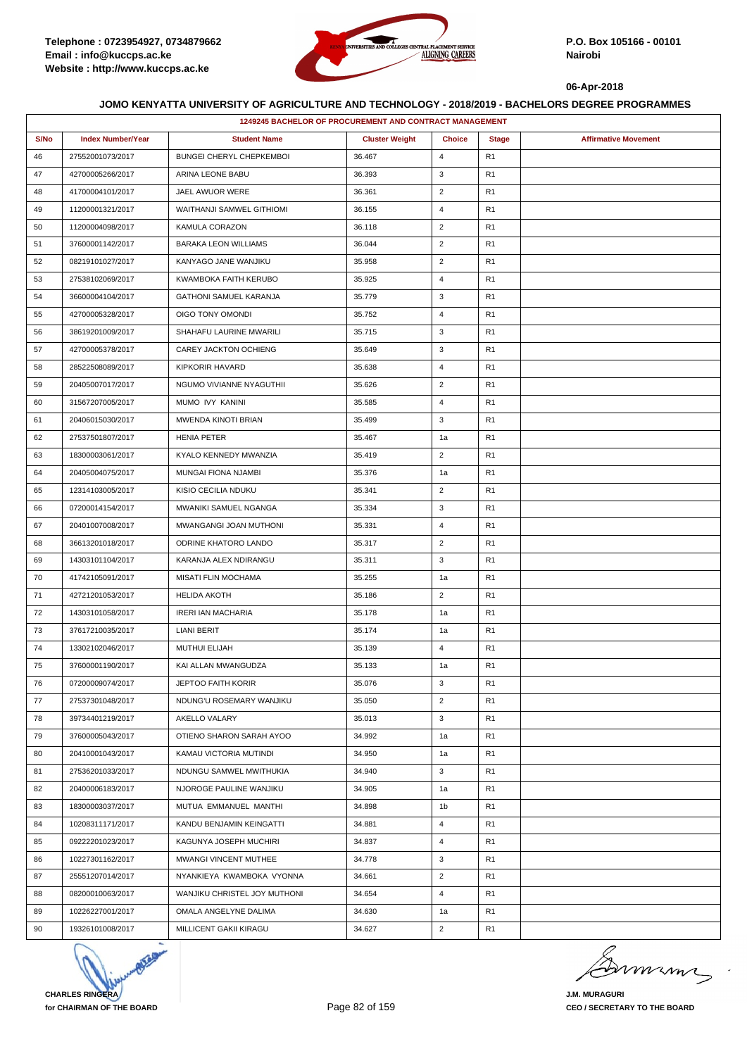Telephone : 0723954927, 0734879662
Email : info@kuccps.ac.ke
Website : http://www.kuccps.ac.ke

P.O. Box 105166 - 00101
Nairobi

06-Apr-2018

### JOMO KENYATTA UNIVERSITY OF AGRICULTURE AND TECHNOLOGY - 2018/2019 - BACHELORS DEGREE PROGRAMMES

| 1249245 BACHELOR OF PROCUREMENT AND CONTRACT MANAGEMENT | | | | | | |
|---|---|---|---|---|---|---|
| S/No | Index Number/Year | Student Name | Cluster Weight | Choice | Stage | Affirmative Movement |
| 46 | 27552001073/2017 | BUNGEI CHERYL CHEPKEMBOI | 36.467 | 4 | R1 | |
| 47 | 42700005266/2017 | ARINA LEONE BABU | 36.393 | 3 | R1 | |
| 48 | 41700004101/2017 | JAEL AWUOR WERE | 36.361 | 2 | R1 | |
| 49 | 11200001321/2017 | WAITHANJI SAMWEL GITHIOMI | 36.155 | 4 | R1 | |
| 50 | 11200004098/2017 | KAMULA CORAZON | 36.118 | 2 | R1 | |
| 51 | 37600001142/2017 | BARAKA LEON WILLIAMS | 36.044 | 2 | R1 | |
| 52 | 08219101027/2017 | KANYAGO JANE WANJIKU | 35.958 | 2 | R1 | |
| 53 | 27538102069/2017 | KWAMBOKA FAITH KERUBO | 35.925 | 4 | R1 | |
| 54 | 36600004104/2017 | GATHONI SAMUEL KARANJA | 35.779 | 3 | R1 | |
| 55 | 42700005328/2017 | OIGO TONY OMONDI | 35.752 | 4 | R1 | |
| 56 | 38619201009/2017 | SHAHAFU LAURINE MWARILI | 35.715 | 3 | R1 | |
| 57 | 42700005378/2017 | CAREY JACKTON OCHIENG | 35.649 | 3 | R1 | |
| 58 | 28522508089/2017 | KIPKORIR HAVARD | 35.638 | 4 | R1 | |
| 59 | 20405007017/2017 | NGUMO VIVIANNE NYAGUTHII | 35.626 | 2 | R1 | |
| 60 | 31567207005/2017 | MUMO IVY KANINI | 35.585 | 4 | R1 | |
| 61 | 20406015030/2017 | MWENDA KINOTI BRIAN | 35.499 | 3 | R1 | |
| 62 | 27537501807/2017 | HENIA PETER | 35.467 | 1a | R1 | |
| 63 | 18300003061/2017 | KYALO KENNEDY MWANZIA | 35.419 | 2 | R1 | |
| 64 | 20405004075/2017 | MUNGAI FIONA NJAMBI | 35.376 | 1a | R1 | |
| 65 | 12314103005/2017 | KISIO CECILIA NDUKU | 35.341 | 2 | R1 | |
| 66 | 07200014154/2017 | MWANIKI SAMUEL NGANGA | 35.334 | 3 | R1 | |
| 67 | 20401007008/2017 | MWANGANGI JOAN MUTHONI | 35.331 | 4 | R1 | |
| 68 | 36613201018/2017 | ODRINE KHATORO LANDO | 35.317 | 2 | R1 | |
| 69 | 14303101104/2017 | KARANJA ALEX NDIRANGU | 35.311 | 3 | R1 | |
| 70 | 41742105091/2017 | MISATI FLIN MOCHAMA | 35.255 | 1a | R1 | |
| 71 | 42721201053/2017 | HELIDA AKOTH | 35.186 | 2 | R1 | |
| 72 | 14303101058/2017 | IRERI IAN MACHARIA | 35.178 | 1a | R1 | |
| 73 | 37617210035/2017 | LIANI BERIT | 35.174 | 1a | R1 | |
| 74 | 13302102046/2017 | MUTHUI ELIJAH | 35.139 | 4 | R1 | |
| 75 | 37600001190/2017 | KAI ALLAN MWANGUDZA | 35.133 | 1a | R1 | |
| 76 | 07200009074/2017 | JEPTOO FAITH KORIR | 35.076 | 3 | R1 | |
| 77 | 27537301048/2017 | NDUNG'U ROSEMARY WANJIKU | 35.050 | 2 | R1 | |
| 78 | 39734401219/2017 | AKELLO VALARY | 35.013 | 3 | R1 | |
| 79 | 37600005043/2017 | OTIENO SHARON SARAH AYOO | 34.992 | 1a | R1 | |
| 80 | 20410001043/2017 | KAMAU VICTORIA MUTINDI | 34.950 | 1a | R1 | |
| 81 | 27536201033/2017 | NDUNGU SAMWEL MWITHUKIA | 34.940 | 3 | R1 | |
| 82 | 20400006183/2017 | NJOROGE PAULINE WANJIKU | 34.905 | 1a | R1 | |
| 83 | 18300003037/2017 | MUTUA EMMANUEL MANTHI | 34.898 | 1b | R1 | |
| 84 | 10208311171/2017 | KANDU BENJAMIN KEINGATTI | 34.881 | 4 | R1 | |
| 85 | 09222201023/2017 | KAGUNYA JOSEPH MUCHIRI | 34.837 | 4 | R1 | |
| 86 | 10227301162/2017 | MWANGI VINCENT MUTHEE | 34.778 | 3 | R1 | |
| 87 | 25551207014/2017 | NYANKIEYA KWAMBOKA VYONNA | 34.661 | 2 | R1 | |
| 88 | 08200010063/2017 | WANJIKU CHRISTEL JOY MUTHONI | 34.654 | 4 | R1 | |
| 89 | 10226227001/2017 | OMALA ANGELYNE DALIMA | 34.630 | 1a | R1 | |
| 90 | 19326101008/2017 | MILLICENT GAKII KIRAGU | 34.627 | 2 | R1 | |

**CHARLES RINGERA**
**for CHAIRMAN OF THE BOARD**

**J.M. MURAGURI**
**CEO / SECRETARY TO THE BOARD**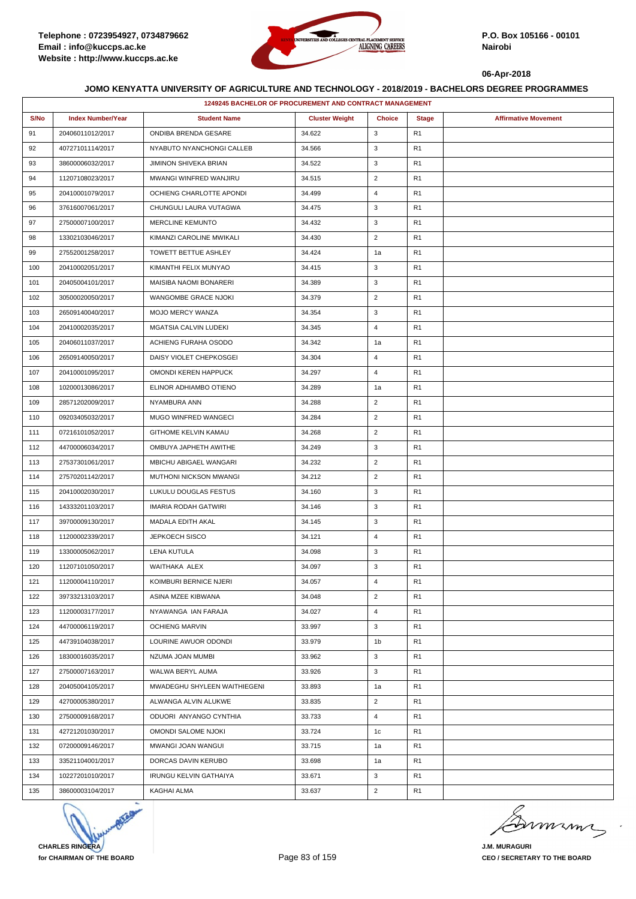**Telephone : 0723954927, 0734879662**
**Email : info@kuccps.ac.ke**
**Website : http://www.kuccps.ac.ke**

**P.O. Box 105166 - 00101**
**Nairobi**

**06-Apr-2018**

## JOMO KENYATTA UNIVERSITY OF AGRICULTURE AND TECHNOLOGY - 2018/2019 - BACHELORS DEGREE PROGRAMMES

| 1249245 BACHELOR OF PROCUREMENT AND CONTRACT MANAGEMENT | | | | | | |
|---|---|---|---|---|---|---|
| S/No | Index Number/Year | Student Name | Cluster Weight | Choice | Stage | Affirmative Movement |
| 91 | 20406011012/2017 | ONDIBA BRENDA GESARE | 34.622 | 3 | R1 | |
| 92 | 40727101114/2017 | NYABUTO NYANCHONGI CALLEB | 34.566 | 3 | R1 | |
| 93 | 38600006032/2017 | JIMINON SHIVEKA BRIAN | 34.522 | 3 | R1 | |
| 94 | 11207108023/2017 | MWANGI WINFRED WANJIRU | 34.515 | 2 | R1 | |
| 95 | 20410001079/2017 | OCHIENG CHARLOTTE APONDI | 34.499 | 4 | R1 | |
| 96 | 37616007061/2017 | CHUNGULI LAURA VUTAGWA | 34.475 | 3 | R1 | |
| 97 | 27500007100/2017 | MERCLINE KEMUNTO | 34.432 | 3 | R1 | |
| 98 | 13302103046/2017 | KIMANZI CAROLINE MWIKALI | 34.430 | 2 | R1 | |
| 99 | 27552001258/2017 | TOWETT BETTUE ASHLEY | 34.424 | 1a | R1 | |
| 100 | 20410002051/2017 | KIMANTHI FELIX MUNYAO | 34.415 | 3 | R1 | |
| 101 | 20405004101/2017 | MAISIBA NAOMI BONARERI | 34.389 | 3 | R1 | |
| 102 | 30500020050/2017 | WANGOMBE GRACE NJOKI | 34.379 | 2 | R1 | |
| 103 | 26509140040/2017 | MOJO MERCY WANZA | 34.354 | 3 | R1 | |
| 104 | 20410002035/2017 | MGATSIA CALVIN LUDEKI | 34.345 | 4 | R1 | |
| 105 | 20406011037/2017 | ACHIENG FURAHA OSODO | 34.342 | 1a | R1 | |
| 106 | 26509140050/2017 | DAISY VIOLET CHEPKOSGEI | 34.304 | 4 | R1 | |
| 107 | 20410001095/2017 | OMONDI KEREN HAPPUCK | 34.297 | 4 | R1 | |
| 108 | 10200013086/2017 | ELINOR ADHIAMBO OTIENO | 34.289 | 1a | R1 | |
| 109 | 28571202009/2017 | NYAMBURA ANN | 34.288 | 2 | R1 | |
| 110 | 09203405032/2017 | MUGO WINFRED WANGECI | 34.284 | 2 | R1 | |
| 111 | 07216101052/2017 | GITHOME KELVIN KAMAU | 34.268 | 2 | R1 | |
| 112 | 44700006034/2017 | OMBUYA JAPHETH AWITHE | 34.249 | 3 | R1 | |
| 113 | 27537301061/2017 | MBICHU ABIGAEL WANGARI | 34.232 | 2 | R1 | |
| 114 | 27570201142/2017 | MUTHONI NICKSON MWANGI | 34.212 | 2 | R1 | |
| 115 | 20410002030/2017 | LUKULU DOUGLAS FESTUS | 34.160 | 3 | R1 | |
| 116 | 14333201103/2017 | IMARIA RODAH GATWIRI | 34.146 | 3 | R1 | |
| 117 | 39700009130/2017 | MADALA EDITH AKAL | 34.145 | 3 | R1 | |
| 118 | 11200002339/2017 | JEPKOECH SISCO | 34.121 | 4 | R1 | |
| 119 | 13300005062/2017 | LENA KUTULA | 34.098 | 3 | R1 | |
| 120 | 11207101050/2017 | WAITHAKA ALEX | 34.097 | 3 | R1 | |
| 121 | 11200004110/2017 | KOIMBURI BERNICE NJERI | 34.057 | 4 | R1 | |
| 122 | 39733213103/2017 | ASINA MZEE KIBWANA | 34.048 | 2 | R1 | |
| 123 | 11200003177/2017 | NYAWANGA IAN FARAJA | 34.027 | 4 | R1 | |
| 124 | 44700006119/2017 | OCHIENG MARVIN | 33.997 | 3 | R1 | |
| 125 | 44739104038/2017 | LOURINE AWUOR ODONDI | 33.979 | 1b | R1 | |
| 126 | 18300016035/2017 | NZUMA JOAN MUMBI | 33.962 | 3 | R1 | |
| 127 | 27500007163/2017 | WALWA BERYL AUMA | 33.926 | 3 | R1 | |
| 128 | 20405004105/2017 | MWADEGHU SHYLEEN WAITHIEGENI | 33.893 | 1a | R1 | |
| 129 | 42700005380/2017 | ALWANGA ALVIN ALUKWE | 33.835 | 2 | R1 | |
| 130 | 27500009168/2017 | ODUORI ANYANGO CYNTHIA | 33.733 | 4 | R1 | |
| 131 | 42721201030/2017 | OMONDI SALOME NJOKI | 33.724 | 1c | R1 | |
| 132 | 07200009146/2017 | MWANGI JOAN WANGUI | 33.715 | 1a | R1 | |
| 133 | 33521104001/2017 | DORCAS DAVIN KERUBO | 33.698 | 1a | R1 | |
| 134 | 10227201010/2017 | IRUNGU KELVIN GATHAIYA | 33.671 | 3 | R1 | |
| 135 | 38600003104/2017 | KAGHAI ALMA | 33.637 | 2 | R1 | |

**CHARLES RINGERA**
**for CHAIRMAN OF THE BOARD**

**J.M. MURAGURI**
**CEO / SECRETARY TO THE BOARD**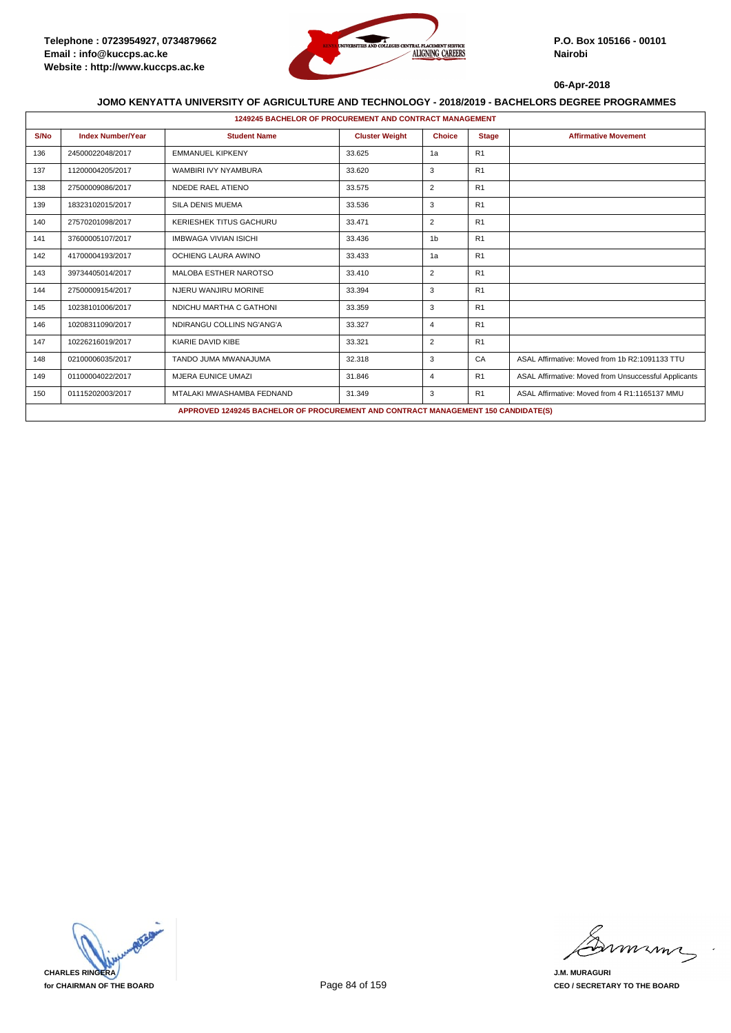Telephone : 0723954927, 0734879662
Email : info@kuccps.ac.ke
Website : http://www.kuccps.ac.ke

P.O. Box 105166 - 00101
Nairobi

06-Apr-2018

## JOMO KENYATTA UNIVERSITY OF AGRICULTURE AND TECHNOLOGY - 2018/2019 - BACHELORS DEGREE PROGRAMMES

**1249245 BACHELOR OF PROCUREMENT AND CONTRACT MANAGEMENT**

| S/No | Index Number/Year | Student Name | Cluster Weight | Choice | Stage | Affirmative Movement |
|---|---|---|---|---|---|---|
| 136 | 24500022048/2017 | EMMANUEL KIPKENY | 33.625 | 1a | R1 | |
| 137 | 11200004205/2017 | WAMBIRI IVY NYAMBURA | 33.620 | 3 | R1 | |
| 138 | 27500009086/2017 | NDEDE RAEL ATIENO | 33.575 | 2 | R1 | |
| 139 | 18323102015/2017 | SILA DENIS MUEMA | 33.536 | 3 | R1 | |
| 140 | 27570201098/2017 | KERIESHEK TITUS GACHURU | 33.471 | 2 | R1 | |
| 141 | 37600005107/2017 | IMBWAGA VIVIAN ISICHI | 33.436 | 1b | R1 | |
| 142 | 41700004193/2017 | OCHIENG LAURA AWINO | 33.433 | 1a | R1 | |
| 143 | 39734405014/2017 | MALOBA ESTHER NAROTSO | 33.410 | 2 | R1 | |
| 144 | 27500009154/2017 | NJERU WANJIRU MORINE | 33.394 | 3 | R1 | |
| 145 | 10238101006/2017 | NDICHU MARTHA C GATHONI | 33.359 | 3 | R1 | |
| 146 | 10208311090/2017 | NDIRANGU COLLINS NG'ANG'A | 33.327 | 4 | R1 | |
| 147 | 10226216019/2017 | KIARIE DAVID KIBE | 33.321 | 2 | R1 | |
| 148 | 02100006035/2017 | TANDO JUMA MWANAJUMA | 32.318 | 3 | CA | ASAL Affirmative: Moved from 1b R2:1091133 TTU |
| 149 | 01100004022/2017 | MJERA EUNICE UMAZI | 31.846 | 4 | R1 | ASAL Affirmative: Moved from Unsuccessful Applicants |
| 150 | 01115202003/2017 | MTALAKI MWASHAMBA FEDNAND | 31.349 | 3 | R1 | ASAL Affirmative: Moved from 4 R1:1165137 MMU |

**APPROVED 1249245 BACHELOR OF PROCUREMENT AND CONTRACT MANAGEMENT 150 CANDIDATE(S)**

CHARLES RINGERA
for CHAIRMAN OF THE BOARD

J.M. MURAGURI
CEO / SECRETARY TO THE BOARD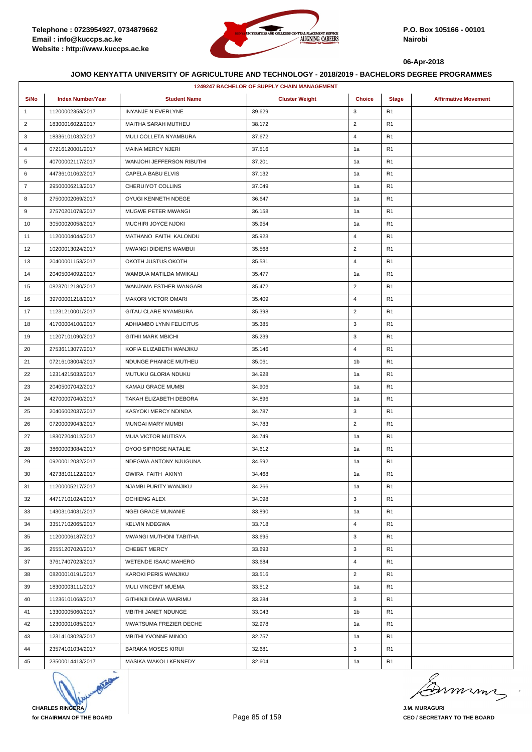Telephone : 0723954927, 0734879662
Email : info@kuccps.ac.ke
Website : http://www.kuccps.ac.ke

P.O. Box 105166 - 00101
Nairobi

06-Apr-2018

**JOMO KENYATTA UNIVERSITY OF AGRICULTURE AND TECHNOLOGY - 2018/2019 - BACHELORS DEGREE PROGRAMMES**

| 1249247 BACHELOR OF SUPPLY CHAIN MANAGEMENT | | | | | | |
|---|---|---|---|---|---|---|
| S/No | Index Number/Year | Student Name | Cluster Weight | Choice | Stage | Affirmative Movement |
| 1 | 11200002358/2017 | INYANJE N EVERLYNE | 39.629 | 3 | R1 | |
| 2 | 18300016022/2017 | MAITHA SARAH MUTHEU | 38.172 | 2 | R1 | |
| 3 | 18336101032/2017 | MULI COLLETA NYAMBURA | 37.672 | 4 | R1 | |
| 4 | 07216120001/2017 | MAINA MERCY NJERI | 37.516 | 1a | R1 | |
| 5 | 40700002117/2017 | WANJOHI JEFFERSON RIBUTHI | 37.201 | 1a | R1 | |
| 6 | 44736101062/2017 | CAPELA BABU ELVIS | 37.132 | 1a | R1 | |
| 7 | 29500006213/2017 | CHERUIYOT COLLINS | 37.049 | 1a | R1 | |
| 8 | 27500002069/2017 | OYUGI KENNETH NDEGE | 36.647 | 1a | R1 | |
| 9 | 27570201078/2017 | MUGWE PETER MWANGI | 36.158 | 1a | R1 | |
| 10 | 30500020058/2017 | MUCHIRI JOYCE NJOKI | 35.954 | 1a | R1 | |
| 11 | 11200004044/2017 | MATHANO FAITH KALONDU | 35.923 | 4 | R1 | |
| 12 | 10200013024/2017 | MWANGI DIDIERS WAMBUI | 35.568 | 2 | R1 | |
| 13 | 20400001153/2017 | OKOTH JUSTUS OKOTH | 35.531 | 4 | R1 | |
| 14 | 20405004092/2017 | WAMBUA MATILDA MWIKALI | 35.477 | 1a | R1 | |
| 15 | 08237012180/2017 | WANJAMA ESTHER WANGARI | 35.472 | 2 | R1 | |
| 16 | 39700001218/2017 | MAKORI VICTOR OMARI | 35.409 | 4 | R1 | |
| 17 | 11231210001/2017 | GITAU CLARE NYAMBURA | 35.398 | 2 | R1 | |
| 18 | 41700004100/2017 | ADHIAMBO LYNN FELICITUS | 35.385 | 3 | R1 | |
| 19 | 11207101090/2017 | GITHII MARK MBICHI | 35.239 | 3 | R1 | |
| 20 | 27536113077/2017 | KOFIA ELIZABETH WANJIKU | 35.146 | 4 | R1 | |
| 21 | 07216108004/2017 | NDUNGE PHANICE MUTHEU | 35.061 | 1b | R1 | |
| 22 | 12314215032/2017 | MUTUKU GLORIA NDUKU | 34.928 | 1a | R1 | |
| 23 | 20405007042/2017 | KAMAU GRACE MUMBI | 34.906 | 1a | R1 | |
| 24 | 42700007040/2017 | TAKAH ELIZABETH DEBORA | 34.896 | 1a | R1 | |
| 25 | 20406002037/2017 | KASYOKI MERCY NDINDA | 34.787 | 3 | R1 | |
| 26 | 07200009043/2017 | MUNGAI MARY MUMBI | 34.783 | 2 | R1 | |
| 27 | 18307204012/2017 | MUIA VICTOR MUTISYA | 34.749 | 1a | R1 | |
| 28 | 38600003084/2017 | OYOO SIPROSE NATALIE | 34.612 | 1a | R1 | |
| 29 | 09200012032/2017 | NDEGWA ANTONY NJUGUNA | 34.592 | 1a | R1 | |
| 30 | 42738101122/2017 | OWIRA FAITH AKINYI | 34.468 | 1a | R1 | |
| 31 | 11200005217/2017 | NJAMBI PURITY WANJIKU | 34.266 | 1a | R1 | |
| 32 | 44717101024/2017 | OCHIENG ALEX | 34.098 | 3 | R1 | |
| 33 | 14303104031/2017 | NGEI GRACE MUNANIE | 33.890 | 1a | R1 | |
| 34 | 33517102065/2017 | KELVIN NDEGWA | 33.718 | 4 | R1 | |
| 35 | 11200006187/2017 | MWANGI MUTHONI TABITHA | 33.695 | 3 | R1 | |
| 36 | 25551207020/2017 | CHEBET MERCY | 33.693 | 3 | R1 | |
| 37 | 37617407023/2017 | WETENDE ISAAC MAHERO | 33.684 | 4 | R1 | |
| 38 | 08200010191/2017 | KAROKI PERIS WANJIKU | 33.516 | 2 | R1 | |
| 39 | 18300003111/2017 | MULI VINCENT MUEMA | 33.512 | 1a | R1 | |
| 40 | 11236101068/2017 | GITHINJI DIANA WAIRIMU | 33.284 | 3 | R1 | |
| 41 | 13300005060/2017 | MBITHI JANET NDUNGE | 33.043 | 1b | R1 | |
| 42 | 12300001085/2017 | MWATSUMA FREZIER DECHE | 32.978 | 1a | R1 | |
| 43 | 12314103028/2017 | MBITHI YVONNE MINOO | 32.757 | 1a | R1 | |
| 44 | 23574101034/2017 | BARAKA MOSES KIRUI | 32.681 | 3 | R1 | |
| 45 | 23500014413/2017 | MASIKA WAKOLI KENNEDY | 32.604 | 1a | R1 | |

**CHARLES RINGERA**
**for CHAIRMAN OF THE BOARD**

**J.M. MURAGURI**
**CEO / SECRETARY TO THE BOARD**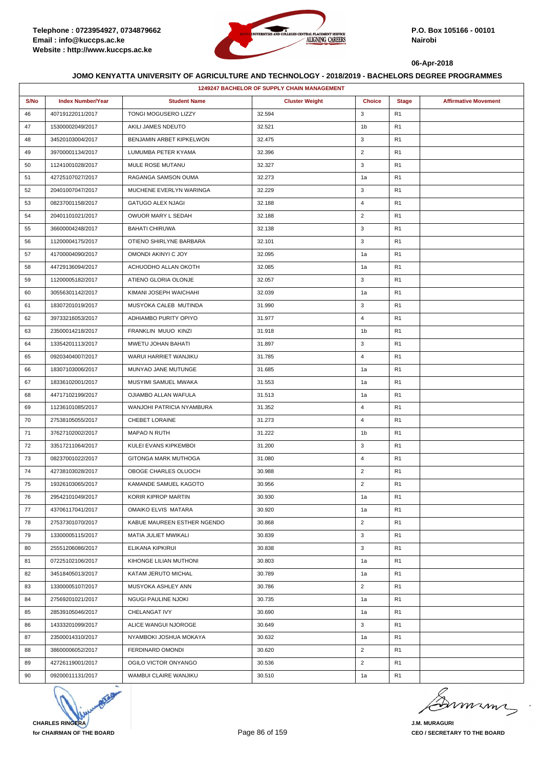Telephone : 0723954927, 0734879662
Email : info@kuccps.ac.ke
Website : http://www.kuccps.ac.ke

P.O. Box 105166 - 00101
Nairobi

06-Apr-2018

### JOMO KENYATTA UNIVERSITY OF AGRICULTURE AND TECHNOLOGY - 2018/2019 - BACHELORS DEGREE PROGRAMMES

| 1249247 BACHELOR OF SUPPLY CHAIN MANAGEMENT | | | | | | |
|---|---|---|---|---|---|---|
| S/No | Index Number/Year | Student Name | Cluster Weight | Choice | Stage | Affirmative Movement |
| 46 | 40719122011/2017 | TONGI MOGUSERO LIZZY | 32.594 | 3 | R1 | |
| 47 | 15300002049/2017 | AKILI JAMES NDEUTO | 32.521 | 1b | R1 | |
| 48 | 34520103004/2017 | BENJAMIN ARBET KIPKELWON | 32.475 | 3 | R1 | |
| 49 | 39700001134/2017 | LUMUMBA PETER KYAMA | 32.396 | 2 | R1 | |
| 50 | 11241001028/2017 | MULE ROSE MUTANU | 32.327 | 3 | R1 | |
| 51 | 42725107027/2017 | RAGANGA SAMSON OUMA | 32.273 | 1a | R1 | |
| 52 | 20401007047/2017 | MUCHENE EVERLYN WARINGA | 32.229 | 3 | R1 | |
| 53 | 08237001158/2017 | GATUGO ALEX NJAGI | 32.188 | 4 | R1 | |
| 54 | 20401101021/2017 | OWUOR MARY L SEDAH | 32.188 | 2 | R1 | |
| 55 | 36600004248/2017 | BAHATI CHIRUWA | 32.138 | 3 | R1 | |
| 56 | 11200004175/2017 | OTIENO SHIRLYNE BARBARA | 32.101 | 3 | R1 | |
| 57 | 41700004090/2017 | OMONDI AKINYI C JOY | 32.095 | 1a | R1 | |
| 58 | 44729136094/2017 | ACHUODHO ALLAN OKOTH | 32.085 | 1a | R1 | |
| 59 | 11200005182/2017 | ATIENO GLORIA OLONJE | 32.057 | 3 | R1 | |
| 60 | 30556301142/2017 | KIMANI JOSEPH WAICHAHI | 32.039 | 1a | R1 | |
| 61 | 18307201019/2017 | MUSYOKA CALEB MUTINDA | 31.990 | 3 | R1 | |
| 62 | 39733216053/2017 | ADHIAMBO PURITY OPIYO | 31.977 | 4 | R1 | |
| 63 | 23500014218/2017 | FRANKLIN MUUO KINZI | 31.918 | 1b | R1 | |
| 64 | 13354201113/2017 | MWETU JOHAN BAHATI | 31.897 | 3 | R1 | |
| 65 | 09203404007/2017 | WARUI HARRIET WANJIKU | 31.785 | 4 | R1 | |
| 66 | 18307103006/2017 | MUNYAO JANE MUTUNGE | 31.685 | 1a | R1 | |
| 67 | 18336102001/2017 | MUSYIMI SAMUEL MWAKA | 31.553 | 1a | R1 | |
| 68 | 44717102199/2017 | OJIAMBO ALLAN WAFULA | 31.513 | 1a | R1 | |
| 69 | 11236101085/2017 | WANJOHI PATRICIA NYAMBURA | 31.352 | 4 | R1 | |
| 70 | 27538105055/2017 | CHEBET LORAINE | 31.273 | 4 | R1 | |
| 71 | 37627102002/2017 | MAPAO N RUTH | 31.222 | 1b | R1 | |
| 72 | 33517211064/2017 | KULEI EVANS KIPKEMBOI | 31.200 | 3 | R1 | |
| 73 | 08237001022/2017 | GITONGA MARK MUTHOGA | 31.080 | 4 | R1 | |
| 74 | 42738103028/2017 | OBOGE CHARLES OLUOCH | 30.988 | 2 | R1 | |
| 75 | 19326103065/2017 | KAMANDE SAMUEL KAGOTO | 30.956 | 2 | R1 | |
| 76 | 29542101049/2017 | KORIR KIPROP MARTIN | 30.930 | 1a | R1 | |
| 77 | 43706117041/2017 | OMAIKO ELVIS MATARA | 30.920 | 1a | R1 | |
| 78 | 27537301070/2017 | KABUE MAUREEN ESTHER NGENDO | 30.868 | 2 | R1 | |
| 79 | 13300005115/2017 | MATIA JULIET MWIKALI | 30.839 | 3 | R1 | |
| 80 | 25551206086/2017 | ELIKANA KIPKIRUI | 30.838 | 3 | R1 | |
| 81 | 07225102106/2017 | KIHONGE LILIAN MUTHONI | 30.803 | 1a | R1 | |
| 82 | 34518405013/2017 | KATAM JERUTO MICHAL | 30.789 | 1a | R1 | |
| 83 | 13300005107/2017 | MUSYOKA ASHLEY ANN | 30.786 | 2 | R1 | |
| 84 | 27569201021/2017 | NGUGI PAULINE NJOKI | 30.735 | 1a | R1 | |
| 85 | 28539105046/2017 | CHELANGAT IVY | 30.690 | 1a | R1 | |
| 86 | 14333201099/2017 | ALICE WANGUI NJOROGE | 30.649 | 3 | R1 | |
| 87 | 23500014310/2017 | NYAMBOKI JOSHUA MOKAYA | 30.632 | 1a | R1 | |
| 88 | 38600006052/2017 | FERDINARD OMONDI | 30.620 | 2 | R1 | |
| 89 | 42726119001/2017 | OGILO VICTOR ONYANGO | 30.536 | 2 | R1 | |
| 90 | 09200011131/2017 | WAMBUI CLAIRE WANJIKU | 30.510 | 1a | R1 | |

**CHARLES RINGERA**
**for CHAIRMAN OF THE BOARD**

**J.M. MURAGURI**
**CEO / SECRETARY TO THE BOARD**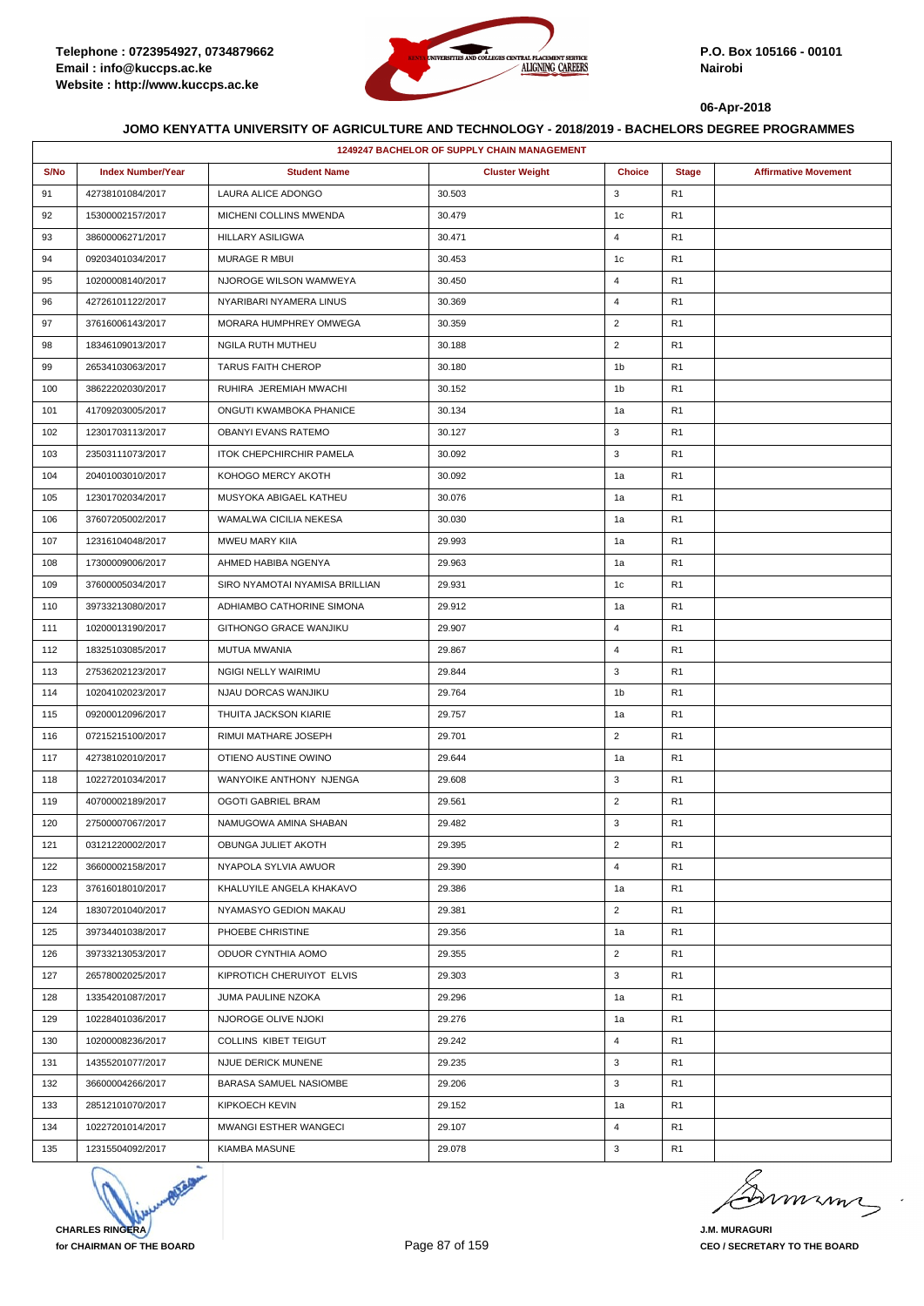Telephone : 0723954927, 0734879662
Email : info@kuccps.ac.ke
Website : http://www.kuccps.ac.ke

P.O. Box 105166 - 00101
Nairobi

06-Apr-2018

**JOMO KENYATTA UNIVERSITY OF AGRICULTURE AND TECHNOLOGY - 2018/2019 - BACHELORS DEGREE PROGRAMMES**

| 1249247 BACHELOR OF SUPPLY CHAIN MANAGEMENT | | | | | | |
|---|---|---|---|---|---|---|
| **S/No** | **Index Number/Year** | **Student Name** | **Cluster Weight** | **Choice** | **Stage** | **Affirmative Movement** |
| 91 | 42738101084/2017 | LAURA ALICE ADONGO | 30.503 | 3 | R1 | |
| 92 | 15300002157/2017 | MICHENI COLLINS MWENDA | 30.479 | 1c | R1 | |
| 93 | 38600006271/2017 | HILLARY ASILIGWA | 30.471 | 4 | R1 | |
| 94 | 09203401034/2017 | MURAGE R MBUI | 30.453 | 1c | R1 | |
| 95 | 10200008140/2017 | NJOROGE WILSON WAMWEYA | 30.450 | 4 | R1 | |
| 96 | 42726101122/2017 | NYARIBARI NYAMERA LINUS | 30.369 | 4 | R1 | |
| 97 | 37616006143/2017 | MORARA HUMPHREY OMWEGA | 30.359 | 2 | R1 | |
| 98 | 18346109013/2017 | NGILA RUTH MUTHEU | 30.188 | 2 | R1 | |
| 99 | 26534103063/2017 | TARUS FAITH CHEROP | 30.180 | 1b | R1 | |
| 100 | 38622202030/2017 | RUHIRA JEREMIAH MWACHI | 30.152 | 1b | R1 | |
| 101 | 41709203005/2017 | ONGUTI KWAMBOKA PHANICE | 30.134 | 1a | R1 | |
| 102 | 12301703113/2017 | OBANYI EVANS RATEMO | 30.127 | 3 | R1 | |
| 103 | 23503111073/2017 | ITOK CHEPCHIRCHIR PAMELA | 30.092 | 3 | R1 | |
| 104 | 20401003010/2017 | KOHOGO MERCY AKOTH | 30.092 | 1a | R1 | |
| 105 | 12301702034/2017 | MUSYOKA ABIGAEL KATHEU | 30.076 | 1a | R1 | |
| 106 | 37607205002/2017 | WAMALWA CICILIA NEKESA | 30.030 | 1a | R1 | |
| 107 | 12316104048/2017 | MWEU MARY KIIA | 29.993 | 1a | R1 | |
| 108 | 17300009006/2017 | AHMED HABIBA NGENYA | 29.963 | 1a | R1 | |
| 109 | 37600005034/2017 | SIRO NYAMOTAI NYAMISA BRILLIAN | 29.931 | 1c | R1 | |
| 110 | 39733213080/2017 | ADHIAMBO CATHORINE SIMONA | 29.912 | 1a | R1 | |
| 111 | 10200013190/2017 | GITHONGO GRACE WANJIKU | 29.907 | 4 | R1 | |
| 112 | 18325103085/2017 | MUTUA MWANIA | 29.867 | 4 | R1 | |
| 113 | 27536202123/2017 | NGIGI NELLY WAIRIMU | 29.844 | 3 | R1 | |
| 114 | 10204102023/2017 | NJAU DORCAS WANJIKU | 29.764 | 1b | R1 | |
| 115 | 09200012096/2017 | THUITA JACKSON KIARIE | 29.757 | 1a | R1 | |
| 116 | 07215215100/2017 | RIMUI MATHARE JOSEPH | 29.701 | 2 | R1 | |
| 117 | 42738102010/2017 | OTIENO AUSTINE OWINO | 29.644 | 1a | R1 | |
| 118 | 10227201034/2017 | WANYOIKE ANTHONY NJENGA | 29.608 | 3 | R1 | |
| 119 | 40700002189/2017 | OGOTI GABRIEL BRAM | 29.561 | 2 | R1 | |
| 120 | 27500007067/2017 | NAMUGOWA AMINA SHABAN | 29.482 | 3 | R1 | |
| 121 | 03121220002/2017 | OBUNGA JULIET AKOTH | 29.395 | 2 | R1 | |
| 122 | 36600002158/2017 | NYAPOLA SYLVIA AWUOR | 29.390 | 4 | R1 | |
| 123 | 37616018010/2017 | KHALUYILE ANGELA KHAKAVO | 29.386 | 1a | R1 | |
| 124 | 18307201040/2017 | NYAMASYO GEDION MAKAU | 29.381 | 2 | R1 | |
| 125 | 39734401038/2017 | PHOEBE CHRISTINE | 29.356 | 1a | R1 | |
| 126 | 39733213053/2017 | ODUOR CYNTHIA AOMO | 29.355 | 2 | R1 | |
| 127 | 26578002025/2017 | KIPROTICH CHERUIYOT ELVIS | 29.303 | 3 | R1 | |
| 128 | 13354201087/2017 | JUMA PAULINE NZOKA | 29.296 | 1a | R1 | |
| 129 | 10228401036/2017 | NJOROGE OLIVE NJOKI | 29.276 | 1a | R1 | |
| 130 | 10200008236/2017 | COLLINS KIBET TEIGUT | 29.242 | 4 | R1 | |
| 131 | 14355201077/2017 | NJUE DERICK MUNENE | 29.235 | 3 | R1 | |
| 132 | 36600004266/2017 | BARASA SAMUEL NASIOMBE | 29.206 | 3 | R1 | |
| 133 | 28512101070/2017 | KIPKOECH KEVIN | 29.152 | 1a | R1 | |
| 134 | 10227201014/2017 | MWANGI ESTHER WANGECI | 29.107 | 4 | R1 | |
| 135 | 12315504092/2017 | KIAMBA MASUNE | 29.078 | 3 | R1 | |

**CHARLES RINGERA**
**for CHAIRMAN OF THE BOARD**

**J.M. MURAGURI**
**CEO / SECRETARY TO THE BOARD**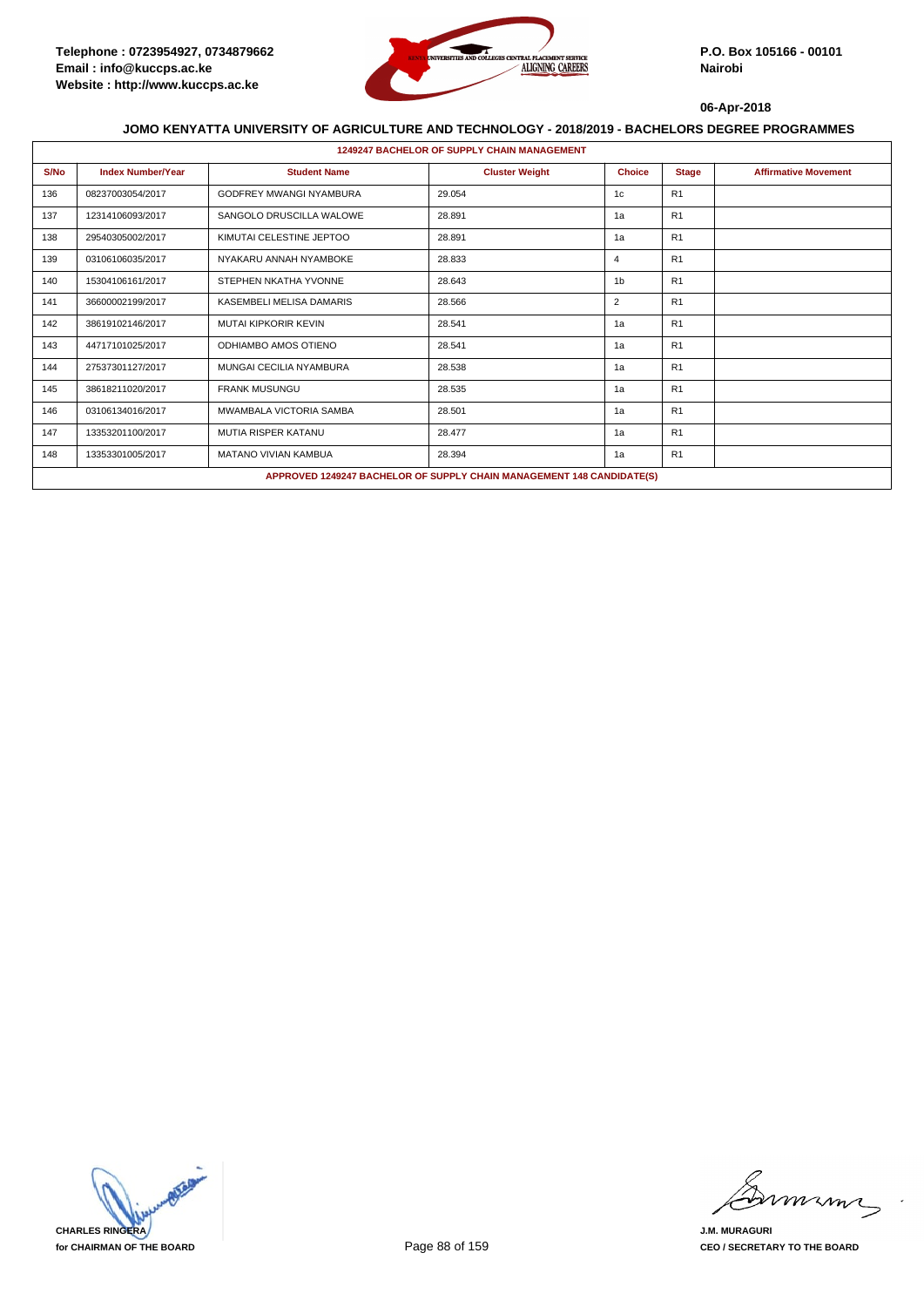**Telephone : 0723954927, 0734879662**
**Email : info@kuccps.ac.ke**
**Website : http://www.kuccps.ac.ke**

**P.O. Box 105166 - 00101**
**Nairobi**

**06-Apr-2018**

### JOMO KENYATTA UNIVERSITY OF AGRICULTURE AND TECHNOLOGY - 2018/2019 - BACHELORS DEGREE PROGRAMMES

| 1249247 BACHELOR OF SUPPLY CHAIN MANAGEMENT | | | | | | |
|---|---|---|---|---|---|---|
| **S/No** | **Index Number/Year** | **Student Name** | **Cluster Weight** | **Choice** | **Stage** | **Affirmative Movement** |
| 136 | 08237003054/2017 | GODFREY MWANGI NYAMBURA | 29.054 | 1c | R1 | |
| 137 | 12314106093/2017 | SANGOLO DRUSCILLA WALOWE | 28.891 | 1a | R1 | |
| 138 | 29540305002/2017 | KIMUTAI CELESTINE JEPTOO | 28.891 | 1a | R1 | |
| 139 | 03106106035/2017 | NYAKARU ANNAH NYAMBOKE | 28.833 | 4 | R1 | |
| 140 | 15304106161/2017 | STEPHEN NKATHA YVONNE | 28.643 | 1b | R1 | |
| 141 | 36600002199/2017 | KASEMBELI MELISA DAMARIS | 28.566 | 2 | R1 | |
| 142 | 38619102146/2017 | MUTAI KIPKORIR KEVIN | 28.541 | 1a | R1 | |
| 143 | 44717101025/2017 | ODHIAMBO AMOS OTIENO | 28.541 | 1a | R1 | |
| 144 | 27537301127/2017 | MUNGAI CECILIA NYAMBURA | 28.538 | 1a | R1 | |
| 145 | 38618211020/2017 | FRANK MUSUNGU | 28.535 | 1a | R1 | |
| 146 | 03106134016/2017 | MWAMBALA VICTORIA SAMBA | 28.501 | 1a | R1 | |
| 147 | 13353201100/2017 | MUTIA RISPER KATANU | 28.477 | 1a | R1 | |
| 148 | 13353301005/2017 | MATANO VIVIAN KAMBUA | 28.394 | 1a | R1 | |
| **APPROVED 1249247 BACHELOR OF SUPPLY CHAIN MANAGEMENT 148 CANDIDATE(S)** | | | | | | |

**CHARLES RINGERA**
**for CHAIRMAN OF THE BOARD**

**J.M. MURAGURI**
**CEO / SECRETARY TO THE BOARD**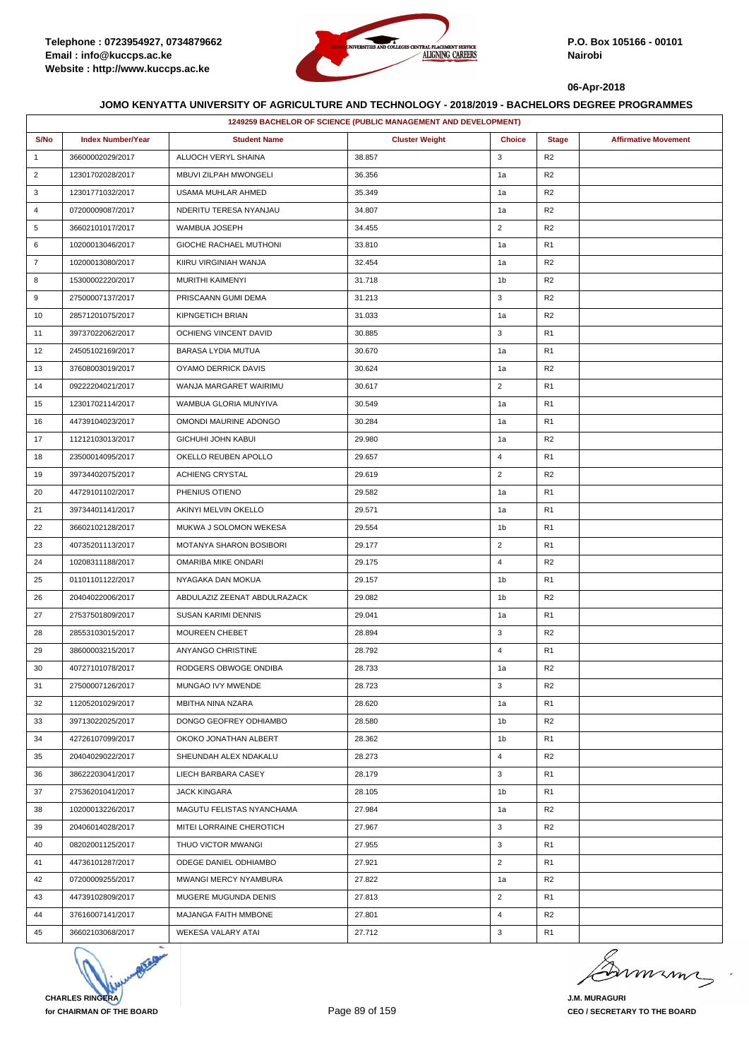Telephone : 0723954927, 0734879662
Email : info@kuccps.ac.ke
Website : http://www.kuccps.ac.ke

P.O. Box 105166 - 00101
Nairobi

06-Apr-2018

## JOMO KENYATTA UNIVERSITY OF AGRICULTURE AND TECHNOLOGY - 2018/2019 - BACHELORS DEGREE PROGRAMMES

| 1249259 BACHELOR OF SCIENCE (PUBLIC MANAGEMENT AND DEVELOPMENT) | | | | | | |
|---|---|---|---|---|---|---|
| S/No | Index Number/Year | Student Name | Cluster Weight | Choice | Stage | Affirmative Movement |
| 1 | 36600002029/2017 | ALUOCH VERYL SHAINA | 38.857 | 3 | R2 | |
| 2 | 12301702028/2017 | MBUVI ZILPAH MWONGELI | 36.356 | 1a | R2 | |
| 3 | 12301771032/2017 | USAMA MUHLAR AHMED | 35.349 | 1a | R2 | |
| 4 | 07200009087/2017 | NDERITU TERESA NYANJAU | 34.807 | 1a | R2 | |
| 5 | 36602101017/2017 | WAMBUA JOSEPH | 34.455 | 2 | R2 | |
| 6 | 10200013046/2017 | GIOCHE RACHAEL MUTHONI | 33.810 | 1a | R1 | |
| 7 | 10200013080/2017 | KIIRU VIRGINIAH WANJA | 32.454 | 1a | R2 | |
| 8 | 15300002220/2017 | MURITHI KAIMENYI | 31.718 | 1b | R2 | |
| 9 | 27500007137/2017 | PRISCAANN GUMI DEMA | 31.213 | 3 | R2 | |
| 10 | 28571201075/2017 | KIPNGETICH BRIAN | 31.033 | 1a | R2 | |
| 11 | 39737022062/2017 | OCHIENG VINCENT DAVID | 30.885 | 3 | R1 | |
| 12 | 24505102169/2017 | BARASA LYDIA MUTUA | 30.670 | 1a | R1 | |
| 13 | 37608003019/2017 | OYAMO DERRICK DAVIS | 30.624 | 1a | R2 | |
| 14 | 09222204021/2017 | WANJA MARGARET WAIRIMU | 30.617 | 2 | R1 | |
| 15 | 12301702114/2017 | WAMBUA GLORIA MUNYIVA | 30.549 | 1a | R1 | |
| 16 | 44739104023/2017 | OMONDI MAURINE ADONGO | 30.284 | 1a | R1 | |
| 17 | 11212103013/2017 | GICHUHI JOHN KABUI | 29.980 | 1a | R2 | |
| 18 | 23500014095/2017 | OKELLO REUBEN APOLLO | 29.657 | 4 | R1 | |
| 19 | 39734402075/2017 | ACHIENG CRYSTAL | 29.619 | 2 | R2 | |
| 20 | 44729101102/2017 | PHENIUS OTIENO | 29.582 | 1a | R1 | |
| 21 | 39734401141/2017 | AKINYI MELVIN OKELLO | 29.571 | 1a | R1 | |
| 22 | 36602102128/2017 | MUKWA J SOLOMON WEKESA | 29.554 | 1b | R1 | |
| 23 | 40735201113/2017 | MOTANYA SHARON BOSIBORI | 29.177 | 2 | R1 | |
| 24 | 10208311188/2017 | OMARIBA MIKE ONDARI | 29.175 | 4 | R2 | |
| 25 | 01101101122/2017 | NYAGAKA DAN MOKUA | 29.157 | 1b | R1 | |
| 26 | 20404022006/2017 | ABDULAZIZ ZEENAT ABDULRAZACK | 29.082 | 1b | R2 | |
| 27 | 27537501809/2017 | SUSAN KARIMI DENNIS | 29.041 | 1a | R1 | |
| 28 | 28553103015/2017 | MOUREEN CHEBET | 28.894 | 3 | R2 | |
| 29 | 38600003215/2017 | ANYANGO CHRISTINE | 28.792 | 4 | R1 | |
| 30 | 40727101078/2017 | RODGERS OBWOGE ONDIBA | 28.733 | 1a | R2 | |
| 31 | 27500007126/2017 | MUNGAO IVY MWENDE | 28.723 | 3 | R2 | |
| 32 | 11205201029/2017 | MBITHA NINA NZARA | 28.620 | 1a | R1 | |
| 33 | 39713022025/2017 | DONGO GEOFREY ODHIAMBO | 28.580 | 1b | R2 | |
| 34 | 42726107099/2017 | OKOKO JONATHAN ALBERT | 28.362 | 1b | R1 | |
| 35 | 20404029022/2017 | SHEUNDAH ALEX NDAKALU | 28.273 | 4 | R2 | |
| 36 | 38622203041/2017 | LIECH BARBARA CASEY | 28.179 | 3 | R1 | |
| 37 | 27536201041/2017 | JACK KINGARA | 28.105 | 1b | R1 | |
| 38 | 10200013226/2017 | MAGUTU FELISTAS NYANCHAMA | 27.984 | 1a | R2 | |
| 39 | 20406014028/2017 | MITEI LORRAINE CHEROTICH | 27.967 | 3 | R2 | |
| 40 | 08202001125/2017 | THUO VICTOR MWANGI | 27.955 | 3 | R1 | |
| 41 | 44736101287/2017 | ODEGE DANIEL ODHIAMBO | 27.921 | 2 | R1 | |
| 42 | 07200009255/2017 | MWANGI MERCY NYAMBURA | 27.822 | 1a | R2 | |
| 43 | 44739102809/2017 | MUGERE MUGUNDA DENIS | 27.813 | 2 | R1 | |
| 44 | 37616007141/2017 | MAJANGA FAITH MMBONE | 27.801 | 4 | R2 | |
| 45 | 36602103068/2017 | WEKESA VALARY ATAI | 27.712 | 3 | R1 | |

**CHARLES RINGERA**
**for CHAIRMAN OF THE BOARD**

**J.M. MURAGURI**
**CEO / SECRETARY TO THE BOARD**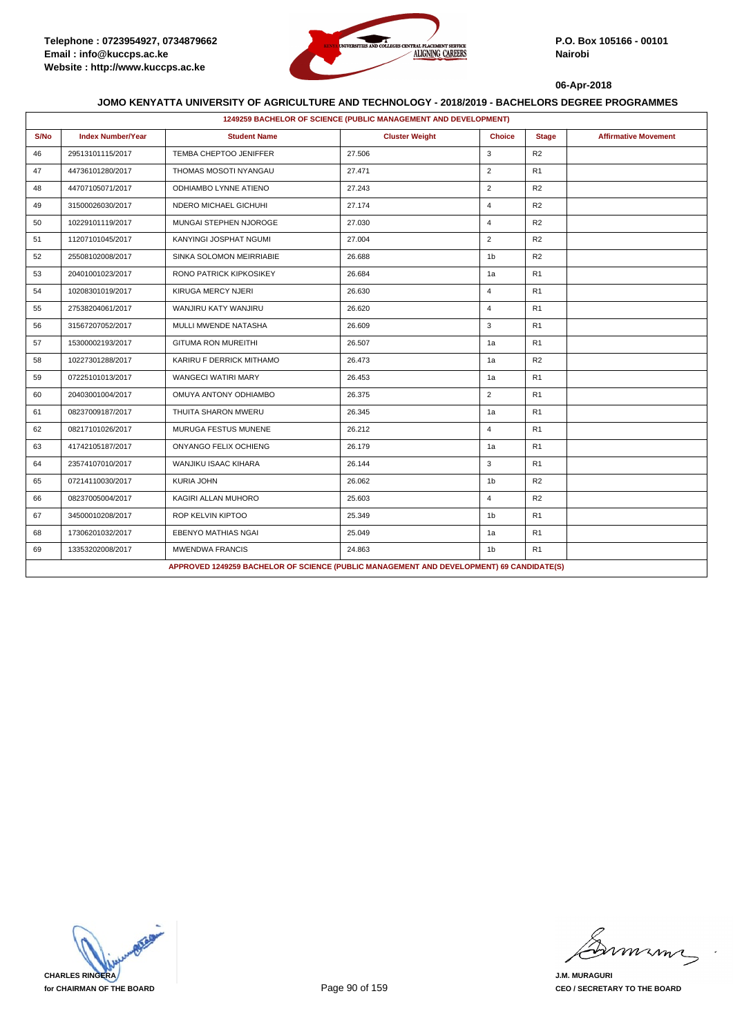Telephone : 0723954927, 0734879662
Email : info@kuccps.ac.ke
Website : http://www.kuccps.ac.ke

P.O. Box 105166 - 00101
Nairobi

06-Apr-2018

**JOMO KENYATTA UNIVERSITY OF AGRICULTURE AND TECHNOLOGY - 2018/2019 - BACHELORS DEGREE PROGRAMMES**

| 1249259 BACHELOR OF SCIENCE (PUBLIC MANAGEMENT AND DEVELOPMENT) | | | | | | |
|---|---|---|---|---|---|---|
| **S/No** | **Index Number/Year** | **Student Name** | **Cluster Weight** | **Choice** | **Stage** | **Affirmative Movement** |
| 46 | 29513101115/2017 | TEMBA CHEPTOO JENIFFER | 27.506 | 3 | R2 | |
| 47 | 44736101280/2017 | THOMAS MOSOTI NYANGAU | 27.471 | 2 | R1 | |
| 48 | 44707105071/2017 | ODHIAMBO LYNNE ATIENO | 27.243 | 2 | R2 | |
| 49 | 31500026030/2017 | NDERO MICHAEL GICHUHI | 27.174 | 4 | R2 | |
| 50 | 10229101119/2017 | MUNGAI STEPHEN NJOROGE | 27.030 | 4 | R2 | |
| 51 | 11207101045/2017 | KANYINGI JOSPHAT NGUMI | 27.004 | 2 | R2 | |
| 52 | 25508102008/2017 | SINKA SOLOMON MEIRRIABIE | 26.688 | 1b | R2 | |
| 53 | 20401001023/2017 | RONO PATRICK KIPKOSIKEY | 26.684 | 1a | R1 | |
| 54 | 10208301019/2017 | KIRUGA MERCY NJERI | 26.630 | 4 | R1 | |
| 55 | 27538204061/2017 | WANJIRU KATY WANJIRU | 26.620 | 4 | R1 | |
| 56 | 31567207052/2017 | MULLI MWENDE NATASHA | 26.609 | 3 | R1 | |
| 57 | 15300002193/2017 | GITUMA RON MUREITHI | 26.507 | 1a | R1 | |
| 58 | 10227301288/2017 | KARIRU F DERRICK MITHAMO | 26.473 | 1a | R2 | |
| 59 | 07225101013/2017 | WANGECI WATIRI MARY | 26.453 | 1a | R1 | |
| 60 | 20403001004/2017 | OMUYA ANTONY ODHIAMBO | 26.375 | 2 | R1 | |
| 61 | 08237009187/2017 | THUITA SHARON MWERU | 26.345 | 1a | R1 | |
| 62 | 08217101026/2017 | MURUGA FESTUS MUNENE | 26.212 | 4 | R1 | |
| 63 | 41742105187/2017 | ONYANGO FELIX OCHIENG | 26.179 | 1a | R1 | |
| 64 | 23574107010/2017 | WANJIKU ISAAC KIHARA | 26.144 | 3 | R1 | |
| 65 | 07214110030/2017 | KURIA JOHN | 26.062 | 1b | R2 | |
| 66 | 08237005004/2017 | KAGIRI ALLAN MUHORO | 25.603 | 4 | R2 | |
| 67 | 34500010208/2017 | ROP KELVIN KIPTOO | 25.349 | 1b | R1 | |
| 68 | 17306201032/2017 | EBENYO MATHIAS NGAI | 25.049 | 1a | R1 | |
| 69 | 13353202008/2017 | MWENDWA FRANCIS | 24.863 | 1b | R1 | |
| APPROVED 1249259 BACHELOR OF SCIENCE (PUBLIC MANAGEMENT AND DEVELOPMENT) 69 CANDIDATE(S) | | | | | | |

**CHARLES RINGERA**
**for CHAIRMAN OF THE BOARD**

**J.M. MURAGURI**
**CEO / SECRETARY TO THE BOARD**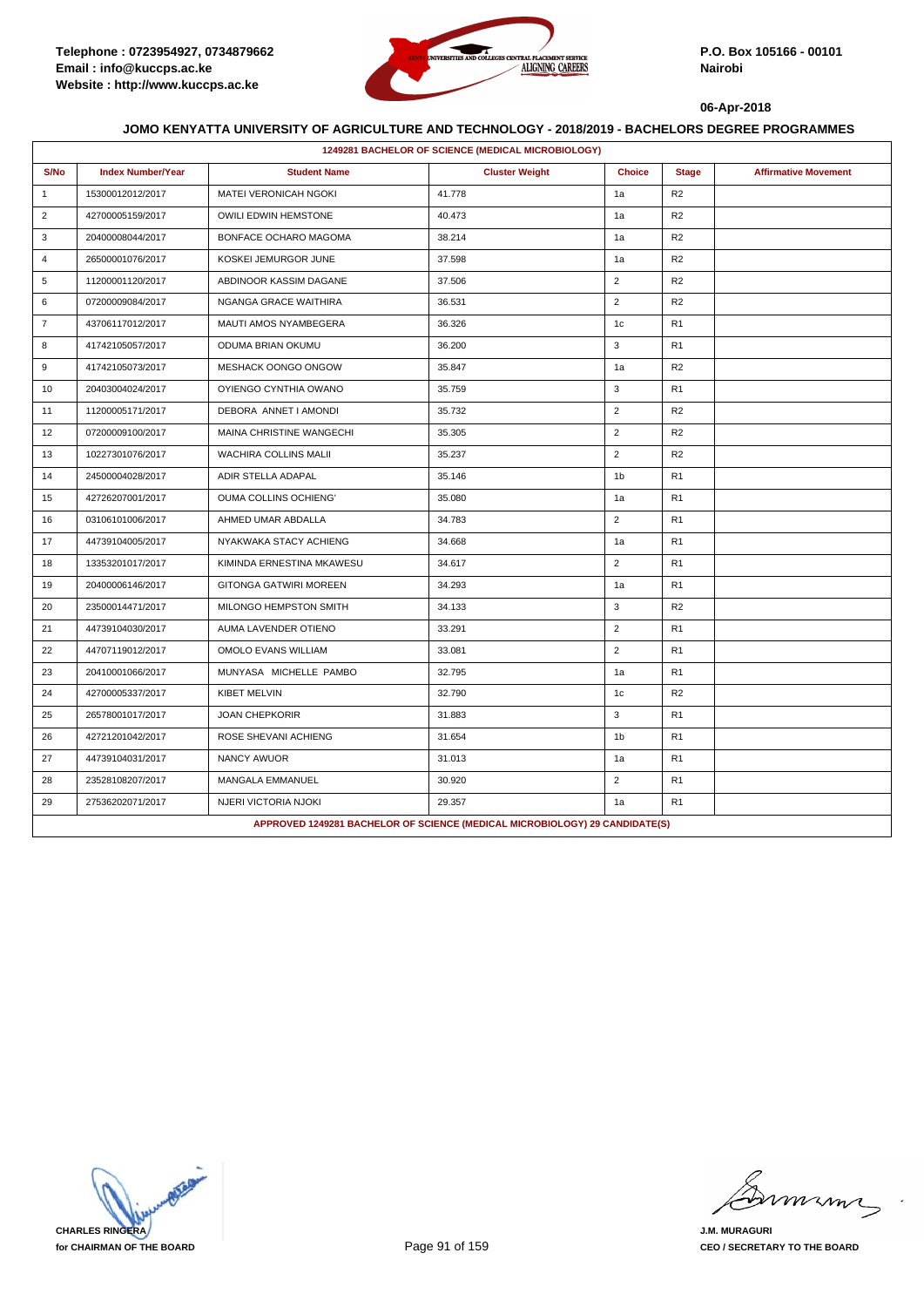**Telephone : 0723954927, 0734879662**
**Email : info@kuccps.ac.ke**
**Website : http://www.kuccps.ac.ke**

**P.O. Box 105166 - 00101**
**Nairobi**

**06-Apr-2018**

**JOMO KENYATTA UNIVERSITY OF AGRICULTURE AND TECHNOLOGY - 2018/2019 - BACHELORS DEGREE PROGRAMMES**

| 1249281 BACHELOR OF SCIENCE (MEDICAL MICROBIOLOGY) | | | | | | |
|---|---|---|---|---|---|---|
| S/No | Index Number/Year | Student Name | Cluster Weight | Choice | Stage | Affirmative Movement |
| 1 | 15300012012/2017 | MATEI VERONICAH NGOKI | 41.778 | 1a | R2 | |
| 2 | 42700005159/2017 | OWILI EDWIN HEMSTONE | 40.473 | 1a | R2 | |
| 3 | 20400008044/2017 | BONFACE OCHARO MAGOMA | 38.214 | 1a | R2 | |
| 4 | 26500001076/2017 | KOSKEI JEMURGOR JUNE | 37.598 | 1a | R2 | |
| 5 | 11200001120/2017 | ABDINOOR KASSIM DAGANE | 37.506 | 2 | R2 | |
| 6 | 07200009084/2017 | NGANGA GRACE WAITHIRA | 36.531 | 2 | R2 | |
| 7 | 43706117012/2017 | MAUTI AMOS NYAMBEGERA | 36.326 | 1c | R1 | |
| 8 | 41742105057/2017 | ODUMA BRIAN OKUMU | 36.200 | 3 | R1 | |
| 9 | 41742105073/2017 | MESHACK OONGO ONGOW | 35.847 | 1a | R2 | |
| 10 | 20403004024/2017 | OYIENGO CYNTHIA OWANO | 35.759 | 3 | R1 | |
| 11 | 11200005171/2017 | DEBORA ANNET I AMONDI | 35.732 | 2 | R2 | |
| 12 | 07200009100/2017 | MAINA CHRISTINE WANGECHI | 35.305 | 2 | R2 | |
| 13 | 10227301076/2017 | WACHIRA COLLINS MALII | 35.237 | 2 | R2 | |
| 14 | 24500004028/2017 | ADIR STELLA ADAPAL | 35.146 | 1b | R1 | |
| 15 | 42726207001/2017 | OUMA COLLINS OCHIENG' | 35.080 | 1a | R1 | |
| 16 | 03106101006/2017 | AHMED UMAR ABDALLA | 34.783 | 2 | R1 | |
| 17 | 44739104005/2017 | NYAKWAKA STACY ACHIENG | 34.668 | 1a | R1 | |
| 18 | 13353201017/2017 | KIMINDA ERNESTINA MKAWESU | 34.617 | 2 | R1 | |
| 19 | 20400006146/2017 | GITONGA GATWIRI MOREEN | 34.293 | 1a | R1 | |
| 20 | 23500014471/2017 | MILONGO HEMPSTON SMITH | 34.133 | 3 | R2 | |
| 21 | 44739104030/2017 | AUMA LAVENDER OTIENO | 33.291 | 2 | R1 | |
| 22 | 44707119012/2017 | OMOLO EVANS WILLIAM | 33.081 | 2 | R1 | |
| 23 | 20410001066/2017 | MUNYASA MICHELLE PAMBO | 32.795 | 1a | R1 | |
| 24 | 42700005337/2017 | KIBET MELVIN | 32.790 | 1c | R2 | |
| 25 | 26578001017/2017 | JOAN CHEPKORIR | 31.883 | 3 | R1 | |
| 26 | 42721201042/2017 | ROSE SHEVANI ACHIENG | 31.654 | 1b | R1 | |
| 27 | 44739104031/2017 | NANCY AWUOR | 31.013 | 1a | R1 | |
| 28 | 23528108207/2017 | MANGALA EMMANUEL | 30.920 | 2 | R1 | |
| 29 | 27536202071/2017 | NJERI VICTORIA NJOKI | 29.357 | 1a | R1 | |
| APPROVED 1249281 BACHELOR OF SCIENCE (MEDICAL MICROBIOLOGY) 29 CANDIDATE(S) | | | | | | |

**CHARLES RINGERA**
**for CHAIRMAN OF THE BOARD**

**J.M. MURAGURI**
**CEO / SECRETARY TO THE BOARD**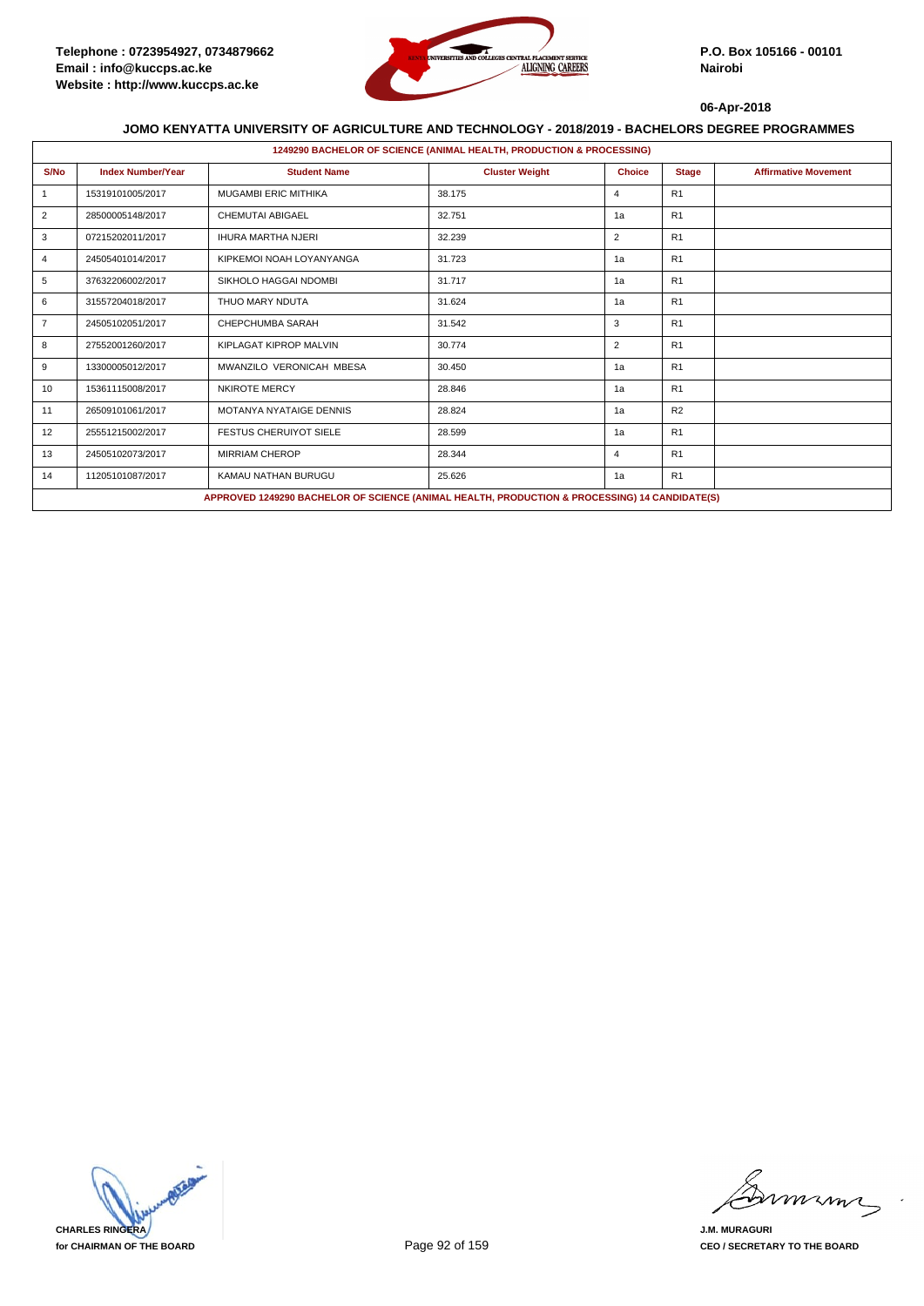Telephone : 0723954927, 0734879662
Email : info@kuccps.ac.ke
Website : http://www.kuccps.ac.ke

P.O. Box 105166 - 00101
Nairobi

06-Apr-2018

## JOMO KENYATTA UNIVERSITY OF AGRICULTURE AND TECHNOLOGY - 2018/2019 - BACHELORS DEGREE PROGRAMMES

### 1249290 BACHELOR OF SCIENCE (ANIMAL HEALTH, PRODUCTION & PROCESSING)

| S/No | Index Number/Year | Student Name | Cluster Weight | Choice | Stage | Affirmative Movement |
|---|---|---|---|---|---|---|
| 1 | 15319101005/2017 | MUGAMBI ERIC MITHIKA | 38.175 | 4 | R1 | |
| 2 | 28500005148/2017 | CHEMUTAI ABIGAEL | 32.751 | 1a | R1 | |
| 3 | 07215202011/2017 | IHURA MARTHA NJERI | 32.239 | 2 | R1 | |
| 4 | 24505401014/2017 | KIPKEMOI NOAH LOYANYANGA | 31.723 | 1a | R1 | |
| 5 | 37632206002/2017 | SIKHOLO HAGGAI NDOMBI | 31.717 | 1a | R1 | |
| 6 | 31557204018/2017 | THUO MARY NDUTA | 31.624 | 1a | R1 | |
| 7 | 24505102051/2017 | CHEPCHUMBA SARAH | 31.542 | 3 | R1 | |
| 8 | 27552001260/2017 | KIPLAGAT KIPROP MALVIN | 30.774 | 2 | R1 | |
| 9 | 13300005012/2017 | MWANZILO VERONICAH MBESA | 30.450 | 1a | R1 | |
| 10 | 15361115008/2017 | NKIROTE MERCY | 28.846 | 1a | R1 | |
| 11 | 26509101061/2017 | MOTANYA NYATAIGE DENNIS | 28.824 | 1a | R2 | |
| 12 | 25551215002/2017 | FESTUS CHERUIYOT SIELE | 28.599 | 1a | R1 | |
| 13 | 24505102073/2017 | MIRRIAM CHEROP | 28.344 | 4 | R1 | |
| 14 | 11205101087/2017 | KAMAU NATHAN BURUGU | 25.626 | 1a | R1 | |

APPROVED 1249290 BACHELOR OF SCIENCE (ANIMAL HEALTH, PRODUCTION & PROCESSING) 14 CANDIDATE(S)

CHARLES RINGERA
for CHAIRMAN OF THE BOARD

J.M. MURAGURI
CEO / SECRETARY TO THE BOARD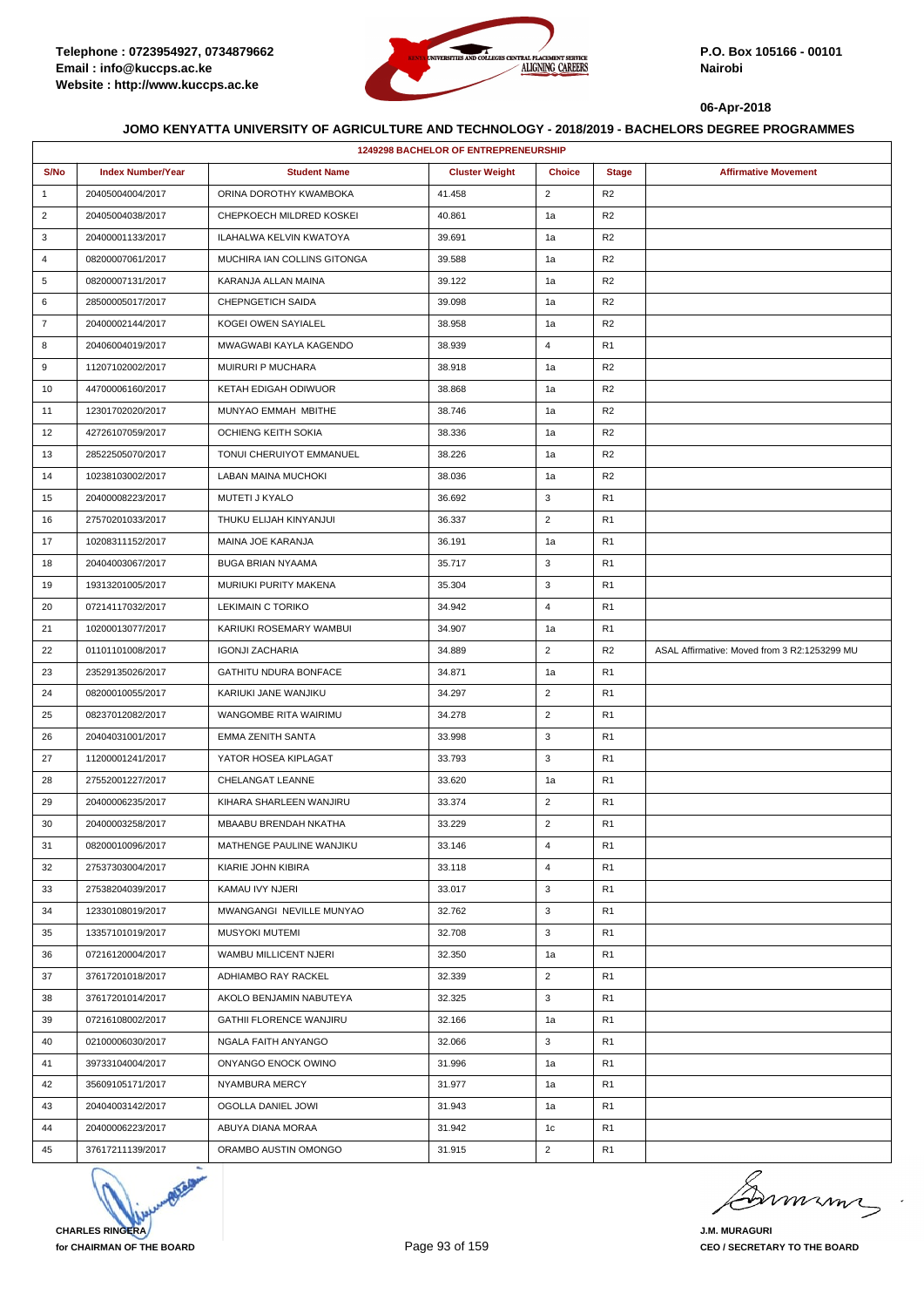Telephone : 0723954927, 0734879662
Email : info@kuccps.ac.ke
Website : http://www.kuccps.ac.ke

P.O. Box 105166 - 00101
Nairobi

06-Apr-2018

## JOMO KENYATTA UNIVERSITY OF AGRICULTURE AND TECHNOLOGY - 2018/2019 - BACHELORS DEGREE PROGRAMMES

**1249298 BACHELOR OF ENTREPRENEURSHIP**

| S/No | Index Number/Year | Student Name | Cluster Weight | Choice | Stage | Affirmative Movement |
|---|---|---|---|---|---|---|
| 1 | 20405004004/2017 | ORINA DOROTHY KWAMBOKA | 41.458 | 2 | R2 | |
| 2 | 20405004038/2017 | CHEPKOECH MILDRED KOSKEI | 40.861 | 1a | R2 | |
| 3 | 20400001133/2017 | ILAHALWA KELVIN KWATOYA | 39.691 | 1a | R2 | |
| 4 | 08200007061/2017 | MUCHIRA IAN COLLINS GITONGA | 39.588 | 1a | R2 | |
| 5 | 08200007131/2017 | KARANJA ALLAN MAINA | 39.122 | 1a | R2 | |
| 6 | 28500005017/2017 | CHEPNGETICH SAIDA | 39.098 | 1a | R2 | |
| 7 | 20400002144/2017 | KOGEI OWEN SAYIALEL | 38.958 | 1a | R2 | |
| 8 | 20406004019/2017 | MWAGWABI KAYLA KAGENDO | 38.939 | 4 | R1 | |
| 9 | 11207102002/2017 | MUIRURI P MUCHARA | 38.918 | 1a | R2 | |
| 10 | 44700006160/2017 | KETAH EDIGAH ODIWUOR | 38.868 | 1a | R2 | |
| 11 | 12301702020/2017 | MUNYAO EMMAH MBITHE | 38.746 | 1a | R2 | |
| 12 | 42726107059/2017 | OCHIENG KEITH SOKIA | 38.336 | 1a | R2 | |
| 13 | 28522505070/2017 | TONUI CHERUIYOT EMMANUEL | 38.226 | 1a | R2 | |
| 14 | 10238103002/2017 | LABAN MAINA MUCHOKI | 38.036 | 1a | R2 | |
| 15 | 20400008223/2017 | MUTETI J KYALO | 36.692 | 3 | R1 | |
| 16 | 27570201033/2017 | THUKU ELIJAH KINYANJUI | 36.337 | 2 | R1 | |
| 17 | 10208311152/2017 | MAINA JOE KARANJA | 36.191 | 1a | R1 | |
| 18 | 20404003067/2017 | BUGA BRIAN NYAAMA | 35.717 | 3 | R1 | |
| 19 | 19313201005/2017 | MURIUKI PURITY MAKENA | 35.304 | 3 | R1 | |
| 20 | 07214117032/2017 | LEKIMAIN C TORIKO | 34.942 | 4 | R1 | |
| 21 | 10200013077/2017 | KARIUKI ROSEMARY WAMBUI | 34.907 | 1a | R1 | |
| 22 | 01101101008/2017 | IGONJI ZACHARIA | 34.889 | 2 | R2 | ASAL Affirmative: Moved from 3 R2:1253299 MU |
| 23 | 23529135026/2017 | GATHITU NDURA BONFACE | 34.871 | 1a | R1 | |
| 24 | 08200010055/2017 | KARIUKI JANE WANJIKU | 34.297 | 2 | R1 | |
| 25 | 08237012082/2017 | WANGOMBE RITA WAIRIMU | 34.278 | 2 | R1 | |
| 26 | 20404031001/2017 | EMMA ZENITH SANTA | 33.998 | 3 | R1 | |
| 27 | 11200001241/2017 | YATOR HOSEA KIPLAGAT | 33.793 | 3 | R1 | |
| 28 | 27552001227/2017 | CHELANGAT LEANNE | 33.620 | 1a | R1 | |
| 29 | 20400006235/2017 | KIHARA SHARLEEN WANJIRU | 33.374 | 2 | R1 | |
| 30 | 20400003258/2017 | MBAABU BRENDAH NKATHA | 33.229 | 2 | R1 | |
| 31 | 08200010096/2017 | MATHENGE PAULINE WANJIKU | 33.146 | 4 | R1 | |
| 32 | 27537303004/2017 | KIARIE JOHN KIBIRA | 33.118 | 4 | R1 | |
| 33 | 27538204039/2017 | KAMAU IVY NJERI | 33.017 | 3 | R1 | |
| 34 | 12330108019/2017 | MWANGANGI NEVILLE MUNYAO | 32.762 | 3 | R1 | |
| 35 | 13357101019/2017 | MUSYOKI MUTEMI | 32.708 | 3 | R1 | |
| 36 | 07216120004/2017 | WAMBU MILLICENT NJERI | 32.350 | 1a | R1 | |
| 37 | 37617201018/2017 | ADHIAMBO RAY RACKEL | 32.339 | 2 | R1 | |
| 38 | 37617201014/2017 | AKOLO BENJAMIN NABUTEYA | 32.325 | 3 | R1 | |
| 39 | 07216108002/2017 | GATHII FLORENCE WANJIRU | 32.166 | 1a | R1 | |
| 40 | 02100006030/2017 | NGALA FAITH ANYANGO | 32.066 | 3 | R1 | |
| 41 | 39733104004/2017 | ONYANGO ENOCK OWINO | 31.996 | 1a | R1 | |
| 42 | 35609105171/2017 | NYAMBURA MERCY | 31.977 | 1a | R1 | |
| 43 | 20404003142/2017 | OGOLLA DANIEL JOWI | 31.943 | 1a | R1 | |
| 44 | 20400006223/2017 | ABUYA DIANA MORAA | 31.942 | 1c | R1 | |
| 45 | 37617211139/2017 | ORAMBO AUSTIN OMONGO | 31.915 | 2 | R1 | |

**CHARLES RINGERA**
**for CHAIRMAN OF THE BOARD**

**J.M. MURAGURI**
**CEO / SECRETARY TO THE BOARD**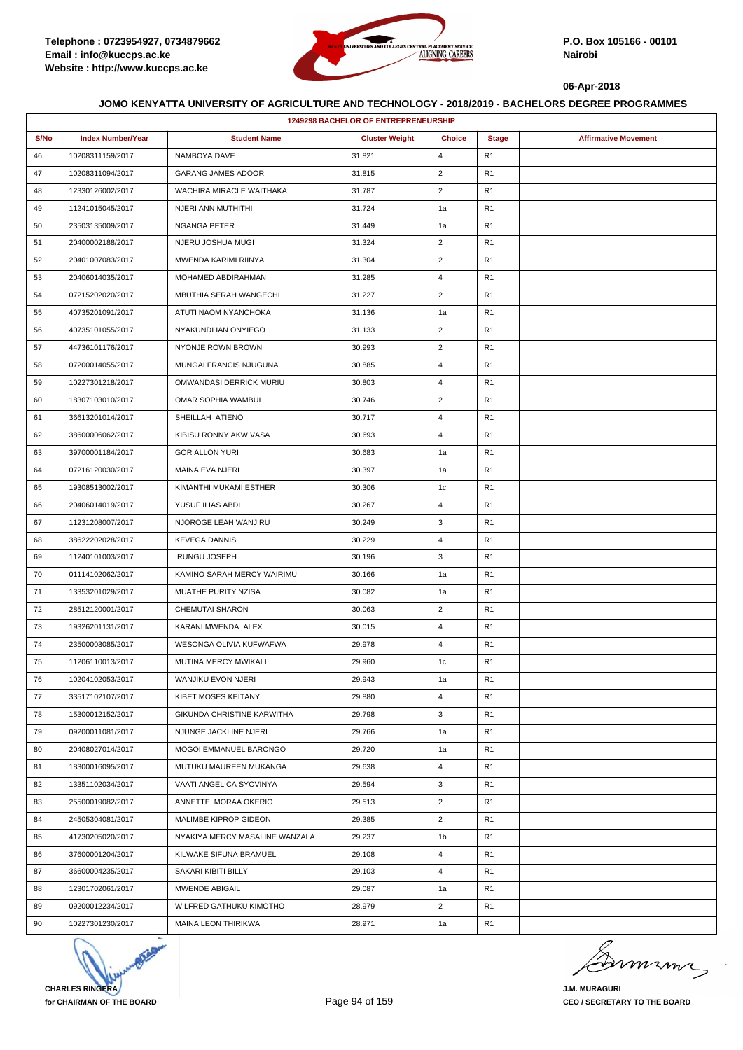Telephone : 0723954927, 0734879662
Email : info@kuccps.ac.ke
Website : http://www.kuccps.ac.ke

P.O. Box 105166 - 00101
Nairobi

06-Apr-2018

**JOMO KENYATTA UNIVERSITY OF AGRICULTURE AND TECHNOLOGY - 2018/2019 - BACHELORS DEGREE PROGRAMMES**

| 1249298 BACHELOR OF ENTREPRENEURSHIP | | | | | | |
|---|---|---|---|---|---|---|
| S/No | Index Number/Year | Student Name | Cluster Weight | Choice | Stage | Affirmative Movement |
| 46 | 10208311159/2017 | NAMBOYA DAVE | 31.821 | 4 | R1 | |
| 47 | 10208311094/2017 | GARANG JAMES ADOOR | 31.815 | 2 | R1 | |
| 48 | 12330126002/2017 | WACHIRA MIRACLE WAITHAKA | 31.787 | 2 | R1 | |
| 49 | 11241015045/2017 | NJERI ANN MUTHITHI | 31.724 | 1a | R1 | |
| 50 | 23503135009/2017 | NGANGA PETER | 31.449 | 1a | R1 | |
| 51 | 20400002188/2017 | NJERU JOSHUA MUGI | 31.324 | 2 | R1 | |
| 52 | 20401007083/2017 | MWENDA KARIMI RIINYA | 31.304 | 2 | R1 | |
| 53 | 20406014035/2017 | MOHAMED ABDIRAHMAN | 31.285 | 4 | R1 | |
| 54 | 07215202020/2017 | MBUTHIA SERAH WANGECHI | 31.227 | 2 | R1 | |
| 55 | 40735201091/2017 | ATUTI NAOM NYANCHOKA | 31.136 | 1a | R1 | |
| 56 | 40735101055/2017 | NYAKUNDI IAN ONYIEGO | 31.133 | 2 | R1 | |
| 57 | 44736101176/2017 | NYONJE ROWN BROWN | 30.993 | 2 | R1 | |
| 58 | 07200014055/2017 | MUNGAI FRANCIS NJUGUNA | 30.885 | 4 | R1 | |
| 59 | 10227301218/2017 | OMWANDASI DERRICK MURIU | 30.803 | 4 | R1 | |
| 60 | 18307103010/2017 | OMAR SOPHIA WAMBUI | 30.746 | 2 | R1 | |
| 61 | 36613201014/2017 | SHEILLAH ATIENO | 30.717 | 4 | R1 | |
| 62 | 38600006062/2017 | KIBISU RONNY AKWIVASA | 30.693 | 4 | R1 | |
| 63 | 39700001184/2017 | GOR ALLON YURI | 30.683 | 1a | R1 | |
| 64 | 07216120030/2017 | MAINA EVA NJERI | 30.397 | 1a | R1 | |
| 65 | 19308513002/2017 | KIMANTHI MUKAMI ESTHER | 30.306 | 1c | R1 | |
| 66 | 20406014019/2017 | YUSUF ILIAS ABDI | 30.267 | 4 | R1 | |
| 67 | 11231208007/2017 | NJOROGE LEAH WANJIRU | 30.249 | 3 | R1 | |
| 68 | 38622202028/2017 | KEVEGA DANNIS | 30.229 | 4 | R1 | |
| 69 | 11240101003/2017 | IRUNGU JOSEPH | 30.196 | 3 | R1 | |
| 70 | 01114102062/2017 | KAMINO SARAH MERCY WAIRIMU | 30.166 | 1a | R1 | |
| 71 | 13353201029/2017 | MUATHE PURITY NZISA | 30.082 | 1a | R1 | |
| 72 | 28512120001/2017 | CHEMUTAI SHARON | 30.063 | 2 | R1 | |
| 73 | 19326201131/2017 | KARANI MWENDA ALEX | 30.015 | 4 | R1 | |
| 74 | 23500003085/2017 | WESONGA OLIVIA KUFWAFWA | 29.978 | 4 | R1 | |
| 75 | 11206110013/2017 | MUTINA MERCY MWIKALI | 29.960 | 1c | R1 | |
| 76 | 10204102053/2017 | WANJIKU EVON NJERI | 29.943 | 1a | R1 | |
| 77 | 33517102107/2017 | KIBET MOSES KEITANY | 29.880 | 4 | R1 | |
| 78 | 15300012152/2017 | GIKUNDA CHRISTINE KARWITHA | 29.798 | 3 | R1 | |
| 79 | 09200011081/2017 | NJUNGE JACKLINE NJERI | 29.766 | 1a | R1 | |
| 80 | 20408027014/2017 | MOGOI EMMANUEL BARONGO | 29.720 | 1a | R1 | |
| 81 | 18300016095/2017 | MUTUKU MAUREEN MUKANGA | 29.638 | 4 | R1 | |
| 82 | 13351102034/2017 | VAATI ANGELICA SYOVINYA | 29.594 | 3 | R1 | |
| 83 | 25500019082/2017 | ANNETTE MORAA OKERIO | 29.513 | 2 | R1 | |
| 84 | 24505304081/2017 | MALIMBE KIPROP GIDEON | 29.385 | 2 | R1 | |
| 85 | 41730205020/2017 | NYAKIYA MERCY MASALINE WANZALA | 29.237 | 1b | R1 | |
| 86 | 37600001204/2017 | KILWAKE SIFUNA BRAMUEL | 29.108 | 4 | R1 | |
| 87 | 36600004235/2017 | SAKARI KIBITI BILLY | 29.103 | 4 | R1 | |
| 88 | 12301702061/2017 | MWENDE ABIGAIL | 29.087 | 1a | R1 | |
| 89 | 09200012234/2017 | WILFRED GATHUKU KIMOTHO | 28.979 | 2 | R1 | |
| 90 | 10227301230/2017 | MAINA LEON THIRIKWA | 28.971 | 1a | R1 | |

**CHARLES RINGERA**
**for CHAIRMAN OF THE BOARD**

**J.M. MURAGURI**
**CEO / SECRETARY TO THE BOARD**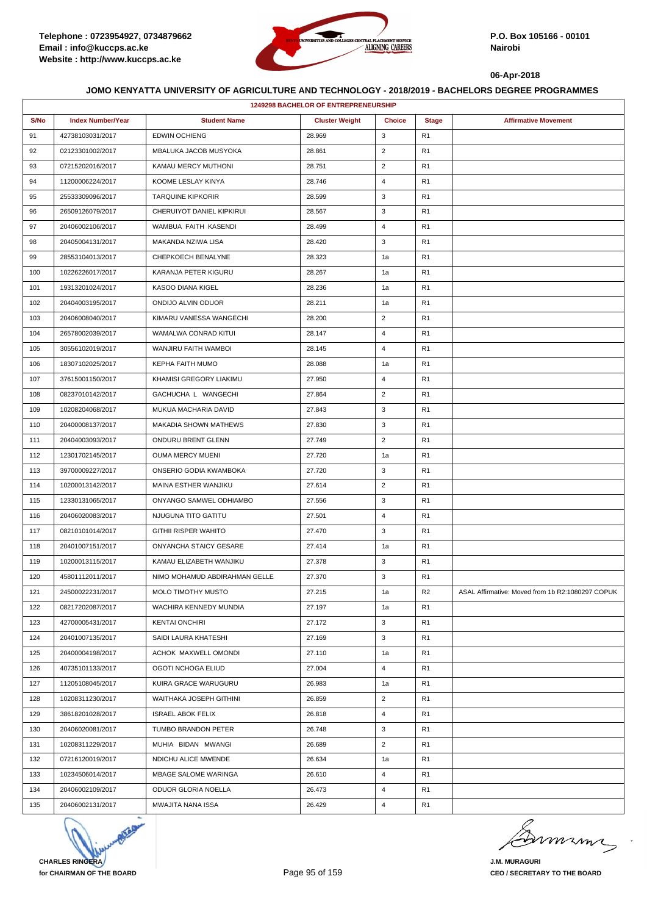Telephone : 0723954927, 0734879662
Email : info@kuccps.ac.ke
Website : http://www.kuccps.ac.ke

P.O. Box 105166 - 00101
Nairobi

06-Apr-2018

### JOMO KENYATTA UNIVERSITY OF AGRICULTURE AND TECHNOLOGY - 2018/2019 - BACHELORS DEGREE PROGRAMMES

| 1249298 BACHELOR OF ENTREPRENEURSHIP | | | | | | |
|---|---|---|---|---|---|---|
| S/No | Index Number/Year | Student Name | Cluster Weight | Choice | Stage | Affirmative Movement |
| 91 | 42738103031/2017 | EDWIN OCHIENG | 28.969 | 3 | R1 | |
| 92 | 02123301002/2017 | MBALUKA JACOB MUSYOKA | 28.861 | 2 | R1 | |
| 93 | 07215202016/2017 | KAMAU MERCY MUTHONI | 28.751 | 2 | R1 | |
| 94 | 11200006224/2017 | KOOME LESLAY KINYA | 28.746 | 4 | R1 | |
| 95 | 25533309096/2017 | TARQUINE KIPKORIR | 28.599 | 3 | R1 | |
| 96 | 26509126079/2017 | CHERUIYOT DANIEL KIPKIRUI | 28.567 | 3 | R1 | |
| 97 | 20406002106/2017 | WAMBUA FAITH KASENDI | 28.499 | 4 | R1 | |
| 98 | 20405004131/2017 | MAKANDA NZIWA LISA | 28.420 | 3 | R1 | |
| 99 | 28553104013/2017 | CHEPKOECH BENALYNE | 28.323 | 1a | R1 | |
| 100 | 10226226017/2017 | KARANJA PETER KIGURU | 28.267 | 1a | R1 | |
| 101 | 19313201024/2017 | KASOO DIANA KIGEL | 28.236 | 1a | R1 | |
| 102 | 20404003195/2017 | ONDIJO ALVIN ODUOR | 28.211 | 1a | R1 | |
| 103 | 20406008040/2017 | KIMARU VANESSA WANGECHI | 28.200 | 2 | R1 | |
| 104 | 26578002039/2017 | WAMALWA CONRAD KITUI | 28.147 | 4 | R1 | |
| 105 | 30556102019/2017 | WANJIRU FAITH WAMBOI | 28.145 | 4 | R1 | |
| 106 | 18307102025/2017 | KEPHA FAITH MUMO | 28.088 | 1a | R1 | |
| 107 | 37615001150/2017 | KHAMISI GREGORY LIAKIMU | 27.950 | 4 | R1 | |
| 108 | 08237010142/2017 | GACHUCHA L WANGECHI | 27.864 | 2 | R1 | |
| 109 | 10208204068/2017 | MUKUA MACHARIA DAVID | 27.843 | 3 | R1 | |
| 110 | 20400008137/2017 | MAKADIA SHOWN MATHEWS | 27.830 | 3 | R1 | |
| 111 | 20404003093/2017 | ONDURU BRENT GLENN | 27.749 | 2 | R1 | |
| 112 | 12301702145/2017 | OUMA MERCY MUENI | 27.720 | 1a | R1 | |
| 113 | 39700009227/2017 | ONSERIO GODIA KWAMBOKA | 27.720 | 3 | R1 | |
| 114 | 10200013142/2017 | MAINA ESTHER WANJIKU | 27.614 | 2 | R1 | |
| 115 | 12330131065/2017 | ONYANGO SAMWEL ODHIAMBO | 27.556 | 3 | R1 | |
| 116 | 20406020083/2017 | NJUGUNA TITO GATITU | 27.501 | 4 | R1 | |
| 117 | 08210101014/2017 | GITHII RISPER WAHITO | 27.470 | 3 | R1 | |
| 118 | 20401007151/2017 | ONYANCHA STAICY GESARE | 27.414 | 1a | R1 | |
| 119 | 10200013115/2017 | KAMAU ELIZABETH WANJIKU | 27.378 | 3 | R1 | |
| 120 | 45801112011/2017 | NIMO MOHAMUD ABDIRAHMAN GELLE | 27.370 | 3 | R1 | |
| 121 | 24500022231/2017 | MOLO TIMOTHY MUSTO | 27.215 | 1a | R2 | ASAL Affirmative: Moved from 1b R2:1080297 COPUK |
| 122 | 08217202087/2017 | WACHIRA KENNEDY MUNDIA | 27.197 | 1a | R1 | |
| 123 | 42700005431/2017 | KENTAI ONCHIRI | 27.172 | 3 | R1 | |
| 124 | 20401007135/2017 | SAIDI LAURA KHATESHI | 27.169 | 3 | R1 | |
| 125 | 20400004198/2017 | ACHOK MAXWELL OMONDI | 27.110 | 1a | R1 | |
| 126 | 40735101133/2017 | OGOTI NCHOGA ELIUD | 27.004 | 4 | R1 | |
| 127 | 11205108045/2017 | KUIRA GRACE WARUGURU | 26.983 | 1a | R1 | |
| 128 | 10208311230/2017 | WAITHAKA JOSEPH GITHINI | 26.859 | 2 | R1 | |
| 129 | 38618201028/2017 | ISRAEL ABOK FELIX | 26.818 | 4 | R1 | |
| 130 | 20406020081/2017 | TUMBO BRANDON PETER | 26.748 | 3 | R1 | |
| 131 | 10208311229/2017 | MUHIA BIDAN MWANGI | 26.689 | 2 | R1 | |
| 132 | 07216120019/2017 | NDICHU ALICE MWENDE | 26.634 | 1a | R1 | |
| 133 | 10234506014/2017 | MBAGE SALOME WARINGA | 26.610 | 4 | R1 | |
| 134 | 20406002109/2017 | ODUOR GLORIA NOELLA | 26.473 | 4 | R1 | |
| 135 | 20406002131/2017 | MWAJITA NANA ISSA | 26.429 | 4 | R1 | |

**CHARLES RINGERA**
**for CHAIRMAN OF THE BOARD**

**J.M. MURAGURI**
**CEO / SECRETARY TO THE BOARD**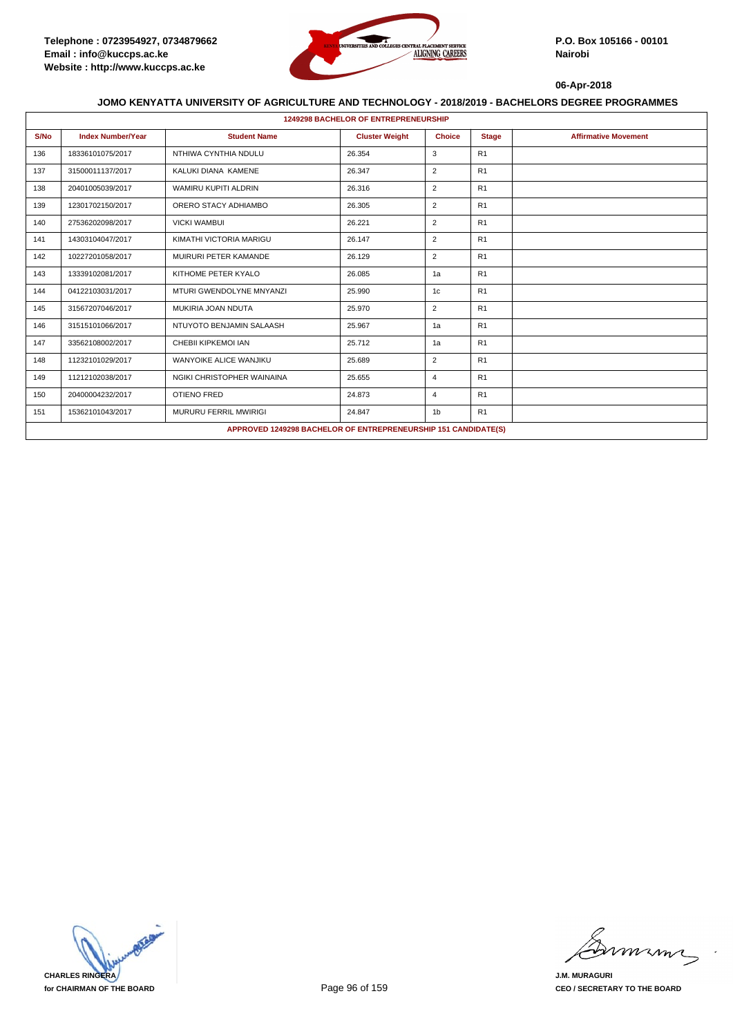Telephone : 0723954927, 0734879662
Email : info@kuccps.ac.ke
Website : http://www.kuccps.ac.ke

P.O. Box 105166 - 00101
Nairobi

06-Apr-2018

**JOMO KENYATTA UNIVERSITY OF AGRICULTURE AND TECHNOLOGY - 2018/2019 - BACHELORS DEGREE PROGRAMMES**

**1249298 BACHELOR OF ENTREPRENEURSHIP**

| S/No | Index Number/Year | Student Name | Cluster Weight | Choice | Stage | Affirmative Movement |
|---|---|---|---|---|---|---|
| 136 | 18336101075/2017 | NTHIWA CYNTHIA NDULU | 26.354 | 3 | R1 | |
| 137 | 31500011137/2017 | KALUKI DIANA KAMENE | 26.347 | 2 | R1 | |
| 138 | 20401005039/2017 | WAMIRU KUPITI ALDRIN | 26.316 | 2 | R1 | |
| 139 | 12301702150/2017 | ORERO STACY ADHIAMBO | 26.305 | 2 | R1 | |
| 140 | 27536202098/2017 | VICKI WAMBUI | 26.221 | 2 | R1 | |
| 141 | 14303104047/2017 | KIMATHI VICTORIA MARIGU | 26.147 | 2 | R1 | |
| 142 | 10227201058/2017 | MUIRURI PETER KAMANDE | 26.129 | 2 | R1 | |
| 143 | 13339102081/2017 | KITHOME PETER KYALO | 26.085 | 1a | R1 | |
| 144 | 04122103031/2017 | MTURI GWENDOLYNE MNYANZI | 25.990 | 1c | R1 | |
| 145 | 31567207046/2017 | MUKIRIA JOAN NDUTA | 25.970 | 2 | R1 | |
| 146 | 31515101066/2017 | NTUYOTO BENJAMIN SALAASH | 25.967 | 1a | R1 | |
| 147 | 33562108002/2017 | CHEBII KIPKEMOI IAN | 25.712 | 1a | R1 | |
| 148 | 11232101029/2017 | WANYOIKE ALICE WANJIKU | 25.689 | 2 | R1 | |
| 149 | 11212102038/2017 | NGIKI CHRISTOPHER WAINAINA | 25.655 | 4 | R1 | |
| 150 | 20400004232/2017 | OTIENO FRED | 24.873 | 4 | R1 | |
| 151 | 15362101043/2017 | MURURU FERRIL MWIRIGI | 24.847 | 1b | R1 | |

**APPROVED 1249298 BACHELOR OF ENTREPRENEURSHIP 151 CANDIDATE(S)**

CHARLES RINGERA
for CHAIRMAN OF THE BOARD

J.M. MURAGURI
CEO / SECRETARY TO THE BOARD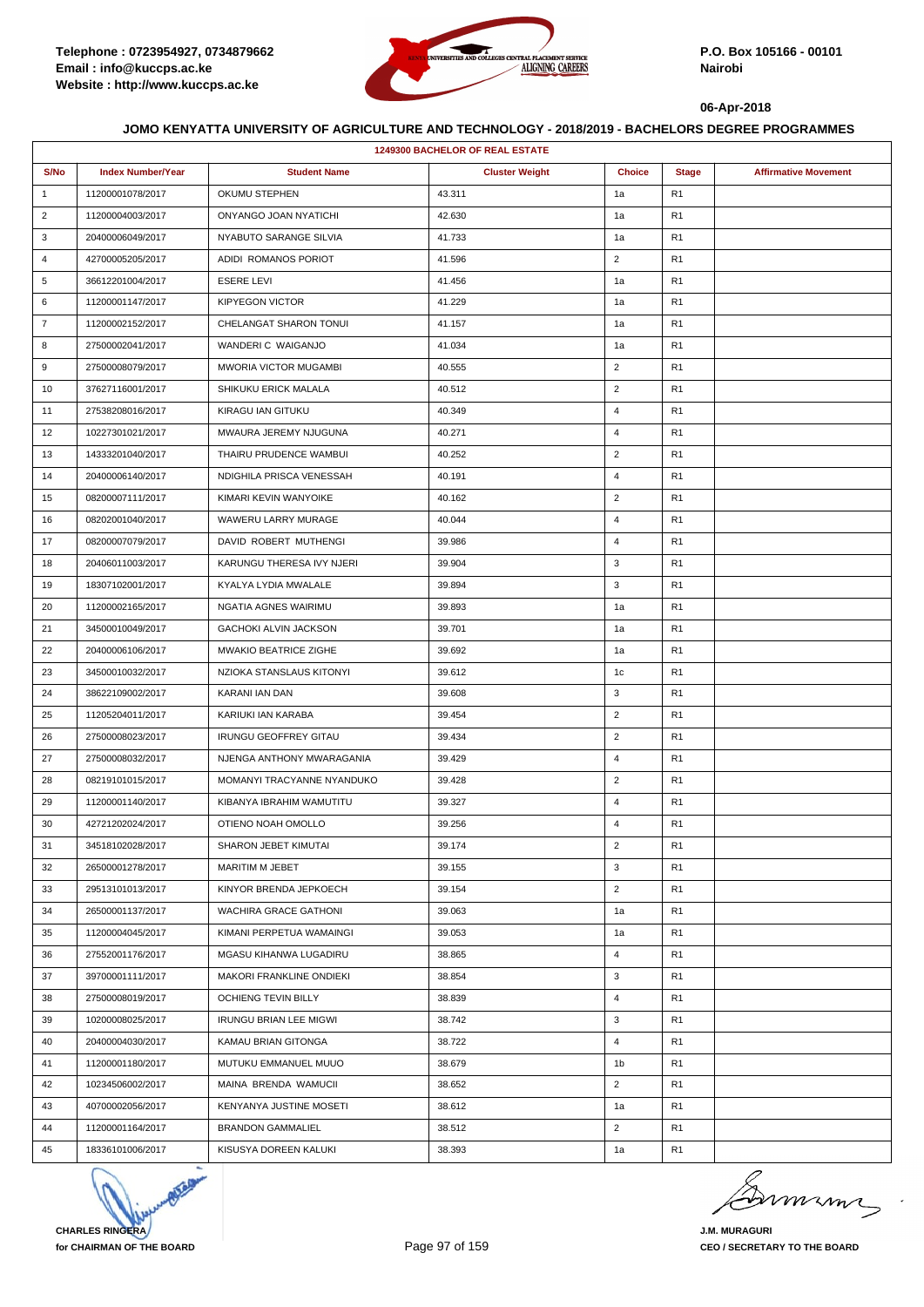Telephone : 0723954927, 0734879662
Email : info@kuccps.ac.ke
Website : http://www.kuccps.ac.ke

P.O. Box 105166 - 00101
Nairobi

06-Apr-2018

## JOMO KENYATTA UNIVERSITY OF AGRICULTURE AND TECHNOLOGY - 2018/2019 - BACHELORS DEGREE PROGRAMMES

### 1249300 BACHELOR OF REAL ESTATE

| S/No | Index Number/Year | Student Name | Cluster Weight | Choice | Stage | Affirmative Movement |
|---|---|---|---|---|---|---|
| 1 | 11200001078/2017 | OKUMU STEPHEN | 43.311 | 1a | R1 | |
| 2 | 11200004003/2017 | ONYANGO JOAN NYATICHI | 42.630 | 1a | R1 | |
| 3 | 20400006049/2017 | NYABUTO SARANGE SILVIA | 41.733 | 1a | R1 | |
| 4 | 42700005205/2017 | ADIDI ROMANOS PORIOT | 41.596 | 2 | R1 | |
| 5 | 36612201004/2017 | ESERE LEVI | 41.456 | 1a | R1 | |
| 6 | 11200001147/2017 | KIPYEGON VICTOR | 41.229 | 1a | R1 | |
| 7 | 11200002152/2017 | CHELANGAT SHARON TONUI | 41.157 | 1a | R1 | |
| 8 | 27500002041/2017 | WANDERI C WAIGANJO | 41.034 | 1a | R1 | |
| 9 | 27500008079/2017 | MWORIA VICTOR MUGAMBI | 40.555 | 2 | R1 | |
| 10 | 37627116001/2017 | SHIKUKU ERICK MALALA | 40.512 | 2 | R1 | |
| 11 | 27538208016/2017 | KIRAGU IAN GITUKU | 40.349 | 4 | R1 | |
| 12 | 10227301021/2017 | MWAURA JEREMY NJUGUNA | 40.271 | 4 | R1 | |
| 13 | 14333201040/2017 | THAIRU PRUDENCE WAMBUI | 40.252 | 2 | R1 | |
| 14 | 20400006140/2017 | NDIGHILA PRISCA VENESSAH | 40.191 | 4 | R1 | |
| 15 | 08200007111/2017 | KIMARI KEVIN WANYOIKE | 40.162 | 2 | R1 | |
| 16 | 08202001040/2017 | WAWERU LARRY MURAGE | 40.044 | 4 | R1 | |
| 17 | 08200007079/2017 | DAVID ROBERT MUTHENGI | 39.986 | 4 | R1 | |
| 18 | 20406011003/2017 | KARUNGU THERESA IVY NJERI | 39.904 | 3 | R1 | |
| 19 | 18307102001/2017 | KYALYA LYDIA MWALALE | 39.894 | 3 | R1 | |
| 20 | 11200002165/2017 | NGATIA AGNES WAIRIMU | 39.893 | 1a | R1 | |
| 21 | 34500010049/2017 | GACHOKI ALVIN JACKSON | 39.701 | 1a | R1 | |
| 22 | 20400006106/2017 | MWAKIO BEATRICE ZIGHE | 39.692 | 1a | R1 | |
| 23 | 34500010032/2017 | NZIOKA STANSLAUS KITONYI | 39.612 | 1c | R1 | |
| 24 | 38622109002/2017 | KARANI IAN DAN | 39.608 | 3 | R1 | |
| 25 | 11205204011/2017 | KARIUKI IAN KARABA | 39.454 | 2 | R1 | |
| 26 | 27500008023/2017 | IRUNGU GEOFFREY GITAU | 39.434 | 2 | R1 | |
| 27 | 27500008032/2017 | NJENGA ANTHONY MWARAGANIA | 39.429 | 4 | R1 | |
| 28 | 08219101015/2017 | MOMANYI TRACYANNE NYANDUKO | 39.428 | 2 | R1 | |
| 29 | 11200001140/2017 | KIBANYA IBRAHIM WAMUTITU | 39.327 | 4 | R1 | |
| 30 | 42721202024/2017 | OTIENO NOAH OMOLLO | 39.256 | 4 | R1 | |
| 31 | 34518102028/2017 | SHARON JEBET KIMUTAI | 39.174 | 2 | R1 | |
| 32 | 26500001278/2017 | MARITIM M JEBET | 39.155 | 3 | R1 | |
| 33 | 29513101013/2017 | KINYOR BRENDA JEPKOECH | 39.154 | 2 | R1 | |
| 34 | 26500001137/2017 | WACHIRA GRACE GATHONI | 39.063 | 1a | R1 | |
| 35 | 11200004045/2017 | KIMANI PERPETUA WAMAINGI | 39.053 | 1a | R1 | |
| 36 | 27552001176/2017 | MGASU KIHANWA LUGADIRU | 38.865 | 4 | R1 | |
| 37 | 39700001111/2017 | MAKORI FRANKLINE ONDIEKI | 38.854 | 3 | R1 | |
| 38 | 27500008019/2017 | OCHIENG TEVIN BILLY | 38.839 | 4 | R1 | |
| 39 | 10200008025/2017 | IRUNGU BRIAN LEE MIGWI | 38.742 | 3 | R1 | |
| 40 | 20400004030/2017 | KAMAU BRIAN GITONGA | 38.722 | 4 | R1 | |
| 41 | 11200001180/2017 | MUTUKU EMMANUEL MUUO | 38.679 | 1b | R1 | |
| 42 | 10234506002/2017 | MAINA BRENDA WAMUCII | 38.652 | 2 | R1 | |
| 43 | 40700002056/2017 | KENYANYA JUSTINE MOSETI | 38.612 | 1a | R1 | |
| 44 | 11200001164/2017 | BRANDON GAMMALIEL | 38.512 | 2 | R1 | |
| 45 | 18336101006/2017 | KISUSYA DOREEN KALUKI | 38.393 | 1a | R1 | |

CHARLES RINGERA
for CHAIRMAN OF THE BOARD

J.M. MURAGURI
CEO / SECRETARY TO THE BOARD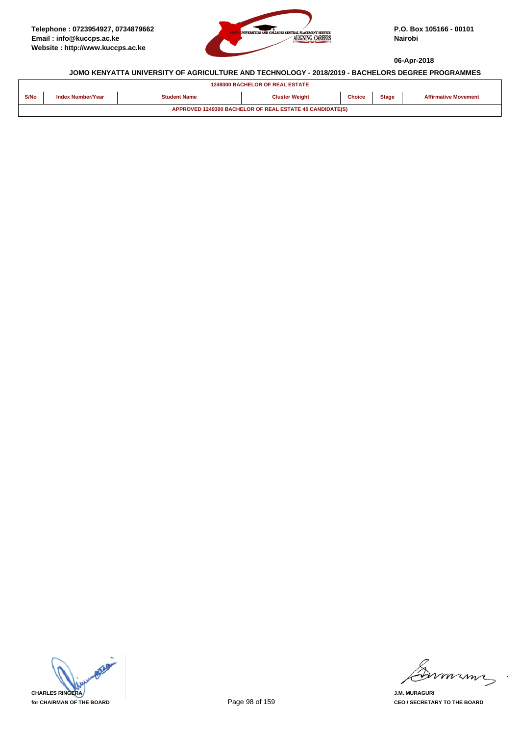Telephone : 0723954927, 0734879662
Email : info@kuccps.ac.ke
Website : http://www.kuccps.ac.ke

P.O. Box 105166 - 00101
Nairobi

06-Apr-2018

**JOMO KENYATTA UNIVERSITY OF AGRICULTURE AND TECHNOLOGY - 2018/2019 - BACHELORS DEGREE PROGRAMMES**

| 1249300 BACHELOR OF REAL ESTATE | | | | | | |
|---|---|---|---|---|---|---|
| S/No | Index Number/Year | Student Name | Cluster Weight | Choice | Stage | Affirmative Movement |
| APPROVED 1249300 BACHELOR OF REAL ESTATE 45 CANDIDATE(S) | | | | | | |

CHARLES RINGERA
for CHAIRMAN OF THE BOARD

J.M. MURAGURI
CEO / SECRETARY TO THE BOARD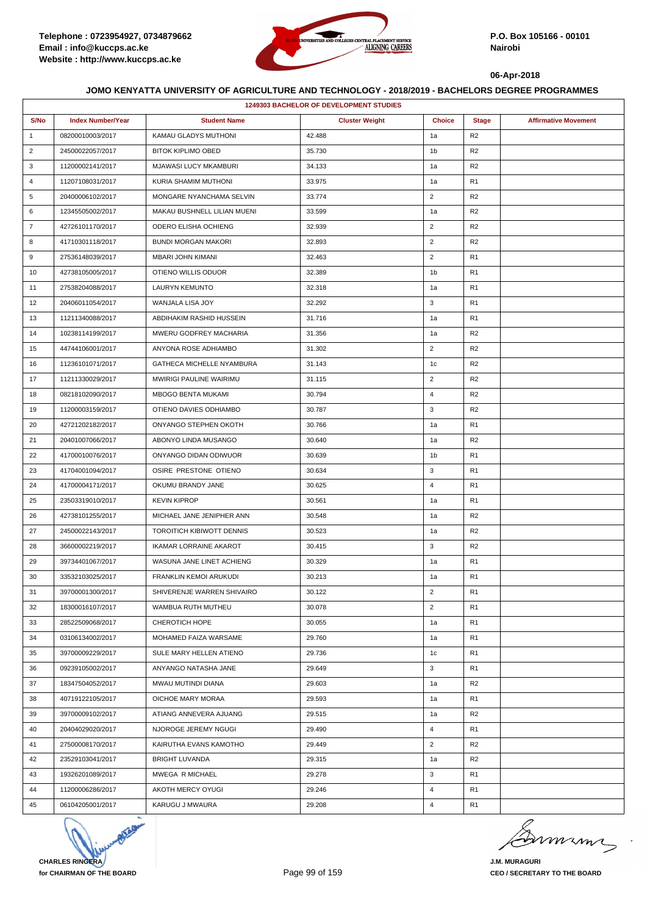Telephone : 0723954927, 0734879662
Email : info@kuccps.ac.ke
Website : http://www.kuccps.ac.ke

P.O. Box 105166 - 00101
Nairobi

06-Apr-2018

**JOMO KENYATTA UNIVERSITY OF AGRICULTURE AND TECHNOLOGY - 2018/2019 - BACHELORS DEGREE PROGRAMMES**

| 1249303 BACHELOR OF DEVELOPMENT STUDIES | | | | | | |
|---|---|---|---|---|---|---|
| S/No | Index Number/Year | Student Name | Cluster Weight | Choice | Stage | Affirmative Movement |
| 1 | 08200010003/2017 | KAMAU GLADYS MUTHONI | 42.488 | 1a | R2 | |
| 2 | 24500022057/2017 | BITOK KIPLIMO OBED | 35.730 | 1b | R2 | |
| 3 | 11200002141/2017 | MJAWASI LUCY MKAMBURI | 34.133 | 1a | R2 | |
| 4 | 11207108031/2017 | KURIA SHAMIM MUTHONI | 33.975 | 1a | R1 | |
| 5 | 20400006102/2017 | MONGARE NYANCHAMA SELVIN | 33.774 | 2 | R2 | |
| 6 | 12345505002/2017 | MAKAU BUSHNELL LILIAN MUENI | 33.599 | 1a | R2 | |
| 7 | 42726101170/2017 | ODERO ELISHA OCHIENG | 32.939 | 2 | R2 | |
| 8 | 41710301118/2017 | BUNDI MORGAN MAKORI | 32.893 | 2 | R2 | |
| 9 | 27536148039/2017 | MBARI JOHN KIMANI | 32.463 | 2 | R1 | |
| 10 | 42738105005/2017 | OTIENO WILLIS ODUOR | 32.389 | 1b | R1 | |
| 11 | 27538204088/2017 | LAURYN KEMUNTO | 32.318 | 1a | R1 | |
| 12 | 20406011054/2017 | WANJALA LISA JOY | 32.292 | 3 | R1 | |
| 13 | 11211340088/2017 | ABDIHAKIM RASHID HUSSEIN | 31.716 | 1a | R1 | |
| 14 | 10238114199/2017 | MWERU GODFREY MACHARIA | 31.356 | 1a | R2 | |
| 15 | 44744106001/2017 | ANYONA ROSE ADHIAMBO | 31.302 | 2 | R2 | |
| 16 | 11236101071/2017 | GATHECA MICHELLE NYAMBURA | 31.143 | 1c | R2 | |
| 17 | 11211330029/2017 | MWIRIGI PAULINE WAIRIMU | 31.115 | 2 | R2 | |
| 18 | 08218102090/2017 | MBOGO BENTA MUKAMI | 30.794 | 4 | R2 | |
| 19 | 11200003159/2017 | OTIENO DAVIES ODHIAMBO | 30.787 | 3 | R2 | |
| 20 | 42721202182/2017 | ONYANGO STEPHEN OKOTH | 30.766 | 1a | R1 | |
| 21 | 20401007066/2017 | ABONYO LINDA MUSANGO | 30.640 | 1a | R2 | |
| 22 | 41700010076/2017 | ONYANGO DIDAN ODIWUOR | 30.639 | 1b | R1 | |
| 23 | 41704001094/2017 | OSIRE PRESTONE OTIENO | 30.634 | 3 | R1 | |
| 24 | 41700004171/2017 | OKUMU BRANDY JANE | 30.625 | 4 | R1 | |
| 25 | 23503319010/2017 | KEVIN KIPROP | 30.561 | 1a | R1 | |
| 26 | 42738101255/2017 | MICHAEL JANE JENIPHER ANN | 30.548 | 1a | R2 | |
| 27 | 24500022143/2017 | TOROITICH KIBIWOTT DENNIS | 30.523 | 1a | R2 | |
| 28 | 36600002219/2017 | IKAMAR LORRAINE AKAROT | 30.415 | 3 | R2 | |
| 29 | 39734401067/2017 | WASUNA JANE LINET ACHIENG | 30.329 | 1a | R1 | |
| 30 | 33532103025/2017 | FRANKLIN KEMOI ARUKUDI | 30.213 | 1a | R1 | |
| 31 | 39700001300/2017 | SHIVERENJE WARREN SHIVAIRO | 30.122 | 2 | R1 | |
| 32 | 18300016107/2017 | WAMBUA RUTH MUTHEU | 30.078 | 2 | R1 | |
| 33 | 28522509068/2017 | CHEROTICH HOPE | 30.055 | 1a | R1 | |
| 34 | 03106134002/2017 | MOHAMED FAIZA WARSAME | 29.760 | 1a | R1 | |
| 35 | 39700009229/2017 | SULE MARY HELLEN ATIENO | 29.736 | 1c | R1 | |
| 36 | 09239105002/2017 | ANYANGO NATASHA JANE | 29.649 | 3 | R1 | |
| 37 | 18347504052/2017 | MWAU MUTINDI DIANA | 29.603 | 1a | R2 | |
| 38 | 40719122105/2017 | OICHOE MARY MORAA | 29.593 | 1a | R1 | |
| 39 | 39700009102/2017 | ATIANG ANNEVERA AJUANG | 29.515 | 1a | R2 | |
| 40 | 20404029020/2017 | NJOROGE JEREMY NGUGI | 29.490 | 4 | R1 | |
| 41 | 27500008170/2017 | KAIRUTHA EVANS KAMOTHO | 29.449 | 2 | R2 | |
| 42 | 23529103041/2017 | BRIGHT LUVANDA | 29.315 | 1a | R2 | |
| 43 | 19326201089/2017 | MWEGA R MICHAEL | 29.278 | 3 | R1 | |
| 44 | 11200006286/2017 | AKOTH MERCY OYUGI | 29.246 | 4 | R1 | |
| 45 | 06104205001/2017 | KARUGU J MWAURA | 29.208 | 4 | R1 | |

**CHARLES RINGERA**
**for CHAIRMAN OF THE BOARD**

**J.M. MURAGURI**
**CEO / SECRETARY TO THE BOARD**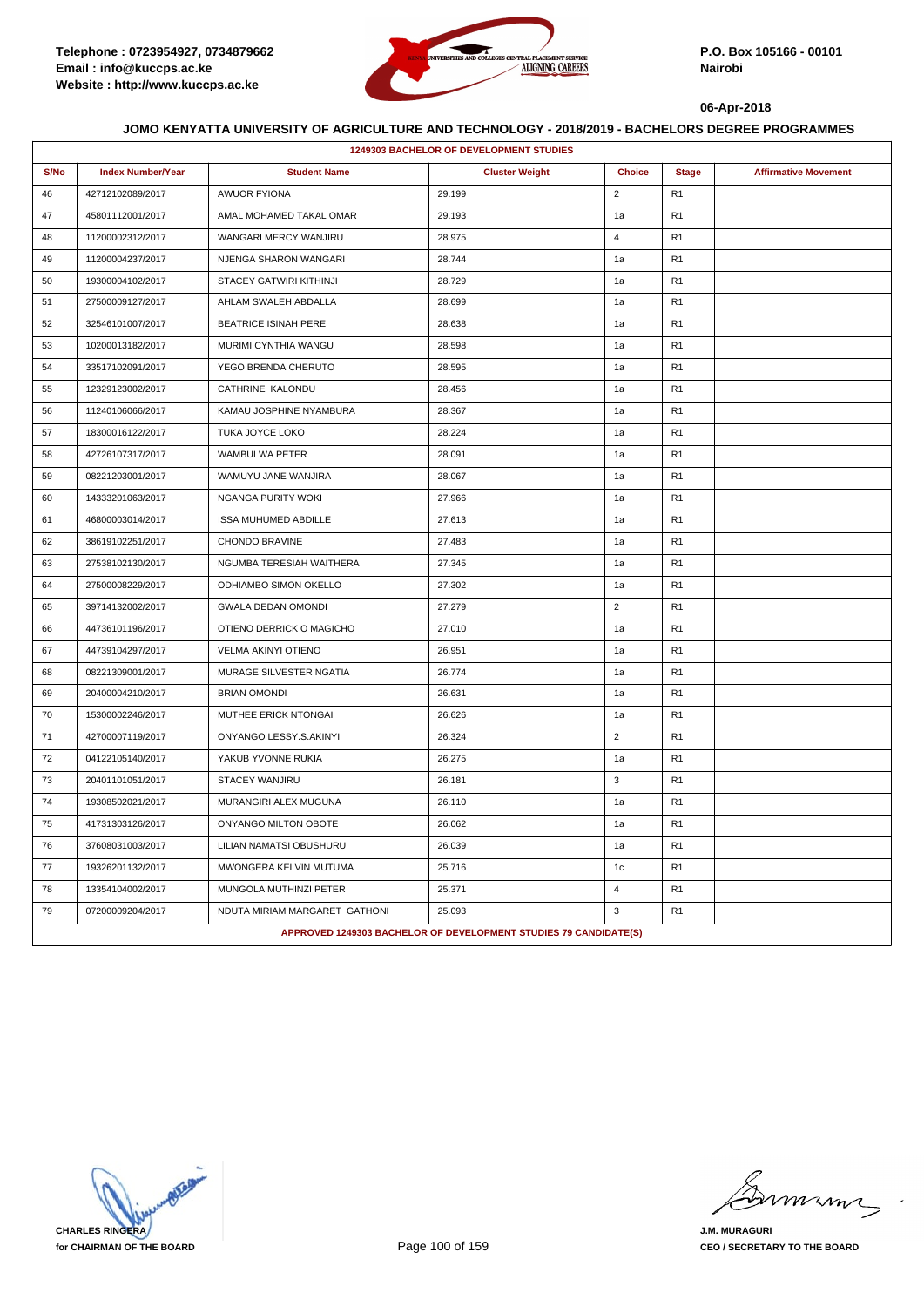Telephone : 0723954927, 0734879662
Email : info@kuccps.ac.ke
Website : http://www.kuccps.ac.ke

P.O. Box 105166 - 00101
Nairobi

06-Apr-2018

## JOMO KENYATTA UNIVERSITY OF AGRICULTURE AND TECHNOLOGY - 2018/2019 - BACHELORS DEGREE PROGRAMMES

**1249303 BACHELOR OF DEVELOPMENT STUDIES**

| S/No | Index Number/Year | Student Name | Cluster Weight | Choice | Stage | Affirmative Movement |
|---|---|---|---|---|---|---|
| 46 | 42712102089/2017 | AWUOR FYIONA | 29.199 | 2 | R1 | |
| 47 | 45801112001/2017 | AMAL MOHAMED TAKAL OMAR | 29.193 | 1a | R1 | |
| 48 | 11200002312/2017 | WANGARI MERCY WANJIRU | 28.975 | 4 | R1 | |
| 49 | 11200004237/2017 | NJENGA SHARON WANGARI | 28.744 | 1a | R1 | |
| 50 | 19300004102/2017 | STACEY GATWIRI KITHINJI | 28.729 | 1a | R1 | |
| 51 | 27500009127/2017 | AHLAM SWALEH ABDALLA | 28.699 | 1a | R1 | |
| 52 | 32546101007/2017 | BEATRICE ISINAH PERE | 28.638 | 1a | R1 | |
| 53 | 10200013182/2017 | MURIMI CYNTHIA WANGU | 28.598 | 1a | R1 | |
| 54 | 33517102091/2017 | YEGO BRENDA CHERUTO | 28.595 | 1a | R1 | |
| 55 | 12329123002/2017 | CATHRINE KALONDU | 28.456 | 1a | R1 | |
| 56 | 11240106066/2017 | KAMAU JOSPHINE NYAMBURA | 28.367 | 1a | R1 | |
| 57 | 18300016122/2017 | TUKA JOYCE LOKO | 28.224 | 1a | R1 | |
| 58 | 42726107317/2017 | WAMBULWA PETER | 28.091 | 1a | R1 | |
| 59 | 08221203001/2017 | WAMUYU JANE WANJIRA | 28.067 | 1a | R1 | |
| 60 | 14333201063/2017 | NGANGA PURITY WOKI | 27.966 | 1a | R1 | |
| 61 | 46800003014/2017 | ISSA MUHUMED ABDILLE | 27.613 | 1a | R1 | |
| 62 | 38619102251/2017 | CHONDO BRAVINE | 27.483 | 1a | R1 | |
| 63 | 27538102130/2017 | NGUMBA TERESIAH WAITHERA | 27.345 | 1a | R1 | |
| 64 | 27500008229/2017 | ODHIAMBO SIMON OKELLO | 27.302 | 1a | R1 | |
| 65 | 39714132002/2017 | GWALA DEDAN OMONDI | 27.279 | 2 | R1 | |
| 66 | 44736101196/2017 | OTIENO DERRICK O MAGICHO | 27.010 | 1a | R1 | |
| 67 | 44739104297/2017 | VELMA AKINYI OTIENO | 26.951 | 1a | R1 | |
| 68 | 08221309001/2017 | MURAGE SILVESTER NGATIA | 26.774 | 1a | R1 | |
| 69 | 20400004210/2017 | BRIAN OMONDI | 26.631 | 1a | R1 | |
| 70 | 15300002246/2017 | MUTHEE ERICK NTONGAI | 26.626 | 1a | R1 | |
| 71 | 42700007119/2017 | ONYANGO LESSY.S.AKINYI | 26.324 | 2 | R1 | |
| 72 | 04122105140/2017 | YAKUB YVONNE RUKIA | 26.275 | 1a | R1 | |
| 73 | 20401101051/2017 | STACEY WANJIRU | 26.181 | 3 | R1 | |
| 74 | 19308502021/2017 | MURANGIRI ALEX MUGUNA | 26.110 | 1a | R1 | |
| 75 | 41731303126/2017 | ONYANGO MILTON OBOTE | 26.062 | 1a | R1 | |
| 76 | 37608031003/2017 | LILIAN NAMATSI OBUSHURU | 26.039 | 1a | R1 | |
| 77 | 19326201132/2017 | MWONGERA KELVIN MUTUMA | 25.716 | 1c | R1 | |
| 78 | 13354104002/2017 | MUNGOLA MUTHINZI PETER | 25.371 | 4 | R1 | |
| 79 | 07200009204/2017 | NDUTA MIRIAM MARGARET GATHONI | 25.093 | 3 | R1 | |

**APPROVED 1249303 BACHELOR OF DEVELOPMENT STUDIES 79 CANDIDATE(S)**

CHARLES RINGERA
for CHAIRMAN OF THE BOARD

J.M. MURAGURI
CEO / SECRETARY TO THE BOARD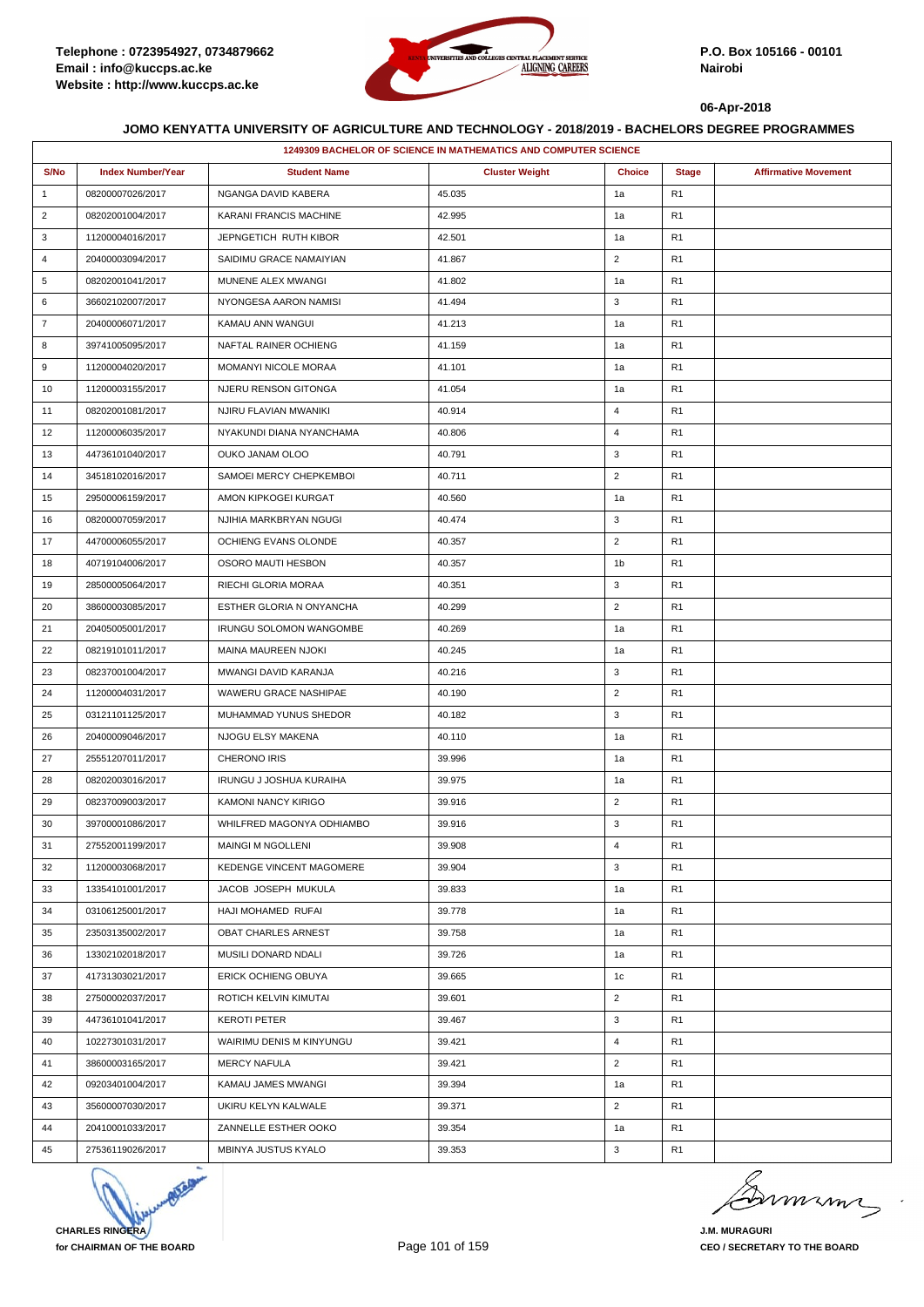Telephone : 0723954927, 0734879662
Email : info@kuccps.ac.ke
Website : http://www.kuccps.ac.ke

P.O. Box 105166 - 00101
Nairobi

06-Apr-2018

## JOMO KENYATTA UNIVERSITY OF AGRICULTURE AND TECHNOLOGY - 2018/2019 - BACHELORS DEGREE PROGRAMMES

### 1249309 BACHELOR OF SCIENCE IN MATHEMATICS AND COMPUTER SCIENCE

| S/No | Index Number/Year | Student Name | Cluster Weight | Choice | Stage | Affirmative Movement |
|---|---|---|---|---|---|---|
| 1 | 08200007026/2017 | NGANGA DAVID KABERA | 45.035 | 1a | R1 | |
| 2 | 08202001004/2017 | KARANI FRANCIS MACHINE | 42.995 | 1a | R1 | |
| 3 | 11200004016/2017 | JEPNGETICH RUTH KIBOR | 42.501 | 1a | R1 | |
| 4 | 20400003094/2017 | SAIDIMU GRACE NAMAIYIAN | 41.867 | 2 | R1 | |
| 5 | 08202001041/2017 | MUNENE ALEX MWANGI | 41.802 | 1a | R1 | |
| 6 | 36602102007/2017 | NYONGESA AARON NAMISI | 41.494 | 3 | R1 | |
| 7 | 20400006071/2017 | KAMAU ANN WANGUI | 41.213 | 1a | R1 | |
| 8 | 39741005095/2017 | NAFTAL RAINER OCHIENG | 41.159 | 1a | R1 | |
| 9 | 11200004020/2017 | MOMANYI NICOLE MORAA | 41.101 | 1a | R1 | |
| 10 | 11200003155/2017 | NJERU RENSON GITONGA | 41.054 | 1a | R1 | |
| 11 | 08202001081/2017 | NJIRU FLAVIAN MWANIKI | 40.914 | 4 | R1 | |
| 12 | 11200006035/2017 | NYAKUNDI DIANA NYANCHAMA | 40.806 | 4 | R1 | |
| 13 | 44736101040/2017 | OUKO JANAM OLOO | 40.791 | 3 | R1 | |
| 14 | 34518102016/2017 | SAMOEI MERCY CHEPKEMBOI | 40.711 | 2 | R1 | |
| 15 | 29500006159/2017 | AMON KIPKOGEI KURGAT | 40.560 | 1a | R1 | |
| 16 | 08200007059/2017 | NJIHIA MARKBRYAN NGUGI | 40.474 | 3 | R1 | |
| 17 | 44700006055/2017 | OCHIENG EVANS OLONDE | 40.357 | 2 | R1 | |
| 18 | 40719104006/2017 | OSORO MAUTI HESBON | 40.357 | 1b | R1 | |
| 19 | 28500005064/2017 | RIECHI GLORIA MORAA | 40.351 | 3 | R1 | |
| 20 | 38600003085/2017 | ESTHER GLORIA N ONYANCHA | 40.299 | 2 | R1 | |
| 21 | 20405005001/2017 | IRUNGU SOLOMON WANGOMBE | 40.269 | 1a | R1 | |
| 22 | 08219101011/2017 | MAINA MAUREEN NJOKI | 40.245 | 1a | R1 | |
| 23 | 08237001004/2017 | MWANGI DAVID KARANJA | 40.216 | 3 | R1 | |
| 24 | 11200004031/2017 | WAWERU GRACE NASHIPAE | 40.190 | 2 | R1 | |
| 25 | 03121101125/2017 | MUHAMMAD YUNUS SHEDOR | 40.182 | 3 | R1 | |
| 26 | 20400009046/2017 | NJOGU ELSY MAKENA | 40.110 | 1a | R1 | |
| 27 | 25551207011/2017 | CHERONO IRIS | 39.996 | 1a | R1 | |
| 28 | 08202003016/2017 | IRUNGU J JOSHUA KURAIHA | 39.975 | 1a | R1 | |
| 29 | 08237009003/2017 | KAMONI NANCY KIRIGO | 39.916 | 2 | R1 | |
| 30 | 39700001086/2017 | WHILFRED MAGONYA ODHIAMBO | 39.916 | 3 | R1 | |
| 31 | 27552001199/2017 | MAINGI M NGOLLENI | 39.908 | 4 | R1 | |
| 32 | 11200003068/2017 | KEDENGE VINCENT MAGOMERE | 39.904 | 3 | R1 | |
| 33 | 13354101001/2017 | JACOB JOSEPH MUKULA | 39.833 | 1a | R1 | |
| 34 | 03106125001/2017 | HAJI MOHAMED RUFAI | 39.778 | 1a | R1 | |
| 35 | 23503135002/2017 | OBAT CHARLES ARNEST | 39.758 | 1a | R1 | |
| 36 | 13302102018/2017 | MUSILI DONARD NDALI | 39.726 | 1a | R1 | |
| 37 | 41731303021/2017 | ERICK OCHIENG OBUYA | 39.665 | 1c | R1 | |
| 38 | 27500002037/2017 | ROTICH KELVIN KIMUTAI | 39.601 | 2 | R1 | |
| 39 | 44736101041/2017 | KEROTI PETER | 39.467 | 3 | R1 | |
| 40 | 10227301031/2017 | WAIRIMU DENIS M KINYUNGU | 39.421 | 4 | R1 | |
| 41 | 38600003165/2017 | MERCY NAFULA | 39.421 | 2 | R1 | |
| 42 | 09203401004/2017 | KAMAU JAMES MWANGI | 39.394 | 1a | R1 | |
| 43 | 35600007030/2017 | UKIRU KELYN KALWALE | 39.371 | 2 | R1 | |
| 44 | 20410001033/2017 | ZANNELLE ESTHER OOKO | 39.354 | 1a | R1 | |
| 45 | 27536119026/2017 | MBINYA JUSTUS KYALO | 39.353 | 3 | R1 | |

CHARLES RINGERA
for CHAIRMAN OF THE BOARD

J.M. MURAGURI
CEO / SECRETARY TO THE BOARD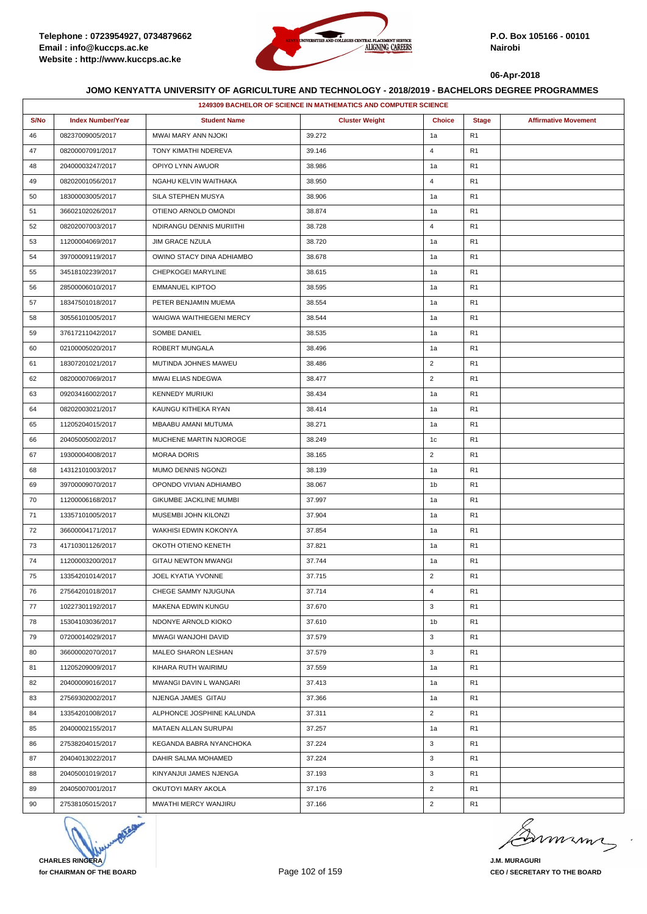Telephone : 0723954927, 0734879662
Email : info@kuccps.ac.ke
Website : http://www.kuccps.ac.ke

P.O. Box 105166 - 00101
Nairobi

06-Apr-2018

## JOMO KENYATTA UNIVERSITY OF AGRICULTURE AND TECHNOLOGY - 2018/2019 - BACHELORS DEGREE PROGRAMMES

### 1249309 BACHELOR OF SCIENCE IN MATHEMATICS AND COMPUTER SCIENCE

| S/No | Index Number/Year | Student Name | Cluster Weight | Choice | Stage | Affirmative Movement |
|---|---|---|---|---|---|---|
| 46 | 08237009005/2017 | MWAI MARY ANN NJOKI | 39.272 | 1a | R1 | |
| 47 | 08200007091/2017 | TONY KIMATHI NDEREVA | 39.146 | 4 | R1 | |
| 48 | 20400003247/2017 | OPIYO LYNN AWUOR | 38.986 | 1a | R1 | |
| 49 | 08202001056/2017 | NGAHU KELVIN WAITHAKA | 38.950 | 4 | R1 | |
| 50 | 18300003005/2017 | SILA STEPHEN MUSYA | 38.906 | 1a | R1 | |
| 51 | 36602102026/2017 | OTIENO ARNOLD OMONDI | 38.874 | 1a | R1 | |
| 52 | 08202007003/2017 | NDIRANGU DENNIS MURIITHI | 38.728 | 4 | R1 | |
| 53 | 11200004069/2017 | JIM GRACE NZULA | 38.720 | 1a | R1 | |
| 54 | 39700009119/2017 | OWINO STACY DINA ADHIAMBO | 38.678 | 1a | R1 | |
| 55 | 34518102239/2017 | CHEPKOGEI MARYLINE | 38.615 | 1a | R1 | |
| 56 | 28500006010/2017 | EMMANUEL KIPTOO | 38.595 | 1a | R1 | |
| 57 | 18347501018/2017 | PETER BENJAMIN MUEMA | 38.554 | 1a | R1 | |
| 58 | 30556101005/2017 | WAIGWA WAITHIEGENI MERCY | 38.544 | 1a | R1 | |
| 59 | 37617211042/2017 | SOMBE DANIEL | 38.535 | 1a | R1 | |
| 60 | 02100005020/2017 | ROBERT MUNGALA | 38.496 | 1a | R1 | |
| 61 | 18307201021/2017 | MUTINDA JOHNES MAWEU | 38.486 | 2 | R1 | |
| 62 | 08200007069/2017 | MWAI ELIAS NDEGWA | 38.477 | 2 | R1 | |
| 63 | 09203416002/2017 | KENNEDY MURIUKI | 38.434 | 1a | R1 | |
| 64 | 08202003021/2017 | KAUNGU KITHEKA RYAN | 38.414 | 1a | R1 | |
| 65 | 11205204015/2017 | MBAABU AMANI MUTUMA | 38.271 | 1a | R1 | |
| 66 | 20405005002/2017 | MUCHENE MARTIN NJOROGE | 38.249 | 1c | R1 | |
| 67 | 19300004008/2017 | MORAA DORIS | 38.165 | 2 | R1 | |
| 68 | 14312101003/2017 | MUMO DENNIS NGONZI | 38.139 | 1a | R1 | |
| 69 | 39700009070/2017 | OPONDO VIVIAN ADHIAMBO | 38.067 | 1b | R1 | |
| 70 | 11200006168/2017 | GIKUMBE JACKLINE MUMBI | 37.997 | 1a | R1 | |
| 71 | 13357101005/2017 | MUSEMBI JOHN KILONZI | 37.904 | 1a | R1 | |
| 72 | 36600004171/2017 | WAKHISI EDWIN KOKONYA | 37.854 | 1a | R1 | |
| 73 | 41710301126/2017 | OKOTH OTIENO KENETH | 37.821 | 1a | R1 | |
| 74 | 11200003200/2017 | GITAU NEWTON MWANGI | 37.744 | 1a | R1 | |
| 75 | 13354201014/2017 | JOEL KYATIA YVONNE | 37.715 | 2 | R1 | |
| 76 | 27564201018/2017 | CHEGE SAMMY NJUGUNA | 37.714 | 4 | R1 | |
| 77 | 10227301192/2017 | MAKENA EDWIN KUNGU | 37.670 | 3 | R1 | |
| 78 | 15304103036/2017 | NDONYE ARNOLD KIOKO | 37.610 | 1b | R1 | |
| 79 | 07200014029/2017 | MWAGI WANJOHI DAVID | 37.579 | 3 | R1 | |
| 80 | 36600002070/2017 | MALEO SHARON LESHAN | 37.579 | 3 | R1 | |
| 81 | 11205209009/2017 | KIHARA RUTH WAIRIMU | 37.559 | 1a | R1 | |
| 82 | 20400009016/2017 | MWANGI DAVIN L WANGARI | 37.413 | 1a | R1 | |
| 83 | 27569302002/2017 | NJENGA JAMES GITAU | 37.366 | 1a | R1 | |
| 84 | 13354201008/2017 | ALPHONCE JOSPHINE KALUNDA | 37.311 | 2 | R1 | |
| 85 | 20400002155/2017 | MATAEN ALLAN SURUPAI | 37.257 | 1a | R1 | |
| 86 | 27538204015/2017 | KEGANDA BABRA NYANCHOKA | 37.224 | 3 | R1 | |
| 87 | 20404013022/2017 | DAHIR SALMA MOHAMED | 37.224 | 3 | R1 | |
| 88 | 20405001019/2017 | KINYANJUI JAMES NJENGA | 37.193 | 3 | R1 | |
| 89 | 20405007001/2017 | OKUTOYI MARY AKOLA | 37.176 | 2 | R1 | |
| 90 | 27538105015/2017 | MWATHI MERCY WANJIRU | 37.166 | 2 | R1 | |

**CHARLES RINGERA**
for CHAIRMAN OF THE BOARD

**J.M. MURAGURI**
CEO / SECRETARY TO THE BOARD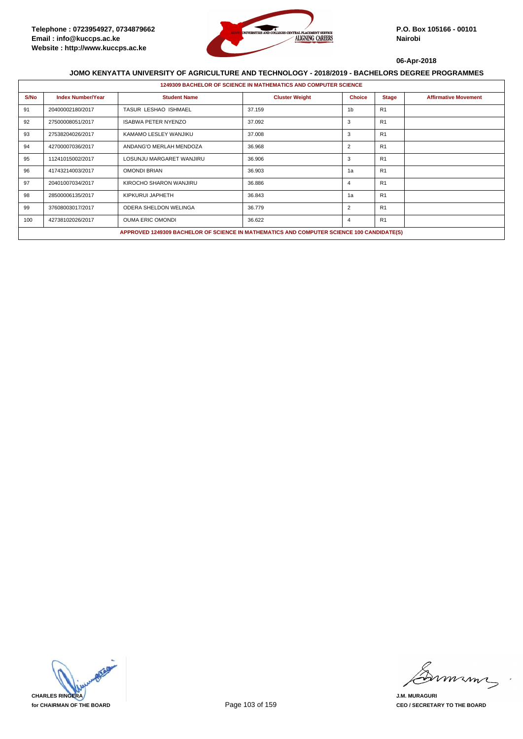Telephone : 0723954927, 0734879662
Email : info@kuccps.ac.ke
Website : http://www.kuccps.ac.ke

P.O. Box 105166 - 00101
Nairobi

06-Apr-2018

## JOMO KENYATTA UNIVERSITY OF AGRICULTURE AND TECHNOLOGY - 2018/2019 - BACHELORS DEGREE PROGRAMMES

### 1249309 BACHELOR OF SCIENCE IN MATHEMATICS AND COMPUTER SCIENCE

| S/No | Index Number/Year | Student Name | Cluster Weight | Choice | Stage | Affirmative Movement |
|---|---|---|---|---|---|---|
| 91 | 20400002180/2017 | TASUR LESHAO ISHMAEL | 37.159 | 1b | R1 | |
| 92 | 27500008051/2017 | ISABWA PETER NYENZO | 37.092 | 3 | R1 | |
| 93 | 27538204026/2017 | KAMAMO LESLEY WANJIKU | 37.008 | 3 | R1 | |
| 94 | 42700007036/2017 | ANDANG'O MERLAH MENDOZA | 36.968 | 2 | R1 | |
| 95 | 11241015002/2017 | LOSUNJU MARGARET WANJIRU | 36.906 | 3 | R1 | |
| 96 | 41743214003/2017 | OMONDI BRIAN | 36.903 | 1a | R1 | |
| 97 | 20401007034/2017 | KIROCHO SHARON WANJIRU | 36.886 | 4 | R1 | |
| 98 | 28500006135/2017 | KIPKURUI JAPHETH | 36.843 | 1a | R1 | |
| 99 | 37608003017/2017 | ODERA SHELDON WELINGA | 36.779 | 2 | R1 | |
| 100 | 42738102026/2017 | OUMA ERIC OMONDI | 36.622 | 4 | R1 | |

APPROVED 1249309 BACHELOR OF SCIENCE IN MATHEMATICS AND COMPUTER SCIENCE 100 CANDIDATE(S)

CHARLES RINGERA
for CHAIRMAN OF THE BOARD

J.M. MURAGURI
CEO / SECRETARY TO THE BOARD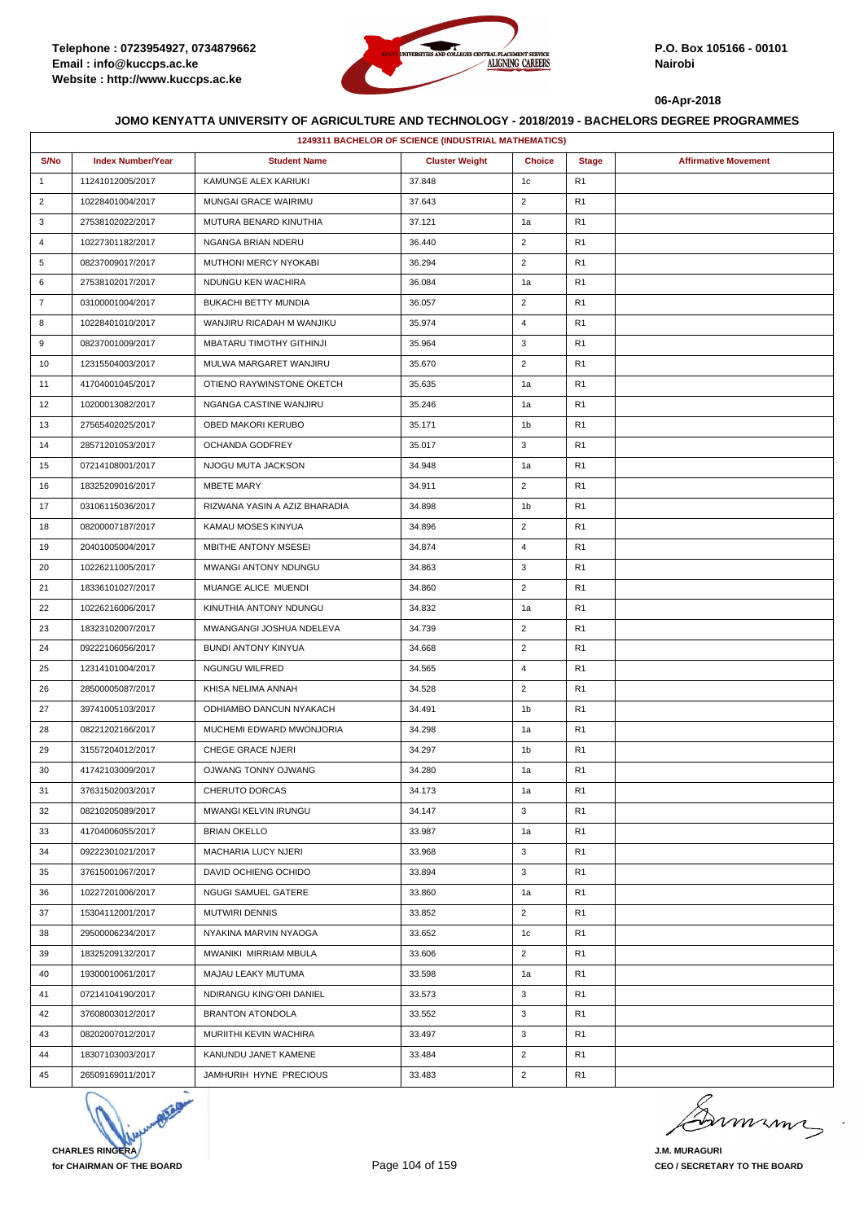**JOMO KENYATTA UNIVERSITY OF AGRICULTURE AND TECHNOLOGY - 2018/2019 - BACHELORS DEGREE PROGRAMMES**

| 1249311 BACHELOR OF SCIENCE (INDUSTRIAL MATHEMATICS) | | | | | | |
|---|---|---|---|---|---|---|
| **S/No** | **Index Number/Year** | **Student Name** | **Cluster Weight** | **Choice** | **Stage** | **Affirmative Movement** |
| 1 | 11241012005/2017 | KAMUNGE ALEX KARIUKI | 37.848 | 1c | R1 | |
| 2 | 10228401004/2017 | MUNGAI GRACE WAIRIMU | 37.643 | 2 | R1 | |
| 3 | 27538102022/2017 | MUTURA BENARD KINUTHIA | 37.121 | 1a | R1 | |
| 4 | 10227301182/2017 | NGANGA BRIAN NDERU | 36.440 | 2 | R1 | |
| 5 | 08237009017/2017 | MUTHONI MERCY NYOKABI | 36.294 | 2 | R1 | |
| 6 | 27538102017/2017 | NDUNGU KEN WACHIRA | 36.084 | 1a | R1 | |
| 7 | 03100001004/2017 | BUKACHI BETTY MUNDIA | 36.057 | 2 | R1 | |
| 8 | 10228401010/2017 | WANJIRU RICADAH M WANJIKU | 35.974 | 4 | R1 | |
| 9 | 08237001009/2017 | MBATARU TIMOTHY GITHINJI | 35.964 | 3 | R1 | |
| 10 | 12315504003/2017 | MULWA MARGARET WANJIRU | 35.670 | 2 | R1 | |
| 11 | 41704001045/2017 | OTIENO RAYWINSTONE OKETCH | 35.635 | 1a | R1 | |
| 12 | 10200013082/2017 | NGANGA CASTINE WANJIRU | 35.246 | 1a | R1 | |
| 13 | 27565402025/2017 | OBED MAKORI KERUBO | 35.171 | 1b | R1 | |
| 14 | 28571201053/2017 | OCHANDA GODFREY | 35.017 | 3 | R1 | |
| 15 | 07214108001/2017 | NJOGU MUTA JACKSON | 34.948 | 1a | R1 | |
| 16 | 18325209016/2017 | MBETE MARY | 34.911 | 2 | R1 | |
| 17 | 03106115036/2017 | RIZWANA YASIN A AZIZ BHARADIA | 34.898 | 1b | R1 | |
| 18 | 08200007187/2017 | KAMAU MOSES KINYUA | 34.896 | 2 | R1 | |
| 19 | 20401005004/2017 | MBITHE ANTONY MSESEI | 34.874 | 4 | R1 | |
| 20 | 10226211005/2017 | MWANGI ANTONY NDUNGU | 34.863 | 3 | R1 | |
| 21 | 18336101027/2017 | MUANGE ALICE MUENDI | 34.860 | 2 | R1 | |
| 22 | 10226216006/2017 | KINUTHIA ANTONY NDUNGU | 34.832 | 1a | R1 | |
| 23 | 18323102007/2017 | MWANGANGI JOSHUA NDELEVA | 34.739 | 2 | R1 | |
| 24 | 09222106056/2017 | BUNDI ANTONY KINYUA | 34.668 | 2 | R1 | |
| 25 | 12314101004/2017 | NGUNGU WILFRED | 34.565 | 4 | R1 | |
| 26 | 28500005087/2017 | KHISA NELIMA ANNAH | 34.528 | 2 | R1 | |
| 27 | 39741005103/2017 | ODHIAMBO DANCUN NYAKACH | 34.491 | 1b | R1 | |
| 28 | 08221202166/2017 | MUCHEMI EDWARD MWONJORIA | 34.298 | 1a | R1 | |
| 29 | 31557204012/2017 | CHEGE GRACE NJERI | 34.297 | 1b | R1 | |
| 30 | 41742103009/2017 | OJWANG TONNY OJWANG | 34.280 | 1a | R1 | |
| 31 | 37631502003/2017 | CHERUTO DORCAS | 34.173 | 1a | R1 | |
| 32 | 08210205089/2017 | MWANGI KELVIN IRUNGU | 34.147 | 3 | R1 | |
| 33 | 41704006055/2017 | BRIAN OKELLO | 33.987 | 1a | R1 | |
| 34 | 09222301021/2017 | MACHARIA LUCY NJERI | 33.968 | 3 | R1 | |
| 35 | 37615001067/2017 | DAVID OCHIENG OCHIDO | 33.894 | 3 | R1 | |
| 36 | 10227201006/2017 | NGUGI SAMUEL GATERE | 33.860 | 1a | R1 | |
| 37 | 15304112001/2017 | MUTWIRI DENNIS | 33.852 | 2 | R1 | |
| 38 | 29500006234/2017 | NYAKINA MARVIN NYAOGA | 33.652 | 1c | R1 | |
| 39 | 18325209132/2017 | MWANIKI MIRRIAM MBULA | 33.606 | 2 | R1 | |
| 40 | 19300010061/2017 | MAJAU LEAKY MUTUMA | 33.598 | 1a | R1 | |
| 41 | 07214104190/2017 | NDIRANGU KING'ORI DANIEL | 33.573 | 3 | R1 | |
| 42 | 37608003012/2017 | BRANTON ATONDOLA | 33.552 | 3 | R1 | |
| 43 | 08202007012/2017 | MURIITHI KEVIN WACHIRA | 33.497 | 3 | R1 | |
| 44 | 18307103003/2017 | KANUNDU JANET KAMENE | 33.484 | 2 | R1 | |
| 45 | 26509169011/2017 | JAMHURIH HYNE PRECIOUS | 33.483 | 2 | R1 | |

**CHARLES RINGERA**
**for CHAIRMAN OF THE BOARD**

**J.M. MURAGURI**
**CEO / SECRETARY TO THE BOARD**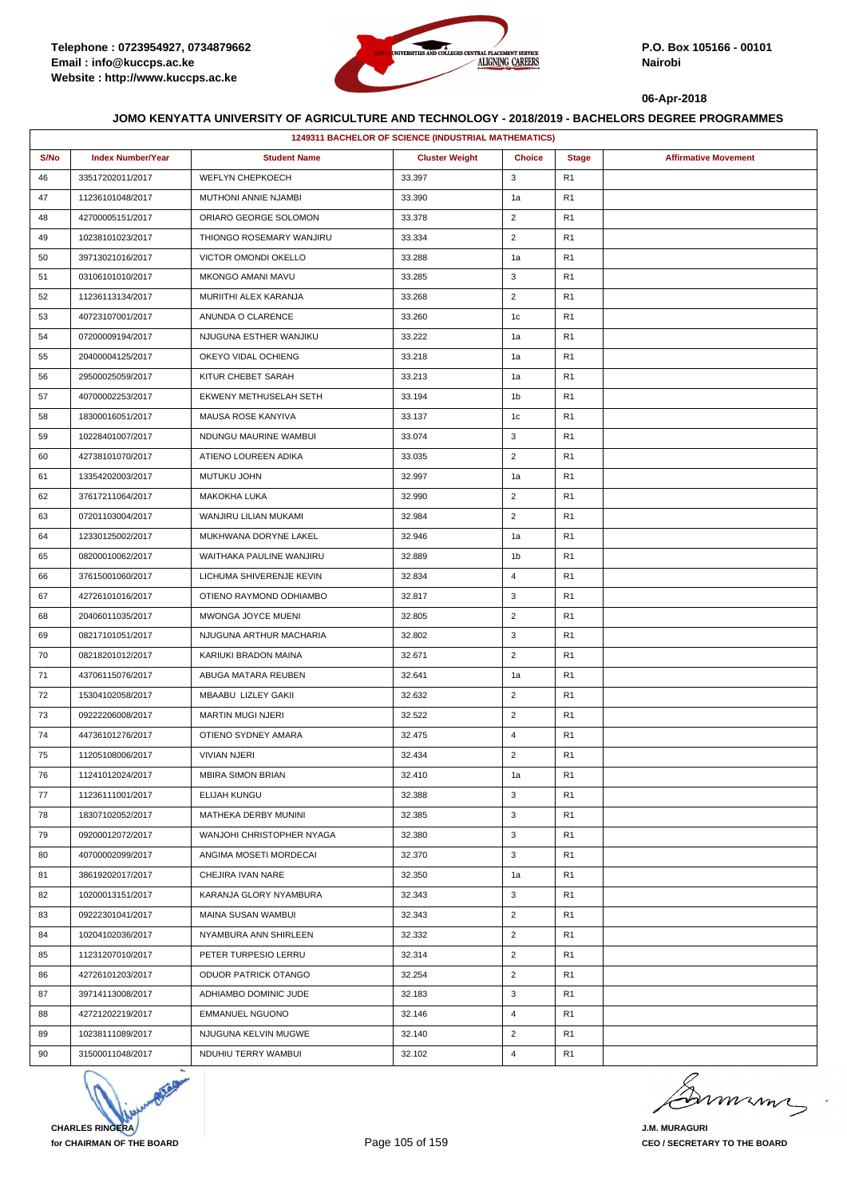Telephone : 0723954927, 0734879662
Email : info@kuccps.ac.ke
Website : http://www.kuccps.ac.ke

P.O. Box 105166 - 00101
Nairobi

06-Apr-2018

### JOMO KENYATTA UNIVERSITY OF AGRICULTURE AND TECHNOLOGY - 2018/2019 - BACHELORS DEGREE PROGRAMMES

| 1249311 BACHELOR OF SCIENCE (INDUSTRIAL MATHEMATICS) | | | | | | |
|---|---|---|---|---|---|---|
| S/No | Index Number/Year | Student Name | Cluster Weight | Choice | Stage | Affirmative Movement |
| 46 | 33517202011/2017 | WEFLYN CHEPKOECH | 33.397 | 3 | R1 | |
| 47 | 11236101048/2017 | MUTHONI ANNIE NJAMBI | 33.390 | 1a | R1 | |
| 48 | 42700005151/2017 | ORIARO GEORGE SOLOMON | 33.378 | 2 | R1 | |
| 49 | 10238101023/2017 | THIONGO ROSEMARY WANJIRU | 33.334 | 2 | R1 | |
| 50 | 39713021016/2017 | VICTOR OMONDI OKELLO | 33.288 | 1a | R1 | |
| 51 | 03106101010/2017 | MKONGO AMANI MAVU | 33.285 | 3 | R1 | |
| 52 | 11236113134/2017 | MURIITHI ALEX KARANJA | 33.268 | 2 | R1 | |
| 53 | 40723107001/2017 | ANUNDA O CLARENCE | 33.260 | 1c | R1 | |
| 54 | 07200009194/2017 | NJUGUNA ESTHER WANJIKU | 33.222 | 1a | R1 | |
| 55 | 20400004125/2017 | OKEYO VIDAL OCHIENG | 33.218 | 1a | R1 | |
| 56 | 29500025059/2017 | KITUR CHEBET SARAH | 33.213 | 1a | R1 | |
| 57 | 40700002253/2017 | EKWENY METHUSELAH SETH | 33.194 | 1b | R1 | |
| 58 | 18300016051/2017 | MAUSA ROSE KANYIVA | 33.137 | 1c | R1 | |
| 59 | 10228401007/2017 | NDUNGU MAURINE WAMBUI | 33.074 | 3 | R1 | |
| 60 | 42738101070/2017 | ATIENO LOUREEN ADIKA | 33.035 | 2 | R1 | |
| 61 | 13354202003/2017 | MUTUKU JOHN | 32.997 | 1a | R1 | |
| 62 | 37617211064/2017 | MAKOKHA LUKA | 32.990 | 2 | R1 | |
| 63 | 07201103004/2017 | WANJIRU LILIAN MUKAMI | 32.984 | 2 | R1 | |
| 64 | 12330125002/2017 | MUKHWANA DORYNE LAKEL | 32.946 | 1a | R1 | |
| 65 | 08200010062/2017 | WAITHAKA PAULINE WANJIRU | 32.889 | 1b | R1 | |
| 66 | 37615001060/2017 | LICHUMA SHIVERENJE KEVIN | 32.834 | 4 | R1 | |
| 67 | 42726101016/2017 | OTIENO RAYMOND ODHIAMBO | 32.817 | 3 | R1 | |
| 68 | 20406011035/2017 | MWONGA JOYCE MUENI | 32.805 | 2 | R1 | |
| 69 | 08217101051/2017 | NJUGUNA ARTHUR MACHARIA | 32.802 | 3 | R1 | |
| 70 | 08218201012/2017 | KARIUKI BRADON MAINA | 32.671 | 2 | R1 | |
| 71 | 43706115076/2017 | ABUGA MATARA REUBEN | 32.641 | 1a | R1 | |
| 72 | 15304102058/2017 | MBAABU LIZLEY GAKII | 32.632 | 2 | R1 | |
| 73 | 09222206008/2017 | MARTIN MUGI NJERI | 32.522 | 2 | R1 | |
| 74 | 44736101276/2017 | OTIENO SYDNEY AMARA | 32.475 | 4 | R1 | |
| 75 | 11205108006/2017 | VIVIAN NJERI | 32.434 | 2 | R1 | |
| 76 | 11241012024/2017 | MBIRA SIMON BRIAN | 32.410 | 1a | R1 | |
| 77 | 11236111001/2017 | ELIJAH KUNGU | 32.388 | 3 | R1 | |
| 78 | 18307102052/2017 | MATHEKA DERBY MUNINI | 32.385 | 3 | R1 | |
| 79 | 09200012072/2017 | WANJOHI CHRISTOPHER NYAGA | 32.380 | 3 | R1 | |
| 80 | 40700002099/2017 | ANGIMA MOSETI MORDECAI | 32.370 | 3 | R1 | |
| 81 | 38619202017/2017 | CHEJIRA IVAN NARE | 32.350 | 1a | R1 | |
| 82 | 10200013151/2017 | KARANJA GLORY NYAMBURA | 32.343 | 3 | R1 | |
| 83 | 09222301041/2017 | MAINA SUSAN WAMBUI | 32.343 | 2 | R1 | |
| 84 | 10204102036/2017 | NYAMBURA ANN SHIRLEEN | 32.332 | 2 | R1 | |
| 85 | 11231207010/2017 | PETER TURPESIO LERRU | 32.314 | 2 | R1 | |
| 86 | 42726101203/2017 | ODUOR PATRICK OTANGO | 32.254 | 2 | R1 | |
| 87 | 39714113008/2017 | ADHIAMBO DOMINIC JUDE | 32.183 | 3 | R1 | |
| 88 | 42721202219/2017 | EMMANUEL NGUONO | 32.146 | 4 | R1 | |
| 89 | 10238111089/2017 | NJUGUNA KELVIN MUGWE | 32.140 | 2 | R1 | |
| 90 | 31500011048/2017 | NDUHIU TERRY WAMBUI | 32.102 | 4 | R1 | |

**CHARLES RINGERA**
**for CHAIRMAN OF THE BOARD**

**J.M. MURAGURI**
**CEO / SECRETARY TO THE BOARD**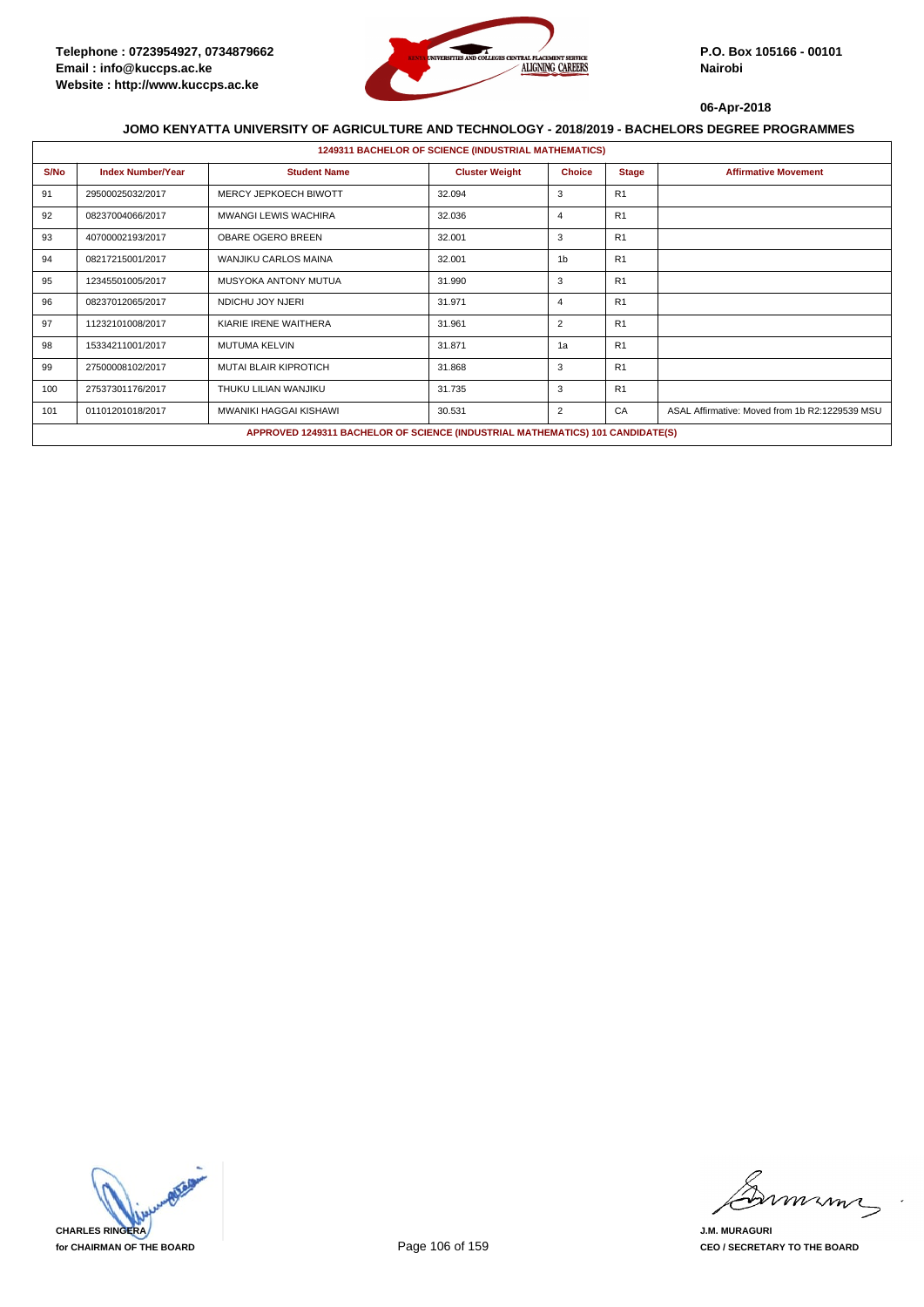Telephone : 0723954927, 0734879662
Email : info@kuccps.ac.ke
Website : http://www.kuccps.ac.ke

P.O. Box 105166 - 00101
Nairobi

06-Apr-2018

**JOMO KENYATTA UNIVERSITY OF AGRICULTURE AND TECHNOLOGY - 2018/2019 - BACHELORS DEGREE PROGRAMMES**

**1249311 BACHELOR OF SCIENCE (INDUSTRIAL MATHEMATICS)**

| S/No | Index Number/Year | Student Name | Cluster Weight | Choice | Stage | Affirmative Movement |
|---|---|---|---|---|---|---|
| 91 | 29500025032/2017 | MERCY JEPKOECH BIWOTT | 32.094 | 3 | R1 | |
| 92 | 08237004066/2017 | MWANGI LEWIS WACHIRA | 32.036 | 4 | R1 | |
| 93 | 40700002193/2017 | OBARE OGERO BREEN | 32.001 | 3 | R1 | |
| 94 | 08217215001/2017 | WANJIKU CARLOS MAINA | 32.001 | 1b | R1 | |
| 95 | 12345501005/2017 | MUSYOKA ANTONY MUTUA | 31.990 | 3 | R1 | |
| 96 | 08237012065/2017 | NDICHU JOY NJERI | 31.971 | 4 | R1 | |
| 97 | 11232101008/2017 | KIARIE IRENE WAITHERA | 31.961 | 2 | R1 | |
| 98 | 15334211001/2017 | MUTUMA KELVIN | 31.871 | 1a | R1 | |
| 99 | 27500008102/2017 | MUTAI BLAIR KIPROTICH | 31.868 | 3 | R1 | |
| 100 | 27537301176/2017 | THUKU LILIAN WANJIKU | 31.735 | 3 | R1 | |
| 101 | 01101201018/2017 | MWANIKI HAGGAI KISHAWI | 30.531 | 2 | CA | ASAL Affirmative: Moved from 1b R2:1229539 MSU |

**APPROVED 1249311 BACHELOR OF SCIENCE (INDUSTRIAL MATHEMATICS) 101 CANDIDATE(S)**

CHARLES RINGERA
for CHAIRMAN OF THE BOARD

J.M. MURAGURI
CEO / SECRETARY TO THE BOARD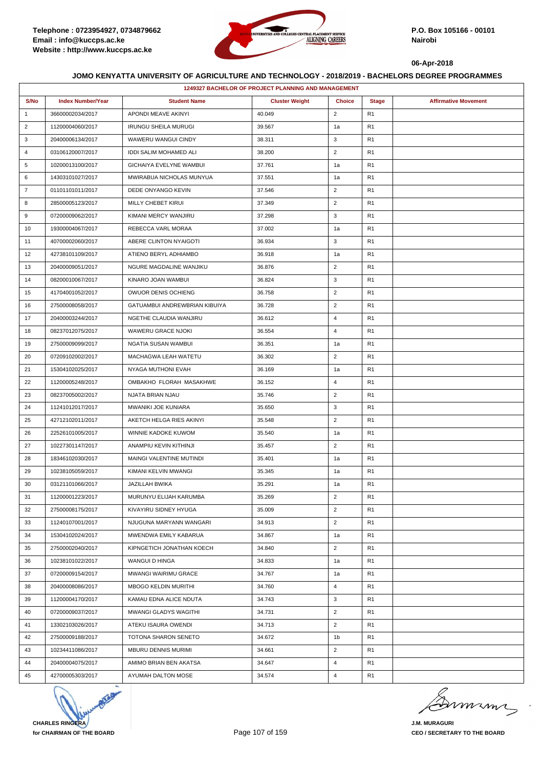Telephone : 0723954927, 0734879662
Email : info@kuccps.ac.ke
Website : http://www.kuccps.ac.ke

P.O. Box 105166 - 00101
Nairobi

06-Apr-2018

## JOMO KENYATTA UNIVERSITY OF AGRICULTURE AND TECHNOLOGY - 2018/2019 - BACHELORS DEGREE PROGRAMMES

### 1249327 BACHELOR OF PROJECT PLANNING AND MANAGEMENT

| S/No | Index Number/Year | Student Name | Cluster Weight | Choice | Stage | Affirmative Movement |
|---|---|---|---|---|---|---|
| 1 | 36600002034/2017 | APONDI MEAVE AKINYI | 40.049 | 2 | R1 | |
| 2 | 11200004060/2017 | IRUNGU SHEILA MURUGI | 39.567 | 1a | R1 | |
| 3 | 20400006134/2017 | WAWERU WANGUI CINDY | 38.311 | 3 | R1 | |
| 4 | 03106120007/2017 | IDDI SALIM MOHAMED ALI | 38.200 | 2 | R1 | |
| 5 | 10200013100/2017 | GICHAIYA EVELYNE WAMBUI | 37.761 | 1a | R1 | |
| 6 | 14303101027/2017 | MWIRABUA NICHOLAS MUNYUA | 37.551 | 1a | R1 | |
| 7 | 01101101011/2017 | DEDE ONYANGO KEVIN | 37.546 | 2 | R1 | |
| 8 | 28500005123/2017 | MILLY CHEBET KIRUI | 37.349 | 2 | R1 | |
| 9 | 07200009062/2017 | KIMANI MERCY WANJIRU | 37.298 | 3 | R1 | |
| 10 | 19300004067/2017 | REBECCA VARL MORAA | 37.002 | 1a | R1 | |
| 11 | 40700002060/2017 | ABERE CLINTON NYAIGOTI | 36.934 | 3 | R1 | |
| 12 | 42738101109/2017 | ATIENO BERYL ADHIAMBO | 36.918 | 1a | R1 | |
| 13 | 20400009051/2017 | NGURE MAGDALINE WANJIKU | 36.876 | 2 | R1 | |
| 14 | 08200010067/2017 | KINARO JOAN WAMBUI | 36.824 | 3 | R1 | |
| 15 | 41704001052/2017 | OWUOR DENIS OCHIENG | 36.758 | 2 | R1 | |
| 16 | 27500008058/2017 | GATUAMBUI ANDREWBRIAN KIBUIYA | 36.728 | 2 | R1 | |
| 17 | 20400003244/2017 | NGETHE CLAUDIA WANJIRU | 36.612 | 4 | R1 | |
| 18 | 08237012075/2017 | WAWERU GRACE NJOKI | 36.554 | 4 | R1 | |
| 19 | 27500009099/2017 | NGATIA SUSAN WAMBUI | 36.351 | 1a | R1 | |
| 20 | 07209102002/2017 | MACHAGWA LEAH WATETU | 36.302 | 2 | R1 | |
| 21 | 15304102025/2017 | NYAGA MUTHONI EVAH | 36.169 | 1a | R1 | |
| 22 | 11200005248/2017 | OMBAKHO FLORAH MASAKHWE | 36.152 | 4 | R1 | |
| 23 | 08237005002/2017 | NJATA BRIAN NJAU | 35.746 | 2 | R1 | |
| 24 | 11241012017/2017 | MWANIKI JOE KUNIARA | 35.650 | 3 | R1 | |
| 25 | 42712102011/2017 | AKETCH HELGA RIES AKINYI | 35.548 | 2 | R1 | |
| 26 | 22526101005/2017 | WINNIE KADOKE KUWOM | 35.540 | 1a | R1 | |
| 27 | 10227301147/2017 | ANAMPIU KEVIN KITHINJI | 35.457 | 2 | R1 | |
| 28 | 18346102030/2017 | MAINGI VALENTINE MUTINDI | 35.401 | 1a | R1 | |
| 29 | 10238105059/2017 | KIMANI KELVIN MWANGI | 35.345 | 1a | R1 | |
| 30 | 03121101066/2017 | JAZILLAH BWIKA | 35.291 | 1a | R1 | |
| 31 | 11200001223/2017 | MURUNYU ELIJAH KARUMBA | 35.269 | 2 | R1 | |
| 32 | 27500008175/2017 | KIVAYIRU SIDNEY HYUGA | 35.009 | 2 | R1 | |
| 33 | 11240107001/2017 | NJUGUNA MARYANN WANGARI | 34.913 | 2 | R1 | |
| 34 | 15304102024/2017 | MWENDWA EMILY KABARUA | 34.867 | 1a | R1 | |
| 35 | 27500002040/2017 | KIPNGETICH JONATHAN KOECH | 34.840 | 2 | R1 | |
| 36 | 10238101022/2017 | WANGUI D HINGA | 34.833 | 1a | R1 | |
| 37 | 07200009154/2017 | MWANGI WAIRIMU GRACE | 34.767 | 1a | R1 | |
| 38 | 20400008086/2017 | MBOGO KELDIN MURITHI | 34.760 | 4 | R1 | |
| 39 | 11200004170/2017 | KAMAU EDNA ALICE NDUTA | 34.743 | 3 | R1 | |
| 40 | 07200009037/2017 | MWANGI GLADYS WAGITHI | 34.731 | 2 | R1 | |
| 41 | 13302103026/2017 | ATEKU ISAURA OWENDI | 34.713 | 2 | R1 | |
| 42 | 27500009188/2017 | TOTONA SHARON SENETO | 34.672 | 1b | R1 | |
| 43 | 10234411086/2017 | MBURU DENNIS MURIMI | 34.661 | 2 | R1 | |
| 44 | 20400004075/2017 | AMIMO BRIAN BEN AKATSA | 34.647 | 4 | R1 | |
| 45 | 42700005303/2017 | AYUMAH DALTON MOSE | 34.574 | 4 | R1 | |

**CHARLES RINGERA**
**for CHAIRMAN OF THE BOARD**

**J.M. MURAGURI**
**CEO / SECRETARY TO THE BOARD**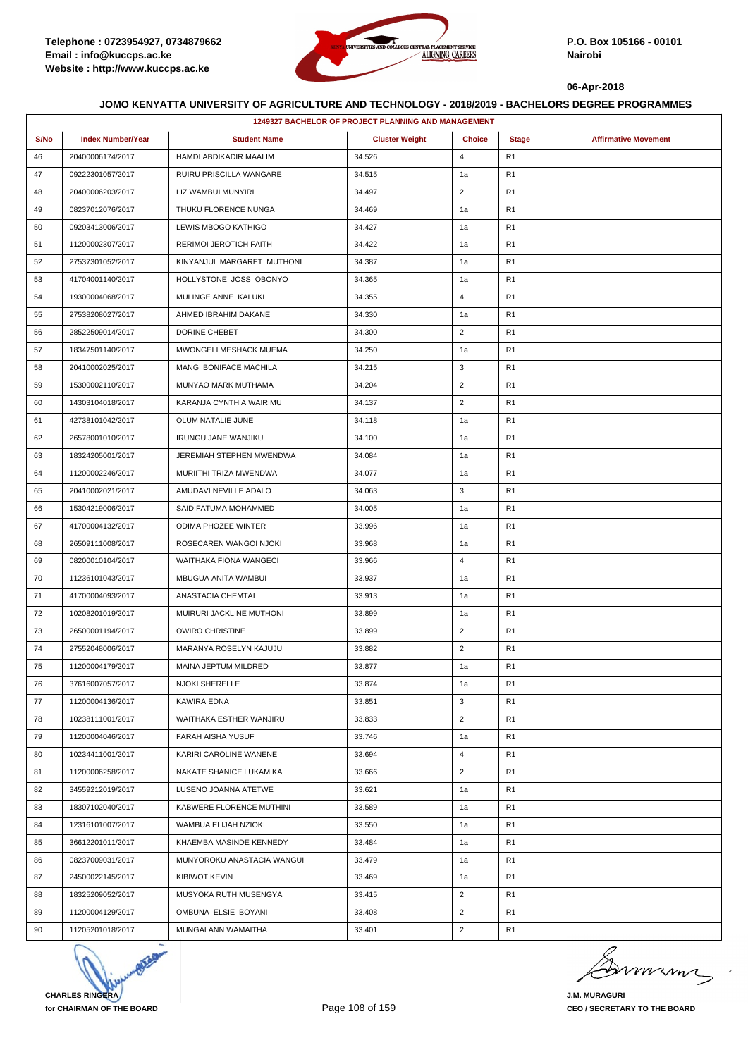Telephone : 0723954927, 0734879662
Email : info@kuccps.ac.ke
Website : http://www.kuccps.ac.ke

P.O. Box 105166 - 00101
Nairobi

06-Apr-2018

## JOMO KENYATTA UNIVERSITY OF AGRICULTURE AND TECHNOLOGY - 2018/2019 - BACHELORS DEGREE PROGRAMMES

### 1249327 BACHELOR OF PROJECT PLANNING AND MANAGEMENT

| S/No | Index Number/Year | Student Name | Cluster Weight | Choice | Stage | Affirmative Movement |
|---|---|---|---|---|---|---|
| 46 | 20400006174/2017 | HAMDI ABDIKADIR MAALIM | 34.526 | 4 | R1 | |
| 47 | 09222301057/2017 | RUIRU PRISCILLA WANGARE | 34.515 | 1a | R1 | |
| 48 | 20400006203/2017 | LIZ WAMBUI MUNYIRI | 34.497 | 2 | R1 | |
| 49 | 08237012076/2017 | THUKU FLORENCE NUNGA | 34.469 | 1a | R1 | |
| 50 | 09203413006/2017 | LEWIS MBOGO KATHIGO | 34.427 | 1a | R1 | |
| 51 | 11200002307/2017 | RERIMOI JEROTICH FAITH | 34.422 | 1a | R1 | |
| 52 | 27537301052/2017 | KINYANJUI MARGARET MUTHONI | 34.387 | 1a | R1 | |
| 53 | 41704001140/2017 | HOLLYSTONE JOSS OBONYO | 34.365 | 1a | R1 | |
| 54 | 19300004068/2017 | MULINGE ANNE KALUKI | 34.355 | 4 | R1 | |
| 55 | 27538208027/2017 | AHMED IBRAHIM DAKANE | 34.330 | 1a | R1 | |
| 56 | 28522509014/2017 | DORINE CHEBET | 34.300 | 2 | R1 | |
| 57 | 18347501140/2017 | MWONGELI MESHACK MUEMA | 34.250 | 1a | R1 | |
| 58 | 20410002025/2017 | MANGI BONIFACE MACHILA | 34.215 | 3 | R1 | |
| 59 | 15300002110/2017 | MUNYAO MARK MUTHAMA | 34.204 | 2 | R1 | |
| 60 | 14303104018/2017 | KARANJA CYNTHIA WAIRIMU | 34.137 | 2 | R1 | |
| 61 | 42738101042/2017 | OLUM NATALIE JUNE | 34.118 | 1a | R1 | |
| 62 | 26578001010/2017 | IRUNGU JANE WANJIKU | 34.100 | 1a | R1 | |
| 63 | 18324205001/2017 | JEREMIAH STEPHEN MWENDWA | 34.084 | 1a | R1 | |
| 64 | 11200002246/2017 | MURIITHI TRIZA MWENDWA | 34.077 | 1a | R1 | |
| 65 | 20410002021/2017 | AMUDAVI NEVILLE ADALO | 34.063 | 3 | R1 | |
| 66 | 15304219006/2017 | SAID FATUMA MOHAMMED | 34.005 | 1a | R1 | |
| 67 | 41700004132/2017 | ODIMA PHOZEE WINTER | 33.996 | 1a | R1 | |
| 68 | 26509111008/2017 | ROSECAREN WANGOI NJOKI | 33.968 | 1a | R1 | |
| 69 | 08200010104/2017 | WAITHAKA FIONA WANGECI | 33.966 | 4 | R1 | |
| 70 | 11236101043/2017 | MBUGUA ANITA WAMBUI | 33.937 | 1a | R1 | |
| 71 | 41700004093/2017 | ANASTACIA CHEMTAI | 33.913 | 1a | R1 | |
| 72 | 10208201019/2017 | MUIRURI JACKLINE MUTHONI | 33.899 | 1a | R1 | |
| 73 | 26500001194/2017 | OWIRO CHRISTINE | 33.899 | 2 | R1 | |
| 74 | 27552048006/2017 | MARANYA ROSELYN KAJUJU | 33.882 | 2 | R1 | |
| 75 | 11200004179/2017 | MAINA JEPTUM MILDRED | 33.877 | 1a | R1 | |
| 76 | 37616007057/2017 | NJOKI SHERELLE | 33.874 | 1a | R1 | |
| 77 | 11200004136/2017 | KAWIRA EDNA | 33.851 | 3 | R1 | |
| 78 | 10238111001/2017 | WAITHAKA ESTHER WANJIRU | 33.833 | 2 | R1 | |
| 79 | 11200004046/2017 | FARAH AISHA YUSUF | 33.746 | 1a | R1 | |
| 80 | 10234411001/2017 | KARIRI CAROLINE WANENE | 33.694 | 4 | R1 | |
| 81 | 11200006258/2017 | NAKATE SHANICE LUKAMIKA | 33.666 | 2 | R1 | |
| 82 | 34559212019/2017 | LUSENO JOANNA ATETWE | 33.621 | 1a | R1 | |
| 83 | 18307102040/2017 | KABWERE FLORENCE MUTHINI | 33.589 | 1a | R1 | |
| 84 | 12316101007/2017 | WAMBUA ELIJAH NZIOKI | 33.550 | 1a | R1 | |
| 85 | 36612201011/2017 | KHAEMBA MASINDE KENNEDY | 33.484 | 1a | R1 | |
| 86 | 08237009031/2017 | MUNYOROKU ANASTACIA WANGUI | 33.479 | 1a | R1 | |
| 87 | 24500022145/2017 | KIBIWOT KEVIN | 33.469 | 1a | R1 | |
| 88 | 18325209052/2017 | MUSYOKA RUTH MUSENGYA | 33.415 | 2 | R1 | |
| 89 | 11200004129/2017 | OMBUNA ELSIE BOYANI | 33.408 | 2 | R1 | |
| 90 | 11205201018/2017 | MUNGAI ANN WAMAITHA | 33.401 | 2 | R1 | |

CHARLES RINGERA
for CHAIRMAN OF THE BOARD

J.M. MURAGURI
CEO / SECRETARY TO THE BOARD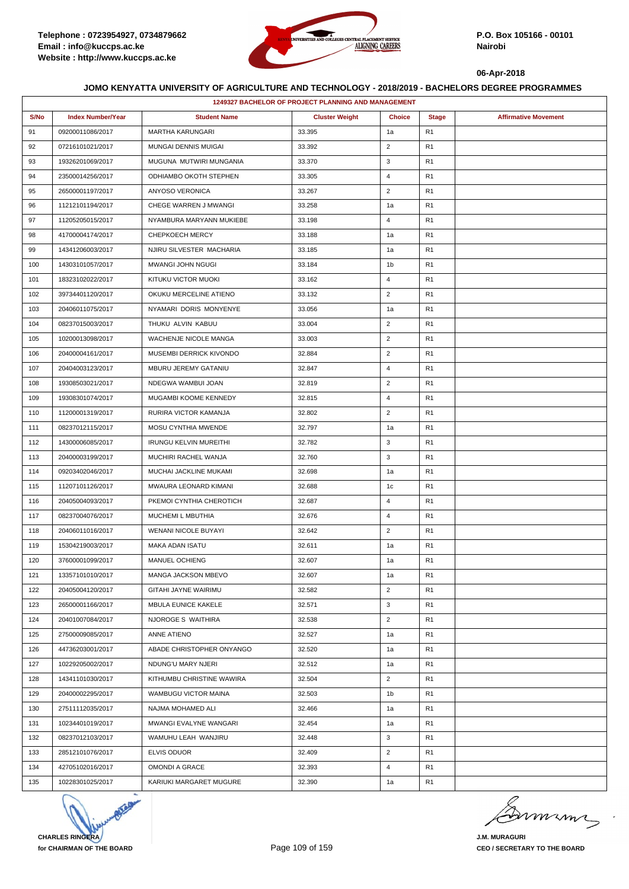Telephone : 0723954927, 0734879662
Email : info@kuccps.ac.ke
Website : http://www.kuccps.ac.ke

P.O. Box 105166 - 00101
Nairobi

06-Apr-2018

## JOMO KENYATTA UNIVERSITY OF AGRICULTURE AND TECHNOLOGY - 2018/2019 - BACHELORS DEGREE PROGRAMMES

| 1249327 BACHELOR OF PROJECT PLANNING AND MANAGEMENT | | | | | | |
|---|---|---|---|---|---|---|
| S/No | Index Number/Year | Student Name | Cluster Weight | Choice | Stage | Affirmative Movement |
| 91 | 09200011086/2017 | MARTHA KARUNGARI | 33.395 | 1a | R1 | |
| 92 | 07216101021/2017 | MUNGAI DENNIS MUIGAI | 33.392 | 2 | R1 | |
| 93 | 19326201069/2017 | MUGUNA MUTWIRI MUNGANIA | 33.370 | 3 | R1 | |
| 94 | 23500014256/2017 | ODHIAMBO OKOTH STEPHEN | 33.305 | 4 | R1 | |
| 95 | 26500001197/2017 | ANYOSO VERONICA | 33.267 | 2 | R1 | |
| 96 | 11212101194/2017 | CHEGE WARREN J MWANGI | 33.258 | 1a | R1 | |
| 97 | 11205205015/2017 | NYAMBURA MARYANN MUKIEBE | 33.198 | 4 | R1 | |
| 98 | 41700004174/2017 | CHEPKOECH MERCY | 33.188 | 1a | R1 | |
| 99 | 14341206003/2017 | NJIRU SILVESTER MACHARIA | 33.185 | 1a | R1 | |
| 100 | 14303101057/2017 | MWANGI JOHN NGUGI | 33.184 | 1b | R1 | |
| 101 | 18323102022/2017 | KITUKU VICTOR MUOKI | 33.162 | 4 | R1 | |
| 102 | 39734401120/2017 | OKUKU MERCELINE ATIENO | 33.132 | 2 | R1 | |
| 103 | 20406011075/2017 | NYAMARI DORIS MONYENYE | 33.056 | 1a | R1 | |
| 104 | 08237015003/2017 | THUKU ALVIN KABUU | 33.004 | 2 | R1 | |
| 105 | 10200013098/2017 | WACHENJE NICOLE MANGA | 33.003 | 2 | R1 | |
| 106 | 20400004161/2017 | MUSEMBI DERRICK KIVONDO | 32.884 | 2 | R1 | |
| 107 | 20404003123/2017 | MBURU JEREMY GATANIU | 32.847 | 4 | R1 | |
| 108 | 19308503021/2017 | NDEGWA WAMBUI JOAN | 32.819 | 2 | R1 | |
| 109 | 19308301074/2017 | MUGAMBI KOOME KENNEDY | 32.815 | 4 | R1 | |
| 110 | 11200001319/2017 | RURIRA VICTOR KAMANJA | 32.802 | 2 | R1 | |
| 111 | 08237012115/2017 | MOSU CYNTHIA MWENDE | 32.797 | 1a | R1 | |
| 112 | 14300006085/2017 | IRUNGU KELVIN MUREITHI | 32.782 | 3 | R1 | |
| 113 | 20400003199/2017 | MUCHIRI RACHEL WANJA | 32.760 | 3 | R1 | |
| 114 | 09203402046/2017 | MUCHAI JACKLINE MUKAMI | 32.698 | 1a | R1 | |
| 115 | 11207101126/2017 | MWAURA LEONARD KIMANI | 32.688 | 1c | R1 | |
| 116 | 20405004093/2017 | PKEMOI CYNTHIA CHEROTICH | 32.687 | 4 | R1 | |
| 117 | 08237004076/2017 | MUCHEMI L MBUTHIA | 32.676 | 4 | R1 | |
| 118 | 20406011016/2017 | WENANI NICOLE BUYAYI | 32.642 | 2 | R1 | |
| 119 | 15304219003/2017 | MAKA ADAN ISATU | 32.611 | 1a | R1 | |
| 120 | 37600001099/2017 | MANUEL OCHIENG | 32.607 | 1a | R1 | |
| 121 | 13357101010/2017 | MANGA JACKSON MBEVO | 32.607 | 1a | R1 | |
| 122 | 20405004120/2017 | GITAHI JAYNE WAIRIMU | 32.582 | 2 | R1 | |
| 123 | 26500001166/2017 | MBULA EUNICE KAKELE | 32.571 | 3 | R1 | |
| 124 | 20401007084/2017 | NJOROGE S WAITHIRA | 32.538 | 2 | R1 | |
| 125 | 27500009085/2017 | ANNE ATIENO | 32.527 | 1a | R1 | |
| 126 | 44736203001/2017 | ABADE CHRISTOPHER ONYANGO | 32.520 | 1a | R1 | |
| 127 | 10229205002/2017 | NDUNG'U MARY NJERI | 32.512 | 1a | R1 | |
| 128 | 14341101030/2017 | KITHUMBU CHRISTINE WAWIRA | 32.504 | 2 | R1 | |
| 129 | 20400002295/2017 | WAMBUGU VICTOR MAINA | 32.503 | 1b | R1 | |
| 130 | 27511112035/2017 | NAJMA MOHAMED ALI | 32.466 | 1a | R1 | |
| 131 | 10234401019/2017 | MWANGI EVALYNE WANGARI | 32.454 | 1a | R1 | |
| 132 | 08237012103/2017 | WAMUHU LEAH WANJIRU | 32.448 | 3 | R1 | |
| 133 | 28512101076/2017 | ELVIS ODUOR | 32.409 | 2 | R1 | |
| 134 | 42705102016/2017 | OMONDI A GRACE | 32.393 | 4 | R1 | |
| 135 | 10228301025/2017 | KARIUKI MARGARET MUGURE | 32.390 | 1a | R1 | |

**CHARLES RINGERA**
**for CHAIRMAN OF THE BOARD**

**J.M. MURAGURI**
**CEO / SECRETARY TO THE BOARD**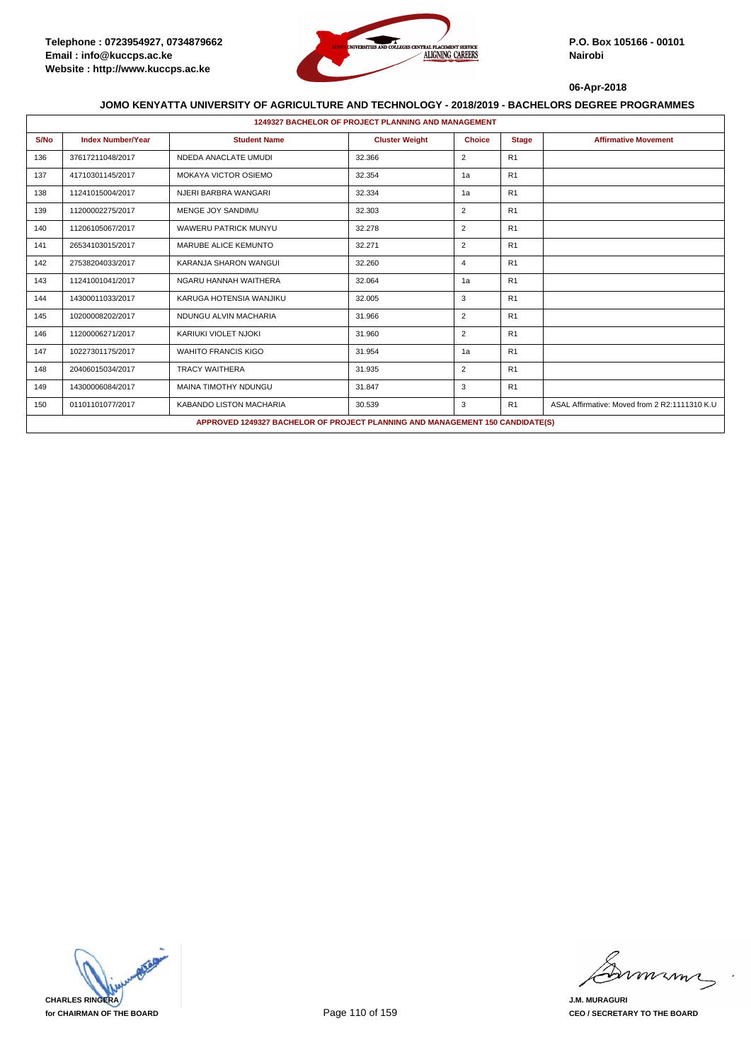Telephone : 0723954927, 0734879662
Email : info@kuccps.ac.ke
Website : http://www.kuccps.ac.ke

P.O. Box 105166 - 00101
Nairobi

06-Apr-2018

### JOMO KENYATTA UNIVERSITY OF AGRICULTURE AND TECHNOLOGY - 2018/2019 - BACHELORS DEGREE PROGRAMMES

**1249327 BACHELOR OF PROJECT PLANNING AND MANAGEMENT**

| S/No | Index Number/Year | Student Name | Cluster Weight | Choice | Stage | Affirmative Movement |
|---|---|---|---|---|---|---|
| 136 | 37617211048/2017 | NDEDA ANACLATE UMUDI | 32.366 | 2 | R1 | |
| 137 | 41710301145/2017 | MOKAYA VICTOR OSIEMO | 32.354 | 1a | R1 | |
| 138 | 11241015004/2017 | NJERI BARBRA WANGARI | 32.334 | 1a | R1 | |
| 139 | 11200002275/2017 | MENGE JOY SANDIMU | 32.303 | 2 | R1 | |
| 140 | 11206105067/2017 | WAWERU PATRICK MUNYU | 32.278 | 2 | R1 | |
| 141 | 26534103015/2017 | MARUBE ALICE KEMUNTO | 32.271 | 2 | R1 | |
| 142 | 27538204033/2017 | KARANJA SHARON WANGUI | 32.260 | 4 | R1 | |
| 143 | 11241001041/2017 | NGARU HANNAH WAITHERA | 32.064 | 1a | R1 | |
| 144 | 14300011033/2017 | KARUGA HOTENSIA WANJIKU | 32.005 | 3 | R1 | |
| 145 | 10200008202/2017 | NDUNGU ALVIN MACHARIA | 31.966 | 2 | R1 | |
| 146 | 11200006271/2017 | KARIUKI VIOLET NJOKI | 31.960 | 2 | R1 | |
| 147 | 10227301175/2017 | WAHITO FRANCIS KIGO | 31.954 | 1a | R1 | |
| 148 | 20406015034/2017 | TRACY WAITHERA | 31.935 | 2 | R1 | |
| 149 | 14300006084/2017 | MAINA TIMOTHY NDUNGU | 31.847 | 3 | R1 | |
| 150 | 01101101077/2017 | KABANDO LISTON MACHARIA | 30.539 | 3 | R1 | ASAL Affirmative: Moved from 2 R2:1111310 K.U |

**APPROVED 1249327 BACHELOR OF PROJECT PLANNING AND MANAGEMENT 150 CANDIDATE(S)**

CHARLES RINGERA
for CHAIRMAN OF THE BOARD

J.M. MURAGURI
CEO / SECRETARY TO THE BOARD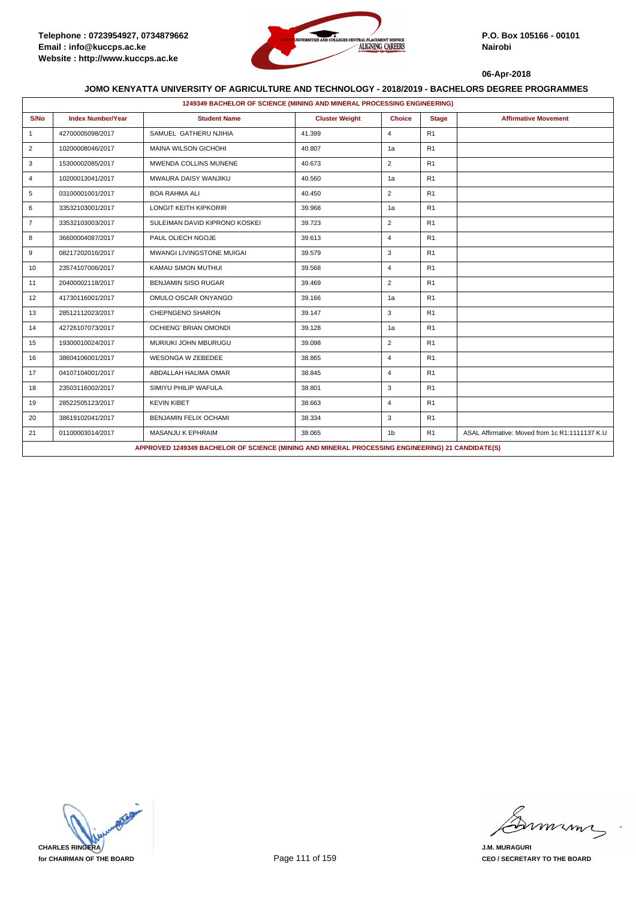Telephone : 0723954927, 0734879662
Email : info@kuccps.ac.ke
Website : http://www.kuccps.ac.ke

P.O. Box 105166 - 00101
Nairobi

06-Apr-2018

## JOMO KENYATTA UNIVERSITY OF AGRICULTURE AND TECHNOLOGY - 2018/2019 - BACHELORS DEGREE PROGRAMMES

**1249349 BACHELOR OF SCIENCE (MINING AND MINERAL PROCESSING ENGINEERING)**

| S/No | Index Number/Year | Student Name | Cluster Weight | Choice | Stage | Affirmative Movement |
|---|---|---|---|---|---|---|
| 1 | 42700005098/2017 | SAMUEL GATHERU NJIHIA | 41.399 | 4 | R1 | |
| 2 | 10200008046/2017 | MAINA WILSON GICHOHI | 40.807 | 1a | R1 | |
| 3 | 15300002085/2017 | MWENDA COLLINS MUNENE | 40.673 | 2 | R1 | |
| 4 | 10200013041/2017 | MWAURA DAISY WANJIKU | 40.560 | 1a | R1 | |
| 5 | 03100001001/2017 | BOA RAHMA ALI | 40.450 | 2 | R1 | |
| 6 | 33532103001/2017 | LONGIT KEITH KIPKORIR | 39.968 | 1a | R1 | |
| 7 | 33532103003/2017 | SULEIMAN DAVID KIPRONO KOSKEI | 39.723 | 2 | R1 | |
| 8 | 36600004087/2017 | PAUL OLIECH NGOJE | 39.613 | 4 | R1 | |
| 9 | 08217202016/2017 | MWANGI LIVINGSTONE MUIGAI | 39.579 | 3 | R1 | |
| 10 | 23574107006/2017 | KAMAU SIMON MUTHUI | 39.568 | 4 | R1 | |
| 11 | 20400002118/2017 | BENJAMIN SISO RUGAR | 39.469 | 2 | R1 | |
| 12 | 41730116001/2017 | OMULO OSCAR ONYANGO | 39.166 | 1a | R1 | |
| 13 | 28512112023/2017 | CHEPNGENO SHARON | 39.147 | 3 | R1 | |
| 14 | 42726107073/2017 | OCHIENG' BRIAN OMONDI | 39.128 | 1a | R1 | |
| 15 | 19300010024/2017 | MURIUKI JOHN MBURUGU | 39.098 | 2 | R1 | |
| 16 | 38604106001/2017 | WESONGA W ZEBEDEE | 38.865 | 4 | R1 | |
| 17 | 04107104001/2017 | ABDALLAH HALIMA OMAR | 38.845 | 4 | R1 | |
| 18 | 23503116002/2017 | SIMIYU PHILIP WAFULA | 38.801 | 3 | R1 | |
| 19 | 28522505123/2017 | KEVIN KIBET | 38.663 | 4 | R1 | |
| 20 | 38619102041/2017 | BENJAMIN FELIX OCHAMI | 38.334 | 3 | R1 | |
| 21 | 01100003014/2017 | MASANJU K EPHRAIM | 38.065 | 1b | R1 | ASAL Affirmative: Moved from 1c R1:1111137 K.U |

**APPROVED 1249349 BACHELOR OF SCIENCE (MINING AND MINERAL PROCESSING ENGINEERING) 21 CANDIDATE(S)**

CHARLES RINGERA
for CHAIRMAN OF THE BOARD

J.M. MURAGURI
CEO / SECRETARY TO THE BOARD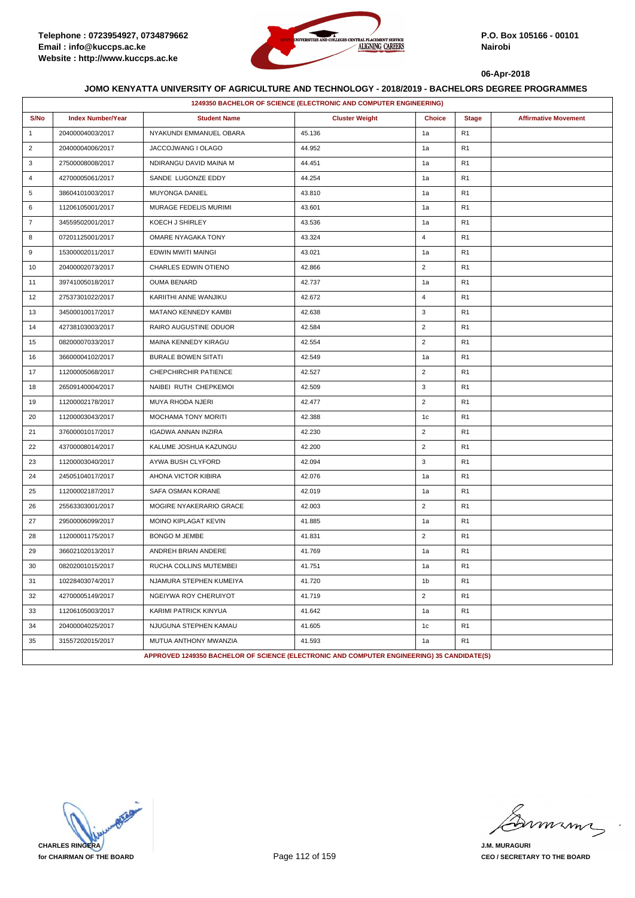Telephone : 0723954927, 0734879662
Email : info@kuccps.ac.ke
Website : http://www.kuccps.ac.ke

P.O. Box 105166 - 00101
Nairobi

06-Apr-2018

## JOMO KENYATTA UNIVERSITY OF AGRICULTURE AND TECHNOLOGY - 2018/2019 - BACHELORS DEGREE PROGRAMMES

### 1249350 BACHELOR OF SCIENCE (ELECTRONIC AND COMPUTER ENGINEERING)

| S/No | Index Number/Year | Student Name | Cluster Weight | Choice | Stage | Affirmative Movement |
|---|---|---|---|---|---|---|
| 1 | 20400004003/2017 | NYAKUNDI EMMANUEL OBARA | 45.136 | 1a | R1 | |
| 2 | 20400004006/2017 | JACCOJWANG I OLAGO | 44.952 | 1a | R1 | |
| 3 | 27500008008/2017 | NDIRANGU DAVID MAINA M | 44.451 | 1a | R1 | |
| 4 | 42700005061/2017 | SANDE LUGONZE EDDY | 44.254 | 1a | R1 | |
| 5 | 38604101003/2017 | MUYONGA DANIEL | 43.810 | 1a | R1 | |
| 6 | 11206105001/2017 | MURAGE FEDELIS MURIMI | 43.601 | 1a | R1 | |
| 7 | 34559502001/2017 | KOECH J SHIRLEY | 43.536 | 1a | R1 | |
| 8 | 07201125001/2017 | OMARE NYAGAKA TONY | 43.324 | 4 | R1 | |
| 9 | 15300002011/2017 | EDWIN MWITI MAINGI | 43.021 | 1a | R1 | |
| 10 | 20400002073/2017 | CHARLES EDWIN OTIENO | 42.866 | 2 | R1 | |
| 11 | 39741005018/2017 | OUMA BENARD | 42.737 | 1a | R1 | |
| 12 | 27537301022/2017 | KARIITHI ANNE WANJIKU | 42.672 | 4 | R1 | |
| 13 | 34500010017/2017 | MATANO KENNEDY KAMBI | 42.638 | 3 | R1 | |
| 14 | 42738103003/2017 | RAIRO AUGUSTINE ODUOR | 42.584 | 2 | R1 | |
| 15 | 08200007033/2017 | MAINA KENNEDY KIRAGU | 42.554 | 2 | R1 | |
| 16 | 36600004102/2017 | BURALE BOWEN SITATI | 42.549 | 1a | R1 | |
| 17 | 11200005068/2017 | CHEPCHIRCHIR PATIENCE | 42.527 | 2 | R1 | |
| 18 | 26509140004/2017 | NAIBEI RUTH CHEPKEMOI | 42.509 | 3 | R1 | |
| 19 | 11200002178/2017 | MUYA RHODA NJERI | 42.477 | 2 | R1 | |
| 20 | 11200003043/2017 | MOCHAMA TONY MORITI | 42.388 | 1c | R1 | |
| 21 | 37600001017/2017 | IGADWA ANNAN INZIRA | 42.230 | 2 | R1 | |
| 22 | 43700008014/2017 | KALUME JOSHUA KAZUNGU | 42.200 | 2 | R1 | |
| 23 | 11200003040/2017 | AYWA BUSH CLYFORD | 42.094 | 3 | R1 | |
| 24 | 24505104017/2017 | AHONA VICTOR KIBIRA | 42.076 | 1a | R1 | |
| 25 | 11200002187/2017 | SAFA OSMAN KORANE | 42.019 | 1a | R1 | |
| 26 | 25563303001/2017 | MOGIRE NYAKERARIO GRACE | 42.003 | 2 | R1 | |
| 27 | 29500006099/2017 | MOINO KIPLAGAT KEVIN | 41.885 | 1a | R1 | |
| 28 | 11200001175/2017 | BONGO M JEMBE | 41.831 | 2 | R1 | |
| 29 | 36602102013/2017 | ANDREH BRIAN ANDERE | 41.769 | 1a | R1 | |
| 30 | 08202001015/2017 | RUCHA COLLINS MUTEMBEI | 41.751 | 1a | R1 | |
| 31 | 10228403074/2017 | NJAMURA STEPHEN KUMEIYA | 41.720 | 1b | R1 | |
| 32 | 42700005149/2017 | NGEIYWA ROY CHERUIYOT | 41.719 | 2 | R1 | |
| 33 | 11206105003/2017 | KARIMI PATRICK KINYUA | 41.642 | 1a | R1 | |
| 34 | 20400004025/2017 | NJUGUNA STEPHEN KAMAU | 41.605 | 1c | R1 | |
| 35 | 31557202015/2017 | MUTUA ANTHONY MWANZIA | 41.593 | 1a | R1 | |

APPROVED 1249350 BACHELOR OF SCIENCE (ELECTRONIC AND COMPUTER ENGINEERING) 35 CANDIDATE(S)

**CHARLES RINGERA**
**for CHAIRMAN OF THE BOARD**

**J.M. MURAGURI**
**CEO / SECRETARY TO THE BOARD**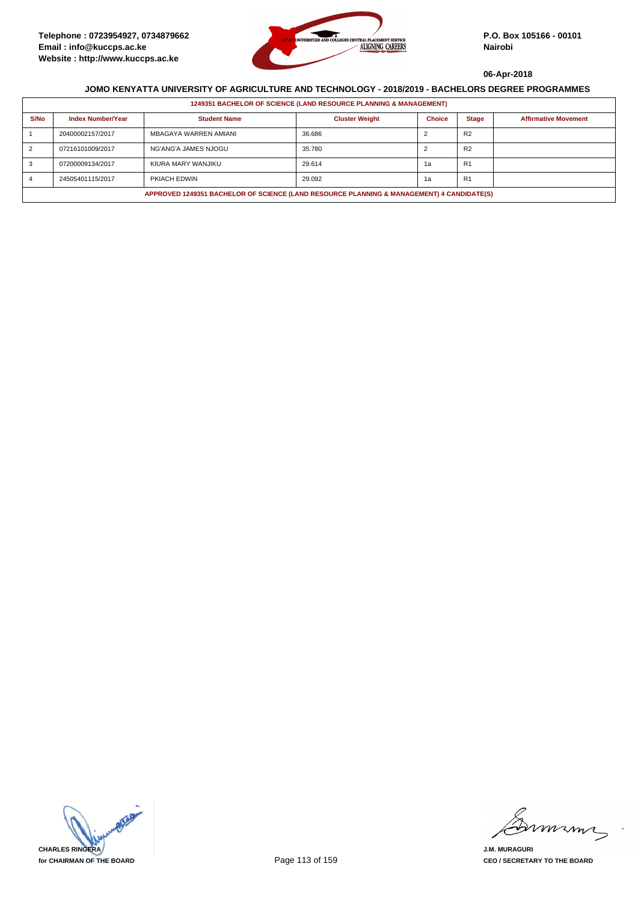Telephone : 0723954927, 0734879662
Email : info@kuccps.ac.ke
Website : http://www.kuccps.ac.ke

P.O. Box 105166 - 00101
Nairobi

06-Apr-2018

## JOMO KENYATTA UNIVERSITY OF AGRICULTURE AND TECHNOLOGY - 2018/2019 - BACHELORS DEGREE PROGRAMMES

**1249351 BACHELOR OF SCIENCE (LAND RESOURCE PLANNING & MANAGEMENT)**

| S/No | Index Number/Year | Student Name | Cluster Weight | Choice | Stage | Affirmative Movement |
|---|---|---|---|---|---|---|
| 1 | 20400002157/2017 | MBAGAYA WARREN AMIANI | 36.686 | 2 | R2 | |
| 2 | 07216101009/2017 | NG'ANG'A JAMES NJOGU | 35.780 | 2 | R2 | |
| 3 | 07200009134/2017 | KIURA MARY WANJIKU | 29.614 | 1a | R1 | |
| 4 | 24505401115/2017 | PKIACH EDWIN | 29.092 | 1a | R1 | |

**APPROVED 1249351 BACHELOR OF SCIENCE (LAND RESOURCE PLANNING & MANAGEMENT) 4 CANDIDATE(S)**

CHARLES RINGERA
for CHAIRMAN OF THE BOARD

J.M. MURAGURI
CEO / SECRETARY TO THE BOARD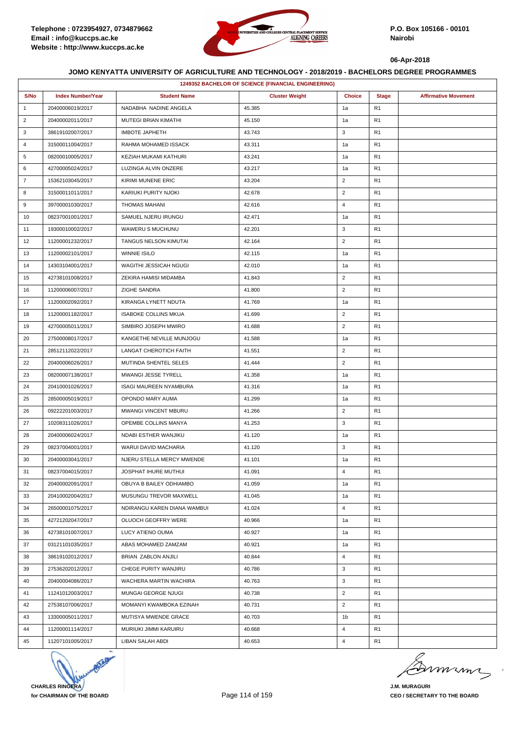Telephone : 0723954927, 0734879662
Email : info@kuccps.ac.ke
Website : http://www.kuccps.ac.ke

P.O. Box 105166 - 00101
Nairobi

06-Apr-2018

**JOMO KENYATTA UNIVERSITY OF AGRICULTURE AND TECHNOLOGY - 2018/2019 - BACHELORS DEGREE PROGRAMMES**

**1249352 BACHELOR OF SCIENCE (FINANCIAL ENGINEERING)**

| S/No | Index Number/Year | Student Name | Cluster Weight | Choice | Stage | Affirmative Movement |
|---|---|---|---|---|---|---|
| 1 | 20400006019/2017 | NADABHA NADINE ANGELA | 45.385 | 1a | R1 | |
| 2 | 20400002011/2017 | MUTEGI BRIAN KIMATHI | 45.150 | 1a | R1 | |
| 3 | 38619102007/2017 | IMBOTE JAPHETH | 43.743 | 3 | R1 | |
| 4 | 31500011004/2017 | RAHMA MOHAMED ISSACK | 43.311 | 1a | R1 | |
| 5 | 08200010005/2017 | KEZIAH MUKAMI KATHURI | 43.241 | 1a | R1 | |
| 6 | 42700005024/2017 | LUZINGA ALVIN ONZERE | 43.217 | 1a | R1 | |
| 7 | 15362103045/2017 | KIRIMI MUNENE ERIC | 43.204 | 2 | R1 | |
| 8 | 31500011011/2017 | KARIUKI PURITY NJOKI | 42.678 | 2 | R1 | |
| 9 | 39700001030/2017 | THOMAS MAHANI | 42.616 | 4 | R1 | |
| 10 | 08237001001/2017 | SAMUEL NJERU IRUNGU | 42.471 | 1a | R1 | |
| 11 | 19300010002/2017 | WAWERU S MUCHUNU | 42.201 | 3 | R1 | |
| 12 | 11200001232/2017 | TANGUS NELSON KIMUTAI | 42.164 | 2 | R1 | |
| 13 | 11200002101/2017 | WINNIE ISILO | 42.115 | 1a | R1 | |
| 14 | 14303104001/2017 | WAGITHI JESSICAH NGUGI | 42.010 | 1a | R1 | |
| 15 | 42738101008/2017 | ZEKIRA HAMISI MIDAMBA | 41.843 | 2 | R1 | |
| 16 | 11200006007/2017 | ZIGHE SANDRA | 41.800 | 2 | R1 | |
| 17 | 11200002092/2017 | KIRANGA LYNETT NDUTA | 41.769 | 1a | R1 | |
| 18 | 11200001182/2017 | ISABOKE COLLINS MKUA | 41.699 | 2 | R1 | |
| 19 | 42700005011/2017 | SIMBIRO JOSEPH MWIRO | 41.688 | 2 | R1 | |
| 20 | 27500008017/2017 | KANGETHE NEVILLE MUNJOGU | 41.588 | 1a | R1 | |
| 21 | 28512112022/2017 | LANGAT CHEROTICH FAITH | 41.551 | 2 | R1 | |
| 22 | 20400006026/2017 | MUTINDA SHENTEL SELES | 41.444 | 2 | R1 | |
| 23 | 08200007138/2017 | MWANGI JESSE TYRELL | 41.358 | 1a | R1 | |
| 24 | 20410001026/2017 | ISAGI MAUREEN NYAMBURA | 41.316 | 1a | R1 | |
| 25 | 28500005019/2017 | OPONDO MARY AUMA | 41.299 | 1a | R1 | |
| 26 | 09222201003/2017 | MWANGI VINCENT MBURU | 41.266 | 2 | R1 | |
| 27 | 10208311026/2017 | OPEMBE COLLINS MANYA | 41.253 | 3 | R1 | |
| 28 | 20400006024/2017 | NDABI ESTHER WANJIKU | 41.120 | 1a | R1 | |
| 29 | 08237004001/2017 | WARUI DAVID MACHARIA | 41.120 | 3 | R1 | |
| 30 | 20400003041/2017 | NJERU STELLA MERCY MWENDE | 41.101 | 1a | R1 | |
| 31 | 08237004015/2017 | JOSPHAT IHURE MUTHUI | 41.091 | 4 | R1 | |
| 32 | 20400002091/2017 | OBUYA B BAILEY ODHIAMBO | 41.059 | 1a | R1 | |
| 33 | 20410002004/2017 | MUSUNGU TREVOR MAXWELL | 41.045 | 1a | R1 | |
| 34 | 26500001075/2017 | NDIRANGU KAREN DIANA WAMBUI | 41.024 | 4 | R1 | |
| 35 | 42721202047/2017 | OLUOCH GEOFFRY WERE | 40.966 | 1a | R1 | |
| 36 | 42738101007/2017 | LUCY ATIENO OUMA | 40.927 | 1a | R1 | |
| 37 | 03121101035/2017 | ABAS MOHAMED ZAMZAM | 40.921 | 1a | R1 | |
| 38 | 38619102012/2017 | BRIAN ZABLON ANJILI | 40.844 | 4 | R1 | |
| 39 | 27536202012/2017 | CHEGE PURITY WANJIRU | 40.786 | 3 | R1 | |
| 40 | 20400004086/2017 | WACHERA MARTIN WACHIRA | 40.763 | 3 | R1 | |
| 41 | 11241012003/2017 | MUNGAI GEORGE NJUGI | 40.738 | 2 | R1 | |
| 42 | 27538107006/2017 | MOMANYI KWAMBOKA EZINAH | 40.731 | 2 | R1 | |
| 43 | 13300005011/2017 | MUTISYA MWENDE GRACE | 40.703 | 1b | R1 | |
| 44 | 11200001114/2017 | MURIUKI JIMMI KARUIRU | 40.668 | 4 | R1 | |
| 45 | 11207101005/2017 | LIBAN SALAH ABDI | 40.653 | 4 | R1 | |

**CHARLES RINGERA**
**for CHAIRMAN OF THE BOARD**

**J.M. MURAGURI**
**CEO / SECRETARY TO THE BOARD**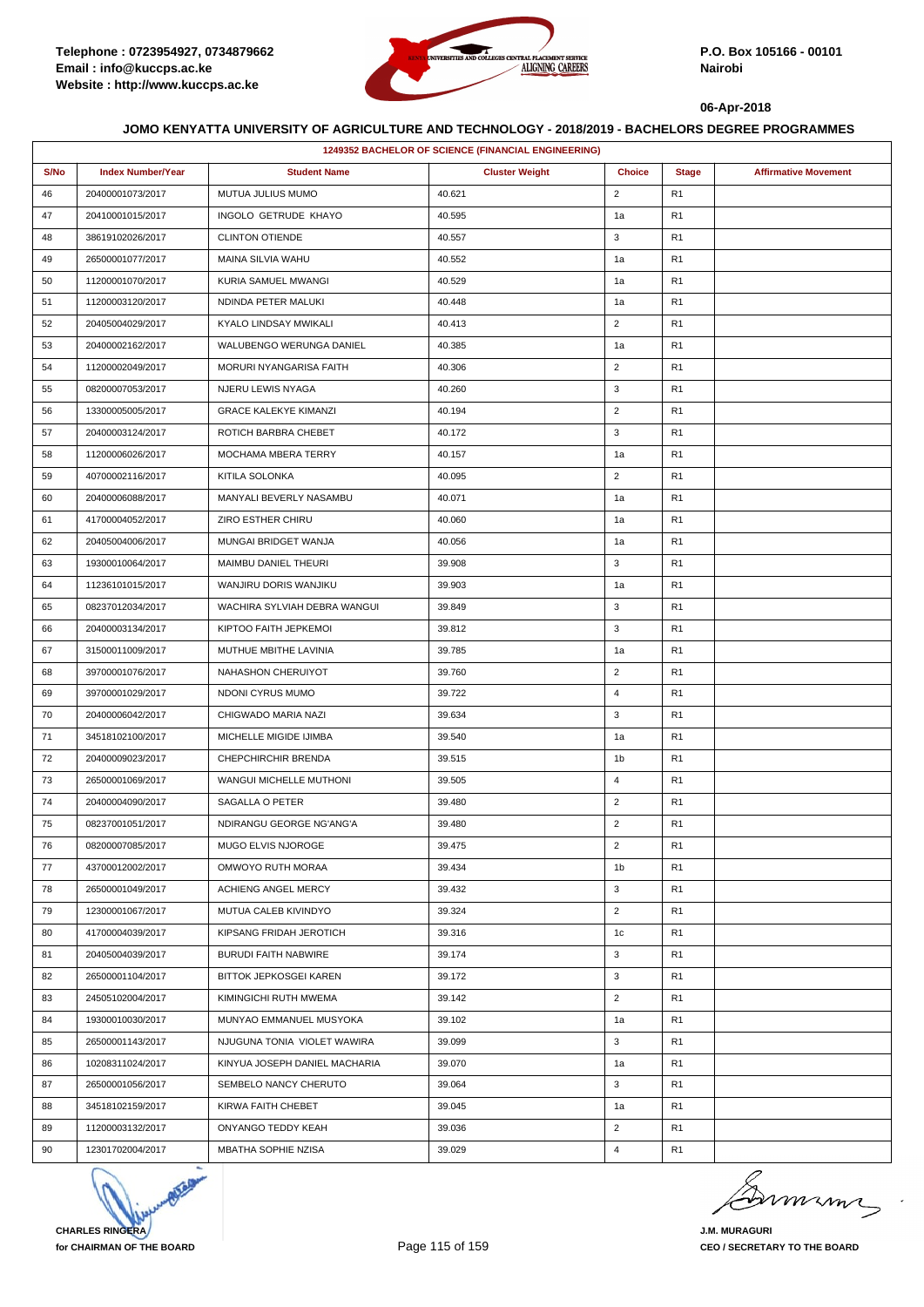Telephone : 0723954927, 0734879662
Email : info@kuccps.ac.ke
Website : http://www.kuccps.ac.ke

P.O. Box 105166 - 00101
Nairobi

06-Apr-2018

### JOMO KENYATTA UNIVERSITY OF AGRICULTURE AND TECHNOLOGY - 2018/2019 - BACHELORS DEGREE PROGRAMMES

| 1249352 BACHELOR OF SCIENCE (FINANCIAL ENGINEERING) | | | | | | |
|---|---|---|---|---|---|---|
| S/No | Index Number/Year | Student Name | Cluster Weight | Choice | Stage | Affirmative Movement |
| 46 | 20400001073/2017 | MUTUA JULIUS MUMO | 40.621 | 2 | R1 | |
| 47 | 20410001015/2017 | INGOLO GETRUDE KHAYO | 40.595 | 1a | R1 | |
| 48 | 38619102026/2017 | CLINTON OTIENDE | 40.557 | 3 | R1 | |
| 49 | 26500001077/2017 | MAINA SILVIA WAHU | 40.552 | 1a | R1 | |
| 50 | 11200001070/2017 | KURIA SAMUEL MWANGI | 40.529 | 1a | R1 | |
| 51 | 11200003120/2017 | NDINDA PETER MALUKI | 40.448 | 1a | R1 | |
| 52 | 20405004029/2017 | KYALO LINDSAY MWIKALI | 40.413 | 2 | R1 | |
| 53 | 20400002162/2017 | WALUBENGO WERUNGA DANIEL | 40.385 | 1a | R1 | |
| 54 | 11200002049/2017 | MORURI NYANGARISA FAITH | 40.306 | 2 | R1 | |
| 55 | 08200007053/2017 | NJERU LEWIS NYAGA | 40.260 | 3 | R1 | |
| 56 | 13300005005/2017 | GRACE KALEKYE KIMANZI | 40.194 | 2 | R1 | |
| 57 | 20400003124/2017 | ROTICH BARBRA CHEBET | 40.172 | 3 | R1 | |
| 58 | 11200006026/2017 | MOCHAMA MBERA TERRY | 40.157 | 1a | R1 | |
| 59 | 40700002116/2017 | KITILA SOLONKA | 40.095 | 2 | R1 | |
| 60 | 20400006088/2017 | MANYALI BEVERLY NASAMBU | 40.071 | 1a | R1 | |
| 61 | 41700004052/2017 | ZIRO ESTHER CHIRU | 40.060 | 1a | R1 | |
| 62 | 20405004006/2017 | MUNGAI BRIDGET WANJA | 40.056 | 1a | R1 | |
| 63 | 19300010064/2017 | MAIMBU DANIEL THEURI | 39.908 | 3 | R1 | |
| 64 | 11236101015/2017 | WANJIRU DORIS WANJIKU | 39.903 | 1a | R1 | |
| 65 | 08237012034/2017 | WACHIRA SYLVIAH DEBRA WANGUI | 39.849 | 3 | R1 | |
| 66 | 20400003134/2017 | KIPTOO FAITH JEPKEMOI | 39.812 | 3 | R1 | |
| 67 | 31500011009/2017 | MUTHUE MBITHE LAVINIA | 39.785 | 1a | R1 | |
| 68 | 39700001076/2017 | NAHASHON CHERUIYOT | 39.760 | 2 | R1 | |
| 69 | 39700001029/2017 | NDONI CYRUS MUMO | 39.722 | 4 | R1 | |
| 70 | 20400006042/2017 | CHIGWADO MARIA NAZI | 39.634 | 3 | R1 | |
| 71 | 34518102100/2017 | MICHELLE MIGIDE IJIMBA | 39.540 | 1a | R1 | |
| 72 | 20400009023/2017 | CHEPCHIRCHIR BRENDA | 39.515 | 1b | R1 | |
| 73 | 26500001069/2017 | WANGUI MICHELLE MUTHONI | 39.505 | 4 | R1 | |
| 74 | 20400004090/2017 | SAGALLA O PETER | 39.480 | 2 | R1 | |
| 75 | 08237001051/2017 | NDIRANGU GEORGE NG'ANG'A | 39.480 | 2 | R1 | |
| 76 | 08200007085/2017 | MUGO ELVIS NJOROGE | 39.475 | 2 | R1 | |
| 77 | 43700012002/2017 | OMWOYO RUTH MORAA | 39.434 | 1b | R1 | |
| 78 | 26500001049/2017 | ACHIENG ANGEL MERCY | 39.432 | 3 | R1 | |
| 79 | 12300001067/2017 | MUTUA CALEB KIVINDYO | 39.324 | 2 | R1 | |
| 80 | 41700004039/2017 | KIPSANG FRIDAH JEROTICH | 39.316 | 1c | R1 | |
| 81 | 20405004039/2017 | BURUDI FAITH NABWIRE | 39.174 | 3 | R1 | |
| 82 | 26500001104/2017 | BITTOK JEPKOSGEI KAREN | 39.172 | 3 | R1 | |
| 83 | 24505102004/2017 | KIMINGICHI RUTH MWEMA | 39.142 | 2 | R1 | |
| 84 | 19300010030/2017 | MUNYAO EMMANUEL MUSYOKA | 39.102 | 1a | R1 | |
| 85 | 26500001143/2017 | NJUGUNA TONIA VIOLET WAWIRA | 39.099 | 3 | R1 | |
| 86 | 10208311024/2017 | KINYUA JOSEPH DANIEL MACHARIA | 39.070 | 1a | R1 | |
| 87 | 26500001056/2017 | SEMBELO NANCY CHERUTO | 39.064 | 3 | R1 | |
| 88 | 34518102159/2017 | KIRWA FAITH CHEBET | 39.045 | 1a | R1 | |
| 89 | 11200003132/2017 | ONYANGO TEDDY KEAH | 39.036 | 2 | R1 | |
| 90 | 12301702004/2017 | MBATHA SOPHIE NZISA | 39.029 | 4 | R1 | |

**CHARLES RINGERA**
**for CHAIRMAN OF THE BOARD**

**J.M. MURAGURI**
**CEO / SECRETARY TO THE BOARD**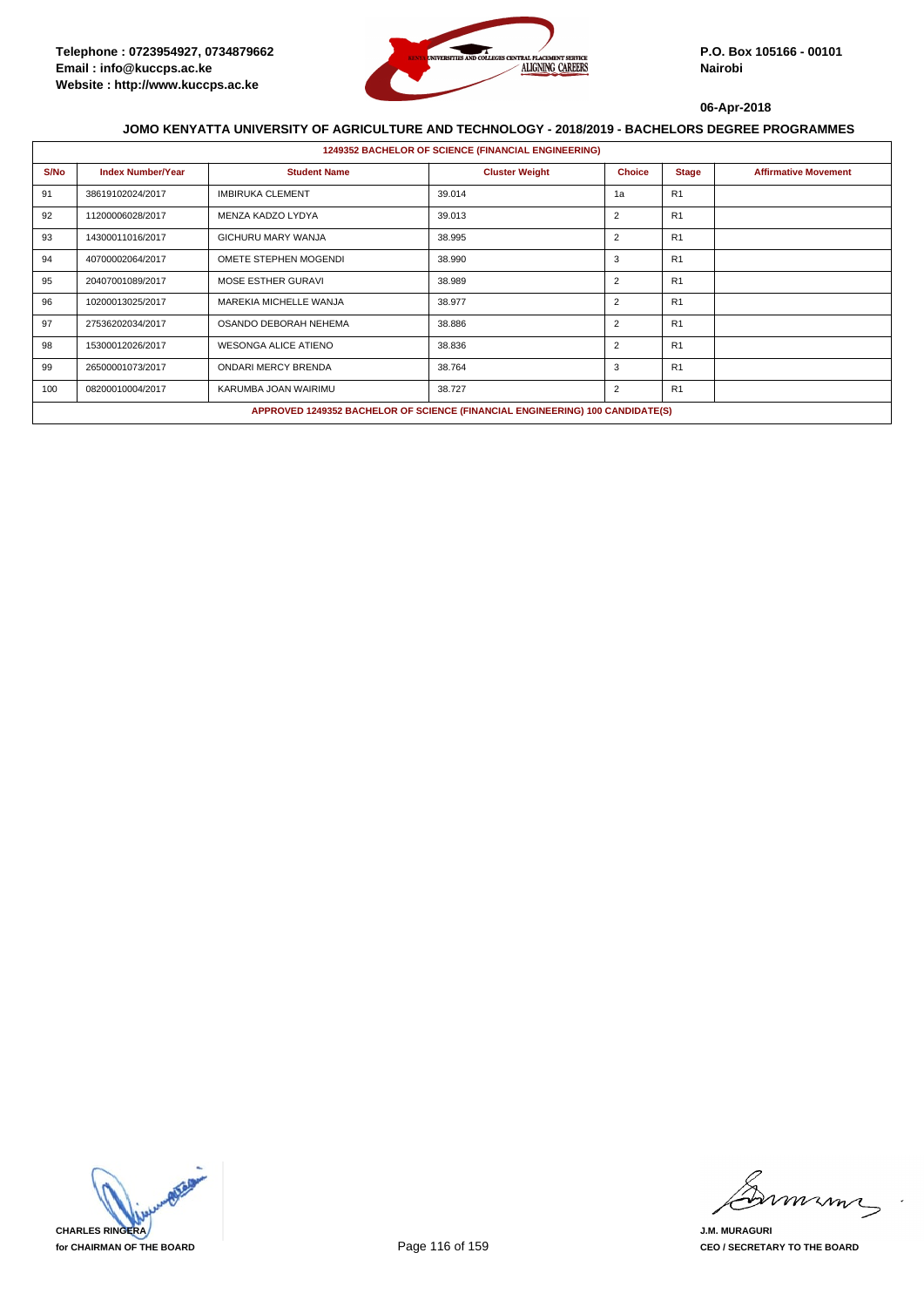Telephone : 0723954927, 0734879662
Email : info@kuccps.ac.ke
Website : http://www.kuccps.ac.ke

P.O. Box 105166 - 00101
Nairobi

06-Apr-2018

## JOMO KENYATTA UNIVERSITY OF AGRICULTURE AND TECHNOLOGY - 2018/2019 - BACHELORS DEGREE PROGRAMMES

### 1249352 BACHELOR OF SCIENCE (FINANCIAL ENGINEERING)

| S/No | Index Number/Year | Student Name | Cluster Weight | Choice | Stage | Affirmative Movement |
|---|---|---|---|---|---|---|
| 91 | 38619102024/2017 | IMBIRUKA CLEMENT | 39.014 | 1a | R1 | |
| 92 | 11200006028/2017 | MENZA KADZO LYDYA | 39.013 | 2 | R1 | |
| 93 | 14300011016/2017 | GICHURU MARY WANJA | 38.995 | 2 | R1 | |
| 94 | 40700002064/2017 | OMETE STEPHEN MOGENDI | 38.990 | 3 | R1 | |
| 95 | 20407001089/2017 | MOSE ESTHER GURAVI | 38.989 | 2 | R1 | |
| 96 | 10200013025/2017 | MAREKIA MICHELLE WANJA | 38.977 | 2 | R1 | |
| 97 | 27536202034/2017 | OSANDO DEBORAH NEHEMA | 38.886 | 2 | R1 | |
| 98 | 15300012026/2017 | WESONGA ALICE ATIENO | 38.836 | 2 | R1 | |
| 99 | 26500001073/2017 | ONDARI MERCY BRENDA | 38.764 | 3 | R1 | |
| 100 | 08200010004/2017 | KARUMBA JOAN WAIRIMU | 38.727 | 2 | R1 | |

**APPROVED 1249352 BACHELOR OF SCIENCE (FINANCIAL ENGINEERING) 100 CANDIDATE(S)**

**CHARLES RINGERA**
**for CHAIRMAN OF THE BOARD**

**J.M. MURAGURI**
**CEO / SECRETARY TO THE BOARD**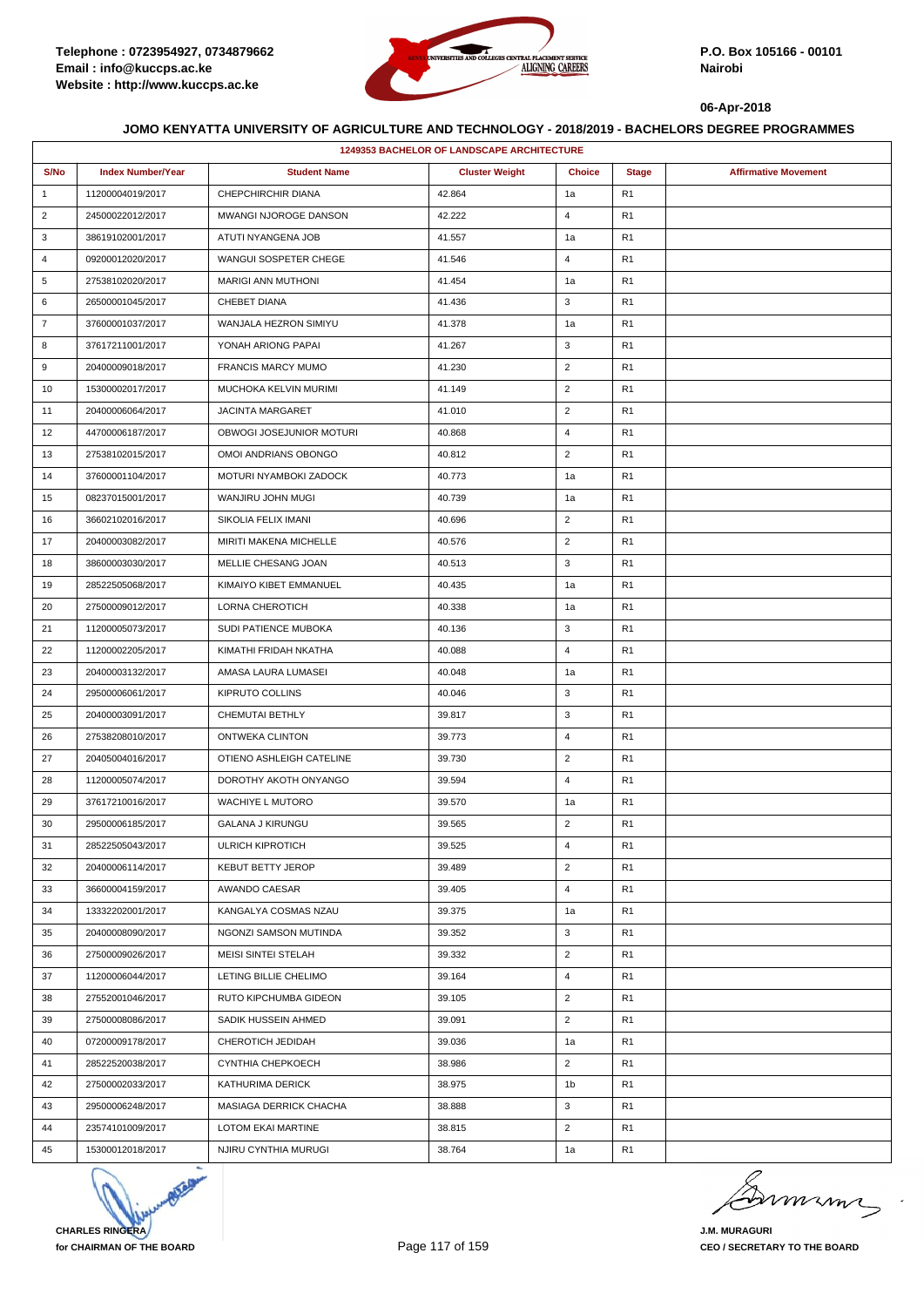Telephone : 0723954927, 0734879662
Email : info@kuccps.ac.ke
Website : http://www.kuccps.ac.ke

P.O. Box 105166 - 00101
Nairobi

06-Apr-2018

### JOMO KENYATTA UNIVERSITY OF AGRICULTURE AND TECHNOLOGY - 2018/2019 - BACHELORS DEGREE PROGRAMMES

| 1249353 BACHELOR OF LANDSCAPE ARCHITECTURE | | | | | | |
|---|---|---|---|---|---|---|
| S/No | Index Number/Year | Student Name | Cluster Weight | Choice | Stage | Affirmative Movement |
| 1 | 11200004019/2017 | CHEPCHIRCHIR DIANA | 42.864 | 1a | R1 | |
| 2 | 24500022012/2017 | MWANGI NJOROGE DANSON | 42.222 | 4 | R1 | |
| 3 | 38619102001/2017 | ATUTI NYANGENA JOB | 41.557 | 1a | R1 | |
| 4 | 09200012020/2017 | WANGUI SOSPETER CHEGE | 41.546 | 4 | R1 | |
| 5 | 27538102020/2017 | MARIGI ANN MUTHONI | 41.454 | 1a | R1 | |
| 6 | 26500001045/2017 | CHEBET DIANA | 41.436 | 3 | R1 | |
| 7 | 37600001037/2017 | WANJALA HEZRON SIMIYU | 41.378 | 1a | R1 | |
| 8 | 37617211001/2017 | YONAH ARIONG PAPAI | 41.267 | 3 | R1 | |
| 9 | 20400009018/2017 | FRANCIS MARCY MUMO | 41.230 | 2 | R1 | |
| 10 | 15300002017/2017 | MUCHOKA KELVIN MURIMI | 41.149 | 2 | R1 | |
| 11 | 20400006064/2017 | JACINTA MARGARET | 41.010 | 2 | R1 | |
| 12 | 44700006187/2017 | OBWOGI JOSEJUNIOR MOTURI | 40.868 | 4 | R1 | |
| 13 | 27538102015/2017 | OMOI ANDRIANS OBONGO | 40.812 | 2 | R1 | |
| 14 | 37600001104/2017 | MOTURI NYAMBOKI ZADOCK | 40.773 | 1a | R1 | |
| 15 | 08237015001/2017 | WANJIRU JOHN MUGI | 40.739 | 1a | R1 | |
| 16 | 36602102016/2017 | SIKOLIA FELIX IMANI | 40.696 | 2 | R1 | |
| 17 | 20400003082/2017 | MIRITI MAKENA MICHELLE | 40.576 | 2 | R1 | |
| 18 | 38600003030/2017 | MELLIE CHESANG JOAN | 40.513 | 3 | R1 | |
| 19 | 28522505068/2017 | KIMAIYO KIBET EMMANUEL | 40.435 | 1a | R1 | |
| 20 | 27500009012/2017 | LORNA CHEROTICH | 40.338 | 1a | R1 | |
| 21 | 11200005073/2017 | SUDI PATIENCE MUBOKA | 40.136 | 3 | R1 | |
| 22 | 11200002205/2017 | KIMATHI FRIDAH NKATHA | 40.088 | 4 | R1 | |
| 23 | 20400003132/2017 | AMASA LAURA LUMASEI | 40.048 | 1a | R1 | |
| 24 | 29500006061/2017 | KIPRUTO COLLINS | 40.046 | 3 | R1 | |
| 25 | 20400003091/2017 | CHEMUTAI BETHLY | 39.817 | 3 | R1 | |
| 26 | 27538208010/2017 | ONTWEKA CLINTON | 39.773 | 4 | R1 | |
| 27 | 20405004016/2017 | OTIENO ASHLEIGH CATELINE | 39.730 | 2 | R1 | |
| 28 | 11200005074/2017 | DOROTHY AKOTH ONYANGO | 39.594 | 4 | R1 | |
| 29 | 37617210016/2017 | WACHIYE L MUTORO | 39.570 | 1a | R1 | |
| 30 | 29500006185/2017 | GALANA J KIRUNGU | 39.565 | 2 | R1 | |
| 31 | 28522505043/2017 | ULRICH KIPROTICH | 39.525 | 4 | R1 | |
| 32 | 20400006114/2017 | KEBUT BETTY JEROP | 39.489 | 2 | R1 | |
| 33 | 36600004159/2017 | AWANDO CAESAR | 39.405 | 4 | R1 | |
| 34 | 13332202001/2017 | KANGALYA COSMAS NZAU | 39.375 | 1a | R1 | |
| 35 | 20400008090/2017 | NGONZI SAMSON MUTINDA | 39.352 | 3 | R1 | |
| 36 | 27500009026/2017 | MEISI SINTEI STELAH | 39.332 | 2 | R1 | |
| 37 | 11200006044/2017 | LETING BILLIE CHELIMO | 39.164 | 4 | R1 | |
| 38 | 27552001046/2017 | RUTO KIPCHUMBA GIDEON | 39.105 | 2 | R1 | |
| 39 | 27500008086/2017 | SADIK HUSSEIN AHMED | 39.091 | 2 | R1 | |
| 40 | 07200009178/2017 | CHEROTICH JEDIDAH | 39.036 | 1a | R1 | |
| 41 | 28522520038/2017 | CYNTHIA CHEPKOECH | 38.986 | 2 | R1 | |
| 42 | 27500002033/2017 | KATHURIMA DERICK | 38.975 | 1b | R1 | |
| 43 | 29500006248/2017 | MASIAGA DERRICK CHACHA | 38.888 | 3 | R1 | |
| 44 | 23574101009/2017 | LOTOM EKAI MARTINE | 38.815 | 2 | R1 | |
| 45 | 15300012018/2017 | NJIRU CYNTHIA MURUGI | 38.764 | 1a | R1 | |

**CHARLES RINGERA**
**for CHAIRMAN OF THE BOARD**

**J.M. MURAGURI**
**CEO / SECRETARY TO THE BOARD**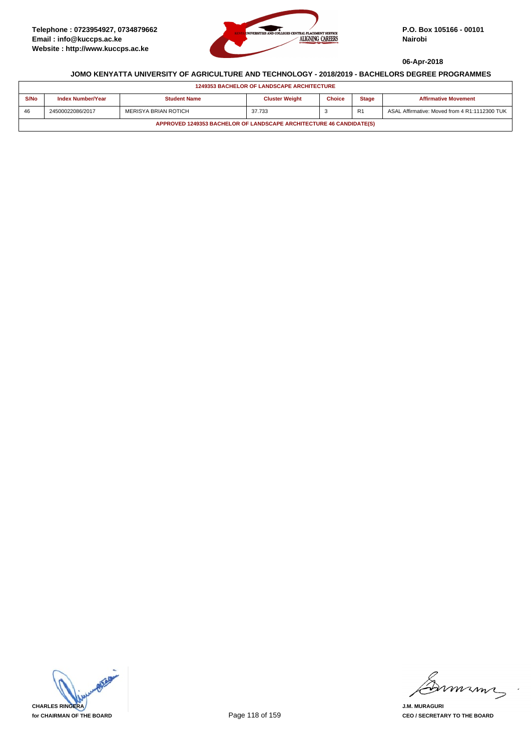Telephone : 0723954927, 0734879662
Email : info@kuccps.ac.ke
Website : http://www.kuccps.ac.ke

P.O. Box 105166 - 00101
Nairobi

06-Apr-2018

### JOMO KENYATTA UNIVERSITY OF AGRICULTURE AND TECHNOLOGY - 2018/2019 - BACHELORS DEGREE PROGRAMMES

| 1249353 BACHELOR OF LANDSCAPE ARCHITECTURE | | | | | | |
|---|---|---|---|---|---|---|
| **S/No** | **Index Number/Year** | **Student Name** | **Cluster Weight** | **Choice** | **Stage** | **Affirmative Movement** |
| 46 | 24500022086/2017 | MERISYA BRIAN ROTICH | 37.733 | 3 | R1 | ASAL Affirmative: Moved from 4 R1:1112300 TUK |
| **APPROVED 1249353 BACHELOR OF LANDSCAPE ARCHITECTURE 46 CANDIDATE(S)** | | | | | | |

CHARLES RINGERA
for CHAIRMAN OF THE BOARD

J.M. MURAGURI
CEO / SECRETARY TO THE BOARD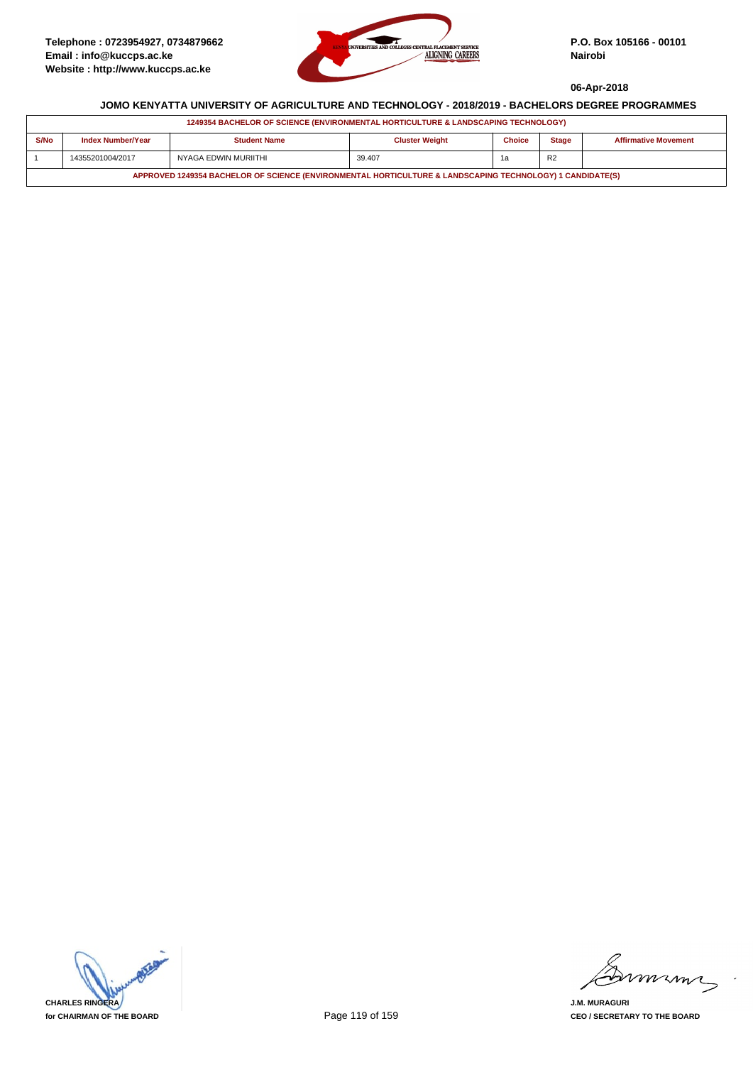Telephone : 0723954927, 0734879662
Email : info@kuccps.ac.ke
Website : http://www.kuccps.ac.ke

P.O. Box 105166 - 00101
Nairobi

06-Apr-2018

## JOMO KENYATTA UNIVERSITY OF AGRICULTURE AND TECHNOLOGY - 2018/2019 - BACHELORS DEGREE PROGRAMMES

| 1249354 BACHELOR OF SCIENCE (ENVIRONMENTAL HORTICULTURE & LANDSCAPING TECHNOLOGY) | | | | | | |
|---|---|---|---|---|---|---|
| S/No | Index Number/Year | Student Name | Cluster Weight | Choice | Stage | Affirmative Movement |
| 1 | 14355201004/2017 | NYAGA EDWIN MURIITHI | 39.407 | 1a | R2 | |
| APPROVED 1249354 BACHELOR OF SCIENCE (ENVIRONMENTAL HORTICULTURE & LANDSCAPING TECHNOLOGY) 1 CANDIDATE(S) | | | | | | |

CHARLES RINGERA
for CHAIRMAN OF THE BOARD

J.M. MURAGURI
CEO / SECRETARY TO THE BOARD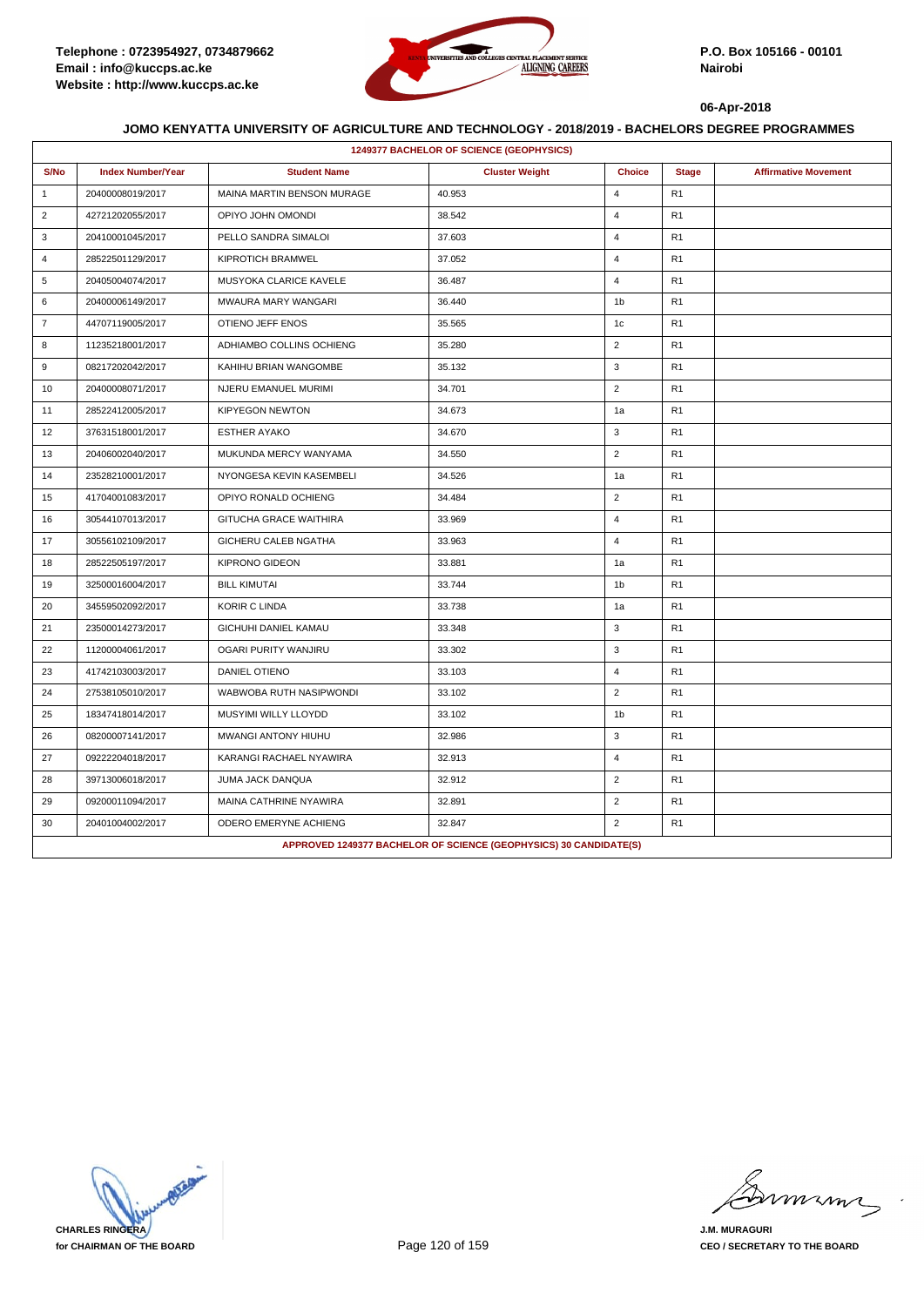Telephone : 0723954927, 0734879662
Email : info@kuccps.ac.ke
Website : http://www.kuccps.ac.ke

P.O. Box 105166 - 00101
Nairobi

06-Apr-2018

## JOMO KENYATTA UNIVERSITY OF AGRICULTURE AND TECHNOLOGY - 2018/2019 - BACHELORS DEGREE PROGRAMMES

**1249377 BACHELOR OF SCIENCE (GEOPHYSICS)**

| S/No | Index Number/Year | Student Name | Cluster Weight | Choice | Stage | Affirmative Movement |
|---|---|---|---|---|---|---|
| 1 | 20400008019/2017 | MAINA MARTIN BENSON MURAGE | 40.953 | 4 | R1 | |
| 2 | 42721202055/2017 | OPIYO JOHN OMONDI | 38.542 | 4 | R1 | |
| 3 | 20410001045/2017 | PELLO SANDRA SIMALOI | 37.603 | 4 | R1 | |
| 4 | 28522501129/2017 | KIPROTICH BRAMWEL | 37.052 | 4 | R1 | |
| 5 | 20405004074/2017 | MUSYOKA CLARICE KAVELE | 36.487 | 4 | R1 | |
| 6 | 20400006149/2017 | MWAURA MARY WANGARI | 36.440 | 1b | R1 | |
| 7 | 44707119005/2017 | OTIENO JEFF ENOS | 35.565 | 1c | R1 | |
| 8 | 11235218001/2017 | ADHIAMBO COLLINS OCHIENG | 35.280 | 2 | R1 | |
| 9 | 08217202042/2017 | KAHIHU BRIAN WANGOMBE | 35.132 | 3 | R1 | |
| 10 | 20400008071/2017 | NJERU EMANUEL MURIMI | 34.701 | 2 | R1 | |
| 11 | 28522412005/2017 | KIPYEGON NEWTON | 34.673 | 1a | R1 | |
| 12 | 37631518001/2017 | ESTHER AYAKO | 34.670 | 3 | R1 | |
| 13 | 20406002040/2017 | MUKUNDA MERCY WANYAMA | 34.550 | 2 | R1 | |
| 14 | 23528210001/2017 | NYONGESA KEVIN KASEMBELI | 34.526 | 1a | R1 | |
| 15 | 41704001083/2017 | OPIYO RONALD OCHIENG | 34.484 | 2 | R1 | |
| 16 | 30544107013/2017 | GITUCHA GRACE WAITHIRA | 33.969 | 4 | R1 | |
| 17 | 30556102109/2017 | GICHERU CALEB NGATHA | 33.963 | 4 | R1 | |
| 18 | 28522505197/2017 | KIPRONO GIDEON | 33.881 | 1a | R1 | |
| 19 | 32500016004/2017 | BILL KIMUTAI | 33.744 | 1b | R1 | |
| 20 | 34559502092/2017 | KORIR C LINDA | 33.738 | 1a | R1 | |
| 21 | 23500014273/2017 | GICHUHI DANIEL KAMAU | 33.348 | 3 | R1 | |
| 22 | 11200004061/2017 | OGARI PURITY WANJIRU | 33.302 | 3 | R1 | |
| 23 | 41742103003/2017 | DANIEL OTIENO | 33.103 | 4 | R1 | |
| 24 | 27538105010/2017 | WABWOBA RUTH NASIPWONDI | 33.102 | 2 | R1 | |
| 25 | 18347418014/2017 | MUSYIMI WILLY LLOYDD | 33.102 | 1b | R1 | |
| 26 | 08200007141/2017 | MWANGI ANTONY HIUHU | 32.986 | 3 | R1 | |
| 27 | 09222204018/2017 | KARANGI RACHAEL NYAWIRA | 32.913 | 4 | R1 | |
| 28 | 39713006018/2017 | JUMA JACK DANQUA | 32.912 | 2 | R1 | |
| 29 | 09200011094/2017 | MAINA CATHRINE NYAWIRA | 32.891 | 2 | R1 | |
| 30 | 20401004002/2017 | ODERO EMERYNE ACHIENG | 32.847 | 2 | R1 | |

**APPROVED 1249377 BACHELOR OF SCIENCE (GEOPHYSICS) 30 CANDIDATE(S)**

**CHARLES RINGERA**
**for CHAIRMAN OF THE BOARD**

**J.M. MURAGURI**
**CEO / SECRETARY TO THE BOARD**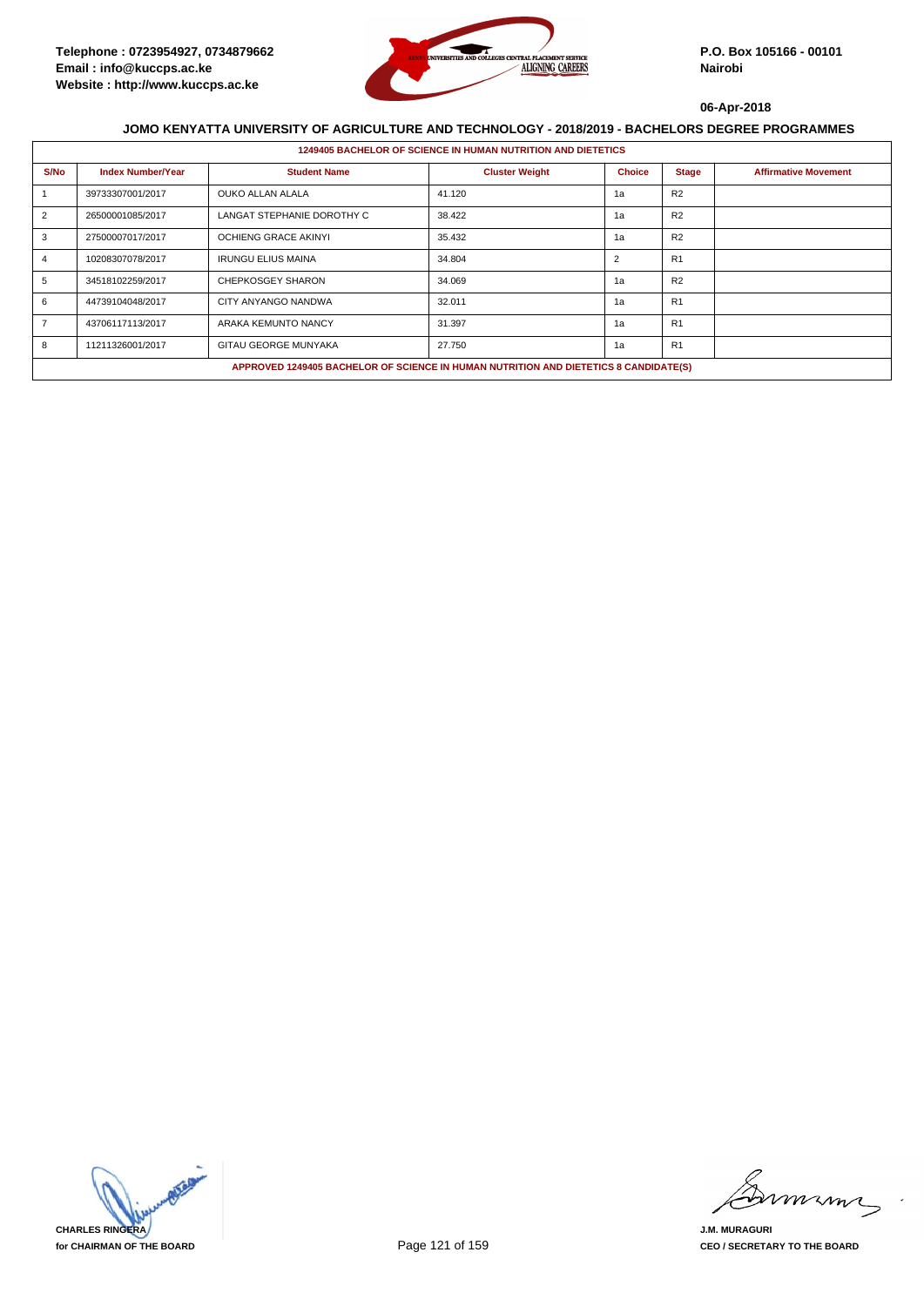Telephone : 0723954927, 0734879662
Email : info@kuccps.ac.ke
Website : http://www.kuccps.ac.ke

P.O. Box 105166 - 00101
Nairobi

06-Apr-2018

## JOMO KENYATTA UNIVERSITY OF AGRICULTURE AND TECHNOLOGY - 2018/2019 - BACHELORS DEGREE PROGRAMMES

### 1249405 BACHELOR OF SCIENCE IN HUMAN NUTRITION AND DIETETICS

| S/No | Index Number/Year | Student Name | Cluster Weight | Choice | Stage | Affirmative Movement |
|---|---|---|---|---|---|---|
| 1 | 39733307001/2017 | OUKO ALLAN ALALA | 41.120 | 1a | R2 | |
| 2 | 26500001085/2017 | LANGAT STEPHANIE DOROTHY C | 38.422 | 1a | R2 | |
| 3 | 27500007017/2017 | OCHIENG GRACE AKINYI | 35.432 | 1a | R2 | |
| 4 | 10208307078/2017 | IRUNGU ELIUS MAINA | 34.804 | 2 | R1 | |
| 5 | 34518102259/2017 | CHEPKOSGEY SHARON | 34.069 | 1a | R2 | |
| 6 | 44739104048/2017 | CITY ANYANGO NANDWA | 32.011 | 1a | R1 | |
| 7 | 43706117113/2017 | ARAKA KEMUNTO NANCY | 31.397 | 1a | R1 | |
| 8 | 11211326001/2017 | GITAU GEORGE MUNYAKA | 27.750 | 1a | R1 | |

**APPROVED 1249405 BACHELOR OF SCIENCE IN HUMAN NUTRITION AND DIETETICS 8 CANDIDATE(S)**

**CHARLES RINGERA**
**for CHAIRMAN OF THE BOARD**

**J.M. MURAGURI**
**CEO / SECRETARY TO THE BOARD**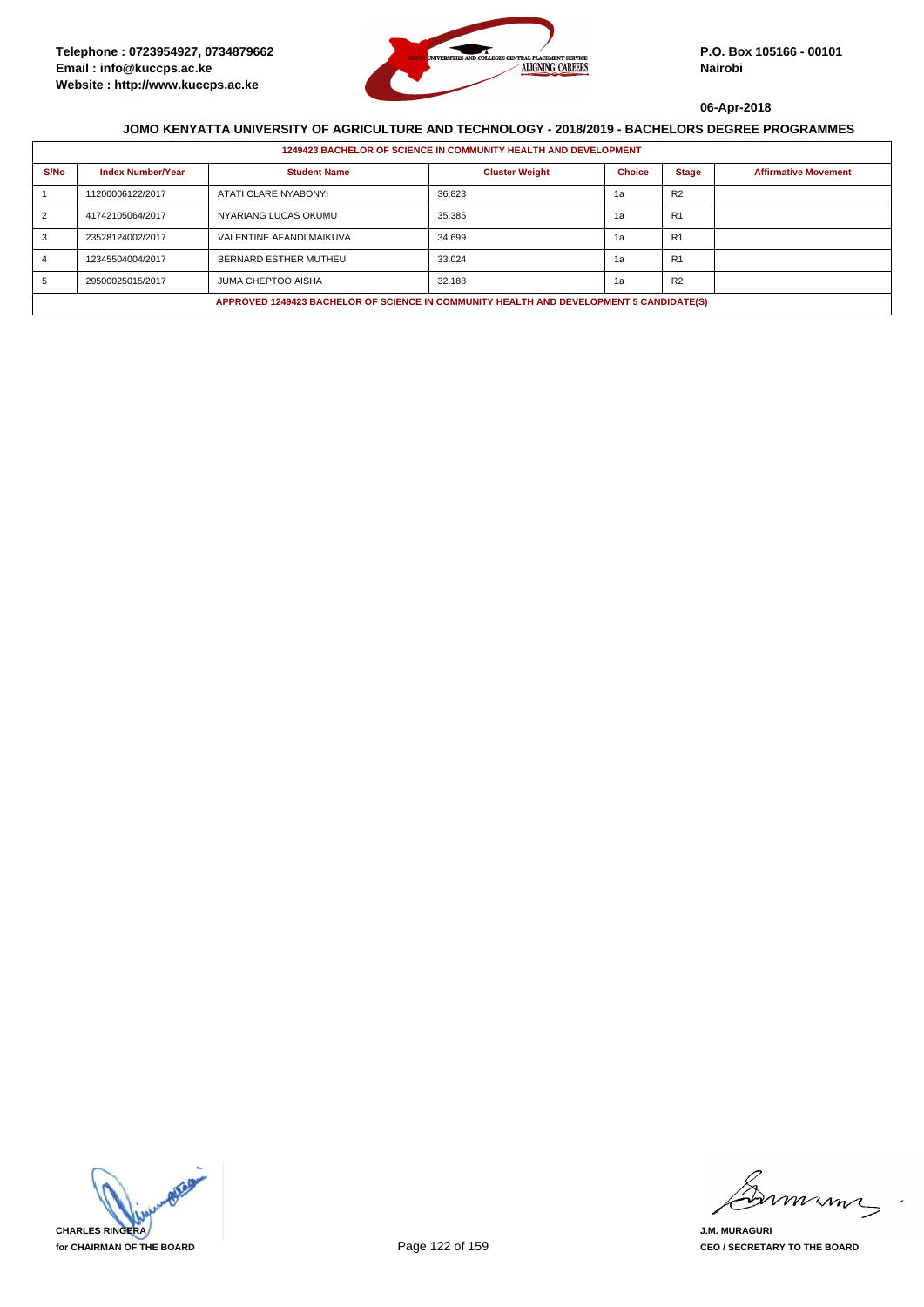Telephone : 0723954927, 0734879662
Email : info@kuccps.ac.ke
Website : http://www.kuccps.ac.ke

P.O. Box 105166 - 00101
Nairobi

06-Apr-2018

## JOMO KENYATTA UNIVERSITY OF AGRICULTURE AND TECHNOLOGY - 2018/2019 - BACHELORS DEGREE PROGRAMMES

**1249423 BACHELOR OF SCIENCE IN COMMUNITY HEALTH AND DEVELOPMENT**

| S/No | Index Number/Year | Student Name | Cluster Weight | Choice | Stage | Affirmative Movement |
|---|---|---|---|---|---|---|
| 1 | 11200006122/2017 | ATATI CLARE NYABONYI | 36.823 | 1a | R2 | |
| 2 | 41742105064/2017 | NYARIANG LUCAS OKUMU | 35.385 | 1a | R1 | |
| 3 | 23528124002/2017 | VALENTINE AFANDI MAIKUVA | 34.699 | 1a | R1 | |
| 4 | 12345504004/2017 | BERNARD ESTHER MUTHEU | 33.024 | 1a | R1 | |
| 5 | 29500025015/2017 | JUMA CHEPTOO AISHA | 32.188 | 1a | R2 | |

**APPROVED 1249423 BACHELOR OF SCIENCE IN COMMUNITY HEALTH AND DEVELOPMENT 5 CANDIDATE(S)**

**CHARLES RINGERA**
**for CHAIRMAN OF THE BOARD**

**J.M. MURAGURI**
**CEO / SECRETARY TO THE BOARD**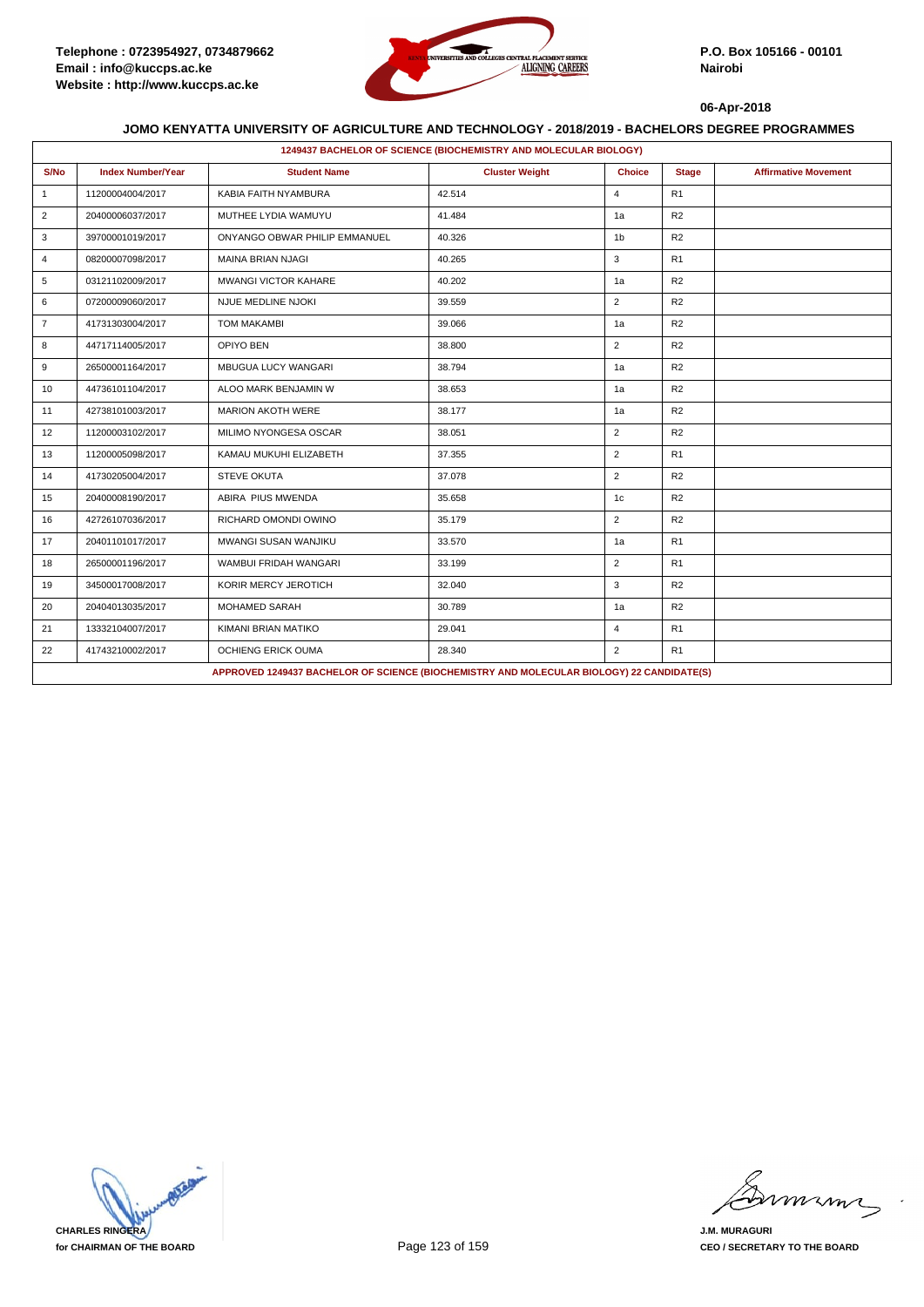Telephone : 0723954927, 0734879662
Email : info@kuccps.ac.ke
Website : http://www.kuccps.ac.ke

P.O. Box 105166 - 00101
Nairobi

06-Apr-2018

## JOMO KENYATTA UNIVERSITY OF AGRICULTURE AND TECHNOLOGY - 2018/2019 - BACHELORS DEGREE PROGRAMMES

**1249437 BACHELOR OF SCIENCE (BIOCHEMISTRY AND MOLECULAR BIOLOGY)**

| S/No | Index Number/Year | Student Name | Cluster Weight | Choice | Stage | Affirmative Movement |
|---|---|---|---|---|---|---|
| 1 | 11200004004/2017 | KABIA FAITH NYAMBURA | 42.514 | 4 | R1 | |
| 2 | 20400006037/2017 | MUTHEE LYDIA WAMUYU | 41.484 | 1a | R2 | |
| 3 | 39700001019/2017 | ONYANGO OBWAR PHILIP EMMANUEL | 40.326 | 1b | R2 | |
| 4 | 08200007098/2017 | MAINA BRIAN NJAGI | 40.265 | 3 | R1 | |
| 5 | 03121102009/2017 | MWANGI VICTOR KAHARE | 40.202 | 1a | R2 | |
| 6 | 07200009060/2017 | NJUE MEDLINE NJOKI | 39.559 | 2 | R2 | |
| 7 | 41731303004/2017 | TOM MAKAMBI | 39.066 | 1a | R2 | |
| 8 | 44717114005/2017 | OPIYO BEN | 38.800 | 2 | R2 | |
| 9 | 26500001164/2017 | MBUGUA LUCY WANGARI | 38.794 | 1a | R2 | |
| 10 | 44736101104/2017 | ALOO MARK BENJAMIN W | 38.653 | 1a | R2 | |
| 11 | 42738101003/2017 | MARION AKOTH WERE | 38.177 | 1a | R2 | |
| 12 | 11200003102/2017 | MILIMO NYONGESA OSCAR | 38.051 | 2 | R2 | |
| 13 | 11200005098/2017 | KAMAU MUKUHI ELIZABETH | 37.355 | 2 | R1 | |
| 14 | 41730205004/2017 | STEVE OKUTA | 37.078 | 2 | R2 | |
| 15 | 20400008190/2017 | ABIRA PIUS MWENDA | 35.658 | 1c | R2 | |
| 16 | 42726107036/2017 | RICHARD OMONDI OWINO | 35.179 | 2 | R2 | |
| 17 | 20401101017/2017 | MWANGI SUSAN WANJIKU | 33.570 | 1a | R1 | |
| 18 | 26500001196/2017 | WAMBUI FRIDAH WANGARI | 33.199 | 2 | R1 | |
| 19 | 34500017008/2017 | KORIR MERCY JEROTICH | 32.040 | 3 | R2 | |
| 20 | 20404013035/2017 | MOHAMED SARAH | 30.789 | 1a | R2 | |
| 21 | 13332104007/2017 | KIMANI BRIAN MATIKO | 29.041 | 4 | R1 | |
| 22 | 41743210002/2017 | OCHIENG ERICK OUMA | 28.340 | 2 | R1 | |

**APPROVED 1249437 BACHELOR OF SCIENCE (BIOCHEMISTRY AND MOLECULAR BIOLOGY) 22 CANDIDATE(S)**

CHARLES RINGERA
for CHAIRMAN OF THE BOARD

J.M. MURAGURI
CEO / SECRETARY TO THE BOARD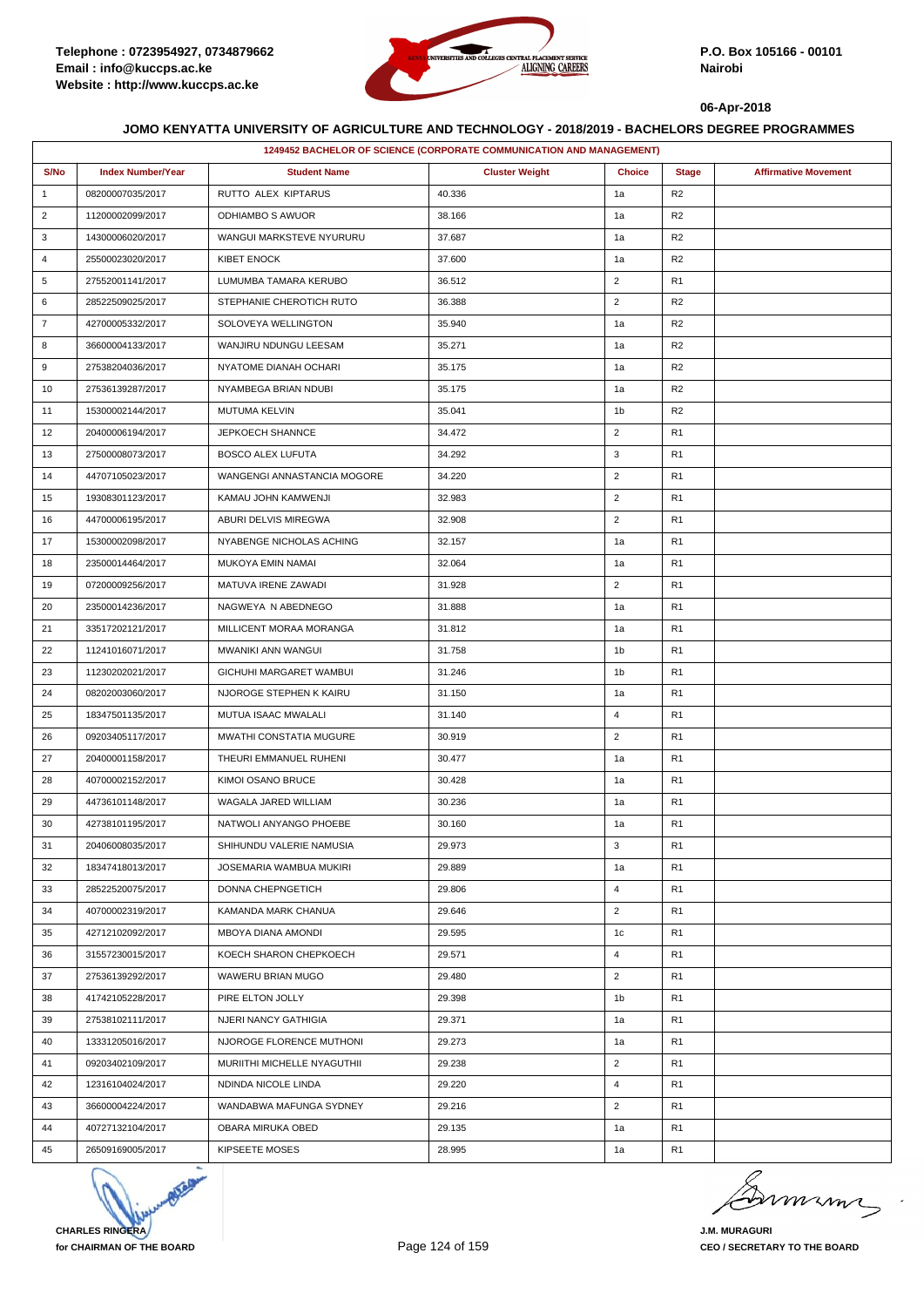Telephone : 0723954927, 0734879662
Email : info@kuccps.ac.ke
Website : http://www.kuccps.ac.ke

P.O. Box 105166 - 00101
Nairobi

06-Apr-2018

**JOMO KENYATTA UNIVERSITY OF AGRICULTURE AND TECHNOLOGY - 2018/2019 - BACHELORS DEGREE PROGRAMMES**

| 1249452 BACHELOR OF SCIENCE (CORPORATE COMMUNICATION AND MANAGEMENT) | | | | | | |
|---|---|---|---|---|---|---|
| S/No | Index Number/Year | Student Name | Cluster Weight | Choice | Stage | Affirmative Movement |
| 1 | 08200007035/2017 | RUTTO ALEX KIPTARUS | 40.336 | 1a | R2 | |
| 2 | 11200002099/2017 | ODHIAMBO S AWUOR | 38.166 | 1a | R2 | |
| 3 | 14300006020/2017 | WANGUI MARKSTEVE NYURURU | 37.687 | 1a | R2 | |
| 4 | 25500023020/2017 | KIBET ENOCK | 37.600 | 1a | R2 | |
| 5 | 27552001141/2017 | LUMUMBA TAMARA KERUBO | 36.512 | 2 | R1 | |
| 6 | 28522509025/2017 | STEPHANIE CHEROTICH RUTO | 36.388 | 2 | R2 | |
| 7 | 42700005332/2017 | SOLOVEYA WELLINGTON | 35.940 | 1a | R2 | |
| 8 | 36600004133/2017 | WANJIRU NDUNGU LEESAM | 35.271 | 1a | R2 | |
| 9 | 27538204036/2017 | NYATOME DIANAH OCHARI | 35.175 | 1a | R2 | |
| 10 | 27536139287/2017 | NYAMBEGA BRIAN NDUBI | 35.175 | 1a | R2 | |
| 11 | 15300002144/2017 | MUTUMA KELVIN | 35.041 | 1b | R2 | |
| 12 | 20400006194/2017 | JEPKOECH SHANNCE | 34.472 | 2 | R1 | |
| 13 | 27500008073/2017 | BOSCO ALEX LUFUTA | 34.292 | 3 | R1 | |
| 14 | 44707105023/2017 | WANGENGI ANNASTANCIA MOGORE | 34.220 | 2 | R1 | |
| 15 | 19308301123/2017 | KAMAU JOHN KAMWENJI | 32.983 | 2 | R1 | |
| 16 | 44700006195/2017 | ABURI DELVIS MIREGWA | 32.908 | 2 | R1 | |
| 17 | 15300002098/2017 | NYABENGE NICHOLAS ACHING | 32.157 | 1a | R1 | |
| 18 | 23500014464/2017 | MUKOYA EMIN NAMAI | 32.064 | 1a | R1 | |
| 19 | 07200009256/2017 | MATUVA IRENE ZAWADI | 31.928 | 2 | R1 | |
| 20 | 23500014236/2017 | NAGWEYA N ABEDNEGO | 31.888 | 1a | R1 | |
| 21 | 33517202121/2017 | MILLICENT MORAA MORANGA | 31.812 | 1a | R1 | |
| 22 | 11241016071/2017 | MWANIKI ANN WANGUI | 31.758 | 1b | R1 | |
| 23 | 11230202021/2017 | GICHUHI MARGARET WAMBUI | 31.246 | 1b | R1 | |
| 24 | 08202003060/2017 | NJOROGE STEPHEN K KAIRU | 31.150 | 1a | R1 | |
| 25 | 18347501135/2017 | MUTUA ISAAC MWALALI | 31.140 | 4 | R1 | |
| 26 | 09203405117/2017 | MWATHI CONSTATIA MUGURE | 30.919 | 2 | R1 | |
| 27 | 20400001158/2017 | THEURI EMMANUEL RUHENI | 30.477 | 1a | R1 | |
| 28 | 40700002152/2017 | KIMOI OSANO BRUCE | 30.428 | 1a | R1 | |
| 29 | 44736101148/2017 | WAGALA JARED WILLIAM | 30.236 | 1a | R1 | |
| 30 | 42738101195/2017 | NATWOLI ANYANGO PHOEBE | 30.160 | 1a | R1 | |
| 31 | 20406008035/2017 | SHIHUNDU VALERIE NAMUSIA | 29.973 | 3 | R1 | |
| 32 | 18347418013/2017 | JOSEMARIA WAMBUA MUKIRI | 29.889 | 1a | R1 | |
| 33 | 28522520075/2017 | DONNA CHEPNGETICH | 29.806 | 4 | R1 | |
| 34 | 40700002319/2017 | KAMANDA MARK CHANUA | 29.646 | 2 | R1 | |
| 35 | 42712102092/2017 | MBOYA DIANA AMONDI | 29.595 | 1c | R1 | |
| 36 | 31557230015/2017 | KOECH SHARON CHEPKOECH | 29.571 | 4 | R1 | |
| 37 | 27536139292/2017 | WAWERU BRIAN MUGO | 29.480 | 2 | R1 | |
| 38 | 41742105228/2017 | PIRE ELTON JOLLY | 29.398 | 1b | R1 | |
| 39 | 27538102111/2017 | NJERI NANCY GATHIGIA | 29.371 | 1a | R1 | |
| 40 | 13331205016/2017 | NJOROGE FLORENCE MUTHONI | 29.273 | 1a | R1 | |
| 41 | 09203402109/2017 | MURIITHI MICHELLE NYAGUTHII | 29.238 | 2 | R1 | |
| 42 | 12316104024/2017 | NDINDA NICOLE LINDA | 29.220 | 4 | R1 | |
| 43 | 36600004224/2017 | WANDABWA MAFUNGA SYDNEY | 29.216 | 2 | R1 | |
| 44 | 40727132104/2017 | OBARA MIRUKA OBED | 29.135 | 1a | R1 | |
| 45 | 26509169005/2017 | KIPSEETE MOSES | 28.995 | 1a | R1 | |

**CHARLES RINGERA**
**for CHAIRMAN OF THE BOARD**

**J.M. MURAGURI**
**CEO / SECRETARY TO THE BOARD**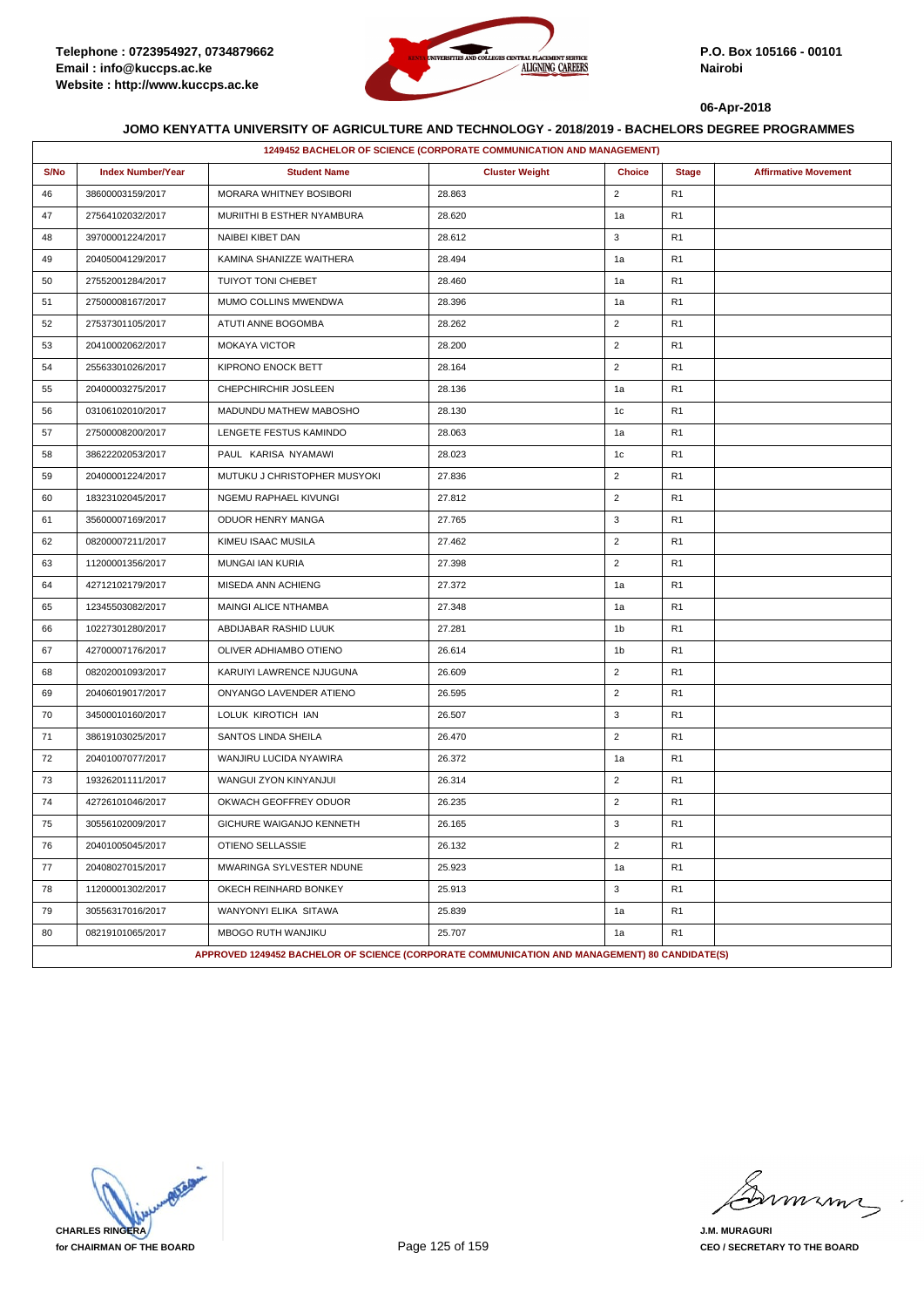**Telephone : 0723954927, 0734879662**
**Email : info@kuccps.ac.ke**
**Website : http://www.kuccps.ac.ke**

**P.O. Box 105166 - 00101**
**Nairobi**

**06-Apr-2018**

## JOMO KENYATTA UNIVERSITY OF AGRICULTURE AND TECHNOLOGY - 2018/2019 - BACHELORS DEGREE PROGRAMMES

| 1249452 BACHELOR OF SCIENCE (CORPORATE COMMUNICATION AND MANAGEMENT) | | | | | | |
|---|---|---|---|---|---|---|
| **S/No** | **Index Number/Year** | **Student Name** | **Cluster Weight** | **Choice** | **Stage** | **Affirmative Movement** |
| 46 | 38600003159/2017 | MORARA WHITNEY BOSIBORI | 28.863 | 2 | R1 | |
| 47 | 27564102032/2017 | MURIITHI B ESTHER NYAMBURA | 28.620 | 1a | R1 | |
| 48 | 39700001224/2017 | NAIBEI KIBET DAN | 28.612 | 3 | R1 | |
| 49 | 20405004129/2017 | KAMINA SHANIZZE WAITHERA | 28.494 | 1a | R1 | |
| 50 | 27552001284/2017 | TUIYOT TONI CHEBET | 28.460 | 1a | R1 | |
| 51 | 27500008167/2017 | MUMO COLLINS MWENDWA | 28.396 | 1a | R1 | |
| 52 | 27537301105/2017 | ATUTI ANNE BOGOMBA | 28.262 | 2 | R1 | |
| 53 | 20410002062/2017 | MOKAYA VICTOR | 28.200 | 2 | R1 | |
| 54 | 25563301026/2017 | KIPRONO ENOCK BETT | 28.164 | 2 | R1 | |
| 55 | 20400003275/2017 | CHEPCHIRCHIR JOSLEEN | 28.136 | 1a | R1 | |
| 56 | 03106102010/2017 | MADUNDU MATHEW MABOSHO | 28.130 | 1c | R1 | |
| 57 | 27500008200/2017 | LENGETE FESTUS KAMINDO | 28.063 | 1a | R1 | |
| 58 | 38622202053/2017 | PAUL KARISA NYAMAWI | 28.023 | 1c | R1 | |
| 59 | 20400001224/2017 | MUTUKU J CHRISTOPHER MUSYOKI | 27.836 | 2 | R1 | |
| 60 | 18323102045/2017 | NGEMU RAPHAEL KIVUNGI | 27.812 | 2 | R1 | |
| 61 | 35600007169/2017 | ODUOR HENRY MANGA | 27.765 | 3 | R1 | |
| 62 | 08200007211/2017 | KIMEU ISAAC MUSILA | 27.462 | 2 | R1 | |
| 63 | 11200001356/2017 | MUNGAI IAN KURIA | 27.398 | 2 | R1 | |
| 64 | 42712102179/2017 | MISEDA ANN ACHIENG | 27.372 | 1a | R1 | |
| 65 | 12345503082/2017 | MAINGI ALICE NTHAMBA | 27.348 | 1a | R1 | |
| 66 | 10227301280/2017 | ABDIJABAR RASHID LUUK | 27.281 | 1b | R1 | |
| 67 | 42700007176/2017 | OLIVER ADHIAMBO OTIENO | 26.614 | 1b | R1 | |
| 68 | 08202001093/2017 | KARUIYI LAWRENCE NJUGUNA | 26.609 | 2 | R1 | |
| 69 | 20406019017/2017 | ONYANGO LAVENDER ATIENO | 26.595 | 2 | R1 | |
| 70 | 34500010160/2017 | LOLUK KIROTICH IAN | 26.507 | 3 | R1 | |
| 71 | 38619103025/2017 | SANTOS LINDA SHEILA | 26.470 | 2 | R1 | |
| 72 | 20401007077/2017 | WANJIRU LUCIDA NYAWIRA | 26.372 | 1a | R1 | |
| 73 | 19326201111/2017 | WANGUI ZYON KINYANJUI | 26.314 | 2 | R1 | |
| 74 | 42726101046/2017 | OKWACH GEOFFREY ODUOR | 26.235 | 2 | R1 | |
| 75 | 30556102009/2017 | GICHURE WAIGANJO KENNETH | 26.165 | 3 | R1 | |
| 76 | 20401005045/2017 | OTIENO SELLASSIE | 26.132 | 2 | R1 | |
| 77 | 20408027015/2017 | MWARINGA SYLVESTER NDUNE | 25.923 | 1a | R1 | |
| 78 | 11200001302/2017 | OKECH REINHARD BONKEY | 25.913 | 3 | R1 | |
| 79 | 30556317016/2017 | WANYONYI ELIKA SITAWA | 25.839 | 1a | R1 | |
| 80 | 08219101065/2017 | MBOGO RUTH WANJIKU | 25.707 | 1a | R1 | |
| APPROVED 1249452 BACHELOR OF SCIENCE (CORPORATE COMMUNICATION AND MANAGEMENT) 80 CANDIDATE(S) | | | | | | |

**CHARLES RINGERA**
**for CHAIRMAN OF THE BOARD**

**J.M. MURAGURI**
**CEO / SECRETARY TO THE BOARD**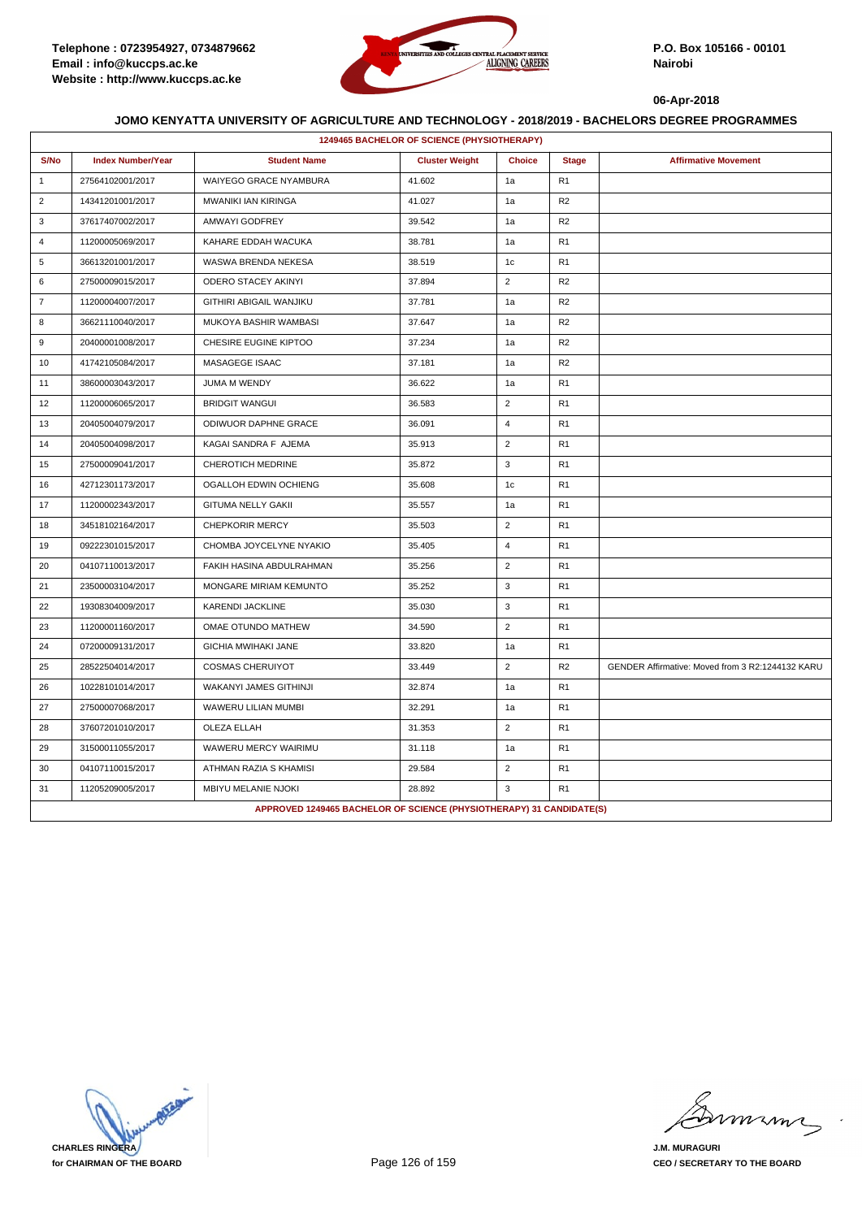Telephone : 0723954927, 0734879662
Email : info@kuccps.ac.ke
Website : http://www.kuccps.ac.ke

P.O. Box 105166 - 00101
Nairobi

06-Apr-2018

## JOMO KENYATTA UNIVERSITY OF AGRICULTURE AND TECHNOLOGY - 2018/2019 - BACHELORS DEGREE PROGRAMMES

### 1249465 BACHELOR OF SCIENCE (PHYSIOTHERAPY)

| S/No | Index Number/Year | Student Name | Cluster Weight | Choice | Stage | Affirmative Movement |
|---|---|---|---|---|---|---|
| 1 | 27564102001/2017 | WAIYEGO GRACE NYAMBURA | 41.602 | 1a | R1 | |
| 2 | 14341201001/2017 | MWANIKI IAN KIRINGA | 41.027 | 1a | R2 | |
| 3 | 37617407002/2017 | AMWAYI GODFREY | 39.542 | 1a | R2 | |
| 4 | 11200005069/2017 | KAHARE EDDAH WACUKA | 38.781 | 1a | R1 | |
| 5 | 36613201001/2017 | WASWA BRENDA NEKESA | 38.519 | 1c | R1 | |
| 6 | 27500009015/2017 | ODERO STACEY AKINYI | 37.894 | 2 | R2 | |
| 7 | 11200004007/2017 | GITHIRI ABIGAIL WANJIKU | 37.781 | 1a | R2 | |
| 8 | 36621110040/2017 | MUKOYA BASHIR WAMBASI | 37.647 | 1a | R2 | |
| 9 | 20400001008/2017 | CHESIRE EUGINE KIPTOO | 37.234 | 1a | R2 | |
| 10 | 41742105084/2017 | MASAGEGE ISAAC | 37.181 | 1a | R2 | |
| 11 | 38600003043/2017 | JUMA M WENDY | 36.622 | 1a | R1 | |
| 12 | 11200006065/2017 | BRIDGIT WANGUI | 36.583 | 2 | R1 | |
| 13 | 20405004079/2017 | ODIWUOR DAPHNE GRACE | 36.091 | 4 | R1 | |
| 14 | 20405004098/2017 | KAGAI SANDRA F AJEMA | 35.913 | 2 | R1 | |
| 15 | 27500009041/2017 | CHEROTICH MEDRINE | 35.872 | 3 | R1 | |
| 16 | 42712301173/2017 | OGALLOH EDWIN OCHIENG | 35.608 | 1c | R1 | |
| 17 | 11200002343/2017 | GITUMA NELLY GAKII | 35.557 | 1a | R1 | |
| 18 | 34518102164/2017 | CHEPKORIR MERCY | 35.503 | 2 | R1 | |
| 19 | 09222301015/2017 | CHOMBA JOYCELYNE NYAKIO | 35.405 | 4 | R1 | |
| 20 | 04107110013/2017 | FAKIH HASINA ABDULRAHMAN | 35.256 | 2 | R1 | |
| 21 | 23500003104/2017 | MONGARE MIRIAM KEMUNTO | 35.252 | 3 | R1 | |
| 22 | 19308304009/2017 | KARENDI JACKLINE | 35.030 | 3 | R1 | |
| 23 | 11200001160/2017 | OMAE OTUNDO MATHEW | 34.590 | 2 | R1 | |
| 24 | 07200009131/2017 | GICHIA MWIHAKI JANE | 33.820 | 1a | R1 | |
| 25 | 28522504014/2017 | COSMAS CHERUIYOT | 33.449 | 2 | R2 | GENDER Affirmative: Moved from 3 R2:1244132 KARU |
| 26 | 10228101014/2017 | WAKANYI JAMES GITHINJI | 32.874 | 1a | R1 | |
| 27 | 27500007068/2017 | WAWERU LILIAN MUMBI | 32.291 | 1a | R1 | |
| 28 | 37607201010/2017 | OLEZA ELLAH | 31.353 | 2 | R1 | |
| 29 | 31500011055/2017 | WAWERU MERCY WAIRIMU | 31.118 | 1a | R1 | |
| 30 | 04107110015/2017 | ATHMAN RAZIA S KHAMISI | 29.584 | 2 | R1 | |
| 31 | 11205209005/2017 | MBIYU MELANIE NJOKI | 28.892 | 3 | R1 | |

**APPROVED 1249465 BACHELOR OF SCIENCE (PHYSIOTHERAPY) 31 CANDIDATE(S)**

**CHARLES RINGERA**
**for CHAIRMAN OF THE BOARD**

**J.M. MURAGURI**
**CEO / SECRETARY TO THE BOARD**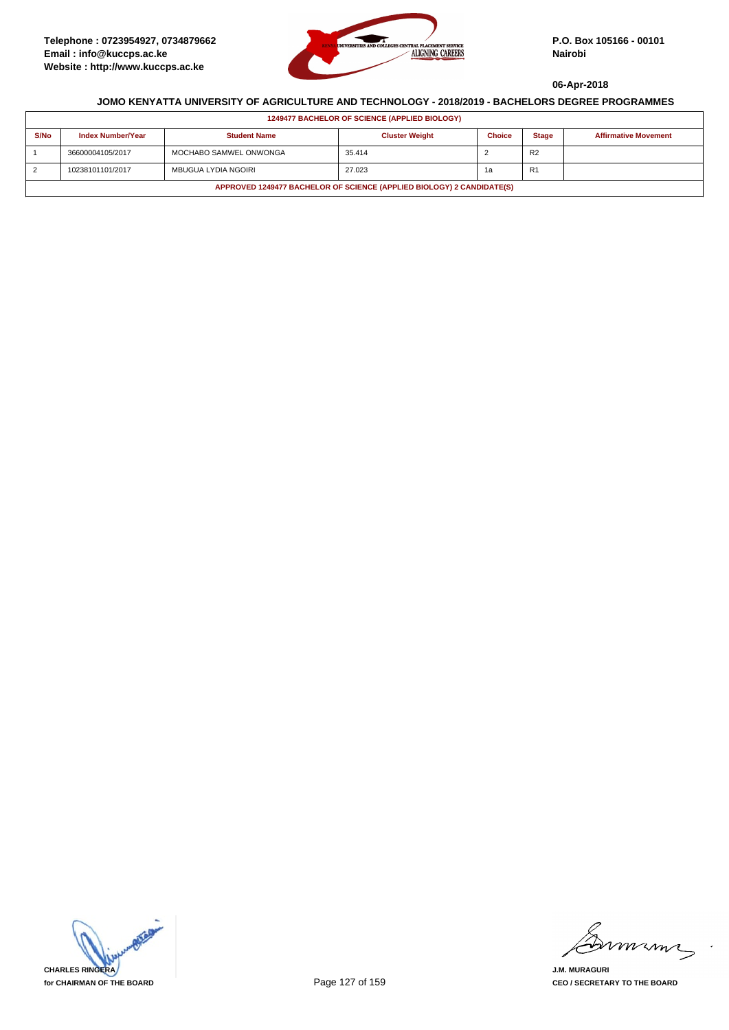Telephone : 0723954927, 0734879662
Email : info@kuccps.ac.ke
Website : http://www.kuccps.ac.ke

P.O. Box 105166 - 00101
Nairobi

06-Apr-2018

## JOMO KENYATTA UNIVERSITY OF AGRICULTURE AND TECHNOLOGY - 2018/2019 - BACHELORS DEGREE PROGRAMMES

**1249477 BACHELOR OF SCIENCE (APPLIED BIOLOGY)**

| S/No | Index Number/Year | Student Name | Cluster Weight | Choice | Stage | Affirmative Movement |
|---|---|---|---|---|---|---|
| 1 | 36600004105/2017 | MOCHABO SAMWEL ONWONGA | 35.414 | 2 | R2 | |
| 2 | 10238101101/2017 | MBUGUA LYDIA NGOIRI | 27.023 | 1a | R1 | |

**APPROVED 1249477 BACHELOR OF SCIENCE (APPLIED BIOLOGY) 2 CANDIDATE(S)**

CHARLES RINGERA
for CHAIRMAN OF THE BOARD

J.M. MURAGURI
CEO / SECRETARY TO THE BOARD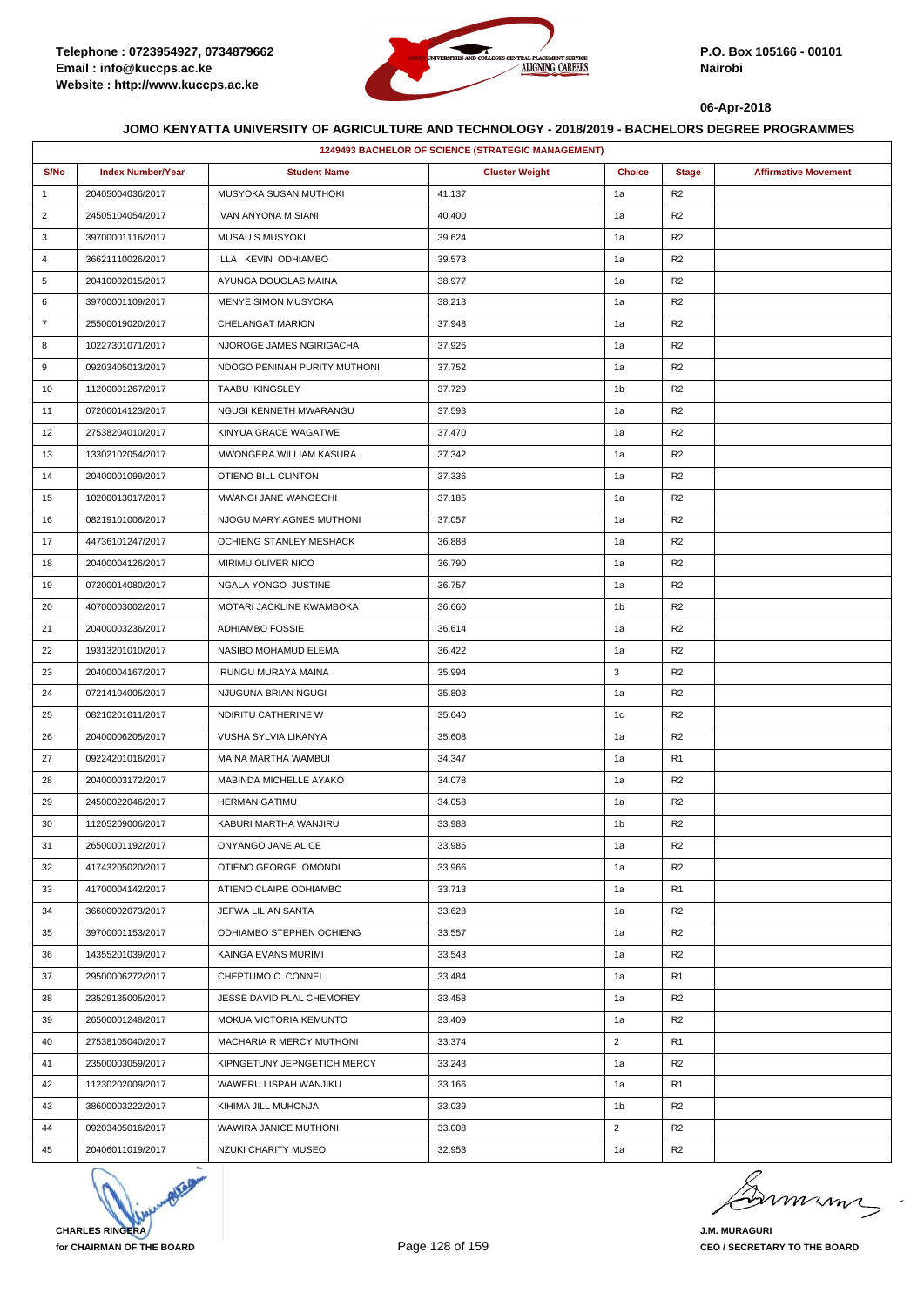**JOMO KENYATTA UNIVERSITY OF AGRICULTURE AND TECHNOLOGY - 2018/2019 - BACHELORS DEGREE PROGRAMMES**

| 1249493 BACHELOR OF SCIENCE (STRATEGIC MANAGEMENT) | | | | | | |
|---|---|---|---|---|---|---|
| S/No | Index Number/Year | Student Name | Cluster Weight | Choice | Stage | Affirmative Movement |
| 1 | 20405004036/2017 | MUSYOKA SUSAN MUTHOKI | 41.137 | 1a | R2 | |
| 2 | 24505104054/2017 | IVAN ANYONA MISIANI | 40.400 | 1a | R2 | |
| 3 | 39700001116/2017 | MUSAU S MUSYOKI | 39.624 | 1a | R2 | |
| 4 | 36621110026/2017 | ILLA KEVIN ODHIAMBO | 39.573 | 1a | R2 | |
| 5 | 20410002015/2017 | AYUNGA DOUGLAS MAINA | 38.977 | 1a | R2 | |
| 6 | 39700001109/2017 | MENYE SIMON MUSYOKA | 38.213 | 1a | R2 | |
| 7 | 25500019020/2017 | CHELANGAT MARION | 37.948 | 1a | R2 | |
| 8 | 10227301071/2017 | NJOROGE JAMES NGIRIGACHA | 37.926 | 1a | R2 | |
| 9 | 09203405013/2017 | NDOGO PENINAH PURITY MUTHONI | 37.752 | 1a | R2 | |
| 10 | 11200001267/2017 | TAABU KINGSLEY | 37.729 | 1b | R2 | |
| 11 | 07200014123/2017 | NGUGI KENNETH MWARANGU | 37.593 | 1a | R2 | |
| 12 | 27538204010/2017 | KINYUA GRACE WAGATWE | 37.470 | 1a | R2 | |
| 13 | 13302102054/2017 | MWONGERA WILLIAM KASURA | 37.342 | 1a | R2 | |
| 14 | 20400001099/2017 | OTIENO BILL CLINTON | 37.336 | 1a | R2 | |
| 15 | 10200013017/2017 | MWANGI JANE WANGECHI | 37.185 | 1a | R2 | |
| 16 | 08219101006/2017 | NJOGU MARY AGNES MUTHONI | 37.057 | 1a | R2 | |
| 17 | 44736101247/2017 | OCHIENG STANLEY MESHACK | 36.888 | 1a | R2 | |
| 18 | 20400004126/2017 | MIRIMU OLIVER NICO | 36.790 | 1a | R2 | |
| 19 | 07200014080/2017 | NGALA YONGO JUSTINE | 36.757 | 1a | R2 | |
| 20 | 40700003002/2017 | MOTARI JACKLINE KWAMBOKA | 36.660 | 1b | R2 | |
| 21 | 20400003236/2017 | ADHIAMBO FOSSIE | 36.614 | 1a | R2 | |
| 22 | 19313201010/2017 | NASIBO MOHAMUD ELEMA | 36.422 | 1a | R2 | |
| 23 | 20400004167/2017 | IRUNGU MURAYA MAINA | 35.994 | 3 | R2 | |
| 24 | 07214104005/2017 | NJUGUNA BRIAN NGUGI | 35.803 | 1a | R2 | |
| 25 | 08210201011/2017 | NDIRITU CATHERINE W | 35.640 | 1c | R2 | |
| 26 | 20400006205/2017 | VUSHA SYLVIA LIKANYA | 35.608 | 1a | R2 | |
| 27 | 09224201016/2017 | MAINA MARTHA WAMBUI | 34.347 | 1a | R1 | |
| 28 | 20400003172/2017 | MABINDA MICHELLE AYAKO | 34.078 | 1a | R2 | |
| 29 | 24500022046/2017 | HERMAN GATIMU | 34.058 | 1a | R2 | |
| 30 | 11205209006/2017 | KABURI MARTHA WANJIRU | 33.988 | 1b | R2 | |
| 31 | 26500001192/2017 | ONYANGO JANE ALICE | 33.985 | 1a | R2 | |
| 32 | 41743205020/2017 | OTIENO GEORGE OMONDI | 33.966 | 1a | R2 | |
| 33 | 41700004142/2017 | ATIENO CLAIRE ODHIAMBO | 33.713 | 1a | R1 | |
| 34 | 36600002073/2017 | JEFWA LILIAN SANTA | 33.628 | 1a | R2 | |
| 35 | 39700001153/2017 | ODHIAMBO STEPHEN OCHIENG | 33.557 | 1a | R2 | |
| 36 | 14355201039/2017 | KAINGA EVANS MURIMI | 33.543 | 1a | R2 | |
| 37 | 29500006272/2017 | CHEPTUMO C. CONNEL | 33.484 | 1a | R1 | |
| 38 | 23529135005/2017 | JESSE DAVID PLAL CHEMOREY | 33.458 | 1a | R2 | |
| 39 | 26500001248/2017 | MOKUA VICTORIA KEMUNTO | 33.409 | 1a | R2 | |
| 40 | 27538105040/2017 | MACHARIA R MERCY MUTHONI | 33.374 | 2 | R1 | |
| 41 | 23500003059/2017 | KIPNGETUNY JEPNGETICH MERCY | 33.243 | 1a | R2 | |
| 42 | 11230202009/2017 | WAWERU LISPAH WANJIKU | 33.166 | 1a | R1 | |
| 43 | 38600003222/2017 | KIHIMA JILL MUHONJA | 33.039 | 1b | R2 | |
| 44 | 09203405016/2017 | WAWIRA JANICE MUTHONI | 33.008 | 2 | R2 | |
| 45 | 20406011019/2017 | NZUKI CHARITY MUSEO | 32.953 | 1a | R2 | |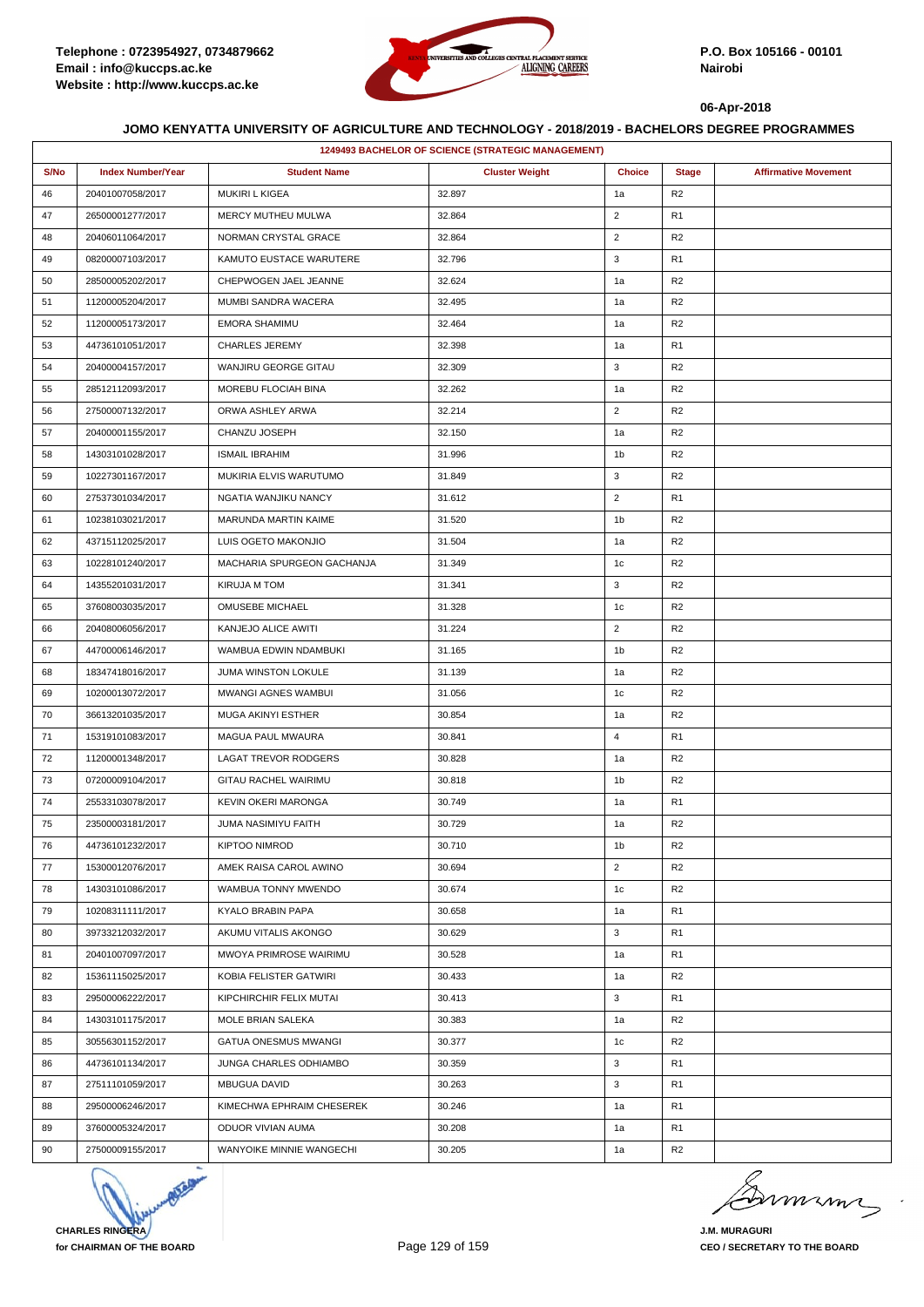**JOMO KENYATTA UNIVERSITY OF AGRICULTURE AND TECHNOLOGY - 2018/2019 - BACHELORS DEGREE PROGRAMMES**

| 1249493 BACHELOR OF SCIENCE (STRATEGIC MANAGEMENT) | | | | | | |
|---|---|---|---|---|---|---|
| S/No | Index Number/Year | Student Name | Cluster Weight | Choice | Stage | Affirmative Movement |
| 46 | 20401007058/2017 | MUKIRI L KIGEA | 32.897 | 1a | R2 | |
| 47 | 26500001277/2017 | MERCY MUTHEU MULWA | 32.864 | 2 | R1 | |
| 48 | 20406011064/2017 | NORMAN CRYSTAL GRACE | 32.864 | 2 | R2 | |
| 49 | 08200007103/2017 | KAMUTO EUSTACE WARUTERE | 32.796 | 3 | R1 | |
| 50 | 28500005202/2017 | CHEPWOGEN JAEL JEANNE | 32.624 | 1a | R2 | |
| 51 | 11200005204/2017 | MUMBI SANDRA WACERA | 32.495 | 1a | R2 | |
| 52 | 11200005173/2017 | EMORA SHAMIMU | 32.464 | 1a | R2 | |
| 53 | 44736101051/2017 | CHARLES JEREMY | 32.398 | 1a | R1 | |
| 54 | 20400004157/2017 | WANJIRU GEORGE GITAU | 32.309 | 3 | R2 | |
| 55 | 28512112093/2017 | MOREBU FLOCIAH BINA | 32.262 | 1a | R2 | |
| 56 | 27500007132/2017 | ORWA ASHLEY ARWA | 32.214 | 2 | R2 | |
| 57 | 20400001155/2017 | CHANZU JOSEPH | 32.150 | 1a | R2 | |
| 58 | 14303101028/2017 | ISMAIL IBRAHIM | 31.996 | 1b | R2 | |
| 59 | 10227301167/2017 | MUKIRIA ELVIS WARUTUMO | 31.849 | 3 | R2 | |
| 60 | 27537301034/2017 | NGATIA WANJIKU NANCY | 31.612 | 2 | R1 | |
| 61 | 10238103021/2017 | MARUNDA MARTIN KAIME | 31.520 | 1b | R2 | |
| 62 | 43715112025/2017 | LUIS OGETO MAKONJIO | 31.504 | 1a | R2 | |
| 63 | 10228101240/2017 | MACHARIA SPURGEON GACHANJA | 31.349 | 1c | R2 | |
| 64 | 14355201031/2017 | KIRUJA M TOM | 31.341 | 3 | R2 | |
| 65 | 37608003035/2017 | OMUSEBE MICHAEL | 31.328 | 1c | R2 | |
| 66 | 20408006056/2017 | KANJEJO ALICE AWITI | 31.224 | 2 | R2 | |
| 67 | 44700006146/2017 | WAMBUA EDWIN NDAMBUKI | 31.165 | 1b | R2 | |
| 68 | 18347418016/2017 | JUMA WINSTON LOKULE | 31.139 | 1a | R2 | |
| 69 | 10200013072/2017 | MWANGI AGNES WAMBUI | 31.056 | 1c | R2 | |
| 70 | 36613201035/2017 | MUGA AKINYI ESTHER | 30.854 | 1a | R2 | |
| 71 | 15319101083/2017 | MAGUA PAUL MWAURA | 30.841 | 4 | R1 | |
| 72 | 11200001348/2017 | LAGAT TREVOR RODGERS | 30.828 | 1a | R2 | |
| 73 | 07200009104/2017 | GITAU RACHEL WAIRIMU | 30.818 | 1b | R2 | |
| 74 | 25533103078/2017 | KEVIN OKERI MARONGA | 30.749 | 1a | R1 | |
| 75 | 23500003181/2017 | JUMA NASIMIYU FAITH | 30.729 | 1a | R2 | |
| 76 | 44736101232/2017 | KIPTOO NIMROD | 30.710 | 1b | R2 | |
| 77 | 15300012076/2017 | AMEK RAISA CAROL AWINO | 30.694 | 2 | R2 | |
| 78 | 14303101086/2017 | WAMBUA TONNY MWENDO | 30.674 | 1c | R2 | |
| 79 | 10208311111/2017 | KYALO BRABIN PAPA | 30.658 | 1a | R1 | |
| 80 | 39733212032/2017 | AKUMU VITALIS AKONGO | 30.629 | 3 | R1 | |
| 81 | 20401007097/2017 | MWOYA PRIMROSE WAIRIMU | 30.528 | 1a | R1 | |
| 82 | 15361115025/2017 | KOBIA FELISTER GATWIRI | 30.433 | 1a | R2 | |
| 83 | 29500006222/2017 | KIPCHIRCHIR FELIX MUTAI | 30.413 | 3 | R1 | |
| 84 | 14303101175/2017 | MOLE BRIAN SALEKA | 30.383 | 1a | R2 | |
| 85 | 30556301152/2017 | GATUA ONESMUS MWANGI | 30.377 | 1c | R2 | |
| 86 | 44736101134/2017 | JUNGA CHARLES ODHIAMBO | 30.359 | 3 | R1 | |
| 87 | 27511101059/2017 | MBUGUA DAVID | 30.263 | 3 | R1 | |
| 88 | 29500006246/2017 | KIMECHWA EPHRAIM CHESEREK | 30.246 | 1a | R1 | |
| 89 | 37600005324/2017 | ODUOR VIVIAN AUMA | 30.208 | 1a | R1 | |
| 90 | 27500009155/2017 | WANYOIKE MINNIE WANGECHI | 30.205 | 1a | R2 | |

**CHARLES RINGERA**
**for CHAIRMAN OF THE BOARD**

**J.M. MURAGURI**
**CEO / SECRETARY TO THE BOARD**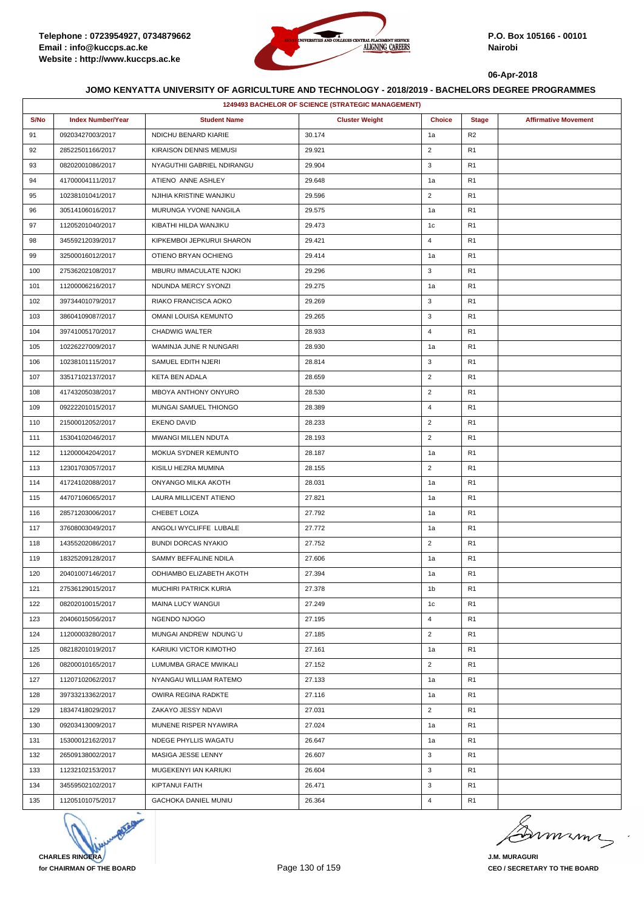Telephone : 0723954927, 0734879662
Email : info@kuccps.ac.ke
Website : http://www.kuccps.ac.ke

P.O. Box 105166 - 00101
Nairobi

06-Apr-2018

**JOMO KENYATTA UNIVERSITY OF AGRICULTURE AND TECHNOLOGY - 2018/2019 - BACHELORS DEGREE PROGRAMMES**

**1249493 BACHELOR OF SCIENCE (STRATEGIC MANAGEMENT)**

| S/No | Index Number/Year | Student Name | Cluster Weight | Choice | Stage | Affirmative Movement |
|---|---|---|---|---|---|---|
| 91 | 09203427003/2017 | NDICHU BENARD KIARIE | 30.174 | 1a | R2 | |
| 92 | 28522501166/2017 | KIRAISON DENNIS MEMUSI | 29.921 | 2 | R1 | |
| 93 | 08202001086/2017 | NYAGUTHII GABRIEL NDIRANGU | 29.904 | 3 | R1 | |
| 94 | 41700004111/2017 | ATIENO ANNE ASHLEY | 29.648 | 1a | R1 | |
| 95 | 10238101041/2017 | NJIHIA KRISTINE WANJIKU | 29.596 | 2 | R1 | |
| 96 | 30514106016/2017 | MURUNGA YVONE NANGILA | 29.575 | 1a | R1 | |
| 97 | 11205201040/2017 | KIBATHI HILDA WANJIKU | 29.473 | 1c | R1 | |
| 98 | 34559212039/2017 | KIPKEMBOI JEPKURUI SHARON | 29.421 | 4 | R1 | |
| 99 | 32500016012/2017 | OTIENO BRYAN OCHIENG | 29.414 | 1a | R1 | |
| 100 | 27536202108/2017 | MBURU IMMACULATE NJOKI | 29.296 | 3 | R1 | |
| 101 | 11200006216/2017 | NDUNDA MERCY SYONZI | 29.275 | 1a | R1 | |
| 102 | 39734401079/2017 | RIAKO FRANCISCA AOKO | 29.269 | 3 | R1 | |
| 103 | 38604109087/2017 | OMANI LOUISA KEMUNTO | 29.265 | 3 | R1 | |
| 104 | 39741005170/2017 | CHADWIG WALTER | 28.933 | 4 | R1 | |
| 105 | 10226227009/2017 | WAMINJA JUNE R NUNGARI | 28.930 | 1a | R1 | |
| 106 | 10238101115/2017 | SAMUEL EDITH NJERI | 28.814 | 3 | R1 | |
| 107 | 33517102137/2017 | KETA BEN ADALA | 28.659 | 2 | R1 | |
| 108 | 41743205038/2017 | MBOYA ANTHONY ONYURO | 28.530 | 2 | R1 | |
| 109 | 09222201015/2017 | MUNGAI SAMUEL THIONGO | 28.389 | 4 | R1 | |
| 110 | 21500012052/2017 | EKENO DAVID | 28.233 | 2 | R1 | |
| 111 | 15304102046/2017 | MWANGI MILLEN NDUTA | 28.193 | 2 | R1 | |
| 112 | 11200004204/2017 | MOKUA SYDNER KEMUNTO | 28.187 | 1a | R1 | |
| 113 | 12301703057/2017 | KISILU HEZRA MUMINA | 28.155 | 2 | R1 | |
| 114 | 41724102088/2017 | ONYANGO MILKA AKOTH | 28.031 | 1a | R1 | |
| 115 | 44707106065/2017 | LAURA MILLICENT ATIENO | 27.821 | 1a | R1 | |
| 116 | 28571203006/2017 | CHEBET LOIZA | 27.792 | 1a | R1 | |
| 117 | 37608003049/2017 | ANGOLI WYCLIFFE LUBALE | 27.772 | 1a | R1 | |
| 118 | 14355202086/2017 | BUNDI DORCAS NYAKIO | 27.752 | 2 | R1 | |
| 119 | 18325209128/2017 | SAMMY BEFFALINE NDILA | 27.606 | 1a | R1 | |
| 120 | 20401007146/2017 | ODHIAMBO ELIZABETH AKOTH | 27.394 | 1a | R1 | |
| 121 | 27536129015/2017 | MUCHIRI PATRICK KURIA | 27.378 | 1b | R1 | |
| 122 | 08202010015/2017 | MAINA LUCY WANGUI | 27.249 | 1c | R1 | |
| 123 | 20406015056/2017 | NGENDO NJOGO | 27.195 | 4 | R1 | |
| 124 | 11200003280/2017 | MUNGAI ANDREW NDUNG`U | 27.185 | 2 | R1 | |
| 125 | 08218201019/2017 | KARIUKI VICTOR KIMOTHO | 27.161 | 1a | R1 | |
| 126 | 08200010165/2017 | LUMUMBA GRACE MWIKALI | 27.152 | 2 | R1 | |
| 127 | 11207102062/2017 | NYANGAU WILLIAM RATEMO | 27.133 | 1a | R1 | |
| 128 | 39733213362/2017 | OWIRA REGINA RADKTE | 27.116 | 1a | R1 | |
| 129 | 18347418029/2017 | ZAKAYO JESSY NDAVI | 27.031 | 2 | R1 | |
| 130 | 09203413009/2017 | MUNENE RISPER NYAWIRA | 27.024 | 1a | R1 | |
| 131 | 15300012162/2017 | NDEGE PHYLLIS WAGATU | 26.647 | 1a | R1 | |
| 132 | 26509138002/2017 | MASIGA JESSE LENNY | 26.607 | 3 | R1 | |
| 133 | 11232102153/2017 | MUGEKENYI IAN KARIUKI | 26.604 | 3 | R1 | |
| 134 | 34559502102/2017 | KIPTANUI FAITH | 26.471 | 3 | R1 | |
| 135 | 11205101075/2017 | GACHOKA DANIEL MUNIU | 26.364 | 4 | R1 | |

**CHARLES RINGERA**
**for CHAIRMAN OF THE BOARD**

**J.M. MURAGURI**
**CEO / SECRETARY TO THE BOARD**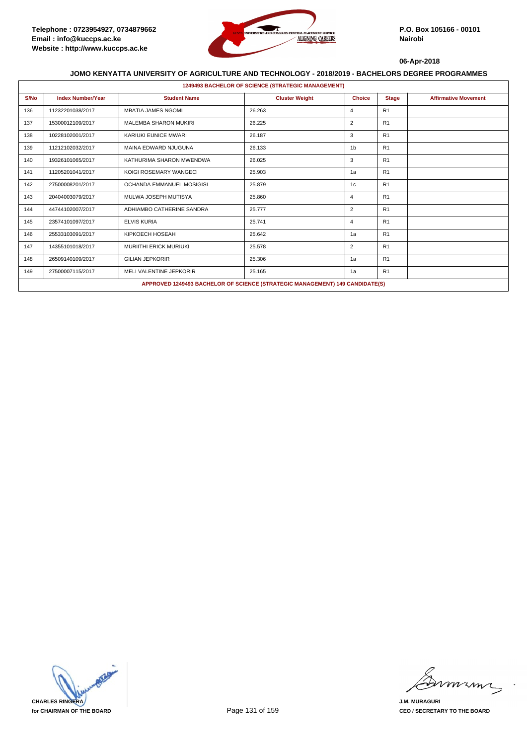Telephone : 0723954927, 0734879662
Email : info@kuccps.ac.ke
Website : http://www.kuccps.ac.ke

P.O. Box 105166 - 00101
Nairobi

06-Apr-2018

## JOMO KENYATTA UNIVERSITY OF AGRICULTURE AND TECHNOLOGY - 2018/2019 - BACHELORS DEGREE PROGRAMMES

### 1249493 BACHELOR OF SCIENCE (STRATEGIC MANAGEMENT)

| S/No | Index Number/Year | Student Name | Cluster Weight | Choice | Stage | Affirmative Movement |
|---|---|---|---|---|---|---|
| 136 | 11232201038/2017 | MBATIA JAMES NGOMI | 26.263 | 4 | R1 | |
| 137 | 15300012109/2017 | MALEMBA SHARON MUKIRI | 26.225 | 2 | R1 | |
| 138 | 10228102001/2017 | KARIUKI EUNICE MWARI | 26.187 | 3 | R1 | |
| 139 | 11212102032/2017 | MAINA EDWARD NJUGUNA | 26.133 | 1b | R1 | |
| 140 | 19326101065/2017 | KATHURIMA SHARON MWENDWA | 26.025 | 3 | R1 | |
| 141 | 11205201041/2017 | KOIGI ROSEMARY WANGECI | 25.903 | 1a | R1 | |
| 142 | 27500008201/2017 | OCHANDA EMMANUEL MOSIGISI | 25.879 | 1c | R1 | |
| 143 | 20404003079/2017 | MULWA JOSEPH MUTISYA | 25.860 | 4 | R1 | |
| 144 | 44744102007/2017 | ADHIAMBO CATHERINE SANDRA | 25.777 | 2 | R1 | |
| 145 | 23574101097/2017 | ELVIS KURIA | 25.741 | 4 | R1 | |
| 146 | 25533103091/2017 | KIPKOECH HOSEAH | 25.642 | 1a | R1 | |
| 147 | 14355101018/2017 | MURIITHI ERICK MURIUKI | 25.578 | 2 | R1 | |
| 148 | 26509140109/2017 | GILIAN JEPKORIR | 25.306 | 1a | R1 | |
| 149 | 27500007115/2017 | MELI VALENTINE JEPKORIR | 25.165 | 1a | R1 | |

**APPROVED 1249493 BACHELOR OF SCIENCE (STRATEGIC MANAGEMENT) 149 CANDIDATE(S)**

CHARLES RINGERA
for CHAIRMAN OF THE BOARD

J.M. MURAGURI
CEO / SECRETARY TO THE BOARD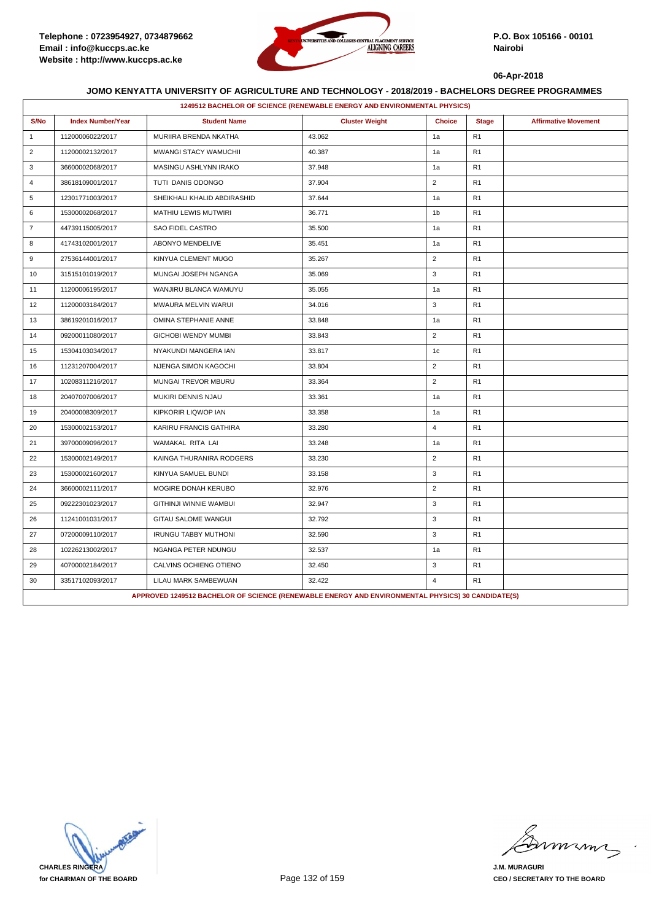Telephone : 0723954927, 0734879662
Email : info@kuccps.ac.ke
Website : http://www.kuccps.ac.ke

P.O. Box 105166 - 00101
Nairobi

06-Apr-2018

**JOMO KENYATTA UNIVERSITY OF AGRICULTURE AND TECHNOLOGY - 2018/2019 - BACHELORS DEGREE PROGRAMMES**

**1249512 BACHELOR OF SCIENCE (RENEWABLE ENERGY AND ENVIRONMENTAL PHYSICS)**

| S/No | Index Number/Year | Student Name | Cluster Weight | Choice | Stage | Affirmative Movement |
|---|---|---|---|---|---|---|
| 1 | 11200006022/2017 | MURIIRA BRENDA NKATHA | 43.062 | 1a | R1 | |
| 2 | 11200002132/2017 | MWANGI STACY WAMUCHII | 40.387 | 1a | R1 | |
| 3 | 36600002068/2017 | MASINGU ASHLYNN IRAKO | 37.948 | 1a | R1 | |
| 4 | 38618109001/2017 | TUTI DANIS ODONGO | 37.904 | 2 | R1 | |
| 5 | 12301771003/2017 | SHEIKHALI KHALID ABDIRASHID | 37.644 | 1a | R1 | |
| 6 | 15300002068/2017 | MATHIU LEWIS MUTWIRI | 36.771 | 1b | R1 | |
| 7 | 44739115005/2017 | SAO FIDEL CASTRO | 35.500 | 1a | R1 | |
| 8 | 41743102001/2017 | ABONYO MENDELIVE | 35.451 | 1a | R1 | |
| 9 | 27536144001/2017 | KINYUA CLEMENT MUGO | 35.267 | 2 | R1 | |
| 10 | 31515101019/2017 | MUNGAI JOSEPH NGANGA | 35.069 | 3 | R1 | |
| 11 | 11200006195/2017 | WANJIRU BLANCA WAMUYU | 35.055 | 1a | R1 | |
| 12 | 11200003184/2017 | MWAURA MELVIN WARUI | 34.016 | 3 | R1 | |
| 13 | 38619201016/2017 | OMINA STEPHANIE ANNE | 33.848 | 1a | R1 | |
| 14 | 09200011080/2017 | GICHOBI WENDY MUMBI | 33.843 | 2 | R1 | |
| 15 | 15304103034/2017 | NYAKUNDI MANGERA IAN | 33.817 | 1c | R1 | |
| 16 | 11231207004/2017 | NJENGA SIMON KAGOCHI | 33.804 | 2 | R1 | |
| 17 | 10208311216/2017 | MUNGAI TREVOR MBURU | 33.364 | 2 | R1 | |
| 18 | 20407007006/2017 | MUKIRI DENNIS NJAU | 33.361 | 1a | R1 | |
| 19 | 20400008309/2017 | KIPKORIR LIQWOP IAN | 33.358 | 1a | R1 | |
| 20 | 15300002153/2017 | KARIRU FRANCIS GATHIRA | 33.280 | 4 | R1 | |
| 21 | 39700009096/2017 | WAMAKAL RITA LAI | 33.248 | 1a | R1 | |
| 22 | 15300002149/2017 | KAINGA THURANIRA RODGERS | 33.230 | 2 | R1 | |
| 23 | 15300002160/2017 | KINYUA SAMUEL BUNDI | 33.158 | 3 | R1 | |
| 24 | 36600002111/2017 | MOGIRE DONAH KERUBO | 32.976 | 2 | R1 | |
| 25 | 09222301023/2017 | GITHINJI WINNIE WAMBUI | 32.947 | 3 | R1 | |
| 26 | 11241001031/2017 | GITAU SALOME WANGUI | 32.792 | 3 | R1 | |
| 27 | 07200009110/2017 | IRUNGU TABBY MUTHONI | 32.590 | 3 | R1 | |
| 28 | 10226213002/2017 | NGANGA PETER NDUNGU | 32.537 | 1a | R1 | |
| 29 | 40700002184/2017 | CALVINS OCHIENG OTIENO | 32.450 | 3 | R1 | |
| 30 | 33517102093/2017 | LILAU MARK SAMBEWUAN | 32.422 | 4 | R1 | |

**APPROVED 1249512 BACHELOR OF SCIENCE (RENEWABLE ENERGY AND ENVIRONMENTAL PHYSICS) 30 CANDIDATE(S)**

**CHARLES RINGERA**
**for CHAIRMAN OF THE BOARD**

**J.M. MURAGURI**
**CEO / SECRETARY TO THE BOARD**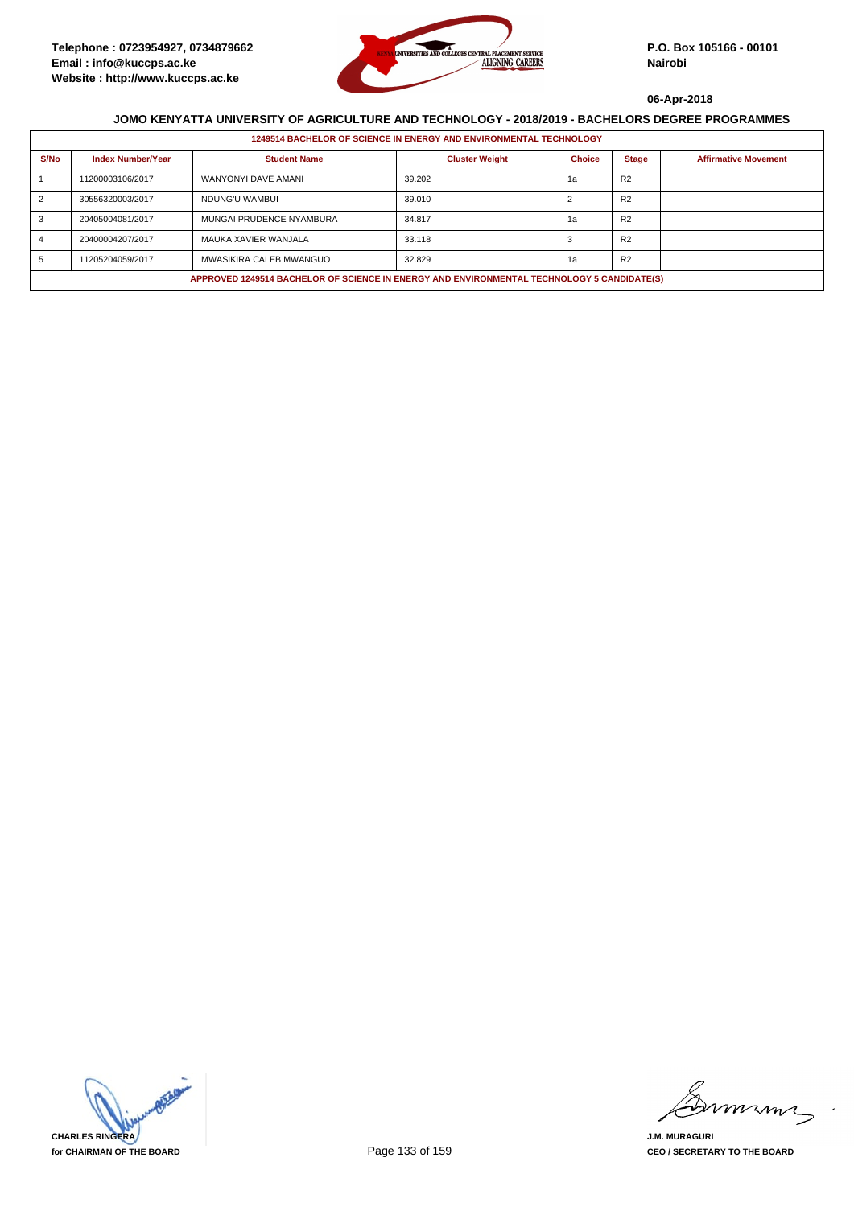Telephone : 0723954927, 0734879662
Email : info@kuccps.ac.ke
Website : http://www.kuccps.ac.ke

P.O. Box 105166 - 00101
Nairobi

06-Apr-2018

## JOMO KENYATTA UNIVERSITY OF AGRICULTURE AND TECHNOLOGY - 2018/2019 - BACHELORS DEGREE PROGRAMMES

**1249514 BACHELOR OF SCIENCE IN ENERGY AND ENVIRONMENTAL TECHNOLOGY**

| S/No | Index Number/Year | Student Name | Cluster Weight | Choice | Stage | Affirmative Movement |
|---|---|---|---|---|---|---|
| 1 | 11200003106/2017 | WANYONYI DAVE AMANI | 39.202 | 1a | R2 | |
| 2 | 30556320003/2017 | NDUNG'U WAMBUI | 39.010 | 2 | R2 | |
| 3 | 20405004081/2017 | MUNGAI PRUDENCE NYAMBURA | 34.817 | 1a | R2 | |
| 4 | 20400004207/2017 | MAUKA XAVIER WANJALA | 33.118 | 3 | R2 | |
| 5 | 11205204059/2017 | MWASIKIRA CALEB MWANGUO | 32.829 | 1a | R2 | |

**APPROVED 1249514 BACHELOR OF SCIENCE IN ENERGY AND ENVIRONMENTAL TECHNOLOGY 5 CANDIDATE(S)**

**CHARLES RINGERA**
**for CHAIRMAN OF THE BOARD**

**J.M. MURAGURI**
**CEO / SECRETARY TO THE BOARD**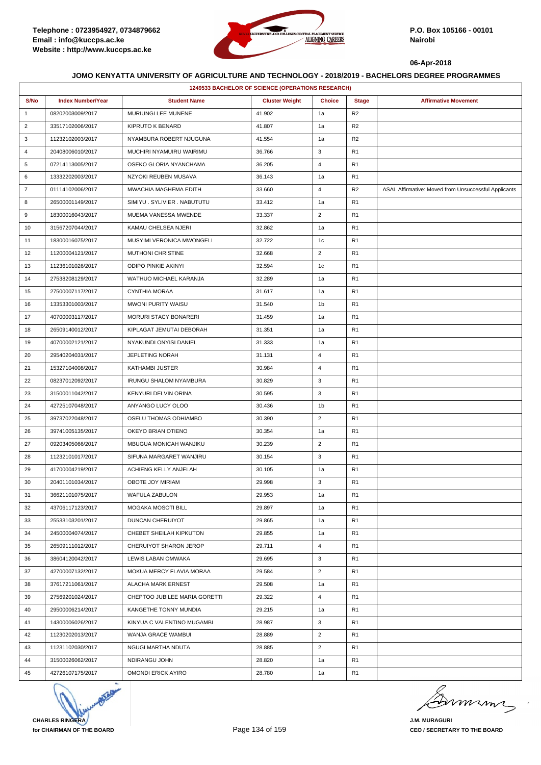**06-Apr-2018**

## JOMO KENYATTA UNIVERSITY OF AGRICULTURE AND TECHNOLOGY - 2018/2019 - BACHELORS DEGREE PROGRAMMES

| 1249533 BACHELOR OF SCIENCE (OPERATIONS RESEARCH) | | | | | | |
|---|---|---|---|---|---|---|
| S/No | Index Number/Year | Student Name | Cluster Weight | Choice | Stage | Affirmative Movement |
| 1 | 08202003009/2017 | MURIUNGI LEE MUNENE | 41.902 | 1a | R2 | |
| 2 | 33517102006/2017 | KIPRUTO K BENARD | 41.807 | 1a | R2 | |
| 3 | 11232102003/2017 | NYAMBURA ROBERT NJUGUNA | 41.554 | 1a | R2 | |
| 4 | 20408006010/2017 | MUCHIRI NYAMUIRU WAIRIMU | 36.766 | 3 | R1 | |
| 5 | 07214113005/2017 | OSEKO GLORIA NYANCHAMA | 36.205 | 4 | R1 | |
| 6 | 13332202003/2017 | NZYOKI REUBEN MUSAVA | 36.143 | 1a | R1 | |
| 7 | 01114102006/2017 | MWACHIA MAGHEMA EDITH | 33.660 | 4 | R2 | ASAL Affirmative: Moved from Unsuccessful Applicants |
| 8 | 26500001149/2017 | SIMIYU . SYLIVIER . NABUTUTU | 33.412 | 1a | R1 | |
| 9 | 18300016043/2017 | MUEMA VANESSA MWENDE | 33.337 | 2 | R1 | |
| 10 | 31567207044/2017 | KAMAU CHELSEA NJERI | 32.862 | 1a | R1 | |
| 11 | 18300016075/2017 | MUSYIMI VERONICA MWONGELI | 32.722 | 1c | R1 | |
| 12 | 11200004121/2017 | MUTHONI CHRISTINE | 32.668 | 2 | R1 | |
| 13 | 11236101026/2017 | ODIPO PINKIE AKINYI | 32.594 | 1c | R1 | |
| 14 | 27538208129/2017 | WATHUO MICHAEL KARANJA | 32.289 | 1a | R1 | |
| 15 | 27500007117/2017 | CYNTHIA MORAA | 31.617 | 1a | R1 | |
| 16 | 13353301003/2017 | MWONI PURITY WAISU | 31.540 | 1b | R1 | |
| 17 | 40700003117/2017 | MORURI STACY BONARERI | 31.459 | 1a | R1 | |
| 18 | 26509140012/2017 | KIPLAGAT JEMUTAI DEBORAH | 31.351 | 1a | R1 | |
| 19 | 40700002121/2017 | NYAKUNDI ONYISI DANIEL | 31.333 | 1a | R1 | |
| 20 | 29540204031/2017 | JEPLETING NORAH | 31.131 | 4 | R1 | |
| 21 | 15327104008/2017 | KATHAMBI JUSTER | 30.984 | 4 | R1 | |
| 22 | 08237012092/2017 | IRUNGU SHALOM NYAMBURA | 30.829 | 3 | R1 | |
| 23 | 31500011042/2017 | KENYURI DELVIN ORINA | 30.595 | 3 | R1 | |
| 24 | 42725107048/2017 | ANYANGO LUCY OLOO | 30.436 | 1b | R1 | |
| 25 | 39737022048/2017 | OSELU THOMAS ODHIAMBO | 30.390 | 2 | R1 | |
| 26 | 39741005135/2017 | OKEYO BRIAN OTIENO | 30.354 | 1a | R1 | |
| 27 | 09203405066/2017 | MBUGUA MONICAH WANJIKU | 30.239 | 2 | R1 | |
| 28 | 11232101017/2017 | SIFUNA MARGARET WANJIRU | 30.154 | 3 | R1 | |
| 29 | 41700004219/2017 | ACHIENG KELLY ANJELAH | 30.105 | 1a | R1 | |
| 30 | 20401101034/2017 | OBOTE JOY MIRIAM | 29.998 | 3 | R1 | |
| 31 | 36621101075/2017 | WAFULA ZABULON | 29.953 | 1a | R1 | |
| 32 | 43706117123/2017 | MOGAKA MOSOTI BILL | 29.897 | 1a | R1 | |
| 33 | 25533103201/2017 | DUNCAN CHERUIYOT | 29.865 | 1a | R1 | |
| 34 | 24500004074/2017 | CHEBET SHEILAH KIPKUTON | 29.855 | 1a | R1 | |
| 35 | 26509111012/2017 | CHERUIYOT SHARON JEROP | 29.711 | 4 | R1 | |
| 36 | 38604120042/2017 | LEWIS LABAN OMWAKA | 29.695 | 3 | R1 | |
| 37 | 42700007132/2017 | MOKUA MERCY FLAVIA MORAA | 29.584 | 2 | R1 | |
| 38 | 37617211061/2017 | ALACHA MARK ERNEST | 29.508 | 1a | R1 | |
| 39 | 27569201024/2017 | CHEPTOO JUBILEE MARIA GORETTI | 29.322 | 4 | R1 | |
| 40 | 29500006214/2017 | KANGETHE TONNY MUNDIA | 29.215 | 1a | R1 | |
| 41 | 14300006026/2017 | KINYUA C VALENTINO MUGAMBI | 28.987 | 3 | R1 | |
| 42 | 11230202013/2017 | WANJA GRACE WAMBUI | 28.889 | 2 | R1 | |
| 43 | 11231102030/2017 | NGUGI MARTHA NDUTA | 28.885 | 2 | R1 | |
| 44 | 31500026062/2017 | NDIRANGU JOHN | 28.820 | 1a | R1 | |
| 45 | 42726107175/2017 | OMONDI ERICK AYIRO | 28.780 | 1a | R1 | |

**CHARLES RINGERA**
**for CHAIRMAN OF THE BOARD**

**J.M. MURAGURI**
**CEO / SECRETARY TO THE BOARD**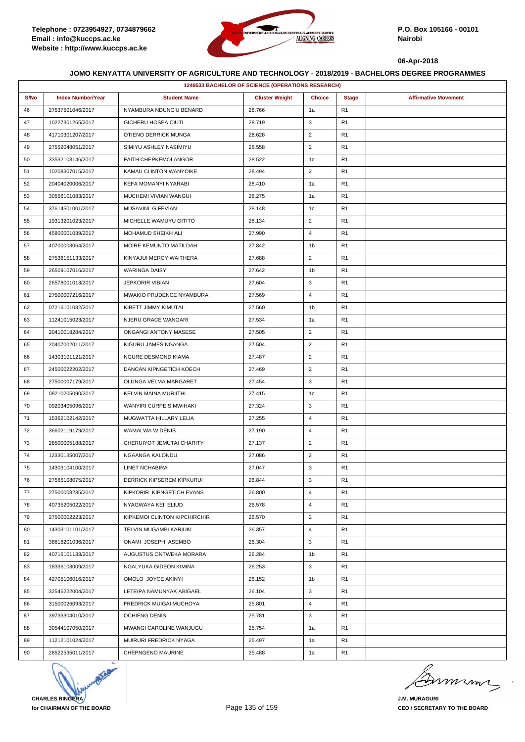Telephone : 0723954927, 0734879662
Email : info@kuccps.ac.ke
Website : http://www.kuccps.ac.ke

P.O. Box 105166 - 00101
Nairobi

06-Apr-2018

**JOMO KENYATTA UNIVERSITY OF AGRICULTURE AND TECHNOLOGY - 2018/2019 - BACHELORS DEGREE PROGRAMMES**

| 1249533 BACHELOR OF SCIENCE (OPERATIONS RESEARCH) | | | | | | |
|---|---|---|---|---|---|---|
| S/No | Index Number/Year | Student Name | Cluster Weight | Choice | Stage | Affirmative Movement |
| 46 | 27537501046/2017 | NYAMBURA NDUNG'U BENARD | 28.766 | 1a | R1 | |
| 47 | 10227301265/2017 | GICHERU HOSEA CIUTI | 28.719 | 3 | R1 | |
| 48 | 41710301207/2017 | OTIENO DERRICK MUNGA | 28.628 | 2 | R1 | |
| 49 | 27552048051/2017 | SIMIYU ASHLEY NASIMIYU | 28.558 | 2 | R1 | |
| 50 | 33532103146/2017 | FAITH CHEPKEMOI ANGOR | 28.522 | 1c | R1 | |
| 51 | 10208307015/2017 | KAMAU CLINTON WANYOIKE | 28.494 | 2 | R1 | |
| 52 | 20404020006/2017 | KEFA MOMANYI NYARABI | 28.410 | 1a | R1 | |
| 53 | 30556101083/2017 | MUCHEMI VIVIAN WANGUI | 28.275 | 1a | R1 | |
| 54 | 37614501001/2017 | MUSAVINI G FEVIAN | 28.148 | 1c | R1 | |
| 55 | 19313201023/2017 | MICHELLE WAMUYU GITITO | 28.134 | 2 | R1 | |
| 56 | 45800001039/2017 | MOHAMUD SHEIKH ALI | 27.990 | 4 | R1 | |
| 57 | 40700003064/2017 | MOIRE KEMUNTO MATILDAH | 27.842 | 1b | R1 | |
| 58 | 27536151133/2017 | KINYAJUI MERCY WAITHERA | 27.688 | 2 | R1 | |
| 59 | 26509107016/2017 | WARINGA DAISY | 27.642 | 1b | R1 | |
| 60 | 26578001013/2017 | JEPKORIR VIBIAN | 27.604 | 3 | R1 | |
| 61 | 27500007216/2017 | MWAKIO PRUDENCE NYAMBURA | 27.569 | 4 | R1 | |
| 62 | 07216101032/2017 | KIBETT JIMMY KIMUTAI | 27.560 | 1b | R1 | |
| 63 | 11241015023/2017 | NJERU GRACE WANGARI | 27.534 | 1a | R1 | |
| 64 | 20410018284/2017 | ONGANGI ANTONY MASESE | 27.505 | 2 | R1 | |
| 65 | 20407002011/2017 | KIGURU JAMES NGANGA | 27.504 | 2 | R1 | |
| 66 | 14303101121/2017 | NGURE DESMOND KIAMA | 27.487 | 2 | R1 | |
| 67 | 24500022202/2017 | DANCAN KIPNGETICH KOECH | 27.469 | 2 | R1 | |
| 68 | 27500007179/2017 | OLUNGA VELMA MARGARET | 27.454 | 3 | R1 | |
| 69 | 08210205090/2017 | KELVIN MAINA MURIITHI | 27.415 | 1c | R1 | |
| 70 | 09203405096/2017 | WANYIRI CURPEIS MWIHAKI | 27.324 | 3 | R1 | |
| 71 | 15362102142/2017 | MUGWATTA HILLARY LELIA | 27.255 | 4 | R1 | |
| 72 | 36602119179/2017 | WAMALWA W DENIS | 27.190 | 4 | R1 | |
| 73 | 28500005188/2017 | CHERUIYOT JEMUTAI CHARITY | 27.137 | 2 | R1 | |
| 74 | 12330135007/2017 | NGAANGA KALONDU | 27.086 | 2 | R1 | |
| 75 | 14303104100/2017 | LINET NCHABIRA | 27.047 | 3 | R1 | |
| 76 | 27565108075/2017 | DERRICK KIPSEREM KIPKURUI | 26.844 | 3 | R1 | |
| 77 | 27500008235/2017 | KIPKORIR KIPNGETICH EVANS | 26.800 | 4 | R1 | |
| 78 | 40735205022/2017 | NYAGWAYA KEI ELIUD | 26.578 | 4 | R1 | |
| 79 | 27500002223/2017 | KIPKEMOI CLINTON KIPCHIRCHIR | 26.570 | 2 | R1 | |
| 80 | 14303101101/2017 | TELVIN MUGAMBI KARIUKI | 26.357 | 4 | R1 | |
| 81 | 38618201036/2017 | ONAMI JOSEPH ASEMBO | 26.304 | 3 | R1 | |
| 82 | 40716101133/2017 | AUGUSTUS ONTWEKA MORARA | 26.284 | 1b | R1 | |
| 83 | 18336103009/2017 | NGALYUKA GIDEON KIMINA | 26.253 | 3 | R1 | |
| 84 | 42705106016/2017 | OMOLO JOYCE AKINYI | 26.152 | 1b | R1 | |
| 85 | 32546222004/2017 | LETEIPA NAMUNYAK ABIGAEL | 26.104 | 3 | R1 | |
| 86 | 31500026093/2017 | FREDRICK MUIGAI MUCHOYA | 25.801 | 4 | R1 | |
| 87 | 39733304010/2017 | OCHIENG DENIS | 25.781 | 3 | R1 | |
| 88 | 30544107050/2017 | MWANGI CAROLINE WANJUGU | 25.754 | 1a | R1 | |
| 89 | 11212101024/2017 | MUIRURI FREDRICK NYAGA | 25.497 | 1a | R1 | |
| 90 | 28522535011/2017 | CHEPNGENO MAURINE | 25.488 | 1a | R1 | |

**CHARLES RINGERA**
**for CHAIRMAN OF THE BOARD**

**J.M. MURAGURI**
**CEO / SECRETARY TO THE BOARD**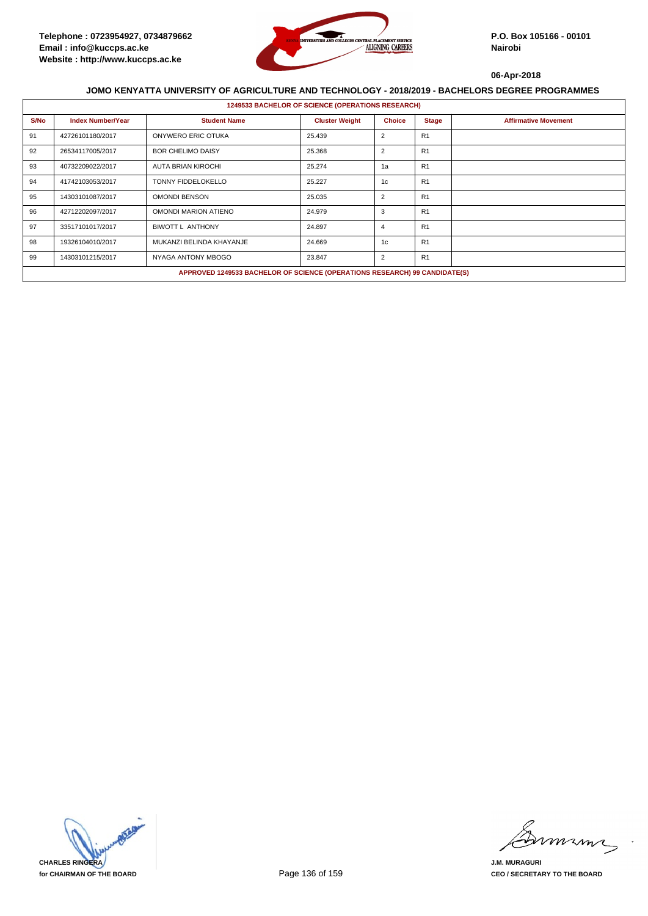Telephone : 0723954927, 0734879662
Email : info@kuccps.ac.ke
Website : http://www.kuccps.ac.ke

P.O. Box 105166 - 00101
Nairobi

06-Apr-2018

## JOMO KENYATTA UNIVERSITY OF AGRICULTURE AND TECHNOLOGY - 2018/2019 - BACHELORS DEGREE PROGRAMMES

**1249533 BACHELOR OF SCIENCE (OPERATIONS RESEARCH)**

| S/No | Index Number/Year | Student Name | Cluster Weight | Choice | Stage | Affirmative Movement |
|---|---|---|---|---|---|---|
| 91 | 42726101180/2017 | ONYWERO ERIC OTUKA | 25.439 | 2 | R1 | |
| 92 | 26534117005/2017 | BOR CHELIMO DAISY | 25.368 | 2 | R1 | |
| 93 | 40732209022/2017 | AUTA BRIAN KIROCHI | 25.274 | 1a | R1 | |
| 94 | 41742103053/2017 | TONNY FIDDELOKELLO | 25.227 | 1c | R1 | |
| 95 | 14303101087/2017 | OMONDI BENSON | 25.035 | 2 | R1 | |
| 96 | 42712202097/2017 | OMONDI MARION ATIENO | 24.979 | 3 | R1 | |
| 97 | 33517101017/2017 | BIWOTT L ANTHONY | 24.897 | 4 | R1 | |
| 98 | 19326104010/2017 | MUKANZI BELINDA KHAYANJE | 24.669 | 1c | R1 | |
| 99 | 14303101215/2017 | NYAGA ANTONY MBOGO | 23.847 | 2 | R1 | |

**APPROVED 1249533 BACHELOR OF SCIENCE (OPERATIONS RESEARCH) 99 CANDIDATE(S)**

**CHARLES RINGERA**
**for CHAIRMAN OF THE BOARD**

**J.M. MURAGURI**
**CEO / SECRETARY TO THE BOARD**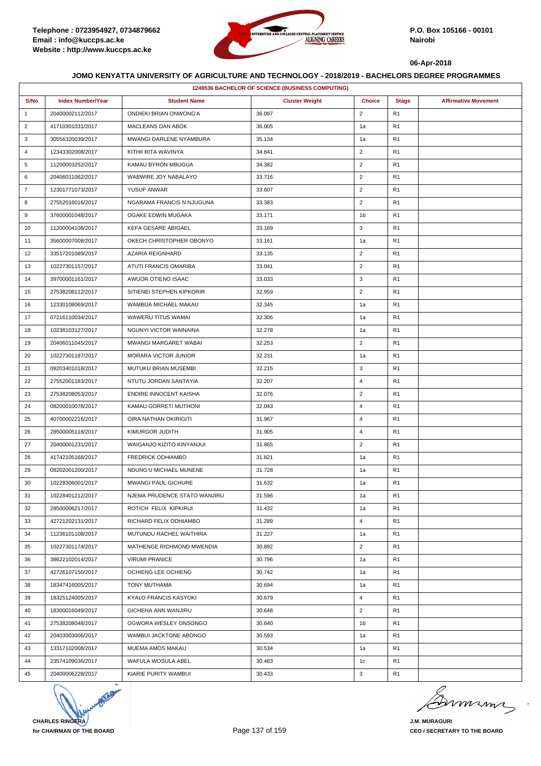Telephone : 0723954927, 0734879662
Email : info@kuccps.ac.ke
Website : http://www.kuccps.ac.ke

P.O. Box 105166 - 00101
Nairobi

06-Apr-2018

### JOMO KENYATTA UNIVERSITY OF AGRICULTURE AND TECHNOLOGY - 2018/2019 - BACHELORS DEGREE PROGRAMMES

| 1249536 BACHELOR OF SCIENCE (BUSINESS COMPUTING) | | | | | | |
|---|---|---|---|---|---|---|
| S/No | Index Number/Year | Student Name | Cluster Weight | Choice | Stage | Affirmative Movement |
| 1 | 20400002112/2017 | ONDIEKI BRIAN ONWONG'A | 36.097 | 2 | R1 | |
| 2 | 41710301031/2017 | MACLEANS DAN ABOK | 36.005 | 1a | R1 | |
| 3 | 30556320039/2017 | MWANGI DARLENE NYAMBURA | 35.134 | 1a | R1 | |
| 4 | 12343302008/2017 | KITHII RITA WAVINYA | 34.841 | 2 | R1 | |
| 5 | 11200003252/2017 | KAMAU BYRON MBUGUA | 34.382 | 2 | R1 | |
| 6 | 20406011062/2017 | WABWIRE JOY NABALAYO | 33.716 | 2 | R1 | |
| 7 | 12301771073/2017 | YUSUF ANWAR | 33.607 | 2 | R1 | |
| 8 | 27552016016/2017 | NGARAMA FRANCIS N NJUGUNA | 33.383 | 2 | R1 | |
| 9 | 37600001048/2017 | OGAKE EDWIN MUGAKA | 33.171 | 1b | R1 | |
| 10 | 11200004108/2017 | KEFA GESARE ABIGAEL | 33.169 | 3 | R1 | |
| 11 | 35600007008/2017 | OKECH CHRISTOPHER OBONYO | 33.161 | 1a | R1 | |
| 12 | 33517201089/2017 | AZARIA REIGNHARD | 33.135 | 2 | R1 | |
| 13 | 10227301157/2017 | ATUTI FRANCIS OMARIBA | 33.041 | 2 | R1 | |
| 14 | 39700001161/2017 | AWUOR OTIENO ISAAC | 33.033 | 3 | R1 | |
| 15 | 27538208112/2017 | SITIENEI STEPHEN KIPKORIR | 32.959 | 2 | R1 | |
| 16 | 12330108069/2017 | WAMBUA MICHAEL MAKAU | 32.345 | 1a | R1 | |
| 17 | 07216110034/2017 | WAWERU TITUS WAMAI | 32.306 | 1a | R1 | |
| 18 | 10238103127/2017 | NGUNYI VICTOR WAINAINA | 32.278 | 1a | R1 | |
| 19 | 20406011045/2017 | MWANGI MARGARET WABAI | 32.253 | 2 | R1 | |
| 20 | 10227301187/2017 | MORARA VICTOR JUNIOR | 32.231 | 1a | R1 | |
| 21 | 09203401018/2017 | MUTUKU BRIAN MUSEMBI | 32.215 | 3 | R1 | |
| 22 | 27552001183/2017 | NTUTU JORDAN SANTAYIA | 32.207 | 4 | R1 | |
| 23 | 27538208053/2017 | ENDIRE INNOCENT KAISHA | 32.076 | 2 | R1 | |
| 24 | 08200010078/2017 | KAMAU GORRETI MUTHONI | 32.043 | 4 | R1 | |
| 25 | 40700002216/2017 | OIRA NATHAN OKIRIGITI | 31.967 | 4 | R1 | |
| 26 | 28500005118/2017 | KIMURGOR JUDITH | 31.905 | 4 | R1 | |
| 27 | 20400001231/2017 | WAIGANJO KIZITO KINYANJUI | 31.865 | 2 | R1 | |
| 28 | 41742105168/2017 | FREDRICK ODHIAMBO | 31.821 | 1a | R1 | |
| 29 | 08202001200/2017 | NDUNG'U MICHAEL MUNENE | 31.728 | 1a | R1 | |
| 30 | 10228306001/2017 | MWANGI PAUL GICHURE | 31.632 | 1a | R1 | |
| 31 | 10228401212/2017 | NJEMA PRUDENCE STATO WANJIRU | 31.596 | 1a | R1 | |
| 32 | 28500006217/2017 | ROTICH FELIX KIPKIRUI | 31.432 | 1a | R1 | |
| 33 | 42721202131/2017 | RICHARD FELIX ODHIAMBO | 31.289 | 4 | R1 | |
| 34 | 11236101108/2017 | MUTUNDU RACHEL WAITHIRA | 31.227 | 1a | R1 | |
| 35 | 10227301174/2017 | MATHENGE RICHMOND MWENDIA | 30.892 | 2 | R1 | |
| 36 | 38622102014/2017 | VIRUMI PRANICE | 30.796 | 1a | R1 | |
| 37 | 42726107150/2017 | OCHIENG LEE OCHIENG | 30.742 | 1a | R1 | |
| 38 | 18347416005/2017 | TONY MUTHAMA | 30.694 | 1a | R1 | |
| 39 | 18325124005/2017 | KYALO FRANCIS KASYOKI | 30.679 | 4 | R1 | |
| 40 | 18300016049/2017 | GICHEHA ANN WANJIRU | 30.648 | 2 | R1 | |
| 41 | 27538208048/2017 | OGWORA WESLEY ONSONGO | 30.640 | 1b | R1 | |
| 42 | 20403003006/2017 | WAMBUI JACKTONE ABONGO | 30.593 | 1a | R1 | |
| 43 | 13317102008/2017 | MUEMA AMOS MAKAU | 30.534 | 1a | R1 | |
| 44 | 23574109036/2017 | WAFULA WOSULA ABEL | 30.483 | 1c | R1 | |
| 45 | 20400006228/2017 | KIARIE PURITY WAMBUI | 30.433 | 3 | R1 | |

**CHARLES RINGERA**
for CHAIRMAN OF THE BOARD

**J.M. MURAGURI**
CEO / SECRETARY TO THE BOARD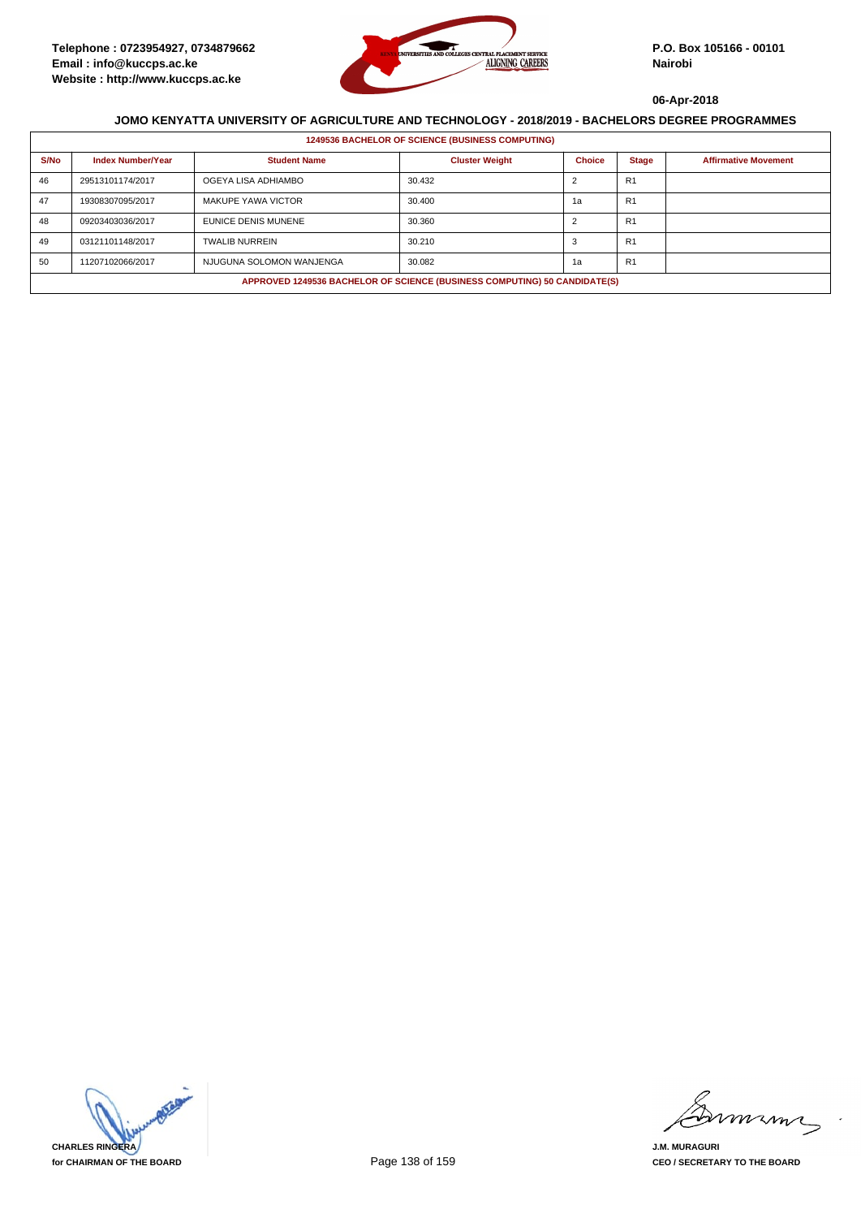Telephone : 0723954927, 0734879662
Email : info@kuccps.ac.ke
Website : http://www.kuccps.ac.ke

P.O. Box 105166 - 00101
Nairobi

06-Apr-2018

## JOMO KENYATTA UNIVERSITY OF AGRICULTURE AND TECHNOLOGY - 2018/2019 - BACHELORS DEGREE PROGRAMMES

| 1249536 BACHELOR OF SCIENCE (BUSINESS COMPUTING) | | | | | | |
|---|---|---|---|---|---|---|
| S/No | Index Number/Year | Student Name | Cluster Weight | Choice | Stage | Affirmative Movement |
| 46 | 29513101174/2017 | OGEYA LISA ADHIAMBO | 30.432 | 2 | R1 | |
| 47 | 19308307095/2017 | MAKUPE YAWA VICTOR | 30.400 | 1a | R1 | |
| 48 | 09203403036/2017 | EUNICE DENIS MUNENE | 30.360 | 2 | R1 | |
| 49 | 03121101148/2017 | TWALIB NURREIN | 30.210 | 3 | R1 | |
| 50 | 11207102066/2017 | NJUGUNA SOLOMON WANJENGA | 30.082 | 1a | R1 | |
| APPROVED 1249536 BACHELOR OF SCIENCE (BUSINESS COMPUTING) 50 CANDIDATE(S) | | | | | | |

CHARLES RINGERA
for CHAIRMAN OF THE BOARD

J.M. MURAGURI
CEO / SECRETARY TO THE BOARD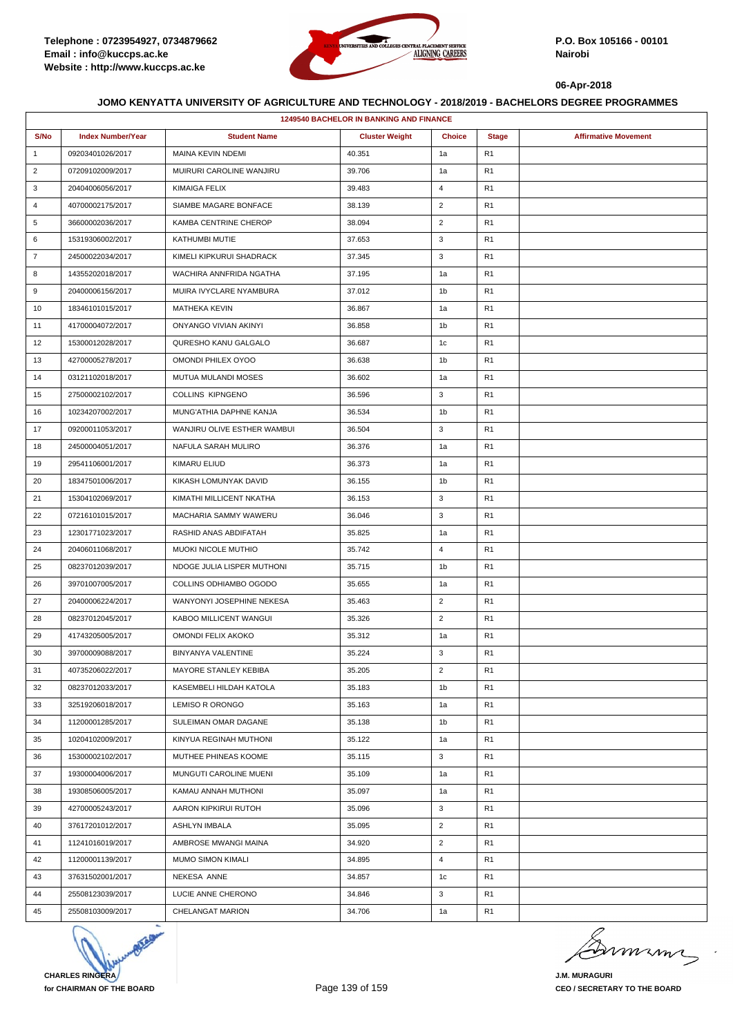Telephone : 0723954927, 0734879662
Email : info@kuccps.ac.ke
Website : http://www.kuccps.ac.ke

P.O. Box 105166 - 00101
Nairobi

06-Apr-2018

### JOMO KENYATTA UNIVERSITY OF AGRICULTURE AND TECHNOLOGY - 2018/2019 - BACHELORS DEGREE PROGRAMMES

| 1249540 BACHELOR IN BANKING AND FINANCE | | | | | | |
|---|---|---|---|---|---|---|
| **S/No** | **Index Number/Year** | **Student Name** | **Cluster Weight** | **Choice** | **Stage** | **Affirmative Movement** |
| 1 | 09203401026/2017 | MAINA KEVIN NDEMI | 40.351 | 1a | R1 | |
| 2 | 07209102009/2017 | MUIRURI CAROLINE WANJIRU | 39.706 | 1a | R1 | |
| 3 | 20404006056/2017 | KIMAIGA FELIX | 39.483 | 4 | R1 | |
| 4 | 40700002175/2017 | SIAMBE MAGARE BONFACE | 38.139 | 2 | R1 | |
| 5 | 36600002036/2017 | KAMBA CENTRINE CHEROP | 38.094 | 2 | R1 | |
| 6 | 15319306002/2017 | KATHUMBI MUTIE | 37.653 | 3 | R1 | |
| 7 | 24500022034/2017 | KIMELI KIPKURUI SHADRACK | 37.345 | 3 | R1 | |
| 8 | 14355202018/2017 | WACHIRA ANNFRIDA NGATHA | 37.195 | 1a | R1 | |
| 9 | 20400006156/2017 | MUIRA IVYCLARE NYAMBURA | 37.012 | 1b | R1 | |
| 10 | 18346101015/2017 | MATHEKA KEVIN | 36.867 | 1a | R1 | |
| 11 | 41700004072/2017 | ONYANGO VIVIAN AKINYI | 36.858 | 1b | R1 | |
| 12 | 15300012028/2017 | QURESHO KANU GALGALO | 36.687 | 1c | R1 | |
| 13 | 42700005278/2017 | OMONDI PHILEX OYOO | 36.638 | 1b | R1 | |
| 14 | 03121102018/2017 | MUTUA MULANDI MOSES | 36.602 | 1a | R1 | |
| 15 | 27500002102/2017 | COLLINS KIPNGENO | 36.596 | 3 | R1 | |
| 16 | 10234207002/2017 | MUNG'ATHIA DAPHNE KANJA | 36.534 | 1b | R1 | |
| 17 | 09200011053/2017 | WANJIRU OLIVE ESTHER WAMBUI | 36.504 | 3 | R1 | |
| 18 | 24500004051/2017 | NAFULA SARAH MULIRO | 36.376 | 1a | R1 | |
| 19 | 29541106001/2017 | KIMARU ELIUD | 36.373 | 1a | R1 | |
| 20 | 18347501006/2017 | KIKASH LOMUNYAK DAVID | 36.155 | 1b | R1 | |
| 21 | 15304102069/2017 | KIMATHI MILLICENT NKATHA | 36.153 | 3 | R1 | |
| 22 | 07216101015/2017 | MACHARIA SAMMY WAWERU | 36.046 | 3 | R1 | |
| 23 | 12301771023/2017 | RASHID ANAS ABDIFATAH | 35.825 | 1a | R1 | |
| 24 | 20406011068/2017 | MUOKI NICOLE MUTHIO | 35.742 | 4 | R1 | |
| 25 | 08237012039/2017 | NDOGE JULIA LISPER MUTHONI | 35.715 | 1b | R1 | |
| 26 | 39701007005/2017 | COLLINS ODHIAMBO OGODO | 35.655 | 1a | R1 | |
| 27 | 20400006224/2017 | WANYONYI JOSEPHINE NEKESA | 35.463 | 2 | R1 | |
| 28 | 08237012045/2017 | KABOO MILLICENT WANGUI | 35.326 | 2 | R1 | |
| 29 | 41743205005/2017 | OMONDI FELIX AKOKO | 35.312 | 1a | R1 | |
| 30 | 39700009088/2017 | BINYANYA VALENTINE | 35.224 | 3 | R1 | |
| 31 | 40735206022/2017 | MAYORE STANLEY KEBIBA | 35.205 | 2 | R1 | |
| 32 | 08237012033/2017 | KASEMBELI HILDAH KATOLA | 35.183 | 1b | R1 | |
| 33 | 32519206018/2017 | LEMISO R ORONGO | 35.163 | 1a | R1 | |
| 34 | 11200001285/2017 | SULEIMAN OMAR DAGANE | 35.138 | 1b | R1 | |
| 35 | 10204102009/2017 | KINYUA REGINAH MUTHONI | 35.122 | 1a | R1 | |
| 36 | 15300002102/2017 | MUTHEE PHINEAS KOOME | 35.115 | 3 | R1 | |
| 37 | 19300004006/2017 | MUNGUTI CAROLINE MUENI | 35.109 | 1a | R1 | |
| 38 | 19308506005/2017 | KAMAU ANNAH MUTHONI | 35.097 | 1a | R1 | |
| 39 | 42700005243/2017 | AARON KIPKIRUI RUTOH | 35.096 | 3 | R1 | |
| 40 | 37617201012/2017 | ASHLYN IMBALA | 35.095 | 2 | R1 | |
| 41 | 11241016019/2017 | AMBROSE MWANGI MAINA | 34.920 | 2 | R1 | |
| 42 | 11200001139/2017 | MUMO SIMON KIMALI | 34.895 | 4 | R1 | |
| 43 | 37631502001/2017 | NEKESA ANNE | 34.857 | 1c | R1 | |
| 44 | 25508123039/2017 | LUCIE ANNE CHERONO | 34.846 | 3 | R1 | |
| 45 | 25508103009/2017 | CHELANGAT MARION | 34.706 | 1a | R1 | |

**CHARLES RINGERA**
**for CHAIRMAN OF THE BOARD**

**J.M. MURAGURI**
**CEO / SECRETARY TO THE BOARD**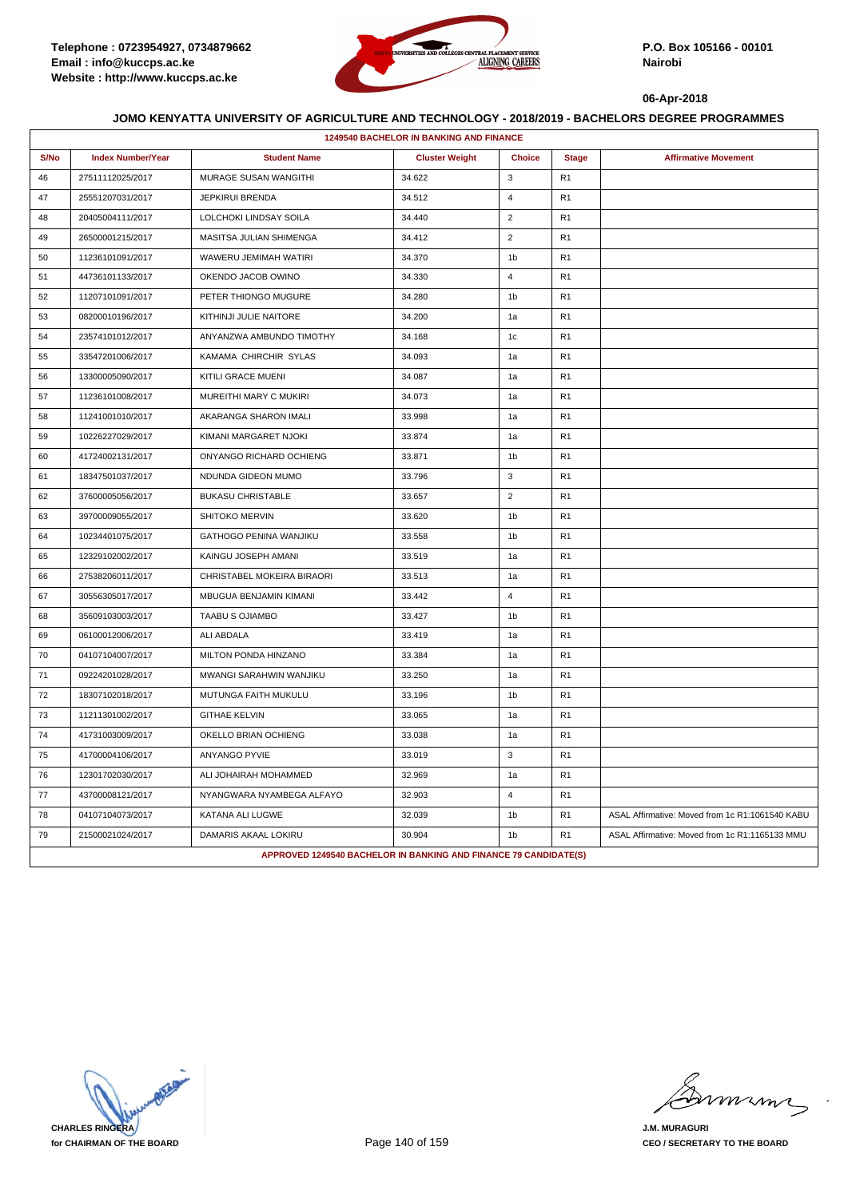Telephone : 0723954927, 0734879662
Email : info@kuccps.ac.ke
Website : http://www.kuccps.ac.ke

P.O. Box 105166 - 00101
Nairobi

06-Apr-2018

### JOMO KENYATTA UNIVERSITY OF AGRICULTURE AND TECHNOLOGY - 2018/2019 - BACHELORS DEGREE PROGRAMMES

| 1249540 BACHELOR IN BANKING AND FINANCE | | | | | | |
|---|---|---|---|---|---|---|
| **S/No** | **Index Number/Year** | **Student Name** | **Cluster Weight** | **Choice** | **Stage** | **Affirmative Movement** |
| 46 | 27511112025/2017 | MURAGE SUSAN WANGITHI | 34.622 | 3 | R1 | |
| 47 | 25551207031/2017 | JEPKIRUI BRENDA | 34.512 | 4 | R1 | |
| 48 | 20405004111/2017 | LOLCHOKI LINDSAY SOILA | 34.440 | 2 | R1 | |
| 49 | 26500001215/2017 | MASITSA JULIAN SHIMENGA | 34.412 | 2 | R1 | |
| 50 | 11236101091/2017 | WAWERU JEMIMAH WATIRI | 34.370 | 1b | R1 | |
| 51 | 44736101133/2017 | OKENDO JACOB OWINO | 34.330 | 4 | R1 | |
| 52 | 11207101091/2017 | PETER THIONGO MUGURE | 34.280 | 1b | R1 | |
| 53 | 08200010196/2017 | KITHINJI JULIE NAITORE | 34.200 | 1a | R1 | |
| 54 | 23574101012/2017 | ANYANZWA AMBUNDO TIMOTHY | 34.168 | 1c | R1 | |
| 55 | 33547201006/2017 | KAMAMA CHIRCHIR SYLAS | 34.093 | 1a | R1 | |
| 56 | 13300005090/2017 | KITILI GRACE MUENI | 34.087 | 1a | R1 | |
| 57 | 11236101008/2017 | MUREITHI MARY C MUKIRI | 34.073 | 1a | R1 | |
| 58 | 11241001010/2017 | AKARANGA SHARON IMALI | 33.998 | 1a | R1 | |
| 59 | 10226227029/2017 | KIMANI MARGARET NJOKI | 33.874 | 1a | R1 | |
| 60 | 41724002131/2017 | ONYANGO RICHARD OCHIENG | 33.871 | 1b | R1 | |
| 61 | 18347501037/2017 | NDUNDA GIDEON MUMO | 33.796 | 3 | R1 | |
| 62 | 37600005056/2017 | BUKASU CHRISTABLE | 33.657 | 2 | R1 | |
| 63 | 39700009055/2017 | SHITOKO MERVIN | 33.620 | 1b | R1 | |
| 64 | 10234401075/2017 | GATHOGO PENINA WANJIKU | 33.558 | 1b | R1 | |
| 65 | 12329102002/2017 | KAINGU JOSEPH AMANI | 33.519 | 1a | R1 | |
| 66 | 27538206011/2017 | CHRISTABEL MOKEIRA BIRAORI | 33.513 | 1a | R1 | |
| 67 | 30556305017/2017 | MBUGUA BENJAMIN KIMANI | 33.442 | 4 | R1 | |
| 68 | 35609103003/2017 | TAABU S OJIAMBO | 33.427 | 1b | R1 | |
| 69 | 06100012006/2017 | ALI ABDALA | 33.419 | 1a | R1 | |
| 70 | 04107104007/2017 | MILTON PONDA HINZANO | 33.384 | 1a | R1 | |
| 71 | 09224201028/2017 | MWANGI SARAHWIN WANJIKU | 33.250 | 1a | R1 | |
| 72 | 18307102018/2017 | MUTUNGA FAITH MUKULU | 33.196 | 1b | R1 | |
| 73 | 11211301002/2017 | GITHAE KELVIN | 33.065 | 1a | R1 | |
| 74 | 41731003009/2017 | OKELLO BRIAN OCHIENG | 33.038 | 1a | R1 | |
| 75 | 41700004106/2017 | ANYANGO PYVIE | 33.019 | 3 | R1 | |
| 76 | 12301702030/2017 | ALI JOHAIRAH MOHAMMED | 32.969 | 1a | R1 | |
| 77 | 43700008121/2017 | NYANGWARA NYAMBEGA ALFAYO | 32.903 | 4 | R1 | |
| 78 | 04107104073/2017 | KATANA ALI LUGWE | 32.039 | 1b | R1 | ASAL Affirmative: Moved from 1c R1:1061540 KABU |
| 79 | 21500021024/2017 | DAMARIS AKAAL LOKIRU | 30.904 | 1b | R1 | ASAL Affirmative: Moved from 1c R1:1165133 MMU |
| APPROVED 1249540 BACHELOR IN BANKING AND FINANCE 79 CANDIDATE(S) | | | | | | |

**CHARLES RINGERA**
**for CHAIRMAN OF THE BOARD**

**J.M. MURAGURI**
**CEO / SECRETARY TO THE BOARD**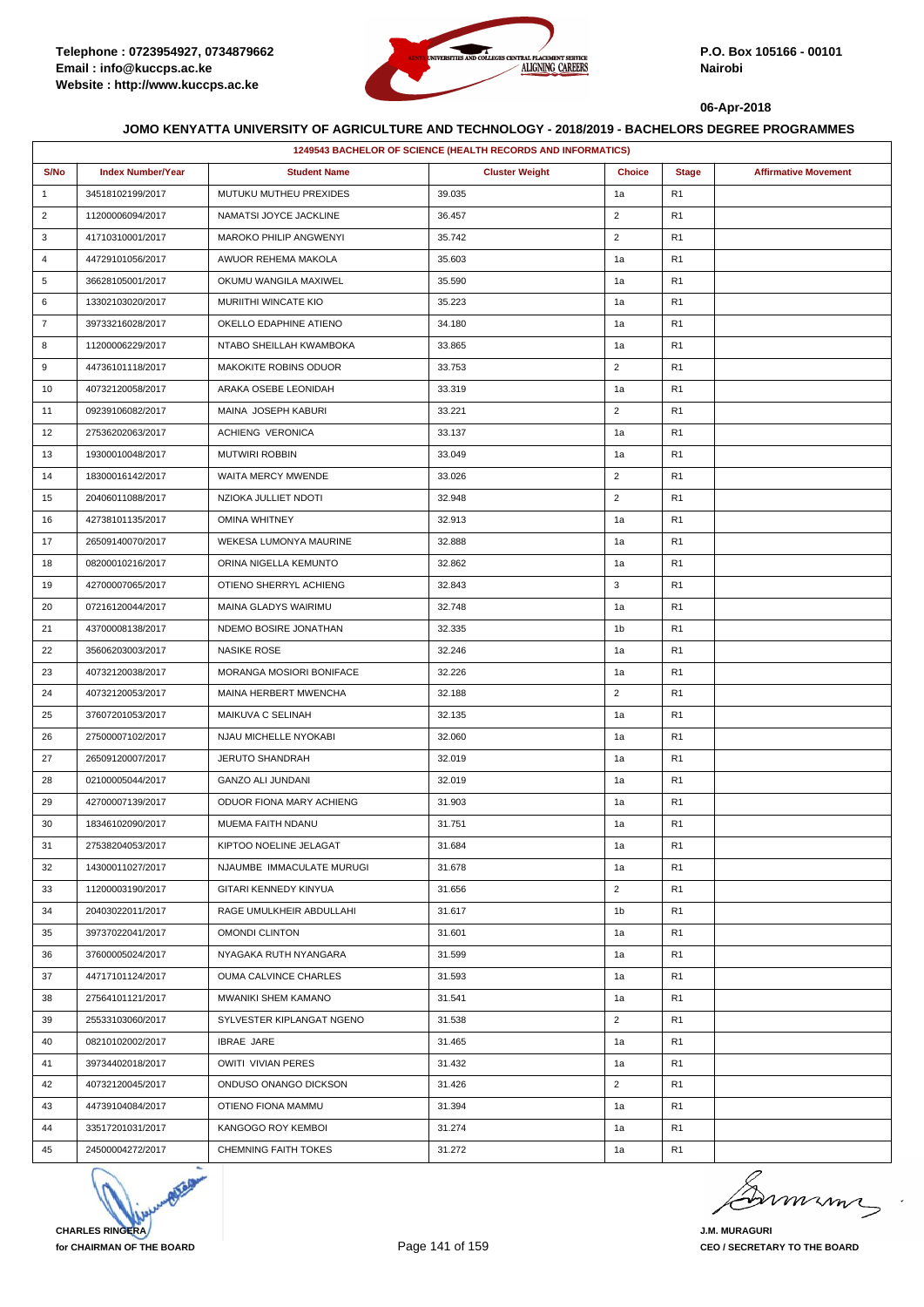Telephone : 0723954927, 0734879662
Email : info@kuccps.ac.ke
Website : http://www.kuccps.ac.ke

P.O. Box 105166 - 00101
Nairobi

06-Apr-2018

## JOMO KENYATTA UNIVERSITY OF AGRICULTURE AND TECHNOLOGY - 2018/2019 - BACHELORS DEGREE PROGRAMMES

**1249543 BACHELOR OF SCIENCE (HEALTH RECORDS AND INFORMATICS)**

| S/No | Index Number/Year | Student Name | Cluster Weight | Choice | Stage | Affirmative Movement |
|---|---|---|---|---|---|---|
| 1 | 34518102199/2017 | MUTUKU MUTHEU PREXIDES | 39.035 | 1a | R1 | |
| 2 | 11200006094/2017 | NAMATSI JOYCE JACKLINE | 36.457 | 2 | R1 | |
| 3 | 41710310001/2017 | MAROKO PHILIP ANGWENYI | 35.742 | 2 | R1 | |
| 4 | 44729101056/2017 | AWUOR REHEMA MAKOLA | 35.603 | 1a | R1 | |
| 5 | 36628105001/2017 | OKUMU WANGILA MAXIWEL | 35.590 | 1a | R1 | |
| 6 | 13302103020/2017 | MURIITHI WINCATE KIO | 35.223 | 1a | R1 | |
| 7 | 39733216028/2017 | OKELLO EDAPHINE ATIENO | 34.180 | 1a | R1 | |
| 8 | 11200006229/2017 | NTABO SHEILLAH KWAMBOKA | 33.865 | 1a | R1 | |
| 9 | 44736101118/2017 | MAKOKITE ROBINS ODUOR | 33.753 | 2 | R1 | |
| 10 | 40732120058/2017 | ARAKA OSEBE LEONIDAH | 33.319 | 1a | R1 | |
| 11 | 09239106082/2017 | MAINA JOSEPH KABURI | 33.221 | 2 | R1 | |
| 12 | 27536202063/2017 | ACHIENG VERONICA | 33.137 | 1a | R1 | |
| 13 | 19300010048/2017 | MUTWIRI ROBBIN | 33.049 | 1a | R1 | |
| 14 | 18300016142/2017 | WAITA MERCY MWENDE | 33.026 | 2 | R1 | |
| 15 | 20406011088/2017 | NZIOKA JULLIET NDOTI | 32.948 | 2 | R1 | |
| 16 | 42738101135/2017 | OMINA WHITNEY | 32.913 | 1a | R1 | |
| 17 | 26509140070/2017 | WEKESA LUMONYA MAURINE | 32.888 | 1a | R1 | |
| 18 | 08200010216/2017 | ORINA NIGELLA KEMUNTO | 32.862 | 1a | R1 | |
| 19 | 42700007065/2017 | OTIENO SHERRYL ACHIENG | 32.843 | 3 | R1 | |
| 20 | 07216120044/2017 | MAINA GLADYS WAIRIMU | 32.748 | 1a | R1 | |
| 21 | 43700008138/2017 | NDEMO BOSIRE JONATHAN | 32.335 | 1b | R1 | |
| 22 | 35606203003/2017 | NASIKE ROSE | 32.246 | 1a | R1 | |
| 23 | 40732120038/2017 | MORANGA MOSIORI BONIFACE | 32.226 | 1a | R1 | |
| 24 | 40732120053/2017 | MAINA HERBERT MWENCHA | 32.188 | 2 | R1 | |
| 25 | 37607201053/2017 | MAIKUVA C SELINAH | 32.135 | 1a | R1 | |
| 26 | 27500007102/2017 | NJAU MICHELLE NYOKABI | 32.060 | 1a | R1 | |
| 27 | 26509120007/2017 | JERUTO SHANDRAH | 32.019 | 1a | R1 | |
| 28 | 02100005044/2017 | GANZO ALI JUNDANI | 32.019 | 1a | R1 | |
| 29 | 42700007139/2017 | ODUOR FIONA MARY ACHIENG | 31.903 | 1a | R1 | |
| 30 | 18346102090/2017 | MUEMA FAITH NDANU | 31.751 | 1a | R1 | |
| 31 | 27538204053/2017 | KIPTOO NOELINE JELAGAT | 31.684 | 1a | R1 | |
| 32 | 14300011027/2017 | NJAUMBE IMMACULATE MURUGI | 31.678 | 1a | R1 | |
| 33 | 11200003190/2017 | GITARI KENNEDY KINYUA | 31.656 | 2 | R1 | |
| 34 | 20403022011/2017 | RAGE UMULKHEIR ABDULLAHI | 31.617 | 1b | R1 | |
| 35 | 39737022041/2017 | OMONDI CLINTON | 31.601 | 1a | R1 | |
| 36 | 37600005024/2017 | NYAGAKA RUTH NYANGARA | 31.599 | 1a | R1 | |
| 37 | 44717101124/2017 | OUMA CALVINCE CHARLES | 31.593 | 1a | R1 | |
| 38 | 27564101121/2017 | MWANIKI SHEM KAMANO | 31.541 | 1a | R1 | |
| 39 | 25533103060/2017 | SYLVESTER KIPLANGAT NGENO | 31.538 | 2 | R1 | |
| 40 | 08210102002/2017 | IBRAE JARE | 31.465 | 1a | R1 | |
| 41 | 39734402018/2017 | OWITI VIVIAN PERES | 31.432 | 1a | R1 | |
| 42 | 40732120045/2017 | ONDUSO ONANGO DICKSON | 31.426 | 2 | R1 | |
| 43 | 44739104084/2017 | OTIENO FIONA MAMMU | 31.394 | 1a | R1 | |
| 44 | 33517201031/2017 | KANGOGO ROY KEMBOI | 31.274 | 1a | R1 | |
| 45 | 24500004272/2017 | CHEMNING FAITH TOKES | 31.272 | 1a | R1 | |

**CHARLES RINGERA**
**for CHAIRMAN OF THE BOARD**

**J.M. MURAGURI**
**CEO / SECRETARY TO THE BOARD**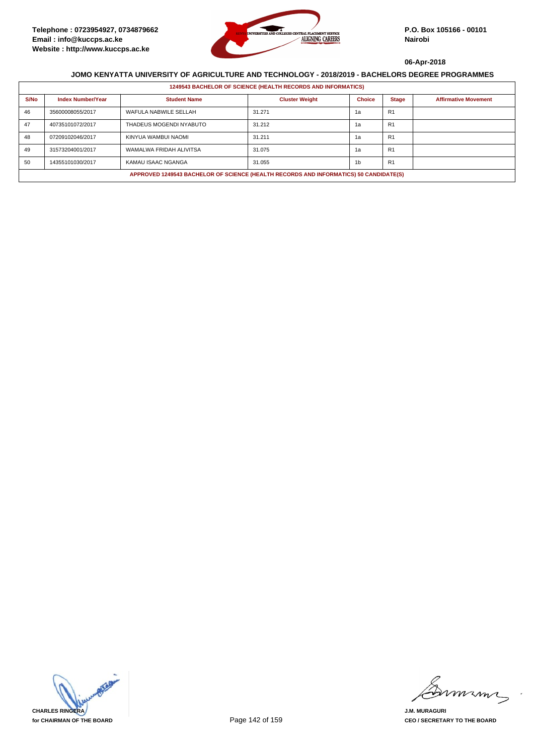Telephone : 0723954927, 0734879662
Email : info@kuccps.ac.ke
Website : http://www.kuccps.ac.ke

P.O. Box 105166 - 00101
Nairobi

06-Apr-2018

### JOMO KENYATTA UNIVERSITY OF AGRICULTURE AND TECHNOLOGY - 2018/2019 - BACHELORS DEGREE PROGRAMMES

**1249543 BACHELOR OF SCIENCE (HEALTH RECORDS AND INFORMATICS)**

| S/No | Index Number/Year | Student Name | Cluster Weight | Choice | Stage | Affirmative Movement |
|---|---|---|---|---|---|---|
| 46 | 35600008055/2017 | WAFULA NABWILE SELLAH | 31.271 | 1a | R1 | |
| 47 | 40735101072/2017 | THADEUS MOGENDI NYABUTO | 31.212 | 1a | R1 | |
| 48 | 07209102046/2017 | KINYUA WAMBUI NAOMI | 31.211 | 1a | R1 | |
| 49 | 31573204001/2017 | WAMALWA FRIDAH ALIVITSA | 31.075 | 1a | R1 | |
| 50 | 14355101030/2017 | KAMAU ISAAC NGANGA | 31.055 | 1b | R1 | |

**APPROVED 1249543 BACHELOR OF SCIENCE (HEALTH RECORDS AND INFORMATICS) 50 CANDIDATE(S)**

CHARLES RINGERA
for CHAIRMAN OF THE BOARD

J.M. MURAGURI
CEO / SECRETARY TO THE BOARD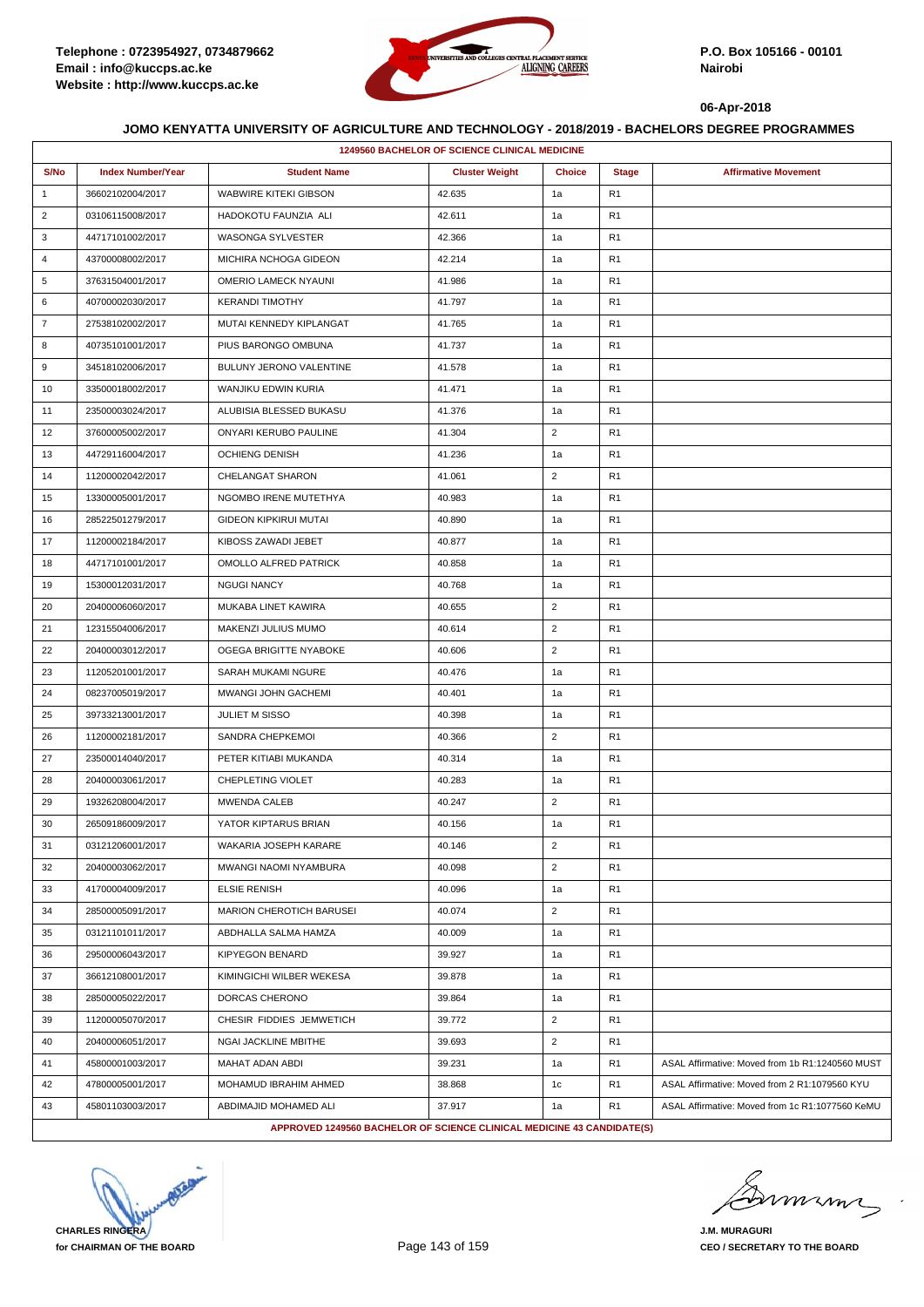Telephone : 0723954927, 0734879662
Email : info@kuccps.ac.ke
Website : http://www.kuccps.ac.ke

P.O. Box 105166 - 00101
Nairobi

06-Apr-2018

**JOMO KENYATTA UNIVERSITY OF AGRICULTURE AND TECHNOLOGY - 2018/2019 - BACHELORS DEGREE PROGRAMMES**

| 1249560 BACHELOR OF SCIENCE CLINICAL MEDICINE | | | | | | |
|---|---|---|---|---|---|---|
| S/No | Index Number/Year | Student Name | Cluster Weight | Choice | Stage | Affirmative Movement |
| 1 | 36602102004/2017 | WABWIRE KITEKI GIBSON | 42.635 | 1a | R1 | |
| 2 | 03106115008/2017 | HADOKOTU FAUNZIA ALI | 42.611 | 1a | R1 | |
| 3 | 44717101002/2017 | WASONGA SYLVESTER | 42.366 | 1a | R1 | |
| 4 | 43700008002/2017 | MICHIRA NCHOGA GIDEON | 42.214 | 1a | R1 | |
| 5 | 37631504001/2017 | OMERIO LAMECK NYAUNI | 41.986 | 1a | R1 | |
| 6 | 40700002030/2017 | KERANDI TIMOTHY | 41.797 | 1a | R1 | |
| 7 | 27538102002/2017 | MUTAI KENNEDY KIPLANGAT | 41.765 | 1a | R1 | |
| 8 | 40735101001/2017 | PIUS BARONGO OMBUNA | 41.737 | 1a | R1 | |
| 9 | 34518102006/2017 | BULUNY JERONO VALENTINE | 41.578 | 1a | R1 | |
| 10 | 33500018002/2017 | WANJIKU EDWIN KURIA | 41.471 | 1a | R1 | |
| 11 | 23500003024/2017 | ALUBISIA BLESSED BUKASU | 41.376 | 1a | R1 | |
| 12 | 37600005002/2017 | ONYARI KERUBO PAULINE | 41.304 | 2 | R1 | |
| 13 | 44729116004/2017 | OCHIENG DENISH | 41.236 | 1a | R1 | |
| 14 | 11200002042/2017 | CHELANGAT SHARON | 41.061 | 2 | R1 | |
| 15 | 13300005001/2017 | NGOMBO IRENE MUTETHYA | 40.983 | 1a | R1 | |
| 16 | 28522501279/2017 | GIDEON KIPKIRUI MUTAI | 40.890 | 1a | R1 | |
| 17 | 11200002184/2017 | KIBOSS ZAWADI JEBET | 40.877 | 1a | R1 | |
| 18 | 44717101001/2017 | OMOLLO ALFRED PATRICK | 40.858 | 1a | R1 | |
| 19 | 15300012031/2017 | NGUGI NANCY | 40.768 | 1a | R1 | |
| 20 | 20400006060/2017 | MUKABA LINET KAWIRA | 40.655 | 2 | R1 | |
| 21 | 12315504006/2017 | MAKENZI JULIUS MUMO | 40.614 | 2 | R1 | |
| 22 | 20400003012/2017 | OGEGA BRIGITTE NYABOKE | 40.606 | 2 | R1 | |
| 23 | 11205201001/2017 | SARAH MUKAMI NGURE | 40.476 | 1a | R1 | |
| 24 | 08237005019/2017 | MWANGI JOHN GACHEMI | 40.401 | 1a | R1 | |
| 25 | 39733213001/2017 | JULIET M SISSO | 40.398 | 1a | R1 | |
| 26 | 11200002181/2017 | SANDRA CHEPKEMOI | 40.366 | 2 | R1 | |
| 27 | 23500014040/2017 | PETER KITIABI MUKANDA | 40.314 | 1a | R1 | |
| 28 | 20400003061/2017 | CHEPLETING VIOLET | 40.283 | 1a | R1 | |
| 29 | 19326208004/2017 | MWENDA CALEB | 40.247 | 2 | R1 | |
| 30 | 26509186009/2017 | YATOR KIPTARUS BRIAN | 40.156 | 1a | R1 | |
| 31 | 03121206001/2017 | WAKARIA JOSEPH KARARE | 40.146 | 2 | R1 | |
| 32 | 20400003062/2017 | MWANGI NAOMI NYAMBURA | 40.098 | 2 | R1 | |
| 33 | 41700004009/2017 | ELSIE RENISH | 40.096 | 1a | R1 | |
| 34 | 28500005091/2017 | MARION CHEROTICH BARUSEI | 40.074 | 2 | R1 | |
| 35 | 03121101011/2017 | ABDHALLA SALMA HAMZA | 40.009 | 1a | R1 | |
| 36 | 29500006043/2017 | KIPYEGON BENARD | 39.927 | 1a | R1 | |
| 37 | 36612108001/2017 | KIMINGICHI WILBER WEKESA | 39.878 | 1a | R1 | |
| 38 | 28500005022/2017 | DORCAS CHERONO | 39.864 | 1a | R1 | |
| 39 | 11200005070/2017 | CHESIR FIDDIES JEMWETICH | 39.772 | 2 | R1 | |
| 40 | 20400006051/2017 | NGAI JACKLINE MBITHE | 39.693 | 2 | R1 | |
| 41 | 45800001003/2017 | MAHAT ADAN ABDI | 39.231 | 1a | R1 | ASAL Affirmative: Moved from 1b R1:1240560 MUST |
| 42 | 47800005001/2017 | MOHAMUD IBRAHIM AHMED | 38.868 | 1c | R1 | ASAL Affirmative: Moved from 2 R1:1079560 KYU |
| 43 | 45801103003/2017 | ABDIMAJID MOHAMED ALI | 37.917 | 1a | R1 | ASAL Affirmative: Moved from 1c R1:1077560 KeMU |

**APPROVED 1249560 BACHELOR OF SCIENCE CLINICAL MEDICINE 43 CANDIDATE(S)**

**CHARLES RINGERA**
**for CHAIRMAN OF THE BOARD**

**J.M. MURAGURI**
**CEO / SECRETARY TO THE BOARD**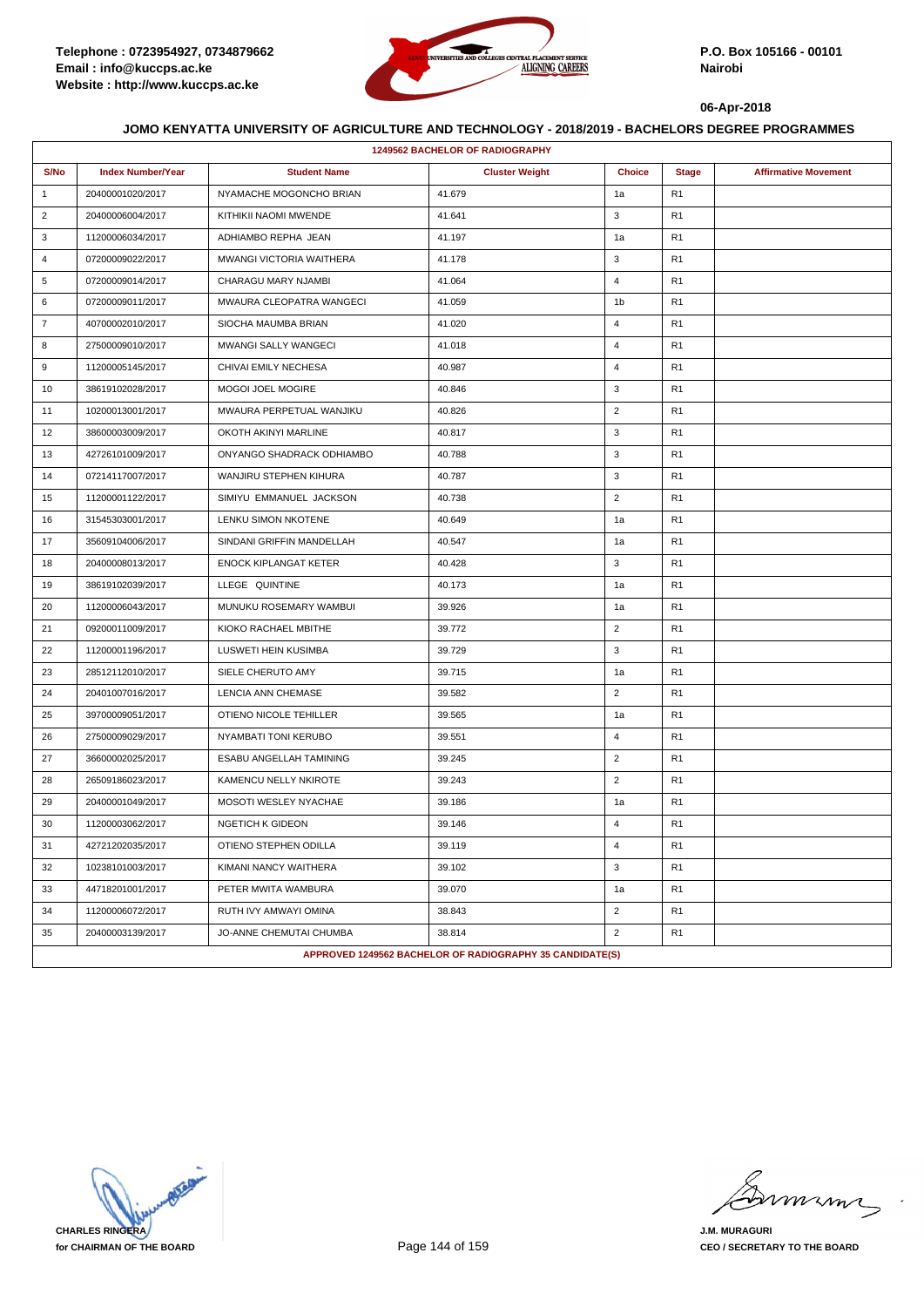Telephone : 0723954927, 0734879662
Email : info@kuccps.ac.ke
Website : http://www.kuccps.ac.ke

P.O. Box 105166 - 00101
Nairobi

06-Apr-2018

**JOMO KENYATTA UNIVERSITY OF AGRICULTURE AND TECHNOLOGY - 2018/2019 - BACHELORS DEGREE PROGRAMMES**

| 1249562 BACHELOR OF RADIOGRAPHY | | | | | | |
|---|---|---|---|---|---|---|
| S/No | Index Number/Year | Student Name | Cluster Weight | Choice | Stage | Affirmative Movement |
| 1 | 20400001020/2017 | NYAMACHE MOGONCHO BRIAN | 41.679 | 1a | R1 | |
| 2 | 20400006004/2017 | KITHIKII NAOMI MWENDE | 41.641 | 3 | R1 | |
| 3 | 11200006034/2017 | ADHIAMBO REPHA JEAN | 41.197 | 1a | R1 | |
| 4 | 07200009022/2017 | MWANGI VICTORIA WAITHERA | 41.178 | 3 | R1 | |
| 5 | 07200009014/2017 | CHARAGU MARY NJAMBI | 41.064 | 4 | R1 | |
| 6 | 07200009011/2017 | MWAURA CLEOPATRA WANGECI | 41.059 | 1b | R1 | |
| 7 | 40700002010/2017 | SIOCHA MAUMBA BRIAN | 41.020 | 4 | R1 | |
| 8 | 27500009010/2017 | MWANGI SALLY WANGECI | 41.018 | 4 | R1 | |
| 9 | 11200005145/2017 | CHIVAI EMILY NECHESA | 40.987 | 4 | R1 | |
| 10 | 38619102028/2017 | MOGOI JOEL MOGIRE | 40.846 | 3 | R1 | |
| 11 | 10200013001/2017 | MWAURA PERPETUAL WANJIKU | 40.826 | 2 | R1 | |
| 12 | 38600003009/2017 | OKOTH AKINYI MARLINE | 40.817 | 3 | R1 | |
| 13 | 42726101009/2017 | ONYANGO SHADRACK ODHIAMBO | 40.788 | 3 | R1 | |
| 14 | 07214117007/2017 | WANJIRU STEPHEN KIHURA | 40.787 | 3 | R1 | |
| 15 | 11200001122/2017 | SIMIYU EMMANUEL JACKSON | 40.738 | 2 | R1 | |
| 16 | 31545303001/2017 | LENKU SIMON NKOTENE | 40.649 | 1a | R1 | |
| 17 | 35609104006/2017 | SINDANI GRIFFIN MANDELLAH | 40.547 | 1a | R1 | |
| 18 | 20400008013/2017 | ENOCK KIPLANGAT KETER | 40.428 | 3 | R1 | |
| 19 | 38619102039/2017 | LLEGE QUINTINE | 40.173 | 1a | R1 | |
| 20 | 11200006043/2017 | MUNUKU ROSEMARY WAMBUI | 39.926 | 1a | R1 | |
| 21 | 09200011009/2017 | KIOKO RACHAEL MBITHE | 39.772 | 2 | R1 | |
| 22 | 11200001196/2017 | LUSWETI HEIN KUSIMBA | 39.729 | 3 | R1 | |
| 23 | 28512112010/2017 | SIELE CHERUTO AMY | 39.715 | 1a | R1 | |
| 24 | 20401007016/2017 | LENCIA ANN CHEMASE | 39.582 | 2 | R1 | |
| 25 | 39700009051/2017 | OTIENO NICOLE TEHILLER | 39.565 | 1a | R1 | |
| 26 | 27500009029/2017 | NYAMBATI TONI KERUBO | 39.551 | 4 | R1 | |
| 27 | 36600002025/2017 | ESABU ANGELLAH TAMINING | 39.245 | 2 | R1 | |
| 28 | 26509186023/2017 | KAMENCU NELLY NKIROTE | 39.243 | 2 | R1 | |
| 29 | 20400001049/2017 | MOSOTI WESLEY NYACHAE | 39.186 | 1a | R1 | |
| 30 | 11200003062/2017 | NGETICH K GIDEON | 39.146 | 4 | R1 | |
| 31 | 42721202035/2017 | OTIENO STEPHEN ODILLA | 39.119 | 4 | R1 | |
| 32 | 10238101003/2017 | KIMANI NANCY WAITHERA | 39.102 | 3 | R1 | |
| 33 | 44718201001/2017 | PETER MWITA WAMBURA | 39.070 | 1a | R1 | |
| 34 | 11200006072/2017 | RUTH IVY AMWAYI OMINA | 38.843 | 2 | R1 | |
| 35 | 20400003139/2017 | JO-ANNE CHEMUTAI CHUMBA | 38.814 | 2 | R1 | |
| APPROVED 1249562 BACHELOR OF RADIOGRAPHY 35 CANDIDATE(S) | | | | | | |

**CHARLES RINGERA**
**for CHAIRMAN OF THE BOARD**

**J.M. MURAGURI**
**CEO / SECRETARY TO THE BOARD**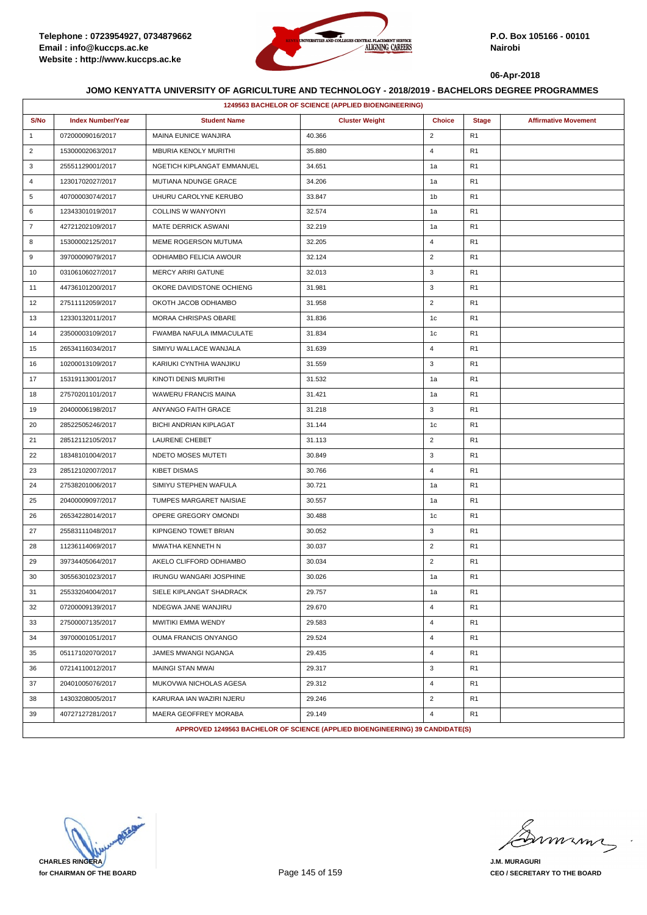Telephone : 0723954927, 0734879662
Email : info@kuccps.ac.ke
Website : http://www.kuccps.ac.ke

P.O. Box 105166 - 00101
Nairobi

06-Apr-2018

## JOMO KENYATTA UNIVERSITY OF AGRICULTURE AND TECHNOLOGY - 2018/2019 - BACHELORS DEGREE PROGRAMMES

| 1249563 BACHELOR OF SCIENCE (APPLIED BIOENGINEERING) | | | | | | |
|---|---|---|---|---|---|---|
| S/No | Index Number/Year | Student Name | Cluster Weight | Choice | Stage | Affirmative Movement |
| 1 | 07200009016/2017 | MAINA EUNICE WANJIRA | 40.366 | 2 | R1 | |
| 2 | 15300002063/2017 | MBURIA KENOLY MURITHI | 35.880 | 4 | R1 | |
| 3 | 25551129001/2017 | NGETICH KIPLANGAT EMMANUEL | 34.651 | 1a | R1 | |
| 4 | 12301702027/2017 | MUTIANA NDUNGE GRACE | 34.206 | 1a | R1 | |
| 5 | 40700003074/2017 | UHURU CAROLYNE KERUBO | 33.847 | 1b | R1 | |
| 6 | 12343301019/2017 | COLLINS W WANYONYI | 32.574 | 1a | R1 | |
| 7 | 42721202109/2017 | MATE DERRICK ASWANI | 32.219 | 1a | R1 | |
| 8 | 15300002125/2017 | MEME ROGERSON MUTUMA | 32.205 | 4 | R1 | |
| 9 | 39700009079/2017 | ODHIAMBO FELICIA AWOUR | 32.124 | 2 | R1 | |
| 10 | 03106106027/2017 | MERCY ARIRI GATUNE | 32.013 | 3 | R1 | |
| 11 | 44736101200/2017 | OKORE DAVIDSTONE OCHIENG | 31.981 | 3 | R1 | |
| 12 | 27511112059/2017 | OKOTH JACOB ODHIAMBO | 31.958 | 2 | R1 | |
| 13 | 12330132011/2017 | MORAA CHRISPAS OBARE | 31.836 | 1c | R1 | |
| 14 | 23500003109/2017 | FWAMBA NAFULA IMMACULATE | 31.834 | 1c | R1 | |
| 15 | 26534116034/2017 | SIMIYU WALLACE WANJALA | 31.639 | 4 | R1 | |
| 16 | 10200013109/2017 | KARIUKI CYNTHIA WANJIKU | 31.559 | 3 | R1 | |
| 17 | 15319113001/2017 | KINOTI DENIS MURITHI | 31.532 | 1a | R1 | |
| 18 | 27570201101/2017 | WAWERU FRANCIS MAINA | 31.421 | 1a | R1 | |
| 19 | 20400006198/2017 | ANYANGO FAITH GRACE | 31.218 | 3 | R1 | |
| 20 | 28522505246/2017 | BICHI ANDRIAN KIPLAGAT | 31.144 | 1c | R1 | |
| 21 | 28512112105/2017 | LAURENE CHEBET | 31.113 | 2 | R1 | |
| 22 | 18348101004/2017 | NDETO MOSES MUTETI | 30.849 | 3 | R1 | |
| 23 | 28512102007/2017 | KIBET DISMAS | 30.766 | 4 | R1 | |
| 24 | 27538201006/2017 | SIMIYU STEPHEN WAFULA | 30.721 | 1a | R1 | |
| 25 | 20400009097/2017 | TUMPES MARGARET NAISIAE | 30.557 | 1a | R1 | |
| 26 | 26534228014/2017 | OPERE GREGORY OMONDI | 30.488 | 1c | R1 | |
| 27 | 25583111048/2017 | KIPNGENO TOWET BRIAN | 30.052 | 3 | R1 | |
| 28 | 11236114069/2017 | MWATHA KENNETH N | 30.037 | 2 | R1 | |
| 29 | 39734405064/2017 | AKELO CLIFFORD ODHIAMBO | 30.034 | 2 | R1 | |
| 30 | 30556301023/2017 | IRUNGU WANGARI JOSPHINE | 30.026 | 1a | R1 | |
| 31 | 25533204004/2017 | SIELE KIPLANGAT SHADRACK | 29.757 | 1a | R1 | |
| 32 | 07200009139/2017 | NDEGWA JANE WANJIRU | 29.670 | 4 | R1 | |
| 33 | 27500007135/2017 | MWITIKI EMMA WENDY | 29.583 | 4 | R1 | |
| 34 | 39700001051/2017 | OUMA FRANCIS ONYANGO | 29.524 | 4 | R1 | |
| 35 | 05117102070/2017 | JAMES MWANGI NGANGA | 29.435 | 4 | R1 | |
| 36 | 07214110012/2017 | MAINGI STAN MWAI | 29.317 | 3 | R1 | |
| 37 | 20401005076/2017 | MUKOVWA NICHOLAS AGESA | 29.312 | 4 | R1 | |
| 38 | 14303208005/2017 | KARURAA IAN WAZIRI NJERU | 29.246 | 2 | R1 | |
| 39 | 40727127281/2017 | MAERA GEOFFREY MORABA | 29.149 | 4 | R1 | |
| APPROVED 1249563 BACHELOR OF SCIENCE (APPLIED BIOENGINEERING) 39 CANDIDATE(S) | | | | | | |

CHARLES RINGERA
for CHAIRMAN OF THE BOARD

J.M. MURAGURI
CEO / SECRETARY TO THE BOARD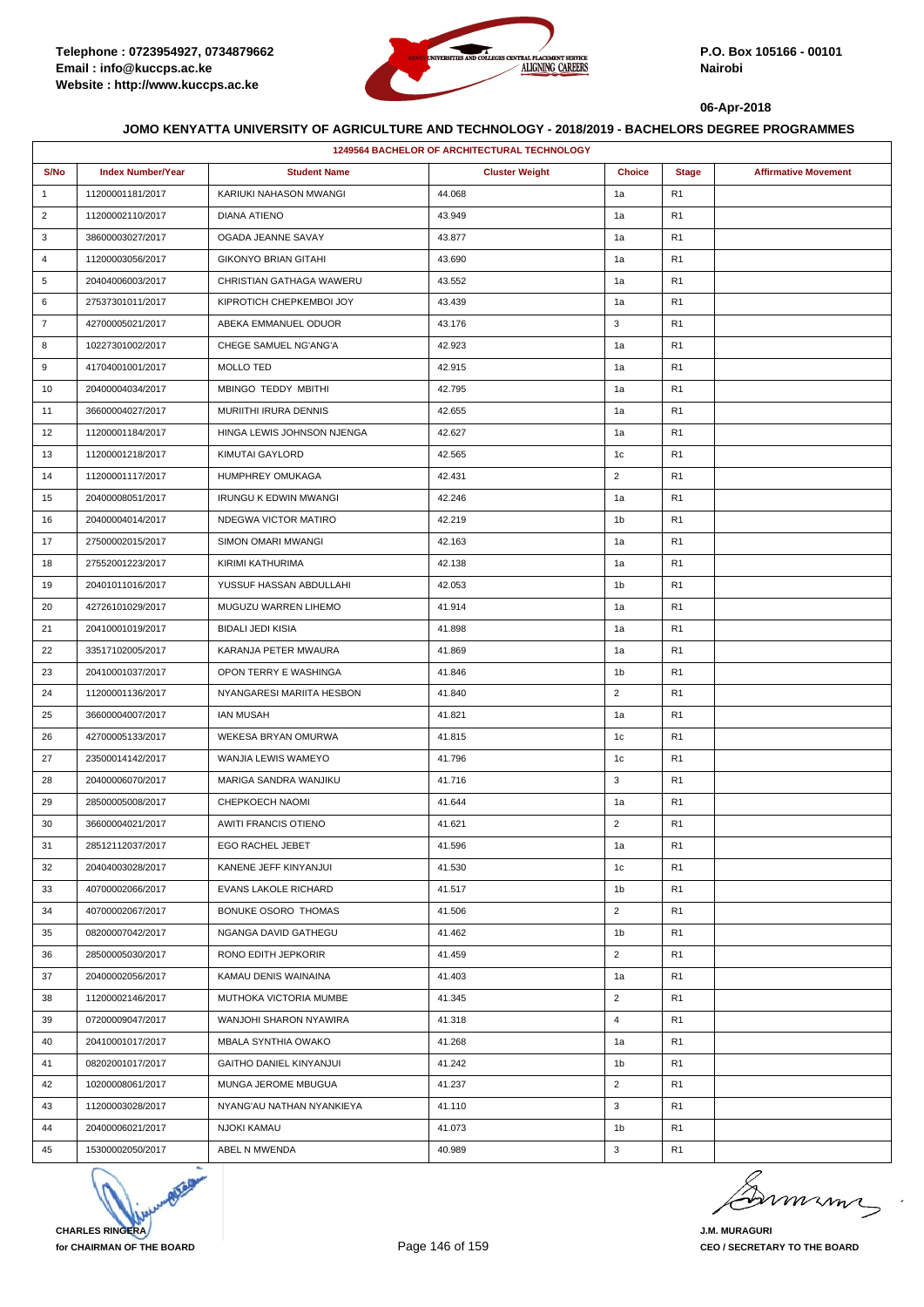Telephone : 0723954927, 0734879662
Email : info@kuccps.ac.ke
Website : http://www.kuccps.ac.ke

P.O. Box 105166 - 00101
Nairobi

06-Apr-2018

## JOMO KENYATTA UNIVERSITY OF AGRICULTURE AND TECHNOLOGY - 2018/2019 - BACHELORS DEGREE PROGRAMMES

| 1249564 BACHELOR OF ARCHITECTURAL TECHNOLOGY | | | | | | |
|---|---|---|---|---|---|---|
| S/No | Index Number/Year | Student Name | Cluster Weight | Choice | Stage | Affirmative Movement |
| 1 | 11200001181/2017 | KARIUKI NAHASON MWANGI | 44.068 | 1a | R1 | |
| 2 | 11200002110/2017 | DIANA ATIENO | 43.949 | 1a | R1 | |
| 3 | 38600003027/2017 | OGADA JEANNE SAVAY | 43.877 | 1a | R1 | |
| 4 | 11200003056/2017 | GIKONYO BRIAN GITAHI | 43.690 | 1a | R1 | |
| 5 | 20404006003/2017 | CHRISTIAN GATHAGA WAWERU | 43.552 | 1a | R1 | |
| 6 | 27537301011/2017 | KIPROTICH CHEPKEMBOI JOY | 43.439 | 1a | R1 | |
| 7 | 42700005021/2017 | ABEKA EMMANUEL ODUOR | 43.176 | 3 | R1 | |
| 8 | 10227301002/2017 | CHEGE SAMUEL NG'ANG'A | 42.923 | 1a | R1 | |
| 9 | 41704001001/2017 | MOLLO TED | 42.915 | 1a | R1 | |
| 10 | 20400004034/2017 | MBINGO TEDDY MBITHI | 42.795 | 1a | R1 | |
| 11 | 36600004027/2017 | MURIITHI IRURA DENNIS | 42.655 | 1a | R1 | |
| 12 | 11200001184/2017 | HINGA LEWIS JOHNSON NJENGA | 42.627 | 1a | R1 | |
| 13 | 11200001218/2017 | KIMUTAI GAYLORD | 42.565 | 1c | R1 | |
| 14 | 11200001117/2017 | HUMPHREY OMUKAGA | 42.431 | 2 | R1 | |
| 15 | 20400008051/2017 | IRUNGU K EDWIN MWANGI | 42.246 | 1a | R1 | |
| 16 | 20400004014/2017 | NDEGWA VICTOR MATIRO | 42.219 | 1b | R1 | |
| 17 | 27500002015/2017 | SIMON OMARI MWANGI | 42.163 | 1a | R1 | |
| 18 | 27552001223/2017 | KIRIMI KATHURIMA | 42.138 | 1a | R1 | |
| 19 | 20401011016/2017 | YUSSUF HASSAN ABDULLAHI | 42.053 | 1b | R1 | |
| 20 | 42726101029/2017 | MUGUZU WARREN LIHEMO | 41.914 | 1a | R1 | |
| 21 | 20410001019/2017 | BIDALI JEDI KISIA | 41.898 | 1a | R1 | |
| 22 | 33517102005/2017 | KARANJA PETER MWAURA | 41.869 | 1a | R1 | |
| 23 | 20410001037/2017 | OPON TERRY E WASHINGA | 41.846 | 1b | R1 | |
| 24 | 11200001136/2017 | NYANGARESI MARIITA HESBON | 41.840 | 2 | R1 | |
| 25 | 36600004007/2017 | IAN MUSAH | 41.821 | 1a | R1 | |
| 26 | 42700005133/2017 | WEKESA BRYAN OMURWA | 41.815 | 1c | R1 | |
| 27 | 23500014142/2017 | WANJIA LEWIS WAMEYO | 41.796 | 1c | R1 | |
| 28 | 20400006070/2017 | MARIGA SANDRA WANJIKU | 41.716 | 3 | R1 | |
| 29 | 28500005008/2017 | CHEPKOECH NAOMI | 41.644 | 1a | R1 | |
| 30 | 36600004021/2017 | AWITI FRANCIS OTIENO | 41.621 | 2 | R1 | |
| 31 | 28512112037/2017 | EGO RACHEL JEBET | 41.596 | 1a | R1 | |
| 32 | 20404003028/2017 | KANENE JEFF KINYANJUI | 41.530 | 1c | R1 | |
| 33 | 40700002066/2017 | EVANS LAKOLE RICHARD | 41.517 | 1b | R1 | |
| 34 | 40700002067/2017 | BONUKE OSORO THOMAS | 41.506 | 2 | R1 | |
| 35 | 08200007042/2017 | NGANGA DAVID GATHEGU | 41.462 | 1b | R1 | |
| 36 | 28500005030/2017 | RONO EDITH JEPKORIR | 41.459 | 2 | R1 | |
| 37 | 20400002056/2017 | KAMAU DENIS WAINAINA | 41.403 | 1a | R1 | |
| 38 | 11200002146/2017 | MUTHOKA VICTORIA MUMBE | 41.345 | 2 | R1 | |
| 39 | 07200009047/2017 | WANJOHI SHARON NYAWIRA | 41.318 | 4 | R1 | |
| 40 | 20410001017/2017 | MBALA SYNTHIA OWAKO | 41.268 | 1a | R1 | |
| 41 | 08202001017/2017 | GAITHO DANIEL KINYANJUI | 41.242 | 1b | R1 | |
| 42 | 10200008061/2017 | MUNGA JEROME MBUGUA | 41.237 | 2 | R1 | |
| 43 | 11200003028/2017 | NYANG'AU NATHAN NYANKIEYA | 41.110 | 3 | R1 | |
| 44 | 20400006021/2017 | NJOKI KAMAU | 41.073 | 1b | R1 | |
| 45 | 15300002050/2017 | ABEL N MWENDA | 40.989 | 3 | R1 | |

CHARLES RINGERA
for CHAIRMAN OF THE BOARD

J.M. MURAGURI
CEO / SECRETARY TO THE BOARD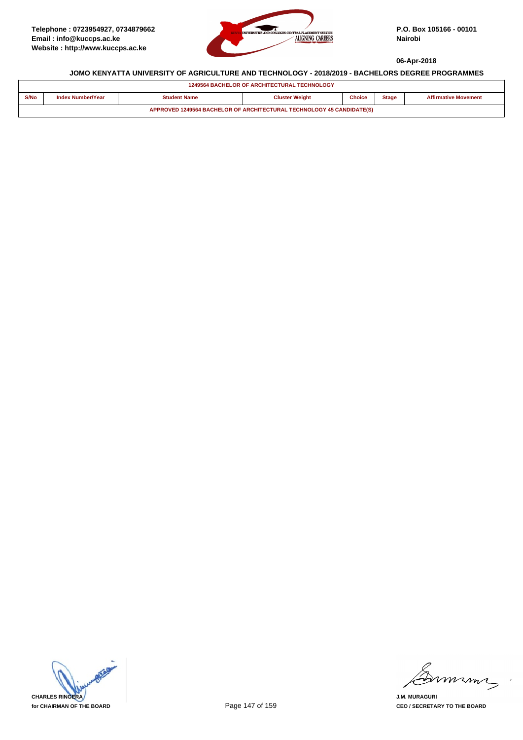Telephone : 0723954927, 0734879662
Email : info@kuccps.ac.ke
Website : http://www.kuccps.ac.ke

P.O. Box 105166 - 00101
Nairobi

06-Apr-2018

## JOMO KENYATTA UNIVERSITY OF AGRICULTURE AND TECHNOLOGY - 2018/2019 - BACHELORS DEGREE PROGRAMMES

| 1249564 BACHELOR OF ARCHITECTURAL TECHNOLOGY | | | | | | |
|---|---|---|---|---|---|---|
| S/No | Index Number/Year | Student Name | Cluster Weight | Choice | Stage | Affirmative Movement |
| APPROVED 1249564 BACHELOR OF ARCHITECTURAL TECHNOLOGY 45 CANDIDATE(S) | | | | | | |

**CHARLES RINGERA**
**for CHAIRMAN OF THE BOARD**

**J.M. MURAGURI**
**CEO / SECRETARY TO THE BOARD**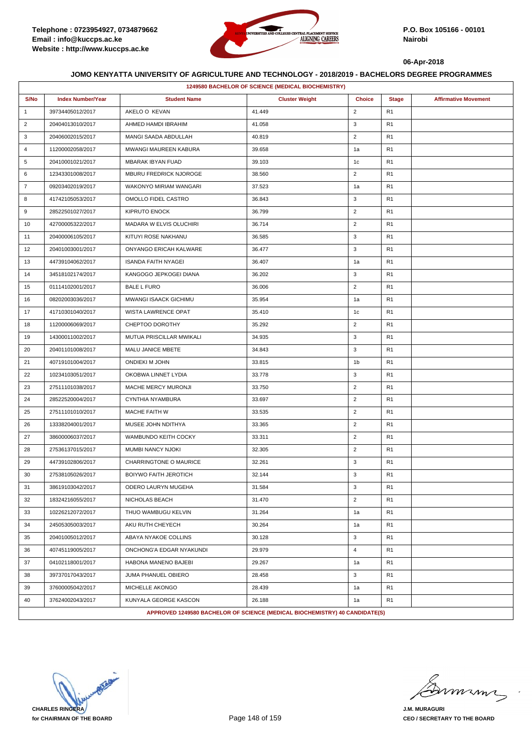Telephone : 0723954927, 0734879662
Email : info@kuccps.ac.ke
Website : http://www.kuccps.ac.ke

P.O. Box 105166 - 00101
Nairobi

06-Apr-2018

### JOMO KENYATTA UNIVERSITY OF AGRICULTURE AND TECHNOLOGY - 2018/2019 - BACHELORS DEGREE PROGRAMMES

| 1249580 BACHELOR OF SCIENCE (MEDICAL BIOCHEMISTRY) | | | | | | |
|---|---|---|---|---|---|---|
| S/No | Index Number/Year | Student Name | Cluster Weight | Choice | Stage | Affirmative Movement |
| 1 | 39734405012/2017 | AKELO O KEVAN | 41.449 | 2 | R1 | |
| 2 | 20404013010/2017 | AHMED HAMDI IBRAHIM | 41.058 | 3 | R1 | |
| 3 | 20406002015/2017 | MANGI SAADA ABDULLAH | 40.819 | 2 | R1 | |
| 4 | 11200002058/2017 | MWANGI MAUREEN KABURA | 39.658 | 1a | R1 | |
| 5 | 20410001021/2017 | MBARAK IBYAN FUAD | 39.103 | 1c | R1 | |
| 6 | 12343301008/2017 | MBURU FREDRICK NJOROGE | 38.560 | 2 | R1 | |
| 7 | 09203402019/2017 | WAKONYO MIRIAM WANGARI | 37.523 | 1a | R1 | |
| 8 | 41742105053/2017 | OMOLLO FIDEL CASTRO | 36.843 | 3 | R1 | |
| 9 | 28522501027/2017 | KIPRUTO ENOCK | 36.799 | 2 | R1 | |
| 10 | 42700005322/2017 | MADARA W ELVIS OLUCHIRI | 36.714 | 2 | R1 | |
| 11 | 20400006105/2017 | KITUYI ROSE NAKHANU | 36.585 | 3 | R1 | |
| 12 | 20401003001/2017 | ONYANGO ERICAH KALWARE | 36.477 | 3 | R1 | |
| 13 | 44739104062/2017 | ISANDA FAITH NYAGEI | 36.407 | 1a | R1 | |
| 14 | 34518102174/2017 | KANGOGO JEPKOGEI DIANA | 36.202 | 3 | R1 | |
| 15 | 01114102001/2017 | BALE L FURO | 36.006 | 2 | R1 | |
| 16 | 08202003036/2017 | MWANGI ISAACK GICHIMU | 35.954 | 1a | R1 | |
| 17 | 41710301040/2017 | WISTA LAWRENCE OPAT | 35.410 | 1c | R1 | |
| 18 | 11200006069/2017 | CHEPTOO DOROTHY | 35.292 | 2 | R1 | |
| 19 | 14300011002/2017 | MUTUA PRISCILLAR MWIKALI | 34.935 | 3 | R1 | |
| 20 | 20401101008/2017 | MALU JANICE MBETE | 34.843 | 3 | R1 | |
| 21 | 40719101004/2017 | ONDIEKI M JOHN | 33.815 | 1b | R1 | |
| 22 | 10234103051/2017 | OKOBWA LINNET LYDIA | 33.778 | 3 | R1 | |
| 23 | 27511101038/2017 | MACHE MERCY MURONJI | 33.750 | 2 | R1 | |
| 24 | 28522520004/2017 | CYNTHIA NYAMBURA | 33.697 | 2 | R1 | |
| 25 | 27511101010/2017 | MACHE FAITH W | 33.535 | 2 | R1 | |
| 26 | 13338204001/2017 | MUSEE JOHN NDITHYA | 33.365 | 2 | R1 | |
| 27 | 38600006037/2017 | WAMBUNDO KEITH COCKY | 33.311 | 2 | R1 | |
| 28 | 27536137015/2017 | MUMBI NANCY NJOKI | 32.305 | 2 | R1 | |
| 29 | 44739102806/2017 | CHARRINGTONE O MAURICE | 32.261 | 3 | R1 | |
| 30 | 27538105026/2017 | BOIYWO FAITH JEROTICH | 32.144 | 3 | R1 | |
| 31 | 38619103042/2017 | ODERO LAURYN MUGEHA | 31.584 | 3 | R1 | |
| 32 | 18324216055/2017 | NICHOLAS BEACH | 31.470 | 2 | R1 | |
| 33 | 10226212072/2017 | THUO WAMBUGU KELVIN | 31.264 | 1a | R1 | |
| 34 | 24505305003/2017 | AKU RUTH CHEYECH | 30.264 | 1a | R1 | |
| 35 | 20401005012/2017 | ABAYA NYAKOE COLLINS | 30.128 | 3 | R1 | |
| 36 | 40745119005/2017 | ONCHONG'A EDGAR NYAKUNDI | 29.979 | 4 | R1 | |
| 37 | 04102118001/2017 | HABONA MANENO BAJEBI | 29.267 | 1a | R1 | |
| 38 | 39737017043/2017 | JUMA PHANUEL OBIERO | 28.458 | 3 | R1 | |
| 39 | 37600005042/2017 | MICHELLE AKONGO | 28.439 | 1a | R1 | |
| 40 | 37624002043/2017 | KUNYALA GEORGE KASCON | 26.188 | 1a | R1 | |
| APPROVED 1249580 BACHELOR OF SCIENCE (MEDICAL BIOCHEMISTRY) 40 CANDIDATE(S) | | | | | | |

**CHARLES RINGERA**
**for CHAIRMAN OF THE BOARD**

**J.M. MURAGURI**
**CEO / SECRETARY TO THE BOARD**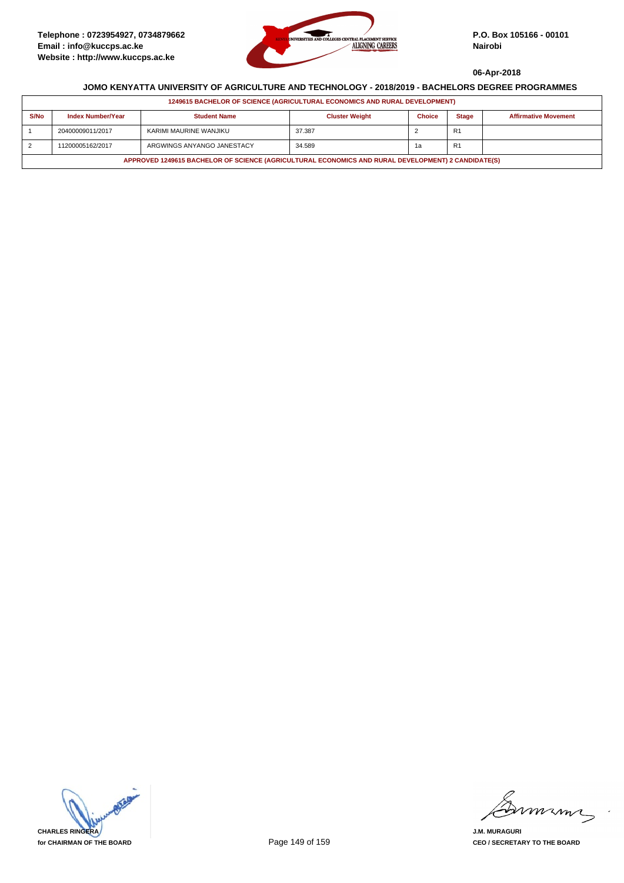Telephone : 0723954927, 0734879662
Email : info@kuccps.ac.ke
Website : http://www.kuccps.ac.ke

P.O. Box 105166 - 00101
Nairobi

06-Apr-2018

## JOMO KENYATTA UNIVERSITY OF AGRICULTURE AND TECHNOLOGY - 2018/2019 - BACHELORS DEGREE PROGRAMMES

**1249615 BACHELOR OF SCIENCE (AGRICULTURAL ECONOMICS AND RURAL DEVELOPMENT)**

| S/No | Index Number/Year | Student Name | Cluster Weight | Choice | Stage | Affirmative Movement |
|---|---|---|---|---|---|---|
| 1 | 20400009011/2017 | KARIMI MAURINE WANJIKU | 37.387 | 2 | R1 | |
| 2 | 11200005162/2017 | ARGWINGS ANYANGO JANESTACY | 34.589 | 1a | R1 | |

**APPROVED 1249615 BACHELOR OF SCIENCE (AGRICULTURAL ECONOMICS AND RURAL DEVELOPMENT) 2 CANDIDATE(S)**

CHARLES RINGERA
for CHAIRMAN OF THE BOARD

J.M. MURAGURI
CEO / SECRETARY TO THE BOARD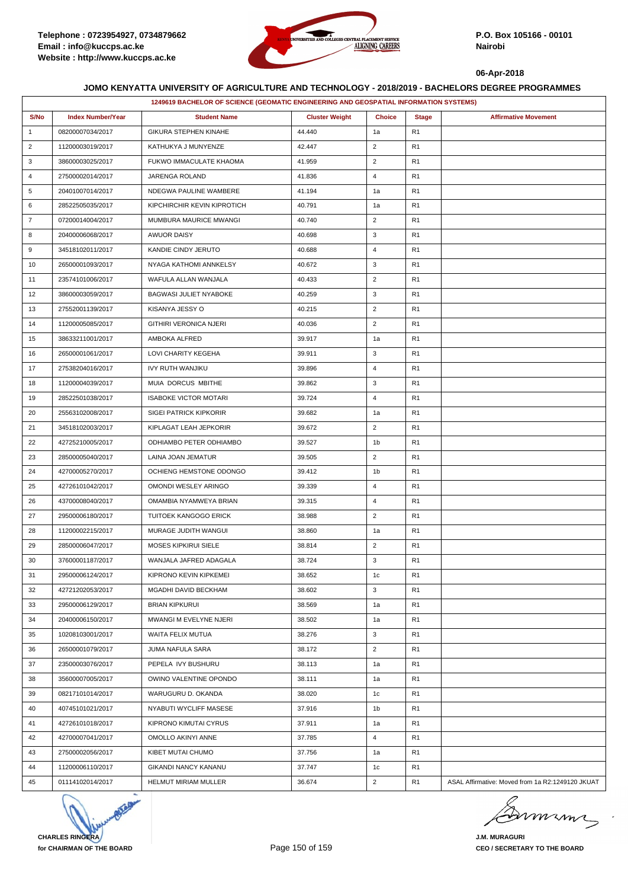Telephone : 0723954927, 0734879662
Email : info@kuccps.ac.ke
Website : http://www.kuccps.ac.ke

P.O. Box 105166 - 00101
Nairobi

06-Apr-2018

## JOMO KENYATTA UNIVERSITY OF AGRICULTURE AND TECHNOLOGY - 2018/2019 - BACHELORS DEGREE PROGRAMMES

| 1249619 BACHELOR OF SCIENCE (GEOMATIC ENGINEERING AND GEOSPATIAL INFORMATION SYSTEMS) | | | | | | |
|---|---|---|---|---|---|---|
| S/No | Index Number/Year | Student Name | Cluster Weight | Choice | Stage | Affirmative Movement |
| 1 | 08200007034/2017 | GIKURA STEPHEN KINAHE | 44.440 | 1a | R1 | |
| 2 | 11200003019/2017 | KATHUKYA J MUNYENZE | 42.447 | 2 | R1 | |
| 3 | 38600003025/2017 | FUKWO IMMACULATE KHAOMA | 41.959 | 2 | R1 | |
| 4 | 27500002014/2017 | JARENGA ROLAND | 41.836 | 4 | R1 | |
| 5 | 20401007014/2017 | NDEGWA PAULINE WAMBERE | 41.194 | 1a | R1 | |
| 6 | 28522505035/2017 | KIPCHIRCHIR KEVIN KIPROTICH | 40.791 | 1a | R1 | |
| 7 | 07200014004/2017 | MUMBURA MAURICE MWANGI | 40.740 | 2 | R1 | |
| 8 | 20400006068/2017 | AWUOR DAISY | 40.698 | 3 | R1 | |
| 9 | 34518102011/2017 | KANDIE CINDY JERUTO | 40.688 | 4 | R1 | |
| 10 | 26500001093/2017 | NYAGA KATHOMI ANNKELSY | 40.672 | 3 | R1 | |
| 11 | 23574101006/2017 | WAFULA ALLAN WANJALA | 40.433 | 2 | R1 | |
| 12 | 38600003059/2017 | BAGWASI JULIET NYABOKE | 40.259 | 3 | R1 | |
| 13 | 27552001139/2017 | KISANYA JESSY O | 40.215 | 2 | R1 | |
| 14 | 11200005085/2017 | GITHIRI VERONICA NJERI | 40.036 | 2 | R1 | |
| 15 | 38633211001/2017 | AMBOKA ALFRED | 39.917 | 1a | R1 | |
| 16 | 26500001061/2017 | LOVI CHARITY KEGEHA | 39.911 | 3 | R1 | |
| 17 | 27538204016/2017 | IVY RUTH WANJIKU | 39.896 | 4 | R1 | |
| 18 | 11200004039/2017 | MUIA DORCUS MBITHE | 39.862 | 3 | R1 | |
| 19 | 28522501038/2017 | ISABOKE VICTOR MOTARI | 39.724 | 4 | R1 | |
| 20 | 25563102008/2017 | SIGEI PATRICK KIPKORIR | 39.682 | 1a | R1 | |
| 21 | 34518102003/2017 | KIPLAGAT LEAH JEPKORIR | 39.672 | 2 | R1 | |
| 22 | 42725210005/2017 | ODHIAMBO PETER ODHIAMBO | 39.527 | 1b | R1 | |
| 23 | 28500005040/2017 | LAINA JOAN JEMATUR | 39.505 | 2 | R1 | |
| 24 | 42700005270/2017 | OCHIENG HEMSTONE ODONGO | 39.412 | 1b | R1 | |
| 25 | 42726101042/2017 | OMONDI WESLEY ARINGO | 39.339 | 4 | R1 | |
| 26 | 43700008040/2017 | OMAMBIA NYAMWEYA BRIAN | 39.315 | 4 | R1 | |
| 27 | 29500006180/2017 | TUITOEK KANGOGO ERICK | 38.988 | 2 | R1 | |
| 28 | 11200002215/2017 | MURAGE JUDITH WANGUI | 38.860 | 1a | R1 | |
| 29 | 28500006047/2017 | MOSES KIPKIRUI SIELE | 38.814 | 2 | R1 | |
| 30 | 37600001187/2017 | WANJALA JAFRED ADAGALA | 38.724 | 3 | R1 | |
| 31 | 29500006124/2017 | KIPRONO KEVIN KIPKEMEI | 38.652 | 1c | R1 | |
| 32 | 42721202053/2017 | MGADHI DAVID BECKHAM | 38.602 | 3 | R1 | |
| 33 | 29500006129/2017 | BRIAN KIPKURUI | 38.569 | 1a | R1 | |
| 34 | 20400006150/2017 | MWANGI M EVELYNE NJERI | 38.502 | 1a | R1 | |
| 35 | 10208103001/2017 | WAITA FELIX MUTUA | 38.276 | 3 | R1 | |
| 36 | 26500001079/2017 | JUMA NAFULA SARA | 38.172 | 2 | R1 | |
| 37 | 23500003076/2017 | PEPELA IVY BUSHURU | 38.113 | 1a | R1 | |
| 38 | 35600007005/2017 | OWINO VALENTINE OPONDO | 38.111 | 1a | R1 | |
| 39 | 08217101014/2017 | WARUGURU D. OKANDA | 38.020 | 1c | R1 | |
| 40 | 40745101021/2017 | NYABUTI WYCLIFF MASESE | 37.916 | 1b | R1 | |
| 41 | 42726101018/2017 | KIPRONO KIMUTAI CYRUS | 37.911 | 1a | R1 | |
| 42 | 42700007041/2017 | OMOLLO AKINYI ANNE | 37.785 | 4 | R1 | |
| 43 | 27500002056/2017 | KIBET MUTAI CHUMO | 37.756 | 1a | R1 | |
| 44 | 11200006110/2017 | GIKANDI NANCY KANANU | 37.747 | 1c | R1 | |
| 45 | 01114102014/2017 | HELMUT MIRIAM MULLER | 36.674 | 2 | R1 | ASAL Affirmative: Moved from 1a R2:1249120 JKUAT |

**CHARLES RINGERA**
**for CHAIRMAN OF THE BOARD**

**J.M. MURAGURI**
**CEO / SECRETARY TO THE BOARD**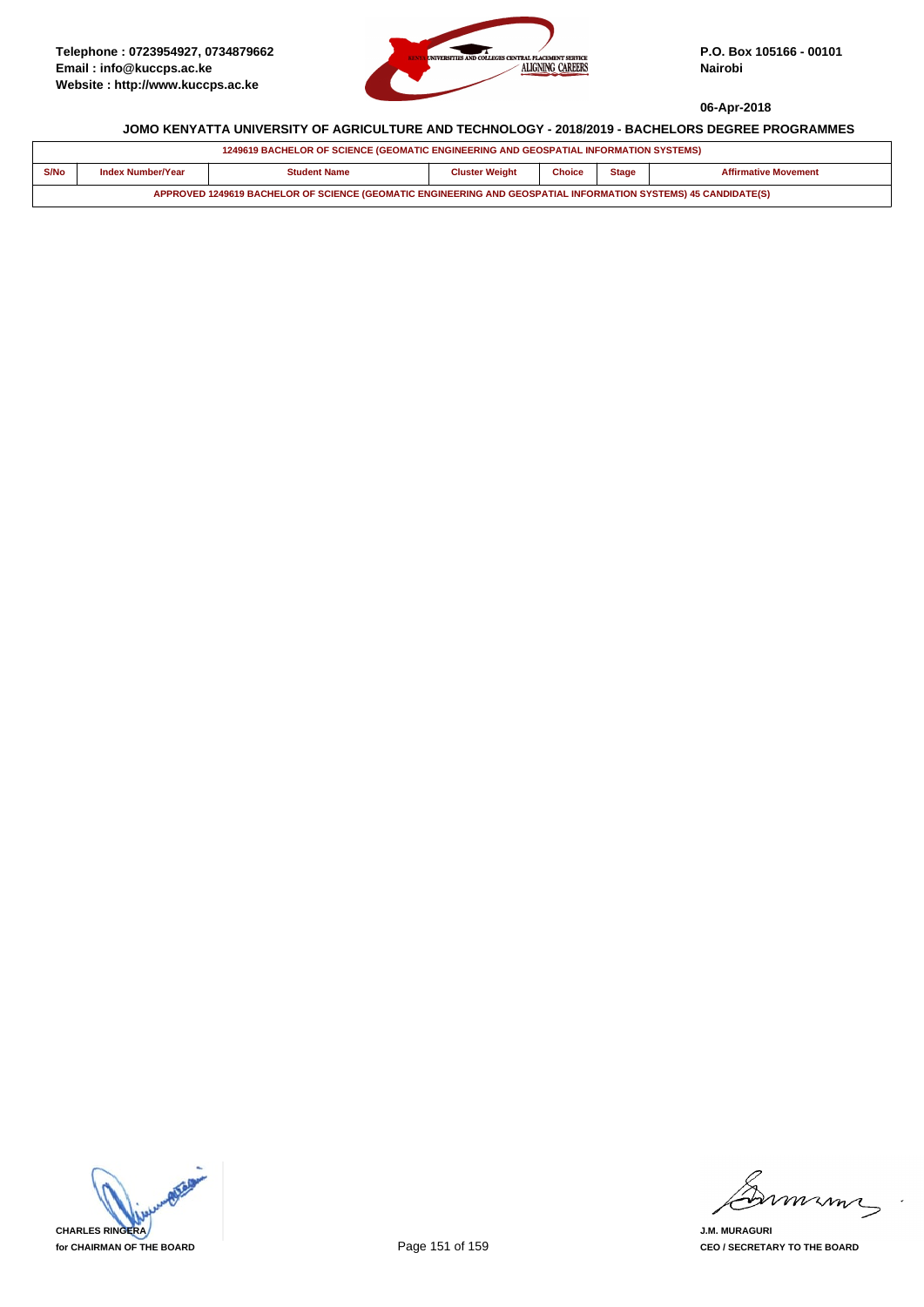Telephone : 0723954927, 0734879662
Email : info@kuccps.ac.ke
Website : http://www.kuccps.ac.ke

P.O. Box 105166 - 00101
Nairobi

06-Apr-2018

**JOMO KENYATTA UNIVERSITY OF AGRICULTURE AND TECHNOLOGY - 2018/2019 - BACHELORS DEGREE PROGRAMMES**

| 1249619 BACHELOR OF SCIENCE (GEOMATIC ENGINEERING AND GEOSPATIAL INFORMATION SYSTEMS) | | | | | | |
|---|---|---|---|---|---|---|
| S/No | Index Number/Year | Student Name | Cluster Weight | Choice | Stage | Affirmative Movement |
| APPROVED 1249619 BACHELOR OF SCIENCE (GEOMATIC ENGINEERING AND GEOSPATIAL INFORMATION SYSTEMS) 45 CANDIDATE(S) | | | | | | |

**CHARLES RINGERA**
**for CHAIRMAN OF THE BOARD**

**J.M. MURAGURI**
**CEO / SECRETARY TO THE BOARD**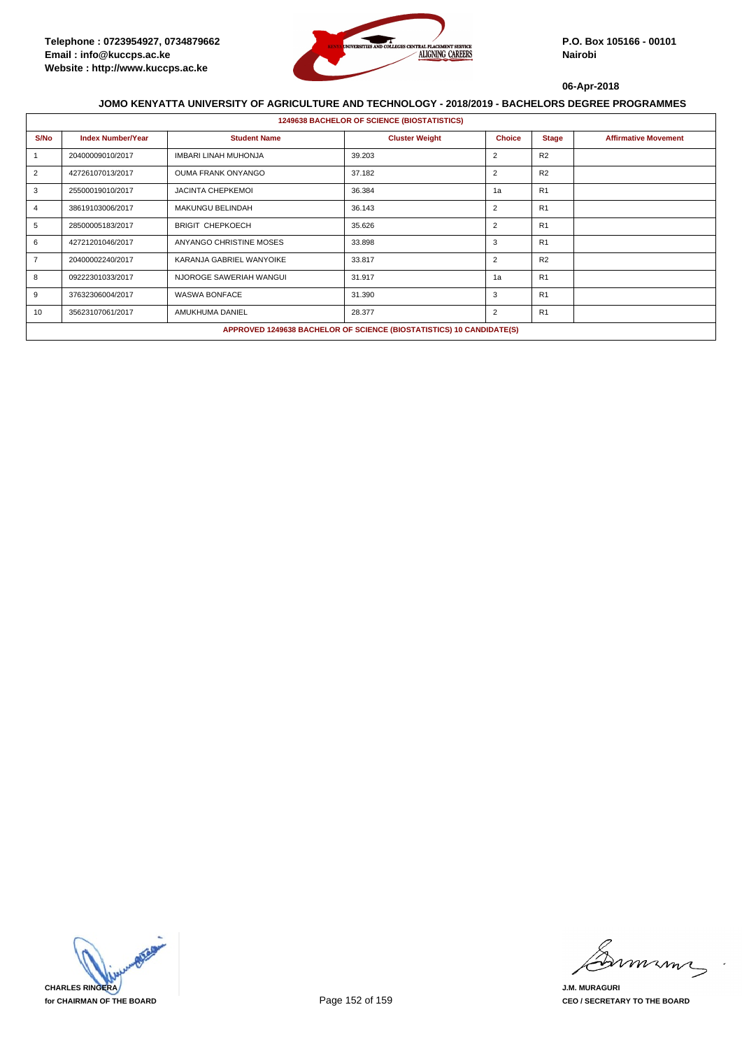Telephone : 0723954927, 0734879662
Email : info@kuccps.ac.ke
Website : http://www.kuccps.ac.ke

P.O. Box 105166 - 00101
Nairobi

06-Apr-2018

### JOMO KENYATTA UNIVERSITY OF AGRICULTURE AND TECHNOLOGY - 2018/2019 - BACHELORS DEGREE PROGRAMMES

**1249638 BACHELOR OF SCIENCE (BIOSTATISTICS)**

| S/No | Index Number/Year | Student Name | Cluster Weight | Choice | Stage | Affirmative Movement |
|---|---|---|---|---|---|---|
| 1 | 20400009010/2017 | IMBARI LINAH MUHONJA | 39.203 | 2 | R2 | |
| 2 | 42726107013/2017 | OUMA FRANK ONYANGO | 37.182 | 2 | R2 | |
| 3 | 25500019010/2017 | JACINTA CHEPKEMOI | 36.384 | 1a | R1 | |
| 4 | 38619103006/2017 | MAKUNGU BELINDAH | 36.143 | 2 | R1 | |
| 5 | 28500005183/2017 | BRIGIT CHEPKOECH | 35.626 | 2 | R1 | |
| 6 | 42721201046/2017 | ANYANGO CHRISTINE MOSES | 33.898 | 3 | R1 | |
| 7 | 20400002240/2017 | KARANJA GABRIEL WANYOIKE | 33.817 | 2 | R2 | |
| 8 | 09222301033/2017 | NJOROGE SAWERIAH WANGUI | 31.917 | 1a | R1 | |
| 9 | 37632306004/2017 | WASWA BONFACE | 31.390 | 3 | R1 | |
| 10 | 35623107061/2017 | AMUKHUMA DANIEL | 28.377 | 2 | R1 | |

**APPROVED 1249638 BACHELOR OF SCIENCE (BIOSTATISTICS) 10 CANDIDATE(S)**

**CHARLES RINGERA**
**for CHAIRMAN OF THE BOARD**

**J.M. MURAGURI**
**CEO / SECRETARY TO THE BOARD**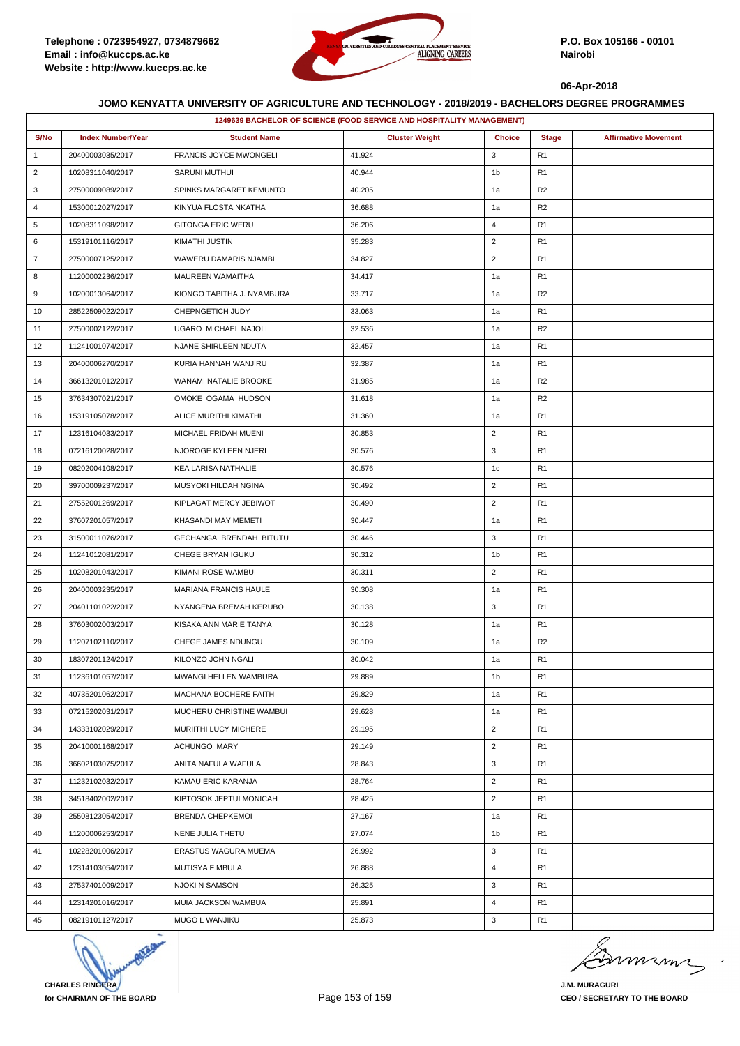**Telephone : 0723954927, 0734879662**
**Email : info@kuccps.ac.ke**
**Website : http://www.kuccps.ac.ke**

**P.O. Box 105166 - 00101**
**Nairobi**

**06-Apr-2018**

## JOMO KENYATTA UNIVERSITY OF AGRICULTURE AND TECHNOLOGY - 2018/2019 - BACHELORS DEGREE PROGRAMMES

### 1249639 BACHELOR OF SCIENCE (FOOD SERVICE AND HOSPITALITY MANAGEMENT)

| S/No | Index Number/Year | Student Name | Cluster Weight | Choice | Stage | Affirmative Movement |
|---|---|---|---|---|---|---|
| 1 | 20400003035/2017 | FRANCIS JOYCE MWONGELI | 41.924 | 3 | R1 | |
| 2 | 10208311040/2017 | SARUNI MUTHUI | 40.944 | 1b | R1 | |
| 3 | 27500009089/2017 | SPINKS MARGARET KEMUNTO | 40.205 | 1a | R2 | |
| 4 | 15300012027/2017 | KINYUA FLOSTA NKATHA | 36.688 | 1a | R2 | |
| 5 | 10208311098/2017 | GITONGA ERIC WERU | 36.206 | 4 | R1 | |
| 6 | 15319101116/2017 | KIMATHI JUSTIN | 35.283 | 2 | R1 | |
| 7 | 27500007125/2017 | WAWERU DAMARIS NJAMBI | 34.827 | 2 | R1 | |
| 8 | 11200002236/2017 | MAUREEN WAMAITHA | 34.417 | 1a | R1 | |
| 9 | 10200013064/2017 | KIONGO TABITHA J. NYAMBURA | 33.717 | 1a | R2 | |
| 10 | 28522509022/2017 | CHEPNGETICH JUDY | 33.063 | 1a | R1 | |
| 11 | 27500002122/2017 | UGARO MICHAEL NAJOLI | 32.536 | 1a | R2 | |
| 12 | 11241001074/2017 | NJANE SHIRLEEN NDUTA | 32.457 | 1a | R1 | |
| 13 | 20400006270/2017 | KURIA HANNAH WANJIRU | 32.387 | 1a | R1 | |
| 14 | 36613201012/2017 | WANAMI NATALIE BROOKE | 31.985 | 1a | R2 | |
| 15 | 37634307021/2017 | OMOKE OGAMA HUDSON | 31.618 | 1a | R2 | |
| 16 | 15319105078/2017 | ALICE MURITHI KIMATHI | 31.360 | 1a | R1 | |
| 17 | 12316104033/2017 | MICHAEL FRIDAH MUENI | 30.853 | 2 | R1 | |
| 18 | 07216120028/2017 | NJOROGE KYLEEN NJERI | 30.576 | 3 | R1 | |
| 19 | 08202004108/2017 | KEA LARISA NATHALIE | 30.576 | 1c | R1 | |
| 20 | 39700009237/2017 | MUSYOKI HILDAH NGINA | 30.492 | 2 | R1 | |
| 21 | 27552001269/2017 | KIPLAGAT MERCY JEBIWOT | 30.490 | 2 | R1 | |
| 22 | 37607201057/2017 | KHASANDI MAY MEMETI | 30.447 | 1a | R1 | |
| 23 | 31500011076/2017 | GECHANGA BRENDAH BITUTU | 30.446 | 3 | R1 | |
| 24 | 11241012081/2017 | CHEGE BRYAN IGUKU | 30.312 | 1b | R1 | |
| 25 | 10208201043/2017 | KIMANI ROSE WAMBUI | 30.311 | 2 | R1 | |
| 26 | 20400003235/2017 | MARIANA FRANCIS HAULE | 30.308 | 1a | R1 | |
| 27 | 20401101022/2017 | NYANGENA BREMAH KERUBO | 30.138 | 3 | R1 | |
| 28 | 37603002003/2017 | KISAKA ANN MARIE TANYA | 30.128 | 1a | R1 | |
| 29 | 11207102110/2017 | CHEGE JAMES NDUNGU | 30.109 | 1a | R2 | |
| 30 | 18307201124/2017 | KILONZO JOHN NGALI | 30.042 | 1a | R1 | |
| 31 | 11236101057/2017 | MWANGI HELLEN WAMBURA | 29.889 | 1b | R1 | |
| 32 | 40735201062/2017 | MACHANA BOCHERE FAITH | 29.829 | 1a | R1 | |
| 33 | 07215202031/2017 | MUCHERU CHRISTINE WAMBUI | 29.628 | 1a | R1 | |
| 34 | 14333102029/2017 | MURIITHI LUCY MICHERE | 29.195 | 2 | R1 | |
| 35 | 20410001168/2017 | ACHUNGO MARY | 29.149 | 2 | R1 | |
| 36 | 36602103075/2017 | ANITA NAFULA WAFULA | 28.843 | 3 | R1 | |
| 37 | 11232102032/2017 | KAMAU ERIC KARANJA | 28.764 | 2 | R1 | |
| 38 | 34518402002/2017 | KIPTOSOK JEPTUI MONICAH | 28.425 | 2 | R1 | |
| 39 | 25508123054/2017 | BRENDA CHEPKEMOI | 27.167 | 1a | R1 | |
| 40 | 11200006253/2017 | NENE JULIA THETU | 27.074 | 1b | R1 | |
| 41 | 10228201006/2017 | ERASTUS WAGURA MUEMA | 26.992 | 3 | R1 | |
| 42 | 12314103054/2017 | MUTISYA F MBULA | 26.888 | 4 | R1 | |
| 43 | 27537401009/2017 | NJOKI N SAMSON | 26.325 | 3 | R1 | |
| 44 | 12314201016/2017 | MUIA JACKSON WAMBUA | 25.891 | 4 | R1 | |
| 45 | 08219101127/2017 | MUGO L WANJIKU | 25.873 | 3 | R1 | |

**CHARLES RINGERA**
**for CHAIRMAN OF THE BOARD**

**J.M. MURAGURI**
**CEO / SECRETARY TO THE BOARD**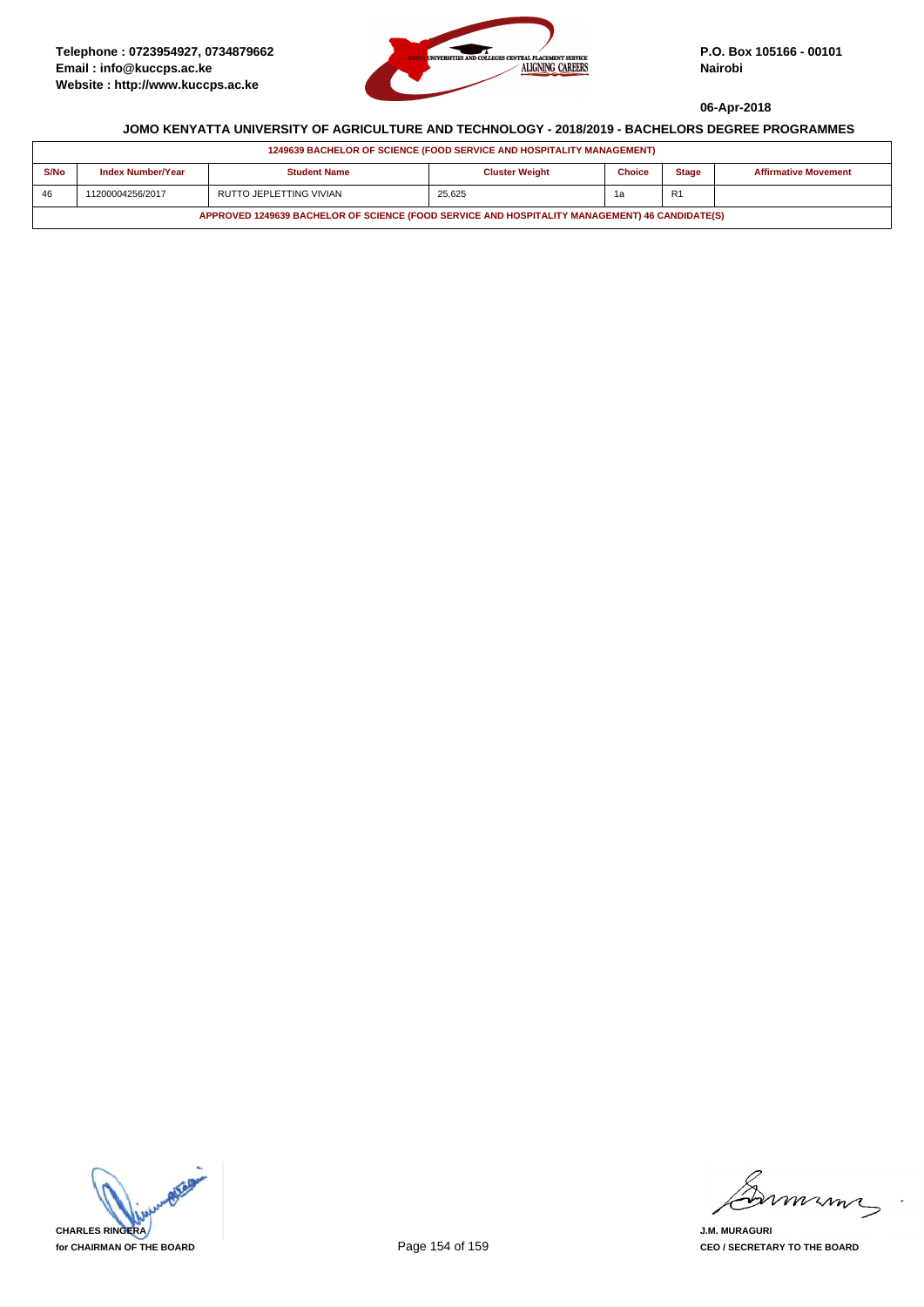Telephone : 0723954927, 0734879662
Email : info@kuccps.ac.ke
Website : http://www.kuccps.ac.ke

P.O. Box 105166 - 00101
Nairobi

06-Apr-2018

## JOMO KENYATTA UNIVERSITY OF AGRICULTURE AND TECHNOLOGY - 2018/2019 - BACHELORS DEGREE PROGRAMMES

| 1249639 BACHELOR OF SCIENCE (FOOD SERVICE AND HOSPITALITY MANAGEMENT) | | | | | | |
|---|---|---|---|---|---|---|
| S/No | Index Number/Year | Student Name | Cluster Weight | Choice | Stage | Affirmative Movement |
| 46 | 11200004256/2017 | RUTTO JEPLETTING VIVIAN | 25.625 | 1a | R1 | |
| APPROVED 1249639 BACHELOR OF SCIENCE (FOOD SERVICE AND HOSPITALITY MANAGEMENT) 46 CANDIDATE(S) | | | | | | |

CHARLES RINGERA
for CHAIRMAN OF THE BOARD

J.M. MURAGURI
CEO / SECRETARY TO THE BOARD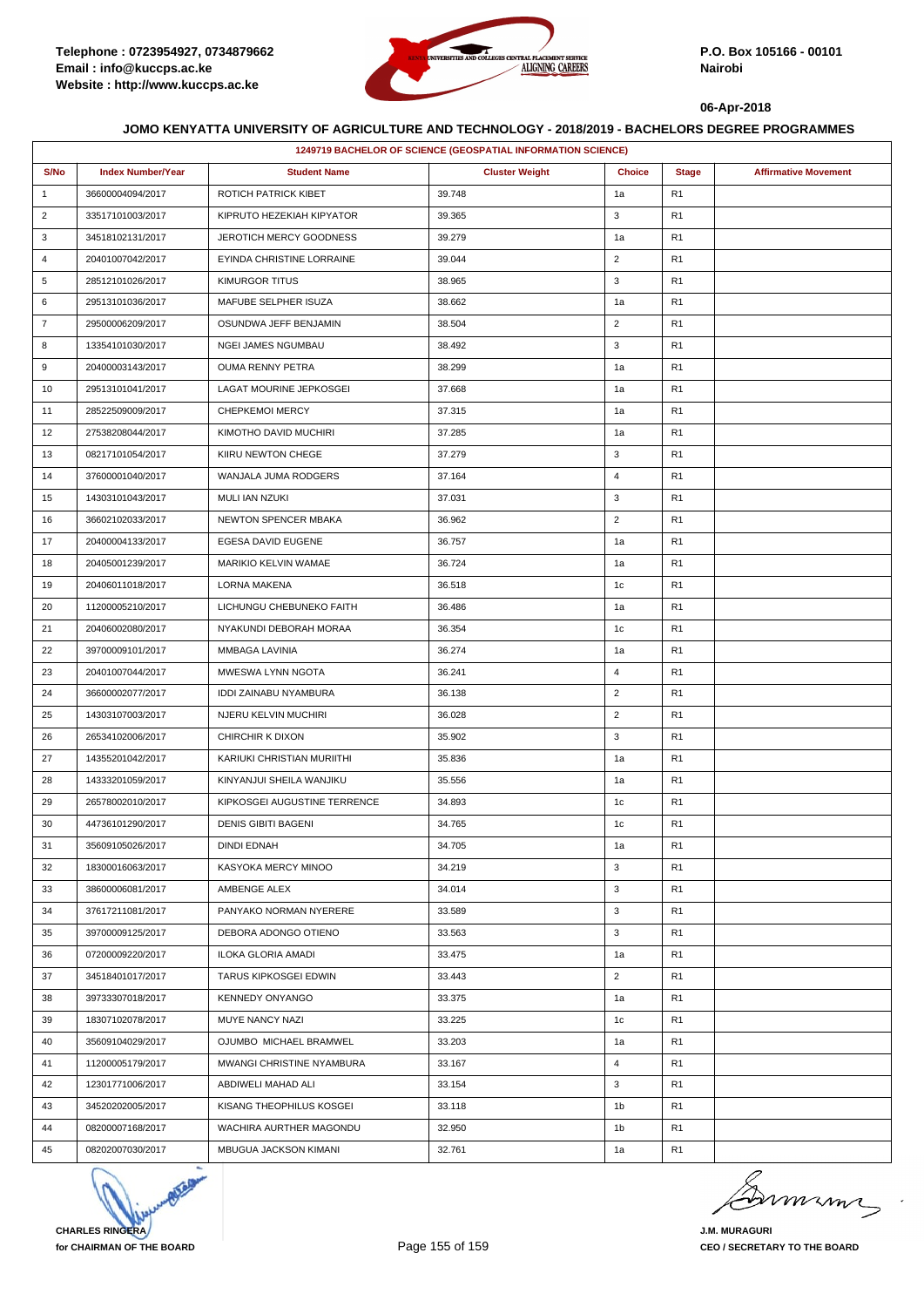Telephone : 0723954927, 0734879662
Email : info@kuccps.ac.ke
Website : http://www.kuccps.ac.ke

P.O. Box 105166 - 00101
Nairobi

06-Apr-2018

## JOMO KENYATTA UNIVERSITY OF AGRICULTURE AND TECHNOLOGY - 2018/2019 - BACHELORS DEGREE PROGRAMMES

| 1249719 BACHELOR OF SCIENCE (GEOSPATIAL INFORMATION SCIENCE) | | | | | | |
|---|---|---|---|---|---|---|
| S/No | Index Number/Year | Student Name | Cluster Weight | Choice | Stage | Affirmative Movement |
| 1 | 36600004094/2017 | ROTICH PATRICK KIBET | 39.748 | 1a | R1 | |
| 2 | 33517101003/2017 | KIPRUTO HEZEKIAH KIPYATOR | 39.365 | 3 | R1 | |
| 3 | 34518102131/2017 | JEROTICH MERCY GOODNESS | 39.279 | 1a | R1 | |
| 4 | 20401007042/2017 | EYINDA CHRISTINE LORRAINE | 39.044 | 2 | R1 | |
| 5 | 28512101026/2017 | KIMURGOR TITUS | 38.965 | 3 | R1 | |
| 6 | 29513101036/2017 | MAFUBE SELPHER ISUZA | 38.662 | 1a | R1 | |
| 7 | 29500006209/2017 | OSUNDWA JEFF BENJAMIN | 38.504 | 2 | R1 | |
| 8 | 13354101030/2017 | NGEI JAMES NGUMBAU | 38.492 | 3 | R1 | |
| 9 | 20400003143/2017 | OUMA RENNY PETRA | 38.299 | 1a | R1 | |
| 10 | 29513101041/2017 | LAGAT MOURINE JEPKOSGEI | 37.668 | 1a | R1 | |
| 11 | 28522509009/2017 | CHEPKEMOI MERCY | 37.315 | 1a | R1 | |
| 12 | 27538208044/2017 | KIMOTHO DAVID MUCHIRI | 37.285 | 1a | R1 | |
| 13 | 08217101054/2017 | KIIRU NEWTON CHEGE | 37.279 | 3 | R1 | |
| 14 | 37600001040/2017 | WANJALA JUMA RODGERS | 37.164 | 4 | R1 | |
| 15 | 14303101043/2017 | MULI IAN NZUKI | 37.031 | 3 | R1 | |
| 16 | 36602102033/2017 | NEWTON SPENCER MBAKA | 36.962 | 2 | R1 | |
| 17 | 20400004133/2017 | EGESA DAVID EUGENE | 36.757 | 1a | R1 | |
| 18 | 20405001239/2017 | MARIKIO KELVIN WAMAE | 36.724 | 1a | R1 | |
| 19 | 20406011018/2017 | LORNA MAKENA | 36.518 | 1c | R1 | |
| 20 | 11200005210/2017 | LICHUNGU CHEBUNEKO FAITH | 36.486 | 1a | R1 | |
| 21 | 20406002080/2017 | NYAKUNDI DEBORAH MORAA | 36.354 | 1c | R1 | |
| 22 | 39700009101/2017 | MMBAGA LAVINIA | 36.274 | 1a | R1 | |
| 23 | 20401007044/2017 | MWESWA LYNN NGOTA | 36.241 | 4 | R1 | |
| 24 | 36600002077/2017 | IDDI ZAINABU NYAMBURA | 36.138 | 2 | R1 | |
| 25 | 14303107003/2017 | NJERU KELVIN MUCHIRI | 36.028 | 2 | R1 | |
| 26 | 26534102006/2017 | CHIRCHIR K DIXON | 35.902 | 3 | R1 | |
| 27 | 14355201042/2017 | KARIUKI CHRISTIAN MURIITHI | 35.836 | 1a | R1 | |
| 28 | 14333201059/2017 | KINYANJUI SHEILA WANJIKU | 35.556 | 1a | R1 | |
| 29 | 26578002010/2017 | KIPKOSGEI AUGUSTINE TERRENCE | 34.893 | 1c | R1 | |
| 30 | 44736101290/2017 | DENIS GIBITI BAGENI | 34.765 | 1c | R1 | |
| 31 | 35609105026/2017 | DINDI EDNAH | 34.705 | 1a | R1 | |
| 32 | 18300016063/2017 | KASYOKA MERCY MINOO | 34.219 | 3 | R1 | |
| 33 | 38600006081/2017 | AMBENGE ALEX | 34.014 | 3 | R1 | |
| 34 | 37617211081/2017 | PANYAKO NORMAN NYERERE | 33.589 | 3 | R1 | |
| 35 | 39700009125/2017 | DEBORA ADONGO OTIENO | 33.563 | 3 | R1 | |
| 36 | 07200009220/2017 | ILOKA GLORIA AMADI | 33.475 | 1a | R1 | |
| 37 | 34518401017/2017 | TARUS KIPKOSGEI EDWIN | 33.443 | 2 | R1 | |
| 38 | 39733307018/2017 | KENNEDY ONYANGO | 33.375 | 1a | R1 | |
| 39 | 18307102078/2017 | MUYE NANCY NAZI | 33.225 | 1c | R1 | |
| 40 | 35609104029/2017 | OJUMBO MICHAEL BRAMWEL | 33.203 | 1a | R1 | |
| 41 | 11200005179/2017 | MWANGI CHRISTINE NYAMBURA | 33.167 | 4 | R1 | |
| 42 | 12301771006/2017 | ABDIWELI MAHAD ALI | 33.154 | 3 | R1 | |
| 43 | 34520202005/2017 | KISANG THEOPHILUS KOSGEI | 33.118 | 1b | R1 | |
| 44 | 08200007168/2017 | WACHIRA AURTHER MAGONDU | 32.950 | 1b | R1 | |
| 45 | 08202007030/2017 | MBUGUA JACKSON KIMANI | 32.761 | 1a | R1 | |

**CHARLES RINGERA**
**for CHAIRMAN OF THE BOARD**

**J.M. MURAGURI**
**CEO / SECRETARY TO THE BOARD**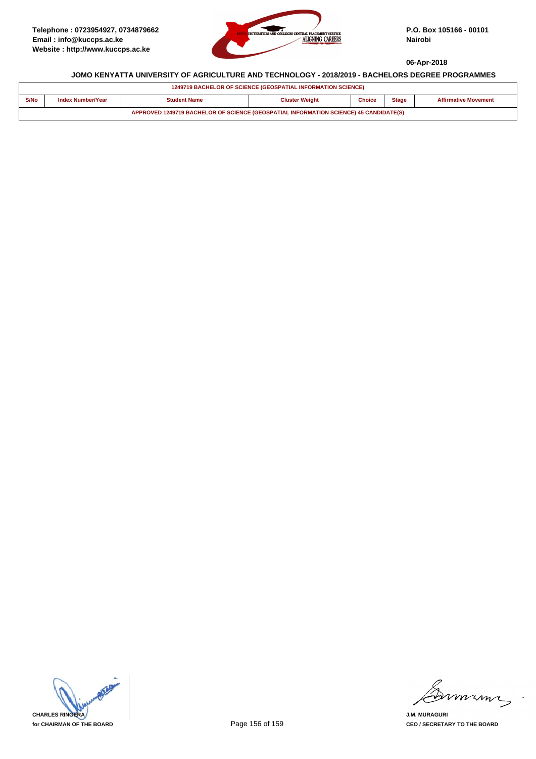Telephone : 0723954927, 0734879662
Email : info@kuccps.ac.ke
Website : http://www.kuccps.ac.ke

P.O. Box 105166 - 00101
Nairobi

06-Apr-2018

### JOMO KENYATTA UNIVERSITY OF AGRICULTURE AND TECHNOLOGY - 2018/2019 - BACHELORS DEGREE PROGRAMMES

| 1249719 BACHELOR OF SCIENCE (GEOSPATIAL INFORMATION SCIENCE) | | | | | | |
|---|---|---|---|---|---|---|
| S/No | Index Number/Year | Student Name | Cluster Weight | Choice | Stage | Affirmative Movement |
| APPROVED 1249719 BACHELOR OF SCIENCE (GEOSPATIAL INFORMATION SCIENCE) 45 CANDIDATE(S) | | | | | | |

CHARLES RINGERA
for CHAIRMAN OF THE BOARD

J.M. MURAGURI
CEO / SECRETARY TO THE BOARD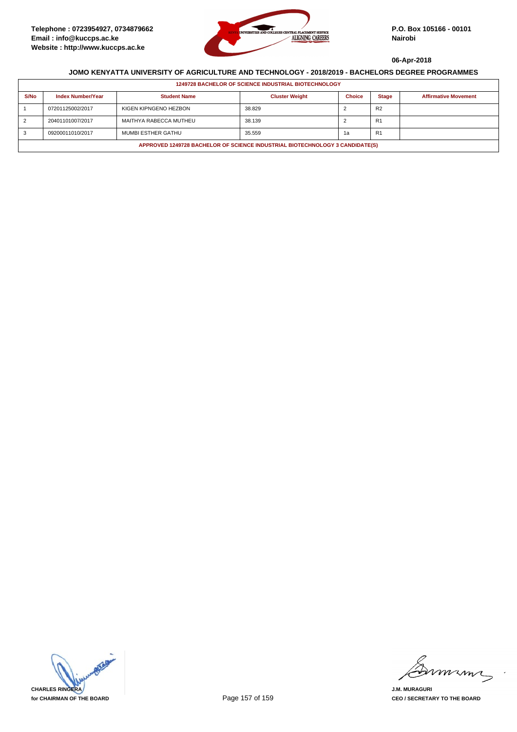Telephone : 0723954927, 0734879662
Email : info@kuccps.ac.ke
Website : http://www.kuccps.ac.ke

P.O. Box 105166 - 00101
Nairobi

06-Apr-2018

## JOMO KENYATTA UNIVERSITY OF AGRICULTURE AND TECHNOLOGY - 2018/2019 - BACHELORS DEGREE PROGRAMMES

**1249728 BACHELOR OF SCIENCE INDUSTRIAL BIOTECHNOLOGY**

| S/No | Index Number/Year | Student Name | Cluster Weight | Choice | Stage | Affirmative Movement |
|---|---|---|---|---|---|---|
| 1 | 07201125002/2017 | KIGEN KIPNGENO HEZBON | 38.829 | 2 | R2 | |
| 2 | 20401101007/2017 | MAITHYA RABECCA MUTHEU | 38.139 | 2 | R1 | |
| 3 | 09200011010/2017 | MUMBI ESTHER GATHU | 35.559 | 1a | R1 | |

**APPROVED 1249728 BACHELOR OF SCIENCE INDUSTRIAL BIOTECHNOLOGY 3 CANDIDATE(S)**

CHARLES RINGERA
for CHAIRMAN OF THE BOARD

J.M. MURAGURI
CEO / SECRETARY TO THE BOARD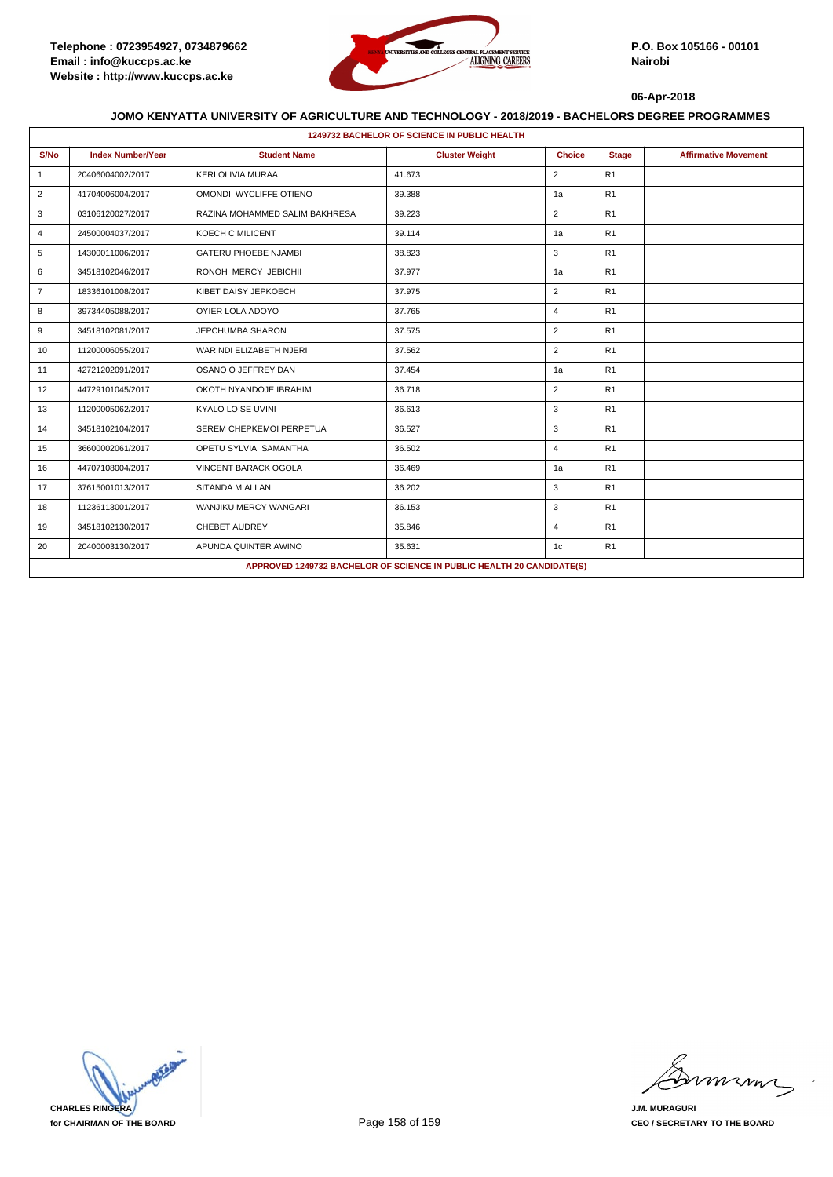Telephone : 0723954927, 0734879662
Email : info@kuccps.ac.ke
Website : http://www.kuccps.ac.ke

P.O. Box 105166 - 00101
Nairobi

06-Apr-2018

## JOMO KENYATTA UNIVERSITY OF AGRICULTURE AND TECHNOLOGY - 2018/2019 - BACHELORS DEGREE PROGRAMMES

### 1249732 BACHELOR OF SCIENCE IN PUBLIC HEALTH

| S/No | Index Number/Year | Student Name | Cluster Weight | Choice | Stage | Affirmative Movement |
|---|---|---|---|---|---|---|
| 1 | 20406004002/2017 | KERI OLIVIA MURAA | 41.673 | 2 | R1 | |
| 2 | 41704006004/2017 | OMONDI WYCLIFFE OTIENO | 39.388 | 1a | R1 | |
| 3 | 03106120027/2017 | RAZINA MOHAMMED SALIM BAKHRESA | 39.223 | 2 | R1 | |
| 4 | 24500004037/2017 | KOECH C MILICENT | 39.114 | 1a | R1 | |
| 5 | 14300011006/2017 | GATERU PHOEBE NJAMBI | 38.823 | 3 | R1 | |
| 6 | 34518102046/2017 | RONOH MERCY JEBICHII | 37.977 | 1a | R1 | |
| 7 | 18336101008/2017 | KIBET DAISY JEPKOECH | 37.975 | 2 | R1 | |
| 8 | 39734405088/2017 | OYIER LOLA ADOYO | 37.765 | 4 | R1 | |
| 9 | 34518102081/2017 | JEPCHUMBA SHARON | 37.575 | 2 | R1 | |
| 10 | 11200006055/2017 | WARINDI ELIZABETH NJERI | 37.562 | 2 | R1 | |
| 11 | 42721202091/2017 | OSANO O JEFFREY DAN | 37.454 | 1a | R1 | |
| 12 | 44729101045/2017 | OKOTH NYANDOJE IBRAHIM | 36.718 | 2 | R1 | |
| 13 | 11200005062/2017 | KYALO LOISE UVINI | 36.613 | 3 | R1 | |
| 14 | 34518102104/2017 | SEREM CHEPKEMOI PERPETUA | 36.527 | 3 | R1 | |
| 15 | 36600002061/2017 | OPETU SYLVIA SAMANTHA | 36.502 | 4 | R1 | |
| 16 | 44707108004/2017 | VINCENT BARACK OGOLA | 36.469 | 1a | R1 | |
| 17 | 37615001013/2017 | SITANDA M ALLAN | 36.202 | 3 | R1 | |
| 18 | 11236113001/2017 | WANJIKU MERCY WANGARI | 36.153 | 3 | R1 | |
| 19 | 34518102130/2017 | CHEBET AUDREY | 35.846 | 4 | R1 | |
| 20 | 20400003130/2017 | APUNDA QUINTER AWINO | 35.631 | 1c | R1 | |

APPROVED 1249732 BACHELOR OF SCIENCE IN PUBLIC HEALTH 20 CANDIDATE(S)

CHARLES RINGERA
for CHAIRMAN OF THE BOARD

J.M. MURAGURI
CEO / SECRETARY TO THE BOARD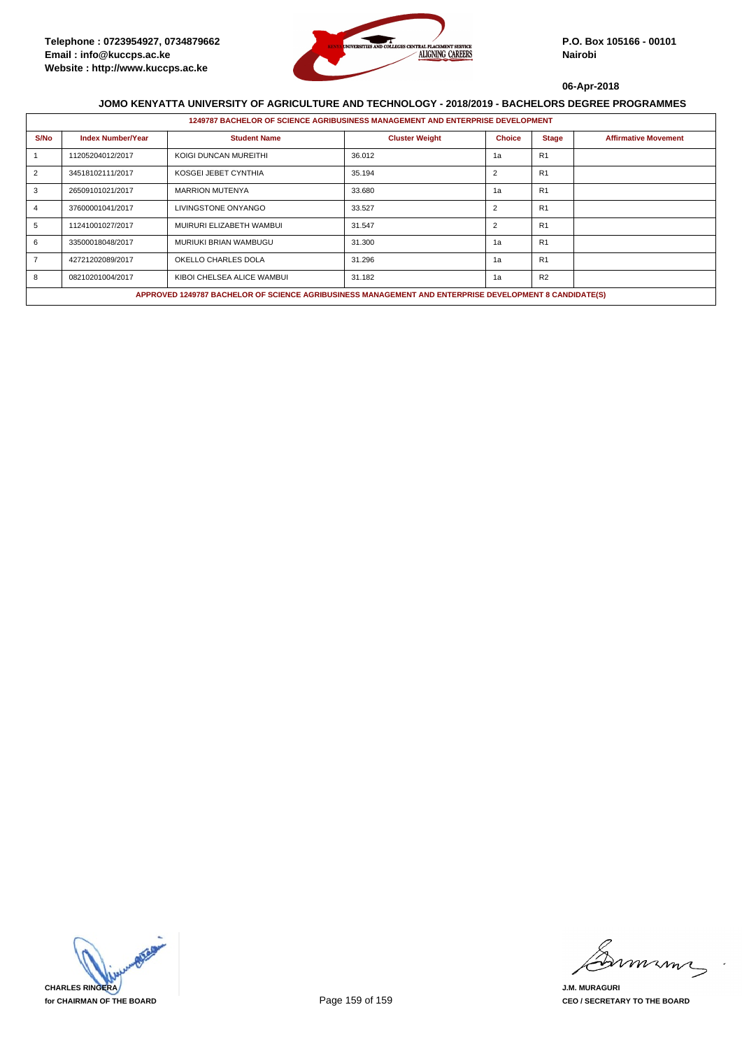Telephone : 0723954927, 0734879662
Email : info@kuccps.ac.ke
Website : http://www.kuccps.ac.ke

P.O. Box 105166 - 00101
Nairobi

06-Apr-2018

## JOMO KENYATTA UNIVERSITY OF AGRICULTURE AND TECHNOLOGY - 2018/2019 - BACHELORS DEGREE PROGRAMMES

**1249787 BACHELOR OF SCIENCE AGRIBUSINESS MANAGEMENT AND ENTERPRISE DEVELOPMENT**

| S/No | Index Number/Year | Student Name | Cluster Weight | Choice | Stage | Affirmative Movement |
|---|---|---|---|---|---|---|
| 1 | 11205204012/2017 | KOIGI DUNCAN MUREITHI | 36.012 | 1a | R1 | |
| 2 | 34518102111/2017 | KOSGEI JEBET CYNTHIA | 35.194 | 2 | R1 | |
| 3 | 26509101021/2017 | MARRION MUTENYA | 33.680 | 1a | R1 | |
| 4 | 37600001041/2017 | LIVINGSTONE ONYANGO | 33.527 | 2 | R1 | |
| 5 | 11241001027/2017 | MUIRURI ELIZABETH WAMBUI | 31.547 | 2 | R1 | |
| 6 | 33500018048/2017 | MURIUKI BRIAN WAMBUGU | 31.300 | 1a | R1 | |
| 7 | 42721202089/2017 | OKELLO CHARLES DOLA | 31.296 | 1a | R1 | |
| 8 | 08210201004/2017 | KIBOI CHELSEA ALICE WAMBUI | 31.182 | 1a | R2 | |

**APPROVED 1249787 BACHELOR OF SCIENCE AGRIBUSINESS MANAGEMENT AND ENTERPRISE DEVELOPMENT 8 CANDIDATE(S)**

CHARLES RINGERA
for CHAIRMAN OF THE BOARD

J.M. MURAGURI
CEO / SECRETARY TO THE BOARD